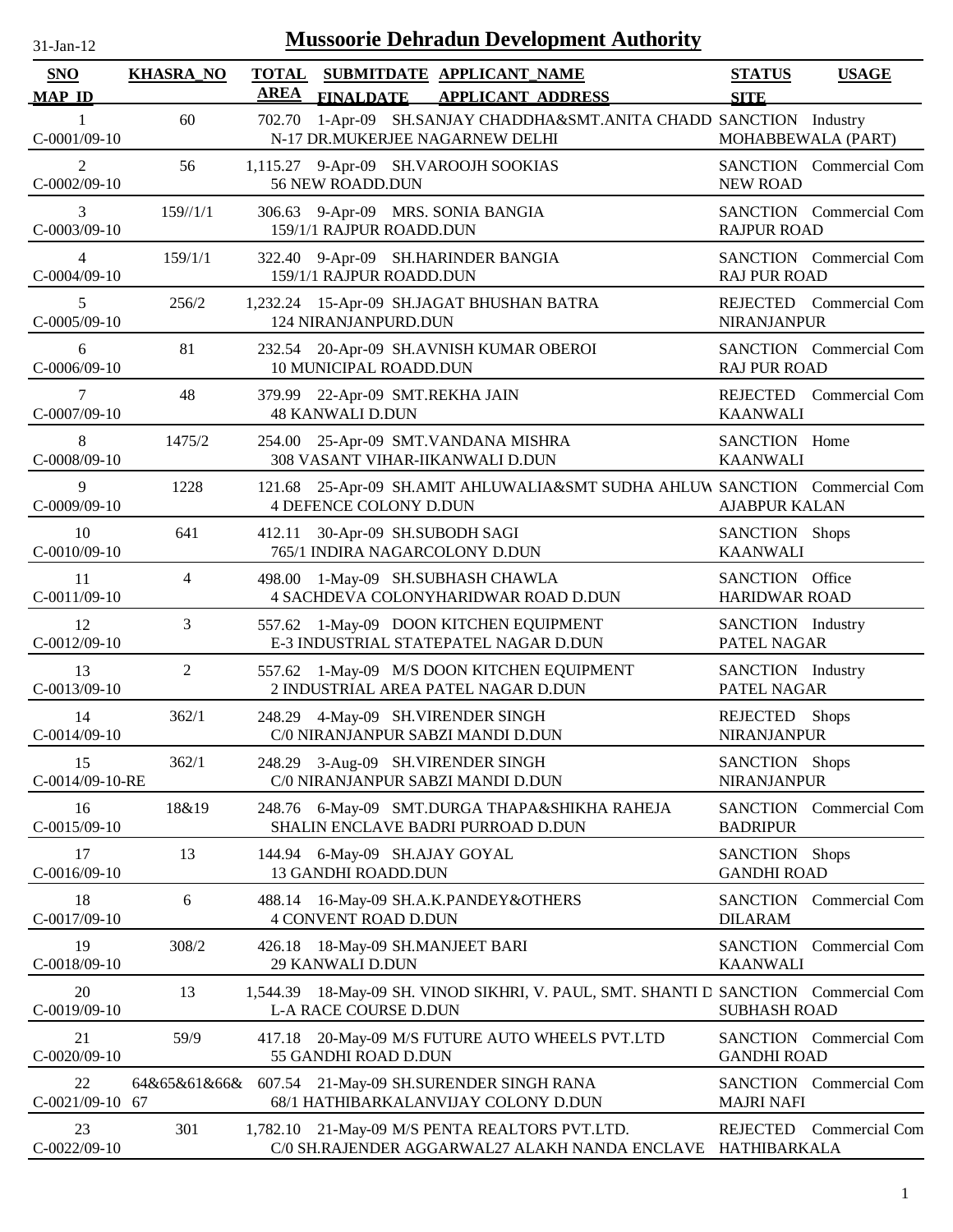31-Jan-12

# Mussoorie Dehradun Development Authority

| SNO / MAP_ID | KHASRA_NO | TOTAL AREA | SUBMITDATE / FINALDATE | APPLICANT_NAME / APPLICANT_ADDRESS | STATUS / SITE | USAGE |
|---|---|---|---|---|---|---|
| 1 / C-0001/09-10 | 60 | 702.70 | 1-Apr-09 | SH.SANJAY CHADDHA&SMT.ANITA CHADD / N-17 DR.MUKERJEE NAGARNEW DELHI | SANCTION / MOHABBEWALA (PART) | Industry |
| 2 / C-0002/09-10 | 56 | 1,115.27 | 9-Apr-09 | SH.VAROOJH SOOKIAS / 56 NEW ROADD.DUN | SANCTION / NEW ROAD | Commercial Com |
| 3 / C-0003/09-10 | 159//1/1 | 306.63 | 9-Apr-09 | MRS. SONIA BANGIA / 159/1/1 RAJPUR ROADD.DUN | SANCTION / RAJPUR ROAD | Commercial Com |
| 4 / C-0004/09-10 | 159/1/1 | 322.40 | 9-Apr-09 | SH.HARINDER BANGIA / 159/1/1 RAJPUR ROADD.DUN | SANCTION / RAJ PUR ROAD | Commercial Com |
| 5 / C-0005/09-10 | 256/2 | 1,232.24 | 15-Apr-09 | SH.JAGAT BHUSHAN BATRA / 124 NIRANJANPURD.DUN | REJECTED / NIRANJANPUR | Commercial Com |
| 6 / C-0006/09-10 | 81 | 232.54 | 20-Apr-09 | SH.AVNISH KUMAR OBEROI / 10 MUNICIPAL ROADD.DUN | SANCTION / RAJ PUR ROAD | Commercial Com |
| 7 / C-0007/09-10 | 48 | 379.99 | 22-Apr-09 | SMT.REKHA JAIN / 48 KANWALI D.DUN | REJECTED / KAANWALI | Commercial Com |
| 8 / C-0008/09-10 | 1475/2 | 254.00 | 25-Apr-09 | SMT.VANDANA MISHRA / 308 VASANT VIHAR-IIKANWALI D.DUN | SANCTION / KAANWALI | Home |
| 9 / C-0009/09-10 | 1228 | 121.68 | 25-Apr-09 | SH.AMIT AHLUWALIA&SMT SUDHA AHLUW / 4 DEFENCE COLONY D.DUN | SANCTION / AJABPUR KALAN | Commercial Com |
| 10 / C-0010/09-10 | 641 | 412.11 | 30-Apr-09 | SH.SUBODH SAGI / 765/1 INDIRA NAGARCOLONY D.DUN | SANCTION / KAANWALI | Shops |
| 11 / C-0011/09-10 | 4 | 498.00 | 1-May-09 | SH.SUBHASH CHAWLA / 4 SACHDEVA COLONYHARIDWAR ROAD D.DUN | SANCTION / HARIDWAR ROAD | Office |
| 12 / C-0012/09-10 | 3 | 557.62 | 1-May-09 | DOON KITCHEN EQUIPMENT / E-3 INDUSTRIAL STATEPATEL NAGAR D.DUN | SANCTION / PATEL NAGAR | Industry |
| 13 / C-0013/09-10 | 2 | 557.62 | 1-May-09 | M/S DOON KITCHEN EQUIPMENT / 2 INDUSTRIAL AREA PATEL NAGAR D.DUN | SANCTION / PATEL NAGAR | Industry |
| 14 / C-0014/09-10 | 362/1 | 248.29 | 4-May-09 | SH.VIRENDER SINGH / C/0 NIRANJANPUR SABZI MANDI D.DUN | REJECTED / NIRANJANPUR | Shops |
| 15 / C-0014/09-10-RE | 362/1 | 248.29 | 3-Aug-09 | SH.VIRENDER SINGH / C/0 NIRANJANPUR SABZI MANDI D.DUN | SANCTION / NIRANJANPUR | Shops |
| 16 / C-0015/09-10 | 18&19 | 248.76 | 6-May-09 | SMT.DURGA THAPA&SHIKHA RAHEJA / SHALIN ENCLAVE BADRI PURROAD D.DUN | SANCTION / BADRIPUR | Commercial Com |
| 17 / C-0016/09-10 | 13 | 144.94 | 6-May-09 | SH.AJAY GOYAL / 13 GANDHI ROADD.DUN | SANCTION / GANDHI ROAD | Shops |
| 18 / C-0017/09-10 | 6 | 488.14 | 16-May-09 | SH.A.K.PANDEY&OTHERS / 4 CONVENT ROAD D.DUN | SANCTION / DILARAM | Commercial Com |
| 19 / C-0018/09-10 | 308/2 | 426.18 | 18-May-09 | SH.MANJEET BARI / 29 KANWALI D.DUN | SANCTION / KAANWALI | Commercial Com |
| 20 / C-0019/09-10 | 13 | 1,544.39 | 18-May-09 | SH. VINOD SIKHRI, V. PAUL, SMT. SHANTI D / L-A RACE COURSE D.DUN | SANCTION / SUBHASH ROAD | Commercial Com |
| 21 / C-0020/09-10 | 59/9 | 417.18 | 20-May-09 | M/S FUTURE AUTO WHEELS PVT.LTD / 55 GANDHI ROAD D.DUN | SANCTION / GANDHI ROAD | Commercial Com |
| 22 / C-0021/09-10 | 64&65&61&66& 67 | 607.54 | 21-May-09 | SH.SURENDER SINGH RANA / 68/1 HATHIBARKALANVIJAY COLONY D.DUN | SANCTION / MAJRI NAFI | Commercial Com |
| 23 / C-0022/09-10 | 301 | 1,782.10 | 21-May-09 | M/S PENTA REALTORS PVT.LTD. / C/0 SH.RAJENDER AGGARWAL27 ALAKH NANDA ENCLAVE | REJECTED / HATHIBARKALA | Commercial Com |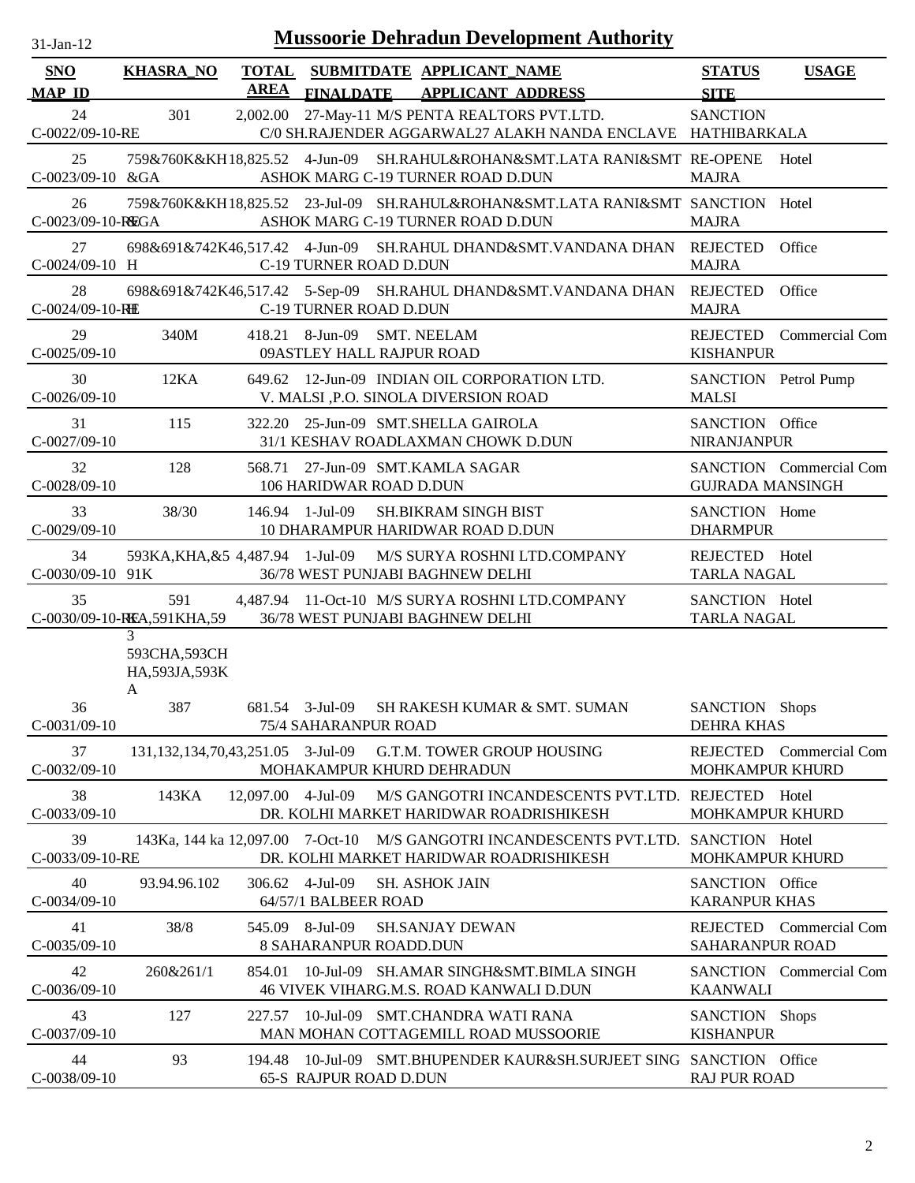# Mussoorie Dehradun Development Authority

31-Jan-12

| SNO / MAP_ID | KHASRA_NO | TOTAL AREA | SUBMITDATE / FINALDATE | APPLICANT_NAME / APPLICANT_ADDRESS | STATUS / SITE | USAGE |
|---|---|---|---|---|---|---|
| 24 / C-0022/09-10-RE | 301 | 2,002.00 | 27-May-11 | M/S PENTA REALTORS PVT.LTD. / C/0 SH.RAJENDER AGGARWAL27 ALAKH NANDA ENCLAVE | SANCTION / HATHIBARKALA | |
| 25 / C-0023/09-10 | 759&760K&KH&GA | 18,825.52 | 4-Jun-09 | SH.RAHUL&ROHAN&SMT.LATA RANI&SMT ASHOK MARG C-19 TURNER ROAD D.DUN | RE-OPENE / MAJRA | Hotel |
| 26 / C-0023/09-10-RE | 759&760K&KH&GA | 18,825.52 | 23-Jul-09 | SH.RAHUL&ROHAN&SMT.LATA RANI&SMT ASHOK MARG C-19 TURNER ROAD D.DUN | SANCTION / MAJRA | Hotel |
| 27 / C-0024/09-10 | 698&691&742KH | 46,517.42 | 4-Jun-09 | SH.RAHUL DHAND&SMT.VANDANA DHAN / C-19 TURNER ROAD D.DUN | REJECTED / MAJRA | Office |
| 28 / C-0024/09-10-RE | 698&691&742KH | 46,517.42 | 5-Sep-09 | SH.RAHUL DHAND&SMT.VANDANA DHAN / C-19 TURNER ROAD D.DUN | REJECTED / MAJRA | Office |
| 29 / C-0025/09-10 | 340M | 418.21 | 8-Jun-09 | SMT. NEELAM / 09ASTLEY HALL RAJPUR ROAD | REJECTED / KISHANPUR | Commercial Com |
| 30 / C-0026/09-10 | 12KA | 649.62 | 12-Jun-09 | INDIAN OIL CORPORATION LTD. / V. MALSI ,P.O. SINOLA DIVERSION ROAD | SANCTION / MALSI | Petrol Pump |
| 31 / C-0027/09-10 | 115 | 322.20 | 25-Jun-09 | SMT.SHELLA GAIROLA / 31/1 KESHAV ROADLAXMAN CHOWK D.DUN | SANCTION / NIRANJANPUR | Office |
| 32 / C-0028/09-10 | 128 | 568.71 | 27-Jun-09 | SMT.KAMLA SAGAR / 106 HARIDWAR ROAD D.DUN | SANCTION / GUJRADA MANSINGH | Commercial Com |
| 33 / C-0029/09-10 | 38/30 | 146.94 | 1-Jul-09 | SH.BIKRAM SINGH BIST / 10 DHARAMPUR HARIDWAR ROAD D.DUN | SANCTION / DHARMPUR | Home |
| 34 / C-0030/09-10 | 593KA,KHA,&591K | 4,487.94 | 1-Jul-09 | M/S SURYA ROSHNI LTD.COMPANY / 36/78 WEST PUNJABI BAGHNEW DELHI | REJECTED / TARLA NAGAL | Hotel |
| 35 / C-0030/09-10-RE | 591KA,591KHA,593 593CHA,593CHHA,593JA,593KA | 4,487.94 | 11-Oct-10 | M/S SURYA ROSHNI LTD.COMPANY / 36/78 WEST PUNJABI BAGHNEW DELHI | SANCTION / TARLA NAGAL | Hotel |
| 36 / C-0031/09-10 | 387 | 681.54 | 3-Jul-09 | SH RAKESH KUMAR & SMT. SUMAN / 75/4 SAHARANPUR ROAD | SANCTION / DEHRA KHAS | Shops |
| 37 / C-0032/09-10 | 131,132,134,70,4 | 3,251.05 | 3-Jul-09 | G.T.M. TOWER GROUP HOUSING / MOHAKAMPUR KHURD DEHRADUN | REJECTED / MOHKAMPUR KHURD | Commercial Com |
| 38 / C-0033/09-10 | 143KA | 12,097.00 | 4-Jul-09 | M/S GANGOTRI INCANDESCENTS PVT.LTD. / DR. KOLHI MARKET HARIDWAR ROADRISHIKESH | REJECTED / MOHKAMPUR KHURD | Hotel |
| 39 / C-0033/09-10-RE | 143Ka, 144 ka | 12,097.00 | 7-Oct-10 | M/S GANGOTRI INCANDESCENTS PVT.LTD. / DR. KOLHI MARKET HARIDWAR ROADRISHIKESH | SANCTION / MOHKAMPUR KHURD | Hotel |
| 40 / C-0034/09-10 | 93.94.96.102 | 306.62 | 4-Jul-09 | SH. ASHOK JAIN / 64/57/1 BALBEER ROAD | SANCTION / KARANPUR KHAS | Office |
| 41 / C-0035/09-10 | 38/8 | 545.09 | 8-Jul-09 | SH.SANJAY DEWAN / 8 SAHARANPUR ROADD.DUN | REJECTED / SAHARANPUR ROAD | Commercial Com |
| 42 / C-0036/09-10 | 260&261/1 | 854.01 | 10-Jul-09 | SH.AMAR SINGH&SMT.BIMLA SINGH / 46 VIVEK VIHARG.M.S. ROAD KANWALI D.DUN | SANCTION / KAANWALI | Commercial Com |
| 43 / C-0037/09-10 | 127 | 227.57 | 10-Jul-09 | SMT.CHANDRA WATI RANA / MAN MOHAN COTTAGEMILL ROAD MUSSOORIE | SANCTION / KISHANPUR | Shops |
| 44 / C-0038/09-10 | 93 | 194.48 | 10-Jul-09 | SMT.BHUPENDER KAUR&SH.SURJEET SING / 65-S RAJPUR ROAD D.DUN | SANCTION / RAJ PUR ROAD | Office |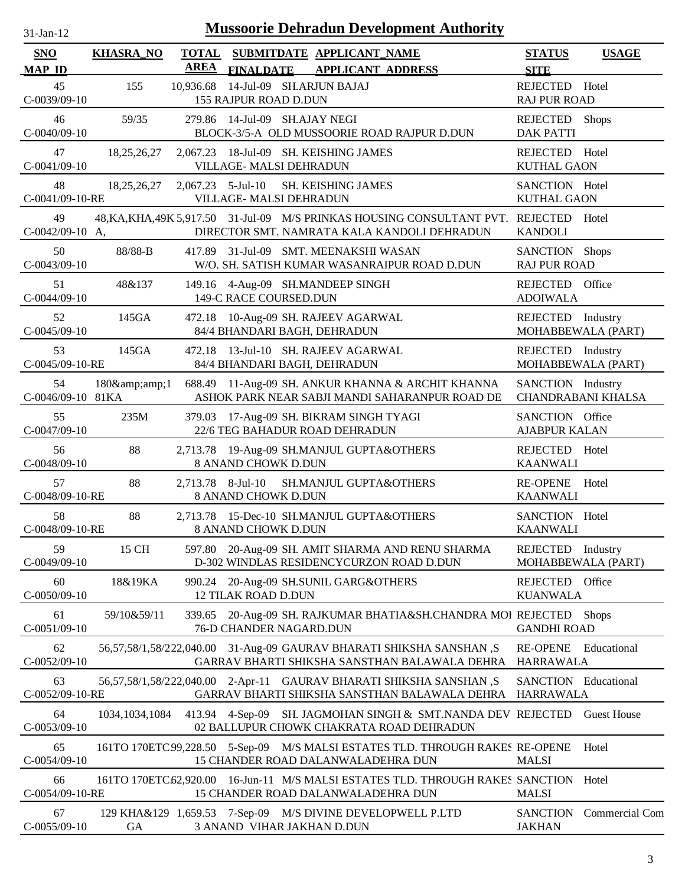# Mussoorie Dehradun Development Authority

31-Jan-12

| SNO / MAP_ID | KHASRA_NO | TOTAL AREA | SUBMITDATE / FINALDATE | APPLICANT_NAME / APPLICANT_ADDRESS | STATUS / SITE | USAGE |
|---|---|---|---|---|---|---|
| 45 / C-0039/09-10 | 155 | 10,936.68 | 14-Jul-09 | SH.ARJUN BAJAJ / 155 RAJPUR ROAD D.DUN | REJECTED / RAJ PUR ROAD | Hotel |
| 46 / C-0040/09-10 | 59/35 | 279.86 | 14-Jul-09 | SH.AJAY NEGI / BLOCK-3/5-A OLD MUSSOORIE ROAD RAJPUR D.DUN | REJECTED / DAK PATTI | Shops |
| 47 / C-0041/09-10 | 18,25,26,27 | 2,067.23 | 18-Jul-09 | SH. KEISHING JAMES / VILLAGE- MALSI DEHRADUN | REJECTED / KUTHAL GAON | Hotel |
| 48 / C-0041/09-10-RE | 18,25,26,27 | 2,067.23 | 5-Jul-10 | SH. KEISHING JAMES / VILLAGE- MALSI DEHRADUN | SANCTION / KUTHAL GAON | Hotel |
| 49 / C-0042/09-10 | 48,KA,KHA,49K A, | 5,917.50 | 31-Jul-09 | M/S PRINKAS HOUSING CONSULTANT PVT. / DIRECTOR SMT. NAMRATA KALA KANDOLI DEHRADUN | REJECTED / KANDOLI | Hotel |
| 50 / C-0043/09-10 | 88/88-B | 417.89 | 31-Jul-09 | SMT. MEENAKSHI WASAN / W/O. SH. SATISH KUMAR WASANRAIPUR ROAD D.DUN | SANCTION / RAJ PUR ROAD | Shops |
| 51 / C-0044/09-10 | 48&137 | 149.16 | 4-Aug-09 | SH.MANDEEP SINGH / 149-C RACE COURSED.DUN | REJECTED / ADOIWALA | Office |
| 52 / C-0045/09-10 | 145GA | 472.18 | 10-Aug-09 | SH. RAJEEV AGARWAL / 84/4 BHANDARI BAGH, DEHRADUN | REJECTED / MOHABBEWALA (PART) | Industry |
| 53 / C-0045/09-10-RE | 145GA | 472.18 | 13-Jul-10 | SH. RAJEEV AGARWAL / 84/4 BHANDARI BAGH, DEHRADUN | REJECTED / MOHABBEWALA (PART) | Industry |
| 54 / C-0046/09-10 | 180&amp;amp;1 81KA | 688.49 | 11-Aug-09 | SH. ANKUR KHANNA & ARCHIT KHANNA / ASHOK PARK NEAR SABJI MANDI SAHARANPUR ROAD DE | SANCTION / CHANDRABANI KHALSA | Industry |
| 55 / C-0047/09-10 | 235M | 379.03 | 17-Aug-09 | SH. BIKRAM SINGH TYAGI / 22/6 TEG BAHADUR ROAD DEHRADUN | SANCTION / AJABPUR KALAN | Office |
| 56 / C-0048/09-10 | 88 | 2,713.78 | 19-Aug-09 | SH.MANJUL GUPTA&OTHERS / 8 ANAND CHOWK D.DUN | REJECTED / KAANWALI | Hotel |
| 57 / C-0048/09-10-RE | 88 | 2,713.78 | 8-Jul-10 | SH.MANJUL GUPTA&OTHERS / 8 ANAND CHOWK D.DUN | RE-OPENE / KAANWALI | Hotel |
| 58 / C-0048/09-10-RE | 88 | 2,713.78 | 15-Dec-10 | SH.MANJUL GUPTA&OTHERS / 8 ANAND CHOWK D.DUN | SANCTION / KAANWALI | Hotel |
| 59 / C-0049/09-10 | 15 CH | 597.80 | 20-Aug-09 | SH. AMIT SHARMA AND RENU SHARMA / D-302 WINDLAS RESIDENCYCURZON ROAD D.DUN | REJECTED / MOHABBEWALA (PART) | Industry |
| 60 / C-0050/09-10 | 18&19KA | 990.24 | 20-Aug-09 | SH.SUNIL GARG&OTHERS / 12 TILAK ROAD D.DUN | REJECTED / KUANWALA | Office |
| 61 / C-0051/09-10 | 59/10&59/11 | 339.65 | 20-Aug-09 | SH. RAJKUMAR BHATIA&SH.CHANDRA MOI / 76-D CHANDER NAGARD.DUN | REJECTED / GANDHI ROAD | Shops |
| 62 / C-0052/09-10 | 56,57,58/1,58/2 | 22,040.00 | 31-Aug-09 | GAURAV BHARATI SHIKSHA SANSHAN ,S / GARRAV BHARTI SHIKSHA SANSTHAN BALAWALA DEHRA | RE-OPENE / HARRAWALA | Educational |
| 63 / C-0052/09-10-RE | 56,57,58/1,58/2 | 22,040.00 | 2-Apr-11 | GAURAV BHARATI SHIKSHA SANSHAN ,S / GARRAV BHARTI SHIKSHA SANSTHAN BALAWALA DEHRA | SANCTION / HARRAWALA | Educational |
| 64 / C-0053/09-10 | 1034,1034,1084 | 413.94 | 4-Sep-09 | SH. JAGMOHAN SINGH & SMT.NANDA DEV / 02 BALLUPUR CHOWK CHAKRATA ROAD DEHRADUN | REJECTED | Guest House |
| 65 / C-0054/09-10 | 161TO 170ETC | 99,228.50 | 5-Sep-09 | M/S MALSI ESTATES TLD. THROUGH RAKES / 15 CHANDER ROAD DALANWALADEHRA DUN | RE-OPENE / MALSI | Hotel |
| 66 / C-0054/09-10-RE | 161TO 170ETC | 62,920.00 | 16-Jun-11 | M/S MALSI ESTATES TLD. THROUGH RAKES / 15 CHANDER ROAD DALANWALADEHRA DUN | SANCTION / MALSI | Hotel |
| 67 / C-0055/09-10 | 129 KHA&129 GA | 1,659.53 | 7-Sep-09 | M/S DIVINE DEVELOPWELL P.LTD / 3 ANAND VIHAR JAKHAN D.DUN | SANCTION / JAKHAN | Commercial Com |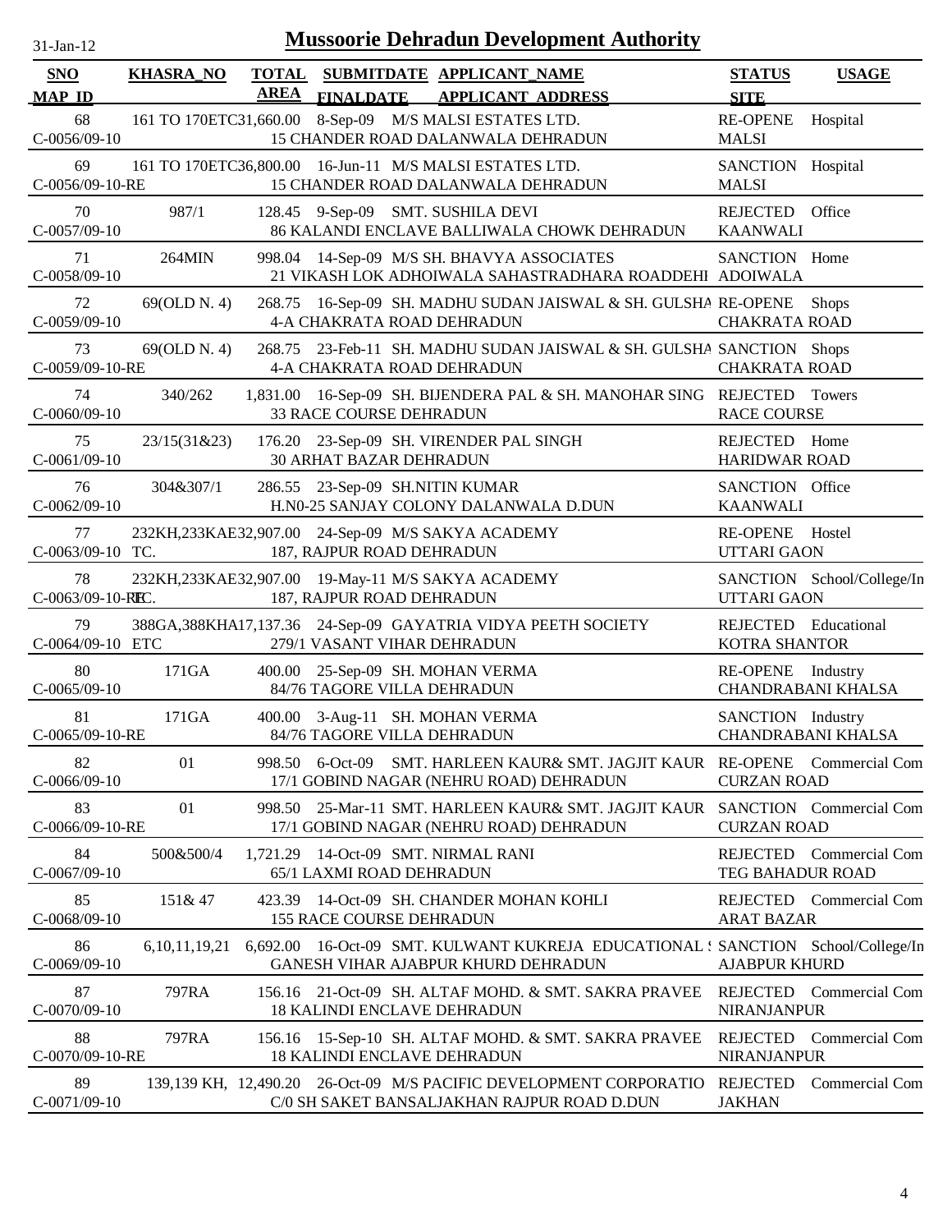# Mussoorie Dehradun Development Authority

31-Jan-12

| SNO / MAP_ID | KHASRA_NO | TOTAL AREA | SUBMITDATE / FINALDATE | APPLICANT_NAME / APPLICANT_ADDRESS | STATUS / SITE | USAGE |
|---|---|---|---|---|---|---|
| 68 / C-0056/09-10 | 161 TO 170ETC | 31,660.00 | 8-Sep-09 | M/S MALSI ESTATES LTD. / 15 CHANDER ROAD DALANWALA DEHRADUN | RE-OPENE / MALSI | Hospital |
| 69 / C-0056/09-10-RE | 161 TO 170ETC | 36,800.00 | 16-Jun-11 | M/S MALSI ESTATES LTD. / 15 CHANDER ROAD DALANWALA DEHRADUN | SANCTION / MALSI | Hospital |
| 70 / C-0057/09-10 | 987/1 | 128.45 | 9-Sep-09 | SMT. SUSHILA DEVI / 86 KALANDI ENCLAVE BALLIWALA CHOWK DEHRADUN | REJECTED / KAANWALI | Office |
| 71 / C-0058/09-10 | 264MIN | 998.04 | 14-Sep-09 | M/S SH. BHAVYA ASSOCIATES / 21 VIKASH LOK ADHOIWALA SAHASTRADHARA ROADDEHI | SANCTION / ADOIWALA | Home |
| 72 / C-0059/09-10 | 69(OLD N. 4) | 268.75 | 16-Sep-09 | SH. MADHU SUDAN JAISWAL & SH. GULSHA / 4-A CHAKRATA ROAD DEHRADUN | RE-OPENE / CHAKRATA ROAD | Shops |
| 73 / C-0059/09-10-RE | 69(OLD N. 4) | 268.75 | 23-Feb-11 | SH. MADHU SUDAN JAISWAL & SH. GULSHA / 4-A CHAKRATA ROAD DEHRADUN | SANCTION / CHAKRATA ROAD | Shops |
| 74 / C-0060/09-10 | 340/262 | 1,831.00 | 16-Sep-09 | SH. BIJENDERA PAL & SH. MANOHAR SING / 33 RACE COURSE DEHRADUN | REJECTED / RACE COURSE | Towers |
| 75 / C-0061/09-10 | 23/15(31&23) | 176.20 | 23-Sep-09 | SH. VIRENDER PAL SINGH / 30 ARHAT BAZAR DEHRADUN | REJECTED / HARIDWAR ROAD | Home |
| 76 / C-0062/09-10 | 304&307/1 | 286.55 | 23-Sep-09 | SH.NITIN KUMAR / H.N0-25 SANJAY COLONY DALANWALA D.DUN | SANCTION / KAANWALI | Office |
| 77 / C-0063/09-10 | 232KH,233KAETC. | 32,907.00 | 24-Sep-09 | M/S SAKYA ACADEMY / 187, RAJPUR ROAD DEHRADUN | RE-OPENE / UTTARI GAON | Hostel |
| 78 / C-0063/09-10-RE | 232KH,233KAETC. | 32,907.00 | 19-May-11 | M/S SAKYA ACADEMY / 187, RAJPUR ROAD DEHRADUN | SANCTION / UTTARI GAON | School/College/In |
| 79 / C-0064/09-10 | 388GA,388KHA ETC | 17,137.36 | 24-Sep-09 | GAYATRIA VIDYA PEETH SOCIETY / 279/1 VASANT VIHAR DEHRADUN | REJECTED / KOTRA SHANTOR | Educational |
| 80 / C-0065/09-10 | 171GA | 400.00 | 25-Sep-09 | SH. MOHAN VERMA / 84/76 TAGORE VILLA DEHRADUN | RE-OPENE / CHANDRABANI KHALSA | Industry |
| 81 / C-0065/09-10-RE | 171GA | 400.00 | 3-Aug-11 | SH. MOHAN VERMA / 84/76 TAGORE VILLA DEHRADUN | SANCTION / CHANDRABANI KHALSA | Industry |
| 82 / C-0066/09-10 | 01 | 998.50 | 6-Oct-09 | SMT. HARLEEN KAUR& SMT. JAGJIT KAUR / 17/1 GOBIND NAGAR (NEHRU ROAD) DEHRADUN | RE-OPENE / CURZAN ROAD | Commercial Com |
| 83 / C-0066/09-10-RE | 01 | 998.50 | 25-Mar-11 | SMT. HARLEEN KAUR& SMT. JAGJIT KAUR / 17/1 GOBIND NAGAR (NEHRU ROAD) DEHRADUN | SANCTION / CURZAN ROAD | Commercial Com |
| 84 / C-0067/09-10 | 500&500/4 | 1,721.29 | 14-Oct-09 | SMT. NIRMAL RANI / 65/1 LAXMI ROAD DEHRADUN | REJECTED / TEG BAHADUR ROAD | Commercial Com |
| 85 / C-0068/09-10 | 151& 47 | 423.39 | 14-Oct-09 | SH. CHANDER MOHAN KOHLI / 155 RACE COURSE DEHRADUN | REJECTED / ARAT BAZAR | Commercial Com |
| 86 / C-0069/09-10 | 6,10,11,19,21 | 6,692.00 | 16-Oct-09 | SMT. KULWANT KUKREJA EDUCATIONAL S / GANESH VIHAR AJABPUR KHURD DEHRADUN | SANCTION / AJABPUR KHURD | School/College/In |
| 87 / C-0070/09-10 | 797RA | 156.16 | 21-Oct-09 | SH. ALTAF MOHD. & SMT. SAKRA PRAVEE / 18 KALINDI ENCLAVE DEHRADUN | REJECTED / NIRANJANPUR | Commercial Com |
| 88 / C-0070/09-10-RE | 797RA | 156.16 | 15-Sep-10 | SH. ALTAF MOHD. & SMT. SAKRA PRAVEE / 18 KALINDI ENCLAVE DEHRADUN | REJECTED / NIRANJANPUR | Commercial Com |
| 89 / C-0071/09-10 | 139,139 KH, | 12,490.20 | 26-Oct-09 | M/S PACIFIC DEVELOPMENT CORPORATIO / C/0 SH SAKET BANSALJAKHAN RAJPUR ROAD D.DUN | REJECTED / JAKHAN | Commercial Com |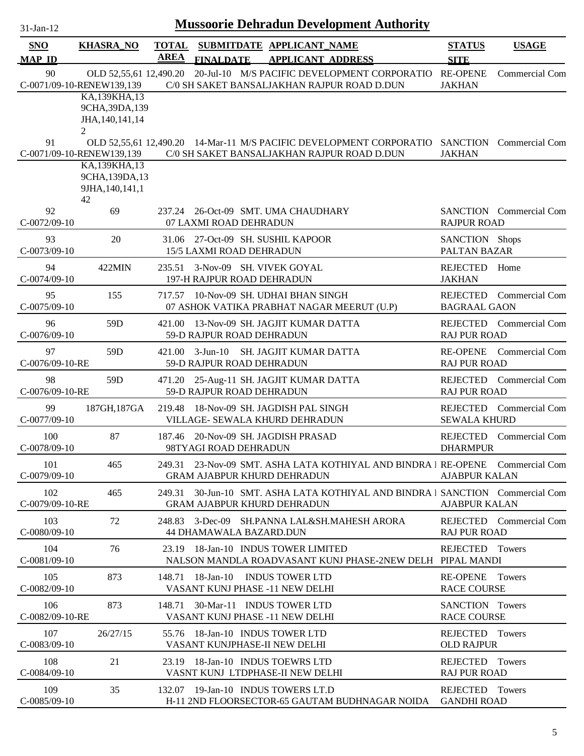# Mussoorie Dehradun Development Authority

31-Jan-12

| SNO / MAP_ID | KHASRA_NO | TOTAL AREA | SUBMITDATE / FINALDATE | APPLICANT_NAME / APPLICANT_ADDRESS | STATUS / SITE | USAGE |
|---|---|---|---|---|---|---|
| 90 / C-0071/09-10-RE | OLD 52,55,61 NEW139,139 KA,139KHA,139CHA,39DA,139JHA,140,141,142 | 12,490.20 | 20-Jul-10 | M/S PACIFIC DEVELOPMENT CORPORATIO / C/0 SH SAKET BANSALJAKHAN RAJPUR ROAD D.DUN | RE-OPENE / JAKHAN | Commercial Com |
| 91 / C-0071/09-10-RE | OLD 52,55,61 NEW139,139 KA,139KHA,139CHA,139DA,139JHA,140,141,142 | 12,490.20 | 14-Mar-11 | M/S PACIFIC DEVELOPMENT CORPORATIO / C/0 SH SAKET BANSALJAKHAN RAJPUR ROAD D.DUN | SANCTION / JAKHAN | Commercial Com |
| 92 / C-0072/09-10 | 69 | 237.24 | 26-Oct-09 | SMT. UMA CHAUDHARY / 07 LAXMI ROAD DEHRADUN | SANCTION / RAJPUR ROAD | Commercial Com |
| 93 / C-0073/09-10 | 20 | 31.06 | 27-Oct-09 | SH. SUSHIL KAPOOR / 15/5 LAXMI ROAD DEHRADUN | SANCTION / PALTAN BAZAR | Shops |
| 94 / C-0074/09-10 | 422MIN | 235.51 | 3-Nov-09 | SH. VIVEK GOYAL / 197-H RAJPUR ROAD DEHRADUN | REJECTED / JAKHAN | Home |
| 95 / C-0075/09-10 | 155 | 717.57 | 10-Nov-09 | SH. UDHAI BHAN SINGH / 07 ASHOK VATIKA PRABHAT NAGAR MEERUT (U.P) | REJECTED / BAGRAAL GAON | Commercial Com |
| 96 / C-0076/09-10 | 59D | 421.00 | 13-Nov-09 | SH. JAGJIT KUMAR DATTA / 59-D RAJPUR ROAD DEHRADUN | REJECTED / RAJ PUR ROAD | Commercial Com |
| 97 / C-0076/09-10-RE | 59D | 421.00 | 3-Jun-10 | SH. JAGJIT KUMAR DATTA / 59-D RAJPUR ROAD DEHRADUN | RE-OPENE / RAJ PUR ROAD | Commercial Com |
| 98 / C-0076/09-10-RE | 59D | 471.20 | 25-Aug-11 | SH. JAGJIT KUMAR DATTA / 59-D RAJPUR ROAD DEHRADUN | REJECTED / RAJ PUR ROAD | Commercial Com |
| 99 / C-0077/09-10 | 187GH,187GA | 219.48 | 18-Nov-09 | SH. JAGDISH PAL SINGH / VILLAGE- SEWALA KHURD DEHRADUN | REJECTED / SEWALA KHURD | Commercial Com |
| 100 / C-0078/09-10 | 87 | 187.46 | 20-Nov-09 | SH. JAGDISH PRASAD / 98TYAGI ROAD DEHRADUN | REJECTED / DHARMPUR | Commercial Com |
| 101 / C-0079/09-10 | 465 | 249.31 | 23-Nov-09 | SMT. ASHA LATA KOTHIYAL AND BINDRA I / GRAM AJABPUR KHURD DEHRADUN | RE-OPENE / AJABPUR KALAN | Commercial Com |
| 102 / C-0079/09-10-RE | 465 | 249.31 | 30-Jun-10 | SMT. ASHA LATA KOTHIYAL AND BINDRA I / GRAM AJABPUR KHURD DEHRADUN | SANCTION / AJABPUR KALAN | Commercial Com |
| 103 / C-0080/09-10 | 72 | 248.83 | 3-Dec-09 | SH.PANNA LAL&SH.MAHESH ARORA / 44 DHAMAWALA BAZARD.DUN | REJECTED / RAJ PUR ROAD | Commercial Com |
| 104 / C-0081/09-10 | 76 | 23.19 | 18-Jan-10 | INDUS TOWER LIMITED / NALSON MANDLA ROADVASANT KUNJ PHASE-2NEW DELH | REJECTED / PIPAL MANDI | Towers |
| 105 / C-0082/09-10 | 873 | 148.71 | 18-Jan-10 | INDUS TOWER LTD / VASANT KUNJ PHASE -11 NEW DELHI | RE-OPENE / RACE COURSE | Towers |
| 106 / C-0082/09-10-RE | 873 | 148.71 | 30-Mar-11 | INDUS TOWER LTD / VASANT KUNJ PHASE -11 NEW DELHI | SANCTION / RACE COURSE | Towers |
| 107 / C-0083/09-10 | 26/27/15 | 55.76 | 18-Jan-10 | INDUS TOWER LTD / VASANT KUNJPHASE-II NEW DELHI | REJECTED / OLD RAJPUR | Towers |
| 108 / C-0084/09-10 | 21 | 23.19 | 18-Jan-10 | INDUS TOEWRS LTD / VASNT KUNJ LTDPHASE-II NEW DELHI | REJECTED / RAJ PUR ROAD | Towers |
| 109 / C-0085/09-10 | 35 | 132.07 | 19-Jan-10 | INDUS TOWERS LT.D / H-11 2ND FLOORSECTOR-65 GAUTAM BUDHNAGAR NOIDA | REJECTED / GANDHI ROAD | Towers |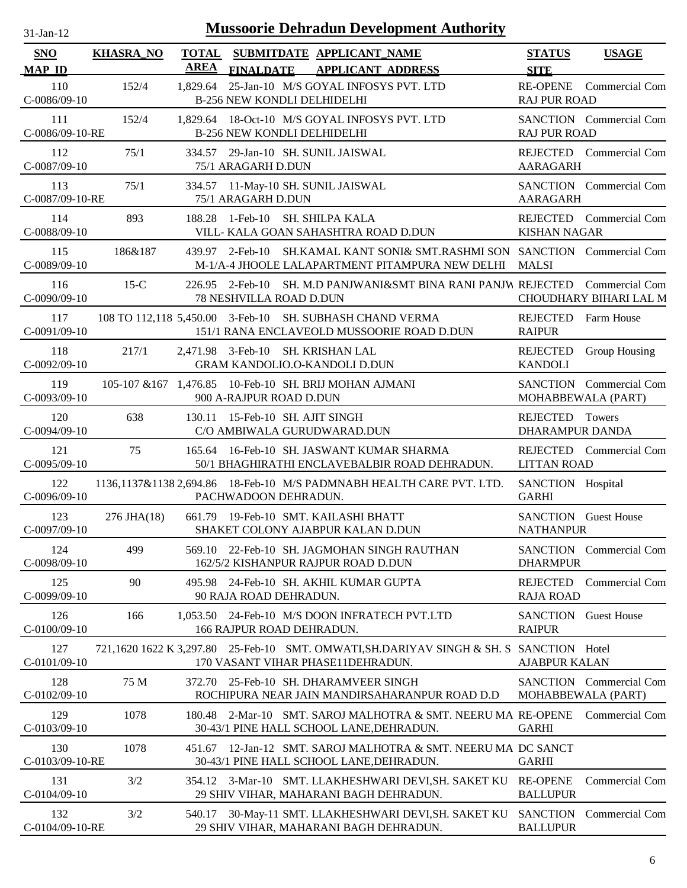# Mussoorie Dehradun Development Authority

| SNO<br>MAP_ID | KHASRA_NO | TOTAL AREA | SUBMITDATE<br>FINALDATE | APPLICANT_NAME<br>APPLICANT_ADDRESS | STATUS<br>SITE | USAGE |
|---|---|---|---|---|---|---|
| 110<br>C-0086/09-10 | 152/4 | 1,829.64 | 25-Jan-10 | M/S GOYAL INFOSYS PVT. LTD<br>B-256 NEW KONDLI DELHIDELHI | RE-OPENE<br>RAJ PUR ROAD | Commercial Com |
| 111<br>C-0086/09-10-RE | 152/4 | 1,829.64 | 18-Oct-10 | M/S GOYAL INFOSYS PVT. LTD<br>B-256 NEW KONDLI DELHIDELHI | SANCTION<br>RAJ PUR ROAD | Commercial Com |
| 112<br>C-0087/09-10 | 75/1 | 334.57 | 29-Jan-10 | SH. SUNIL JAISWAL<br>75/1 ARAGARH D.DUN | REJECTED<br>AARAGARH | Commercial Com |
| 113<br>C-0087/09-10-RE | 75/1 | 334.57 | 11-May-10 | SH. SUNIL JAISWAL<br>75/1 ARAGARH D.DUN | SANCTION<br>AARAGARH | Commercial Com |
| 114<br>C-0088/09-10 | 893 | 188.28 | 1-Feb-10 | SH. SHILPA KALA<br>VILL- KALA GOAN SAHASHTRA ROAD D.DUN | REJECTED<br>KISHAN NAGAR | Commercial Com |
| 115<br>C-0089/09-10 | 186&187 | 439.97 | 2-Feb-10 | SH.KAMAL KANT SONI& SMT.RASHMI SON<br>M-1/A-4 JHOOLE LALAPARTMENT PITAMPURA NEW DELHI | SANCTION<br>MALSI | Commercial Com |
| 116<br>C-0090/09-10 | 15-C | 226.95 | 2-Feb-10 | SH. M.D PANJWANI&SMT BINA RANI PANJW<br>78 NESHVILLA ROAD D.DUN | REJECTED<br>CHOUDHARY BIHARI LAL M | Commercial Com |
| 117<br>C-0091/09-10 | 108 TO 112,118 | 5,450.00 | 3-Feb-10 | SH. SUBHASH CHAND VERMA<br>151/1 RANA ENCLAVEOLD MUSSOORIE ROAD D.DUN | REJECTED<br>RAIPUR | Farm House |
| 118<br>C-0092/09-10 | 217/1 | 2,471.98 | 3-Feb-10 | SH. KRISHAN LAL<br>GRAM KANDOLIO.O-KANDOLI D.DUN | REJECTED<br>KANDOLI | Group Housing |
| 119<br>C-0093/09-10 | 105-107 &167 | 1,476.85 | 10-Feb-10 | SH. BRIJ MOHAN AJMANI<br>900 A-RAJPUR ROAD D.DUN | SANCTION<br>MOHABBEWALA (PART) | Commercial Com |
| 120<br>C-0094/09-10 | 638 | 130.11 | 15-Feb-10 | SH. AJIT SINGH<br>C/O AMBIWALA GURUDWARAD.DUN | REJECTED<br>DHARAMPUR DANDA | Towers |
| 121<br>C-0095/09-10 | 75 | 165.64 | 16-Feb-10 | SH. JASWANT KUMAR SHARMA<br>50/1 BHAGHIRATHI ENCLAVEBALBIR ROAD DEHRADUN. | REJECTED<br>LITTAN ROAD | Commercial Com |
| 122<br>C-0096/09-10 | 1136,1137&1138 | 2,694.86 | 18-Feb-10 | M/S PADMNABH HEALTH CARE PVT. LTD.<br>PACHWADOON DEHRADUN. | SANCTION<br>GARHI | Hospital |
| 123<br>C-0097/09-10 | 276 JHA(18) | 661.79 | 19-Feb-10 | SMT. KAILASHI BHATT<br>SHAKET COLONY AJABPUR KALAN D.DUN | SANCTION<br>NATHANPUR | Guest House |
| 124<br>C-0098/09-10 | 499 | 569.10 | 22-Feb-10 | SH. JAGMOHAN SINGH RAUTHAN<br>162/5/2 KISHANPUR RAJPUR ROAD D.DUN | SANCTION<br>DHARMPUR | Commercial Com |
| 125<br>C-0099/09-10 | 90 | 495.98 | 24-Feb-10 | SH. AKHIL KUMAR GUPTA<br>90 RAJA ROAD DEHRADUN. | REJECTED<br>RAJA ROAD | Commercial Com |
| 126<br>C-0100/09-10 | 166 | 1,053.50 | 24-Feb-10 | M/S DOON INFRATECH PVT.LTD<br>166 RAJPUR ROAD DEHRADUN. | SANCTION<br>RAIPUR | Guest House |
| 127<br>C-0101/09-10 | 721,1620 1622 K | 3,297.80 | 25-Feb-10 | SMT. OMWATI,SH.DARIYAV SINGH & SH. S<br>170 VASANT VIHAR PHASE11DEHRADUN. | SANCTION<br>AJABPUR KALAN | Hotel |
| 128<br>C-0102/09-10 | 75 M | 372.70 | 25-Feb-10 | SH. DHARAMVEER SINGH<br>ROCHIPURA NEAR JAIN MANDIRSAHARANPUR ROAD D.D | SANCTION<br>MOHABBEWALA (PART) | Commercial Com |
| 129<br>C-0103/09-10 | 1078 | 180.48 | 2-Mar-10 | SMT. SAROJ MALHOTRA & SMT. NEERU MA<br>30-43/1 PINE HALL SCHOOL LANE,DEHRADUN. | RE-OPENE<br>GARHI | Commercial Com |
| 130<br>C-0103/09-10-RE | 1078 | 451.67 | 12-Jan-12 | SMT. SAROJ MALHOTRA & SMT. NEERU MA<br>30-43/1 PINE HALL SCHOOL LANE,DEHRADUN. | DC SANCT<br>GARHI | |
| 131<br>C-0104/09-10 | 3/2 | 354.12 | 3-Mar-10 | SMT. LLAKHESHWARI DEVI,SH. SAKET KU<br>29 SHIV VIHAR, MAHARANI BAGH DEHRADUN. | RE-OPENE<br>BALLUPUR | Commercial Com |
| 132<br>C-0104/09-10-RE | 3/2 | 540.17 | 30-May-11 | SMT. LLAKHESHWARI DEVI,SH. SAKET KU<br>29 SHIV VIHAR, MAHARANI BAGH DEHRADUN. | SANCTION<br>BALLUPUR | Commercial Com |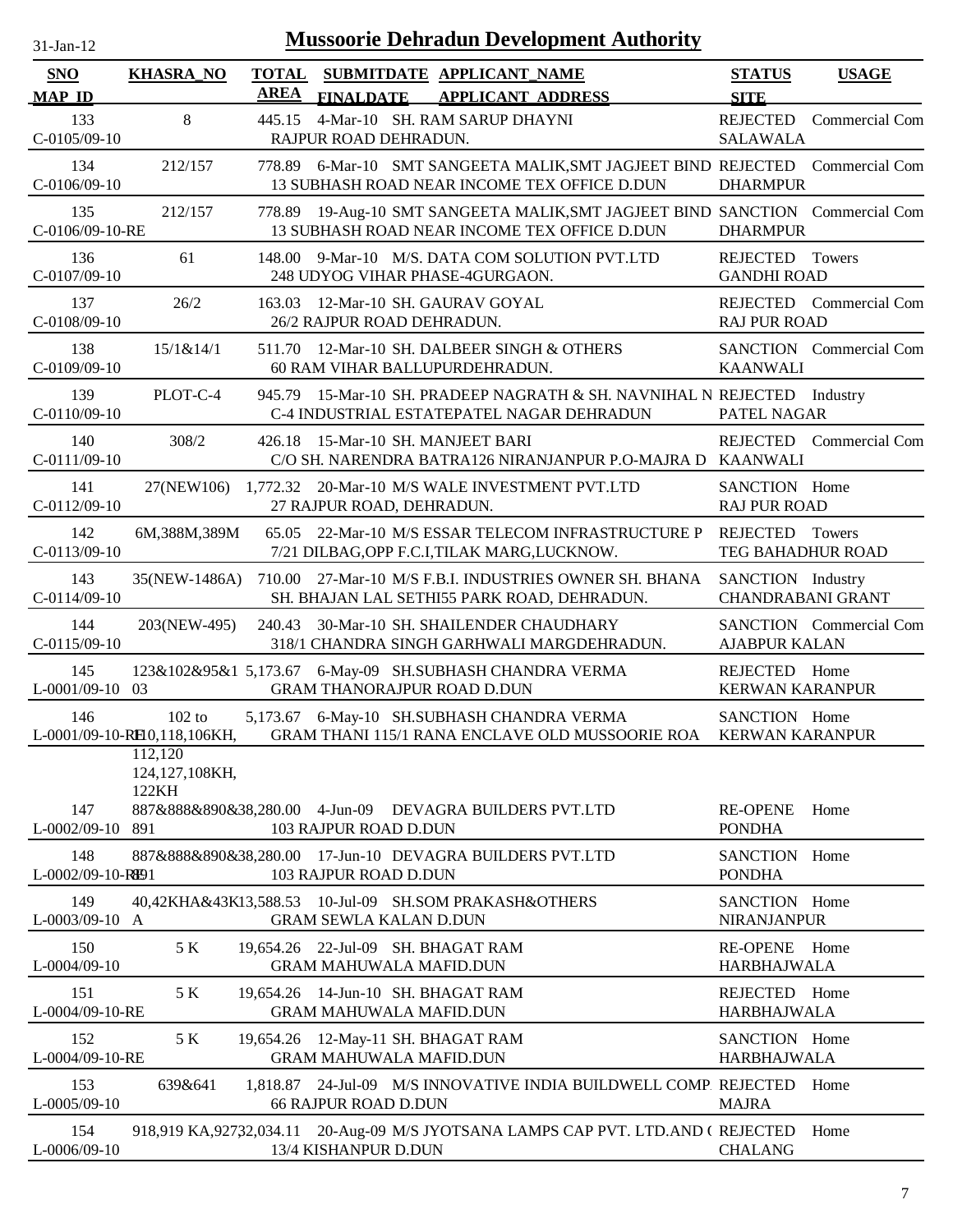# Mussoorie Dehradun Development Authority

31-Jan-12

| SNO / MAP_ID | KHASRA_NO | TOTAL AREA | SUBMITDATE / FINALDATE | APPLICANT_NAME / APPLICANT_ADDRESS | STATUS / SITE | USAGE |
|---|---|---|---|---|---|---|
| 133 C-0105/09-10 | 8 | 445.15 | 4-Mar-10 | SH. RAM SARUP DHAYNI RAJPUR ROAD DEHRADUN. | REJECTED SALAWALA | Commercial Com |
| 134 C-0106/09-10 | 212/157 | 778.89 | 6-Mar-10 | SMT SANGEETA MALIK,SMT JAGJEET BIND 13 SUBHASH ROAD NEAR INCOME TEX OFFICE D.DUN | REJECTED DHARMPUR | Commercial Com |
| 135 C-0106/09-10-RE | 212/157 | 778.89 | 19-Aug-10 | SMT SANGEETA MALIK,SMT JAGJEET BIND 13 SUBHASH ROAD NEAR INCOME TEX OFFICE D.DUN | SANCTION DHARMPUR | Commercial Com |
| 136 C-0107/09-10 | 61 | 148.00 | 9-Mar-10 | M/S. DATA COM SOLUTION PVT.LTD 248 UDYOG VIHAR PHASE-4GURGAON. | REJECTED GANDHI ROAD | Towers |
| 137 C-0108/09-10 | 26/2 | 163.03 | 12-Mar-10 | SH. GAURAV GOYAL 26/2 RAJPUR ROAD DEHRADUN. | REJECTED RAJ PUR ROAD | Commercial Com |
| 138 C-0109/09-10 | 15/1&14/1 | 511.70 | 12-Mar-10 | SH. DALBEER SINGH & OTHERS 60 RAM VIHAR BALLUPURDEHRADUN. | SANCTION KAANWALI | Commercial Com |
| 139 C-0110/09-10 | PLOT-C-4 | 945.79 | 15-Mar-10 | SH. PRADEEP NAGRATH & SH. NAVNIHAL N C-4 INDUSTRIAL ESTATEPATEL NAGAR DEHRADUN | REJECTED PATEL NAGAR | Industry |
| 140 C-0111/09-10 | 308/2 | 426.18 | 15-Mar-10 | SH. MANJEET BARI C/O SH. NARENDRA BATRA126 NIRANJANPUR P.O-MAJRA D | REJECTED KAANWALI | Commercial Com |
| 141 C-0112/09-10 | 27(NEW106) | 1,772.32 | 20-Mar-10 | M/S WALE INVESTMENT PVT.LTD 27 RAJPUR ROAD, DEHRADUN. | SANCTION RAJ PUR ROAD | Home |
| 142 C-0113/09-10 | 6M,388M,389M | 65.05 | 22-Mar-10 | M/S ESSAR TELECOM INFRASTRUCTURE P 7/21 DILBAG,OPP F.C.I,TILAK MARG,LUCKNOW. | REJECTED TEG BAHADHUR ROAD | Towers |
| 143 C-0114/09-10 | 35(NEW-1486A) | 710.00 | 27-Mar-10 | M/S F.B.I. INDUSTRIES OWNER SH. BHANA SH. BHAJAN LAL SETHI55 PARK ROAD, DEHRADUN. | SANCTION CHANDRABANI GRANT | Industry |
| 144 C-0115/09-10 | 203(NEW-495) | 240.43 | 30-Mar-10 | SH. SHAILENDER CHAUDHARY 318/1 CHANDRA SINGH GARHWALI MARGDEHRADUN. | SANCTION AJABPUR KALAN | Commercial Com |
| 145 L-0001/09-10 | 123&102&95&103 | 5,173.67 | 6-May-09 | SH.SUBHASH CHANDRA VERMA GRAM THANORAJPUR ROAD D.DUN | REJECTED KERWAN KARANPUR | Home |
| 146 L-0001/09-10-RE | 102 to 110,118,106KH, 112,120 124,127,108KH, 122KH | 5,173.67 | 6-May-10 | SH.SUBHASH CHANDRA VERMA GRAM THANI 115/1 RANA ENCLAVE OLD MUSSOORIE ROA | SANCTION KERWAN KARANPUR | Home |
| 147 L-0002/09-10 | 887&888&890&891 | 38,280.00 | 4-Jun-09 | DEVAGRA BUILDERS PVT.LTD 103 RAJPUR ROAD D.DUN | RE-OPENE PONDHA | Home |
| 148 L-0002/09-10-RE | 887&888&890&891 | 38,280.00 | 17-Jun-10 | DEVAGRA BUILDERS PVT.LTD 103 RAJPUR ROAD D.DUN | SANCTION PONDHA | Home |
| 149 L-0003/09-10 | 40,42KHA&43KA | 13,588.53 | 10-Jul-09 | SH.SOM PRAKASH&OTHERS GRAM SEWLA KALAN D.DUN | SANCTION NIRANJANPUR | Home |
| 150 L-0004/09-10 | 5 K | 19,654.26 | 22-Jul-09 | SH. BHAGAT RAM GRAM MAHUWALA MAFID.DUN | RE-OPENE HARBHAJWALA | Home |
| 151 L-0004/09-10-RE | 5 K | 19,654.26 | 14-Jun-10 | SH. BHAGAT RAM GRAM MAHUWALA MAFID.DUN | REJECTED HARBHAJWALA | Home |
| 152 L-0004/09-10-RE | 5 K | 19,654.26 | 12-May-11 | SH. BHAGAT RAM GRAM MAHUWALA MAFID.DUN | SANCTION HARBHAJWALA | Home |
| 153 L-0005/09-10 | 639&641 | 1,818.87 | 24-Jul-09 | M/S INNOVATIVE INDIA BUILDWELL COMP 66 RAJPUR ROAD D.DUN | REJECTED MAJRA | Home |
| 154 L-0006/09-10 | 918,919 KA,927 | 32,034.11 | 20-Aug-09 | M/S JYOTSANA LAMPS CAP PVT. LTD.AND ( 13/4 KISHANPUR D.DUN | REJECTED CHALANG | Home |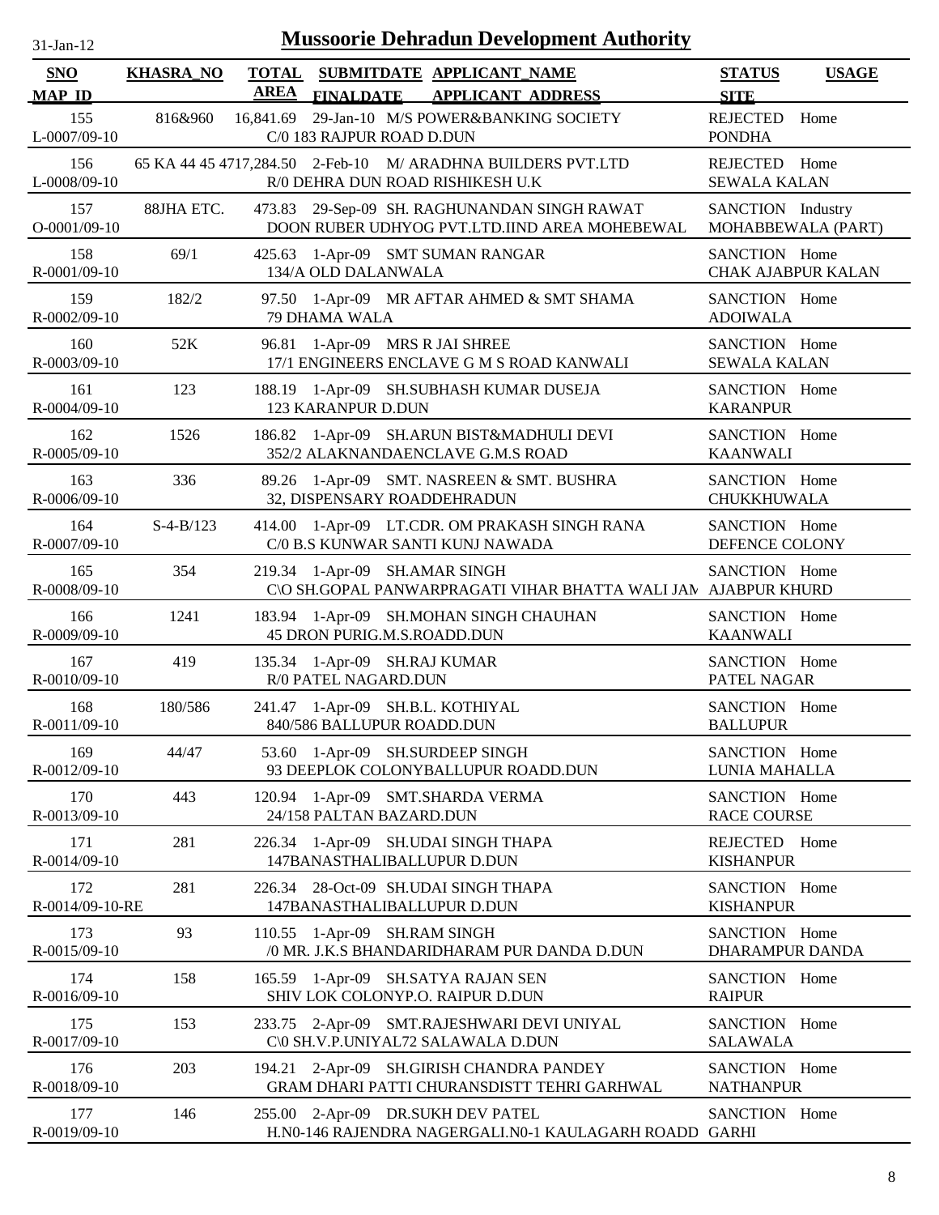# Mussoorie Dehradun Development Authority

| SNO / MAP_ID | KHASRA_NO | TOTAL AREA | SUBMITDATE / FINALDATE | APPLICANT_NAME / APPLICANT ADDRESS | STATUS / SITE | USAGE |
|---|---|---|---|---|---|---|
| 155 / L-0007/09-10 | 816&960 | 16,841.69 | 29-Jan-10 | M/S POWER&BANKING SOCIETY / C/0 183 RAJPUR ROAD D.DUN | REJECTED / PONDHA | Home |
| 156 / L-0008/09-10 | 65 KA 44 45 47 | 17,284.50 | 2-Feb-10 | M/ ARADHNA BUILDERS PVT.LTD / R/0 DEHRA DUN ROAD RISHIKESH U.K | REJECTED / SEWALA KALAN | Home |
| 157 / O-0001/09-10 | 88JHA ETC. | 473.83 | 29-Sep-09 | SH. RAGHUNANDAN SINGH RAWAT / DOON RUBER UDHYOG PVT.LTD.IIND AREA MOHEBEWAL | SANCTION / MOHABBEWALA (PART) | Industry |
| 158 / R-0001/09-10 | 69/1 | 425.63 | 1-Apr-09 | SMT SUMAN RANGAR / 134/A OLD DALANWALA | SANCTION / CHAK AJABPUR KALAN | Home |
| 159 / R-0002/09-10 | 182/2 | 97.50 | 1-Apr-09 | MR AFTAR AHMED & SMT SHAMA / 79 DHAMA WALA | SANCTION / ADOIWALA | Home |
| 160 / R-0003/09-10 | 52K | 96.81 | 1-Apr-09 | MRS R JAI SHREE / 17/1 ENGINEERS ENCLAVE G M S ROAD KANWALI | SANCTION / SEWALA KALAN | Home |
| 161 / R-0004/09-10 | 123 | 188.19 | 1-Apr-09 | SH.SUBHASH KUMAR DUSEJA / 123 KARANPUR D.DUN | SANCTION / KARANPUR | Home |
| 162 / R-0005/09-10 | 1526 | 186.82 | 1-Apr-09 | SH.ARUN BIST&MADHULI DEVI / 352/2 ALAKNANDAENCLAVE G.M.S ROAD | SANCTION / KAANWALI | Home |
| 163 / R-0006/09-10 | 336 | 89.26 | 1-Apr-09 | SMT. NASREEN & SMT. BUSHRA / 32, DISPENSARY ROADDEHRADUN | SANCTION / CHUKKHUWALA | Home |
| 164 / R-0007/09-10 | S-4-B/123 | 414.00 | 1-Apr-09 | LT.CDR. OM PRAKASH SINGH RANA / C/0 B.S KUNWAR SANTI KUNJ NAWADA | SANCTION / DEFENCE COLONY | Home |
| 165 / R-0008/09-10 | 354 | 219.34 | 1-Apr-09 | SH.AMAR SINGH / C\O SH.GOPAL PANWARPRAGATI VIHAR BHATTA WALI JAM | SANCTION / AJABPUR KHURD | Home |
| 166 / R-0009/09-10 | 1241 | 183.94 | 1-Apr-09 | SH.MOHAN SINGH CHAUHAN / 45 DRON PURIG.M.S.ROADD.DUN | SANCTION / KAANWALI | Home |
| 167 / R-0010/09-10 | 419 | 135.34 | 1-Apr-09 | SH.RAJ KUMAR / R/0 PATEL NAGARD.DUN | SANCTION / PATEL NAGAR | Home |
| 168 / R-0011/09-10 | 180/586 | 241.47 | 1-Apr-09 | SH.B.L. KOTHIYAL / 840/586 BALLUPUR ROADD.DUN | SANCTION / BALLUPUR | Home |
| 169 / R-0012/09-10 | 44/47 | 53.60 | 1-Apr-09 | SH.SURDEEP SINGH / 93 DEEPLOK COLONYBALLUPUR ROADD.DUN | SANCTION / LUNIA MAHALLA | Home |
| 170 / R-0013/09-10 | 443 | 120.94 | 1-Apr-09 | SMT.SHARDA VERMA / 24/158 PALTAN BAZARD.DUN | SANCTION / RACE COURSE | Home |
| 171 / R-0014/09-10 | 281 | 226.34 | 1-Apr-09 | SH.UDAI SINGH THAPA / 147BANASTHALIBALLUPUR D.DUN | REJECTED / KISHANPUR | Home |
| 172 / R-0014/09-10-RE | 281 | 226.34 | 28-Oct-09 | SH.UDAI SINGH THAPA / 147BANASTHALIBALLUPUR D.DUN | SANCTION / KISHANPUR | Home |
| 173 / R-0015/09-10 | 93 | 110.55 | 1-Apr-09 | SH.RAM SINGH / /0 MR. J.K.S BHANDARIDHARAM PUR DANDA D.DUN | SANCTION / DHARAMPUR DANDA | Home |
| 174 / R-0016/09-10 | 158 | 165.59 | 1-Apr-09 | SH.SATYA RAJAN SEN / SHIV LOK COLONYP.O. RAIPUR D.DUN | SANCTION / RAIPUR | Home |
| 175 / R-0017/09-10 | 153 | 233.75 | 2-Apr-09 | SMT.RAJESHWARI DEVI UNIYAL / C\0 SH.V.P.UNIYAL72 SALAWALA D.DUN | SANCTION / SALAWALA | Home |
| 176 / R-0018/09-10 | 203 | 194.21 | 2-Apr-09 | SH.GIRISH CHANDRA PANDEY / GRAM DHARI PATTI CHURANSDISTT TEHRI GARHWAL | SANCTION / NATHANPUR | Home |
| 177 / R-0019/09-10 | 146 | 255.00 | 2-Apr-09 | DR.SUKH DEV PATEL / H.N0-146 RAJENDRA NAGERGALI.N0-1 KAULAGARH ROADD | SANCTION / GARHI | Home |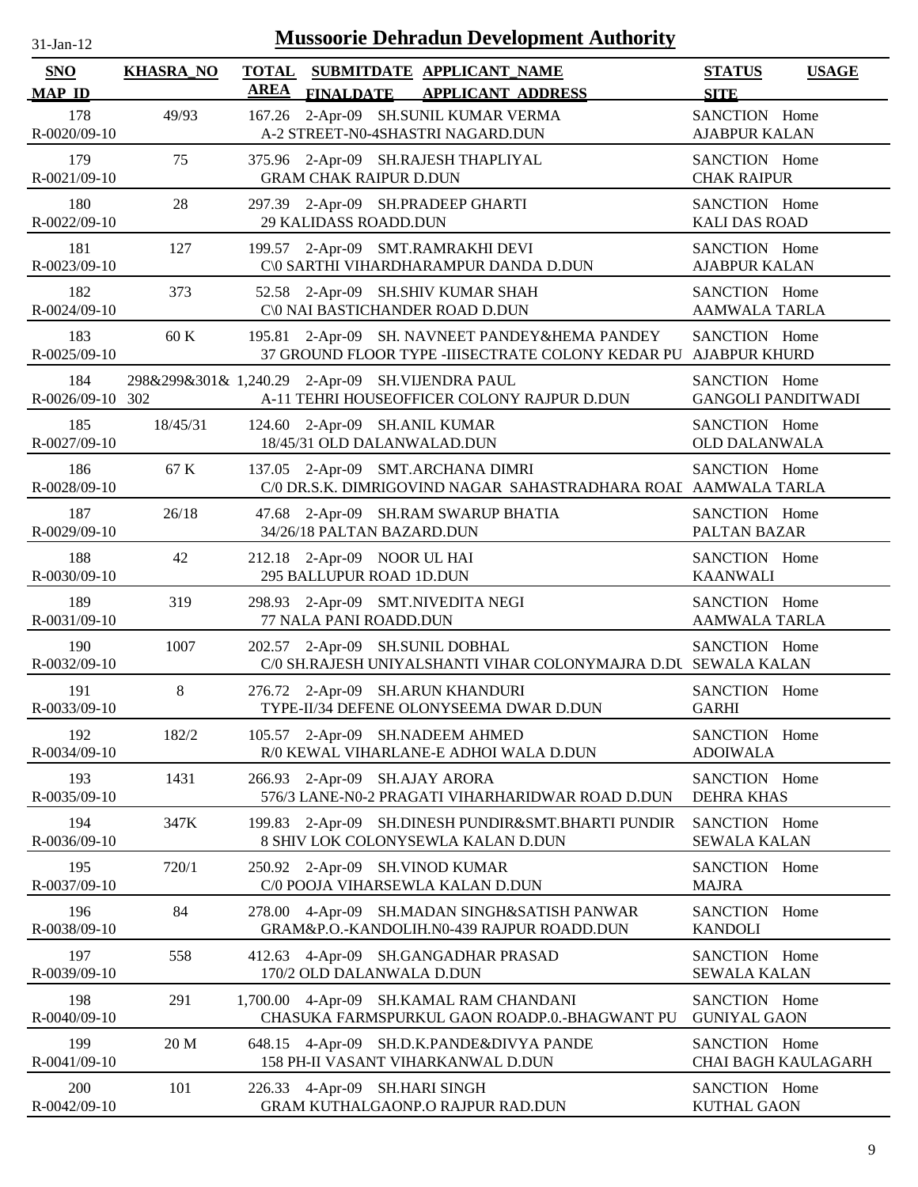# Mussoorie Dehradun Development Authority

31-Jan-12

| SNO / MAP_ID | KHASRA_NO | TOTAL AREA | SUBMITDATE / FINALDATE | APPLICANT_NAME / APPLICANT_ADDRESS | STATUS / SITE | USAGE |
|---|---|---|---|---|---|---|
| 178 / R-0020/09-10 | 49/93 | 167.26 | 2-Apr-09 | SH.SUNIL KUMAR VERMA / A-2 STREET-N0-4SHASTRI NAGARD.DUN | SANCTION / AJABPUR KALAN | Home |
| 179 / R-0021/09-10 | 75 | 375.96 | 2-Apr-09 | SH.RAJESH THAPLIYAL / GRAM CHAK RAIPUR D.DUN | SANCTION / CHAK RAIPUR | Home |
| 180 / R-0022/09-10 | 28 | 297.39 | 2-Apr-09 | SH.PRADEEP GHARTI / 29 KALIDASS ROADD.DUN | SANCTION / KALI DAS ROAD | Home |
| 181 / R-0023/09-10 | 127 | 199.57 | 2-Apr-09 | SMT.RAMRAKHI DEVI / C\0 SARTHI VIHARDHARAMPUR DANDA D.DUN | SANCTION / AJABPUR KALAN | Home |
| 182 / R-0024/09-10 | 373 | 52.58 | 2-Apr-09 | SH.SHIV KUMAR SHAH / C\0 NAI BASTICHANDER ROAD D.DUN | SANCTION / AAMWALA TARLA | Home |
| 183 / R-0025/09-10 | 60 K | 195.81 | 2-Apr-09 | SH. NAVNEET PANDEY&HEMA PANDEY / 37 GROUND FLOOR TYPE -IIISECTRATE COLONY KEDAR PU | SANCTION / AJABPUR KHURD | Home |
| 184 / R-0026/09-10 | 298&299&301& 302 | 1,240.29 | 2-Apr-09 | SH.VIJENDRA PAUL / A-11 TEHRI HOUSEOFFICER COLONY RAJPUR D.DUN | SANCTION / GANGOLI PANDITWADI | Home |
| 185 / R-0027/09-10 | 18/45/31 | 124.60 | 2-Apr-09 | SH.ANIL KUMAR / 18/45/31 OLD DALANWALAD.DUN | SANCTION / OLD DALANWALA | Home |
| 186 / R-0028/09-10 | 67 K | 137.05 | 2-Apr-09 | SMT.ARCHANA DIMRI / C/0 DR.S.K. DIMRIGOVIND NAGAR SAHASTRADHARA ROAI | SANCTION / AAMWALA TARLA | Home |
| 187 / R-0029/09-10 | 26/18 | 47.68 | 2-Apr-09 | SH.RAM SWARUP BHATIA / 34/26/18 PALTAN BAZARD.DUN | SANCTION / PALTAN BAZAR | Home |
| 188 / R-0030/09-10 | 42 | 212.18 | 2-Apr-09 | NOOR UL HAI / 295 BALLUPUR ROAD 1D.DUN | SANCTION / KAANWALI | Home |
| 189 / R-0031/09-10 | 319 | 298.93 | 2-Apr-09 | SMT.NIVEDITA NEGI / 77 NALA PANI ROADD.DUN | SANCTION / AAMWALA TARLA | Home |
| 190 / R-0032/09-10 | 1007 | 202.57 | 2-Apr-09 | SH.SUNIL DOBHAL / C/0 SH.RAJESH UNIYALSHANTI VIHAR COLONYMAJRA D.DU | SANCTION / SEWALA KALAN | Home |
| 191 / R-0033/09-10 | 8 | 276.72 | 2-Apr-09 | SH.ARUN KHANDURI / TYPE-II/34 DEFENE OLONYSEEMA DWAR D.DUN | SANCTION / GARHI | Home |
| 192 / R-0034/09-10 | 182/2 | 105.57 | 2-Apr-09 | SH.NADEEM AHMED / R/0 KEWAL VIHARLANE-E ADHOI WALA D.DUN | SANCTION / ADOIWALA | Home |
| 193 / R-0035/09-10 | 1431 | 266.93 | 2-Apr-09 | SH.AJAY ARORA / 576/3 LANE-N0-2 PRAGATI VIHARHARIDWAR ROAD D.DUN | SANCTION / DEHRA KHAS | Home |
| 194 / R-0036/09-10 | 347K | 199.83 | 2-Apr-09 | SH.DINESH PUNDIR&SMT.BHARTI PUNDIR / 8 SHIV LOK COLONYSEWLA KALAN D.DUN | SANCTION / SEWALA KALAN | Home |
| 195 / R-0037/09-10 | 720/1 | 250.92 | 2-Apr-09 | SH.VINOD KUMAR / C/0 POOJA VIHARSEWLA KALAN D.DUN | SANCTION / MAJRA | Home |
| 196 / R-0038/09-10 | 84 | 278.00 | 4-Apr-09 | SH.MADAN SINGH&SATISH PANWAR / GRAM&P.O.-KANDOLIH.N0-439 RAJPUR ROADD.DUN | SANCTION / KANDOLI | Home |
| 197 / R-0039/09-10 | 558 | 412.63 | 4-Apr-09 | SH.GANGADHAR PRASAD / 170/2 OLD DALANWALA D.DUN | SANCTION / SEWALA KALAN | Home |
| 198 / R-0040/09-10 | 291 | 1,700.00 | 4-Apr-09 | SH.KAMAL RAM CHANDANI / CHASUKA FARMSPURKUL GAON ROADP.0.-BHAGWANT PU | SANCTION / GUNIYAL GAON | Home |
| 199 / R-0041/09-10 | 20 M | 648.15 | 4-Apr-09 | SH.D.K.PANDE&DIVYA PANDE / 158 PH-II VASANT VIHARKANWAL D.DUN | SANCTION / CHAI BAGH KAULAGARH | Home |
| 200 / R-0042/09-10 | 101 | 226.33 | 4-Apr-09 | SH.HARI SINGH / GRAM KUTHALGAONP.O RAJPUR RAD.DUN | SANCTION / KUTHAL GAON | Home |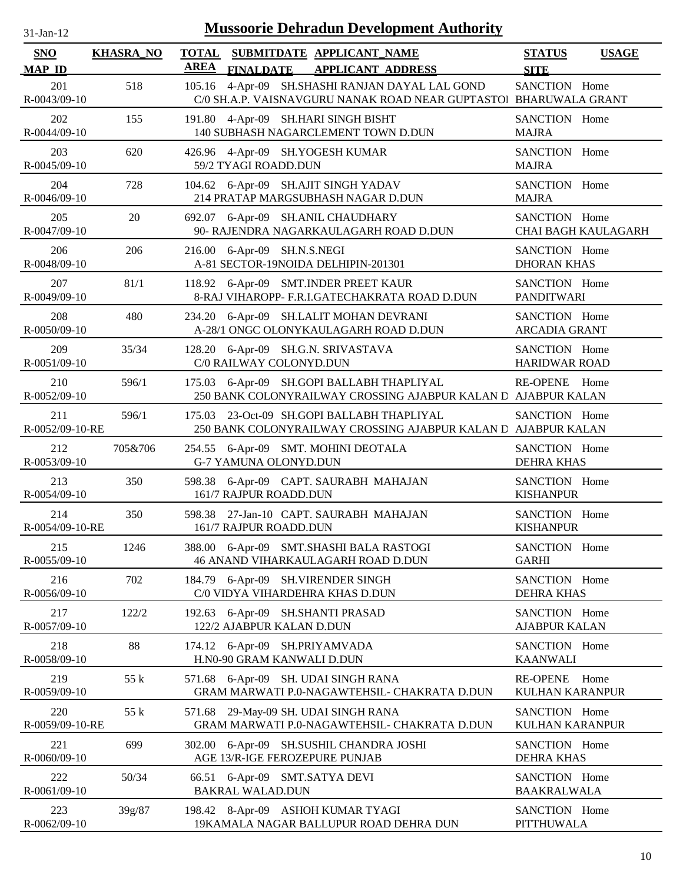# Mussoorie Dehradun Development Authority

31-Jan-12

| SNO | KHASRA_NO | TOTAL AREA | SUBMITDATE / FINALDATE | APPLICANT_NAME / APPLICANT ADDRESS | STATUS / SITE | USAGE |
|---|---|---|---|---|---|---|
| 201 R-0043/09-10 | 518 | 105.16 | 4-Apr-09 | SH.SHASHI RANJAN DAYAL LAL GOND C/0 SH.A.P. VAISNAVGURU NANAK ROAD NEAR GUPTASTOI | SANCTION BHARUWALA GRANT | Home |
| 202 R-0044/09-10 | 155 | 191.80 | 4-Apr-09 | SH.HARI SINGH BISHT 140 SUBHASH NAGARCLEMENT TOWN D.DUN | SANCTION MAJRA | Home |
| 203 R-0045/09-10 | 620 | 426.96 | 4-Apr-09 | SH.YOGESH KUMAR 59/2 TYAGI ROADD.DUN | SANCTION MAJRA | Home |
| 204 R-0046/09-10 | 728 | 104.62 | 6-Apr-09 | SH.AJIT SINGH YADAV 214 PRATAP MARGSUBHASH NAGAR D.DUN | SANCTION MAJRA | Home |
| 205 R-0047/09-10 | 20 | 692.07 | 6-Apr-09 | SH.ANIL CHAUDHARY 90- RAJENDRA NAGARKAULAGARH ROAD D.DUN | SANCTION CHAI BAGH KAULAGARH | Home |
| 206 R-0048/09-10 | 206 | 216.00 | 6-Apr-09 | SH.N.S.NEGI A-81 SECTOR-19NOIDA DELHIPIN-201301 | SANCTION DHORAN KHAS | Home |
| 207 R-0049/09-10 | 81/1 | 118.92 | 6-Apr-09 | SMT.INDER PREET KAUR 8-RAJ VIHAROPP- F.R.I.GATECHAKRATA ROAD D.DUN | SANCTION PANDITWARI | Home |
| 208 R-0050/09-10 | 480 | 234.20 | 6-Apr-09 | SH.LALIT MOHAN DEVRANI A-28/1 ONGC OLONYKAULAGARH ROAD D.DUN | SANCTION ARCADIA GRANT | Home |
| 209 R-0051/09-10 | 35/34 | 128.20 | 6-Apr-09 | SH.G.N. SRIVASTAVA C/0 RAILWAY COLONYD.DUN | SANCTION HARIDWAR ROAD | Home |
| 210 R-0052/09-10 | 596/1 | 175.03 | 6-Apr-09 | SH.GOPI BALLABH THAPLIYAL 250 BANK COLONYRAILWAY CROSSING AJABPUR KALAN D | RE-OPENE AJABPUR KALAN | Home |
| 211 R-0052/09-10-RE | 596/1 | 175.03 | 23-Oct-09 | SH.GOPI BALLABH THAPLIYAL 250 BANK COLONYRAILWAY CROSSING AJABPUR KALAN D | SANCTION AJABPUR KALAN | Home |
| 212 R-0053/09-10 | 705&706 | 254.55 | 6-Apr-09 | SMT. MOHINI DEOTALA G-7 YAMUNA OLONYD.DUN | SANCTION DEHRA KHAS | Home |
| 213 R-0054/09-10 | 350 | 598.38 | 6-Apr-09 | CAPT. SAURABH MAHAJAN 161/7 RAJPUR ROADD.DUN | SANCTION KISHANPUR | Home |
| 214 R-0054/09-10-RE | 350 | 598.38 | 27-Jan-10 | CAPT. SAURABH MAHAJAN 161/7 RAJPUR ROADD.DUN | SANCTION KISHANPUR | Home |
| 215 R-0055/09-10 | 1246 | 388.00 | 6-Apr-09 | SMT.SHASHI BALA RASTOGI 46 ANAND VIHARKAULAGARH ROAD D.DUN | SANCTION GARHI | Home |
| 216 R-0056/09-10 | 702 | 184.79 | 6-Apr-09 | SH.VIRENDER SINGH C/0 VIDYA VIHARDEHRA KHAS D.DUN | SANCTION DEHRA KHAS | Home |
| 217 R-0057/09-10 | 122/2 | 192.63 | 6-Apr-09 | SH.SHANTI PRASAD 122/2 AJABPUR KALAN D.DUN | SANCTION AJABPUR KALAN | Home |
| 218 R-0058/09-10 | 88 | 174.12 | 6-Apr-09 | SH.PRIYAMVADA H.N0-90 GRAM KANWALI D.DUN | SANCTION KAANWALI | Home |
| 219 R-0059/09-10 | 55 k | 571.68 | 6-Apr-09 | SH. UDAI SINGH RANA GRAM MARWATI P.0-NAGAWTEHSIL- CHAKRATA D.DUN | RE-OPENE KULHAN KARANPUR | Home |
| 220 R-0059/09-10-RE | 55 k | 571.68 | 29-May-09 | SH. UDAI SINGH RANA GRAM MARWATI P.0-NAGAWTEHSIL- CHAKRATA D.DUN | SANCTION KULHAN KARANPUR | Home |
| 221 R-0060/09-10 | 699 | 302.00 | 6-Apr-09 | SH.SUSHIL CHANDRA JOSHI AGE 13/R-IGE FEROZEPURE PUNJAB | SANCTION DEHRA KHAS | Home |
| 222 R-0061/09-10 | 50/34 | 66.51 | 6-Apr-09 | SMT.SATYA DEVI BAKRAL WALAD.DUN | SANCTION BAAKRALWALA | Home |
| 223 R-0062/09-10 | 39g/87 | 198.42 | 8-Apr-09 | ASHOH KUMAR TYAGI 19KAMALA NAGAR BALLUPUR ROAD DEHRA DUN | SANCTION PITTHUWALA | Home |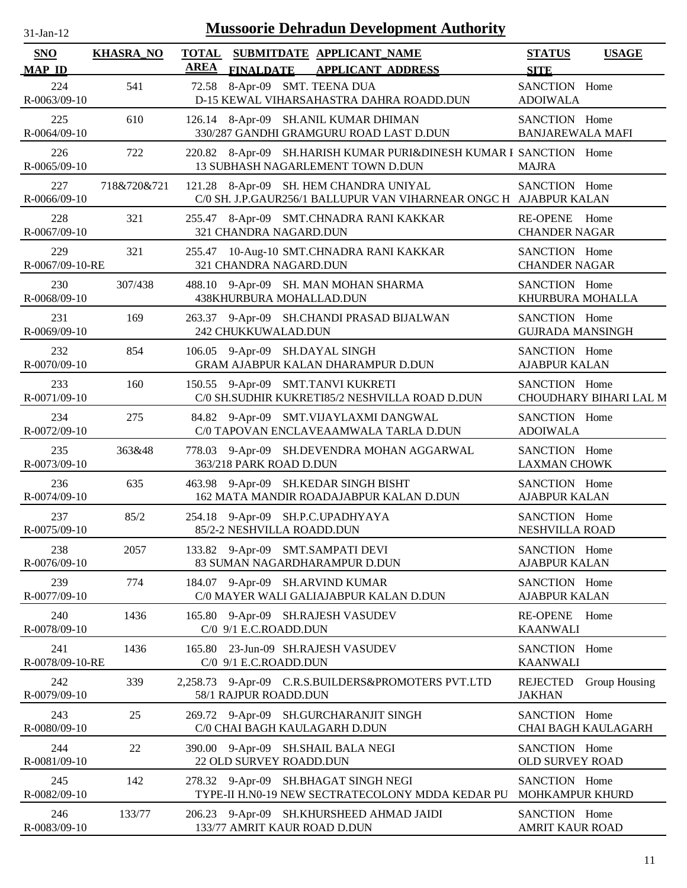# Mussoorie Dehradun Development Authority

31-Jan-12

| SNO / MAP_ID | KHASRA_NO | TOTAL AREA | SUBMITDATE / FINALDATE | APPLICANT_NAME / APPLICANT_ADDRESS | STATUS / SITE | USAGE |
|---|---|---|---|---|---|---|
| 224<br>R-0063/09-10 | 541 | 72.58 | 8-Apr-09 | SMT. TEENA DUA<br>D-15 KEWAL VIHARSAHASTRA DAHRA ROADD.DUN | SANCTION<br>ADOIWALA | Home |
| 225<br>R-0064/09-10 | 610 | 126.14 | 8-Apr-09 | SH.ANIL KUMAR DHIMAN<br>330/287 GANDHI GRAMGURU ROAD LAST D.DUN | SANCTION<br>BANJAREWALA MAFI | Home |
| 226<br>R-0065/09-10 | 722 | 220.82 | 8-Apr-09 | SH.HARISH KUMAR PURI&DINESH KUMAR I<br>13 SUBHASH NAGARLEMENT TOWN D.DUN | SANCTION<br>MAJRA | Home |
| 227<br>R-0066/09-10 | 718&720&721 | 121.28 | 8-Apr-09 | SH. HEM CHANDRA UNIYAL<br>C/0 SH. J.P.GAUR256/1 BALLUPUR VAN VIHARNEAR ONGC H | SANCTION<br>AJABPUR KALAN | Home |
| 228<br>R-0067/09-10 | 321 | 255.47 | 8-Apr-09 | SMT.CHNADRA RANI KAKKAR<br>321 CHANDRA NAGARD.DUN | RE-OPENE<br>CHANDER NAGAR | Home |
| 229<br>R-0067/09-10-RE | 321 | 255.47 | 10-Aug-10 | SMT.CHNADRA RANI KAKKAR<br>321 CHANDRA NAGARD.DUN | SANCTION<br>CHANDER NAGAR | Home |
| 230<br>R-0068/09-10 | 307/438 | 488.10 | 9-Apr-09 | SH. MAN MOHAN SHARMA<br>438KHURBURA MOHALLAD.DUN | SANCTION<br>KHURBURA MOHALLA | Home |
| 231<br>R-0069/09-10 | 169 | 263.37 | 9-Apr-09 | SH.CHANDI PRASAD BIJALWAN<br>242 CHUKKUWALAD.DUN | SANCTION<br>GUJRADA MANSINGH | Home |
| 232<br>R-0070/09-10 | 854 | 106.05 | 9-Apr-09 | SH.DAYAL SINGH<br>GRAM AJABPUR KALAN DHARAMPUR D.DUN | SANCTION<br>AJABPUR KALAN | Home |
| 233<br>R-0071/09-10 | 160 | 150.55 | 9-Apr-09 | SMT.TANVI KUKRETI<br>C/0 SH.SUDHIR KUKRETI85/2 NESHVILLA ROAD D.DUN | SANCTION<br>CHOUDHARY BIHARI LAL M | Home |
| 234<br>R-0072/09-10 | 275 | 84.82 | 9-Apr-09 | SMT.VIJAYLAXMI DANGWAL<br>C/0 TAPOVAN ENCLAVEAAMWALA TARLA D.DUN | SANCTION<br>ADOIWALA | Home |
| 235<br>R-0073/09-10 | 363&48 | 778.03 | 9-Apr-09 | SH.DEVENDRA MOHAN AGGARWAL<br>363/218 PARK ROAD D.DUN | SANCTION<br>LAXMAN CHOWK | Home |
| 236<br>R-0074/09-10 | 635 | 463.98 | 9-Apr-09 | SH.KEDAR SINGH BISHT<br>162 MATA MANDIR ROADAJABPUR KALAN D.DUN | SANCTION<br>AJABPUR KALAN | Home |
| 237<br>R-0075/09-10 | 85/2 | 254.18 | 9-Apr-09 | SH.P.C.UPADHYAYA<br>85/2-2 NESHVILLA ROADD.DUN | SANCTION<br>NESHVILLA ROAD | Home |
| 238<br>R-0076/09-10 | 2057 | 133.82 | 9-Apr-09 | SMT.SAMPATI DEVI<br>83 SUMAN NAGARDHARAMPUR D.DUN | SANCTION<br>AJABPUR KALAN | Home |
| 239<br>R-0077/09-10 | 774 | 184.07 | 9-Apr-09 | SH.ARVIND KUMAR<br>C/0 MAYER WALI GALIAJABPUR KALAN D.DUN | SANCTION<br>AJABPUR KALAN | Home |
| 240<br>R-0078/09-10 | 1436 | 165.80 | 9-Apr-09 | SH.RAJESH VASUDEV<br>C/0 9/1 E.C.ROADD.DUN | RE-OPENE<br>KAANWALI | Home |
| 241<br>R-0078/09-10-RE | 1436 | 165.80 | 23-Jun-09 | SH.RAJESH VASUDEV<br>C/0 9/1 E.C.ROADD.DUN | SANCTION<br>KAANWALI | Home |
| 242<br>R-0079/09-10 | 339 | 2,258.73 | 9-Apr-09 | C.R.S.BUILDERS&PROMOTERS PVT.LTD<br>58/1 RAJPUR ROADD.DUN | REJECTED<br>JAKHAN | Group Housing |
| 243<br>R-0080/09-10 | 25 | 269.72 | 9-Apr-09 | SH.GURCHARANJIT SINGH<br>C/0 CHAI BAGH KAULAGARH D.DUN | SANCTION<br>CHAI BAGH KAULAGARH | Home |
| 244<br>R-0081/09-10 | 22 | 390.00 | 9-Apr-09 | SH.SHAIL BALA NEGI<br>22 OLD SURVEY ROADD.DUN | SANCTION<br>OLD SURVEY ROAD | Home |
| 245<br>R-0082/09-10 | 142 | 278.32 | 9-Apr-09 | SH.BHAGAT SINGH NEGI<br>TYPE-II H.N0-19 NEW SECTRATECOLONY MDDA KEDAR PU | SANCTION<br>MOHKAMPUR KHURD | Home |
| 246<br>R-0083/09-10 | 133/77 | 206.23 | 9-Apr-09 | SH.KHURSHEED AHMAD JAIDI<br>133/77 AMRIT KAUR ROAD D.DUN | SANCTION<br>AMRIT KAUR ROAD | Home |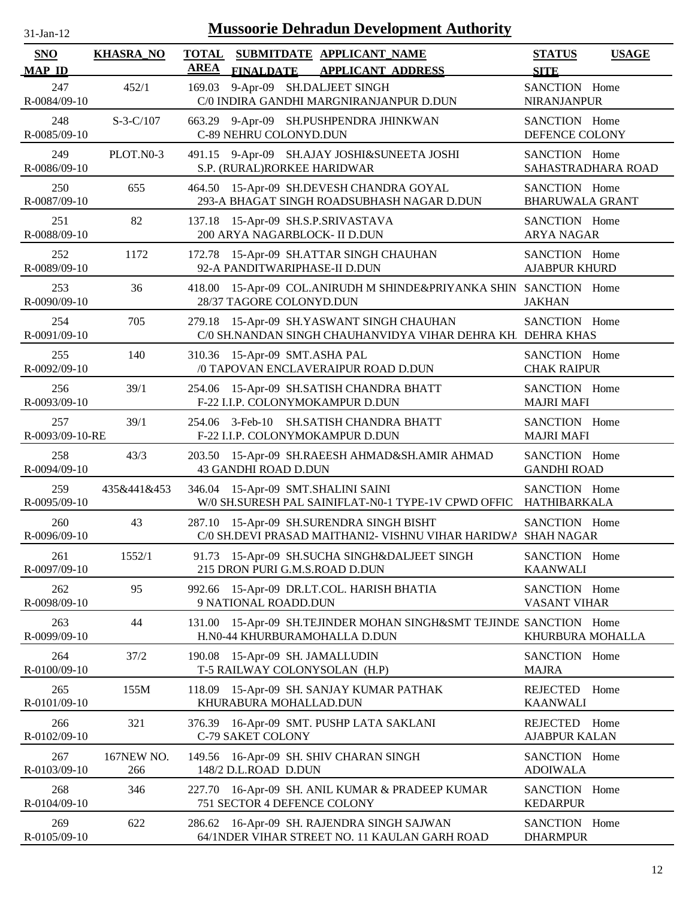# Mussoorie Dehradun Development Authority

31-Jan-12

| SNO / MAP_ID | KHASRA_NO | TOTAL AREA | SUBMITDATE / FINALDATE | APPLICANT_NAME / APPLICANT ADDRESS | STATUS / SITE | USAGE |
|---|---|---|---|---|---|---|
| 247 / R-0084/09-10 | 452/1 | 169.03 | 9-Apr-09 | SH.DALJEET SINGH / C/0 INDIRA GANDHI MARGNIRANJANPUR D.DUN | SANCTION / NIRANJANPUR | Home |
| 248 / R-0085/09-10 | S-3-C/107 | 663.29 | 9-Apr-09 | SH.PUSHPENDRA JHINKWAN / C-89 NEHRU COLONYD.DUN | SANCTION / DEFENCE COLONY | Home |
| 249 / R-0086/09-10 | PLOT.N0-3 | 491.15 | 9-Apr-09 | SH.AJAY JOSHI&SUNEETA JOSHI / S.P. (RURAL)RORKEE HARIDWAR | SANCTION / SAHASTRADHARA ROAD | Home |
| 250 / R-0087/09-10 | 655 | 464.50 | 15-Apr-09 | SH.DEVESH CHANDRA GOYAL / 293-A BHAGAT SINGH ROADSUBHASH NAGAR D.DUN | SANCTION / BHARUWALA GRANT | Home |
| 251 / R-0088/09-10 | 82 | 137.18 | 15-Apr-09 | SH.S.P.SRIVASTAVA / 200 ARYA NAGARBLOCK- II D.DUN | SANCTION / ARYA NAGAR | Home |
| 252 / R-0089/09-10 | 1172 | 172.78 | 15-Apr-09 | SH.ATTAR SINGH CHAUHAN / 92-A PANDITWARIPHASE-II D.DUN | SANCTION / AJABPUR KHURD | Home |
| 253 / R-0090/09-10 | 36 | 418.00 | 15-Apr-09 | COL.ANIRUDH M SHINDE&PRIYANKA SHIN / 28/37 TAGORE COLONYD.DUN | SANCTION / JAKHAN | Home |
| 254 / R-0091/09-10 | 705 | 279.18 | 15-Apr-09 | SH.YASWANT SINGH CHAUHAN / C/0 SH.NANDAN SINGH CHAUHANVIDYA VIHAR DEHRA KH. | SANCTION / DEHRA KHAS | Home |
| 255 / R-0092/09-10 | 140 | 310.36 | 15-Apr-09 | SMT.ASHA PAL / /0 TAPOVAN ENCLAVERAIPUR ROAD D.DUN | SANCTION / CHAK RAIPUR | Home |
| 256 / R-0093/09-10 | 39/1 | 254.06 | 15-Apr-09 | SH.SATISH CHANDRA BHATT / F-22 I.I.P. COLONYMOKAMPUR D.DUN | SANCTION / MAJRI MAFI | Home |
| 257 / R-0093/09-10-RE | 39/1 | 254.06 | 3-Feb-10 | SH.SATISH CHANDRA BHATT / F-22 I.I.P. COLONYMOKAMPUR D.DUN | SANCTION / MAJRI MAFI | Home |
| 258 / R-0094/09-10 | 43/3 | 203.50 | 15-Apr-09 | SH.RAEESH AHMAD&SH.AMIR AHMAD / 43 GANDHI ROAD D.DUN | SANCTION / GANDHI ROAD | Home |
| 259 / R-0095/09-10 | 435&441&453 | 346.04 | 15-Apr-09 | SMT.SHALINI SAINI / W/0 SH.SURESH PAL SAINIFLAT-N0-1 TYPE-1V CPWD OFFIC | SANCTION / HATHIBARKALA | Home |
| 260 / R-0096/09-10 | 43 | 287.10 | 15-Apr-09 | SH.SURENDRA SINGH BISHT / C/0 SH.DEVI PRASAD MAITHANI2- VISHNU VIHAR HARIDWA | SANCTION / SHAH NAGAR | Home |
| 261 / R-0097/09-10 | 1552/1 | 91.73 | 15-Apr-09 | SH.SUCHA SINGH&DALJEET SINGH / 215 DRON PURI G.M.S.ROAD D.DUN | SANCTION / KAANWALI | Home |
| 262 / R-0098/09-10 | 95 | 992.66 | 15-Apr-09 | DR.LT.COL. HARISH BHATIA / 9 NATIONAL ROADD.DUN | SANCTION / VASANT VIHAR | Home |
| 263 / R-0099/09-10 | 44 | 131.00 | 15-Apr-09 | SH.TEJINDER MOHAN SINGH&SMT TEJINDE / H.N0-44 KHURBURAMOHALLA D.DUN | SANCTION / KHURBURA MOHALLA | Home |
| 264 / R-0100/09-10 | 37/2 | 190.08 | 15-Apr-09 | SH. JAMALLUDIN / T-5 RAILWAY COLONYSOLAN (H.P) | SANCTION / MAJRA | Home |
| 265 / R-0101/09-10 | 155M | 118.09 | 15-Apr-09 | SH. SANJAY KUMAR PATHAK / KHURABURA MOHALLAD.DUN | REJECTED / KAANWALI | Home |
| 266 / R-0102/09-10 | 321 | 376.39 | 16-Apr-09 | SMT. PUSHP LATA SAKLANI / C-79 SAKET COLONY | REJECTED / AJABPUR KALAN | Home |
| 267 / R-0103/09-10 | 167NEW NO. 266 | 149.56 | 16-Apr-09 | SH. SHIV CHARAN SINGH / 148/2 D.L.ROAD D.DUN | SANCTION / ADOIWALA | Home |
| 268 / R-0104/09-10 | 346 | 227.70 | 16-Apr-09 | SH. ANIL KUMAR & PRADEEP KUMAR / 751 SECTOR 4 DEFENCE COLONY | SANCTION / KEDARPUR | Home |
| 269 / R-0105/09-10 | 622 | 286.62 | 16-Apr-09 | SH. RAJENDRA SINGH SAJWAN / 64/1NDER VIHAR STREET NO. 11 KAULAN GARH ROAD | SANCTION / DHARMPUR | Home |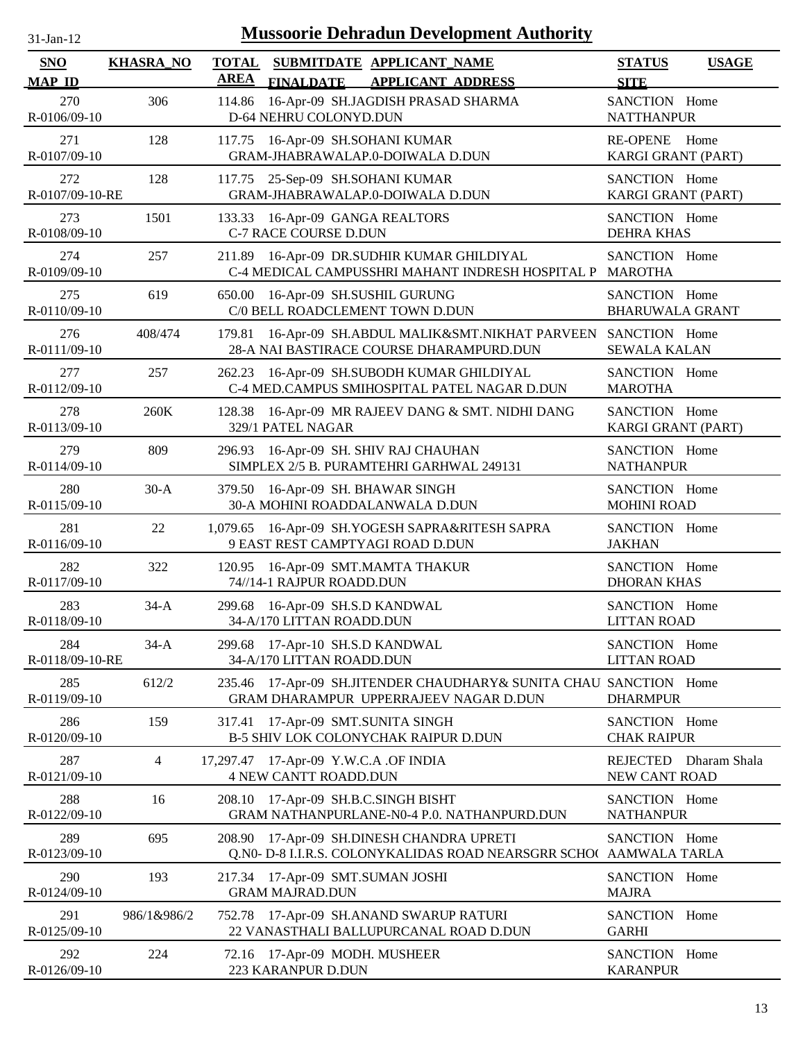# Mussoorie Dehradun Development Authority

| SNO<br>MAP ID | KHASRA_NO | TOTAL AREA | SUBMITDATE<br>FINALDATE | APPLICANT_NAME<br>APPLICANT ADDRESS | STATUS<br>SITE | USAGE |
|---|---|---|---|---|---|---|
| 270<br>R-0106/09-10 | 306 | 114.86 | 16-Apr-09 | SH.JAGDISH PRASAD SHARMA<br>D-64 NEHRU COLONYD.DUN | SANCTION<br>NATTHANPUR | Home |
| 271<br>R-0107/09-10 | 128 | 117.75 | 16-Apr-09 | SH.SOHANI KUMAR<br>GRAM-JHABRAWALAP.0-DOIWALA D.DUN | RE-OPENE<br>KARGI GRANT (PART) | Home |
| 272<br>R-0107/09-10-RE | 128 | 117.75 | 25-Sep-09 | SH.SOHANI KUMAR<br>GRAM-JHABRAWALAP.0-DOIWALA D.DUN | SANCTION<br>KARGI GRANT (PART) | Home |
| 273<br>R-0108/09-10 | 1501 | 133.33 | 16-Apr-09 | GANGA REALTORS<br>C-7 RACE COURSE D.DUN | SANCTION<br>DEHRA KHAS | Home |
| 274<br>R-0109/09-10 | 257 | 211.89 | 16-Apr-09 | DR.SUDHIR KUMAR GHILDIYAL<br>C-4 MEDICAL CAMPUSSHRI MAHANT INDRESH HOSPITAL P | SANCTION<br>MAROTHA | Home |
| 275<br>R-0110/09-10 | 619 | 650.00 | 16-Apr-09 | SH.SUSHIL GURUNG<br>C/0 BELL ROADCLEMENT TOWN D.DUN | SANCTION<br>BHARUWALA GRANT | Home |
| 276<br>R-0111/09-10 | 408/474 | 179.81 | 16-Apr-09 | SH.ABDUL MALIK&SMT.NIKHAT PARVEEN<br>28-A NAI BASTIRACE COURSE DHARAMPURD.DUN | SANCTION<br>SEWALA KALAN | Home |
| 277<br>R-0112/09-10 | 257 | 262.23 | 16-Apr-09 | SH.SUBODH KUMAR GHILDIYAL<br>C-4 MED.CAMPUS SMIHOSPITAL PATEL NAGAR D.DUN | SANCTION<br>MAROTHA | Home |
| 278<br>R-0113/09-10 | 260K | 128.38 | 16-Apr-09 | MR RAJEEV DANG & SMT. NIDHI DANG<br>329/1 PATEL NAGAR | SANCTION<br>KARGI GRANT (PART) | Home |
| 279<br>R-0114/09-10 | 809 | 296.93 | 16-Apr-09 | SH. SHIV RAJ CHAUHAN<br>SIMPLEX 2/5 B. PURAMTEHRI GARHWAL 249131 | SANCTION<br>NATHANPUR | Home |
| 280<br>R-0115/09-10 | 30-A | 379.50 | 16-Apr-09 | SH. BHAWAR SINGH<br>30-A MOHINI ROADDALANWALA D.DUN | SANCTION<br>MOHINI ROAD | Home |
| 281<br>R-0116/09-10 | 22 | 1,079.65 | 16-Apr-09 | SH.YOGESH SAPRA&RITESH SAPRA<br>9 EAST REST CAMPTYAGI ROAD D.DUN | SANCTION<br>JAKHAN | Home |
| 282<br>R-0117/09-10 | 322 | 120.95 | 16-Apr-09 | SMT.MAMTA THAKUR<br>74//14-1 RAJPUR ROADD.DUN | SANCTION<br>DHORAN KHAS | Home |
| 283<br>R-0118/09-10 | 34-A | 299.68 | 16-Apr-09 | SH.S.D KANDWAL<br>34-A/170 LITTAN ROADD.DUN | SANCTION<br>LITTAN ROAD | Home |
| 284<br>R-0118/09-10-RE | 34-A | 299.68 | 17-Apr-10 | SH.S.D KANDWAL<br>34-A/170 LITTAN ROADD.DUN | SANCTION<br>LITTAN ROAD | Home |
| 285<br>R-0119/09-10 | 612/2 | 235.46 | 17-Apr-09 | SH.JITENDER CHAUDHARY& SUNITA CHAU<br>GRAM DHARAMPUR UPPERRAJEEV NAGAR D.DUN | SANCTION<br>DHARMPUR | Home |
| 286<br>R-0120/09-10 | 159 | 317.41 | 17-Apr-09 | SMT.SUNITA SINGH<br>B-5 SHIV LOK COLONYCHAK RAIPUR D.DUN | SANCTION<br>CHAK RAIPUR | Home |
| 287<br>R-0121/09-10 | 4 | 17,297.47 | 17-Apr-09 | Y.W.C.A .OF INDIA<br>4 NEW CANTT ROADD.DUN | REJECTED<br>NEW CANT ROAD | Dharam Shala |
| 288<br>R-0122/09-10 | 16 | 208.10 | 17-Apr-09 | SH.B.C.SINGH BISHT<br>GRAM NATHANPURLANE-N0-4 P.0. NATHANPURD.DUN | SANCTION<br>NATHANPUR | Home |
| 289<br>R-0123/09-10 | 695 | 208.90 | 17-Apr-09 | SH.DINESH CHANDRA UPRETI<br>Q.N0- D-8 I.I.R.S. COLONYKALIDAS ROAD NEARSGRR SCHO( | SANCTION<br>AAMWALA TARLA | Home |
| 290<br>R-0124/09-10 | 193 | 217.34 | 17-Apr-09 | SMT.SUMAN JOSHI<br>GRAM MAJRAD.DUN | SANCTION<br>MAJRA | Home |
| 291<br>R-0125/09-10 | 986/1&986/2 | 752.78 | 17-Apr-09 | SH.ANAND SWARUP RATURI<br>22 VANASTHALI BALLUPURCANAL ROAD D.DUN | SANCTION<br>GARHI | Home |
| 292<br>R-0126/09-10 | 224 | 72.16 | 17-Apr-09 | MODH. MUSHEER<br>223 KARANPUR D.DUN | SANCTION<br>KARANPUR | Home |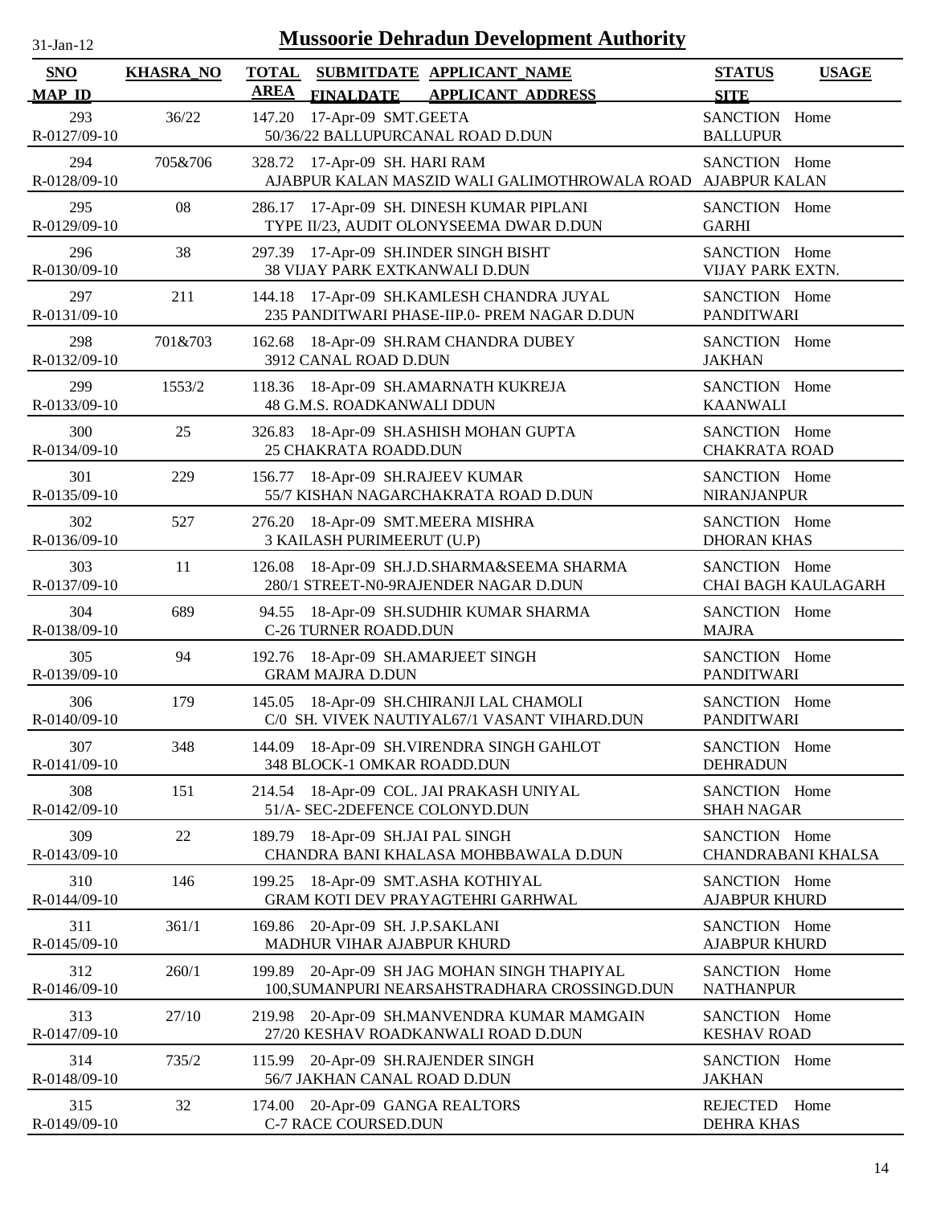# Mussoorie Dehradun Development Authority

31-Jan-12

| SNO / MAP_ID | KHASRA_NO | TOTAL AREA | SUBMITDATE / FINALDATE | APPLICANT_NAME / APPLICANT_ADDRESS | STATUS / SITE | USAGE |
|---|---|---|---|---|---|---|
| 293 / R-0127/09-10 | 36/22 | 147.20 | 17-Apr-09 | SMT.GEETA / 50/36/22 BALLUPURCANAL ROAD D.DUN | SANCTION / BALLUPUR | Home |
| 294 / R-0128/09-10 | 705&706 | 328.72 | 17-Apr-09 | SH. HARI RAM / AJABPUR KALAN MASZID WALI GALIMOTHROWALA ROAD | SANCTION / AJABPUR KALAN | Home |
| 295 / R-0129/09-10 | 08 | 286.17 | 17-Apr-09 | SH. DINESH KUMAR PIPLANI / TYPE II/23, AUDIT OLONYSEEMA DWAR D.DUN | SANCTION / GARHI | Home |
| 296 / R-0130/09-10 | 38 | 297.39 | 17-Apr-09 | SH.INDER SINGH BISHT / 38 VIJAY PARK EXTKANWALI D.DUN | SANCTION / VIJAY PARK EXTN. | Home |
| 297 / R-0131/09-10 | 211 | 144.18 | 17-Apr-09 | SH.KAMLESH CHANDRA JUYAL / 235 PANDITWARI PHASE-IIP.0- PREM NAGAR D.DUN | SANCTION / PANDITWARI | Home |
| 298 / R-0132/09-10 | 701&703 | 162.68 | 18-Apr-09 | SH.RAM CHANDRA DUBEY / 3912 CANAL ROAD D.DUN | SANCTION / JAKHAN | Home |
| 299 / R-0133/09-10 | 1553/2 | 118.36 | 18-Apr-09 | SH.AMARNATH KUKREJA / 48 G.M.S. ROADKANWALI DDUN | SANCTION / KAANWALI | Home |
| 300 / R-0134/09-10 | 25 | 326.83 | 18-Apr-09 | SH.ASHISH MOHAN GUPTA / 25 CHAKRATA ROADD.DUN | SANCTION / CHAKRATA ROAD | Home |
| 301 / R-0135/09-10 | 229 | 156.77 | 18-Apr-09 | SH.RAJEEV KUMAR / 55/7 KISHAN NAGARCHAKRATA ROAD D.DUN | SANCTION / NIRANJANPUR | Home |
| 302 / R-0136/09-10 | 527 | 276.20 | 18-Apr-09 | SMT.MEERA MISHRA / 3 KAILASH PURIMEERUT (U.P) | SANCTION / DHORAN KHAS | Home |
| 303 / R-0137/09-10 | 11 | 126.08 | 18-Apr-09 | SH.J.D.SHARMA&SEEMA SHARMA / 280/1 STREET-N0-9RAJENDER NAGAR D.DUN | SANCTION / CHAI BAGH KAULAGARH | Home |
| 304 / R-0138/09-10 | 689 | 94.55 | 18-Apr-09 | SH.SUDHIR KUMAR SHARMA / C-26 TURNER ROADD.DUN | SANCTION / MAJRA | Home |
| 305 / R-0139/09-10 | 94 | 192.76 | 18-Apr-09 | SH.AMARJEET SINGH / GRAM MAJRA D.DUN | SANCTION / PANDITWARI | Home |
| 306 / R-0140/09-10 | 179 | 145.05 | 18-Apr-09 | SH.CHIRANJI LAL CHAMOLI / C/0 SH. VIVEK NAUTIYAL67/1 VASANT VIHARD.DUN | SANCTION / PANDITWARI | Home |
| 307 / R-0141/09-10 | 348 | 144.09 | 18-Apr-09 | SH.VIRENDRA SINGH GAHLOT / 348 BLOCK-1 OMKAR ROADD.DUN | SANCTION / DEHRADUN | Home |
| 308 / R-0142/09-10 | 151 | 214.54 | 18-Apr-09 | COL. JAI PRAKASH UNIYAL / 51/A- SEC-2DEFENCE COLONYD.DUN | SANCTION / SHAH NAGAR | Home |
| 309 / R-0143/09-10 | 22 | 189.79 | 18-Apr-09 | SH.JAI PAL SINGH / CHANDRA BANI KHALASA MOHBBAWALA D.DUN | SANCTION / CHANDRABANI KHALSA | Home |
| 310 / R-0144/09-10 | 146 | 199.25 | 18-Apr-09 | SMT.ASHA KOTHIYAL / GRAM KOTI DEV PRAYAGTEHRI GARHWAL | SANCTION / AJABPUR KHURD | Home |
| 311 / R-0145/09-10 | 361/1 | 169.86 | 20-Apr-09 | SH. J.P.SAKLANI / MADHUR VIHAR AJABPUR KHURD | SANCTION / AJABPUR KHURD | Home |
| 312 / R-0146/09-10 | 260/1 | 199.89 | 20-Apr-09 | SH JAG MOHAN SINGH THAPIYAL / 100,SUMANPURI NEARSAHSTRADHARA CROSSINGD.DUN | SANCTION / NATHANPUR | Home |
| 313 / R-0147/09-10 | 27/10 | 219.98 | 20-Apr-09 | SH.MANVENDRA KUMAR MAMGAIN / 27/20 KESHAV ROADKANWALI ROAD D.DUN | SANCTION / KESHAV ROAD | Home |
| 314 / R-0148/09-10 | 735/2 | 115.99 | 20-Apr-09 | SH.RAJENDER SINGH / 56/7 JAKHAN CANAL ROAD D.DUN | SANCTION / JAKHAN | Home |
| 315 / R-0149/09-10 | 32 | 174.00 | 20-Apr-09 | GANGA REALTORS / C-7 RACE COURSED.DUN | REJECTED / DEHRA KHAS | Home |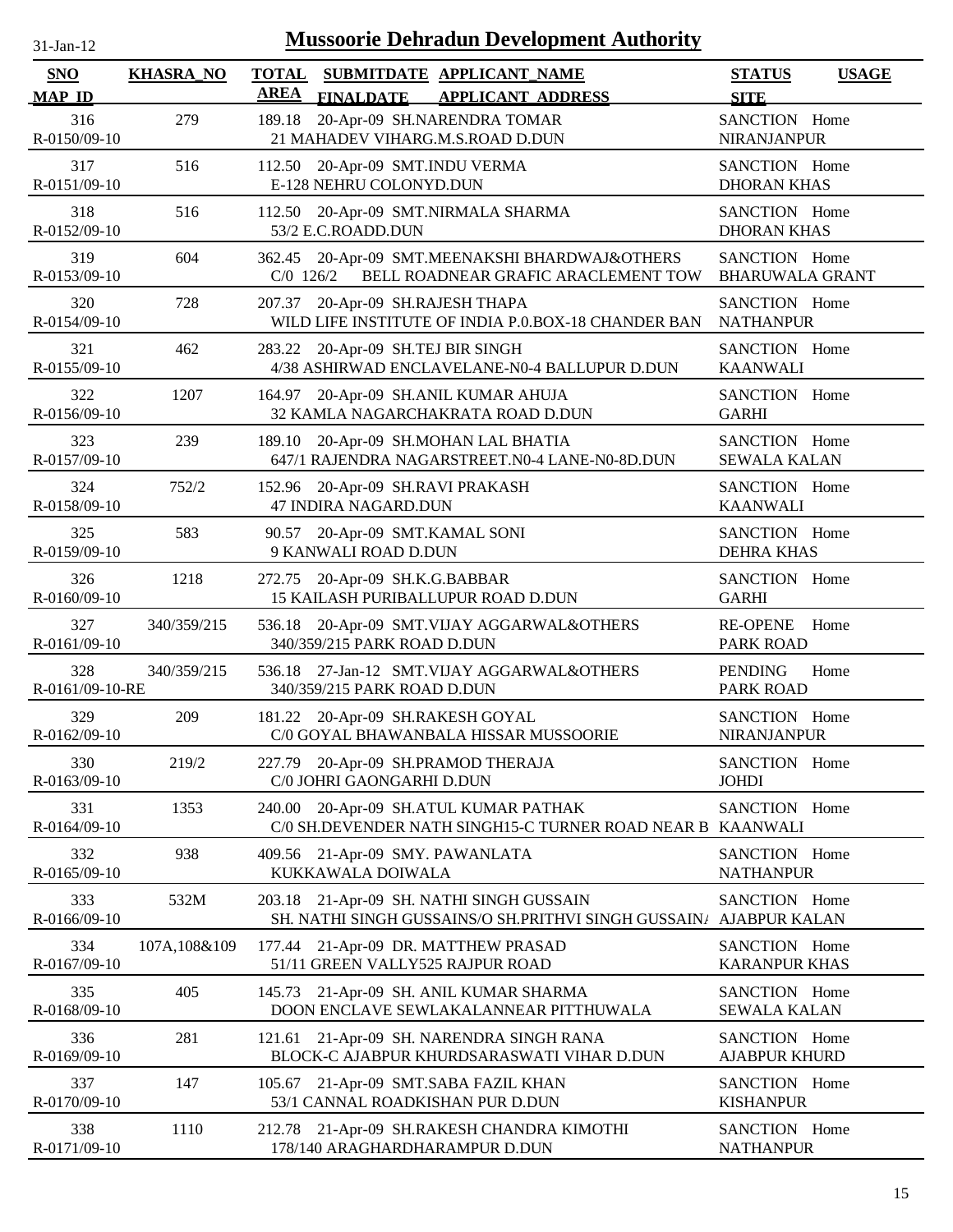# Mussoorie Dehradun Development Authority

31-Jan-12

| SNO / MAP_ID | KHASRA_NO | TOTAL AREA | SUBMITDATE / FINALDATE | APPLICANT_NAME / APPLICANT_ADDRESS | STATUS / SITE | USAGE |
|---|---|---|---|---|---|---|
| 316 / R-0150/09-10 | 279 | 189.18 | 20-Apr-09 | SH.NARENDRA TOMAR / 21 MAHADEV VIHARG.M.S.ROAD D.DUN | SANCTION / NIRANJANPUR | Home |
| 317 / R-0151/09-10 | 516 | 112.50 | 20-Apr-09 | SMT.INDU VERMA / E-128 NEHRU COLONYD.DUN | SANCTION / DHORAN KHAS | Home |
| 318 / R-0152/09-10 | 516 | 112.50 | 20-Apr-09 | SMT.NIRMALA SHARMA / 53/2 E.C.ROADD.DUN | SANCTION / DHORAN KHAS | Home |
| 319 / R-0153/09-10 | 604 | 362.45 | 20-Apr-09 | SMT.MEENAKSHI BHARDWAJ&OTHERS / C/0 126/2 BELL ROADNEAR GRAFIC ARACLEMENT TOW | SANCTION / BHARUWALA GRANT | Home |
| 320 / R-0154/09-10 | 728 | 207.37 | 20-Apr-09 | SH.RAJESH THAPA / WILD LIFE INSTITUTE OF INDIA P.0.BOX-18 CHANDER BAN | SANCTION / NATHANPUR | Home |
| 321 / R-0155/09-10 | 462 | 283.22 | 20-Apr-09 | SH.TEJ BIR SINGH / 4/38 ASHIRWAD ENCLAVELANE-N0-4 BALLUPUR D.DUN | SANCTION / KAANWALI | Home |
| 322 / R-0156/09-10 | 1207 | 164.97 | 20-Apr-09 | SH.ANIL KUMAR AHUJA / 32 KAMLA NAGARCHAKRATA ROAD D.DUN | SANCTION / GARHI | Home |
| 323 / R-0157/09-10 | 239 | 189.10 | 20-Apr-09 | SH.MOHAN LAL BHATIA / 647/1 RAJENDRA NAGARSTREET.N0-4 LANE-N0-8D.DUN | SANCTION / SEWALA KALAN | Home |
| 324 / R-0158/09-10 | 752/2 | 152.96 | 20-Apr-09 | SH.RAVI PRAKASH / 47 INDIRA NAGARD.DUN | SANCTION / KAANWALI | Home |
| 325 / R-0159/09-10 | 583 | 90.57 | 20-Apr-09 | SMT.KAMAL SONI / 9 KANWALI ROAD D.DUN | SANCTION / DEHRA KHAS | Home |
| 326 / R-0160/09-10 | 1218 | 272.75 | 20-Apr-09 | SH.K.G.BABBAR / 15 KAILASH PURIBALLUPUR ROAD D.DUN | SANCTION / GARHI | Home |
| 327 / R-0161/09-10 | 340/359/215 | 536.18 | 20-Apr-09 | SMT.VIJAY AGGARWAL&OTHERS / 340/359/215 PARK ROAD D.DUN | RE-OPENE / PARK ROAD | Home |
| 328 / R-0161/09-10-RE | 340/359/215 | 536.18 | 27-Jan-12 | SMT.VIJAY AGGARWAL&OTHERS / 340/359/215 PARK ROAD D.DUN | PENDING / PARK ROAD | Home |
| 329 / R-0162/09-10 | 209 | 181.22 | 20-Apr-09 | SH.RAKESH GOYAL / C/0 GOYAL BHAWANBALA HISSAR MUSSOORIE | SANCTION / NIRANJANPUR | Home |
| 330 / R-0163/09-10 | 219/2 | 227.79 | 20-Apr-09 | SH.PRAMOD THERAJA / C/0 JOHRI GAONGARHI D.DUN | SANCTION / JOHDI | Home |
| 331 / R-0164/09-10 | 1353 | 240.00 | 20-Apr-09 | SH.ATUL KUMAR PATHAK / C/0 SH.DEVENDER NATH SINGH15-C TURNER ROAD NEAR B | SANCTION / KAANWALI | Home |
| 332 / R-0165/09-10 | 938 | 409.56 | 21-Apr-09 | SMY. PAWANLATA / KUKKAWALA DOIWALA | SANCTION / NATHANPUR | Home |
| 333 / R-0166/09-10 | 532M | 203.18 | 21-Apr-09 | SH. NATHI SINGH GUSSAIN / SH. NATHI SINGH GUSSAINS/O SH.PRITHVI SINGH GUSSAIN/ | SANCTION / AJABPUR KALAN | Home |
| 334 / R-0167/09-10 | 107A,108&109 | 177.44 | 21-Apr-09 | DR. MATTHEW PRASAD / 51/11 GREEN VALLY525 RAJPUR ROAD | SANCTION / KARANPUR KHAS | Home |
| 335 / R-0168/09-10 | 405 | 145.73 | 21-Apr-09 | SH. ANIL KUMAR SHARMA / DOON ENCLAVE SEWLAKALANNEAR PITTHUWALA | SANCTION / SEWALA KALAN | Home |
| 336 / R-0169/09-10 | 281 | 121.61 | 21-Apr-09 | SH. NARENDRA SINGH RANA / BLOCK-C AJABPUR KHURDSARASWATI VIHAR D.DUN | SANCTION / AJABPUR KHURD | Home |
| 337 / R-0170/09-10 | 147 | 105.67 | 21-Apr-09 | SMT.SABA FAZIL KHAN / 53/1 CANNAL ROADKISHAN PUR D.DUN | SANCTION / KISHANPUR | Home |
| 338 / R-0171/09-10 | 1110 | 212.78 | 21-Apr-09 | SH.RAKESH CHANDRA KIMOTHI / 178/140 ARAGHARDHARAMPUR D.DUN | SANCTION / NATHANPUR | Home |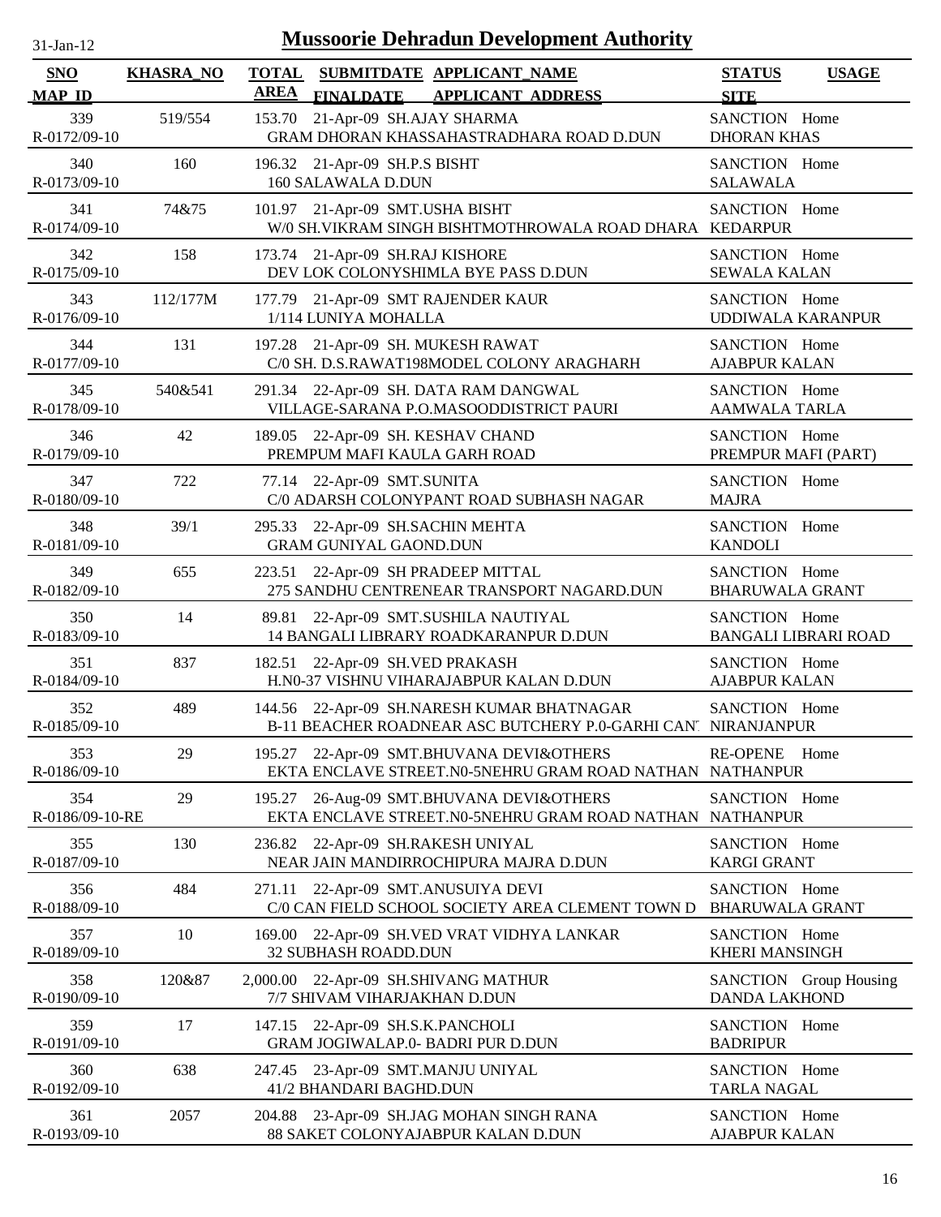# Mussoorie Dehradun Development Authority

31-Jan-12

| SNO / MAP_ID | KHASRA_NO | TOTAL AREA | SUBMITDATE / FINALDATE | APPLICANT_NAME / APPLICANT_ADDRESS | STATUS / SITE | USAGE |
|---|---|---|---|---|---|---|
| 339 R-0172/09-10 | 519/554 | 153.70 | 21-Apr-09 | SH.AJAY SHARMA GRAM DHORAN KHASSAHASTRADHARA ROAD D.DUN | SANCTION DHORAN KHAS | Home |
| 340 R-0173/09-10 | 160 | 196.32 | 21-Apr-09 | SH.P.S BISHT 160 SALAWALA D.DUN | SANCTION SALAWALA | Home |
| 341 R-0174/09-10 | 74&75 | 101.97 | 21-Apr-09 | SMT.USHA BISHT W/0 SH.VIKRAM SINGH BISHTMOTHROWALA ROAD DHARA | SANCTION KEDARPUR | Home |
| 342 R-0175/09-10 | 158 | 173.74 | 21-Apr-09 | SH.RAJ KISHORE DEV LOK COLONYSHIMLA BYE PASS D.DUN | SANCTION SEWALA KALAN | Home |
| 343 R-0176/09-10 | 112/177M | 177.79 | 21-Apr-09 | SMT RAJENDER KAUR 1/114 LUNIYA MOHALLA | SANCTION UDDIWALA KARANPUR | Home |
| 344 R-0177/09-10 | 131 | 197.28 | 21-Apr-09 | SH. MUKESH RAWAT C/0 SH. D.S.RAWAT198MODEL COLONY ARAGHARH | SANCTION AJABPUR KALAN | Home |
| 345 R-0178/09-10 | 540&541 | 291.34 | 22-Apr-09 | SH. DATA RAM DANGWAL VILLAGE-SARANA P.O.MASOODDISTRICT PAURI | SANCTION AAMWALA TARLA | Home |
| 346 R-0179/09-10 | 42 | 189.05 | 22-Apr-09 | SH. KESHAV CHAND PREMPUM MAFI KAULA GARH ROAD | SANCTION PREMPUR MAFI (PART) | Home |
| 347 R-0180/09-10 | 722 | 77.14 | 22-Apr-09 | SMT.SUNITA C/0 ADARSH COLONYPANT ROAD SUBHASH NAGAR | SANCTION MAJRA | Home |
| 348 R-0181/09-10 | 39/1 | 295.33 | 22-Apr-09 | SH.SACHIN MEHTA GRAM GUNIYAL GAOND.DUN | SANCTION KANDOLI | Home |
| 349 R-0182/09-10 | 655 | 223.51 | 22-Apr-09 | SH PRADEEP MITTAL 275 SANDHU CENTRENEAR TRANSPORT NAGARD.DUN | SANCTION BHARUWALA GRANT | Home |
| 350 R-0183/09-10 | 14 | 89.81 | 22-Apr-09 | SMT.SUSHILA NAUTIYAL 14 BANGALI LIBRARY ROADKARANPUR D.DUN | SANCTION BANGALI LIBRARI ROAD | Home |
| 351 R-0184/09-10 | 837 | 182.51 | 22-Apr-09 | SH.VED PRAKASH H.N0-37 VISHNU VIHARAJABPUR KALAN D.DUN | SANCTION AJABPUR KALAN | Home |
| 352 R-0185/09-10 | 489 | 144.56 | 22-Apr-09 | SH.NARESH KUMAR BHATNAGAR B-11 BEACHER ROADNEAR ASC BUTCHERY P.0-GARHI CANT | SANCTION NIRANJANPUR | Home |
| 353 R-0186/09-10 | 29 | 195.27 | 22-Apr-09 | SMT.BHUVANA DEVI&OTHERS EKTA ENCLAVE STREET.N0-5NEHRU GRAM ROAD NATHAN | RE-OPENE NATHANPUR | Home |
| 354 R-0186/09-10-RE | 29 | 195.27 | 26-Aug-09 | SMT.BHUVANA DEVI&OTHERS EKTA ENCLAVE STREET.N0-5NEHRU GRAM ROAD NATHAN | SANCTION NATHANPUR | Home |
| 355 R-0187/09-10 | 130 | 236.82 | 22-Apr-09 | SH.RAKESH UNIYAL NEAR JAIN MANDIRROCHIPURA MAJRA D.DUN | SANCTION KARGI GRANT | Home |
| 356 R-0188/09-10 | 484 | 271.11 | 22-Apr-09 | SMT.ANUSUIYA DEVI C/0 CAN FIELD SCHOOL SOCIETY AREA CLEMENT TOWN D | SANCTION BHARUWALA GRANT | Home |
| 357 R-0189/09-10 | 10 | 169.00 | 22-Apr-09 | SH.VED VRAT VIDHYA LANKAR 32 SUBHASH ROADD.DUN | SANCTION KHERI MANSINGH | Home |
| 358 R-0190/09-10 | 120&87 | 2,000.00 | 22-Apr-09 | SH.SHIVANG MATHUR 7/7 SHIVAM VIHARJAKHAN D.DUN | SANCTION DANDA LAKHOND | Group Housing |
| 359 R-0191/09-10 | 17 | 147.15 | 22-Apr-09 | SH.S.K.PANCHOLI GRAM JOGIWALAP.0- BADRI PUR D.DUN | SANCTION BADRIPUR | Home |
| 360 R-0192/09-10 | 638 | 247.45 | 23-Apr-09 | SMT.MANJU UNIYAL 41/2 BHANDARI BAGHD.DUN | SANCTION TARLA NAGAL | Home |
| 361 R-0193/09-10 | 2057 | 204.88 | 23-Apr-09 | SH.JAG MOHAN SINGH RANA 88 SAKET COLONYAJABPUR KALAN D.DUN | SANCTION AJABPUR KALAN | Home |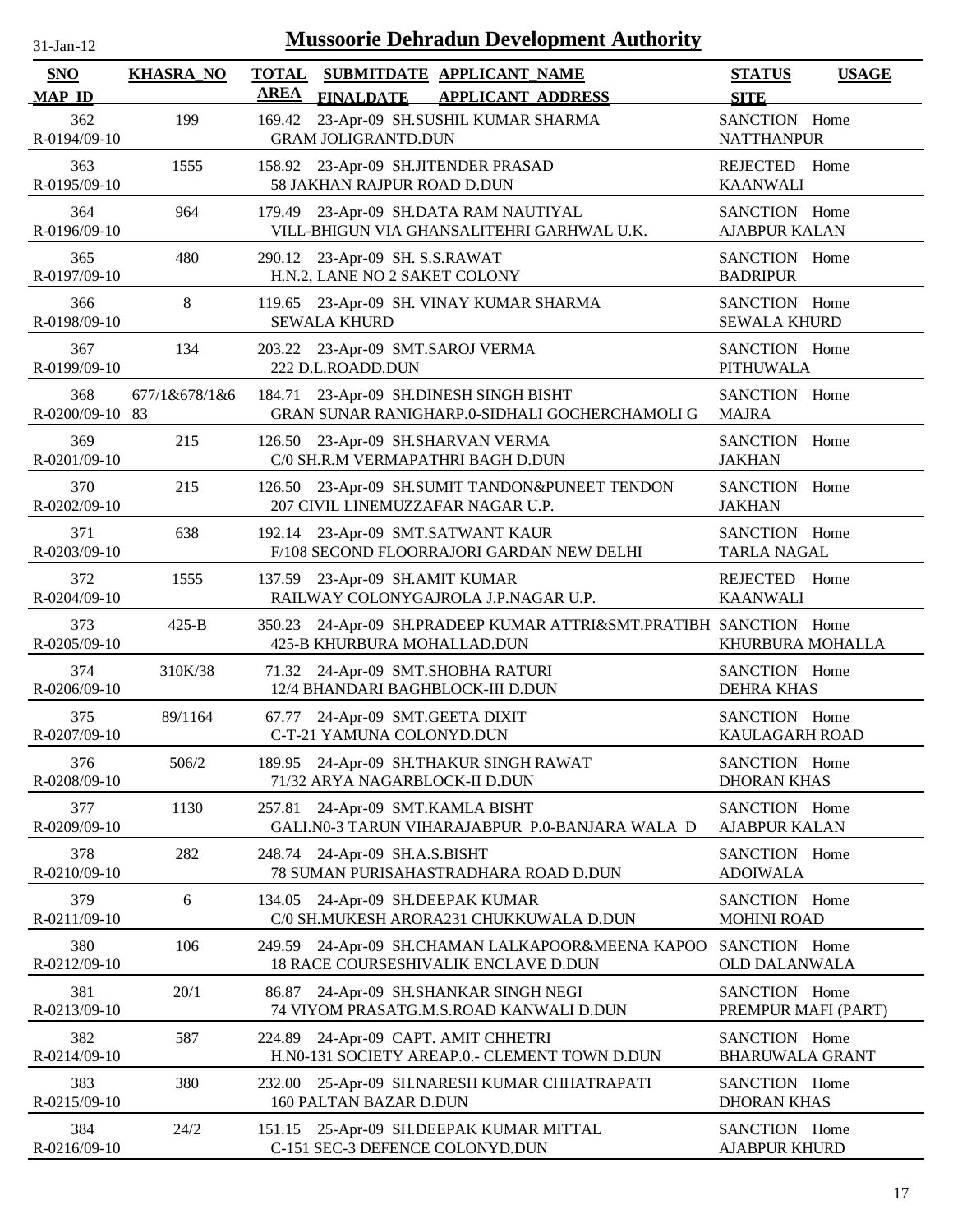# Mussoorie Dehradun Development Authority

31-Jan-12

| SNO / MAP_ID | KHASRA_NO | TOTAL AREA | SUBMITDATE / FINALDATE | APPLICANT_NAME / APPLICANT_ADDRESS | STATUS / SITE | USAGE |
|---|---|---|---|---|---|---|
| 362 R-0194/09-10 | 199 | 169.42 | 23-Apr-09 | SH.SUSHIL KUMAR SHARMA GRAM JOLIGRANTD.DUN | SANCTION NATTHANPUR | Home |
| 363 R-0195/09-10 | 1555 | 158.92 | 23-Apr-09 | SH.JITENDER PRASAD 58 JAKHAN RAJPUR ROAD D.DUN | REJECTED KAANWALI | Home |
| 364 R-0196/09-10 | 964 | 179.49 | 23-Apr-09 | SH.DATA RAM NAUTIYAL VILL-BHIGUN VIA GHANSALITEHRI GARHWAL U.K. | SANCTION AJABPUR KALAN | Home |
| 365 R-0197/09-10 | 480 | 290.12 | 23-Apr-09 | SH. S.S.RAWAT H.N.2, LANE NO 2 SAKET COLONY | SANCTION BADRIPUR | Home |
| 366 R-0198/09-10 | 8 | 119.65 | 23-Apr-09 | SH. VINAY KUMAR SHARMA SEWALA KHURD | SANCTION SEWALA KHURD | Home |
| 367 R-0199/09-10 | 134 | 203.22 | 23-Apr-09 | SMT.SAROJ VERMA 222 D.L.ROADD.DUN | SANCTION PITHUWALA | Home |
| 368 R-0200/09-10 | 677/1&678/1&683 | 184.71 | 23-Apr-09 | SH.DINESH SINGH BISHT GRAN SUNAR RANIGHARP.0-SIDHALI GOCHERCHAMOLI G | SANCTION MAJRA | Home |
| 369 R-0201/09-10 | 215 | 126.50 | 23-Apr-09 | SH.SHARVAN VERMA C/0 SH.R.M VERMAPATHRI BAGH D.DUN | SANCTION JAKHAN | Home |
| 370 R-0202/09-10 | 215 | 126.50 | 23-Apr-09 | SH.SUMIT TANDON&PUNEET TENDON 207 CIVIL LINEMUZZAFAR NAGAR U.P. | SANCTION JAKHAN | Home |
| 371 R-0203/09-10 | 638 | 192.14 | 23-Apr-09 | SMT.SATWANT KAUR F/108 SECOND FLOORRAJORI GARDAN NEW DELHI | SANCTION TARLA NAGAL | Home |
| 372 R-0204/09-10 | 1555 | 137.59 | 23-Apr-09 | SH.AMIT KUMAR RAILWAY COLONYGAJROLA J.P.NAGAR U.P. | REJECTED KAANWALI | Home |
| 373 R-0205/09-10 | 425-B | 350.23 | 24-Apr-09 | SH.PRADEEP KUMAR ATTRI&SMT.PRATIBH 425-B KHURBURA MOHALLAD.DUN | SANCTION KHURBURA MOHALLA | Home |
| 374 R-0206/09-10 | 310K/38 | 71.32 | 24-Apr-09 | SMT.SHOBHA RATURI 12/4 BHANDARI BAGHBLOCK-III D.DUN | SANCTION DEHRA KHAS | Home |
| 375 R-0207/09-10 | 89/1164 | 67.77 | 24-Apr-09 | SMT.GEETA DIXIT C-T-21 YAMUNA COLONYD.DUN | SANCTION KAULAGARH ROAD | Home |
| 376 R-0208/09-10 | 506/2 | 189.95 | 24-Apr-09 | SH.THAKUR SINGH RAWAT 71/32 ARYA NAGARBLOCK-II D.DUN | SANCTION DHORAN KHAS | Home |
| 377 R-0209/09-10 | 1130 | 257.81 | 24-Apr-09 | SMT.KAMLA BISHT GALI.N0-3 TARUN VIHARAJABPUR P.0-BANJARA WALA D | SANCTION AJABPUR KALAN | Home |
| 378 R-0210/09-10 | 282 | 248.74 | 24-Apr-09 | SH.A.S.BISHT 78 SUMAN PURISAHASTRADHARA ROAD D.DUN | SANCTION ADOIWALA | Home |
| 379 R-0211/09-10 | 6 | 134.05 | 24-Apr-09 | SH.DEEPAK KUMAR C/0 SH.MUKESH ARORA231 CHUKKUWALA D.DUN | SANCTION MOHINI ROAD | Home |
| 380 R-0212/09-10 | 106 | 249.59 | 24-Apr-09 | SH.CHAMAN LALKAPOOR&MEENA KAPOO 18 RACE COURSESHIVALIK ENCLAVE D.DUN | SANCTION OLD DALANWALA | Home |
| 381 R-0213/09-10 | 20/1 | 86.87 | 24-Apr-09 | SH.SHANKAR SINGH NEGI 74 VIYOM PRASATG.M.S.ROAD KANWALI D.DUN | SANCTION PREMPUR MAFI (PART) | Home |
| 382 R-0214/09-10 | 587 | 224.89 | 24-Apr-09 | CAPT. AMIT CHHETRI H.N0-131 SOCIETY AREAP.0.- CLEMENT TOWN D.DUN | SANCTION BHARUWALA GRANT | Home |
| 383 R-0215/09-10 | 380 | 232.00 | 25-Apr-09 | SH.NARESH KUMAR CHHATRAPATI 160 PALTAN BAZAR D.DUN | SANCTION DHORAN KHAS | Home |
| 384 R-0216/09-10 | 24/2 | 151.15 | 25-Apr-09 | SH.DEEPAK KUMAR MITTAL C-151 SEC-3 DEFENCE COLONYD.DUN | SANCTION AJABPUR KHURD | Home |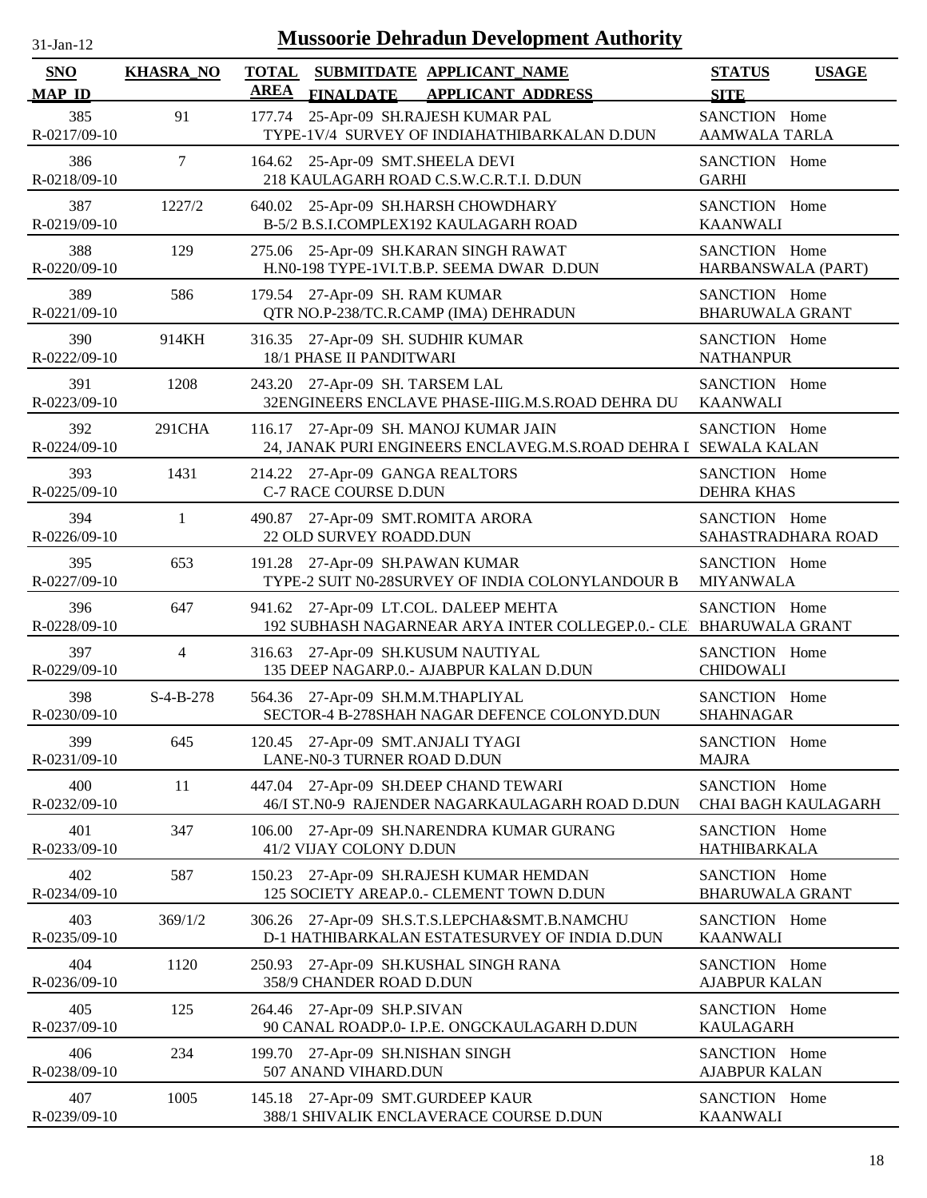# Mussoorie Dehradun Development Authority

31-Jan-12

| SNO / MAP_ID | KHASRA_NO | TOTAL AREA | SUBMITDATE / FINALDATE | APPLICANT_NAME / APPLICANT_ADDRESS | STATUS / SITE | USAGE |
|---|---|---|---|---|---|---|
| 385 / R-0217/09-10 | 91 | 177.74 | 25-Apr-09 | SH.RAJESH KUMAR PAL / TYPE-1V/4 SURVEY OF INDIAHATHIBARKALAN D.DUN | SANCTION / AAMWALA TARLA | Home |
| 386 / R-0218/09-10 | 7 | 164.62 | 25-Apr-09 | SMT.SHEELA DEVI / 218 KAULAGARH ROAD C.S.W.C.R.T.I. D.DUN | SANCTION / GARHI | Home |
| 387 / R-0219/09-10 | 1227/2 | 640.02 | 25-Apr-09 | SH.HARSH CHOWDHARY / B-5/2 B.S.I.COMPLEX192 KAULAGARH ROAD | SANCTION / KAANWALI | Home |
| 388 / R-0220/09-10 | 129 | 275.06 | 25-Apr-09 | SH.KARAN SINGH RAWAT / H.N0-198 TYPE-1VI.T.B.P. SEEMA DWAR D.DUN | SANCTION / HARBANSWALA (PART) | Home |
| 389 / R-0221/09-10 | 586 | 179.54 | 27-Apr-09 | SH. RAM KUMAR / QTR NO.P-238/TC.R.CAMP (IMA) DEHRADUN | SANCTION / BHARUWALA GRANT | Home |
| 390 / R-0222/09-10 | 914KH | 316.35 | 27-Apr-09 | SH. SUDHIR KUMAR / 18/1 PHASE II PANDITWARI | SANCTION / NATHANPUR | Home |
| 391 / R-0223/09-10 | 1208 | 243.20 | 27-Apr-09 | SH. TARSEM LAL / 32ENGINEERS ENCLAVE PHASE-IIIG.M.S.ROAD DEHRA DU | SANCTION / KAANWALI | Home |
| 392 / R-0224/09-10 | 291CHA | 116.17 | 27-Apr-09 | SH. MANOJ KUMAR JAIN / 24, JANAK PURI ENGINEERS ENCLAVEG.M.S.ROAD DEHRA I | SANCTION / SEWALA KALAN | Home |
| 393 / R-0225/09-10 | 1431 | 214.22 | 27-Apr-09 | GANGA REALTORS / C-7 RACE COURSE D.DUN | SANCTION / DEHRA KHAS | Home |
| 394 / R-0226/09-10 | 1 | 490.87 | 27-Apr-09 | SMT.ROMITA ARORA / 22 OLD SURVEY ROADD.DUN | SANCTION / SAHASTRADHARA ROAD | Home |
| 395 / R-0227/09-10 | 653 | 191.28 | 27-Apr-09 | SH.PAWAN KUMAR / TYPE-2 SUIT N0-28SURVEY OF INDIA COLONYLANDOUR B | SANCTION / MIYANWALA | Home |
| 396 / R-0228/09-10 | 647 | 941.62 | 27-Apr-09 | LT.COL. DALEEP MEHTA / 192 SUBHASH NAGARNEAR ARYA INTER COLLEGEP.0.- CLE | SANCTION / BHARUWALA GRANT | Home |
| 397 / R-0229/09-10 | 4 | 316.63 | 27-Apr-09 | SH.KUSUM NAUTIYAL / 135 DEEP NAGARP.0.- AJABPUR KALAN D.DUN | SANCTION / CHIDOWALI | Home |
| 398 / R-0230/09-10 | S-4-B-278 | 564.36 | 27-Apr-09 | SH.M.M.THAPLIYAL / SECTOR-4 B-278SHAH NAGAR DEFENCE COLONYD.DUN | SANCTION / SHAHNAGAR | Home |
| 399 / R-0231/09-10 | 645 | 120.45 | 27-Apr-09 | SMT.ANJALI TYAGI / LANE-N0-3 TURNER ROAD D.DUN | SANCTION / MAJRA | Home |
| 400 / R-0232/09-10 | 11 | 447.04 | 27-Apr-09 | SH.DEEP CHAND TEWARI / 46/I ST.N0-9 RAJENDER NAGARKAULAGARH ROAD D.DUN | SANCTION / CHAI BAGH KAULAGARH | Home |
| 401 / R-0233/09-10 | 347 | 106.00 | 27-Apr-09 | SH.NARENDRA KUMAR GURANG / 41/2 VIJAY COLONY D.DUN | SANCTION / HATHIBARKALA | Home |
| 402 / R-0234/09-10 | 587 | 150.23 | 27-Apr-09 | SH.RAJESH KUMAR HEMDAN / 125 SOCIETY AREAP.0.- CLEMENT TOWN D.DUN | SANCTION / BHARUWALA GRANT | Home |
| 403 / R-0235/09-10 | 369/1/2 | 306.26 | 27-Apr-09 | SH.S.T.S.LEPCHA&SMT.B.NAMCHU / D-1 HATHIBARKALAN ESTATESURVEY OF INDIA D.DUN | SANCTION / KAANWALI | Home |
| 404 / R-0236/09-10 | 1120 | 250.93 | 27-Apr-09 | SH.KUSHAL SINGH RANA / 358/9 CHANDER ROAD D.DUN | SANCTION / AJABPUR KALAN | Home |
| 405 / R-0237/09-10 | 125 | 264.46 | 27-Apr-09 | SH.P.SIVAN / 90 CANAL ROADP.0- I.P.E. ONGCKAULAGARH D.DUN | SANCTION / KAULAGARH | Home |
| 406 / R-0238/09-10 | 234 | 199.70 | 27-Apr-09 | SH.NISHAN SINGH / 507 ANAND VIHARD.DUN | SANCTION / AJABPUR KALAN | Home |
| 407 / R-0239/09-10 | 1005 | 145.18 | 27-Apr-09 | SMT.GURDEEP KAUR / 388/1 SHIVALIK ENCLAVERACE COURSE D.DUN | SANCTION / KAANWALI | Home |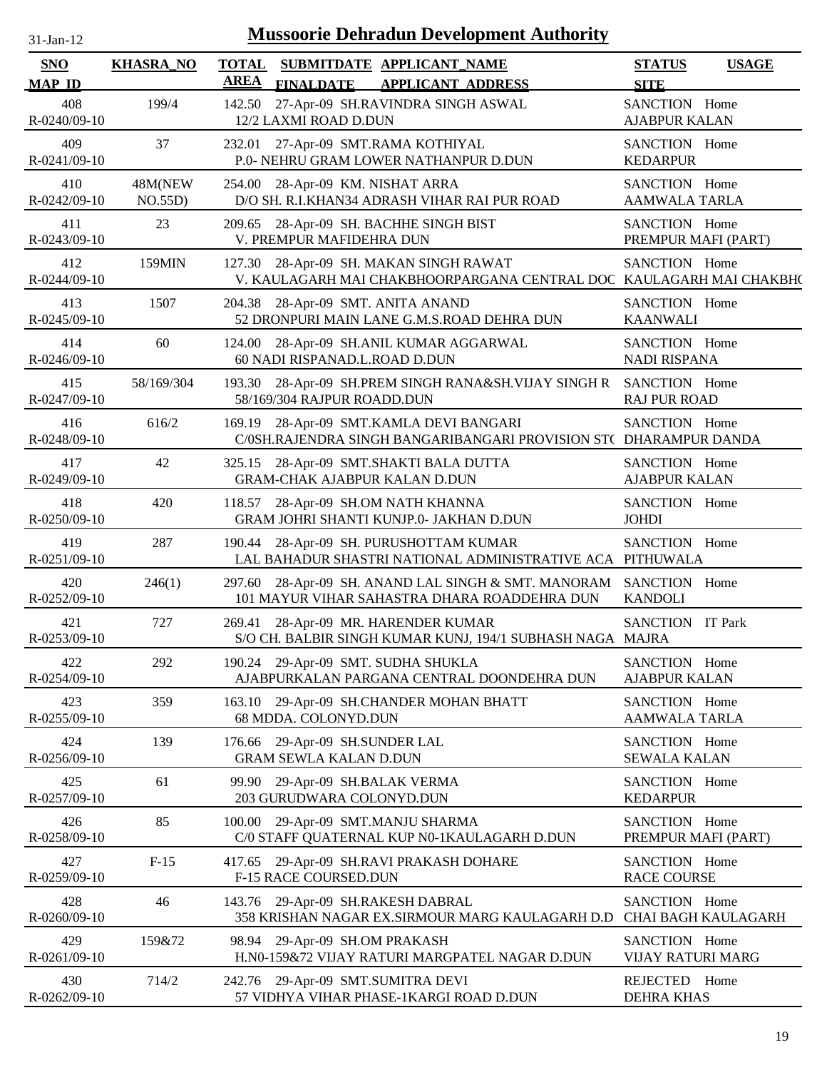# Mussoorie Dehradun Development Authority

31-Jan-12

| SNO<br>MAP_ID | KHASRA_NO | TOTAL AREA | SUBMITDATE<br>FINALDATE | APPLICANT_NAME<br>APPLICANT_ADDRESS | STATUS<br>SITE | USAGE |
|---|---|---|---|---|---|---|
| 408<br>R-0240/09-10 | 199/4 | 142.50 | 27-Apr-09 | SH.RAVINDRA SINGH ASWAL<br>12/2 LAXMI ROAD D.DUN | SANCTION<br>AJABPUR KALAN | Home |
| 409<br>R-0241/09-10 | 37 | 232.01 | 27-Apr-09 | SMT.RAMA KOTHIYAL<br>P.0- NEHRU GRAM LOWER NATHANPUR D.DUN | SANCTION<br>KEDARPUR | Home |
| 410<br>R-0242/09-10 | 48M(NEW NO.55D) | 254.00 | 28-Apr-09 | KM. NISHAT ARRA<br>D/O SH. R.I.KHAN34 ADRASH VIHAR RAI PUR ROAD | SANCTION<br>AAMWALA TARLA | Home |
| 411<br>R-0243/09-10 | 23 | 209.65 | 28-Apr-09 | SH. BACHHE SINGH BIST<br>V. PREMPUR MAFIDEHRA DUN | SANCTION<br>PREMPUR MAFI (PART) | Home |
| 412<br>R-0244/09-10 | 159MIN | 127.30 | 28-Apr-09 | SH. MAKAN SINGH RAWAT<br>V. KAULAGARH MAI CHAKBHOORPARGANA CENTRAL DOC | SANCTION<br>KAULAGARH MAI CHAKBH( | Home |
| 413<br>R-0245/09-10 | 1507 | 204.38 | 28-Apr-09 | SMT. ANITA ANAND<br>52 DRONPURI MAIN LANE G.M.S.ROAD DEHRA DUN | SANCTION<br>KAANWALI | Home |
| 414<br>R-0246/09-10 | 60 | 124.00 | 28-Apr-09 | SH.ANIL KUMAR AGGARWAL<br>60 NADI RISPANAD.L.ROAD D.DUN | SANCTION<br>NADI RISPANA | Home |
| 415<br>R-0247/09-10 | 58/169/304 | 193.30 | 28-Apr-09 | SH.PREM SINGH RANA&SH.VIJAY SINGH R<br>58/169/304 RAJPUR ROADD.DUN | SANCTION<br>RAJ PUR ROAD | Home |
| 416<br>R-0248/09-10 | 616/2 | 169.19 | 28-Apr-09 | SMT.KAMLA DEVI BANGARI<br>C/0SH.RAJENDRA SINGH BANGARIBANGARI PROVISION ST( | SANCTION<br>DHARAMPUR DANDA | Home |
| 417<br>R-0249/09-10 | 42 | 325.15 | 28-Apr-09 | SMT.SHAKTI BALA DUTTA<br>GRAM-CHAK AJABPUR KALAN D.DUN | SANCTION<br>AJABPUR KALAN | Home |
| 418<br>R-0250/09-10 | 420 | 118.57 | 28-Apr-09 | SH.OM NATH KHANNA<br>GRAM JOHRI SHANTI KUNJP.0- JAKHAN D.DUN | SANCTION<br>JOHDI | Home |
| 419<br>R-0251/09-10 | 287 | 190.44 | 28-Apr-09 | SH. PURUSHOTTAM KUMAR<br>LAL BAHADUR SHASTRI NATIONAL ADMINISTRATIVE ACA | SANCTION<br>PITHUWALA | Home |
| 420<br>R-0252/09-10 | 246(1) | 297.60 | 28-Apr-09 | SH. ANAND LAL SINGH & SMT. MANORAM<br>101 MAYUR VIHAR SAHASTRA DHARA ROADDEHRA DUN | SANCTION<br>KANDOLI | Home |
| 421<br>R-0253/09-10 | 727 | 269.41 | 28-Apr-09 | MR. HARENDER KUMAR<br>S/O CH. BALBIR SINGH KUMAR KUNJ, 194/1 SUBHASH NAGA | SANCTION<br>MAJRA | IT Park |
| 422<br>R-0254/09-10 | 292 | 190.24 | 29-Apr-09 | SMT. SUDHA SHUKLA<br>AJABPURKALAN PARGANA CENTRAL DOONDEHRA DUN | SANCTION<br>AJABPUR KALAN | Home |
| 423<br>R-0255/09-10 | 359 | 163.10 | 29-Apr-09 | SH.CHANDER MOHAN BHATT<br>68 MDDA. COLONYD.DUN | SANCTION<br>AAMWALA TARLA | Home |
| 424<br>R-0256/09-10 | 139 | 176.66 | 29-Apr-09 | SH.SUNDER LAL<br>GRAM SEWLA KALAN D.DUN | SANCTION<br>SEWALA KALAN | Home |
| 425<br>R-0257/09-10 | 61 | 99.90 | 29-Apr-09 | SH.BALAK VERMA<br>203 GURUDWARA COLONYD.DUN | SANCTION<br>KEDARPUR | Home |
| 426<br>R-0258/09-10 | 85 | 100.00 | 29-Apr-09 | SMT.MANJU SHARMA<br>C/0 STAFF QUATERNAL KUP N0-1KAULAGARH D.DUN | SANCTION<br>PREMPUR MAFI (PART) | Home |
| 427<br>R-0259/09-10 | F-15 | 417.65 | 29-Apr-09 | SH.RAVI PRAKASH DOHARE<br>F-15 RACE COURSED.DUN | SANCTION<br>RACE COURSE | Home |
| 428<br>R-0260/09-10 | 46 | 143.76 | 29-Apr-09 | SH.RAKESH DABRAL<br>358 KRISHAN NAGAR EX.SIRMOUR MARG KAULAGARH D.D | SANCTION<br>CHAI BAGH KAULAGARH | Home |
| 429<br>R-0261/09-10 | 159&72 | 98.94 | 29-Apr-09 | SH.OM PRAKASH<br>H.N0-159&72 VIJAY RATURI MARGPATEL NAGAR D.DUN | SANCTION<br>VIJAY RATURI MARG | Home |
| 430<br>R-0262/09-10 | 714/2 | 242.76 | 29-Apr-09 | SMT.SUMITRA DEVI<br>57 VIDHYA VIHAR PHASE-1KARGI ROAD D.DUN | REJECTED<br>DEHRA KHAS | Home |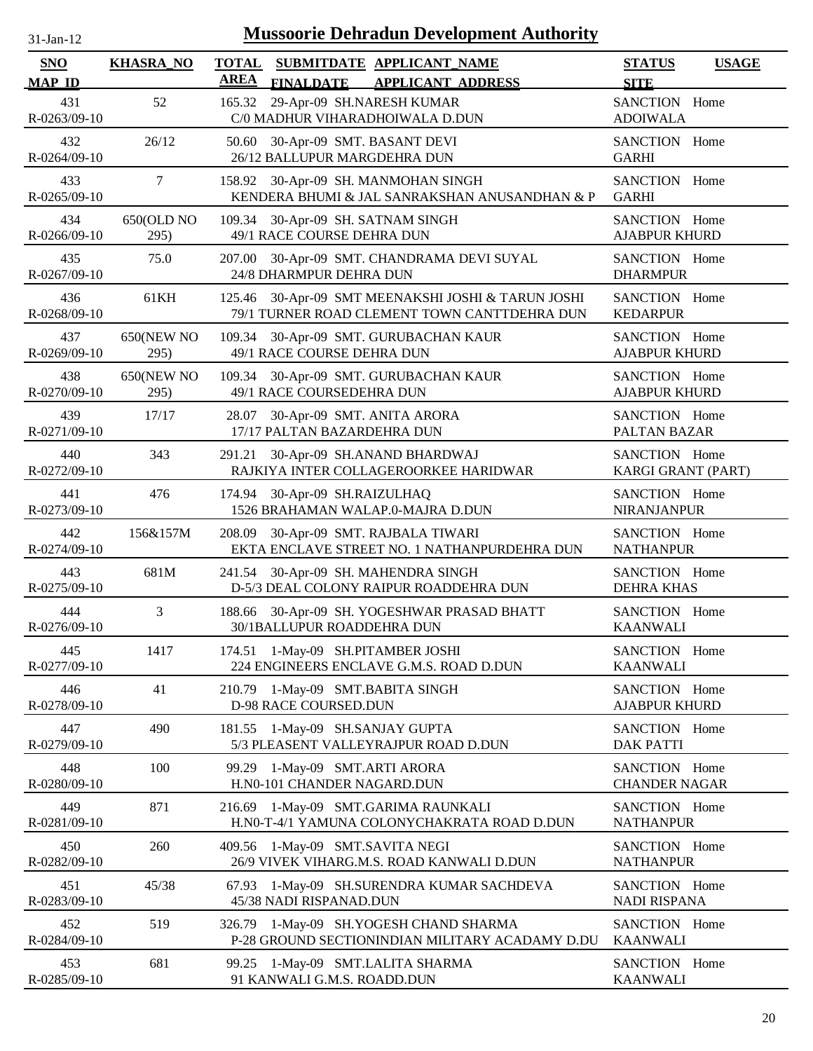# Mussoorie Dehradun Development Authority

31-Jan-12

| SNO / MAP_ID | KHASRA_NO | TOTAL AREA | SUBMITDATE / FINALDATE | APPLICANT_NAME / APPLICANT_ADDRESS | STATUS / SITE | USAGE |
|---|---|---|---|---|---|---|
| 431<br>R-0263/09-10 | 52 | 165.32 | 29-Apr-09 | SH.NARESH KUMAR<br>C/0 MADHUR VIHARADHOIWALA D.DUN | SANCTION<br>ADOIWALA | Home |
| 432<br>R-0264/09-10 | 26/12 | 50.60 | 30-Apr-09 | SMT. BASANT DEVI<br>26/12 BALLUPUR MARGDEHRA DUN | SANCTION<br>GARHI | Home |
| 433<br>R-0265/09-10 | 7 | 158.92 | 30-Apr-09 | SH. MANMOHAN SINGH<br>KENDERA BHUMI & JAL SANRAKSHAN ANUSANDHAN & P | SANCTION<br>GARHI | Home |
| 434<br>R-0266/09-10 | 650(OLD NO 295) | 109.34 | 30-Apr-09 | SH. SATNAM SINGH<br>49/1 RACE COURSE DEHRA DUN | SANCTION<br>AJABPUR KHURD | Home |
| 435<br>R-0267/09-10 | 75.0 | 207.00 | 30-Apr-09 | SMT. CHANDRAMA DEVI SUYAL<br>24/8 DHARMPUR DEHRA DUN | SANCTION<br>DHARMPUR | Home |
| 436<br>R-0268/09-10 | 61KH | 125.46 | 30-Apr-09 | SMT MEENAKSHI JOSHI & TARUN JOSHI<br>79/1 TURNER ROAD CLEMENT TOWN CANTTDEHRA DUN | SANCTION<br>KEDARPUR | Home |
| 437<br>R-0269/09-10 | 650(NEW NO 295) | 109.34 | 30-Apr-09 | SMT. GURUBACHAN KAUR<br>49/1 RACE COURSE DEHRA DUN | SANCTION<br>AJABPUR KHURD | Home |
| 438<br>R-0270/09-10 | 650(NEW NO 295) | 109.34 | 30-Apr-09 | SMT. GURUBACHAN KAUR<br>49/1 RACE COURSEDEHRA DUN | SANCTION<br>AJABPUR KHURD | Home |
| 439<br>R-0271/09-10 | 17/17 | 28.07 | 30-Apr-09 | SMT. ANITA ARORA<br>17/17 PALTAN BAZARDEHRA DUN | SANCTION<br>PALTAN BAZAR | Home |
| 440<br>R-0272/09-10 | 343 | 291.21 | 30-Apr-09 | SH.ANAND BHARDWAJ<br>RAJKIYA INTER COLLAGEROORKEE HARIDWAR | SANCTION<br>KARGI GRANT (PART) | Home |
| 441<br>R-0273/09-10 | 476 | 174.94 | 30-Apr-09 | SH.RAIZULHAQ<br>1526 BRAHAMAN WALAP.0-MAJRA D.DUN | SANCTION<br>NIRANJANPUR | Home |
| 442<br>R-0274/09-10 | 156&157M | 208.09 | 30-Apr-09 | SMT. RAJBALA TIWARI<br>EKTA ENCLAVE STREET NO. 1 NATHANPURDEHRA DUN | SANCTION<br>NATHANPUR | Home |
| 443<br>R-0275/09-10 | 681M | 241.54 | 30-Apr-09 | SH. MAHENDRA SINGH<br>D-5/3 DEAL COLONY RAIPUR ROADDEHRA DUN | SANCTION<br>DEHRA KHAS | Home |
| 444<br>R-0276/09-10 | 3 | 188.66 | 30-Apr-09 | SH. YOGESHWAR PRASAD BHATT<br>30/1BALLUPUR ROADDEHRA DUN | SANCTION<br>KAANWALI | Home |
| 445<br>R-0277/09-10 | 1417 | 174.51 | 1-May-09 | SH.PITAMBER JOSHI<br>224 ENGINEERS ENCLAVE G.M.S. ROAD D.DUN | SANCTION<br>KAANWALI | Home |
| 446<br>R-0278/09-10 | 41 | 210.79 | 1-May-09 | SMT.BABITA SINGH<br>D-98 RACE COURSED.DUN | SANCTION<br>AJABPUR KHURD | Home |
| 447<br>R-0279/09-10 | 490 | 181.55 | 1-May-09 | SH.SANJAY GUPTA<br>5/3 PLEASENT VALLEYRAJPUR ROAD D.DUN | SANCTION<br>DAK PATTI | Home |
| 448<br>R-0280/09-10 | 100 | 99.29 | 1-May-09 | SMT.ARTI ARORA<br>H.N0-101 CHANDER NAGARD.DUN | SANCTION<br>CHANDER NAGAR | Home |
| 449<br>R-0281/09-10 | 871 | 216.69 | 1-May-09 | SMT.GARIMA RAUNKALI<br>H.N0-T-4/1 YAMUNA COLONYCHAKRATA ROAD D.DUN | SANCTION<br>NATHANPUR | Home |
| 450<br>R-0282/09-10 | 260 | 409.56 | 1-May-09 | SMT.SAVITA NEGI<br>26/9 VIVEK VIHARG.M.S. ROAD KANWALI D.DUN | SANCTION<br>NATHANPUR | Home |
| 451<br>R-0283/09-10 | 45/38 | 67.93 | 1-May-09 | SH.SURENDRA KUMAR SACHDEVA<br>45/38 NADI RISPANAD.DUN | SANCTION<br>NADI RISPANA | Home |
| 452<br>R-0284/09-10 | 519 | 326.79 | 1-May-09 | SH.YOGESH CHAND SHARMA<br>P-28 GROUND SECTIONINDIAN MILITARY ACADAMY D.DU | SANCTION<br>KAANWALI | Home |
| 453<br>R-0285/09-10 | 681 | 99.25 | 1-May-09 | SMT.LALITA SHARMA<br>91 KANWALI G.M.S. ROADD.DUN | SANCTION<br>KAANWALI | Home |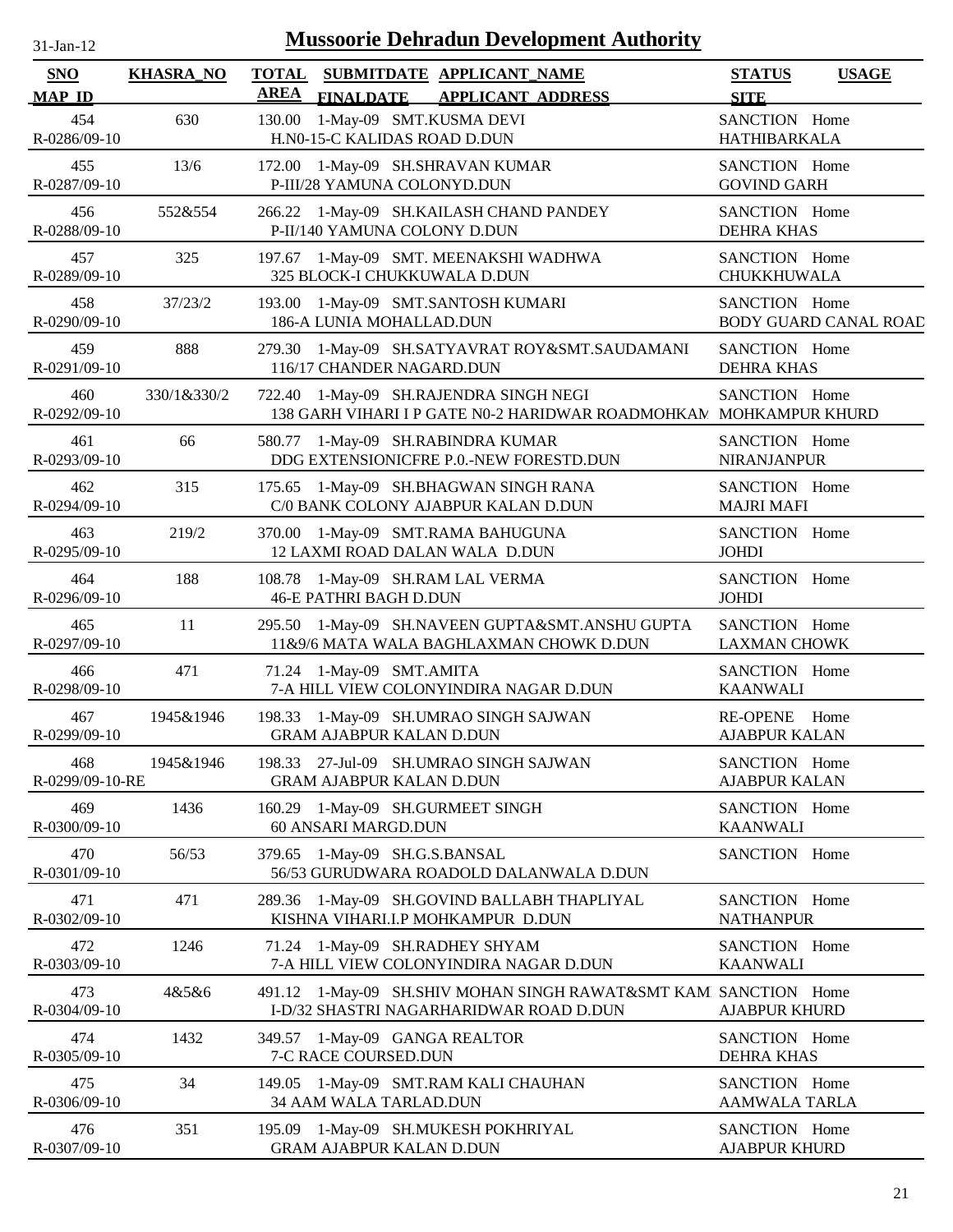# Mussoorie Dehradun Development Authority

31-Jan-12

| SNO / MAP_ID | KHASRA_NO | TOTAL AREA | SUBMITDATE / FINALDATE | APPLICANT_NAME / APPLICANT_ADDRESS | STATUS / SITE | USAGE |
|---|---|---|---|---|---|---|
| 454 / R-0286/09-10 | 630 | 130.00 | 1-May-09 | SMT.KUSMA DEVI / H.N0-15-C KALIDAS ROAD D.DUN | SANCTION / HATHIBARKALA | Home |
| 455 / R-0287/09-10 | 13/6 | 172.00 | 1-May-09 | SH.SHRAVAN KUMAR / P-III/28 YAMUNA COLONYD.DUN | SANCTION / GOVIND GARH | Home |
| 456 / R-0288/09-10 | 552&554 | 266.22 | 1-May-09 | SH.KAILASH CHAND PANDEY / P-II/140 YAMUNA COLONY D.DUN | SANCTION / DEHRA KHAS | Home |
| 457 / R-0289/09-10 | 325 | 197.67 | 1-May-09 | SMT. MEENAKSHI WADHWA / 325 BLOCK-I CHUKKUWALA D.DUN | SANCTION / CHUKKHUWALA | Home |
| 458 / R-0290/09-10 | 37/23/2 | 193.00 | 1-May-09 | SMT.SANTOSH KUMARI / 186-A LUNIA MOHALLAD.DUN | SANCTION / BODY GUARD CANAL ROAD | Home |
| 459 / R-0291/09-10 | 888 | 279.30 | 1-May-09 | SH.SATYAVRAT ROY&SMT.SAUDAMANI / 116/17 CHANDER NAGARD.DUN | SANCTION / DEHRA KHAS | Home |
| 460 / R-0292/09-10 | 330/1&330/2 | 722.40 | 1-May-09 | SH.RAJENDRA SINGH NEGI / 138 GARH VIHARI I P GATE N0-2 HARIDWAR ROADMOHKAM | SANCTION / MOHKAMPUR KHURD | Home |
| 461 / R-0293/09-10 | 66 | 580.77 | 1-May-09 | SH.RABINDRA KUMAR / DDG EXTENSIONICFRE P.0.-NEW FORESTD.DUN | SANCTION / NIRANJANPUR | Home |
| 462 / R-0294/09-10 | 315 | 175.65 | 1-May-09 | SH.BHAGWAN SINGH RANA / C/0 BANK COLONY AJABPUR KALAN D.DUN | SANCTION / MAJRI MAFI | Home |
| 463 / R-0295/09-10 | 219/2 | 370.00 | 1-May-09 | SMT.RAMA BAHUGUNA / 12 LAXMI ROAD DALAN WALA D.DUN | SANCTION / JOHDI | Home |
| 464 / R-0296/09-10 | 188 | 108.78 | 1-May-09 | SH.RAM LAL VERMA / 46-E PATHRI BAGH D.DUN | SANCTION / JOHDI | Home |
| 465 / R-0297/09-10 | 11 | 295.50 | 1-May-09 | SH.NAVEEN GUPTA&SMT.ANSHU GUPTA / 11&9/6 MATA WALA BAGHLAXMAN CHOWK D.DUN | SANCTION / LAXMAN CHOWK | Home |
| 466 / R-0298/09-10 | 471 | 71.24 | 1-May-09 | SMT.AMITA / 7-A HILL VIEW COLONYINDIRA NAGAR D.DUN | SANCTION / KAANWALI | Home |
| 467 / R-0299/09-10 | 1945&1946 | 198.33 | 1-May-09 | SH.UMRAO SINGH SAJWAN / GRAM AJABPUR KALAN D.DUN | RE-OPENE / AJABPUR KALAN | Home |
| 468 / R-0299/09-10-RE | 1945&1946 | 198.33 | 27-Jul-09 | SH.UMRAO SINGH SAJWAN / GRAM AJABPUR KALAN D.DUN | SANCTION / AJABPUR KALAN | Home |
| 469 / R-0300/09-10 | 1436 | 160.29 | 1-May-09 | SH.GURMEET SINGH / 60 ANSARI MARGD.DUN | SANCTION / KAANWALI | Home |
| 470 / R-0301/09-10 | 56/53 | 379.65 | 1-May-09 | SH.G.S.BANSAL / 56/53 GURUDWARA ROADOLD DALANWALA D.DUN | SANCTION | Home |
| 471 / R-0302/09-10 | 471 | 289.36 | 1-May-09 | SH.GOVIND BALLABH THAPLIYAL / KISHNA VIHARI.I.P MOHKAMPUR D.DUN | SANCTION / NATHANPUR | Home |
| 472 / R-0303/09-10 | 1246 | 71.24 | 1-May-09 | SH.RADHEY SHYAM / 7-A HILL VIEW COLONYINDIRA NAGAR D.DUN | SANCTION / KAANWALI | Home |
| 473 / R-0304/09-10 | 4&5&6 | 491.12 | 1-May-09 | SH.SHIV MOHAN SINGH RAWAT&SMT KAM / I-D/32 SHASTRI NAGARHARIDWAR ROAD D.DUN | SANCTION / AJABPUR KHURD | Home |
| 474 / R-0305/09-10 | 1432 | 349.57 | 1-May-09 | GANGA REALTOR / 7-C RACE COURSED.DUN | SANCTION / DEHRA KHAS | Home |
| 475 / R-0306/09-10 | 34 | 149.05 | 1-May-09 | SMT.RAM KALI CHAUHAN / 34 AAM WALA TARLAD.DUN | SANCTION / AAMWALA TARLA | Home |
| 476 / R-0307/09-10 | 351 | 195.09 | 1-May-09 | SH.MUKESH POKHRIYAL / GRAM AJABPUR KALAN D.DUN | SANCTION / AJABPUR KHURD | Home |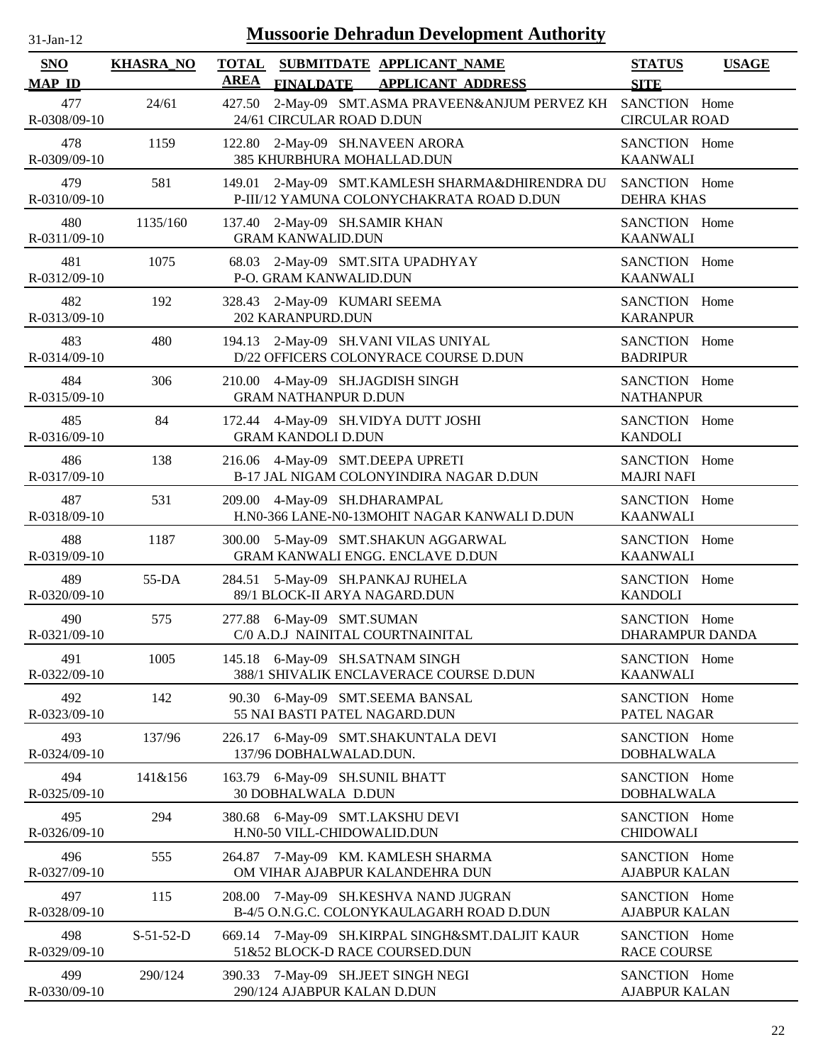# Mussoorie Dehradun Development Authority

31-Jan-12

| SNO / MAP_ID | KHASRA_NO | TOTAL AREA | SUBMITDATE / FINALDATE | APPLICANT_NAME / APPLICANT_ADDRESS | STATUS / SITE | USAGE |
|---|---|---|---|---|---|---|
| 477 / R-0308/09-10 | 24/61 | 427.50 | 2-May-09 | SMT.ASMA PRAVEEN&ANJUM PERVEZ KH / 24/61 CIRCULAR ROAD D.DUN | SANCTION / CIRCULAR ROAD | Home |
| 478 / R-0309/09-10 | 1159 | 122.80 | 2-May-09 | SH.NAVEEN ARORA / 385 KHURBHURA MOHALLAD.DUN | SANCTION / KAANWALI | Home |
| 479 / R-0310/09-10 | 581 | 149.01 | 2-May-09 | SMT.KAMLESH SHARMA&DHIRENDRA DU / P-III/12 YAMUNA COLONYCHAKRATA ROAD D.DUN | SANCTION / DEHRA KHAS | Home |
| 480 / R-0311/09-10 | 1135/160 | 137.40 | 2-May-09 | SH.SAMIR KHAN / GRAM KANWALID.DUN | SANCTION / KAANWALI | Home |
| 481 / R-0312/09-10 | 1075 | 68.03 | 2-May-09 | SMT.SITA UPADHYAY / P-O. GRAM KANWALID.DUN | SANCTION / KAANWALI | Home |
| 482 / R-0313/09-10 | 192 | 328.43 | 2-May-09 | KUMARI SEEMA / 202 KARANPURD.DUN | SANCTION / KARANPUR | Home |
| 483 / R-0314/09-10 | 480 | 194.13 | 2-May-09 | SH.VANI VILAS UNIYAL / D/22 OFFICERS COLONYRACE COURSE D.DUN | SANCTION / BADRIPUR | Home |
| 484 / R-0315/09-10 | 306 | 210.00 | 4-May-09 | SH.JAGDISH SINGH / GRAM NATHANPUR D.DUN | SANCTION / NATHANPUR | Home |
| 485 / R-0316/09-10 | 84 | 172.44 | 4-May-09 | SH.VIDYA DUTT JOSHI / GRAM KANDOLI D.DUN | SANCTION / KANDOLI | Home |
| 486 / R-0317/09-10 | 138 | 216.06 | 4-May-09 | SMT.DEEPA UPRETI / B-17 JAL NIGAM COLONYINDIRA NAGAR D.DUN | SANCTION / MAJRI NAFI | Home |
| 487 / R-0318/09-10 | 531 | 209.00 | 4-May-09 | SH.DHARAMPAL / H.N0-366 LANE-N0-13MOHIT NAGAR KANWALI D.DUN | SANCTION / KAANWALI | Home |
| 488 / R-0319/09-10 | 1187 | 300.00 | 5-May-09 | SMT.SHAKUN AGGARWAL / GRAM KANWALI ENGG. ENCLAVE D.DUN | SANCTION / KAANWALI | Home |
| 489 / R-0320/09-10 | 55-DA | 284.51 | 5-May-09 | SH.PANKAJ RUHELA / 89/1 BLOCK-II ARYA NAGARD.DUN | SANCTION / KANDOLI | Home |
| 490 / R-0321/09-10 | 575 | 277.88 | 6-May-09 | SMT.SUMAN / C/0 A.D.J NAINITAL COURTNAINITAL | SANCTION / DHARAMPUR DANDA | Home |
| 491 / R-0322/09-10 | 1005 | 145.18 | 6-May-09 | SH.SATNAM SINGH / 388/1 SHIVALIK ENCLAVERACE COURSE D.DUN | SANCTION / KAANWALI | Home |
| 492 / R-0323/09-10 | 142 | 90.30 | 6-May-09 | SMT.SEEMA BANSAL / 55 NAI BASTI PATEL NAGARD.DUN | SANCTION / PATEL NAGAR | Home |
| 493 / R-0324/09-10 | 137/96 | 226.17 | 6-May-09 | SMT.SHAKUNTALA DEVI / 137/96 DOBHALWALAD.DUN. | SANCTION / DOBHALWALA | Home |
| 494 / R-0325/09-10 | 141&156 | 163.79 | 6-May-09 | SH.SUNIL BHATT / 30 DOBHALWALA D.DUN | SANCTION / DOBHALWALA | Home |
| 495 / R-0326/09-10 | 294 | 380.68 | 6-May-09 | SMT.LAKSHU DEVI / H.N0-50 VILL-CHIDOWALID.DUN | SANCTION / CHIDOWALI | Home |
| 496 / R-0327/09-10 | 555 | 264.87 | 7-May-09 | KM. KAMLESH SHARMA / OM VIHAR AJABPUR KALANDEHRA DUN | SANCTION / AJABPUR KALAN | Home |
| 497 / R-0328/09-10 | 115 | 208.00 | 7-May-09 | SH.KESHVA NAND JUGRAN / B-4/5 O.N.G.C. COLONYKAULAGARH ROAD D.DUN | SANCTION / AJABPUR KALAN | Home |
| 498 / R-0329/09-10 | S-51-52-D | 669.14 | 7-May-09 | SH.KIRPAL SINGH&SMT.DALJIT KAUR / 51&52 BLOCK-D RACE COURSED.DUN | SANCTION / RACE COURSE | Home |
| 499 / R-0330/09-10 | 290/124 | 390.33 | 7-May-09 | SH.JEET SINGH NEGI / 290/124 AJABPUR KALAN D.DUN | SANCTION / AJABPUR KALAN | Home |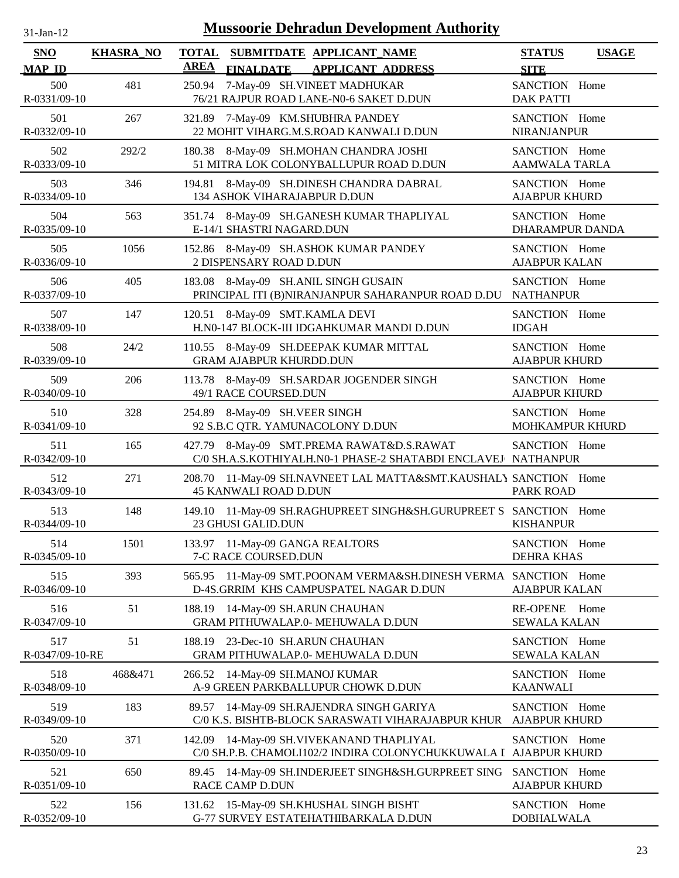31-Jan-12

# Mussoorie Dehradun Development Authority

| SNO / MAP_ID | KHASRA_NO | TOTAL AREA | SUBMITDATE / FINALDATE | APPLICANT_NAME / APPLICANT_ADDRESS | STATUS / SITE | USAGE |
|---|---|---|---|---|---|---|
| 500 / R-0331/09-10 | 481 | 250.94 | 7-May-09 | SH.VINEET MADHUKAR / 76/21 RAJPUR ROAD LANE-N0-6 SAKET D.DUN | SANCTION / DAK PATTI | Home |
| 501 / R-0332/09-10 | 267 | 321.89 | 7-May-09 | KM.SHUBHRA PANDEY / 22 MOHIT VIHARG.M.S.ROAD KANWALI D.DUN | SANCTION / NIRANJANPUR | Home |
| 502 / R-0333/09-10 | 292/2 | 180.38 | 8-May-09 | SH.MOHAN CHANDRA JOSHI / 51 MITRA LOK COLONYBALLUPUR ROAD D.DUN | SANCTION / AAMWALA TARLA | Home |
| 503 / R-0334/09-10 | 346 | 194.81 | 8-May-09 | SH.DINESH CHANDRA DABRAL / 134 ASHOK VIHARAJABPUR D.DUN | SANCTION / AJABPUR KHURD | Home |
| 504 / R-0335/09-10 | 563 | 351.74 | 8-May-09 | SH.GANESH KUMAR THAPLIYAL / E-14/1 SHASTRI NAGARD.DUN | SANCTION / DHARAMPUR DANDA | Home |
| 505 / R-0336/09-10 | 1056 | 152.86 | 8-May-09 | SH.ASHOK KUMAR PANDEY / 2 DISPENSARY ROAD D.DUN | SANCTION / AJABPUR KALAN | Home |
| 506 / R-0337/09-10 | 405 | 183.08 | 8-May-09 | SH.ANIL SINGH GUSAIN / PRINCIPAL ITI (B)NIRANJANPUR SAHARANPUR ROAD D.DU | SANCTION / NATHANPUR | Home |
| 507 / R-0338/09-10 | 147 | 120.51 | 8-May-09 | SMT.KAMLA DEVI / H.N0-147 BLOCK-III IDGAHKUMAR MANDI D.DUN | SANCTION / IDGAH | Home |
| 508 / R-0339/09-10 | 24/2 | 110.55 | 8-May-09 | SH.DEEPAK KUMAR MITTAL / GRAM AJABPUR KHURDD.DUN | SANCTION / AJABPUR KHURD | Home |
| 509 / R-0340/09-10 | 206 | 113.78 | 8-May-09 | SH.SARDAR JOGENDER SINGH / 49/1 RACE COURSED.DUN | SANCTION / AJABPUR KHURD | Home |
| 510 / R-0341/09-10 | 328 | 254.89 | 8-May-09 | SH.VEER SINGH / 92 S.B.C QTR. YAMUNACOLONY D.DUN | SANCTION / MOHKAMPUR KHURD | Home |
| 511 / R-0342/09-10 | 165 | 427.79 | 8-May-09 | SMT.PREMA RAWAT&D.S.RAWAT / C/0 SH.A.S.KOTHIYALH.N0-1 PHASE-2 SHATABDI ENCLAVEJ | SANCTION / NATHANPUR | Home |
| 512 / R-0343/09-10 | 271 | 208.70 | 11-May-09 | SH.NAVNEET LAL MATTA&SMT.KAUSHALY / 45 KANWALI ROAD D.DUN | SANCTION / PARK ROAD | Home |
| 513 / R-0344/09-10 | 148 | 149.10 | 11-May-09 | SH.RAGHUPREET SINGH&SH.GURUPREET S / 23 GHUSI GALID.DUN | SANCTION / KISHANPUR | Home |
| 514 / R-0345/09-10 | 1501 | 133.97 | 11-May-09 | GANGA REALTORS / 7-C RACE COURSED.DUN | SANCTION / DEHRA KHAS | Home |
| 515 / R-0346/09-10 | 393 | 565.95 | 11-May-09 | SMT.POONAM VERMA&SH.DINESH VERMA / D-4S.GRRIM KHS CAMPUSPATEL NAGAR D.DUN | SANCTION / AJABPUR KALAN | Home |
| 516 / R-0347/09-10 | 51 | 188.19 | 14-May-09 | SH.ARUN CHAUHAN / GRAM PITHUWALAP.0- MEHUWALA D.DUN | RE-OPENE / SEWALA KALAN | Home |
| 517 / R-0347/09-10-RE | 51 | 188.19 | 23-Dec-10 | SH.ARUN CHAUHAN / GRAM PITHUWALAP.0- MEHUWALA D.DUN | SANCTION / SEWALA KALAN | Home |
| 518 / R-0348/09-10 | 468&471 | 266.52 | 14-May-09 | SH.MANOJ KUMAR / A-9 GREEN PARKBALLUPUR CHOWK D.DUN | SANCTION / KAANWALI | Home |
| 519 / R-0349/09-10 | 183 | 89.57 | 14-May-09 | SH.RAJENDRA SINGH GARIYA / C/0 K.S. BISHTB-BLOCK SARASWATI VIHARAJABPUR KHUR | SANCTION / AJABPUR KHURD | Home |
| 520 / R-0350/09-10 | 371 | 142.09 | 14-May-09 | SH.VIVEKANAND THAPLIYAL / C/0 SH.P.B. CHAMOLI102/2 INDIRA COLONYCHUKKUWALA I | SANCTION / AJABPUR KHURD | Home |
| 521 / R-0351/09-10 | 650 | 89.45 | 14-May-09 | SH.INDERJEET SINGH&SH.GURPREET SING / RACE CAMP D.DUN | SANCTION / AJABPUR KHURD | Home |
| 522 / R-0352/09-10 | 156 | 131.62 | 15-May-09 | SH.KHUSHAL SINGH BISHT / G-77 SURVEY ESTATEHATHIBARKALA D.DUN | SANCTION / DOBHALWALA | Home |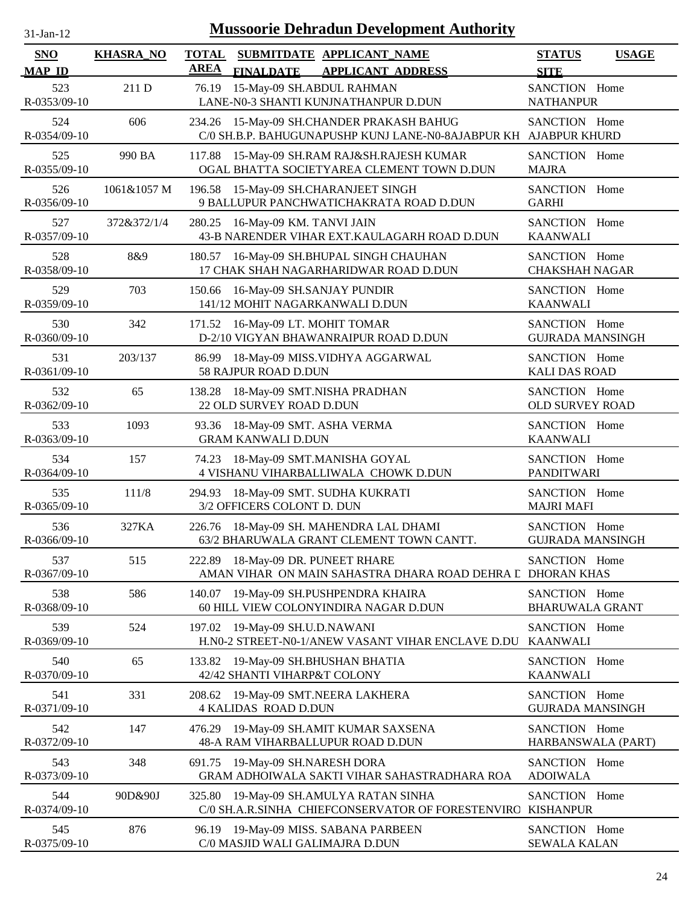# Mussoorie Dehradun Development Authority

31-Jan-12

| SNO<br>MAP_ID | KHASRA_NO | TOTAL AREA | SUBMITDATE<br>FINALDATE | APPLICANT_NAME<br>APPLICANT_ADDRESS | STATUS<br>SITE | USAGE |
|---|---|---|---|---|---|---|
| 523<br>R-0353/09-10 | 211 D | 76.19 | 15-May-09 | SH.ABDUL RAHMAN<br>LANE-N0-3 SHANTI KUNJNATHANPUR D.DUN | SANCTION<br>NATHANPUR | Home |
| 524<br>R-0354/09-10 | 606 | 234.26 | 15-May-09 | SH.CHANDER PRAKASH BAHUG<br>C/0 SH.B.P. BAHUGUNAPUSHP KUNJ LANE-N0-8AJABPUR KH | SANCTION<br>AJABPUR KHURD | Home |
| 525<br>R-0355/09-10 | 990 BA | 117.88 | 15-May-09 | SH.RAM RAJ&SH.RAJESH KUMAR<br>OGAL BHATTA SOCIETYAREA CLEMENT TOWN D.DUN | SANCTION<br>MAJRA | Home |
| 526<br>R-0356/09-10 | 1061&1057 M | 196.58 | 15-May-09 | SH.CHARANJEET SINGH<br>9 BALLUPUR PANCHWATICHAKRATA ROAD D.DUN | SANCTION<br>GARHI | Home |
| 527<br>R-0357/09-10 | 372&372/1/4 | 280.25 | 16-May-09 | KM. TANVI JAIN<br>43-B NARENDER VIHAR EXT.KAULAGARH ROAD D.DUN | SANCTION<br>KAANWALI | Home |
| 528<br>R-0358/09-10 | 8&9 | 180.57 | 16-May-09 | SH.BHUPAL SINGH CHAUHAN<br>17 CHAK SHAH NAGARHARIDWAR ROAD D.DUN | SANCTION<br>CHAKSHAH NAGAR | Home |
| 529<br>R-0359/09-10 | 703 | 150.66 | 16-May-09 | SH.SANJAY PUNDIR<br>141/12 MOHIT NAGARKANWALI D.DUN | SANCTION<br>KAANWALI | Home |
| 530<br>R-0360/09-10 | 342 | 171.52 | 16-May-09 | LT. MOHIT TOMAR<br>D-2/10 VIGYAN BHAWANRAIPUR ROAD D.DUN | SANCTION<br>GUJRADA MANSINGH | Home |
| 531<br>R-0361/09-10 | 203/137 | 86.99 | 18-May-09 | MISS.VIDHYA AGGARWAL<br>58 RAJPUR ROAD D.DUN | SANCTION<br>KALI DAS ROAD | Home |
| 532<br>R-0362/09-10 | 65 | 138.28 | 18-May-09 | SMT.NISHA PRADHAN<br>22 OLD SURVEY ROAD D.DUN | SANCTION<br>OLD SURVEY ROAD | Home |
| 533<br>R-0363/09-10 | 1093 | 93.36 | 18-May-09 | SMT. ASHA VERMA<br>GRAM KANWALI D.DUN | SANCTION<br>KAANWALI | Home |
| 534<br>R-0364/09-10 | 157 | 74.23 | 18-May-09 | SMT.MANISHA GOYAL<br>4 VISHANU VIHARBALLIWALA CHOWK D.DUN | SANCTION<br>PANDITWARI | Home |
| 535<br>R-0365/09-10 | 111/8 | 294.93 | 18-May-09 | SMT. SUDHA KUKRATI<br>3/2 OFFICERS COLONT D. DUN | SANCTION<br>MAJRI MAFI | Home |
| 536<br>R-0366/09-10 | 327KA | 226.76 | 18-May-09 | SH. MAHENDRA LAL DHAMI<br>63/2 BHARUWALA GRANT CLEMENT TOWN CANTT. | SANCTION<br>GUJRADA MANSINGH | Home |
| 537<br>R-0367/09-10 | 515 | 222.89 | 18-May-09 | DR. PUNEET RHARE<br>AMAN VIHAR ON MAIN SAHASTRA DHARA ROAD DEHRA D | SANCTION<br>DHORAN KHAS | Home |
| 538<br>R-0368/09-10 | 586 | 140.07 | 19-May-09 | SH.PUSHPENDRA KHAIRA<br>60 HILL VIEW COLONYINDIRA NAGAR D.DUN | SANCTION<br>BHARUWALA GRANT | Home |
| 539<br>R-0369/09-10 | 524 | 197.02 | 19-May-09 | SH.U.D.NAWANI<br>H.N0-2 STREET-N0-1/ANEW VASANT VIHAR ENCLAVE D.DU | SANCTION<br>KAANWALI | Home |
| 540<br>R-0370/09-10 | 65 | 133.82 | 19-May-09 | SH.BHUSHAN BHATIA<br>42/42 SHANTI VIHARP&T COLONY | SANCTION<br>KAANWALI | Home |
| 541<br>R-0371/09-10 | 331 | 208.62 | 19-May-09 | SMT.NEERA LAKHERA<br>4 KALIDAS ROAD D.DUN | SANCTION<br>GUJRADA MANSINGH | Home |
| 542<br>R-0372/09-10 | 147 | 476.29 | 19-May-09 | SH.AMIT KUMAR SAXSENA<br>48-A RAM VIHARBALLUPUR ROAD D.DUN | SANCTION<br>HARBANSWALA (PART) | Home |
| 543<br>R-0373/09-10 | 348 | 691.75 | 19-May-09 | SH.NARESH DORA<br>GRAM ADHOIWALA SAKTI VIHAR SAHASTRADHARA ROA | SANCTION<br>ADOIWALA | Home |
| 544<br>R-0374/09-10 | 90D&90J | 325.80 | 19-May-09 | SH.AMULYA RATAN SINHA<br>C/0 SH.A.R.SINHA CHIEFCONSERVATOR OF FORESTENVIRO | SANCTION<br>KISHANPUR | Home |
| 545<br>R-0375/09-10 | 876 | 96.19 | 19-May-09 | MISS. SABANA PARBEEN<br>C/0 MASJID WALI GALIMAJRA D.DUN | SANCTION<br>SEWALA KALAN | Home |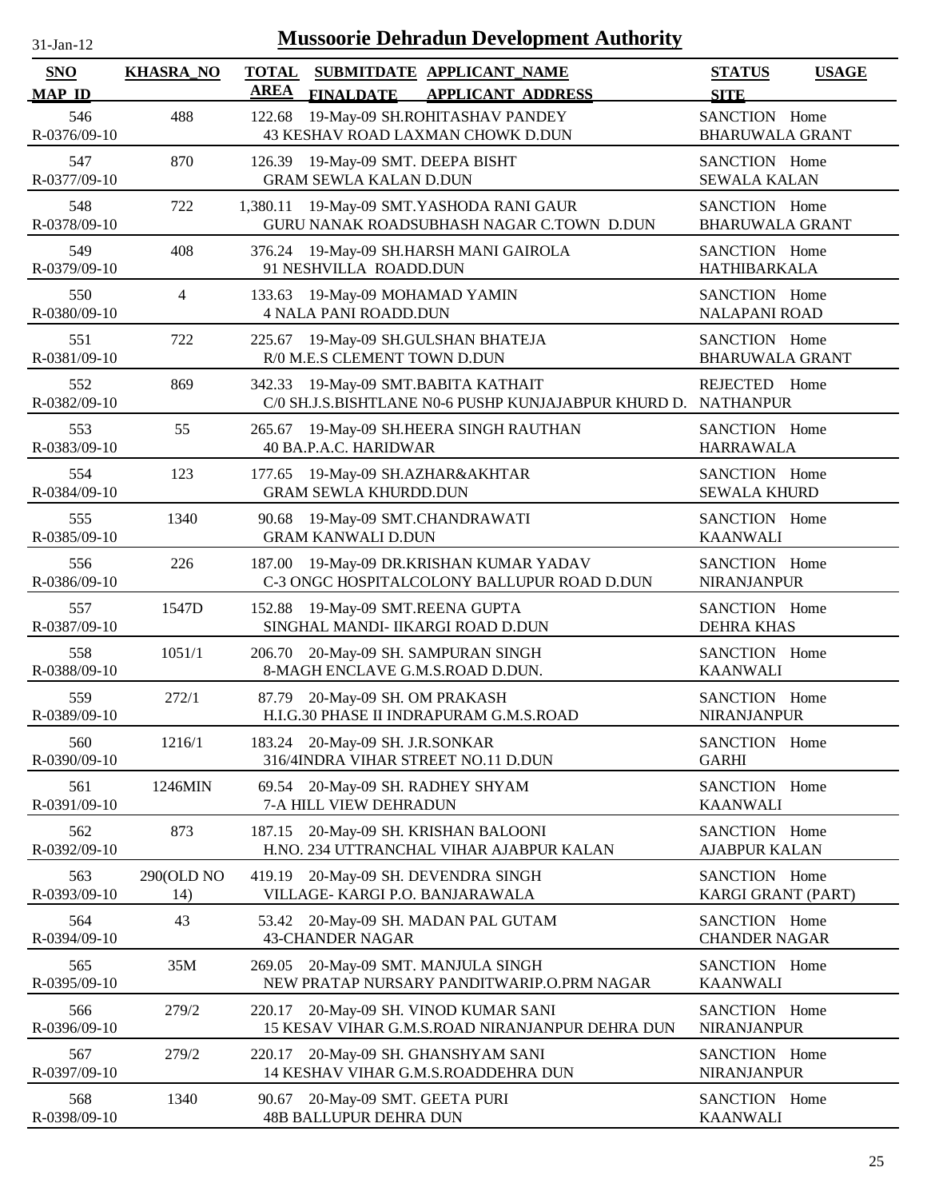31-Jan-12

# Mussoorie Dehradun Development Authority

| SNO / MAP_ID | KHASRA_NO | TOTAL AREA | SUBMITDATE / FINALDATE | APPLICANT_NAME / APPLICANT_ADDRESS | STATUS / SITE | USAGE |
|---|---|---|---|---|---|---|
| 546 / R-0376/09-10 | 488 | 122.68 | 19-May-09 | SH.ROHITASHAV PANDEY / 43 KESHAV ROAD LAXMAN CHOWK D.DUN | SANCTION / BHARUWALA GRANT | Home |
| 547 / R-0377/09-10 | 870 | 126.39 | 19-May-09 | SMT. DEEPA BISHT / GRAM SEWLA KALAN D.DUN | SANCTION / SEWALA KALAN | Home |
| 548 / R-0378/09-10 | 722 | 1,380.11 | 19-May-09 | SMT.YASHODA RANI GAUR / GURU NANAK ROADSUBHASH NAGAR C.TOWN D.DUN | SANCTION / BHARUWALA GRANT | Home |
| 549 / R-0379/09-10 | 408 | 376.24 | 19-May-09 | SH.HARSH MANI GAIROLA / 91 NESHVILLA ROADD.DUN | SANCTION / HATHIBARKALA | Home |
| 550 / R-0380/09-10 | 4 | 133.63 | 19-May-09 | MOHAMAD YAMIN / 4 NALA PANI ROADD.DUN | SANCTION / NALAPANI ROAD | Home |
| 551 / R-0381/09-10 | 722 | 225.67 | 19-May-09 | SH.GULSHAN BHATEJA / R/0 M.E.S CLEMENT TOWN D.DUN | SANCTION / BHARUWALA GRANT | Home |
| 552 / R-0382/09-10 | 869 | 342.33 | 19-May-09 | SMT.BABITA KATHAIT / C/0 SH.J.S.BISHTLANE N0-6 PUSHP KUNJAJABPUR KHURD D. | REJECTED / NATHANPUR | Home |
| 553 / R-0383/09-10 | 55 | 265.67 | 19-May-09 | SH.HEERA SINGH RAUTHAN / 40 BA.P.A.C. HARIDWAR | SANCTION / HARRAWALA | Home |
| 554 / R-0384/09-10 | 123 | 177.65 | 19-May-09 | SH.AZHAR&AKHTAR / GRAM SEWLA KHURDD.DUN | SANCTION / SEWALA KHURD | Home |
| 555 / R-0385/09-10 | 1340 | 90.68 | 19-May-09 | SMT.CHANDRAWATI / GRAM KANWALI D.DUN | SANCTION / KAANWALI | Home |
| 556 / R-0386/09-10 | 226 | 187.00 | 19-May-09 | DR.KRISHAN KUMAR YADAV / C-3 ONGC HOSPITALCOLONY BALLUPUR ROAD D.DUN | SANCTION / NIRANJANPUR | Home |
| 557 / R-0387/09-10 | 1547D | 152.88 | 19-May-09 | SMT.REENA GUPTA / SINGHAL MANDI- IIKARGI ROAD D.DUN | SANCTION / DEHRA KHAS | Home |
| 558 / R-0388/09-10 | 1051/1 | 206.70 | 20-May-09 | SH. SAMPURAN SINGH / 8-MAGH ENCLAVE G.M.S.ROAD D.DUN. | SANCTION / KAANWALI | Home |
| 559 / R-0389/09-10 | 272/1 | 87.79 | 20-May-09 | SH. OM PRAKASH / H.I.G.30 PHASE II INDRAPURAM G.M.S.ROAD | SANCTION / NIRANJANPUR | Home |
| 560 / R-0390/09-10 | 1216/1 | 183.24 | 20-May-09 | SH. J.R.SONKAR / 316/4INDRA VIHAR STREET NO.11 D.DUN | SANCTION / GARHI | Home |
| 561 / R-0391/09-10 | 1246MIN | 69.54 | 20-May-09 | SH. RADHEY SHYAM / 7-A HILL VIEW DEHRADUN | SANCTION / KAANWALI | Home |
| 562 / R-0392/09-10 | 873 | 187.15 | 20-May-09 | SH. KRISHAN BALOONI / H.NO. 234 UTTRANCHAL VIHAR AJABPUR KALAN | SANCTION / AJABPUR KALAN | Home |
| 563 / R-0393/09-10 | 290(OLD NO 14) | 419.19 | 20-May-09 | SH. DEVENDRA SINGH / VILLAGE- KARGI P.O. BANJARAWALA | SANCTION / KARGI GRANT (PART) | Home |
| 564 / R-0394/09-10 | 43 | 53.42 | 20-May-09 | SH. MADAN PAL GUTAM / 43-CHANDER NAGAR | SANCTION / CHANDER NAGAR | Home |
| 565 / R-0395/09-10 | 35M | 269.05 | 20-May-09 | SMT. MANJULA SINGH / NEW PRATAP NURSARY PANDITWARIP.O.PRM NAGAR | SANCTION / KAANWALI | Home |
| 566 / R-0396/09-10 | 279/2 | 220.17 | 20-May-09 | SH. VINOD KUMAR SANI / 15 KESAV VIHAR G.M.S.ROAD NIRANJANPUR DEHRA DUN | SANCTION / NIRANJANPUR | Home |
| 567 / R-0397/09-10 | 279/2 | 220.17 | 20-May-09 | SH. GHANSHYAM SANI / 14 KESHAV VIHAR G.M.S.ROADDEHRA DUN | SANCTION / NIRANJANPUR | Home |
| 568 / R-0398/09-10 | 1340 | 90.67 | 20-May-09 | SMT. GEETA PURI / 48B BALLUPUR DEHRA DUN | SANCTION / KAANWALI | Home |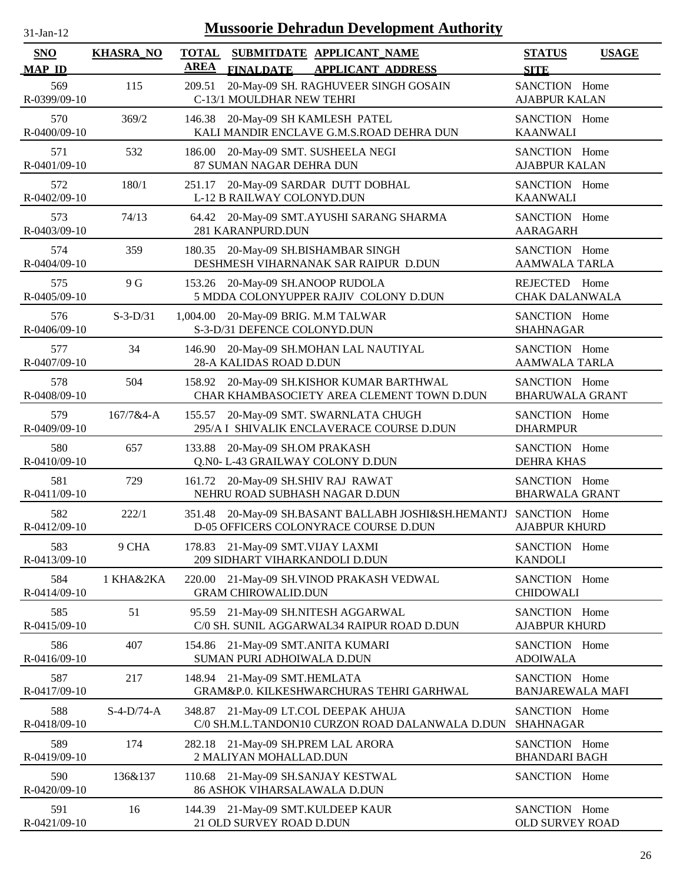# Mussoorie Dehradun Development Authority

31-Jan-12

| SNO / MAP_ID | KHASRA_NO | TOTAL AREA | SUBMITDATE / FINALDATE | APPLICANT_NAME / APPLICANT_ADDRESS | STATUS / SITE | USAGE |
|---|---|---|---|---|---|---|
| 569 R-0399/09-10 | 115 | 209.51 | 20-May-09 | SH. RAGHUVEER SINGH GOSAIN C-13/1 MOULDHAR NEW TEHRI | SANCTION AJABPUR KALAN | Home |
| 570 R-0400/09-10 | 369/2 | 146.38 | 20-May-09 | SH KAMLESH PATEL KALI MANDIR ENCLAVE G.M.S.ROAD DEHRA DUN | SANCTION KAANWALI | Home |
| 571 R-0401/09-10 | 532 | 186.00 | 20-May-09 | SMT. SUSHEELA NEGI 87 SUMAN NAGAR DEHRA DUN | SANCTION AJABPUR KALAN | Home |
| 572 R-0402/09-10 | 180/1 | 251.17 | 20-May-09 | SARDAR DUTT DOBHAL L-12 B RAILWAY COLONYD.DUN | SANCTION KAANWALI | Home |
| 573 R-0403/09-10 | 74/13 | 64.42 | 20-May-09 | SMT.AYUSHI SARANG SHARMA 281 KARANPURD.DUN | SANCTION AARAGARH | Home |
| 574 R-0404/09-10 | 359 | 180.35 | 20-May-09 | SH.BISHAMBAR SINGH DESHMESH VIHARNANAK SAR RAIPUR D.DUN | SANCTION AAMWALA TARLA | Home |
| 575 R-0405/09-10 | 9 G | 153.26 | 20-May-09 | SH.ANOOP RUDOLA 5 MDDA COLONYUPPER RAJIV COLONY D.DUN | REJECTED CHAK DALANWALA | Home |
| 576 R-0406/09-10 | S-3-D/31 | 1,004.00 | 20-May-09 | BRIG. M.M TALWAR S-3-D/31 DEFENCE COLONYD.DUN | SANCTION SHAHNAGAR | Home |
| 577 R-0407/09-10 | 34 | 146.90 | 20-May-09 | SH.MOHAN LAL NAUTIYAL 28-A KALIDAS ROAD D.DUN | SANCTION AAMWALA TARLA | Home |
| 578 R-0408/09-10 | 504 | 158.92 | 20-May-09 | SH.KISHOR KUMAR BARTHWAL CHAR KHAMBASOCIETY AREA CLEMENT TOWN D.DUN | SANCTION BHARUWALA GRANT | Home |
| 579 R-0409/09-10 | 167/7&4-A | 155.57 | 20-May-09 | SMT. SWARNLATA CHUGH 295/A I SHIVALIK ENCLAVERACE COURSE D.DUN | SANCTION DHARMPUR | Home |
| 580 R-0410/09-10 | 657 | 133.88 | 20-May-09 | SH.OM PRAKASH Q.N0- L-43 GRAILWAY COLONY D.DUN | SANCTION DEHRA KHAS | Home |
| 581 R-0411/09-10 | 729 | 161.72 | 20-May-09 | SH.SHIV RAJ RAWAT NEHRU ROAD SUBHASH NAGAR D.DUN | SANCTION BHARWALA GRANT | Home |
| 582 R-0412/09-10 | 222/1 | 351.48 | 20-May-09 | SH.BASANT BALLABH JOSHI&SH.HEMANTJ D-05 OFFICERS COLONYRACE COURSE D.DUN | SANCTION AJABPUR KHURD | Home |
| 583 R-0413/09-10 | 9 CHA | 178.83 | 21-May-09 | SMT.VIJAY LAXMI 209 SIDHART VIHARKANDOLI D.DUN | SANCTION KANDOLI | Home |
| 584 R-0414/09-10 | 1 KHA&2KA | 220.00 | 21-May-09 | SH.VINOD PRAKASH VEDWAL GRAM CHIROWALID.DUN | SANCTION CHIDOWALI | Home |
| 585 R-0415/09-10 | 51 | 95.59 | 21-May-09 | SH.NITESH AGGARWAL C/0 SH. SUNIL AGGARWAL34 RAIPUR ROAD D.DUN | SANCTION AJABPUR KHURD | Home |
| 586 R-0416/09-10 | 407 | 154.86 | 21-May-09 | SMT.ANITA KUMARI SUMAN PURI ADHOIWALA D.DUN | SANCTION ADOIWALA | Home |
| 587 R-0417/09-10 | 217 | 148.94 | 21-May-09 | SMT.HEMLATA GRAM&P.0. KILKESHWARCHURAS TEHRI GARHWAL | SANCTION BANJAREWALA MAFI | Home |
| 588 R-0418/09-10 | S-4-D/74-A | 348.87 | 21-May-09 | LT.COL DEEPAK AHUJA C/0 SH.M.L.TANDON10 CURZON ROAD DALANWALA D.DUN | SANCTION SHAHNAGAR | Home |
| 589 R-0419/09-10 | 174 | 282.18 | 21-May-09 | SH.PREM LAL ARORA 2 MALIYAN MOHALLAD.DUN | SANCTION BHANDARI BAGH | Home |
| 590 R-0420/09-10 | 136&137 | 110.68 | 21-May-09 | SH.SANJAY KESTWAL 86 ASHOK VIHARSALAWALA D.DUN | SANCTION | Home |
| 591 R-0421/09-10 | 16 | 144.39 | 21-May-09 | SMT.KULDEEP KAUR 21 OLD SURVEY ROAD D.DUN | SANCTION OLD SURVEY ROAD | Home |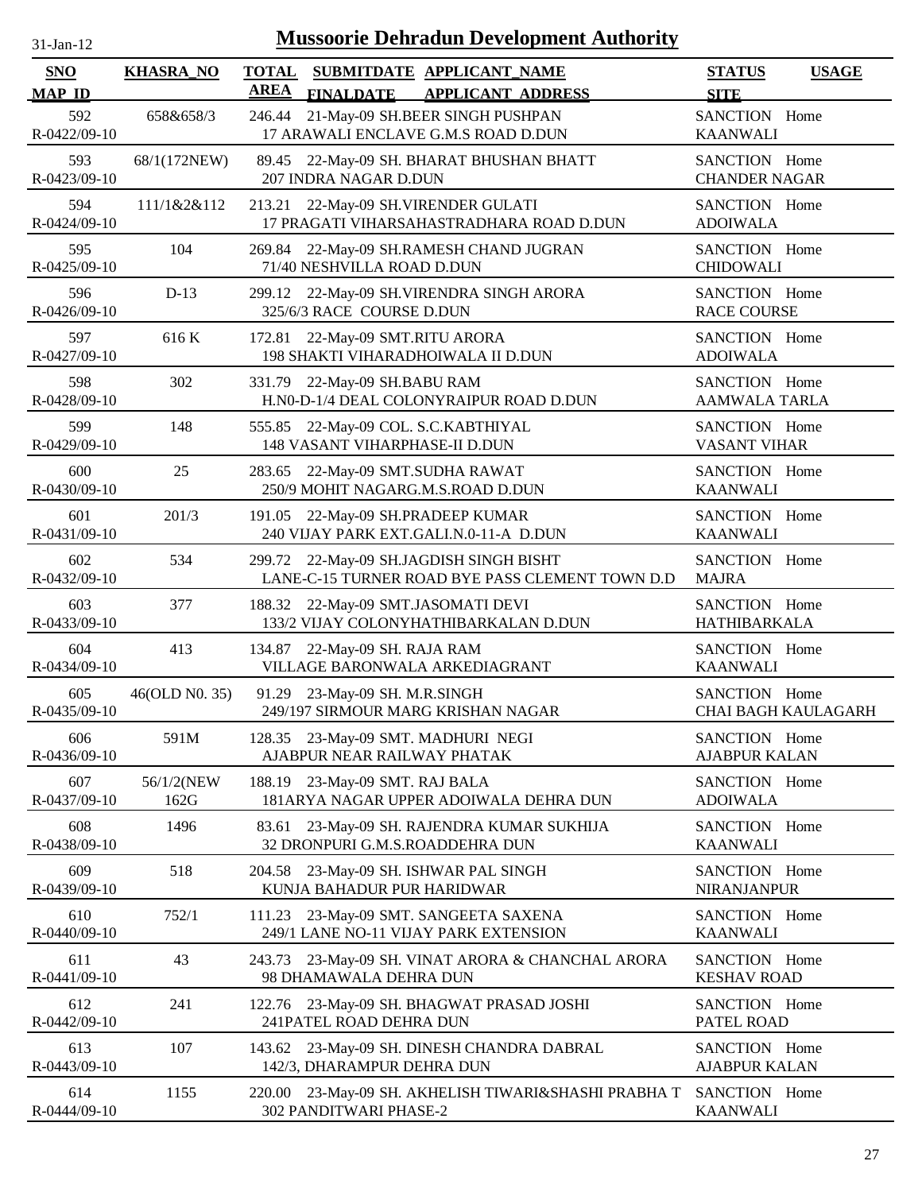# Mussoorie Dehradun Development Authority

31-Jan-12

| SNO<br>MAP_ID | KHASRA_NO | TOTAL AREA | SUBMITDATE<br>FINALDATE | APPLICANT_NAME<br>APPLICANT_ADDRESS | STATUS<br>SITE | USAGE |
|---|---|---|---|---|---|---|
| 592<br>R-0422/09-10 | 658&658/3 | 246.44 | 21-May-09 | SH.BEER SINGH PUSHPAN<br>17 ARAWALI ENCLAVE G.M.S ROAD D.DUN | SANCTION<br>KAANWALI | Home |
| 593<br>R-0423/09-10 | 68/1(172NEW) | 89.45 | 22-May-09 | SH. BHARAT BHUSHAN BHATT<br>207 INDRA NAGAR D.DUN | SANCTION<br>CHANDER NAGAR | Home |
| 594<br>R-0424/09-10 | 111/1&2&112 | 213.21 | 22-May-09 | SH.VIRENDER GULATI<br>17 PRAGATI VIHARSAHASTRADHARA ROAD D.DUN | SANCTION<br>ADOIWALA | Home |
| 595<br>R-0425/09-10 | 104 | 269.84 | 22-May-09 | SH.RAMESH CHAND JUGRAN<br>71/40 NESHVILLA ROAD D.DUN | SANCTION<br>CHIDOWALI | Home |
| 596<br>R-0426/09-10 | D-13 | 299.12 | 22-May-09 | SH.VIRENDRA SINGH ARORA<br>325/6/3 RACE COURSE D.DUN | SANCTION<br>RACE COURSE | Home |
| 597<br>R-0427/09-10 | 616 K | 172.81 | 22-May-09 | SMT.RITU ARORA<br>198 SHAKTI VIHARADHOIWALA II D.DUN | SANCTION<br>ADOIWALA | Home |
| 598<br>R-0428/09-10 | 302 | 331.79 | 22-May-09 | SH.BABU RAM<br>H.N0-D-1/4 DEAL COLONYRAIPUR ROAD D.DUN | SANCTION<br>AAMWALA TARLA | Home |
| 599<br>R-0429/09-10 | 148 | 555.85 | 22-May-09 | COL. S.C.KABTHIYAL<br>148 VASANT VIHARPHASE-II D.DUN | SANCTION<br>VASANT VIHAR | Home |
| 600<br>R-0430/09-10 | 25 | 283.65 | 22-May-09 | SMT.SUDHA RAWAT<br>250/9 MOHIT NAGARG.M.S.ROAD D.DUN | SANCTION<br>KAANWALI | Home |
| 601<br>R-0431/09-10 | 201/3 | 191.05 | 22-May-09 | SH.PRADEEP KUMAR<br>240 VIJAY PARK EXT.GALI.N.0-11-A D.DUN | SANCTION<br>KAANWALI | Home |
| 602<br>R-0432/09-10 | 534 | 299.72 | 22-May-09 | SH.JAGDISH SINGH BISHT<br>LANE-C-15 TURNER ROAD BYE PASS CLEMENT TOWN D.D | SANCTION<br>MAJRA | Home |
| 603<br>R-0433/09-10 | 377 | 188.32 | 22-May-09 | SMT.JASOMATI DEVI<br>133/2 VIJAY COLONYHATHIBARKALAN D.DUN | SANCTION<br>HATHIBARKALA | Home |
| 604<br>R-0434/09-10 | 413 | 134.87 | 22-May-09 | SH. RAJA RAM<br>VILLAGE BARONWALA ARKEDIAGRANT | SANCTION<br>KAANWALI | Home |
| 605<br>R-0435/09-10 | 46(OLD N0. 35) | 91.29 | 23-May-09 | SH. M.R.SINGH<br>249/197 SIRMOUR MARG KRISHAN NAGAR | SANCTION<br>CHAI BAGH KAULAGARH | Home |
| 606<br>R-0436/09-10 | 591M | 128.35 | 23-May-09 | SMT. MADHURI NEGI<br>AJABPUR NEAR RAILWAY PHATAK | SANCTION<br>AJABPUR KALAN | Home |
| 607<br>R-0437/09-10 | 56/1/2(NEW 162G | 188.19 | 23-May-09 | SMT. RAJ BALA<br>181ARYA NAGAR UPPER ADOIWALA DEHRA DUN | SANCTION<br>ADOIWALA | Home |
| 608<br>R-0438/09-10 | 1496 | 83.61 | 23-May-09 | SH. RAJENDRA KUMAR SUKHIJA<br>32 DRONPURI G.M.S.ROADDEHRA DUN | SANCTION<br>KAANWALI | Home |
| 609<br>R-0439/09-10 | 518 | 204.58 | 23-May-09 | SH. ISHWAR PAL SINGH<br>KUNJA BAHADUR PUR HARIDWAR | SANCTION<br>NIRANJANPUR | Home |
| 610<br>R-0440/09-10 | 752/1 | 111.23 | 23-May-09 | SMT. SANGEETA SAXENA<br>249/1 LANE NO-11 VIJAY PARK EXTENSION | SANCTION<br>KAANWALI | Home |
| 611<br>R-0441/09-10 | 43 | 243.73 | 23-May-09 | SH. VINAT ARORA & CHANCHAL ARORA<br>98 DHAMAWALA DEHRA DUN | SANCTION<br>KESHAV ROAD | Home |
| 612<br>R-0442/09-10 | 241 | 122.76 | 23-May-09 | SH. BHAGWAT PRASAD JOSHI<br>241PATEL ROAD DEHRA DUN | SANCTION<br>PATEL ROAD | Home |
| 613<br>R-0443/09-10 | 107 | 143.62 | 23-May-09 | SH. DINESH CHANDRA DABRAL<br>142/3, DHARAMPUR DEHRA DUN | SANCTION<br>AJABPUR KALAN | Home |
| 614<br>R-0444/09-10 | 1155 | 220.00 | 23-May-09 | SH. AKHELISH TIWARI&SHASHI PRABHA T<br>302 PANDITWARI PHASE-2 | SANCTION<br>KAANWALI | Home |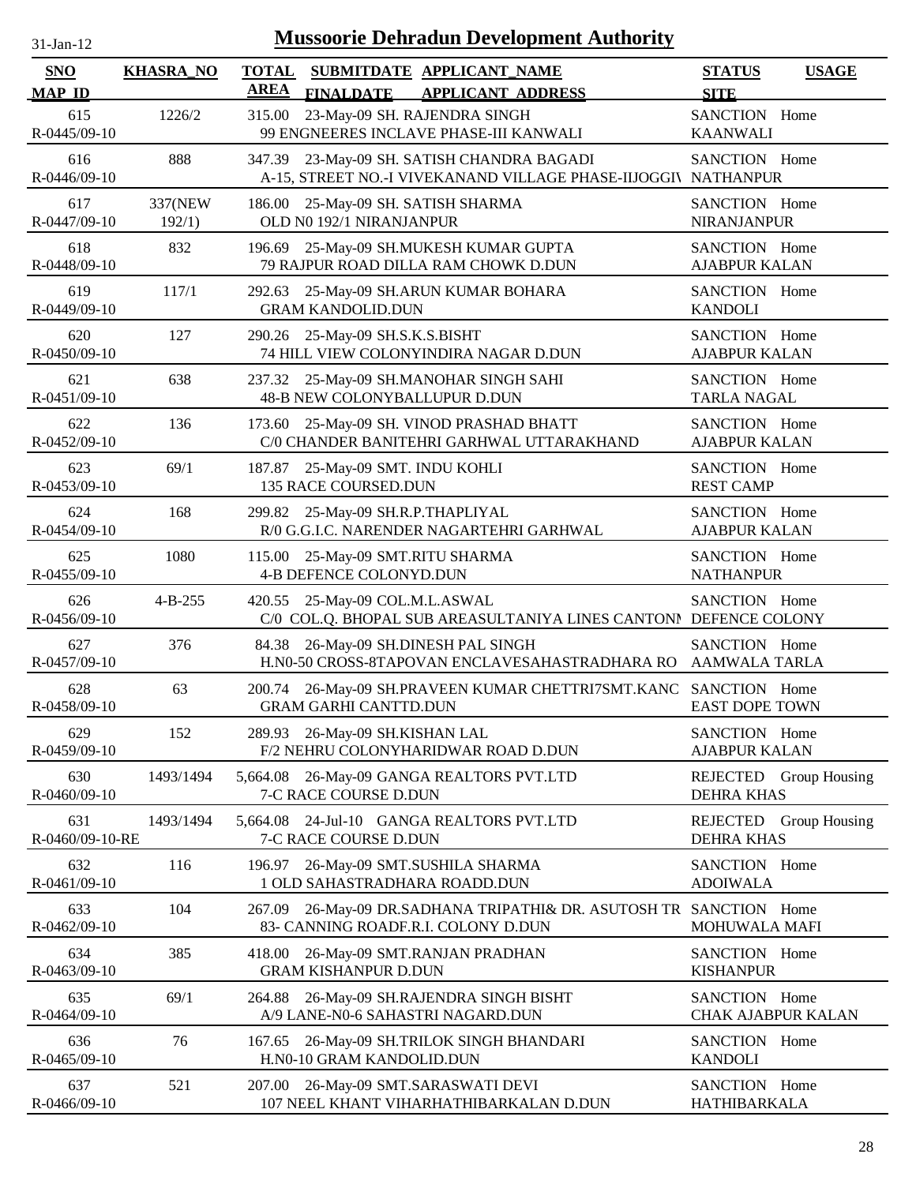# Mussoorie Dehradun Development Authority

31-Jan-12

| SNO / MAP_ID | KHASRA_NO | TOTAL AREA | SUBMITDATE / FINALDATE | APPLICANT_NAME / APPLICANT_ADDRESS | STATUS / SITE | USAGE |
|---|---|---|---|---|---|---|
| 615 / R-0445/09-10 | 1226/2 | 315.00 | 23-May-09 | SH. RAJENDRA SINGH / 99 ENGNEERES INCLAVE PHASE-III KANWALI | SANCTION / KAANWALI | Home |
| 616 / R-0446/09-10 | 888 | 347.39 | 23-May-09 | SH. SATISH CHANDRA BAGADI / A-15, STREET NO.-I VIVEKANAND VILLAGE PHASE-IIJOGGIV | SANCTION / NATHANPUR | Home |
| 617 / R-0447/09-10 | 337(NEW 192/1) | 186.00 | 25-May-09 | SH. SATISH SHARMA / OLD N0 192/1 NIRANJANPUR | SANCTION / NIRANJANPUR | Home |
| 618 / R-0448/09-10 | 832 | 196.69 | 25-May-09 | SH.MUKESH KUMAR GUPTA / 79 RAJPUR ROAD DILLA RAM CHOWK D.DUN | SANCTION / AJABPUR KALAN | Home |
| 619 / R-0449/09-10 | 117/1 | 292.63 | 25-May-09 | SH.ARUN KUMAR BOHARA / GRAM KANDOLID.DUN | SANCTION / KANDOLI | Home |
| 620 / R-0450/09-10 | 127 | 290.26 | 25-May-09 | SH.S.K.S.BISHT / 74 HILL VIEW COLONYINDIRA NAGAR D.DUN | SANCTION / AJABPUR KALAN | Home |
| 621 / R-0451/09-10 | 638 | 237.32 | 25-May-09 | SH.MANOHAR SINGH SAHI / 48-B NEW COLONYBALLUPUR D.DUN | SANCTION / TARLA NAGAL | Home |
| 622 / R-0452/09-10 | 136 | 173.60 | 25-May-09 | SH. VINOD PRASHAD BHATT / C/0 CHANDER BANITEHRI GARHWAL UTTARAKHAND | SANCTION / AJABPUR KALAN | Home |
| 623 / R-0453/09-10 | 69/1 | 187.87 | 25-May-09 | SMT. INDU KOHLI / 135 RACE COURSED.DUN | SANCTION / REST CAMP | Home |
| 624 / R-0454/09-10 | 168 | 299.82 | 25-May-09 | SH.R.P.THAPLIYAL / R/0 G.G.I.C. NARENDER NAGARTEHRI GARHWAL | SANCTION / AJABPUR KALAN | Home |
| 625 / R-0455/09-10 | 1080 | 115.00 | 25-May-09 | SMT.RITU SHARMA / 4-B DEFENCE COLONYD.DUN | SANCTION / NATHANPUR | Home |
| 626 / R-0456/09-10 | 4-B-255 | 420.55 | 25-May-09 | COL.M.L.ASWAL / C/0 COL.Q. BHOPAL SUB AREASULTANIYA LINES CANTONM | SANCTION / DEFENCE COLONY | Home |
| 627 / R-0457/09-10 | 376 | 84.38 | 26-May-09 | SH.DINESH PAL SINGH / H.N0-50 CROSS-8TAPOVAN ENCLAVESAHASTRADHARA RO | SANCTION / AAMWALA TARLA | Home |
| 628 / R-0458/09-10 | 63 | 200.74 | 26-May-09 | SH.PRAVEEN KUMAR CHETTRI7SMT.KANC / GRAM GARHI CANTTD.DUN | SANCTION / EAST DOPE TOWN | Home |
| 629 / R-0459/09-10 | 152 | 289.93 | 26-May-09 | SH.KISHAN LAL / F/2 NEHRU COLONYHARIDWAR ROAD D.DUN | SANCTION / AJABPUR KALAN | Home |
| 630 / R-0460/09-10 | 1493/1494 | 5,664.08 | 26-May-09 | GANGA REALTORS PVT.LTD / 7-C RACE COURSE D.DUN | REJECTED / DEHRA KHAS | Group Housing |
| 631 / R-0460/09-10-RE | 1493/1494 | 5,664.08 | 24-Jul-10 | GANGA REALTORS PVT.LTD / 7-C RACE COURSE D.DUN | REJECTED / DEHRA KHAS | Group Housing |
| 632 / R-0461/09-10 | 116 | 196.97 | 26-May-09 | SMT.SUSHILA SHARMA / 1 OLD SAHASTRADHARA ROADD.DUN | SANCTION / ADOIWALA | Home |
| 633 / R-0462/09-10 | 104 | 267.09 | 26-May-09 | DR.SADHANA TRIPATHI& DR. ASUTOSH TR / 83- CANNING ROADF.R.I. COLONY D.DUN | SANCTION / MOHUWALA MAFI | Home |
| 634 / R-0463/09-10 | 385 | 418.00 | 26-May-09 | SMT.RANJAN PRADHAN / GRAM KISHANPUR D.DUN | SANCTION / KISHANPUR | Home |
| 635 / R-0464/09-10 | 69/1 | 264.88 | 26-May-09 | SH.RAJENDRA SINGH BISHT / A/9 LANE-N0-6 SAHASTRI NAGARD.DUN | SANCTION / CHAK AJABPUR KALAN | Home |
| 636 / R-0465/09-10 | 76 | 167.65 | 26-May-09 | SH.TRILOK SINGH BHANDARI / H.N0-10 GRAM KANDOLID.DUN | SANCTION / KANDOLI | Home |
| 637 / R-0466/09-10 | 521 | 207.00 | 26-May-09 | SMT.SARASWATI DEVI / 107 NEEL KHANT VIHARHATHIBARKALAN D.DUN | SANCTION / HATHIBARKALA | Home |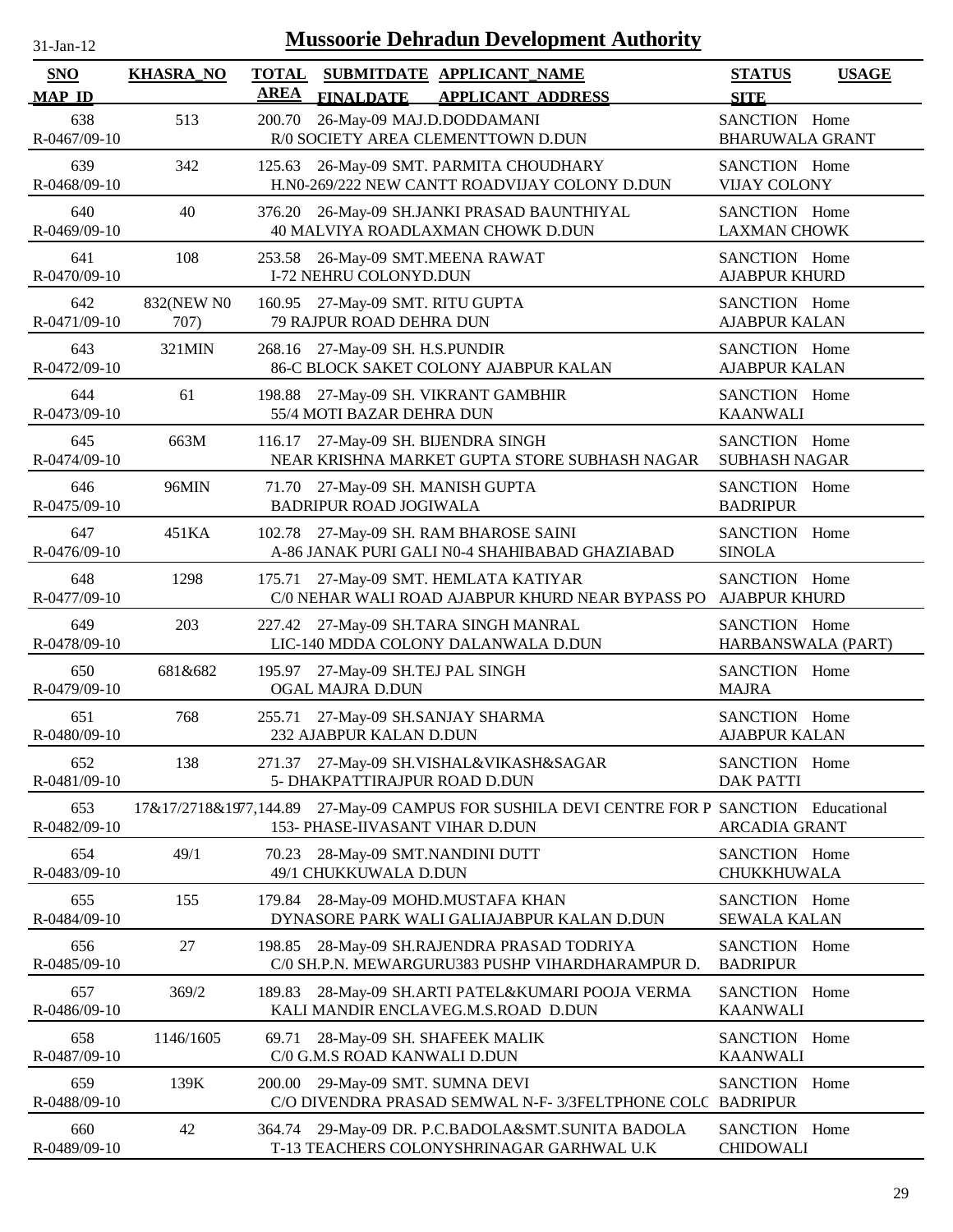# Mussoorie Dehradun Development Authority

31-Jan-12

| SNO / MAP_ID | KHASRA_NO | TOTAL AREA | SUBMITDATE / FINALDATE | APPLICANT_NAME / APPLICANT_ADDRESS | STATUS / SITE | USAGE |
|---|---|---|---|---|---|---|
| 638 / R-0467/09-10 | 513 | 200.70 | 26-May-09 | MAJ.D.DODDAMANI / R/0 SOCIETY AREA CLEMENTTOWN D.DUN | SANCTION / BHARUWALA GRANT | Home |
| 639 / R-0468/09-10 | 342 | 125.63 | 26-May-09 | SMT. PARMITA CHOUDHARY / H.N0-269/222 NEW CANTT ROADVIJAY COLONY D.DUN | SANCTION / VIJAY COLONY | Home |
| 640 / R-0469/09-10 | 40 | 376.20 | 26-May-09 | SH.JANKI PRASAD BAUNTHIYAL / 40 MALVIYA ROADLAXMAN CHOWK D.DUN | SANCTION / LAXMAN CHOWK | Home |
| 641 / R-0470/09-10 | 108 | 253.58 | 26-May-09 | SMT.MEENA RAWAT / I-72 NEHRU COLONYD.DUN | SANCTION / AJABPUR KHURD | Home |
| 642 / R-0471/09-10 | 832(NEW N0 707) | 160.95 | 27-May-09 | SMT. RITU GUPTA / 79 RAJPUR ROAD DEHRA DUN | SANCTION / AJABPUR KALAN | Home |
| 643 / R-0472/09-10 | 321MIN | 268.16 | 27-May-09 | SH. H.S.PUNDIR / 86-C BLOCK SAKET COLONY AJABPUR KALAN | SANCTION / AJABPUR KALAN | Home |
| 644 / R-0473/09-10 | 61 | 198.88 | 27-May-09 | SH. VIKRANT GAMBHIR / 55/4 MOTI BAZAR DEHRA DUN | SANCTION / KAANWALI | Home |
| 645 / R-0474/09-10 | 663M | 116.17 | 27-May-09 | SH. BIJENDRA SINGH / NEAR KRISHNA MARKET GUPTA STORE SUBHASH NAGAR | SANCTION / SUBHASH NAGAR | Home |
| 646 / R-0475/09-10 | 96MIN | 71.70 | 27-May-09 | SH. MANISH GUPTA / BADRIPUR ROAD JOGIWALA | SANCTION / BADRIPUR | Home |
| 647 / R-0476/09-10 | 451KA | 102.78 | 27-May-09 | SH. RAM BHAROSE SAINI / A-86 JANAK PURI GALI N0-4 SHAHIBABAD GHAZIABAD | SANCTION / SINOLA | Home |
| 648 / R-0477/09-10 | 1298 | 175.71 | 27-May-09 | SMT. HEMLATA KATIYAR / C/0 NEHAR WALI ROAD AJABPUR KHURD NEAR BYPASS PO | SANCTION / AJABPUR KHURD | Home |
| 649 / R-0478/09-10 | 203 | 227.42 | 27-May-09 | SH.TARA SINGH MANRAL / LIC-140 MDDA COLONY DALANWALA D.DUN | SANCTION / HARBANSWALA (PART) | Home |
| 650 / R-0479/09-10 | 681&682 | 195.97 | 27-May-09 | SH.TEJ PAL SINGH / OGAL MAJRA D.DUN | SANCTION / MAJRA | Home |
| 651 / R-0480/09-10 | 768 | 255.71 | 27-May-09 | SH.SANJAY SHARMA / 232 AJABPUR KALAN D.DUN | SANCTION / AJABPUR KALAN | Home |
| 652 / R-0481/09-10 | 138 | 271.37 | 27-May-09 | SH.VISHAL&VIKASH&SAGAR / 5- DHAKPATTIRAJPUR ROAD D.DUN | SANCTION / DAK PATTI | Home |
| 653 / R-0482/09-10 | 17&17/2718&19 | 77,144.89 | 27-May-09 | CAMPUS FOR SUSHILA DEVI CENTRE FOR P / 153- PHASE-IIVASANT VIHAR D.DUN | SANCTION / ARCADIA GRANT | Educational |
| 654 / R-0483/09-10 | 49/1 | 70.23 | 28-May-09 | SMT.NANDINI DUTT / 49/1 CHUKKUWALA D.DUN | SANCTION / CHUKKHUWALA | Home |
| 655 / R-0484/09-10 | 155 | 179.84 | 28-May-09 | MOHD.MUSTAFA KHAN / DYNASORE PARK WALI GALIAJABPUR KALAN D.DUN | SANCTION / SEWALA KALAN | Home |
| 656 / R-0485/09-10 | 27 | 198.85 | 28-May-09 | SH.RAJENDRA PRASAD TODRIYA / C/0 SH.P.N. MEWARGURU383 PUSHP VIHARDHARAMPUR D. | SANCTION / BADRIPUR | Home |
| 657 / R-0486/09-10 | 369/2 | 189.83 | 28-May-09 | SH.ARTI PATEL&KUMARI POOJA VERMA / KALI MANDIR ENCLAVEG.M.S.ROAD D.DUN | SANCTION / KAANWALI | Home |
| 658 / R-0487/09-10 | 1146/1605 | 69.71 | 28-May-09 | SH. SHAFEEK MALIK / C/0 G.M.S ROAD KANWALI D.DUN | SANCTION / KAANWALI | Home |
| 659 / R-0488/09-10 | 139K | 200.00 | 29-May-09 | SMT. SUMNA DEVI / C/O DIVENDRA PRASAD SEMWAL N-F- 3/3FELTPHONE COLC | SANCTION / BADRIPUR | Home |
| 660 / R-0489/09-10 | 42 | 364.74 | 29-May-09 | DR. P.C.BADOLA&SMT.SUNITA BADOLA / T-13 TEACHERS COLONYSHRINAGAR GARHWAL U.K | SANCTION / CHIDOWALI | Home |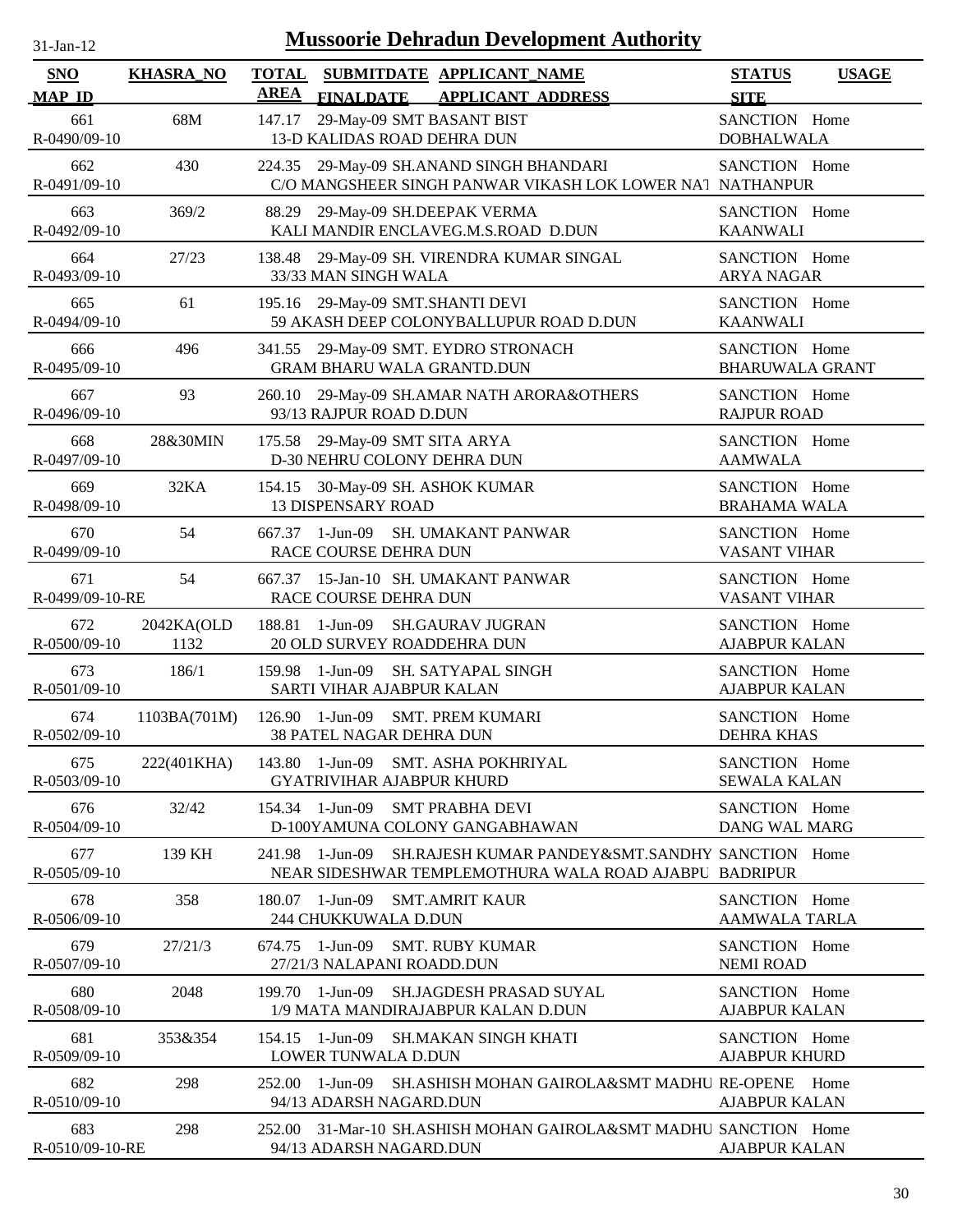# Mussoorie Dehradun Development Authority

31-Jan-12

| SNO / MAP_ID | KHASRA_NO | TOTAL AREA | SUBMITDATE / FINALDATE | APPLICANT_NAME / APPLICANT_ADDRESS | STATUS / SITE | USAGE |
|---|---|---|---|---|---|---|
| 661 / R-0490/09-10 | 68M | 147.17 | 29-May-09 | SMT BASANT BIST / 13-D KALIDAS ROAD DEHRA DUN | SANCTION / DOBHALWALA | Home |
| 662 / R-0491/09-10 | 430 | 224.35 | 29-May-09 | SH.ANAND SINGH BHANDARI / C/O MANGSHEER SINGH PANWAR VIKASH LOK LOWER NAT | SANCTION / NATHANPUR | Home |
| 663 / R-0492/09-10 | 369/2 | 88.29 | 29-May-09 | SH.DEEPAK VERMA / KALI MANDIR ENCLAVEG.M.S.ROAD D.DUN | SANCTION / KAANWALI | Home |
| 664 / R-0493/09-10 | 27/23 | 138.48 | 29-May-09 | SH. VIRENDRA KUMAR SINGAL / 33/33 MAN SINGH WALA | SANCTION / ARYA NAGAR | Home |
| 665 / R-0494/09-10 | 61 | 195.16 | 29-May-09 | SMT.SHANTI DEVI / 59 AKASH DEEP COLONYBALLUPUR ROAD D.DUN | SANCTION / KAANWALI | Home |
| 666 / R-0495/09-10 | 496 | 341.55 | 29-May-09 | SMT. EYDRO STRONACH / GRAM BHARU WALA GRANTD.DUN | SANCTION / BHARUWALA GRANT | Home |
| 667 / R-0496/09-10 | 93 | 260.10 | 29-May-09 | SH.AMAR NATH ARORA&OTHERS / 93/13 RAJPUR ROAD D.DUN | SANCTION / RAJPUR ROAD | Home |
| 668 / R-0497/09-10 | 28&30MIN | 175.58 | 29-May-09 | SMT SITA ARYA / D-30 NEHRU COLONY DEHRA DUN | SANCTION / AAMWALA | Home |
| 669 / R-0498/09-10 | 32KA | 154.15 | 30-May-09 | SH. ASHOK KUMAR / 13 DISPENSARY ROAD | SANCTION / BRAHAMA WALA | Home |
| 670 / R-0499/09-10 | 54 | 667.37 | 1-Jun-09 | SH. UMAKANT PANWAR / RACE COURSE DEHRA DUN | SANCTION / VASANT VIHAR | Home |
| 671 / R-0499/09-10-RE | 54 | 667.37 | 15-Jan-10 | SH. UMAKANT PANWAR / RACE COURSE DEHRA DUN | SANCTION / VASANT VIHAR | Home |
| 672 / R-0500/09-10 | 2042KA(OLD 1132 | 188.81 | 1-Jun-09 | SH.GAURAV JUGRAN / 20 OLD SURVEY ROADDEHRA DUN | SANCTION / AJABPUR KALAN | Home |
| 673 / R-0501/09-10 | 186/1 | 159.98 | 1-Jun-09 | SH. SATYAPAL SINGH / SARTI VIHAR AJABPUR KALAN | SANCTION / AJABPUR KALAN | Home |
| 674 / R-0502/09-10 | 1103BA(701M) | 126.90 | 1-Jun-09 | SMT. PREM KUMARI / 38 PATEL NAGAR DEHRA DUN | SANCTION / DEHRA KHAS | Home |
| 675 / R-0503/09-10 | 222(401KHA) | 143.80 | 1-Jun-09 | SMT. ASHA POKHRIYAL / GYATRIVIHAR AJABPUR KHURD | SANCTION / SEWALA KALAN | Home |
| 676 / R-0504/09-10 | 32/42 | 154.34 | 1-Jun-09 | SMT PRABHA DEVI / D-100YAMUNA COLONY GANGABHAWAN | SANCTION / DANG WAL MARG | Home |
| 677 / R-0505/09-10 | 139 KH | 241.98 | 1-Jun-09 | SH.RAJESH KUMAR PANDEY&SMT.SANDHY / NEAR SIDESHWAR TEMPLEMOTHURA WALA ROAD AJABPU | SANCTION / BADRIPUR | Home |
| 678 / R-0506/09-10 | 358 | 180.07 | 1-Jun-09 | SMT.AMRIT KAUR / 244 CHUKKUWALA D.DUN | SANCTION / AAMWALA TARLA | Home |
| 679 / R-0507/09-10 | 27/21/3 | 674.75 | 1-Jun-09 | SMT. RUBY KUMAR / 27/21/3 NALAPANI ROADD.DUN | SANCTION / NEMI ROAD | Home |
| 680 / R-0508/09-10 | 2048 | 199.70 | 1-Jun-09 | SH.JAGDESH PRASAD SUYAL / 1/9 MATA MANDIRAJABPUR KALAN D.DUN | SANCTION / AJABPUR KALAN | Home |
| 681 / R-0509/09-10 | 353&354 | 154.15 | 1-Jun-09 | SH.MAKAN SINGH KHATI / LOWER TUNWALA D.DUN | SANCTION / AJABPUR KHURD | Home |
| 682 / R-0510/09-10 | 298 | 252.00 | 1-Jun-09 | SH.ASHISH MOHAN GAIROLA&SMT MADHU / 94/13 ADARSH NAGARD.DUN | RE-OPENE / AJABPUR KALAN | Home |
| 683 / R-0510/09-10-RE | 298 | 252.00 | 31-Mar-10 | SH.ASHISH MOHAN GAIROLA&SMT MADHU / 94/13 ADARSH NAGARD.DUN | SANCTION / AJABPUR KALAN | Home |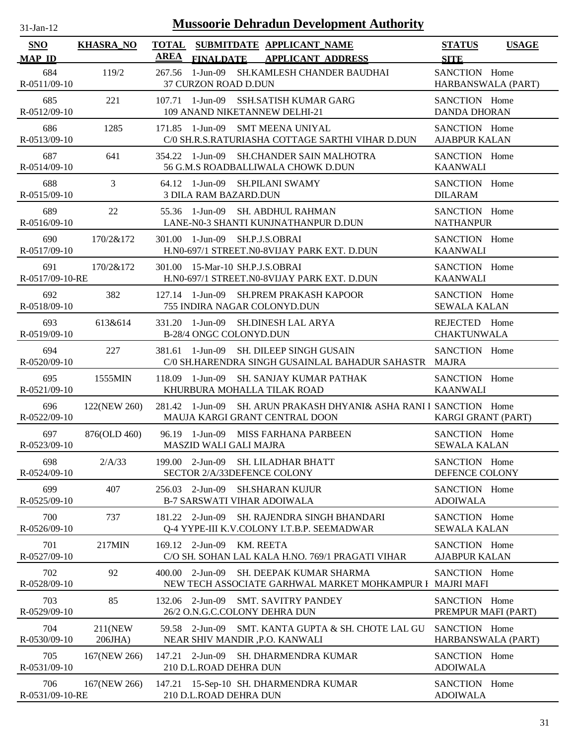# Mussoorie Dehradun Development Authority

31-Jan-12

| SNO<br>MAP ID | KHASRA_NO | TOTAL AREA | SUBMITDATE<br>FINALDATE | APPLICANT_NAME<br>APPLICANT ADDRESS | STATUS<br>SITE | USAGE |
|---|---|---|---|---|---|---|
| 684<br>R-0511/09-10 | 119/2 | 267.56 | 1-Jun-09 | SH.KAMLESH CHANDER BAUDHAI<br>37 CURZON ROAD D.DUN | SANCTION<br>HARBANSWALA (PART) | Home |
| 685<br>R-0512/09-10 | 221 | 107.71 | 1-Jun-09 | SSH.SATISH KUMAR GARG<br>109 ANAND NIKETANNEW DELHI-21 | SANCTION<br>DANDA DHORAN | Home |
| 686<br>R-0513/09-10 | 1285 | 171.85 | 1-Jun-09 | SMT MEENA UNIYAL<br>C/0 SH.R.S.RATURIASHA COTTAGE SARTHI VIHAR D.DUN | SANCTION<br>AJABPUR KALAN | Home |
| 687<br>R-0514/09-10 | 641 | 354.22 | 1-Jun-09 | SH.CHANDER SAIN MALHOTRA<br>56 G.M.S ROADBALLIWALA CHOWK D.DUN | SANCTION<br>KAANWALI | Home |
| 688<br>R-0515/09-10 | 3 | 64.12 | 1-Jun-09 | SH.PILANI SWAMY<br>3 DILA RAM BAZARD.DUN | SANCTION<br>DILARAM | Home |
| 689<br>R-0516/09-10 | 22 | 55.36 | 1-Jun-09 | SH. ABDHUL RAHMAN<br>LANE-N0-3 SHANTI KUNJNATHANPUR D.DUN | SANCTION<br>NATHANPUR | Home |
| 690<br>R-0517/09-10 | 170/2&172 | 301.00 | 1-Jun-09 | SH.P.J.S.OBRAI<br>H.N0-697/1 STREET.N0-8VIJAY PARK EXT. D.DUN | SANCTION<br>KAANWALI | Home |
| 691<br>R-0517/09-10-RE | 170/2&172 | 301.00 | 15-Mar-10 | SH.P.J.S.OBRAI<br>H.N0-697/1 STREET.N0-8VIJAY PARK EXT. D.DUN | SANCTION<br>KAANWALI | Home |
| 692<br>R-0518/09-10 | 382 | 127.14 | 1-Jun-09 | SH.PREM PRAKASH KAPOOR<br>755 INDIRA NAGAR COLONYD.DUN | SANCTION<br>SEWALA KALAN | Home |
| 693<br>R-0519/09-10 | 613&614 | 331.20 | 1-Jun-09 | SH.DINESH LAL ARYA<br>B-28/4 ONGC COLONYD.DUN | REJECTED<br>CHAKTUNWALA | Home |
| 694<br>R-0520/09-10 | 227 | 381.61 | 1-Jun-09 | SH. DILEEP SINGH GUSAIN<br>C/0 SH.HARENDRA SINGH GUSAINLAL BAHADUR SAHASTR | SANCTION<br>MAJRA | Home |
| 695<br>R-0521/09-10 | 1555MIN | 118.09 | 1-Jun-09 | SH. SANJAY KUMAR PATHAK<br>KHURBURA MOHALLA TILAK ROAD | SANCTION<br>KAANWALI | Home |
| 696<br>R-0522/09-10 | 122(NEW 260) | 281.42 | 1-Jun-09 | SH. ARUN PRAKASH DHYANI& ASHA RANI I<br>MAUJA KARGI GRANT CENTRAL DOON | SANCTION<br>KARGI GRANT (PART) | Home |
| 697<br>R-0523/09-10 | 876(OLD 460) | 96.19 | 1-Jun-09 | MISS FARHANA PARBEEN<br>MASZID WALI GALI MAJRA | SANCTION<br>SEWALA KALAN | Home |
| 698<br>R-0524/09-10 | 2/A/33 | 199.00 | 2-Jun-09 | SH. LILADHAR BHATT<br>SECTOR 2/A/33DEFENCE COLONY | SANCTION<br>DEFENCE COLONY | Home |
| 699<br>R-0525/09-10 | 407 | 256.03 | 2-Jun-09 | SH.SHARAN KUJUR<br>B-7 SARSWATI VIHAR ADOIWALA | SANCTION<br>ADOIWALA | Home |
| 700<br>R-0526/09-10 | 737 | 181.22 | 2-Jun-09 | SH. RAJENDRA SINGH BHANDARI<br>Q-4 YYPE-III K.V.COLONY I.T.B.P. SEEMADWAR | SANCTION<br>SEWALA KALAN | Home |
| 701<br>R-0527/09-10 | 217MIN | 169.12 | 2-Jun-09 | KM. REETA<br>C/O SH. SOHAN LAL KALA H.NO. 769/1 PRAGATI VIHAR | SANCTION<br>AJABPUR KALAN | Home |
| 702<br>R-0528/09-10 | 92 | 400.00 | 2-Jun-09 | SH. DEEPAK KUMAR SHARMA<br>NEW TECH ASSOCIATE GARHWAL MARKET MOHKAMPUR I | SANCTION<br>MAJRI MAFI | Home |
| 703<br>R-0529/09-10 | 85 | 132.06 | 2-Jun-09 | SMT. SAVITRY PANDEY<br>26/2 O.N.G.C.COLONY DEHRA DUN | SANCTION<br>PREMPUR MAFI (PART) | Home |
| 704<br>R-0530/09-10 | 211(NEW 206JHA) | 59.58 | 2-Jun-09 | SMT. KANTA GUPTA & SH. CHOTE LAL GU<br>NEAR SHIV MANDIR ,P.O. KANWALI | SANCTION<br>HARBANSWALA (PART) | Home |
| 705<br>R-0531/09-10 | 167(NEW 266) | 147.21 | 2-Jun-09 | SH. DHARMENDRA KUMAR<br>210 D.L.ROAD DEHRA DUN | SANCTION<br>ADOIWALA | Home |
| 706<br>R-0531/09-10-RE | 167(NEW 266) | 147.21 | 15-Sep-10 | SH. DHARMENDRA KUMAR<br>210 D.L.ROAD DEHRA DUN | SANCTION<br>ADOIWALA | Home |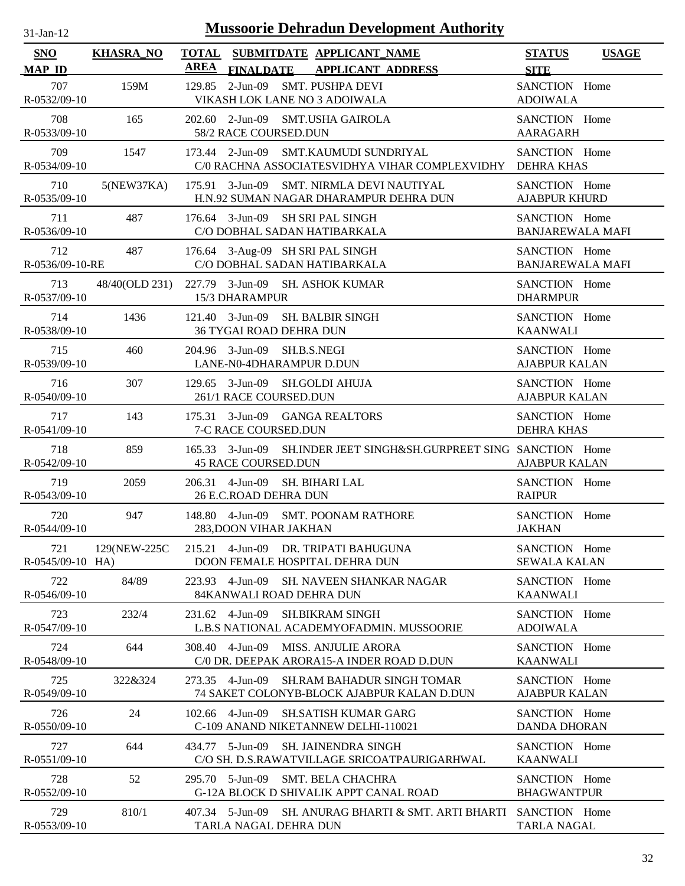# Mussoorie Dehradun Development Authority

31-Jan-12

| SNO / MAP_ID | KHASRA_NO | TOTAL AREA | SUBMITDATE / FINALDATE | APPLICANT_NAME / APPLICANT_ADDRESS | STATUS / SITE | USAGE |
|---|---|---|---|---|---|---|
| 707 / R-0532/09-10 | 159M | 129.85 | 2-Jun-09 | SMT. PUSHPA DEVI / VIKASH LOK LANE NO 3 ADOIWALA | SANCTION / ADOIWALA | Home |
| 708 / R-0533/09-10 | 165 | 202.60 | 2-Jun-09 | SMT.USHA GAIROLA / 58/2 RACE COURSED.DUN | SANCTION / AARAGARH | Home |
| 709 / R-0534/09-10 | 1547 | 173.44 | 2-Jun-09 | SMT.KAUMUDI SUNDRIYAL / C/0 RACHNA ASSOCIATESVIDHYA VIHAR COMPLEXVIDHY | SANCTION / DEHRA KHAS | Home |
| 710 / R-0535/09-10 | 5(NEW37KA) | 175.91 | 3-Jun-09 | SMT. NIRMLA DEVI NAUTIYAL / H.N.92 SUMAN NAGAR DHARAMPUR DEHRA DUN | SANCTION / AJABPUR KHURD | Home |
| 711 / R-0536/09-10 | 487 | 176.64 | 3-Jun-09 | SH SRI PAL SINGH / C/O DOBHAL SADAN HATIBARKALA | SANCTION / BANJAREWALA MAFI | Home |
| 712 / R-0536/09-10-RE | 487 | 176.64 | 3-Aug-09 | SH SRI PAL SINGH / C/O DOBHAL SADAN HATIBARKALA | SANCTION / BANJAREWALA MAFI | Home |
| 713 / R-0537/09-10 | 48/40(OLD 231) | 227.79 | 3-Jun-09 | SH. ASHOK KUMAR / 15/3 DHARAMPUR | SANCTION / DHARMPUR | Home |
| 714 / R-0538/09-10 | 1436 | 121.40 | 3-Jun-09 | SH. BALBIR SINGH / 36 TYGAI ROAD DEHRA DUN | SANCTION / KAANWALI | Home |
| 715 / R-0539/09-10 | 460 | 204.96 | 3-Jun-09 | SH.B.S.NEGI / LANE-N0-4DHARAMPUR D.DUN | SANCTION / AJABPUR KALAN | Home |
| 716 / R-0540/09-10 | 307 | 129.65 | 3-Jun-09 | SH.GOLDI AHUJA / 261/1 RACE COURSED.DUN | SANCTION / AJABPUR KALAN | Home |
| 717 / R-0541/09-10 | 143 | 175.31 | 3-Jun-09 | GANGA REALTORS / 7-C RACE COURSED.DUN | SANCTION / DEHRA KHAS | Home |
| 718 / R-0542/09-10 | 859 | 165.33 | 3-Jun-09 | SH.INDER JEET SINGH&SH.GURPREET SING / 45 RACE COURSED.DUN | SANCTION / AJABPUR KALAN | Home |
| 719 / R-0543/09-10 | 2059 | 206.31 | 4-Jun-09 | SH. BIHARI LAL / 26 E.C.ROAD DEHRA DUN | SANCTION / RAIPUR | Home |
| 720 / R-0544/09-10 | 947 | 148.80 | 4-Jun-09 | SMT. POONAM RATHORE / 283,DOON VIHAR JAKHAN | SANCTION / JAKHAN | Home |
| 721 / R-0545/09-10 | 129(NEW-225C HA) | 215.21 | 4-Jun-09 | DR. TRIPATI BAHUGUNA / DOON FEMALE HOSPITAL DEHRA DUN | SANCTION / SEWALA KALAN | Home |
| 722 / R-0546/09-10 | 84/89 | 223.93 | 4-Jun-09 | SH. NAVEEN SHANKAR NAGAR / 84KANWALI ROAD DEHRA DUN | SANCTION / KAANWALI | Home |
| 723 / R-0547/09-10 | 232/4 | 231.62 | 4-Jun-09 | SH.BIKRAM SINGH / L.B.S NATIONAL ACADEMYOFADMIN. MUSSOORIE | SANCTION / ADOIWALA | Home |
| 724 / R-0548/09-10 | 644 | 308.40 | 4-Jun-09 | MISS. ANJULIE ARORA / C/0 DR. DEEPAK ARORA15-A INDER ROAD D.DUN | SANCTION / KAANWALI | Home |
| 725 / R-0549/09-10 | 322&324 | 273.35 | 4-Jun-09 | SH.RAM BAHADUR SINGH TOMAR / 74 SAKET COLONYB-BLOCK AJABPUR KALAN D.DUN | SANCTION / AJABPUR KALAN | Home |
| 726 / R-0550/09-10 | 24 | 102.66 | 4-Jun-09 | SH.SATISH KUMAR GARG / C-109 ANAND NIKETANNEW DELHI-110021 | SANCTION / DANDA DHORAN | Home |
| 727 / R-0551/09-10 | 644 | 434.77 | 5-Jun-09 | SH. JAINENDRA SINGH / C/O SH. D.S.RAWATVILLAGE SRICOATPAURIGARHWAL | SANCTION / KAANWALI | Home |
| 728 / R-0552/09-10 | 52 | 295.70 | 5-Jun-09 | SMT. BELA CHACHRA / G-12A BLOCK D SHIVALIK APPT CANAL ROAD | SANCTION / BHAGWANTPUR | Home |
| 729 / R-0553/09-10 | 810/1 | 407.34 | 5-Jun-09 | SH. ANURAG BHARTI & SMT. ARTI BHARTI / TARLA NAGAL DEHRA DUN | SANCTION / TARLA NAGAL | Home |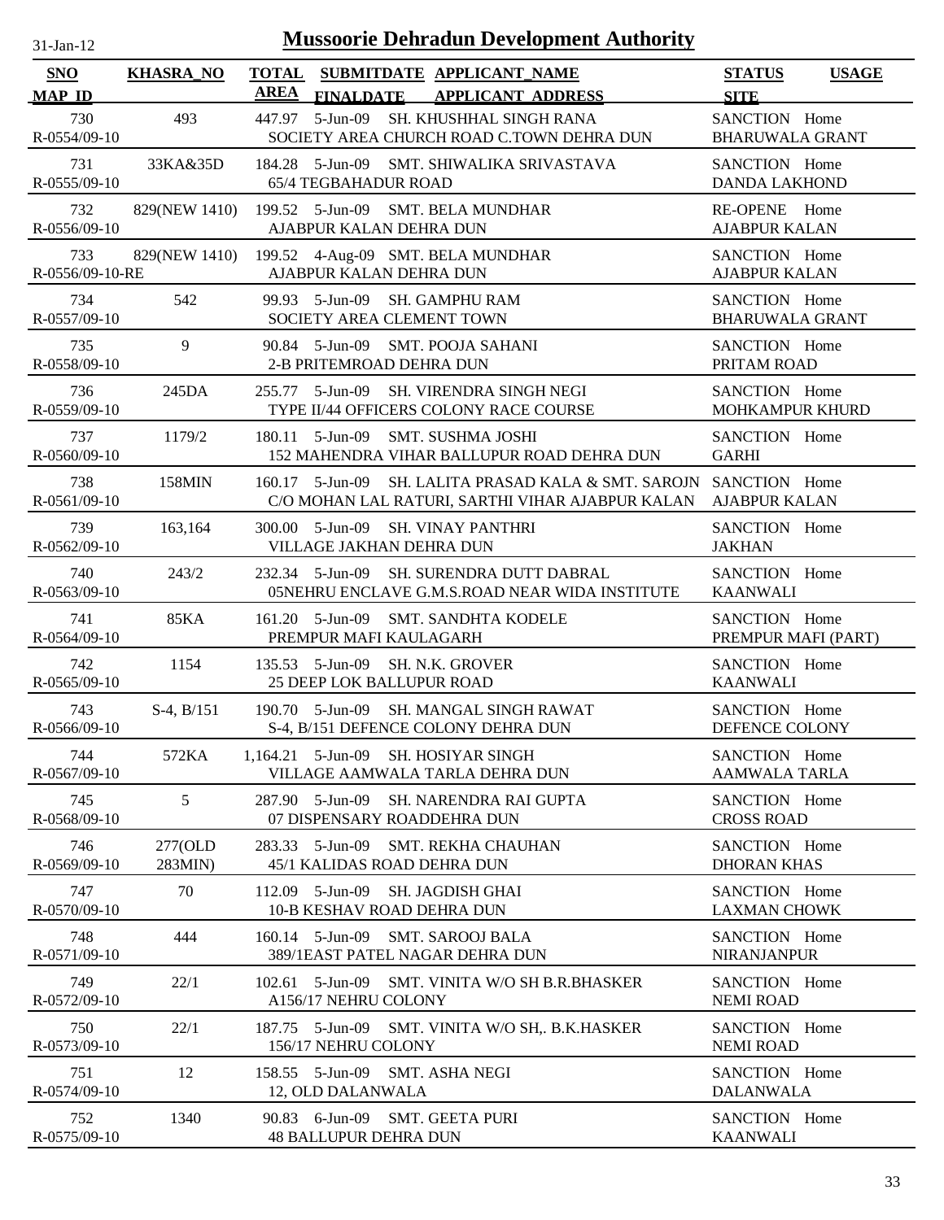# Mussoorie Dehradun Development Authority

31-Jan-12

| SNO / MAP_ID | KHASRA_NO | TOTAL AREA | SUBMITDATE / FINALDATE | APPLICANT_NAME / APPLICANT ADDRESS | STATUS / SITE | USAGE |
|---|---|---|---|---|---|---|
| 730 / R-0554/09-10 | 493 | 447.97 | 5-Jun-09 | SH. KHUSHHAL SINGH RANA / SOCIETY AREA CHURCH ROAD C.TOWN DEHRA DUN | SANCTION / BHARUWALA GRANT | Home |
| 731 / R-0555/09-10 | 33KA&35D | 184.28 | 5-Jun-09 | SMT. SHIWALIKA SRIVASTAVA / 65/4 TEGBAHADUR ROAD | SANCTION / DANDA LAKHOND | Home |
| 732 / R-0556/09-10 | 829(NEW 1410) | 199.52 | 5-Jun-09 | SMT. BELA MUNDHAR / AJABPUR KALAN DEHRA DUN | RE-OPENE / AJABPUR KALAN | Home |
| 733 / R-0556/09-10-RE | 829(NEW 1410) | 199.52 | 4-Aug-09 | SMT. BELA MUNDHAR / AJABPUR KALAN DEHRA DUN | SANCTION / AJABPUR KALAN | Home |
| 734 / R-0557/09-10 | 542 | 99.93 | 5-Jun-09 | SH. GAMPHU RAM / SOCIETY AREA CLEMENT TOWN | SANCTION / BHARUWALA GRANT | Home |
| 735 / R-0558/09-10 | 9 | 90.84 | 5-Jun-09 | SMT. POOJA SAHANI / 2-B PRITEMROAD DEHRA DUN | SANCTION / PRITAM ROAD | Home |
| 736 / R-0559/09-10 | 245DA | 255.77 | 5-Jun-09 | SH. VIRENDRA SINGH NEGI / TYPE II/44 OFFICERS COLONY RACE COURSE | SANCTION / MOHKAMPUR KHURD | Home |
| 737 / R-0560/09-10 | 1179/2 | 180.11 | 5-Jun-09 | SMT. SUSHMA JOSHI / 152 MAHENDRA VIHAR BALLUPUR ROAD DEHRA DUN | SANCTION / GARHI | Home |
| 738 / R-0561/09-10 | 158MIN | 160.17 | 5-Jun-09 | SH. LALITA PRASAD KALA & SMT. SAROJN / C/O MOHAN LAL RATURI, SARTHI VIHAR AJABPUR KALAN | SANCTION / AJABPUR KALAN | Home |
| 739 / R-0562/09-10 | 163,164 | 300.00 | 5-Jun-09 | SH. VINAY PANTHRI / VILLAGE JAKHAN DEHRA DUN | SANCTION / JAKHAN | Home |
| 740 / R-0563/09-10 | 243/2 | 232.34 | 5-Jun-09 | SH. SURENDRA DUTT DABRAL / 05NEHRU ENCLAVE G.M.S.ROAD NEAR WIDA INSTITUTE | SANCTION / KAANWALI | Home |
| 741 / R-0564/09-10 | 85KA | 161.20 | 5-Jun-09 | SMT. SANDHTA KODELE / PREMPUR MAFI KAULAGARH | SANCTION / PREMPUR MAFI (PART) | Home |
| 742 / R-0565/09-10 | 1154 | 135.53 | 5-Jun-09 | SH. N.K. GROVER / 25 DEEP LOK BALLUPUR ROAD | SANCTION / KAANWALI | Home |
| 743 / R-0566/09-10 | S-4, B/151 | 190.70 | 5-Jun-09 | SH. MANGAL SINGH RAWAT / S-4, B/151 DEFENCE COLONY DEHRA DUN | SANCTION / DEFENCE COLONY | Home |
| 744 / R-0567/09-10 | 572KA | 1,164.21 | 5-Jun-09 | SH. HOSIYAR SINGH / VILLAGE AAMWALA TARLA DEHRA DUN | SANCTION / AAMWALA TARLA | Home |
| 745 / R-0568/09-10 | 5 | 287.90 | 5-Jun-09 | SH. NARENDRA RAI GUPTA / 07 DISPENSARY ROADDEHRA DUN | SANCTION / CROSS ROAD | Home |
| 746 / R-0569/09-10 | 277(OLD 283MIN) | 283.33 | 5-Jun-09 | SMT. REKHA CHAUHAN / 45/1 KALIDAS ROAD DEHRA DUN | SANCTION / DHORAN KHAS | Home |
| 747 / R-0570/09-10 | 70 | 112.09 | 5-Jun-09 | SH. JAGDISH GHAI / 10-B KESHAV ROAD DEHRA DUN | SANCTION / LAXMAN CHOWK | Home |
| 748 / R-0571/09-10 | 444 | 160.14 | 5-Jun-09 | SMT. SAROOJ BALA / 389/1EAST PATEL NAGAR DEHRA DUN | SANCTION / NIRANJANPUR | Home |
| 749 / R-0572/09-10 | 22/1 | 102.61 | 5-Jun-09 | SMT. VINITA W/O SH B.R.BHASKER / A156/17 NEHRU COLONY | SANCTION / NEMI ROAD | Home |
| 750 / R-0573/09-10 | 22/1 | 187.75 | 5-Jun-09 | SMT. VINITA W/O SH,. B.K.HASKER / 156/17 NEHRU COLONY | SANCTION / NEMI ROAD | Home |
| 751 / R-0574/09-10 | 12 | 158.55 | 5-Jun-09 | SMT. ASHA NEGI / 12, OLD DALANWALA | SANCTION / DALANWALA | Home |
| 752 / R-0575/09-10 | 1340 | 90.83 | 6-Jun-09 | SMT. GEETA PURI / 48 BALLUPUR DEHRA DUN | SANCTION / KAANWALI | Home |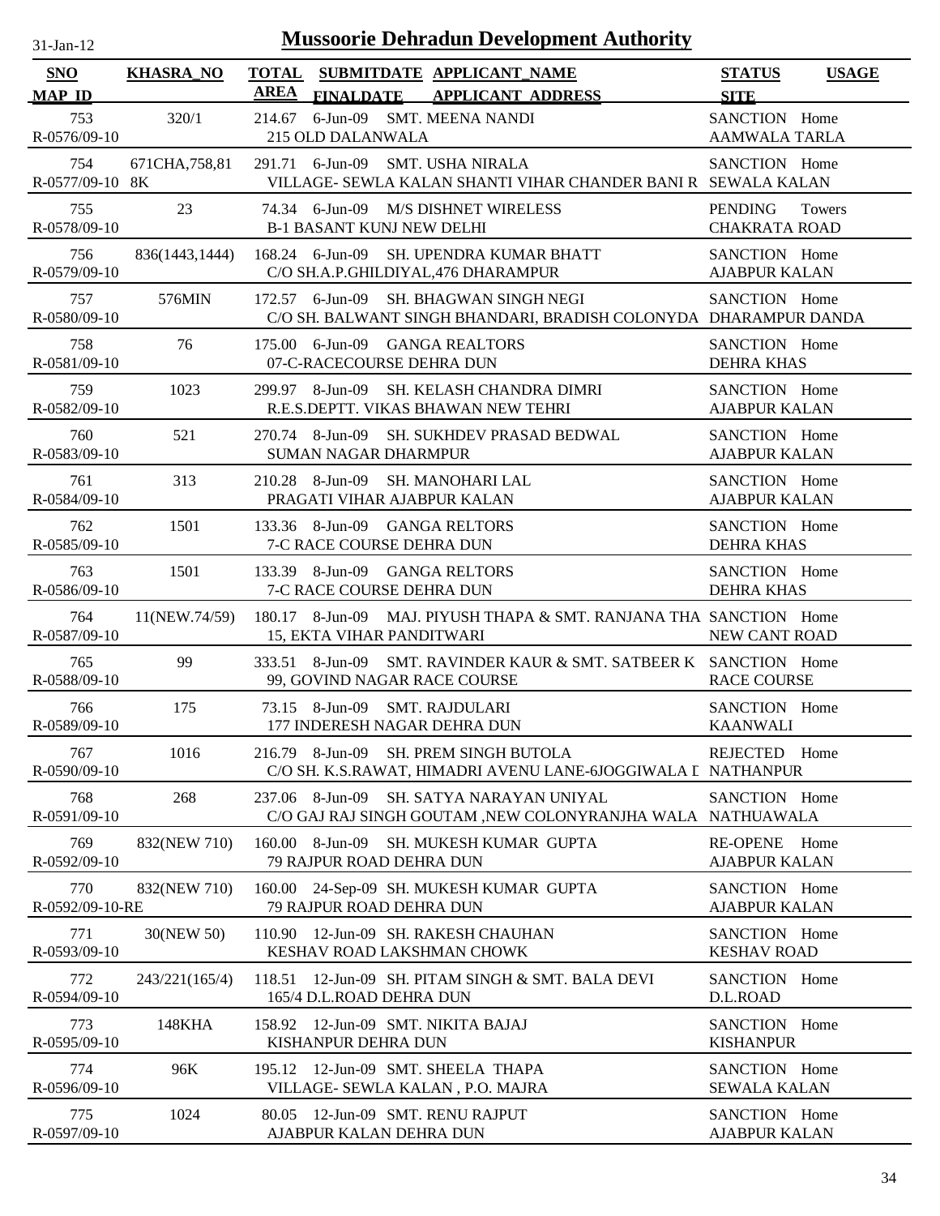# Mussoorie Dehradun Development Authority

31-Jan-12

| SNO / MAP_ID | KHASRA_NO | TOTAL AREA | SUBMITDATE / FINALDATE | APPLICANT_NAME / APPLICANT_ADDRESS | STATUS / SITE | USAGE |
|---|---|---|---|---|---|---|
| 753 / R-0576/09-10 | 320/1 | 214.67 | 6-Jun-09 | SMT. MEENA NANDI / 215 OLD DALANWALA | SANCTION / AAMWALA TARLA | Home |
| 754 / R-0577/09-10 | 671CHA,758,818K | 291.71 | 6-Jun-09 | SMT. USHA NIRALA / VILLAGE- SEWLA KALAN SHANTI VIHAR CHANDER BANI R | SANCTION / SEWALA KALAN | Home |
| 755 / R-0578/09-10 | 23 | 74.34 | 6-Jun-09 | M/S DISHNET WIRELESS / B-1 BASANT KUNJ NEW DELHI | PENDING / CHAKRATA ROAD | Towers |
| 756 / R-0579/09-10 | 836(1443,1444) | 168.24 | 6-Jun-09 | SH. UPENDRA KUMAR BHATT / C/O SH.A.P.GHILDIYAL,476 DHARAMPUR | SANCTION / AJABPUR KALAN | Home |
| 757 / R-0580/09-10 | 576MIN | 172.57 | 6-Jun-09 | SH. BHAGWAN SINGH NEGI / C/O SH. BALWANT SINGH BHANDARI, BRADISH COLONYDA | SANCTION / DHARAMPUR DANDA | Home |
| 758 / R-0581/09-10 | 76 | 175.00 | 6-Jun-09 | GANGA REALTORS / 07-C-RACECOURSE DEHRA DUN | SANCTION / DEHRA KHAS | Home |
| 759 / R-0582/09-10 | 1023 | 299.97 | 8-Jun-09 | SH. KELASH CHANDRA DIMRI / R.E.S.DEPTT. VIKAS BHAWAN NEW TEHRI | SANCTION / AJABPUR KALAN | Home |
| 760 / R-0583/09-10 | 521 | 270.74 | 8-Jun-09 | SH. SUKHDEV PRASAD BEDWAL / SUMAN NAGAR DHARMPUR | SANCTION / AJABPUR KALAN | Home |
| 761 / R-0584/09-10 | 313 | 210.28 | 8-Jun-09 | SH. MANOHARI LAL / PRAGATI VIHAR AJABPUR KALAN | SANCTION / AJABPUR KALAN | Home |
| 762 / R-0585/09-10 | 1501 | 133.36 | 8-Jun-09 | GANGA RELTORS / 7-C RACE COURSE DEHRA DUN | SANCTION / DEHRA KHAS | Home |
| 763 / R-0586/09-10 | 1501 | 133.39 | 8-Jun-09 | GANGA RELTORS / 7-C RACE COURSE DEHRA DUN | SANCTION / DEHRA KHAS | Home |
| 764 / R-0587/09-10 | 11(NEW.74/59) | 180.17 | 8-Jun-09 | MAJ. PIYUSH THAPA & SMT. RANJANA THA / 15, EKTA VIHAR PANDITWARI | SANCTION / NEW CANT ROAD | Home |
| 765 / R-0588/09-10 | 99 | 333.51 | 8-Jun-09 | SMT. RAVINDER KAUR & SMT. SATBEER K / 99, GOVIND NAGAR RACE COURSE | SANCTION / RACE COURSE | Home |
| 766 / R-0589/09-10 | 175 | 73.15 | 8-Jun-09 | SMT. RAJDULARI / 177 INDERESH NAGAR DEHRA DUN | SANCTION / KAANWALI | Home |
| 767 / R-0590/09-10 | 1016 | 216.79 | 8-Jun-09 | SH. PREM SINGH BUTOLA / C/O SH. K.S.RAWAT, HIMADRI AVENU LANE-6JOGGIWALA I | REJECTED / NATHANPUR | Home |
| 768 / R-0591/09-10 | 268 | 237.06 | 8-Jun-09 | SH. SATYA NARAYAN UNIYAL / C/O GAJ RAJ SINGH GOUTAM ,NEW COLONYRANJHA WALA | SANCTION / NATHUAWALA | Home |
| 769 / R-0592/09-10 | 832(NEW 710) | 160.00 | 8-Jun-09 | SH. MUKESH KUMAR GUPTA / 79 RAJPUR ROAD DEHRA DUN | RE-OPENE / AJABPUR KALAN | Home |
| 770 / R-0592/09-10-RE | 832(NEW 710) | 160.00 | 24-Sep-09 | SH. MUKESH KUMAR GUPTA / 79 RAJPUR ROAD DEHRA DUN | SANCTION / AJABPUR KALAN | Home |
| 771 / R-0593/09-10 | 30(NEW 50) | 110.90 | 12-Jun-09 | SH. RAKESH CHAUHAN / KESHAV ROAD LAKSHMAN CHOWK | SANCTION / KESHAV ROAD | Home |
| 772 / R-0594/09-10 | 243/221(165/4) | 118.51 | 12-Jun-09 | SH. PITAM SINGH & SMT. BALA DEVI / 165/4 D.L.ROAD DEHRA DUN | SANCTION / D.L.ROAD | Home |
| 773 / R-0595/09-10 | 148KHA | 158.92 | 12-Jun-09 | SMT. NIKITA BAJAJ / KISHANPUR DEHRA DUN | SANCTION / KISHANPUR | Home |
| 774 / R-0596/09-10 | 96K | 195.12 | 12-Jun-09 | SMT. SHEELA THAPA / VILLAGE- SEWLA KALAN , P.O. MAJRA | SANCTION / SEWALA KALAN | Home |
| 775 / R-0597/09-10 | 1024 | 80.05 | 12-Jun-09 | SMT. RENU RAJPUT / AJABPUR KALAN DEHRA DUN | SANCTION / AJABPUR KALAN | Home |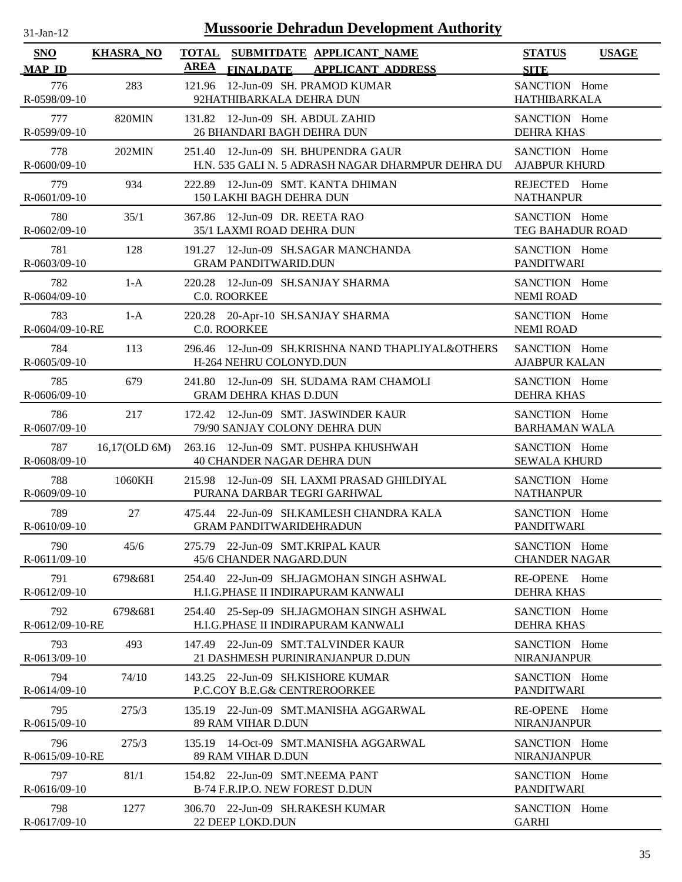# Mussoorie Dehradun Development Authority

31-Jan-12

| SNO MAP_ID | KHASRA_NO | TOTAL AREA | SUBMITDATE FINALDATE | APPLICANT_NAME APPLICANT ADDRESS | STATUS SITE | USAGE |
|---|---|---|---|---|---|---|
| 776 R-0598/09-10 | 283 | 121.96 | 12-Jun-09 | SH. PRAMOD KUMAR 92HATHIBARKALA DEHRA DUN | SANCTION HATHIBARKALA | Home |
| 777 R-0599/09-10 | 820MIN | 131.82 | 12-Jun-09 | SH. ABDUL ZAHID 26 BHANDARI BAGH DEHRA DUN | SANCTION DEHRA KHAS | Home |
| 778 R-0600/09-10 | 202MIN | 251.40 | 12-Jun-09 | SH. BHUPENDRA GAUR H.N. 535 GALI N. 5 ADRASH NAGAR DHARMPUR DEHRA DU | SANCTION AJABPUR KHURD | Home |
| 779 R-0601/09-10 | 934 | 222.89 | 12-Jun-09 | SMT. KANTA DHIMAN 150 LAKHI BAGH DEHRA DUN | REJECTED NATHANPUR | Home |
| 780 R-0602/09-10 | 35/1 | 367.86 | 12-Jun-09 | DR. REETA RAO 35/1 LAXMI ROAD DEHRA DUN | SANCTION TEG BAHADUR ROAD | Home |
| 781 R-0603/09-10 | 128 | 191.27 | 12-Jun-09 | SH.SAGAR MANCHANDA GRAM PANDITWARID.DUN | SANCTION PANDITWARI | Home |
| 782 R-0604/09-10 | 1-A | 220.28 | 12-Jun-09 | SH.SANJAY SHARMA C.0. ROORKEE | SANCTION NEMI ROAD | Home |
| 783 R-0604/09-10-RE | 1-A | 220.28 | 20-Apr-10 | SH.SANJAY SHARMA C.0. ROORKEE | SANCTION NEMI ROAD | Home |
| 784 R-0605/09-10 | 113 | 296.46 | 12-Jun-09 | SH.KRISHNA NAND THAPLIYAL&OTHERS H-264 NEHRU COLONYD.DUN | SANCTION AJABPUR KALAN | Home |
| 785 R-0606/09-10 | 679 | 241.80 | 12-Jun-09 | SH. SUDAMA RAM CHAMOLI GRAM DEHRA KHAS D.DUN | SANCTION DEHRA KHAS | Home |
| 786 R-0607/09-10 | 217 | 172.42 | 12-Jun-09 | SMT. JASWINDER KAUR 79/90 SANJAY COLONY DEHRA DUN | SANCTION BARHAMAN WALA | Home |
| 787 R-0608/09-10 | 16,17(OLD 6M) | 263.16 | 12-Jun-09 | SMT. PUSHPA KHUSHWAH 40 CHANDER NAGAR DEHRA DUN | SANCTION SEWALA KHURD | Home |
| 788 R-0609/09-10 | 1060KH | 215.98 | 12-Jun-09 | SH. LAXMI PRASAD GHILDIYAL PURANA DARBAR TEGRI GARHWAL | SANCTION NATHANPUR | Home |
| 789 R-0610/09-10 | 27 | 475.44 | 22-Jun-09 | SH.KAMLESH CHANDRA KALA GRAM PANDITWARIDEHRADUN | SANCTION PANDITWARI | Home |
| 790 R-0611/09-10 | 45/6 | 275.79 | 22-Jun-09 | SMT.KRIPAL KAUR 45/6 CHANDER NAGARD.DUN | SANCTION CHANDER NAGAR | Home |
| 791 R-0612/09-10 | 679&681 | 254.40 | 22-Jun-09 | SH.JAGMOHAN SINGH ASHWAL H.I.G.PHASE II INDIRAPURAM KANWALI | RE-OPENE DEHRA KHAS | Home |
| 792 R-0612/09-10-RE | 679&681 | 254.40 | 25-Sep-09 | SH.JAGMOHAN SINGH ASHWAL H.I.G.PHASE II INDIRAPURAM KANWALI | SANCTION DEHRA KHAS | Home |
| 793 R-0613/09-10 | 493 | 147.49 | 22-Jun-09 | SMT.TALVINDER KAUR 21 DASHMESH PURINIRANJANPUR D.DUN | SANCTION NIRANJANPUR | Home |
| 794 R-0614/09-10 | 74/10 | 143.25 | 22-Jun-09 | SH.KISHORE KUMAR P.C.COY B.E.G& CENTREROORKEE | SANCTION PANDITWARI | Home |
| 795 R-0615/09-10 | 275/3 | 135.19 | 22-Jun-09 | SMT.MANISHA AGGARWAL 89 RAM VIHAR D.DUN | RE-OPENE NIRANJANPUR | Home |
| 796 R-0615/09-10-RE | 275/3 | 135.19 | 14-Oct-09 | SMT.MANISHA AGGARWAL 89 RAM VIHAR D.DUN | SANCTION NIRANJANPUR | Home |
| 797 R-0616/09-10 | 81/1 | 154.82 | 22-Jun-09 | SMT.NEEMA PANT B-74 F.R.IP.O. NEW FOREST D.DUN | SANCTION PANDITWARI | Home |
| 798 R-0617/09-10 | 1277 | 306.70 | 22-Jun-09 | SH.RAKESH KUMAR 22 DEEP LOKD.DUN | SANCTION GARHI | Home |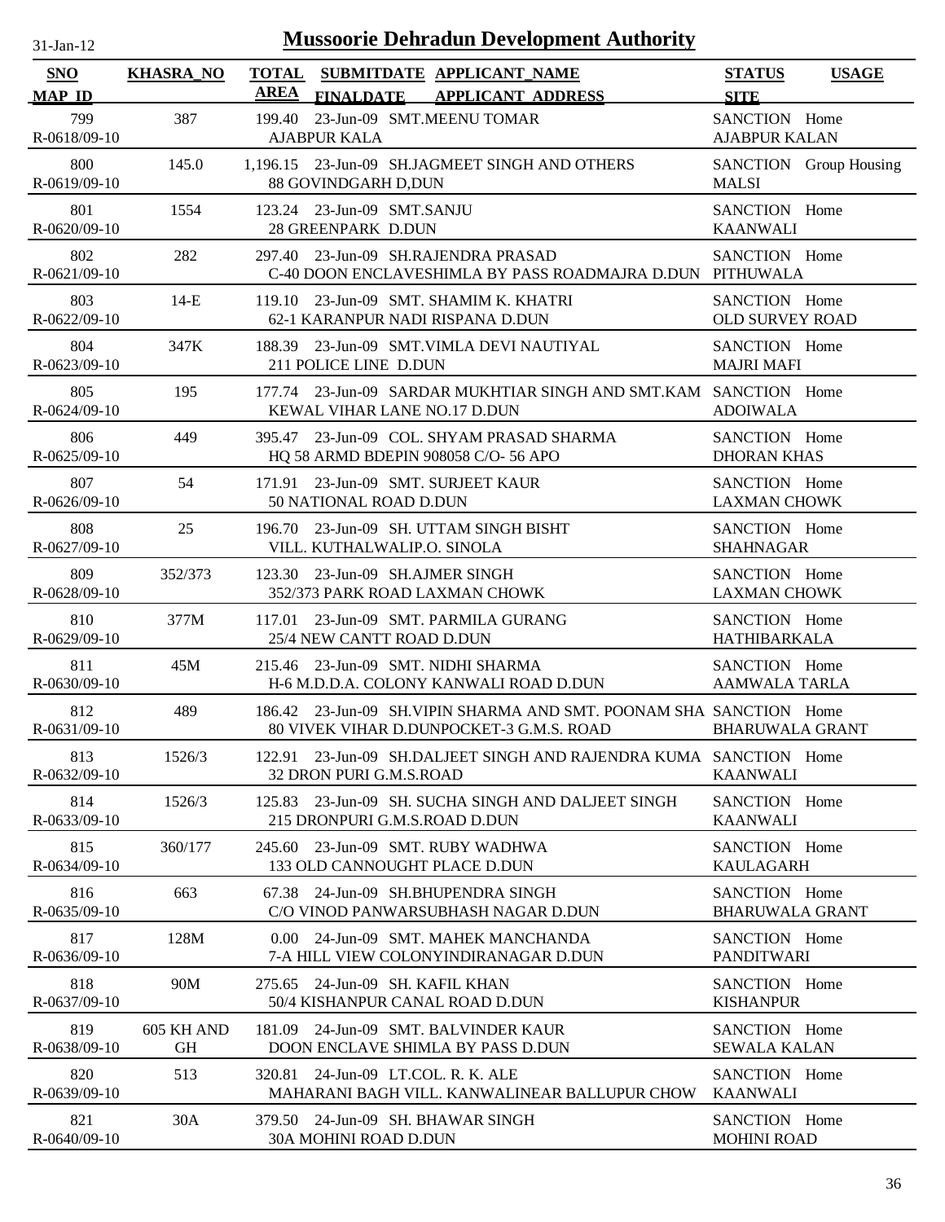# Mussoorie Dehradun Development Authority

31-Jan-12

| SNO / MAP_ID | KHASRA_NO | TOTAL AREA | SUBMITDATE / FINALDATE | APPLICANT_NAME / APPLICANT ADDRESS | STATUS / SITE | USAGE |
|---|---|---|---|---|---|---|
| 799 / R-0618/09-10 | 387 | 199.40 | 23-Jun-09 | SMT.MEENU TOMAR / AJABPUR KALA | SANCTION / AJABPUR KALAN | Home |
| 800 / R-0619/09-10 | 145.0 | 1,196.15 | 23-Jun-09 | SH.JAGMEET SINGH AND OTHERS / 88 GOVINDGARH D,DUN | SANCTION / MALSI | Group Housing |
| 801 / R-0620/09-10 | 1554 | 123.24 | 23-Jun-09 | SMT.SANJU / 28 GREENPARK D.DUN | SANCTION / KAANWALI | Home |
| 802 / R-0621/09-10 | 282 | 297.40 | 23-Jun-09 | SH.RAJENDRA PRASAD / C-40 DOON ENCLAVESHIMLA BY PASS ROADMAJRA D.DUN | SANCTION / PITHUWALA | Home |
| 803 / R-0622/09-10 | 14-E | 119.10 | 23-Jun-09 | SMT. SHAMIM K. KHATRI / 62-1 KARANPUR NADI RISPANA D.DUN | SANCTION / OLD SURVEY ROAD | Home |
| 804 / R-0623/09-10 | 347K | 188.39 | 23-Jun-09 | SMT.VIMLA DEVI NAUTIYAL / 211 POLICE LINE D.DUN | SANCTION / MAJRI MAFI | Home |
| 805 / R-0624/09-10 | 195 | 177.74 | 23-Jun-09 | SARDAR MUKHTIAR SINGH AND SMT.KAM / KEWAL VIHAR LANE NO.17 D.DUN | SANCTION / ADOIWALA | Home |
| 806 / R-0625/09-10 | 449 | 395.47 | 23-Jun-09 | COL. SHYAM PRASAD SHARMA / HQ 58 ARMD BDEPIN 908058 C/O- 56 APO | SANCTION / DHORAN KHAS | Home |
| 807 / R-0626/09-10 | 54 | 171.91 | 23-Jun-09 | SMT. SURJEET KAUR / 50 NATIONAL ROAD D.DUN | SANCTION / LAXMAN CHOWK | Home |
| 808 / R-0627/09-10 | 25 | 196.70 | 23-Jun-09 | SH. UTTAM SINGH BISHT / VILL. KUTHALWALIP.O. SINOLA | SANCTION / SHAHNAGAR | Home |
| 809 / R-0628/09-10 | 352/373 | 123.30 | 23-Jun-09 | SH.AJMER SINGH / 352/373 PARK ROAD LAXMAN CHOWK | SANCTION / LAXMAN CHOWK | Home |
| 810 / R-0629/09-10 | 377M | 117.01 | 23-Jun-09 | SMT. PARMILA GURANG / 25/4 NEW CANTT ROAD D.DUN | SANCTION / HATHIBARKALA | Home |
| 811 / R-0630/09-10 | 45M | 215.46 | 23-Jun-09 | SMT. NIDHI SHARMA / H-6 M.D.D.A. COLONY KANWALI ROAD D.DUN | SANCTION / AAMWALA TARLA | Home |
| 812 / R-0631/09-10 | 489 | 186.42 | 23-Jun-09 | SH.VIPIN SHARMA AND SMT. POONAM SHA / 80 VIVEK VIHAR D.DUNPOCKET-3 G.M.S. ROAD | SANCTION / BHARUWALA GRANT | Home |
| 813 / R-0632/09-10 | 1526/3 | 122.91 | 23-Jun-09 | SH.DALJEET SINGH AND RAJENDRA KUMA / 32 DRON PURI G.M.S.ROAD | SANCTION / KAANWALI | Home |
| 814 / R-0633/09-10 | 1526/3 | 125.83 | 23-Jun-09 | SH. SUCHA SINGH AND DALJEET SINGH / 215 DRONPURI G.M.S.ROAD D.DUN | SANCTION / KAANWALI | Home |
| 815 / R-0634/09-10 | 360/177 | 245.60 | 23-Jun-09 | SMT. RUBY WADHWA / 133 OLD CANNOUGHT PLACE D.DUN | SANCTION / KAULAGARH | Home |
| 816 / R-0635/09-10 | 663 | 67.38 | 24-Jun-09 | SH.BHUPENDRA SINGH / C/O VINOD PANWARSUBHASH NAGAR D.DUN | SANCTION / BHARUWALA GRANT | Home |
| 817 / R-0636/09-10 | 128M | 0.00 | 24-Jun-09 | SMT. MAHEK MANCHANDA / 7-A HILL VIEW COLONYINDIRANAGAR D.DUN | SANCTION / PANDITWARI | Home |
| 818 / R-0637/09-10 | 90M | 275.65 | 24-Jun-09 | SH. KAFIL KHAN / 50/4 KISHANPUR CANAL ROAD D.DUN | SANCTION / KISHANPUR | Home |
| 819 / R-0638/09-10 | 605 KH AND GH | 181.09 | 24-Jun-09 | SMT. BALVINDER KAUR / DOON ENCLAVE SHIMLA BY PASS D.DUN | SANCTION / SEWALA KALAN | Home |
| 820 / R-0639/09-10 | 513 | 320.81 | 24-Jun-09 | LT.COL. R. K. ALE / MAHARANI BAGH VILL. KANWALINEAR BALLUPUR CHOW | SANCTION / KAANWALI | Home |
| 821 / R-0640/09-10 | 30A | 379.50 | 24-Jun-09 | SH. BHAWAR SINGH / 30A MOHINI ROAD D.DUN | SANCTION / MOHINI ROAD | Home |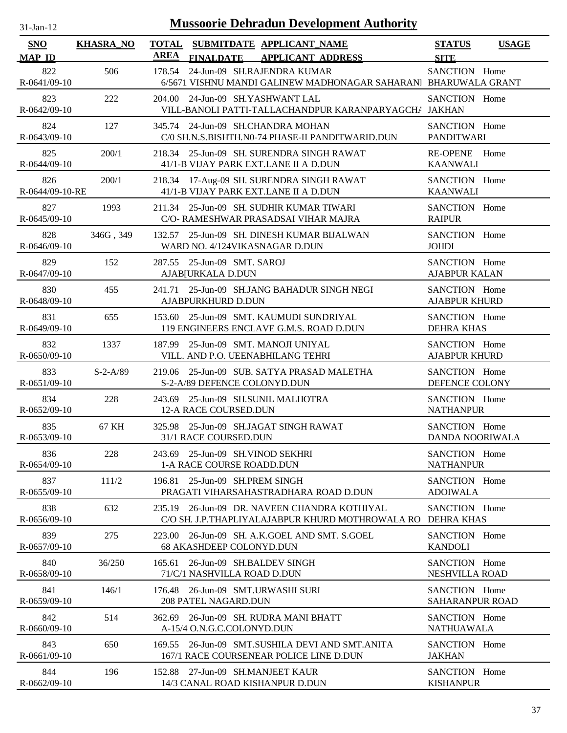# Mussoorie Dehradun Development Authority

31-Jan-12

| SNO / MAP_ID | KHASRA_NO | TOTAL AREA | SUBMITDATE / FINALDATE | APPLICANT_NAME / APPLICANT ADDRESS | STATUS / SITE | USAGE |
|---|---|---|---|---|---|---|
| 822 / R-0641/09-10 | 506 | 178.54 | 24-Jun-09 | SH.RAJENDRA KUMAR / 6/5671 VISHNU MANDI GALINEW MADHONAGAR SAHARANI | SANCTION / BHARUWALA GRANT | Home |
| 823 / R-0642/09-10 | 222 | 204.00 | 24-Jun-09 | SH.YASHWANT LAL / VILL-BANOLI PATTI-TALLACHANDPUR KARANPARYAGCHA | SANCTION / JAKHAN | Home |
| 824 / R-0643/09-10 | 127 | 345.74 | 24-Jun-09 | SH.CHANDRA MOHAN / C/0 SH.N.S.BISHTH.N0-74 PHASE-II PANDITWARID.DUN | SANCTION / PANDITWARI | Home |
| 825 / R-0644/09-10 | 200/1 | 218.34 | 25-Jun-09 | SH. SURENDRA SINGH RAWAT / 41/1-B VIJAY PARK EXT.LANE II A D.DUN | RE-OPENE / KAANWALI | Home |
| 826 / R-0644/09-10-RE | 200/1 | 218.34 | 17-Aug-09 | SH. SURENDRA SINGH RAWAT / 41/1-B VIJAY PARK EXT.LANE II A D.DUN | SANCTION / KAANWALI | Home |
| 827 / R-0645/09-10 | 1993 | 211.34 | 25-Jun-09 | SH. SUDHIR KUMAR TIWARI / C/O- RAMESHWAR PRASADSAI VIHAR MAJRA | SANCTION / RAIPUR | Home |
| 828 / R-0646/09-10 | 346G , 349 | 132.57 | 25-Jun-09 | SH. DINESH KUMAR BIJALWAN / WARD NO. 4/124VIKASNAGAR D.DUN | SANCTION / JOHDI | Home |
| 829 / R-0647/09-10 | 152 | 287.55 | 25-Jun-09 | SMT. SAROJ / AJAB[URKALA D.DUN | SANCTION / AJABPUR KALAN | Home |
| 830 / R-0648/09-10 | 455 | 241.71 | 25-Jun-09 | SH.JANG BAHADUR SINGH NEGI / AJABPURKHURD D.DUN | SANCTION / AJABPUR KHURD | Home |
| 831 / R-0649/09-10 | 655 | 153.60 | 25-Jun-09 | SMT. KAUMUDI SUNDRIYAL / 119 ENGINEERS ENCLAVE G.M.S. ROAD D.DUN | SANCTION / DEHRA KHAS | Home |
| 832 / R-0650/09-10 | 1337 | 187.99 | 25-Jun-09 | SMT. MANOJI UNIYAL / VILL. AND P.O. UEENABHILANG TEHRI | SANCTION / AJABPUR KHURD | Home |
| 833 / R-0651/09-10 | S-2-A/89 | 219.06 | 25-Jun-09 | SUB. SATYA PRASAD MALETHA / S-2-A/89 DEFENCE COLONYD.DUN | SANCTION / DEFENCE COLONY | Home |
| 834 / R-0652/09-10 | 228 | 243.69 | 25-Jun-09 | SH.SUNIL MALHOTRA / 12-A RACE COURSED.DUN | SANCTION / NATHANPUR | Home |
| 835 / R-0653/09-10 | 67 KH | 325.98 | 25-Jun-09 | SH.JAGAT SINGH RAWAT / 31/1 RACE COURSED.DUN | SANCTION / DANDA NOORIWALA | Home |
| 836 / R-0654/09-10 | 228 | 243.69 | 25-Jun-09 | SH.VINOD SEKHRI / 1-A RACE COURSE ROADD.DUN | SANCTION / NATHANPUR | Home |
| 837 / R-0655/09-10 | 111/2 | 196.81 | 25-Jun-09 | SH.PREM SINGH / PRAGATI VIHARSAHASTRADHARA ROAD D.DUN | SANCTION / ADOIWALA | Home |
| 838 / R-0656/09-10 | 632 | 235.19 | 26-Jun-09 | DR. NAVEEN CHANDRA KOTHIYAL / C/O SH. J.P.THAPLIYALAJABPUR KHURD MOTHROWALA RO | SANCTION / DEHRA KHAS | Home |
| 839 / R-0657/09-10 | 275 | 223.00 | 26-Jun-09 | SH. A.K.GOEL AND SMT. S.GOEL / 68 AKASHDEEP COLONYD.DUN | SANCTION / KANDOLI | Home |
| 840 / R-0658/09-10 | 36/250 | 165.61 | 26-Jun-09 | SH.BALDEV SINGH / 71/C/1 NASHVILLA ROAD D.DUN | SANCTION / NESHVILLA ROAD | Home |
| 841 / R-0659/09-10 | 146/1 | 176.48 | 26-Jun-09 | SMT.URWASHI SURI / 208 PATEL NAGARD.DUN | SANCTION / SAHARANPUR ROAD | Home |
| 842 / R-0660/09-10 | 514 | 362.69 | 26-Jun-09 | SH. RUDRA MANI BHATT / A-15/4 O.N.G.C.COLONYD.DUN | SANCTION / NATHUAWALA | Home |
| 843 / R-0661/09-10 | 650 | 169.55 | 26-Jun-09 | SMT.SUSHILA DEVI AND SMT.ANITA / 167/1 RACE COURSENEAR POLICE LINE D.DUN | SANCTION / JAKHAN | Home |
| 844 / R-0662/09-10 | 196 | 152.88 | 27-Jun-09 | SH.MANJEET KAUR / 14/3 CANAL ROAD KISHANPUR D.DUN | SANCTION / KISHANPUR | Home |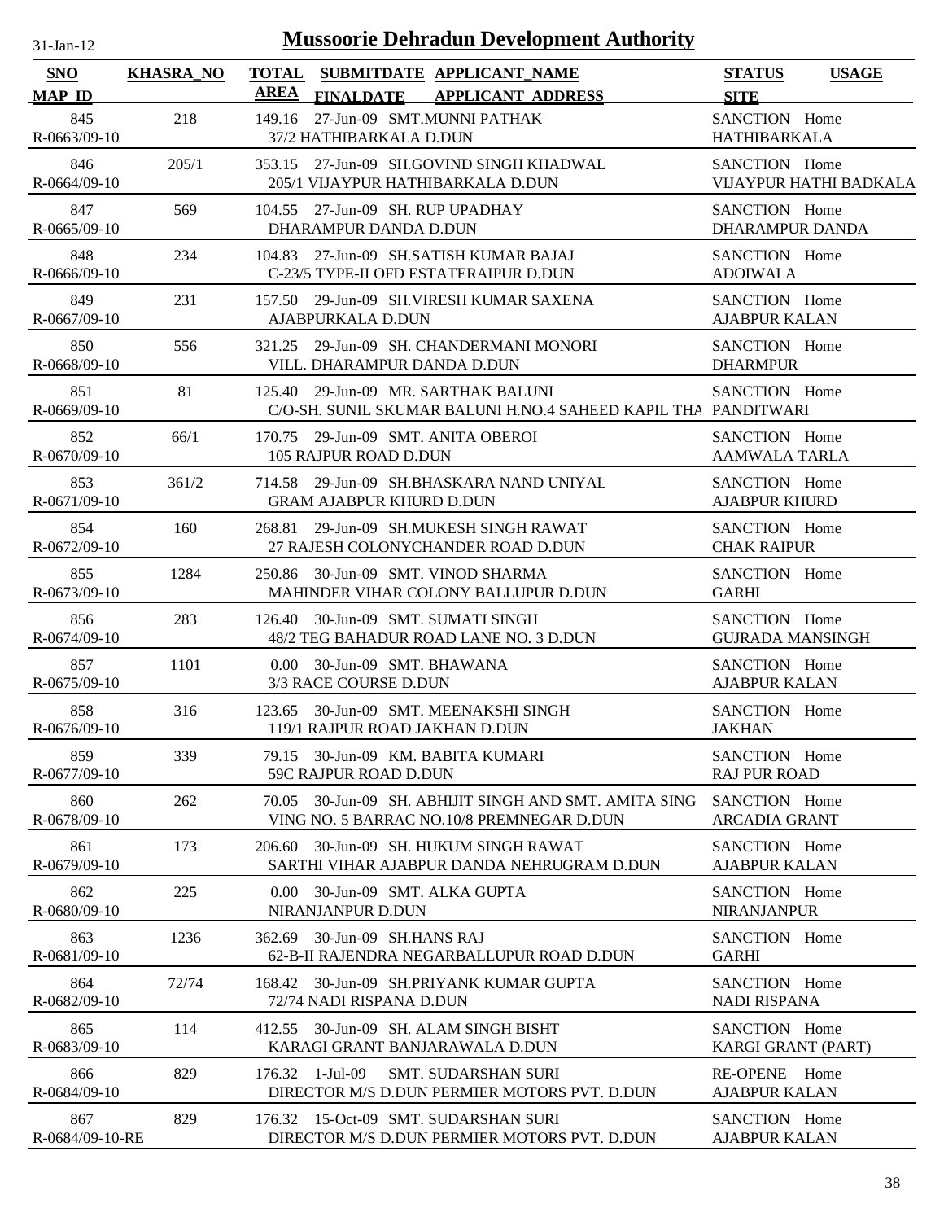# Mussoorie Dehradun Development Authority

31-Jan-12

| SNO / MAP_ID | KHASRA_NO | TOTAL AREA | SUBMITDATE / FINALDATE | APPLICANT_NAME / APPLICANT ADDRESS | STATUS / SITE | USAGE |
|---|---|---|---|---|---|---|
| 845 / R-0663/09-10 | 218 | 149.16 | 27-Jun-09 | SMT.MUNNI PATHAK / 37/2 HATHIBARKALA D.DUN | SANCTION / HATHIBARKALA | Home |
| 846 / R-0664/09-10 | 205/1 | 353.15 | 27-Jun-09 | SH.GOVIND SINGH KHADWAL / 205/1 VIJAYPUR HATHIBARKALA D.DUN | SANCTION / VIJAYPUR HATHI BADKALA | Home |
| 847 / R-0665/09-10 | 569 | 104.55 | 27-Jun-09 | SH. RUP UPADHAY / DHARAMPUR DANDA D.DUN | SANCTION / DHARAMPUR DANDA | Home |
| 848 / R-0666/09-10 | 234 | 104.83 | 27-Jun-09 | SH.SATISH KUMAR BAJAJ / C-23/5 TYPE-II OFD ESTATERAIPUR D.DUN | SANCTION / ADOIWALA | Home |
| 849 / R-0667/09-10 | 231 | 157.50 | 29-Jun-09 | SH.VIRESH KUMAR SAXENA / AJABPURKALA D.DUN | SANCTION / AJABPUR KALAN | Home |
| 850 / R-0668/09-10 | 556 | 321.25 | 29-Jun-09 | SH. CHANDERMANI MONORI / VILL. DHARAMPUR DANDA D.DUN | SANCTION / DHARMPUR | Home |
| 851 / R-0669/09-10 | 81 | 125.40 | 29-Jun-09 | MR. SARTHAK BALUNI / C/O-SH. SUNIL SKUMAR BALUNI H.NO.4 SAHEED KAPIL THA | SANCTION / PANDITWARI | Home |
| 852 / R-0670/09-10 | 66/1 | 170.75 | 29-Jun-09 | SMT. ANITA OBEROI / 105 RAJPUR ROAD D.DUN | SANCTION / AAMWALA TARLA | Home |
| 853 / R-0671/09-10 | 361/2 | 714.58 | 29-Jun-09 | SH.BHASKARA NAND UNIYAL / GRAM AJABPUR KHURD D.DUN | SANCTION / AJABPUR KHURD | Home |
| 854 / R-0672/09-10 | 160 | 268.81 | 29-Jun-09 | SH.MUKESH SINGH RAWAT / 27 RAJESH COLONYCHANDER ROAD D.DUN | SANCTION / CHAK RAIPUR | Home |
| 855 / R-0673/09-10 | 1284 | 250.86 | 30-Jun-09 | SMT. VINOD SHARMA / MAHINDER VIHAR COLONY BALLUPUR D.DUN | SANCTION / GARHI | Home |
| 856 / R-0674/09-10 | 283 | 126.40 | 30-Jun-09 | SMT. SUMATI SINGH / 48/2 TEG BAHADUR ROAD LANE NO. 3 D.DUN | SANCTION / GUJRADA MANSINGH | Home |
| 857 / R-0675/09-10 | 1101 | 0.00 | 30-Jun-09 | SMT. BHAWANA / 3/3 RACE COURSE D.DUN | SANCTION / AJABPUR KALAN | Home |
| 858 / R-0676/09-10 | 316 | 123.65 | 30-Jun-09 | SMT. MEENAKSHI SINGH / 119/1 RAJPUR ROAD JAKHAN D.DUN | SANCTION / JAKHAN | Home |
| 859 / R-0677/09-10 | 339 | 79.15 | 30-Jun-09 | KM. BABITA KUMARI / 59C RAJPUR ROAD D.DUN | SANCTION / RAJ PUR ROAD | Home |
| 860 / R-0678/09-10 | 262 | 70.05 | 30-Jun-09 | SH. ABHIJIT SINGH AND SMT. AMITA SING / VING NO. 5 BARRAC NO.10/8 PREMNEGAR D.DUN | SANCTION / ARCADIA GRANT | Home |
| 861 / R-0679/09-10 | 173 | 206.60 | 30-Jun-09 | SH. HUKUM SINGH RAWAT / SARTHI VIHAR AJABPUR DANDA NEHRUGRAM D.DUN | SANCTION / AJABPUR KALAN | Home |
| 862 / R-0680/09-10 | 225 | 0.00 | 30-Jun-09 | SMT. ALKA GUPTA / NIRANJANPUR D.DUN | SANCTION / NIRANJANPUR | Home |
| 863 / R-0681/09-10 | 1236 | 362.69 | 30-Jun-09 | SH.HANS RAJ / 62-B-II RAJENDRA NEGARBALLUPUR ROAD D.DUN | SANCTION / GARHI | Home |
| 864 / R-0682/09-10 | 72/74 | 168.42 | 30-Jun-09 | SH.PRIYANK KUMAR GUPTA / 72/74 NADI RISPANA D.DUN | SANCTION / NADI RISPANA | Home |
| 865 / R-0683/09-10 | 114 | 412.55 | 30-Jun-09 | SH. ALAM SINGH BISHT / KARAGI GRANT BANJARAWALA D.DUN | SANCTION / KARGI GRANT (PART) | Home |
| 866 / R-0684/09-10 | 829 | 176.32 | 1-Jul-09 | SMT. SUDARSHAN SURI / DIRECTOR M/S D.DUN PERMIER MOTORS PVT. D.DUN | RE-OPENE / AJABPUR KALAN | Home |
| 867 / R-0684/09-10-RE | 829 | 176.32 | 15-Oct-09 | SMT. SUDARSHAN SURI / DIRECTOR M/S D.DUN PERMIER MOTORS PVT. D.DUN | SANCTION / AJABPUR KALAN | Home |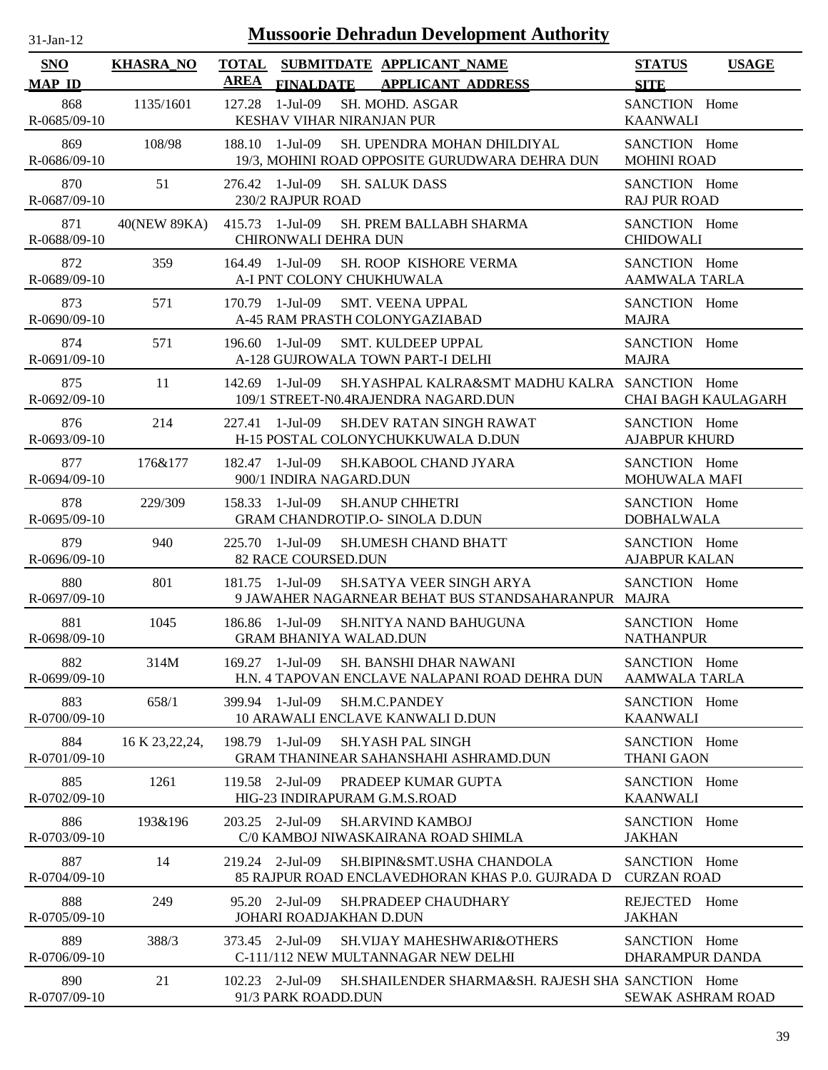# Mussoorie Dehradun Development Authority

31-Jan-12

| SNO<br>MAP_ID | KHASRA_NO | TOTAL AREA | SUBMITDATE<br>FINALDATE | APPLICANT_NAME<br>APPLICANT_ADDRESS | STATUS<br>SITE | USAGE |
|---|---|---|---|---|---|---|
| 868<br>R-0685/09-10 | 1135/1601 | 127.28 | 1-Jul-09 | SH. MOHD. ASGAR<br>KESHAV VIHAR NIRANJAN PUR | SANCTION<br>KAANWALI | Home |
| 869<br>R-0686/09-10 | 108/98 | 188.10 | 1-Jul-09 | SH. UPENDRA MOHAN DHILDIYAL<br>19/3, MOHINI ROAD OPPOSITE GURUDWARA DEHRA DUN | SANCTION<br>MOHINI ROAD | Home |
| 870<br>R-0687/09-10 | 51 | 276.42 | 1-Jul-09 | SH. SALUK DASS<br>230/2 RAJPUR ROAD | SANCTION<br>RAJ PUR ROAD | Home |
| 871<br>R-0688/09-10 | 40(NEW 89KA) | 415.73 | 1-Jul-09 | SH. PREM BALLABH SHARMA<br>CHIRONWALI DEHRA DUN | SANCTION<br>CHIDOWALI | Home |
| 872<br>R-0689/09-10 | 359 | 164.49 | 1-Jul-09 | SH. ROOP KISHORE VERMA<br>A-I PNT COLONY CHUKHUWALA | SANCTION<br>AAMWALA TARLA | Home |
| 873<br>R-0690/09-10 | 571 | 170.79 | 1-Jul-09 | SMT. VEENA UPPAL<br>A-45 RAM PRASTH COLONYGAZIABAD | SANCTION<br>MAJRA | Home |
| 874<br>R-0691/09-10 | 571 | 196.60 | 1-Jul-09 | SMT. KULDEEP UPPAL<br>A-128 GUJROWALA TOWN PART-I DELHI | SANCTION<br>MAJRA | Home |
| 875<br>R-0692/09-10 | 11 | 142.69 | 1-Jul-09 | SH.YASHPAL KALRA&SMT MADHU KALRA<br>109/1 STREET-N0.4RAJENDRA NAGARD.DUN | SANCTION<br>CHAI BAGH KAULAGARH | Home |
| 876<br>R-0693/09-10 | 214 | 227.41 | 1-Jul-09 | SH.DEV RATAN SINGH RAWAT<br>H-15 POSTAL COLONYCHUKKUWALA D.DUN | SANCTION<br>AJABPUR KHURD | Home |
| 877<br>R-0694/09-10 | 176&177 | 182.47 | 1-Jul-09 | SH.KABOOL CHAND JYARA<br>900/1 INDIRA NAGARD.DUN | SANCTION<br>MOHUWALA MAFI | Home |
| 878<br>R-0695/09-10 | 229/309 | 158.33 | 1-Jul-09 | SH.ANUP CHHETRI<br>GRAM CHANDROTIP.O- SINOLA D.DUN | SANCTION<br>DOBHALWALA | Home |
| 879<br>R-0696/09-10 | 940 | 225.70 | 1-Jul-09 | SH.UMESH CHAND BHATT<br>82 RACE COURSED.DUN | SANCTION<br>AJABPUR KALAN | Home |
| 880<br>R-0697/09-10 | 801 | 181.75 | 1-Jul-09 | SH.SATYA VEER SINGH ARYA<br>9 JAWAHER NAGARNEAR BEHAT BUS STANDSAHARANPUR | SANCTION<br>MAJRA | Home |
| 881<br>R-0698/09-10 | 1045 | 186.86 | 1-Jul-09 | SH.NITYA NAND BAHUGUNA<br>GRAM BHANIYA WALAD.DUN | SANCTION<br>NATHANPUR | Home |
| 882<br>R-0699/09-10 | 314M | 169.27 | 1-Jul-09 | SH. BANSHI DHAR NAWANI<br>H.N. 4 TAPOVAN ENCLAVE NALAPANI ROAD DEHRA DUN | SANCTION<br>AAMWALA TARLA | Home |
| 883<br>R-0700/09-10 | 658/1 | 399.94 | 1-Jul-09 | SH.M.C.PANDEY<br>10 ARAWALI ENCLAVE KANWALI D.DUN | SANCTION<br>KAANWALI | Home |
| 884<br>R-0701/09-10 | 16 K 23,22,24, | 198.79 | 1-Jul-09 | SH.YASH PAL SINGH<br>GRAM THANINEAR SAHANSHAHI ASHRAMD.DUN | SANCTION<br>THANI GAON | Home |
| 885<br>R-0702/09-10 | 1261 | 119.58 | 2-Jul-09 | PRADEEP KUMAR GUPTA<br>HIG-23 INDIRAPURAM G.M.S.ROAD | SANCTION<br>KAANWALI | Home |
| 886<br>R-0703/09-10 | 193&196 | 203.25 | 2-Jul-09 | SH.ARVIND KAMBOJ<br>C/0 KAMBOJ NIWASKAIRANA ROAD SHIMLA | SANCTION<br>JAKHAN | Home |
| 887<br>R-0704/09-10 | 14 | 219.24 | 2-Jul-09 | SH.BIPIN&SMT.USHA CHANDOLA<br>85 RAJPUR ROAD ENCLAVEDHORAN KHAS P.0. GUJRADA D | SANCTION<br>CURZAN ROAD | Home |
| 888<br>R-0705/09-10 | 249 | 95.20 | 2-Jul-09 | SH.PRADEEP CHAUDHARY<br>JOHARI ROADJAKHAN D.DUN | REJECTED<br>JAKHAN | Home |
| 889<br>R-0706/09-10 | 388/3 | 373.45 | 2-Jul-09 | SH.VIJAY MAHESHWARI&OTHERS<br>C-111/112 NEW MULTANNAGAR NEW DELHI | SANCTION<br>DHARAMPUR DANDA | Home |
| 890<br>R-0707/09-10 | 21 | 102.23 | 2-Jul-09 | SH.SHAILENDER SHARMA&SH. RAJESH SHA<br>91/3 PARK ROADD.DUN | SANCTION<br>SEWAK ASHRAM ROAD | Home |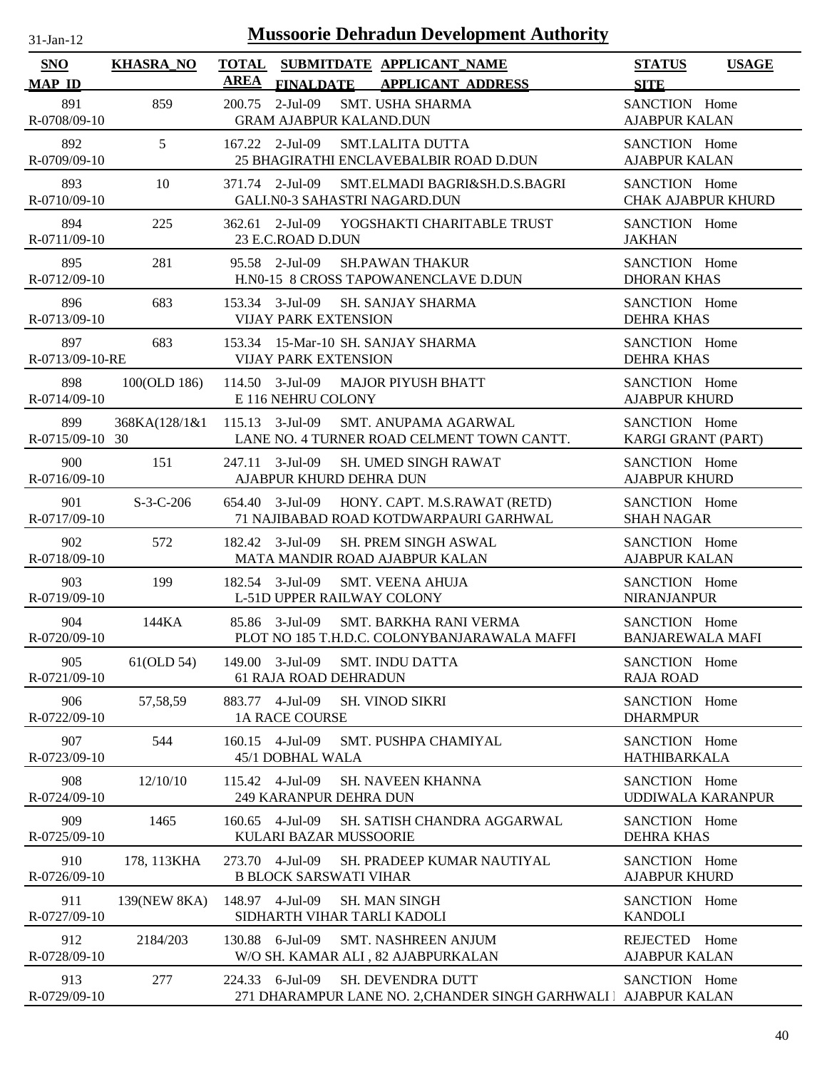# Mussoorie Dehradun Development Authority

31-Jan-12

| SNO / MAP_ID | KHASRA_NO | TOTAL AREA | SUBMITDATE / FINALDATE | APPLICANT_NAME / APPLICANT_ADDRESS | STATUS / SITE | USAGE |
|---|---|---|---|---|---|---|
| 891 / R-0708/09-10 | 859 | 200.75 | 2-Jul-09 | SMT. USHA SHARMA / GRAM AJABPUR KALAND.DUN | SANCTION / AJABPUR KALAN | Home |
| 892 / R-0709/09-10 | 5 | 167.22 | 2-Jul-09 | SMT.LALITA DUTTA / 25 BHAGIRATHI ENCLAVEBALBIR ROAD D.DUN | SANCTION / AJABPUR KALAN | Home |
| 893 / R-0710/09-10 | 10 | 371.74 | 2-Jul-09 | SMT.ELMADI BAGRI&SH.D.S.BAGRI / GALI.N0-3 SAHASTRI NAGARD.DUN | SANCTION / CHAK AJABPUR KHURD | Home |
| 894 / R-0711/09-10 | 225 | 362.61 | 2-Jul-09 | YOGSHAKTI CHARITABLE TRUST / 23 E.C.ROAD D.DUN | SANCTION / JAKHAN | Home |
| 895 / R-0712/09-10 | 281 | 95.58 | 2-Jul-09 | SH.PAWAN THAKUR / H.N0-15 8 CROSS TAPOWANENCLAVE D.DUN | SANCTION / DHORAN KHAS | Home |
| 896 / R-0713/09-10 | 683 | 153.34 | 3-Jul-09 | SH. SANJAY SHARMA / VIJAY PARK EXTENSION | SANCTION / DEHRA KHAS | Home |
| 897 / R-0713/09-10-RE | 683 | 153.34 | 15-Mar-10 | SH. SANJAY SHARMA / VIJAY PARK EXTENSION | SANCTION / DEHRA KHAS | Home |
| 898 / R-0714/09-10 | 100(OLD 186) | 114.50 | 3-Jul-09 | MAJOR PIYUSH BHATT / E 116 NEHRU COLONY | SANCTION / AJABPUR KHURD | Home |
| 899 / R-0715/09-10 | 368KA(128/1&130 | 115.13 | 3-Jul-09 | SMT. ANUPAMA AGARWAL / LANE NO. 4 TURNER ROAD CELMENT TOWN CANTT. | SANCTION / KARGI GRANT (PART) | Home |
| 900 / R-0716/09-10 | 151 | 247.11 | 3-Jul-09 | SH. UMED SINGH RAWAT / AJABPUR KHURD DEHRA DUN | SANCTION / AJABPUR KHURD | Home |
| 901 / R-0717/09-10 | S-3-C-206 | 654.40 | 3-Jul-09 | HONY. CAPT. M.S.RAWAT (RETD) / 71 NAJIBABAD ROAD KOTDWARPAURI GARHWAL | SANCTION / SHAH NAGAR | Home |
| 902 / R-0718/09-10 | 572 | 182.42 | 3-Jul-09 | SH. PREM SINGH ASWAL / MATA MANDIR ROAD AJABPUR KALAN | SANCTION / AJABPUR KALAN | Home |
| 903 / R-0719/09-10 | 199 | 182.54 | 3-Jul-09 | SMT. VEENA AHUJA / L-51D UPPER RAILWAY COLONY | SANCTION / NIRANJANPUR | Home |
| 904 / R-0720/09-10 | 144KA | 85.86 | 3-Jul-09 | SMT. BARKHA RANI VERMA / PLOT NO 185 T.H.D.C. COLONYBANJARAWALA MAFFI | SANCTION / BANJAREWALA MAFI | Home |
| 905 / R-0721/09-10 | 61(OLD 54) | 149.00 | 3-Jul-09 | SMT. INDU DATTA / 61 RAJA ROAD DEHRADUN | SANCTION / RAJA ROAD | Home |
| 906 / R-0722/09-10 | 57,58,59 | 883.77 | 4-Jul-09 | SH. VINOD SIKRI / 1A RACE COURSE | SANCTION / DHARMPUR | Home |
| 907 / R-0723/09-10 | 544 | 160.15 | 4-Jul-09 | SMT. PUSHPA CHAMIYAL / 45/1 DOBHAL WALA | SANCTION / HATHIBARKALA | Home |
| 908 / R-0724/09-10 | 12/10/10 | 115.42 | 4-Jul-09 | SH. NAVEEN KHANNA / 249 KARANPUR DEHRA DUN | SANCTION / UDDIWALA KARANPUR | Home |
| 909 / R-0725/09-10 | 1465 | 160.65 | 4-Jul-09 | SH. SATISH CHANDRA AGGARWAL / KULARI BAZAR MUSSOORIE | SANCTION / DEHRA KHAS | Home |
| 910 / R-0726/09-10 | 178, 113KHA | 273.70 | 4-Jul-09 | SH. PRADEEP KUMAR NAUTIYAL / B BLOCK SARSWATI VIHAR | SANCTION / AJABPUR KHURD | Home |
| 911 / R-0727/09-10 | 139(NEW 8KA) | 148.97 | 4-Jul-09 | SH. MAN SINGH / SIDHARTH VIHAR TARLI KADOLI | SANCTION / KANDOLI | Home |
| 912 / R-0728/09-10 | 2184/203 | 130.88 | 6-Jul-09 | SMT. NASHREEN ANJUM / W/O SH. KAMAR ALI , 82 AJABPURKALAN | REJECTED / AJABPUR KALAN | Home |
| 913 / R-0729/09-10 | 277 | 224.33 | 6-Jul-09 | SH. DEVENDRA DUTT / 271 DHARAMPUR LANE NO. 2,CHANDER SINGH GARHWALI | SANCTION / AJABPUR KALAN | Home |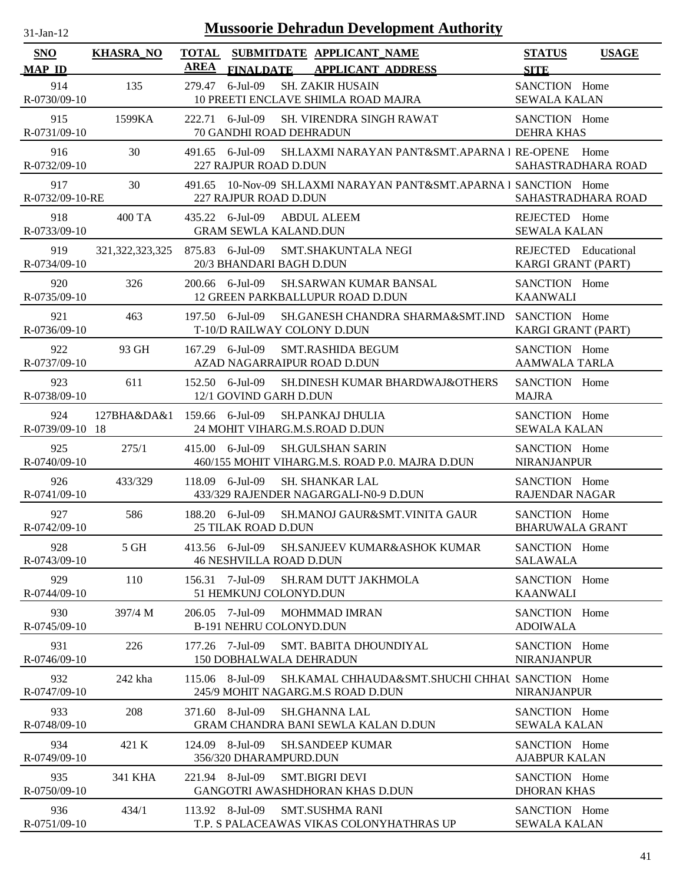# Mussoorie Dehradun Development Authority

31-Jan-12

| SNO / MAP_ID | KHASRA_NO | TOTAL AREA | SUBMITDATE / FINALDATE | APPLICANT_NAME / APPLICANT_ADDRESS | STATUS / SITE | USAGE |
|---|---|---|---|---|---|---|
| 914 / R-0730/09-10 | 135 | 279.47 | 6-Jul-09 | SH. ZAKIR HUSAIN / 10 PREETI ENCLAVE SHIMLA ROAD MAJRA | SANCTION / SEWALA KALAN | Home |
| 915 / R-0731/09-10 | 1599KA | 222.71 | 6-Jul-09 | SH. VIRENDRA SINGH RAWAT / 70 GANDHI ROAD DEHRADUN | SANCTION / DEHRA KHAS | Home |
| 916 / R-0732/09-10 | 30 | 491.65 | 6-Jul-09 | SH.LAXMI NARAYAN PANT&SMT.APARNA I / 227 RAJPUR ROAD D.DUN | RE-OPENE / SAHASTRADHARA ROAD | Home |
| 917 / R-0732/09-10-RE | 30 | 491.65 | 10-Nov-09 | SH.LAXMI NARAYAN PANT&SMT.APARNA I / 227 RAJPUR ROAD D.DUN | SANCTION / SAHASTRADHARA ROAD | Home |
| 918 / R-0733/09-10 | 400 TA | 435.22 | 6-Jul-09 | ABDUL ALEEM / GRAM SEWLA KALAND.DUN | REJECTED / SEWALA KALAN | Home |
| 919 / R-0734/09-10 | 321,322,323,325 | 875.83 | 6-Jul-09 | SMT.SHAKUNTALA NEGI / 20/3 BHANDARI BAGH D.DUN | REJECTED / KARGI GRANT (PART) | Educational |
| 920 / R-0735/09-10 | 326 | 200.66 | 6-Jul-09 | SH.SARWAN KUMAR BANSAL / 12 GREEN PARKBALLUPUR ROAD D.DUN | SANCTION / KAANWALI | Home |
| 921 / R-0736/09-10 | 463 | 197.50 | 6-Jul-09 | SH.GANESH CHANDRA SHARMA&SMT.IND / T-10/D RAILWAY COLONY D.DUN | SANCTION / KARGI GRANT (PART) | Home |
| 922 / R-0737/09-10 | 93 GH | 167.29 | 6-Jul-09 | SMT.RASHIDA BEGUM / AZAD NAGARRAIPUR ROAD D.DUN | SANCTION / AAMWALA TARLA | Home |
| 923 / R-0738/09-10 | 611 | 152.50 | 6-Jul-09 | SH.DINESH KUMAR BHARDWAJ&OTHERS / 12/1 GOVIND GARH D.DUN | SANCTION / MAJRA | Home |
| 924 / R-0739/09-10 | 127BHA&DA&1 18 | 159.66 | 6-Jul-09 | SH.PANKAJ DHULIA / 24 MOHIT VIHARG.M.S.ROAD D.DUN | SANCTION / SEWALA KALAN | Home |
| 925 / R-0740/09-10 | 275/1 | 415.00 | 6-Jul-09 | SH.GULSHAN SARIN / 460/155 MOHIT VIHARG.M.S. ROAD P.0. MAJRA D.DUN | SANCTION / NIRANJANPUR | Home |
| 926 / R-0741/09-10 | 433/329 | 118.09 | 6-Jul-09 | SH. SHANKAR LAL / 433/329 RAJENDER NAGARGALI-N0-9 D.DUN | SANCTION / RAJENDAR NAGAR | Home |
| 927 / R-0742/09-10 | 586 | 188.20 | 6-Jul-09 | SH.MANOJ GAUR&SMT.VINITA GAUR / 25 TILAK ROAD D.DUN | SANCTION / BHARUWALA GRANT | Home |
| 928 / R-0743/09-10 | 5 GH | 413.56 | 6-Jul-09 | SH.SANJEEV KUMAR&ASHOK KUMAR / 46 NESHVILLA ROAD D.DUN | SANCTION / SALAWALA | Home |
| 929 / R-0744/09-10 | 110 | 156.31 | 7-Jul-09 | SH.RAM DUTT JAKHMOLA / 51 HEMKUNJ COLONYD.DUN | SANCTION / KAANWALI | Home |
| 930 / R-0745/09-10 | 397/4 M | 206.05 | 7-Jul-09 | MOHMMAD IMRAN / B-191 NEHRU COLONYD.DUN | SANCTION / ADOIWALA | Home |
| 931 / R-0746/09-10 | 226 | 177.26 | 7-Jul-09 | SMT. BABITA DHOUNDIYAL / 150 DOBHALWALA DEHRADUN | SANCTION / NIRANJANPUR | Home |
| 932 / R-0747/09-10 | 242 kha | 115.06 | 8-Jul-09 | SH.KAMAL CHHAUDA&SMT.SHUCHI CHHAU / 245/9 MOHIT NAGARG.M.S ROAD D.DUN | SANCTION / NIRANJANPUR | Home |
| 933 / R-0748/09-10 | 208 | 371.60 | 8-Jul-09 | SH.GHANNA LAL / GRAM CHANDRA BANI SEWLA KALAN D.DUN | SANCTION / SEWALA KALAN | Home |
| 934 / R-0749/09-10 | 421 K | 124.09 | 8-Jul-09 | SH.SANDEEP KUMAR / 356/320 DHARAMPURD.DUN | SANCTION / AJABPUR KALAN | Home |
| 935 / R-0750/09-10 | 341 KHA | 221.94 | 8-Jul-09 | SMT.BIGRI DEVI / GANGOTRI AWASHDHORAN KHAS D.DUN | SANCTION / DHORAN KHAS | Home |
| 936 / R-0751/09-10 | 434/1 | 113.92 | 8-Jul-09 | SMT.SUSHMA RANI / T.P. S PALACEAWAS VIKAS COLONYHATHRAS UP | SANCTION / SEWALA KALAN | Home |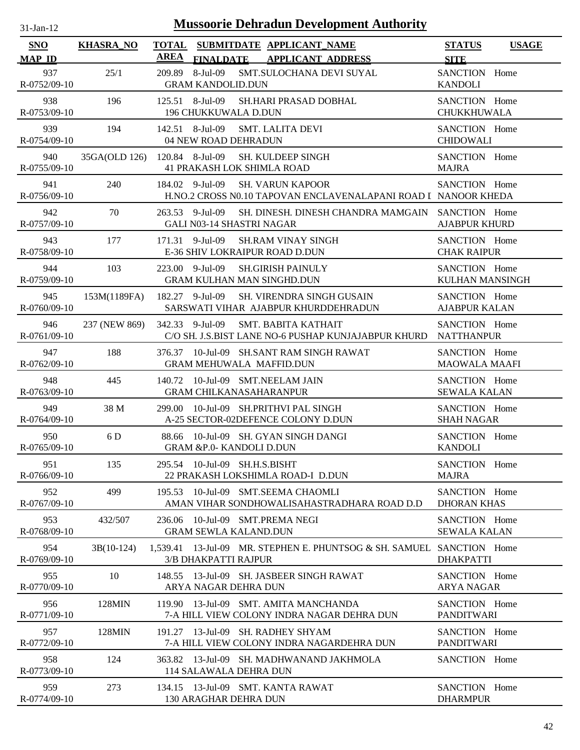# Mussoorie Dehradun Development Authority

31-Jan-12

| SNO / MAP_ID | KHASRA_NO | TOTAL AREA | SUBMITDATE / FINALDATE | APPLICANT_NAME / APPLICANT_ADDRESS | STATUS / SITE | USAGE |
|---|---|---|---|---|---|---|
| 937 / R-0752/09-10 | 25/1 | 209.89 | 8-Jul-09 | SMT.SULOCHANA DEVI SUYAL / GRAM KANDOLID.DUN | SANCTION / KANDOLI | Home |
| 938 / R-0753/09-10 | 196 | 125.51 | 8-Jul-09 | SH.HARI PRASAD DOBHAL / 196 CHUKKUWALA D.DUN | SANCTION / CHUKKHUWALA | Home |
| 939 / R-0754/09-10 | 194 | 142.51 | 8-Jul-09 | SMT. LALITA DEVI / 04 NEW ROAD DEHRADUN | SANCTION / CHIDOWALI | Home |
| 940 / R-0755/09-10 | 35GA(OLD 126) | 120.84 | 8-Jul-09 | SH. KULDEEP SINGH / 41 PRAKASH LOK SHIMLA ROAD | SANCTION / MAJRA | Home |
| 941 / R-0756/09-10 | 240 | 184.02 | 9-Jul-09 | SH. VARUN KAPOOR / H.NO.2 CROSS N0.10 TAPOVAN ENCLAVENALAPANI ROAD I | SANCTION / NANOOR KHEDA | Home |
| 942 / R-0757/09-10 | 70 | 263.53 | 9-Jul-09 | SH. DINESH. DINESH CHANDRA MAMGAIN / GALI N03-14 SHASTRI NAGAR | SANCTION / AJABPUR KHURD | Home |
| 943 / R-0758/09-10 | 177 | 171.31 | 9-Jul-09 | SH.RAM VINAY SINGH / E-36 SHIV LOKRAIPUR ROAD D.DUN | SANCTION / CHAK RAIPUR | Home |
| 944 / R-0759/09-10 | 103 | 223.00 | 9-Jul-09 | SH.GIRISH PAINULY / GRAM KULHAN MAN SINGHD.DUN | SANCTION / KULHAN MANSINGH | Home |
| 945 / R-0760/09-10 | 153M(1189FA) | 182.27 | 9-Jul-09 | SH. VIRENDRA SINGH GUSAIN / SARSWATI VIHAR AJABPUR KHURDDEHRADUN | SANCTION / AJABPUR KALAN | Home |
| 946 / R-0761/09-10 | 237 (NEW 869) | 342.33 | 9-Jul-09 | SMT. BABITA KATHAIT / C/O SH. J.S.BIST LANE NO-6 PUSHAP KUNJAJABPUR KHURD | SANCTION / NATTHANPUR | Home |
| 947 / R-0762/09-10 | 188 | 376.37 | 10-Jul-09 | SH.SANT RAM SINGH RAWAT / GRAM MEHUWALA MAFFID.DUN | SANCTION / MAOWALA MAAFI | Home |
| 948 / R-0763/09-10 | 445 | 140.72 | 10-Jul-09 | SMT.NEELAM JAIN / GRAM CHILKANASAHARANPUR | SANCTION / SEWALA KALAN | Home |
| 949 / R-0764/09-10 | 38 M | 299.00 | 10-Jul-09 | SH.PRITHVI PAL SINGH / A-25 SECTOR-02DEFENCE COLONY D.DUN | SANCTION / SHAH NAGAR | Home |
| 950 / R-0765/09-10 | 6 D | 88.66 | 10-Jul-09 | SH. GYAN SINGH DANGI / GRAM &P.0- KANDOLI D.DUN | SANCTION / KANDOLI | Home |
| 951 / R-0766/09-10 | 135 | 295.54 | 10-Jul-09 | SH.H.S.BISHT / 22 PRAKASH LOKSHIMLA ROAD-I D.DUN | SANCTION / MAJRA | Home |
| 952 / R-0767/09-10 | 499 | 195.53 | 10-Jul-09 | SMT.SEEMA CHAOMLI / AMAN VIHAR SONDHOWALISAHASTRADHARA ROAD D.D | SANCTION / DHORAN KHAS | Home |
| 953 / R-0768/09-10 | 432/507 | 236.06 | 10-Jul-09 | SMT.PREMA NEGI / GRAM SEWLA KALAND.DUN | SANCTION / SEWALA KALAN | Home |
| 954 / R-0769/09-10 | 3B(10-124) | 1,539.41 | 13-Jul-09 | MR. STEPHEN E. PHUNTSOG & SH. SAMUEL / 3/B DHAKPATTI RAJPUR | SANCTION / DHAKPATTI | Home |
| 955 / R-0770/09-10 | 10 | 148.55 | 13-Jul-09 | SH. JASBEER SINGH RAWAT / ARYA NAGAR DEHRA DUN | SANCTION / ARYA NAGAR | Home |
| 956 / R-0771/09-10 | 128MIN | 119.90 | 13-Jul-09 | SMT. AMITA MANCHANDA / 7-A HILL VIEW COLONY INDRA NAGAR DEHRA DUN | SANCTION / PANDITWARI | Home |
| 957 / R-0772/09-10 | 128MIN | 191.27 | 13-Jul-09 | SH. RADHEY SHYAM / 7-A HILL VIEW COLONY INDRA NAGARDEHRA DUN | SANCTION / PANDITWARI | Home |
| 958 / R-0773/09-10 | 124 | 363.82 | 13-Jul-09 | SH. MADHWANAND JAKHMOLA / 114 SALAWALA DEHRA DUN | SANCTION | Home |
| 959 / R-0774/09-10 | 273 | 134.15 | 13-Jul-09 | SMT. KANTA RAWAT / 130 ARAGHAR DEHRA DUN | SANCTION / DHARMPUR | Home |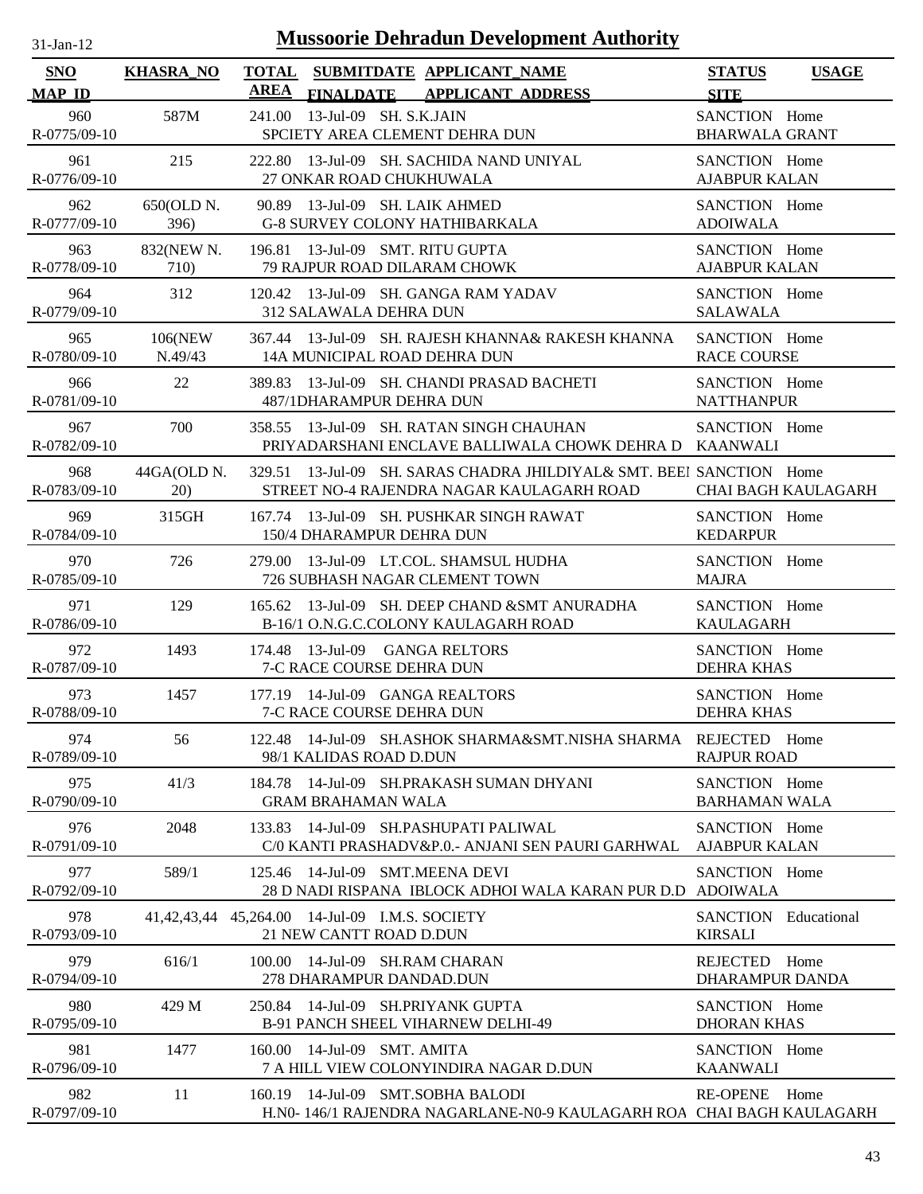# Mussoorie Dehradun Development Authority

31-Jan-12

| SNO / MAP_ID | KHASRA_NO | TOTAL AREA | SUBMITDATE / FINALDATE | APPLICANT_NAME / APPLICANT_ADDRESS | STATUS / SITE | USAGE |
|---|---|---|---|---|---|---|
| 960 / R-0775/09-10 | 587M | 241.00 | 13-Jul-09 | SH. S.K.JAIN / SPCIETY AREA CLEMENT DEHRA DUN | SANCTION / BHARWALA GRANT | Home |
| 961 / R-0776/09-10 | 215 | 222.80 | 13-Jul-09 | SH. SACHIDA NAND UNIYAL / 27 ONKAR ROAD CHUKHUWALA | SANCTION / AJABPUR KALAN | Home |
| 962 / R-0777/09-10 | 650(OLD N. 396) | 90.89 | 13-Jul-09 | SH. LAIK AHMED / G-8 SURVEY COLONY HATHIBARKALA | SANCTION / ADOIWALA | Home |
| 963 / R-0778/09-10 | 832(NEW N. 710) | 196.81 | 13-Jul-09 | SMT. RITU GUPTA / 79 RAJPUR ROAD DILARAM CHOWK | SANCTION / AJABPUR KALAN | Home |
| 964 / R-0779/09-10 | 312 | 120.42 | 13-Jul-09 | SH. GANGA RAM YADAV / 312 SALAWALA DEHRA DUN | SANCTION / SALAWALA | Home |
| 965 / R-0780/09-10 | 106(NEW N.49/43 | 367.44 | 13-Jul-09 | SH. RAJESH KHANNA& RAKESH KHANNA / 14A MUNICIPAL ROAD DEHRA DUN | SANCTION / RACE COURSE | Home |
| 966 / R-0781/09-10 | 22 | 389.83 | 13-Jul-09 | SH. CHANDI PRASAD BACHETI / 487/1DHARAMPUR DEHRA DUN | SANCTION / NATTHANPUR | Home |
| 967 / R-0782/09-10 | 700 | 358.55 | 13-Jul-09 | SH. RATAN SINGH CHAUHAN / PRIYADARSHANI ENCLAVE BALLIWALA CHOWK DEHRA D | SANCTION / KAANWALI | Home |
| 968 / R-0783/09-10 | 44GA(OLD N. 20) | 329.51 | 13-Jul-09 | SH. SARAS CHADRA JHILDIYAL& SMT. BEEI / STREET NO-4 RAJENDRA NAGAR KAULAGARH ROAD | SANCTION / CHAI BAGH KAULAGARH | Home |
| 969 / R-0784/09-10 | 315GH | 167.74 | 13-Jul-09 | SH. PUSHKAR SINGH RAWAT / 150/4 DHARAMPUR DEHRA DUN | SANCTION / KEDARPUR | Home |
| 970 / R-0785/09-10 | 726 | 279.00 | 13-Jul-09 | LT.COL. SHAMSUL HUDHA / 726 SUBHASH NAGAR CLEMENT TOWN | SANCTION / MAJRA | Home |
| 971 / R-0786/09-10 | 129 | 165.62 | 13-Jul-09 | SH. DEEP CHAND &SMT ANURADHA / B-16/1 O.N.G.C.COLONY KAULAGARH ROAD | SANCTION / KAULAGARH | Home |
| 972 / R-0787/09-10 | 1493 | 174.48 | 13-Jul-09 | GANGA RELTORS / 7-C RACE COURSE DEHRA DUN | SANCTION / DEHRA KHAS | Home |
| 973 / R-0788/09-10 | 1457 | 177.19 | 14-Jul-09 | GANGA REALTORS / 7-C RACE COURSE DEHRA DUN | SANCTION / DEHRA KHAS | Home |
| 974 / R-0789/09-10 | 56 | 122.48 | 14-Jul-09 | SH.ASHOK SHARMA&SMT.NISHA SHARMA / 98/1 KALIDAS ROAD D.DUN | REJECTED / RAJPUR ROAD | Home |
| 975 / R-0790/09-10 | 41/3 | 184.78 | 14-Jul-09 | SH.PRAKASH SUMAN DHYANI / GRAM BRAHAMAN WALA | SANCTION / BARHAMAN WALA | Home |
| 976 / R-0791/09-10 | 2048 | 133.83 | 14-Jul-09 | SH.PASHUPATI PALIWAL / C/0 KANTI PRASHADV&P.0.- ANJANI SEN PAURI GARHWAL | SANCTION / AJABPUR KALAN | Home |
| 977 / R-0792/09-10 | 589/1 | 125.46 | 14-Jul-09 | SMT.MEENA DEVI / 28 D NADI RISPANA IBLOCK ADHOI WALA KARAN PUR D.D | SANCTION / ADOIWALA | Home |
| 978 / R-0793/09-10 | 41,42,43,44 | 45,264.00 | 14-Jul-09 | I.M.S. SOCIETY / 21 NEW CANTT ROAD D.DUN | SANCTION / KIRSALI | Educational |
| 979 / R-0794/09-10 | 616/1 | 100.00 | 14-Jul-09 | SH.RAM CHARAN / 278 DHARAMPUR DANDAD.DUN | REJECTED / DHARAMPUR DANDA | Home |
| 980 / R-0795/09-10 | 429 M | 250.84 | 14-Jul-09 | SH.PRIYANK GUPTA / B-91 PANCH SHEEL VIHARNEW DELHI-49 | SANCTION / DHORAN KHAS | Home |
| 981 / R-0796/09-10 | 1477 | 160.00 | 14-Jul-09 | SMT. AMITA / 7 A HILL VIEW COLONYINDIRA NAGAR D.DUN | SANCTION / KAANWALI | Home |
| 982 / R-0797/09-10 | 11 | 160.19 | 14-Jul-09 | SMT.SOBHA BALODI / H.N0- 146/1 RAJENDRA NAGARLANE-N0-9 KAULAGARH ROA | RE-OPENE / CHAI BAGH KAULAGARH | Home |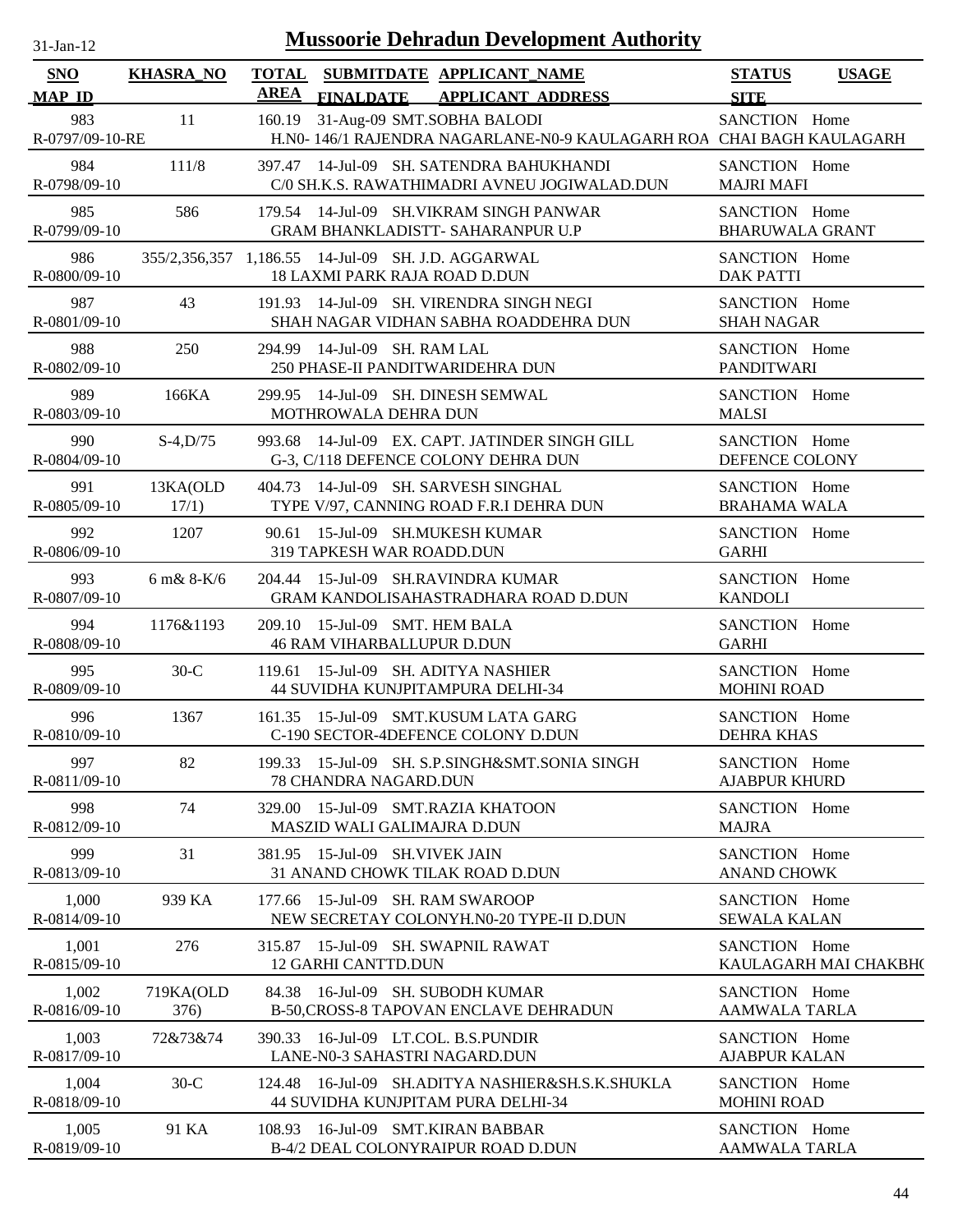# Mussoorie Dehradun Development Authority

31-Jan-12

| SNO / MAP_ID | KHASRA_NO | TOTAL AREA | SUBMITDATE / FINALDATE | APPLICANT_NAME / APPLICANT_ADDRESS | STATUS / SITE | USAGE |
|---|---|---|---|---|---|---|
| 983 / R-0797/09-10-RE | 11 | 160.19 | 31-Aug-09 | SMT.SOBHA BALODI / H.N0- 146/1 RAJENDRA NAGARLANE-N0-9 KAULAGARH ROA | SANCTION / CHAI BAGH KAULAGARH | Home |
| 984 / R-0798/09-10 | 111/8 | 397.47 | 14-Jul-09 | SH. SATENDRA BAHUKHANDI / C/0 SH.K.S. RAWATHIMADRI AVNEU JOGIWALAD.DUN | SANCTION / MAJRI MAFI | Home |
| 985 / R-0799/09-10 | 586 | 179.54 | 14-Jul-09 | SH.VIKRAM SINGH PANWAR / GRAM BHANKLADISTT- SAHARANPUR U.P | SANCTION / BHARUWALA GRANT | Home |
| 986 / R-0800/09-10 | 355/2,356,357 | 1,186.55 | 14-Jul-09 | SH. J.D. AGGARWAL / 18 LAXMI PARK RAJA ROAD D.DUN | SANCTION / DAK PATTI | Home |
| 987 / R-0801/09-10 | 43 | 191.93 | 14-Jul-09 | SH. VIRENDRA SINGH NEGI / SHAH NAGAR VIDHAN SABHA ROADDEHRA DUN | SANCTION / SHAH NAGAR | Home |
| 988 / R-0802/09-10 | 250 | 294.99 | 14-Jul-09 | SH. RAM LAL / 250 PHASE-II PANDITWARIDEHRA DUN | SANCTION / PANDITWARI | Home |
| 989 / R-0803/09-10 | 166KA | 299.95 | 14-Jul-09 | SH. DINESH SEMWAL / MOTHROWALA DEHRA DUN | SANCTION / MALSI | Home |
| 990 / R-0804/09-10 | S-4,D/75 | 993.68 | 14-Jul-09 | EX. CAPT. JATINDER SINGH GILL / G-3, C/118 DEFENCE COLONY DEHRA DUN | SANCTION / DEFENCE COLONY | Home |
| 991 / R-0805/09-10 | 13KA(OLD 17/1) | 404.73 | 14-Jul-09 | SH. SARVESH SINGHAL / TYPE V/97, CANNING ROAD F.R.I DEHRA DUN | SANCTION / BRAHAMA WALA | Home |
| 992 / R-0806/09-10 | 1207 | 90.61 | 15-Jul-09 | SH.MUKESH KUMAR / 319 TAPKESH WAR ROADD.DUN | SANCTION / GARHI | Home |
| 993 / R-0807/09-10 | 6 m& 8-K/6 | 204.44 | 15-Jul-09 | SH.RAVINDRA KUMAR / GRAM KANDOLISAHASTRADHARA ROAD D.DUN | SANCTION / KANDOLI | Home |
| 994 / R-0808/09-10 | 1176&1193 | 209.10 | 15-Jul-09 | SMT. HEM BALA / 46 RAM VIHARBALLUPUR D.DUN | SANCTION / GARHI | Home |
| 995 / R-0809/09-10 | 30-C | 119.61 | 15-Jul-09 | SH. ADITYA NASHIER / 44 SUVIDHA KUNJPITAMPURA DELHI-34 | SANCTION / MOHINI ROAD | Home |
| 996 / R-0810/09-10 | 1367 | 161.35 | 15-Jul-09 | SMT.KUSUM LATA GARG / C-190 SECTOR-4DEFENCE COLONY D.DUN | SANCTION / DEHRA KHAS | Home |
| 997 / R-0811/09-10 | 82 | 199.33 | 15-Jul-09 | SH. S.P.SINGH&SMT.SONIA SINGH / 78 CHANDRA NAGARD.DUN | SANCTION / AJABPUR KHURD | Home |
| 998 / R-0812/09-10 | 74 | 329.00 | 15-Jul-09 | SMT.RAZIA KHATOON / MASZID WALI GALIMAJRA D.DUN | SANCTION / MAJRA | Home |
| 999 / R-0813/09-10 | 31 | 381.95 | 15-Jul-09 | SH.VIVEK JAIN / 31 ANAND CHOWK TILAK ROAD D.DUN | SANCTION / ANAND CHOWK | Home |
| 1,000 / R-0814/09-10 | 939 KA | 177.66 | 15-Jul-09 | SH. RAM SWAROOP / NEW SECRETAY COLONYH.N0-20 TYPE-II D.DUN | SANCTION / SEWALA KALAN | Home |
| 1,001 / R-0815/09-10 | 276 | 315.87 | 15-Jul-09 | SH. SWAPNIL RAWAT / 12 GARHI CANTTD.DUN | SANCTION / KAULAGARH MAI CHAKBHO | Home |
| 1,002 / R-0816/09-10 | 719KA(OLD 376) | 84.38 | 16-Jul-09 | SH. SUBODH KUMAR / B-50,CROSS-8 TAPOVAN ENCLAVE DEHRADUN | SANCTION / AAMWALA TARLA | Home |
| 1,003 / R-0817/09-10 | 72&73&74 | 390.33 | 16-Jul-09 | LT.COL. B.S.PUNDIR / LANE-N0-3 SAHASTRI NAGARD.DUN | SANCTION / AJABPUR KALAN | Home |
| 1,004 / R-0818/09-10 | 30-C | 124.48 | 16-Jul-09 | SH.ADITYA NASHIER&SH.S.K.SHUKLA / 44 SUVIDHA KUNJPITAM PURA DELHI-34 | SANCTION / MOHINI ROAD | Home |
| 1,005 / R-0819/09-10 | 91 KA | 108.93 | 16-Jul-09 | SMT.KIRAN BABBAR / B-4/2 DEAL COLONYRAIPUR ROAD D.DUN | SANCTION / AAMWALA TARLA | Home |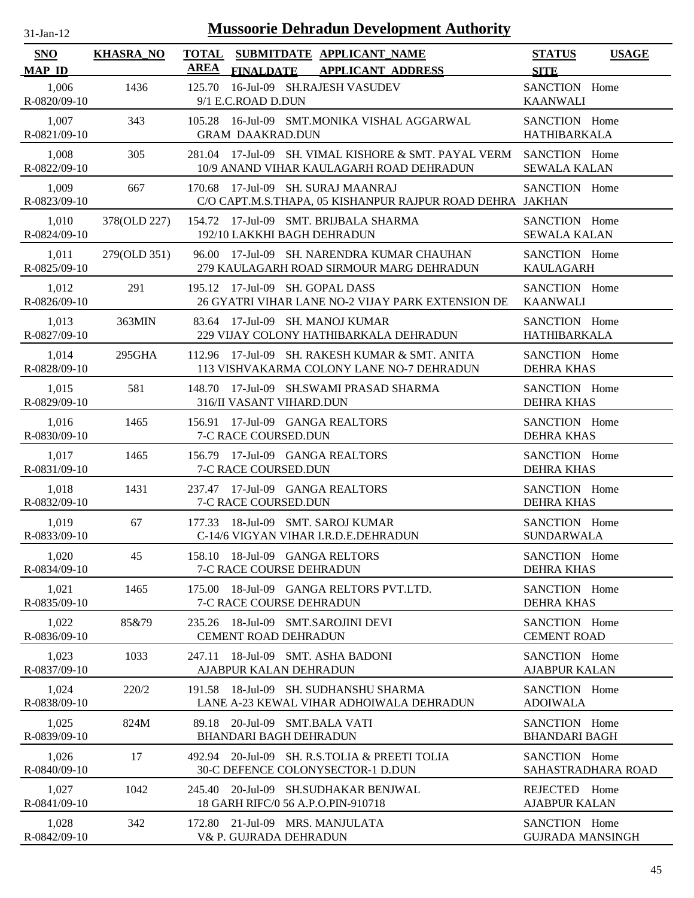# Mussoorie Dehradun Development Authority

31-Jan-12

| SNO / MAP_ID | KHASRA_NO | TOTAL AREA | SUBMITDATE / FINALDATE | APPLICANT_NAME / APPLICANT_ADDRESS | STATUS / SITE | USAGE |
|---|---|---|---|---|---|---|
| 1,006 / R-0820/09-10 | 1436 | 125.70 | 16-Jul-09 | SH.RAJESH VASUDEV / 9/1 E.C.ROAD D.DUN | SANCTION / KAANWALI | Home |
| 1,007 / R-0821/09-10 | 343 | 105.28 | 16-Jul-09 | SMT.MONIKA VISHAL AGGARWAL / GRAM DAAKRAD.DUN | SANCTION / HATHIBARKALA | Home |
| 1,008 / R-0822/09-10 | 305 | 281.04 | 17-Jul-09 | SH. VIMAL KISHORE & SMT. PAYAL VERM / 10/9 ANAND VIHAR KAULAGARH ROAD DEHRADUN | SANCTION / SEWALA KALAN | Home |
| 1,009 / R-0823/09-10 | 667 | 170.68 | 17-Jul-09 | SH. SURAJ MAANRAJ / C/O CAPT.M.S.THAPA, 05 KISHANPUR RAJPUR ROAD DEHRA | SANCTION / JAKHAN | Home |
| 1,010 / R-0824/09-10 | 378(OLD 227) | 154.72 | 17-Jul-09 | SMT. BRIJBALA SHARMA / 192/10 LAKKHI BAGH DEHRADUN | SANCTION / SEWALA KALAN | Home |
| 1,011 / R-0825/09-10 | 279(OLD 351) | 96.00 | 17-Jul-09 | SH. NARENDRA KUMAR CHAUHAN / 279 KAULAGARH ROAD SIRMOUR MARG DEHRADUN | SANCTION / KAULAGARH | Home |
| 1,012 / R-0826/09-10 | 291 | 195.12 | 17-Jul-09 | SH. GOPAL DASS / 26 GYATRI VIHAR LANE NO-2 VIJAY PARK EXTENSION DE | SANCTION / KAANWALI | Home |
| 1,013 / R-0827/09-10 | 363MIN | 83.64 | 17-Jul-09 | SH. MANOJ KUMAR / 229 VIJAY COLONY HATHIBARKALA DEHRADUN | SANCTION / HATHIBARKALA | Home |
| 1,014 / R-0828/09-10 | 295GHA | 112.96 | 17-Jul-09 | SH. RAKESH KUMAR & SMT. ANITA / 113 VISHVAKARMA COLONY LANE NO-7 DEHRADUN | SANCTION / DEHRA KHAS | Home |
| 1,015 / R-0829/09-10 | 581 | 148.70 | 17-Jul-09 | SH.SWAMI PRASAD SHARMA / 316/II VASANT VIHARD.DUN | SANCTION / DEHRA KHAS | Home |
| 1,016 / R-0830/09-10 | 1465 | 156.91 | 17-Jul-09 | GANGA REALTORS / 7-C RACE COURSED.DUN | SANCTION / DEHRA KHAS | Home |
| 1,017 / R-0831/09-10 | 1465 | 156.79 | 17-Jul-09 | GANGA REALTORS / 7-C RACE COURSED.DUN | SANCTION / DEHRA KHAS | Home |
| 1,018 / R-0832/09-10 | 1431 | 237.47 | 17-Jul-09 | GANGA REALTORS / 7-C RACE COURSED.DUN | SANCTION / DEHRA KHAS | Home |
| 1,019 / R-0833/09-10 | 67 | 177.33 | 18-Jul-09 | SMT. SAROJ KUMAR / C-14/6 VIGYAN VIHAR I.R.D.E.DEHRADUN | SANCTION / SUNDARWALA | Home |
| 1,020 / R-0834/09-10 | 45 | 158.10 | 18-Jul-09 | GANGA RELTORS / 7-C RACE COURSE DEHRADUN | SANCTION / DEHRA KHAS | Home |
| 1,021 / R-0835/09-10 | 1465 | 175.00 | 18-Jul-09 | GANGA RELTORS PVT.LTD. / 7-C RACE COURSE DEHRADUN | SANCTION / DEHRA KHAS | Home |
| 1,022 / R-0836/09-10 | 85&79 | 235.26 | 18-Jul-09 | SMT.SAROJINI DEVI / CEMENT ROAD DEHRADUN | SANCTION / CEMENT ROAD | Home |
| 1,023 / R-0837/09-10 | 1033 | 247.11 | 18-Jul-09 | SMT. ASHA BADONI / AJABPUR KALAN DEHRADUN | SANCTION / AJABPUR KALAN | Home |
| 1,024 / R-0838/09-10 | 220/2 | 191.58 | 18-Jul-09 | SH. SUDHANSHU SHARMA / LANE A-23 KEWAL VIHAR ADHOIWALA DEHRADUN | SANCTION / ADOIWALA | Home |
| 1,025 / R-0839/09-10 | 824M | 89.18 | 20-Jul-09 | SMT.BALA VATI / BHANDARI BAGH DEHRADUN | SANCTION / BHANDARI BAGH | Home |
| 1,026 / R-0840/09-10 | 17 | 492.94 | 20-Jul-09 | SH. R.S.TOLIA & PREETI TOLIA / 30-C DEFENCE COLONYSECTOR-1 D.DUN | SANCTION / SAHASTRADHARA ROAD | Home |
| 1,027 / R-0841/09-10 | 1042 | 245.40 | 20-Jul-09 | SH.SUDHAKAR BENJWAL / 18 GARH RIFC/0 56 A.P.O.PIN-910718 | REJECTED / AJABPUR KALAN | Home |
| 1,028 / R-0842/09-10 | 342 | 172.80 | 21-Jul-09 | MRS. MANJULATA / V& P. GUJRADA DEHRADUN | SANCTION / GUJRADA MANSINGH | Home |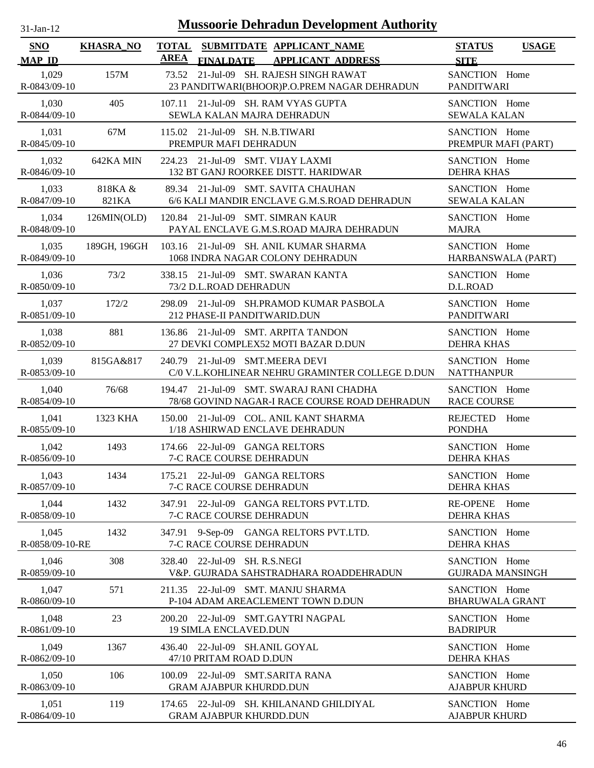# Mussoorie Dehradun Development Authority

31-Jan-12

| SNO<br>MAP_ID | KHASRA_NO | TOTAL AREA | SUBMITDATE<br>FINALDATE | APPLICANT_NAME<br>APPLICANT_ADDRESS | STATUS<br>SITE | USAGE |
|---|---|---|---|---|---|---|
| 1,029<br>R-0843/09-10 | 157M | 73.52 | 21-Jul-09 | SH. RAJESH SINGH RAWAT<br>23 PANDITWARI(BHOOR)P.O.PREM NAGAR DEHRADUN | SANCTION<br>PANDITWARI | Home |
| 1,030<br>R-0844/09-10 | 405 | 107.11 | 21-Jul-09 | SH. RAM VYAS GUPTA<br>SEWLA KALAN MAJRA DEHRADUN | SANCTION<br>SEWALA KALAN | Home |
| 1,031<br>R-0845/09-10 | 67M | 115.02 | 21-Jul-09 | SH. N.B.TIWARI<br>PREMPUR MAFI DEHRADUN | SANCTION<br>PREMPUR MAFI (PART) | Home |
| 1,032<br>R-0846/09-10 | 642KA MIN | 224.23 | 21-Jul-09 | SMT. VIJAY LAXMI<br>132 BT GANJ ROORKEE DISTT. HARIDWAR | SANCTION<br>DEHRA KHAS | Home |
| 1,033<br>R-0847/09-10 | 818KA & 821KA | 89.34 | 21-Jul-09 | SMT. SAVITA CHAUHAN<br>6/6 KALI MANDIR ENCLAVE G.M.S.ROAD DEHRADUN | SANCTION<br>SEWALA KALAN | Home |
| 1,034<br>R-0848/09-10 | 126MIN(OLD) | 120.84 | 21-Jul-09 | SMT. SIMRAN KAUR<br>PAYAL ENCLAVE G.M.S.ROAD MAJRA DEHRADUN | SANCTION<br>MAJRA | Home |
| 1,035<br>R-0849/09-10 | 189GH, 196GH | 103.16 | 21-Jul-09 | SH. ANIL KUMAR SHARMA<br>1068 INDRA NAGAR COLONY DEHRADUN | SANCTION<br>HARBANSWALA (PART) | Home |
| 1,036<br>R-0850/09-10 | 73/2 | 338.15 | 21-Jul-09 | SMT. SWARAN KANTA<br>73/2 D.L.ROAD DEHRADUN | SANCTION<br>D.L.ROAD | Home |
| 1,037<br>R-0851/09-10 | 172/2 | 298.09 | 21-Jul-09 | SH.PRAMOD KUMAR PASBOLA<br>212 PHASE-II PANDITWARID.DUN | SANCTION<br>PANDITWARI | Home |
| 1,038<br>R-0852/09-10 | 881 | 136.86 | 21-Jul-09 | SMT. ARPITA TANDON<br>27 DEVKI COMPLEX52 MOTI BAZAR D.DUN | SANCTION<br>DEHRA KHAS | Home |
| 1,039<br>R-0853/09-10 | 815GA&817 | 240.79 | 21-Jul-09 | SMT.MEERA DEVI<br>C/0 V.L.KOHLINEAR NEHRU GRAMINTER COLLEGE D.DUN | SANCTION<br>NATTHANPUR | Home |
| 1,040<br>R-0854/09-10 | 76/68 | 194.47 | 21-Jul-09 | SMT. SWARAJ RANI CHADHA<br>78/68 GOVIND NAGAR-I RACE COURSE ROAD DEHRADUN | SANCTION<br>RACE COURSE | Home |
| 1,041<br>R-0855/09-10 | 1323 KHA | 150.00 | 21-Jul-09 | COL. ANIL KANT SHARMA<br>1/18 ASHIRWAD ENCLAVE DEHRADUN | REJECTED<br>PONDHA | Home |
| 1,042<br>R-0856/09-10 | 1493 | 174.66 | 22-Jul-09 | GANGA RELTORS<br>7-C RACE COURSE DEHRADUN | SANCTION<br>DEHRA KHAS | Home |
| 1,043<br>R-0857/09-10 | 1434 | 175.21 | 22-Jul-09 | GANGA RELTORS<br>7-C RACE COURSE DEHRADUN | SANCTION<br>DEHRA KHAS | Home |
| 1,044<br>R-0858/09-10 | 1432 | 347.91 | 22-Jul-09 | GANGA RELTORS PVT.LTD.<br>7-C RACE COURSE DEHRADUN | RE-OPENE<br>DEHRA KHAS | Home |
| 1,045<br>R-0858/09-10-RE | 1432 | 347.91 | 9-Sep-09 | GANGA RELTORS PVT.LTD.<br>7-C RACE COURSE DEHRADUN | SANCTION<br>DEHRA KHAS | Home |
| 1,046<br>R-0859/09-10 | 308 | 328.40 | 22-Jul-09 | SH. R.S.NEGI<br>V&P. GUJRADA SAHSTRADHARA ROADDEHRADUN | SANCTION<br>GUJRADA MANSINGH | Home |
| 1,047<br>R-0860/09-10 | 571 | 211.35 | 22-Jul-09 | SMT. MANJU SHARMA<br>P-104 ADAM AREACLEMENT TOWN D.DUN | SANCTION<br>BHARUWALA GRANT | Home |
| 1,048<br>R-0861/09-10 | 23 | 200.20 | 22-Jul-09 | SMT.GAYTRI NAGPAL<br>19 SIMLA ENCLAVED.DUN | SANCTION<br>BADRIPUR | Home |
| 1,049<br>R-0862/09-10 | 1367 | 436.40 | 22-Jul-09 | SH.ANIL GOYAL<br>47/10 PRITAM ROAD D.DUN | SANCTION<br>DEHRA KHAS | Home |
| 1,050<br>R-0863/09-10 | 106 | 100.09 | 22-Jul-09 | SMT.SARITA RANA<br>GRAM AJABPUR KHURDD.DUN | SANCTION<br>AJABPUR KHURD | Home |
| 1,051<br>R-0864/09-10 | 119 | 174.65 | 22-Jul-09 | SH. KHILANAND GHILDIYAL<br>GRAM AJABPUR KHURDD.DUN | SANCTION<br>AJABPUR KHURD | Home |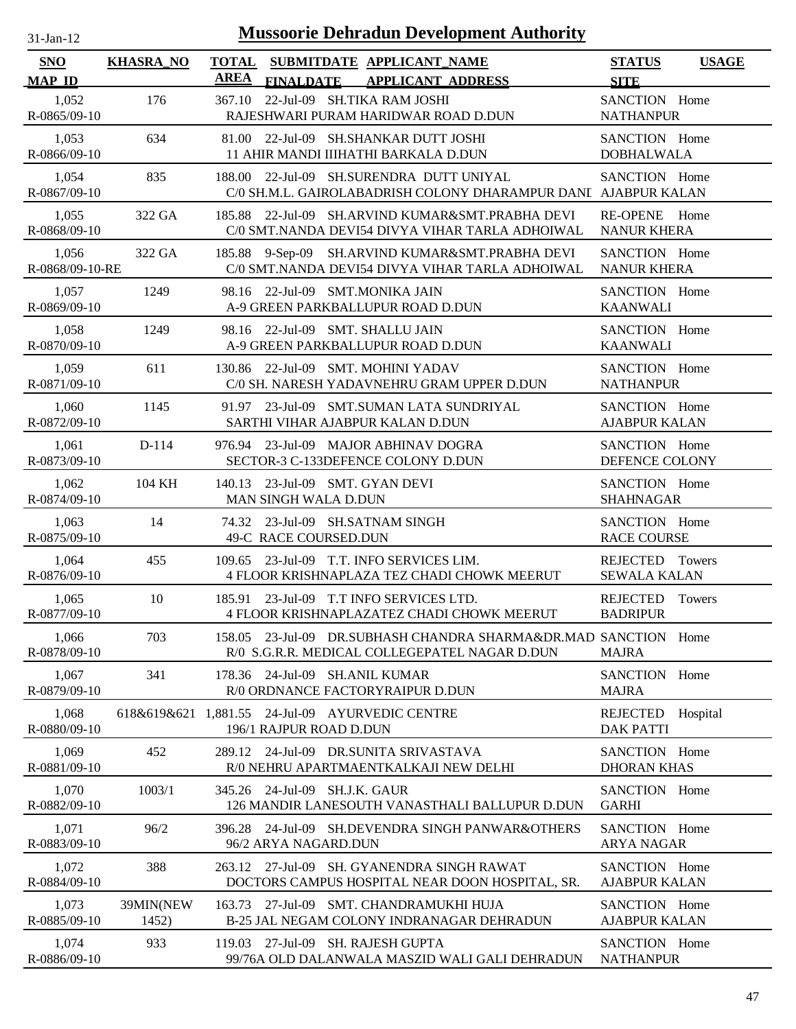# Mussoorie Dehradun Development Authority

31-Jan-12

| SNO / MAP_ID | KHASRA_NO | TOTAL AREA | SUBMITDATE / FINALDATE | APPLICANT_NAME / APPLICANT_ADDRESS | STATUS / SITE | USAGE |
|---|---|---|---|---|---|---|
| 1,052 / R-0865/09-10 | 176 | 367.10 | 22-Jul-09 | SH.TIKA RAM JOSHI / RAJESHWARI PURAM HARIDWAR ROAD D.DUN | SANCTION / NATHANPUR | Home |
| 1,053 / R-0866/09-10 | 634 | 81.00 | 22-Jul-09 | SH.SHANKAR DUTT JOSHI / 11 AHIR MANDI IIIHATHI BARKALA D.DUN | SANCTION / DOBHALWALA | Home |
| 1,054 / R-0867/09-10 | 835 | 188.00 | 22-Jul-09 | SH.SURENDRA DUTT UNIYAL / C/0 SH.M.L. GAIROLABADRISH COLONY DHARAMPUR DANI | SANCTION / AJABPUR KALAN | Home |
| 1,055 / R-0868/09-10 | 322 GA | 185.88 | 22-Jul-09 | SH.ARVIND KUMAR&SMT.PRABHA DEVI / C/0 SMT.NANDA DEVI54 DIVYA VIHAR TARLA ADHOIWAL | RE-OPENE / NANUR KHERA | Home |
| 1,056 / R-0868/09-10-RE | 322 GA | 185.88 | 9-Sep-09 | SH.ARVIND KUMAR&SMT.PRABHA DEVI / C/0 SMT.NANDA DEVI54 DIVYA VIHAR TARLA ADHOIWAL | SANCTION / NANUR KHERA | Home |
| 1,057 / R-0869/09-10 | 1249 | 98.16 | 22-Jul-09 | SMT.MONIKA JAIN / A-9 GREEN PARKBALLUPUR ROAD D.DUN | SANCTION / KAANWALI | Home |
| 1,058 / R-0870/09-10 | 1249 | 98.16 | 22-Jul-09 | SMT. SHALLU JAIN / A-9 GREEN PARKBALLUPUR ROAD D.DUN | SANCTION / KAANWALI | Home |
| 1,059 / R-0871/09-10 | 611 | 130.86 | 22-Jul-09 | SMT. MOHINI YADAV / C/0 SH. NARESH YADAVNEHRU GRAM UPPER D.DUN | SANCTION / NATHANPUR | Home |
| 1,060 / R-0872/09-10 | 1145 | 91.97 | 23-Jul-09 | SMT.SUMAN LATA SUNDRIYAL / SARTHI VIHAR AJABPUR KALAN D.DUN | SANCTION / AJABPUR KALAN | Home |
| 1,061 / R-0873/09-10 | D-114 | 976.94 | 23-Jul-09 | MAJOR ABHINAV DOGRA / SECTOR-3 C-133DEFENCE COLONY D.DUN | SANCTION / DEFENCE COLONY | Home |
| 1,062 / R-0874/09-10 | 104 KH | 140.13 | 23-Jul-09 | SMT. GYAN DEVI / MAN SINGH WALA D.DUN | SANCTION / SHAHNAGAR | Home |
| 1,063 / R-0875/09-10 | 14 | 74.32 | 23-Jul-09 | SH.SATNAM SINGH / 49-C RACE COURSED.DUN | SANCTION / RACE COURSE | Home |
| 1,064 / R-0876/09-10 | 455 | 109.65 | 23-Jul-09 | T.T. INFO SERVICES LIM. / 4 FLOOR KRISHNAPLAZA TEZ CHADI CHOWK MEERUT | REJECTED / SEWALA KALAN | Towers |
| 1,065 / R-0877/09-10 | 10 | 185.91 | 23-Jul-09 | T.T INFO SERVICES LTD. / 4 FLOOR KRISHNAPLAZATEZ CHADI CHOWK MEERUT | REJECTED / BADRIPUR | Towers |
| 1,066 / R-0878/09-10 | 703 | 158.05 | 23-Jul-09 | DR.SUBHASH CHANDRA SHARMA&DR.MAD / R/0 S.G.R.R. MEDICAL COLLEGEPATEL NAGAR D.DUN | SANCTION / MAJRA | Home |
| 1,067 / R-0879/09-10 | 341 | 178.36 | 24-Jul-09 | SH.ANIL KUMAR / R/0 ORDNANCE FACTORYRAIPUR D.DUN | SANCTION / MAJRA | Home |
| 1,068 / R-0880/09-10 | 618&619&621 | 1,881.55 | 24-Jul-09 | AYURVEDIC CENTRE / 196/1 RAJPUR ROAD D.DUN | REJECTED / DAK PATTI | Hospital |
| 1,069 / R-0881/09-10 | 452 | 289.12 | 24-Jul-09 | DR.SUNITA SRIVASTAVA / R/0 NEHRU APARTMAENTKALKAJI NEW DELHI | SANCTION / DHORAN KHAS | Home |
| 1,070 / R-0882/09-10 | 1003/1 | 345.26 | 24-Jul-09 | SH.J.K. GAUR / 126 MANDIR LANESOUTH VANASTHALI BALLUPUR D.DUN | SANCTION / GARHI | Home |
| 1,071 / R-0883/09-10 | 96/2 | 396.28 | 24-Jul-09 | SH.DEVENDRA SINGH PANWAR&OTHERS / 96/2 ARYA NAGARD.DUN | SANCTION / ARYA NAGAR | Home |
| 1,072 / R-0884/09-10 | 388 | 263.12 | 27-Jul-09 | SH. GYANENDRA SINGH RAWAT / DOCTORS CAMPUS HOSPITAL NEAR DOON HOSPITAL, SR. | SANCTION / AJABPUR KALAN | Home |
| 1,073 / R-0885/09-10 | 39MIN(NEW 1452) | 163.73 | 27-Jul-09 | SMT. CHANDRAMUKHI HUJA / B-25 JAL NEGAM COLONY INDRANAGAR DEHRADUN | SANCTION / AJABPUR KALAN | Home |
| 1,074 / R-0886/09-10 | 933 | 119.03 | 27-Jul-09 | SH. RAJESH GUPTA / 99/76A OLD DALANWALA MASZID WALI GALI DEHRADUN | SANCTION / NATHANPUR | Home |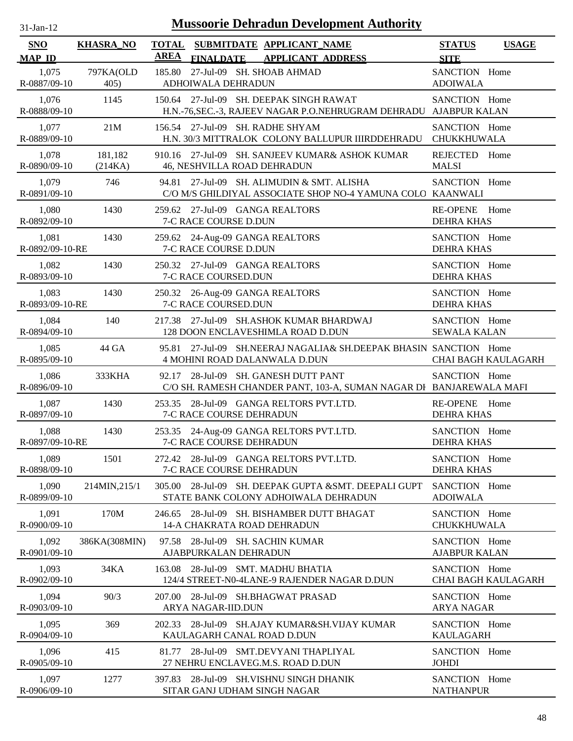# Mussoorie Dehradun Development Authority

31-Jan-12

| SNO / MAP_ID | KHASRA_NO | TOTAL AREA | SUBMITDATE / FINALDATE | APPLICANT_NAME / APPLICANT_ADDRESS | STATUS / SITE | USAGE |
|---|---|---|---|---|---|---|
| 1,075 / R-0887/09-10 | 797KA(OLD 405) | 185.80 | 27-Jul-09 | SH. SHOAB AHMAD / ADHOIWALA DEHRADUN | SANCTION / ADOIWALA | Home |
| 1,076 / R-0888/09-10 | 1145 | 150.64 | 27-Jul-09 | SH. DEEPAK SINGH RAWAT / H.N.-76,SEC.-3, RAJEEV NAGAR P.O.NEHRUGRAM DEHRADU | SANCTION / AJABPUR KALAN | Home |
| 1,077 / R-0889/09-10 | 21M | 156.54 | 27-Jul-09 | SH. RADHE SHYAM / H.N. 30/3 MITTRALOK COLONY BALLUPUR IIIRDDEHRADU | SANCTION / CHUKKHUWALA | Home |
| 1,078 / R-0890/09-10 | 181,182 (214KA) | 910.16 | 27-Jul-09 | SH. SANJEEV KUMAR& ASHOK KUMAR / 46, NESHVILLA ROAD DEHRADUN | REJECTED / MALSI | Home |
| 1,079 / R-0891/09-10 | 746 | 94.81 | 27-Jul-09 | SH. ALIMUDIN & SMT. ALISHA / C/O M/S GHILDIYAL ASSOCIATE SHOP NO-4 YAMUNA COLO | SANCTION / KAANWALI | Home |
| 1,080 / R-0892/09-10 | 1430 | 259.62 | 27-Jul-09 | GANGA REALTORS / 7-C RACE COURSE D.DUN | RE-OPENE / DEHRA KHAS | Home |
| 1,081 / R-0892/09-10-RE | 1430 | 259.62 | 24-Aug-09 | GANGA REALTORS / 7-C RACE COURSE D.DUN | SANCTION / DEHRA KHAS | Home |
| 1,082 / R-0893/09-10 | 1430 | 250.32 | 27-Jul-09 | GANGA REALTORS / 7-C RACE COURSED.DUN | SANCTION / DEHRA KHAS | Home |
| 1,083 / R-0893/09-10-RE | 1430 | 250.32 | 26-Aug-09 | GANGA REALTORS / 7-C RACE COURSED.DUN | SANCTION / DEHRA KHAS | Home |
| 1,084 / R-0894/09-10 | 140 | 217.38 | 27-Jul-09 | SH.ASHOK KUMAR BHARDWAJ / 128 DOON ENCLAVESHIMLA ROAD D.DUN | SANCTION / SEWALA KALAN | Home |
| 1,085 / R-0895/09-10 | 44 GA | 95.81 | 27-Jul-09 | SH.NEERAJ NAGALIA& SH.DEEPAK BHASIN / 4 MOHINI ROAD DALANWALA D.DUN | SANCTION / CHAI BAGH KAULAGARH | Home |
| 1,086 / R-0896/09-10 | 333KHA | 92.17 | 28-Jul-09 | SH. GANESH DUTT PANT / C/O SH. RAMESH CHANDER PANT, 103-A, SUMAN NAGAR DI | SANCTION / BANJAREWALA MAFI | Home |
| 1,087 / R-0897/09-10 | 1430 | 253.35 | 28-Jul-09 | GANGA RELTORS PVT.LTD. / 7-C RACE COURSE DEHRADUN | RE-OPENE / DEHRA KHAS | Home |
| 1,088 / R-0897/09-10-RE | 1430 | 253.35 | 24-Aug-09 | GANGA RELTORS PVT.LTD. / 7-C RACE COURSE DEHRADUN | SANCTION / DEHRA KHAS | Home |
| 1,089 / R-0898/09-10 | 1501 | 272.42 | 28-Jul-09 | GANGA RELTORS PVT.LTD. / 7-C RACE COURSE DEHRADUN | SANCTION / DEHRA KHAS | Home |
| 1,090 / R-0899/09-10 | 214MIN,215/1 | 305.00 | 28-Jul-09 | SH. DEEPAK GUPTA &SMT. DEEPALI GUPT / STATE BANK COLONY ADHOIWALA DEHRADUN | SANCTION / ADOIWALA | Home |
| 1,091 / R-0900/09-10 | 170M | 246.65 | 28-Jul-09 | SH. BISHAMBER DUTT BHAGAT / 14-A CHAKRATA ROAD DEHRADUN | SANCTION / CHUKKHUWALA | Home |
| 1,092 / R-0901/09-10 | 386KA(308MIN) | 97.58 | 28-Jul-09 | SH. SACHIN KUMAR / AJABPURKALAN DEHRADUN | SANCTION / AJABPUR KALAN | Home |
| 1,093 / R-0902/09-10 | 34KA | 163.08 | 28-Jul-09 | SMT. MADHU BHATIA / 124/4 STREET-N0-4LANE-9 RAJENDER NAGAR D.DUN | SANCTION / CHAI BAGH KAULAGARH | Home |
| 1,094 / R-0903/09-10 | 90/3 | 207.00 | 28-Jul-09 | SH.BHAGWAT PRASAD / ARYA NAGAR-IID.DUN | SANCTION / ARYA NAGAR | Home |
| 1,095 / R-0904/09-10 | 369 | 202.33 | 28-Jul-09 | SH.AJAY KUMAR&SH.VIJAY KUMAR / KAULAGARH CANAL ROAD D.DUN | SANCTION / KAULAGARH | Home |
| 1,096 / R-0905/09-10 | 415 | 81.77 | 28-Jul-09 | SMT.DEVYANI THAPLIYAL / 27 NEHRU ENCLAVEG.M.S. ROAD D.DUN | SANCTION / JOHDI | Home |
| 1,097 / R-0906/09-10 | 1277 | 397.83 | 28-Jul-09 | SH.VISHNU SINGH DHANIK / SITAR GANJ UDHAM SINGH NAGAR | SANCTION / NATHANPUR | Home |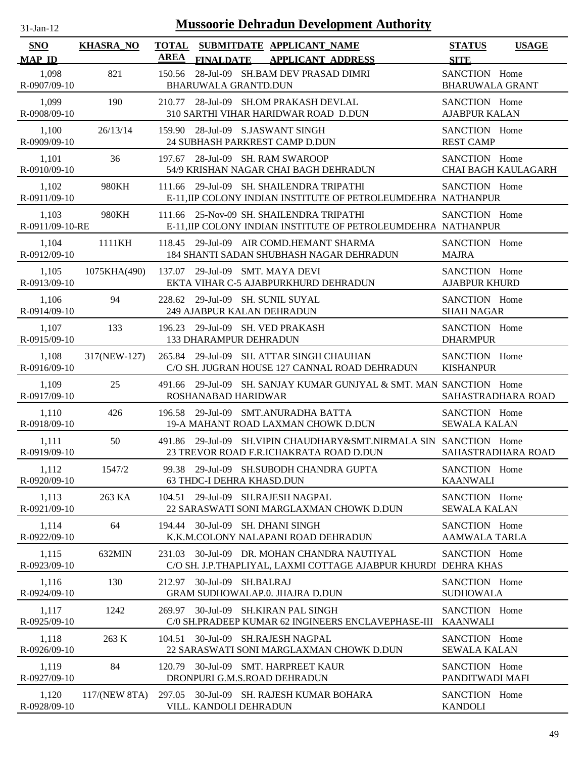# Mussoorie Dehradun Development Authority

| SNO | KHASRA_NO | TOTAL AREA | SUBMITDATE | APPLICANT_NAME | STATUS | USAGE |
|---|---|---|---|---|---|---|
| MAP_ID | | | FINALDATE | APPLICANT_ADDRESS | SITE | |
| 1,098 | 821 | 150.56 | 28-Jul-09 | SH.BAM DEV PRASAD DIMRI | SANCTION | Home |
| R-0907/09-10 | | | | BHARUWALA GRANTD.DUN | BHARUWALA GRANT | |
| 1,099 | 190 | 210.77 | 28-Jul-09 | SH.OM PRAKASH DEVLAL | SANCTION | Home |
| R-0908/09-10 | | | | 310 SARTHI VIHAR HARIDWAR ROAD D.DUN | AJABPUR KALAN | |
| 1,100 | 26/13/14 | 159.90 | 28-Jul-09 | S.JASWANT SINGH | SANCTION | Home |
| R-0909/09-10 | | | | 24 SUBHASH PARKREST CAMP D.DUN | REST CAMP | |
| 1,101 | 36 | 197.67 | 28-Jul-09 | SH. RAM SWAROOP | SANCTION | Home |
| R-0910/09-10 | | | | 54/9 KRISHAN NAGAR CHAI BAGH DEHRADUN | CHAI BAGH KAULAGARH | |
| 1,102 | 980KH | 111.66 | 29-Jul-09 | SH. SHAILENDRA TRIPATHI | SANCTION | Home |
| R-0911/09-10 | | | | E-11,IIP COLONY INDIAN INSTITUTE OF PETROLEUMDEHRA | NATHANPUR | |
| 1,103 | 980KH | 111.66 | 25-Nov-09 | SH. SHAILENDRA TRIPATHI | SANCTION | Home |
| R-0911/09-10-RE | | | | E-11,IIP COLONY INDIAN INSTITUTE OF PETROLEUMDEHRA | NATHANPUR | |
| 1,104 | 1111KH | 118.45 | 29-Jul-09 | AIR COMD.HEMANT SHARMA | SANCTION | Home |
| R-0912/09-10 | | | | 184 SHANTI SADAN SHUBHASH NAGAR DEHRADUN | MAJRA | |
| 1,105 | 1075KHA(490) | 137.07 | 29-Jul-09 | SMT. MAYA DEVI | SANCTION | Home |
| R-0913/09-10 | | | | EKTA VIHAR C-5 AJABPURKHURD DEHRADUN | AJABPUR KHURD | |
| 1,106 | 94 | 228.62 | 29-Jul-09 | SH. SUNIL SUYAL | SANCTION | Home |
| R-0914/09-10 | | | | 249 AJABPUR KALAN DEHRADUN | SHAH NAGAR | |
| 1,107 | 133 | 196.23 | 29-Jul-09 | SH. VED PRAKASH | SANCTION | Home |
| R-0915/09-10 | | | | 133 DHARAMPUR DEHRADUN | DHARMPUR | |
| 1,108 | 317(NEW-127) | 265.84 | 29-Jul-09 | SH. ATTAR SINGH CHAUHAN | SANCTION | Home |
| R-0916/09-10 | | | | C/O SH. JUGRAN HOUSE 127 CANNAL ROAD DEHRADUN | KISHANPUR | |
| 1,109 | 25 | 491.66 | 29-Jul-09 | SH. SANJAY KUMAR GUNJYAL & SMT. MAN | SANCTION | Home |
| R-0917/09-10 | | | | ROSHANABAD HARIDWAR | SAHASTRADHARA ROAD | |
| 1,110 | 426 | 196.58 | 29-Jul-09 | SMT.ANURADHA BATTA | SANCTION | Home |
| R-0918/09-10 | | | | 19-A MAHANT ROAD LAXMAN CHOWK D.DUN | SEWALA KALAN | |
| 1,111 | 50 | 491.86 | 29-Jul-09 | SH.VIPIN CHAUDHARY&SMT.NIRMALA SIN | SANCTION | Home |
| R-0919/09-10 | | | | 23 TREVOR ROAD F.R.ICHAKRATA ROAD D.DUN | SAHASTRADHARA ROAD | |
| 1,112 | 1547/2 | 99.38 | 29-Jul-09 | SH.SUBODH CHANDRA GUPTA | SANCTION | Home |
| R-0920/09-10 | | | | 63 THDC-I DEHRA KHASD.DUN | KAANWALI | |
| 1,113 | 263 KA | 104.51 | 29-Jul-09 | SH.RAJESH NAGPAL | SANCTION | Home |
| R-0921/09-10 | | | | 22 SARASWATI SONI MARGLAXMAN CHOWK D.DUN | SEWALA KALAN | |
| 1,114 | 64 | 194.44 | 30-Jul-09 | SH. DHANI SINGH | SANCTION | Home |
| R-0922/09-10 | | | | K.K.M.COLONY NALAPANI ROAD DEHRADUN | AAMWALA TARLA | |
| 1,115 | 632MIN | 231.03 | 30-Jul-09 | DR. MOHAN CHANDRA NAUTIYAL | SANCTION | Home |
| R-0923/09-10 | | | | C/O SH. J.P.THAPLIYAL, LAXMI COTTAGE AJABPUR KHURDI | DEHRA KHAS | |
| 1,116 | 130 | 212.97 | 30-Jul-09 | SH.BALRAJ | SANCTION | Home |
| R-0924/09-10 | | | | GRAM SUDHOWALAP.0. JHAJRA D.DUN | SUDHOWALA | |
| 1,117 | 1242 | 269.97 | 30-Jul-09 | SH.KIRAN PAL SINGH | SANCTION | Home |
| R-0925/09-10 | | | | C/0 SH.PRADEEP KUMAR 62 INGINEERS ENCLAVEPHASE-III | KAANWALI | |
| 1,118 | 263 K | 104.51 | 30-Jul-09 | SH.RAJESH NAGPAL | SANCTION | Home |
| R-0926/09-10 | | | | 22 SARASWATI SONI MARGLAXMAN CHOWK D.DUN | SEWALA KALAN | |
| 1,119 | 84 | 120.79 | 30-Jul-09 | SMT. HARPREET KAUR | SANCTION | Home |
| R-0927/09-10 | | | | DRONPURI G.M.S.ROAD DEHRADUN | PANDITWADI MAFI | |
| 1,120 | 117/(NEW 8TA) | 297.05 | 30-Jul-09 | SH. RAJESH KUMAR BOHARA | SANCTION | Home |
| R-0928/09-10 | | | | VILL. KANDOLI DEHRADUN | KANDOLI | |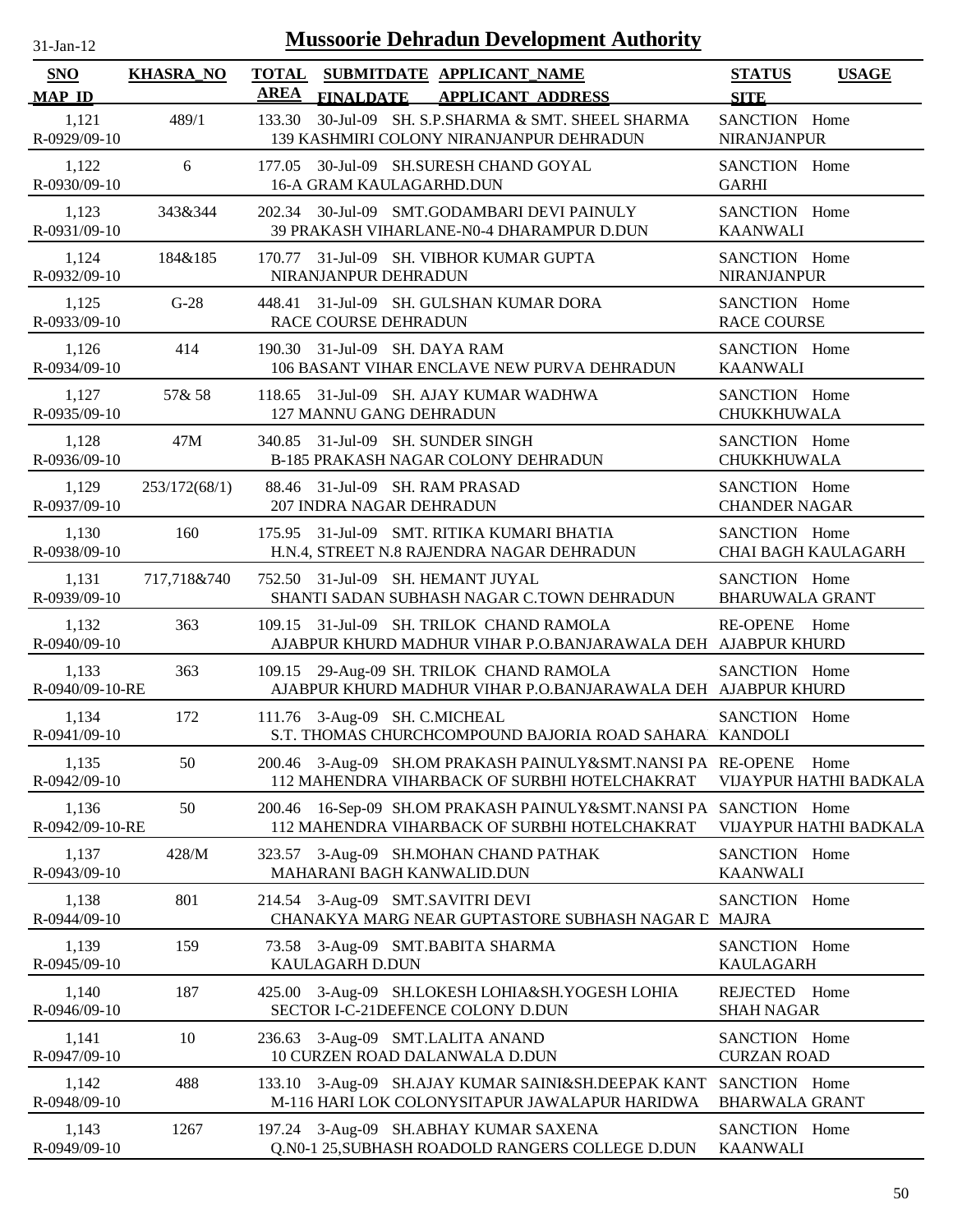# Mussoorie Dehradun Development Authority

31-Jan-12

| SNO / MAP_ID | KHASRA_NO | TOTAL AREA | SUBMITDATE / FINALDATE | APPLICANT_NAME / APPLICANT_ADDRESS | STATUS / SITE | USAGE |
|---|---|---|---|---|---|---|
| 1,121 / R-0929/09-10 | 489/1 | 133.30 | 30-Jul-09 | SH. S.P.SHARMA & SMT. SHEEL SHARMA / 139 KASHMIRI COLONY NIRANJANPUR DEHRADUN | SANCTION / NIRANJANPUR | Home |
| 1,122 / R-0930/09-10 | 6 | 177.05 | 30-Jul-09 | SH.SURESH CHAND GOYAL / 16-A GRAM KAULAGARHD.DUN | SANCTION / GARHI | Home |
| 1,123 / R-0931/09-10 | 343&344 | 202.34 | 30-Jul-09 | SMT.GODAMBARI DEVI PAINULY / 39 PRAKASH VIHARLANE-N0-4 DHARAMPUR D.DUN | SANCTION / KAANWALI | Home |
| 1,124 / R-0932/09-10 | 184&185 | 170.77 | 31-Jul-09 | SH. VIBHOR KUMAR GUPTA / NIRANJANPUR DEHRADUN | SANCTION / NIRANJANPUR | Home |
| 1,125 / R-0933/09-10 | G-28 | 448.41 | 31-Jul-09 | SH. GULSHAN KUMAR DORA / RACE COURSE DEHRADUN | SANCTION / RACE COURSE | Home |
| 1,126 / R-0934/09-10 | 414 | 190.30 | 31-Jul-09 | SH. DAYA RAM / 106 BASANT VIHAR ENCLAVE NEW PURVA DEHRADUN | SANCTION / KAANWALI | Home |
| 1,127 / R-0935/09-10 | 57& 58 | 118.65 | 31-Jul-09 | SH. AJAY KUMAR WADHWA / 127 MANNU GANG DEHRADUN | SANCTION / CHUKKHUWALA | Home |
| 1,128 / R-0936/09-10 | 47M | 340.85 | 31-Jul-09 | SH. SUNDER SINGH / B-185 PRAKASH NAGAR COLONY DEHRADUN | SANCTION / CHUKKHUWALA | Home |
| 1,129 / R-0937/09-10 | 253/172(68/1) | 88.46 | 31-Jul-09 | SH. RAM PRASAD / 207 INDRA NAGAR DEHRADUN | SANCTION / CHANDER NAGAR | Home |
| 1,130 / R-0938/09-10 | 160 | 175.95 | 31-Jul-09 | SMT. RITIKA KUMARI BHATIA / H.N.4, STREET N.8 RAJENDRA NAGAR DEHRADUN | SANCTION / CHAI BAGH KAULAGARH | Home |
| 1,131 / R-0939/09-10 | 717,718&740 | 752.50 | 31-Jul-09 | SH. HEMANT JUYAL / SHANTI SADAN SUBHASH NAGAR C.TOWN DEHRADUN | SANCTION / BHARUWALA GRANT | Home |
| 1,132 / R-0940/09-10 | 363 | 109.15 | 31-Jul-09 | SH. TRILOK CHAND RAMOLA / AJABPUR KHURD MADHUR VIHAR P.O.BANJARAWALA DEH | RE-OPENE / AJABPUR KHURD | Home |
| 1,133 / R-0940/09-10-RE | 363 | 109.15 | 29-Aug-09 | SH. TRILOK CHAND RAMOLA / AJABPUR KHURD MADHUR VIHAR P.O.BANJARAWALA DEH | SANCTION / AJABPUR KHURD | Home |
| 1,134 / R-0941/09-10 | 172 | 111.76 | 3-Aug-09 | SH. C.MICHEAL / S.T. THOMAS CHURCHCOMPOUND BAJORIA ROAD SAHARA | SANCTION / KANDOLI | Home |
| 1,135 / R-0942/09-10 | 50 | 200.46 | 3-Aug-09 | SH.OM PRAKASH PAINULY&SMT.NANSI PA / 112 MAHENDRA VIHARBACK OF SURBHI HOTELCHAKRAT | RE-OPENE / VIJAYPUR HATHI BADKALA | Home |
| 1,136 / R-0942/09-10-RE | 50 | 200.46 | 16-Sep-09 | SH.OM PRAKASH PAINULY&SMT.NANSI PA / 112 MAHENDRA VIHARBACK OF SURBHI HOTELCHAKRAT | SANCTION / VIJAYPUR HATHI BADKALA | Home |
| 1,137 / R-0943/09-10 | 428/M | 323.57 | 3-Aug-09 | SH.MOHAN CHAND PATHAK / MAHARANI BAGH KANWALID.DUN | SANCTION / KAANWALI | Home |
| 1,138 / R-0944/09-10 | 801 | 214.54 | 3-Aug-09 | SMT.SAVITRI DEVI / CHANAKYA MARG NEAR GUPTASTORE SUBHASH NAGAR D | SANCTION / MAJRA | Home |
| 1,139 / R-0945/09-10 | 159 | 73.58 | 3-Aug-09 | SMT.BABITA SHARMA / KAULAGARH D.DUN | SANCTION / KAULAGARH | Home |
| 1,140 / R-0946/09-10 | 187 | 425.00 | 3-Aug-09 | SH.LOKESH LOHIA&SH.YOGESH LOHIA / SECTOR I-C-21DEFENCE COLONY D.DUN | REJECTED / SHAH NAGAR | Home |
| 1,141 / R-0947/09-10 | 10 | 236.63 | 3-Aug-09 | SMT.LALITA ANAND / 10 CURZEN ROAD DALANWALA D.DUN | SANCTION / CURZAN ROAD | Home |
| 1,142 / R-0948/09-10 | 488 | 133.10 | 3-Aug-09 | SH.AJAY KUMAR SAINI&SH.DEEPAK KANT / M-116 HARI LOK COLONYSITAPUR JAWALAPUR HARIDWA | SANCTION / BHARWALA GRANT | Home |
| 1,143 / R-0949/09-10 | 1267 | 197.24 | 3-Aug-09 | SH.ABHAY KUMAR SAXENA / Q.N0-1 25,SUBHASH ROADOLD RANGERS COLLEGE D.DUN | SANCTION / KAANWALI | Home |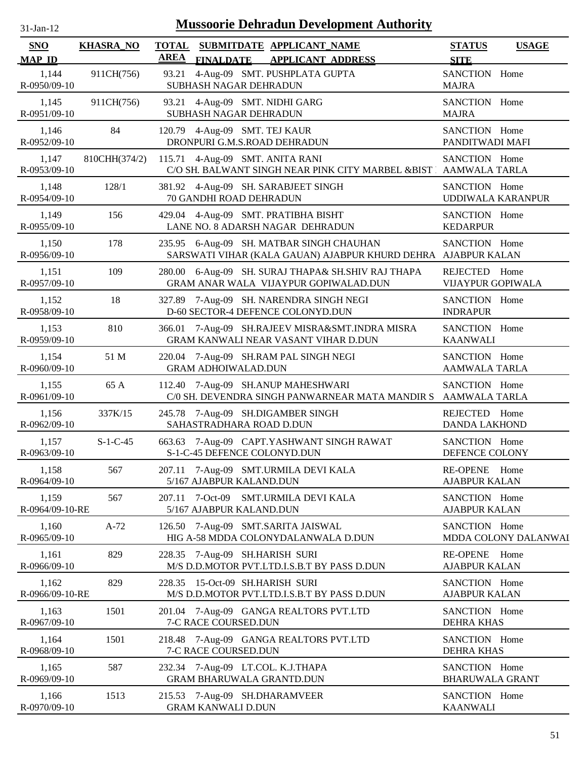# Mussoorie Dehradun Development Authority

31-Jan-12

| SNO / MAP_ID | KHASRA_NO | TOTAL AREA | SUBMITDATE / FINALDATE | APPLICANT_NAME / APPLICANT_ADDRESS | STATUS / SITE | USAGE |
|---|---|---|---|---|---|---|
| 1,144<br>R-0950/09-10 | 911CH(756) | 93.21 | 4-Aug-09 | SMT. PUSHPLATA GUPTA<br>SUBHASH NAGAR DEHRADUN | SANCTION<br>MAJRA | Home |
| 1,145<br>R-0951/09-10 | 911CH(756) | 93.21 | 4-Aug-09 | SMT. NIDHI GARG<br>SUBHASH NAGAR DEHRADUN | SANCTION<br>MAJRA | Home |
| 1,146<br>R-0952/09-10 | 84 | 120.79 | 4-Aug-09 | SMT. TEJ KAUR<br>DRONPURI G.M.S.ROAD DEHRADUN | SANCTION<br>PANDITWADI MAFI | Home |
| 1,147<br>R-0953/09-10 | 810CHH(374/2) | 115.71 | 4-Aug-09 | SMT. ANITA RANI<br>C/O SH. BALWANT SINGH NEAR PINK CITY MARBEL &BIST | SANCTION<br>AAMWALA TARLA | Home |
| 1,148<br>R-0954/09-10 | 128/1 | 381.92 | 4-Aug-09 | SH. SARABJEET SINGH<br>70 GANDHI ROAD DEHRADUN | SANCTION<br>UDDIWALA KARANPUR | Home |
| 1,149<br>R-0955/09-10 | 156 | 429.04 | 4-Aug-09 | SMT. PRATIBHA BISHT<br>LANE NO. 8 ADARSH NAGAR DEHRADUN | SANCTION<br>KEDARPUR | Home |
| 1,150<br>R-0956/09-10 | 178 | 235.95 | 6-Aug-09 | SH. MATBAR SINGH CHAUHAN<br>SARSWATI VIHAR (KALA GAUAN) AJABPUR KHURD DEHRA | SANCTION<br>AJABPUR KALAN | Home |
| 1,151<br>R-0957/09-10 | 109 | 280.00 | 6-Aug-09 | SH. SURAJ THAPA& SH.SHIV RAJ THAPA<br>GRAM ANAR WALA VIJAYPUR GOPIWALAD.DUN | REJECTED<br>VIJAYPUR GOPIWALA | Home |
| 1,152<br>R-0958/09-10 | 18 | 327.89 | 7-Aug-09 | SH. NARENDRA SINGH NEGI<br>D-60 SECTOR-4 DEFENCE COLONYD.DUN | SANCTION<br>INDRAPUR | Home |
| 1,153<br>R-0959/09-10 | 810 | 366.01 | 7-Aug-09 | SH.RAJEEV MISRA&SMT.INDRA MISRA<br>GRAM KANWALI NEAR VASANT VIHAR D.DUN | SANCTION<br>KAANWALI | Home |
| 1,154<br>R-0960/09-10 | 51 M | 220.04 | 7-Aug-09 | SH.RAM PAL SINGH NEGI<br>GRAM ADHOIWALAD.DUN | SANCTION<br>AAMWALA TARLA | Home |
| 1,155<br>R-0961/09-10 | 65 A | 112.40 | 7-Aug-09 | SH.ANUP MAHESHWARI<br>C/0 SH. DEVENDRA SINGH PANWARNEAR MATA MANDIR S | SANCTION<br>AAMWALA TARLA | Home |
| 1,156<br>R-0962/09-10 | 337K/15 | 245.78 | 7-Aug-09 | SH.DIGAMBER SINGH<br>SAHASTRADHARA ROAD D.DUN | REJECTED<br>DANDA LAKHOND | Home |
| 1,157<br>R-0963/09-10 | S-1-C-45 | 663.63 | 7-Aug-09 | CAPT.YASHWANT SINGH RAWAT<br>S-1-C-45 DEFENCE COLONYD.DUN | SANCTION<br>DEFENCE COLONY | Home |
| 1,158<br>R-0964/09-10 | 567 | 207.11 | 7-Aug-09 | SMT.URMILA DEVI KALA<br>5/167 AJABPUR KALAND.DUN | RE-OPENE<br>AJABPUR KALAN | Home |
| 1,159<br>R-0964/09-10-RE | 567 | 207.11 | 7-Oct-09 | SMT.URMILA DEVI KALA<br>5/167 AJABPUR KALAND.DUN | SANCTION<br>AJABPUR KALAN | Home |
| 1,160<br>R-0965/09-10 | A-72 | 126.50 | 7-Aug-09 | SMT.SARITA JAISWAL<br>HIG A-58 MDDA COLONYDALANWALA D.DUN | SANCTION<br>MDDA COLONY DALANWAI | Home |
| 1,161<br>R-0966/09-10 | 829 | 228.35 | 7-Aug-09 | SH.HARISH SURI<br>M/S D.D.MOTOR PVT.LTD.I.S.B.T BY PASS D.DUN | RE-OPENE<br>AJABPUR KALAN | Home |
| 1,162<br>R-0966/09-10-RE | 829 | 228.35 | 15-Oct-09 | SH.HARISH SURI<br>M/S D.D.MOTOR PVT.LTD.I.S.B.T BY PASS D.DUN | SANCTION<br>AJABPUR KALAN | Home |
| 1,163<br>R-0967/09-10 | 1501 | 201.04 | 7-Aug-09 | GANGA REALTORS PVT.LTD<br>7-C RACE COURSED.DUN | SANCTION<br>DEHRA KHAS | Home |
| 1,164<br>R-0968/09-10 | 1501 | 218.48 | 7-Aug-09 | GANGA REALTORS PVT.LTD<br>7-C RACE COURSED.DUN | SANCTION<br>DEHRA KHAS | Home |
| 1,165<br>R-0969/09-10 | 587 | 232.34 | 7-Aug-09 | LT.COL. K.J.THAPA<br>GRAM BHARUWALA GRANTD.DUN | SANCTION<br>BHARUWALA GRANT | Home |
| 1,166<br>R-0970/09-10 | 1513 | 215.53 | 7-Aug-09 | SH.DHARAMVEER<br>GRAM KANWALI D.DUN | SANCTION<br>KAANWALI | Home |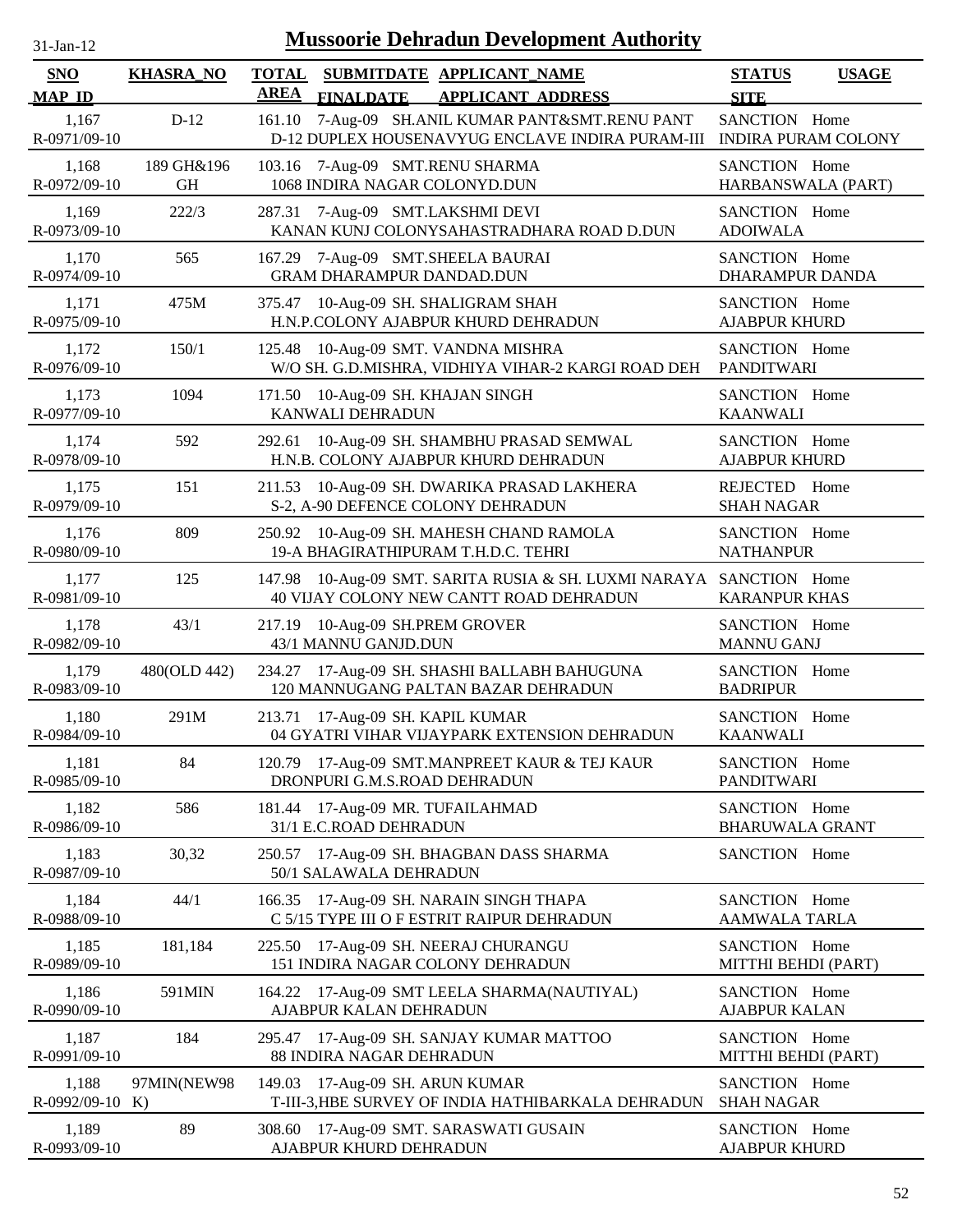# Mussoorie Dehradun Development Authority

31-Jan-12

| SNO / MAP_ID | KHASRA_NO | TOTAL AREA | SUBMITDATE / FINALDATE | APPLICANT_NAME / APPLICANT_ADDRESS | STATUS / SITE | USAGE |
|---|---|---|---|---|---|---|
| 1,167 R-0971/09-10 | D-12 | 161.10 | 7-Aug-09 | SH.ANIL KUMAR PANT&SMT.RENU PANT D-12 DUPLEX HOUSENAVYUG ENCLAVE INDIRA PURAM-III | SANCTION INDIRA PURAM COLONY | Home |
| 1,168 R-0972/09-10 | 189 GH&196 GH | 103.16 | 7-Aug-09 | SMT.RENU SHARMA 1068 INDIRA NAGAR COLONYD.DUN | SANCTION HARBANSWALA (PART) | Home |
| 1,169 R-0973/09-10 | 222/3 | 287.31 | 7-Aug-09 | SMT.LAKSHMI DEVI KANAN KUNJ COLONYSAHASTRADHARA ROAD D.DUN | SANCTION ADOIWALA | Home |
| 1,170 R-0974/09-10 | 565 | 167.29 | 7-Aug-09 | SMT.SHEELA BAURAI GRAM DHARAMPUR DANDAD.DUN | SANCTION DHARAMPUR DANDA | Home |
| 1,171 R-0975/09-10 | 475M | 375.47 | 10-Aug-09 | SH. SHALIGRAM SHAH H.N.P.COLONY AJABPUR KHURD DEHRADUN | SANCTION AJABPUR KHURD | Home |
| 1,172 R-0976/09-10 | 150/1 | 125.48 | 10-Aug-09 | SMT. VANDNA MISHRA W/O SH. G.D.MISHRA, VIDHIYA VIHAR-2 KARGI ROAD DEH | SANCTION PANDITWARI | Home |
| 1,173 R-0977/09-10 | 1094 | 171.50 | 10-Aug-09 | SH. KHAJAN SINGH KANWALI DEHRADUN | SANCTION KAANWALI | Home |
| 1,174 R-0978/09-10 | 592 | 292.61 | 10-Aug-09 | SH. SHAMBHU PRASAD SEMWAL H.N.B. COLONY AJABPUR KHURD DEHRADUN | SANCTION AJABPUR KHURD | Home |
| 1,175 R-0979/09-10 | 151 | 211.53 | 10-Aug-09 | SH. DWARIKA PRASAD LAKHERA S-2, A-90 DEFENCE COLONY DEHRADUN | REJECTED SHAH NAGAR | Home |
| 1,176 R-0980/09-10 | 809 | 250.92 | 10-Aug-09 | SH. MAHESH CHAND RAMOLA 19-A BHAGIRATHIPURAM T.H.D.C. TEHRI | SANCTION NATHANPUR | Home |
| 1,177 R-0981/09-10 | 125 | 147.98 | 10-Aug-09 | SMT. SARITA RUSIA & SH. LUXMI NARAYA 40 VIJAY COLONY NEW CANTT ROAD DEHRADUN | SANCTION KARANPUR KHAS | Home |
| 1,178 R-0982/09-10 | 43/1 | 217.19 | 10-Aug-09 | SH.PREM GROVER 43/1 MANNU GANJD.DUN | SANCTION MANNU GANJ | Home |
| 1,179 R-0983/09-10 | 480(OLD 442) | 234.27 | 17-Aug-09 | SH. SHASHI BALLABH BAHUGUNA 120 MANNUGANG PALTAN BAZAR DEHRADUN | SANCTION BADRIPUR | Home |
| 1,180 R-0984/09-10 | 291M | 213.71 | 17-Aug-09 | SH. KAPIL KUMAR 04 GYATRI VIHAR VIJAYPARK EXTENSION DEHRADUN | SANCTION KAANWALI | Home |
| 1,181 R-0985/09-10 | 84 | 120.79 | 17-Aug-09 | SMT.MANPREET KAUR & TEJ KAUR DRONPURI G.M.S.ROAD DEHRADUN | SANCTION PANDITWARI | Home |
| 1,182 R-0986/09-10 | 586 | 181.44 | 17-Aug-09 | MR. TUFAILAHMAD 31/1 E.C.ROAD DEHRADUN | SANCTION BHARUWALA GRANT | Home |
| 1,183 R-0987/09-10 | 30,32 | 250.57 | 17-Aug-09 | SH. BHAGBAN DASS SHARMA 50/1 SALAWALA DEHRADUN | SANCTION | Home |
| 1,184 R-0988/09-10 | 44/1 | 166.35 | 17-Aug-09 | SH. NARAIN SINGH THAPA C 5/15 TYPE III O F ESTRIT RAIPUR DEHRADUN | SANCTION AAMWALA TARLA | Home |
| 1,185 R-0989/09-10 | 181,184 | 225.50 | 17-Aug-09 | SH. NEERAJ CHURANGU 151 INDIRA NAGAR COLONY DEHRADUN | SANCTION MITTHI BEHDI (PART) | Home |
| 1,186 R-0990/09-10 | 591MIN | 164.22 | 17-Aug-09 | SMT LEELA SHARMA(NAUTIYAL) AJABPUR KALAN DEHRADUN | SANCTION AJABPUR KALAN | Home |
| 1,187 R-0991/09-10 | 184 | 295.47 | 17-Aug-09 | SH. SANJAY KUMAR MATTOO 88 INDIRA NAGAR DEHRADUN | SANCTION MITTHI BEHDI (PART) | Home |
| 1,188 R-0992/09-10 | 97MIN(NEW98 K) | 149.03 | 17-Aug-09 | SH. ARUN KUMAR T-III-3,HBE SURVEY OF INDIA HATHIBARKALA DEHRADUN | SANCTION SHAH NAGAR | Home |
| 1,189 R-0993/09-10 | 89 | 308.60 | 17-Aug-09 | SMT. SARASWATI GUSAIN AJABPUR KHURD DEHRADUN | SANCTION AJABPUR KHURD | Home |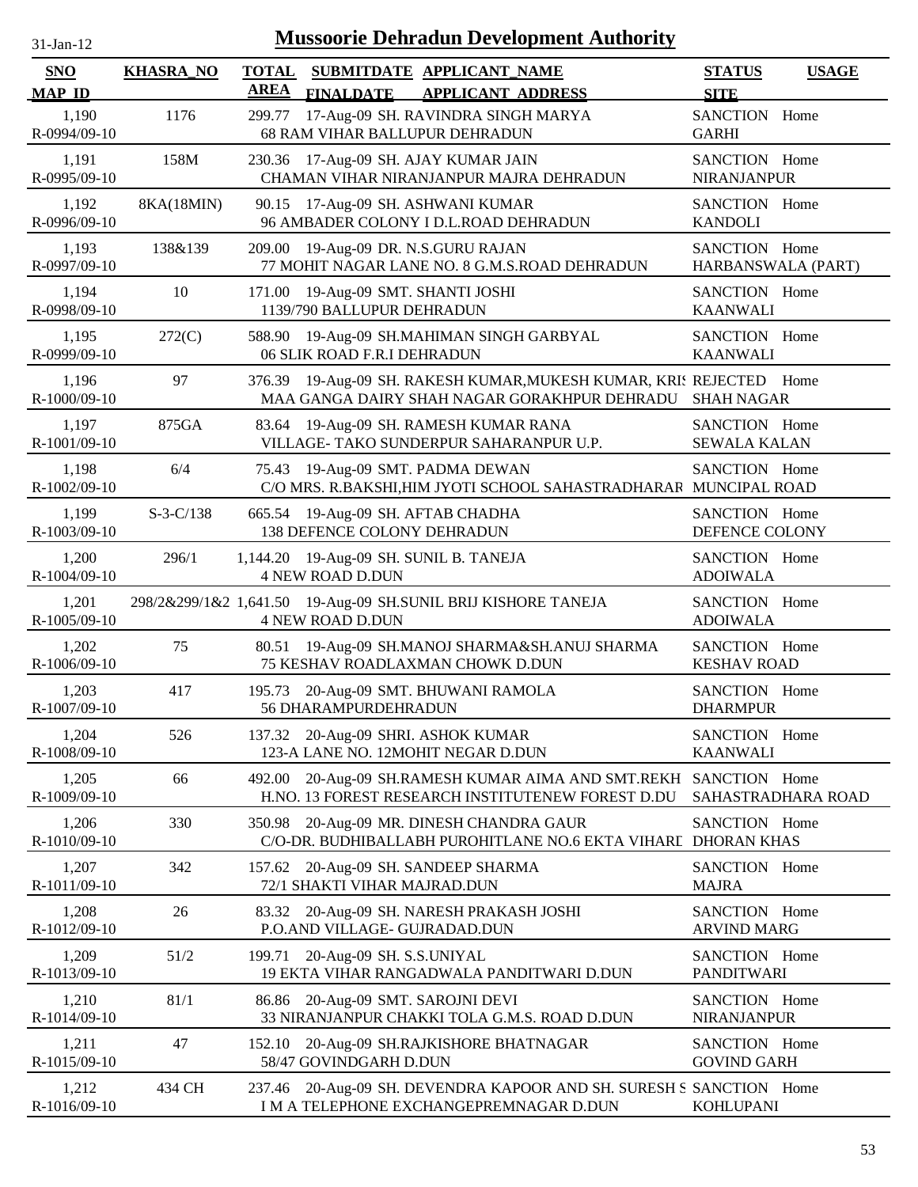# Mussoorie Dehradun Development Authority

31-Jan-12

| SNO / MAP_ID | KHASRA_NO | TOTAL AREA | SUBMITDATE / FINALDATE | APPLICANT_NAME / APPLICANT_ADDRESS | STATUS / SITE | USAGE |
|---|---|---|---|---|---|---|
| 1,190 / R-0994/09-10 | 1176 | 299.77 | 17-Aug-09 | SH. RAVINDRA SINGH MARYA / 68 RAM VIHAR BALLUPUR DEHRADUN | SANCTION / GARHI | Home |
| 1,191 / R-0995/09-10 | 158M | 230.36 | 17-Aug-09 | SH. AJAY KUMAR JAIN / CHAMAN VIHAR NIRANJANPUR MAJRA DEHRADUN | SANCTION / NIRANJANPUR | Home |
| 1,192 / R-0996/09-10 | 8KA(18MIN) | 90.15 | 17-Aug-09 | SH. ASHWANI KUMAR / 96 AMBADER COLONY I D.L.ROAD DEHRADUN | SANCTION / KANDOLI | Home |
| 1,193 / R-0997/09-10 | 138&139 | 209.00 | 19-Aug-09 | DR. N.S.GURU RAJAN / 77 MOHIT NAGAR LANE NO. 8 G.M.S.ROAD DEHRADUN | SANCTION / HARBANSWALA (PART) | Home |
| 1,194 / R-0998/09-10 | 10 | 171.00 | 19-Aug-09 | SMT. SHANTI JOSHI / 1139/790 BALLUPUR DEHRADUN | SANCTION / KAANWALI | Home |
| 1,195 / R-0999/09-10 | 272(C) | 588.90 | 19-Aug-09 | SH.MAHIMAN SINGH GARBYAL / 06 SLIK ROAD F.R.I DEHRADUN | SANCTION / KAANWALI | Home |
| 1,196 / R-1000/09-10 | 97 | 376.39 | 19-Aug-09 | SH. RAKESH KUMAR,MUKESH KUMAR, KRIS / MAA GANGA DAIRY SHAH NAGAR GORAKHPUR DEHRADU | REJECTED / SHAH NAGAR | Home |
| 1,197 / R-1001/09-10 | 875GA | 83.64 | 19-Aug-09 | SH. RAMESH KUMAR RANA / VILLAGE- TAKO SUNDERPUR SAHARANPUR U.P. | SANCTION / SEWALA KALAN | Home |
| 1,198 / R-1002/09-10 | 6/4 | 75.43 | 19-Aug-09 | SMT. PADMA DEWAN / C/O MRS. R.BAKSHI,HIM JYOTI SCHOOL SAHASTRADHARAR | SANCTION / MUNCIPAL ROAD | Home |
| 1,199 / R-1003/09-10 | S-3-C/138 | 665.54 | 19-Aug-09 | SH. AFTAB CHADHA / 138 DEFENCE COLONY DEHRADUN | SANCTION / DEFENCE COLONY | Home |
| 1,200 / R-1004/09-10 | 296/1 | 1,144.20 | 19-Aug-09 | SH. SUNIL B. TANEJA / 4 NEW ROAD D.DUN | SANCTION / ADOIWALA | Home |
| 1,201 / R-1005/09-10 | 298/2&299/1&2 | 1,641.50 | 19-Aug-09 | SH.SUNIL BRIJ KISHORE TANEJA / 4 NEW ROAD D.DUN | SANCTION / ADOIWALA | Home |
| 1,202 / R-1006/09-10 | 75 | 80.51 | 19-Aug-09 | SH.MANOJ SHARMA&SH.ANUJ SHARMA / 75 KESHAV ROADLAXMAN CHOWK D.DUN | SANCTION / KESHAV ROAD | Home |
| 1,203 / R-1007/09-10 | 417 | 195.73 | 20-Aug-09 | SMT. BHUWANI RAMOLA / 56 DHARAMPURDEHRADUN | SANCTION / DHARMPUR | Home |
| 1,204 / R-1008/09-10 | 526 | 137.32 | 20-Aug-09 | SHRI. ASHOK KUMAR / 123-A LANE NO. 12MOHIT NEGAR D.DUN | SANCTION / KAANWALI | Home |
| 1,205 / R-1009/09-10 | 66 | 492.00 | 20-Aug-09 | SH.RAMESH KUMAR AIMA AND SMT.REKH / H.NO. 13 FOREST RESEARCH INSTITUTENEW FOREST D.DU | SANCTION / SAHASTRADHARA ROAD | Home |
| 1,206 / R-1010/09-10 | 330 | 350.98 | 20-Aug-09 | MR. DINESH CHANDRA GAUR / C/O-DR. BUDHIBALLABH PUROHITLANE NO.6 EKTA VIHARD | SANCTION / DHORAN KHAS | Home |
| 1,207 / R-1011/09-10 | 342 | 157.62 | 20-Aug-09 | SH. SANDEEP SHARMA / 72/1 SHAKTI VIHAR MAJRAD.DUN | SANCTION / MAJRA | Home |
| 1,208 / R-1012/09-10 | 26 | 83.32 | 20-Aug-09 | SH. NARESH PRAKASH JOSHI / P.O.AND VILLAGE- GUJRADAD.DUN | SANCTION / ARVIND MARG | Home |
| 1,209 / R-1013/09-10 | 51/2 | 199.71 | 20-Aug-09 | SH. S.S.UNIYAL / 19 EKTA VIHAR RANGADWALA PANDITWARI D.DUN | SANCTION / PANDITWARI | Home |
| 1,210 / R-1014/09-10 | 81/1 | 86.86 | 20-Aug-09 | SMT. SAROJNI DEVI / 33 NIRANJANPUR CHAKKI TOLA G.M.S. ROAD D.DUN | SANCTION / NIRANJANPUR | Home |
| 1,211 / R-1015/09-10 | 47 | 152.10 | 20-Aug-09 | SH.RAJKISHORE BHATNAGAR / 58/47 GOVINDGARH D.DUN | SANCTION / GOVIND GARH | Home |
| 1,212 / R-1016/09-10 | 434 CH | 237.46 | 20-Aug-09 | SH. DEVENDRA KAPOOR AND SH. SURESH S / I M A TELEPHONE EXCHANGEPREMNAGAR D.DUN | SANCTION / KOHLUPANI | Home |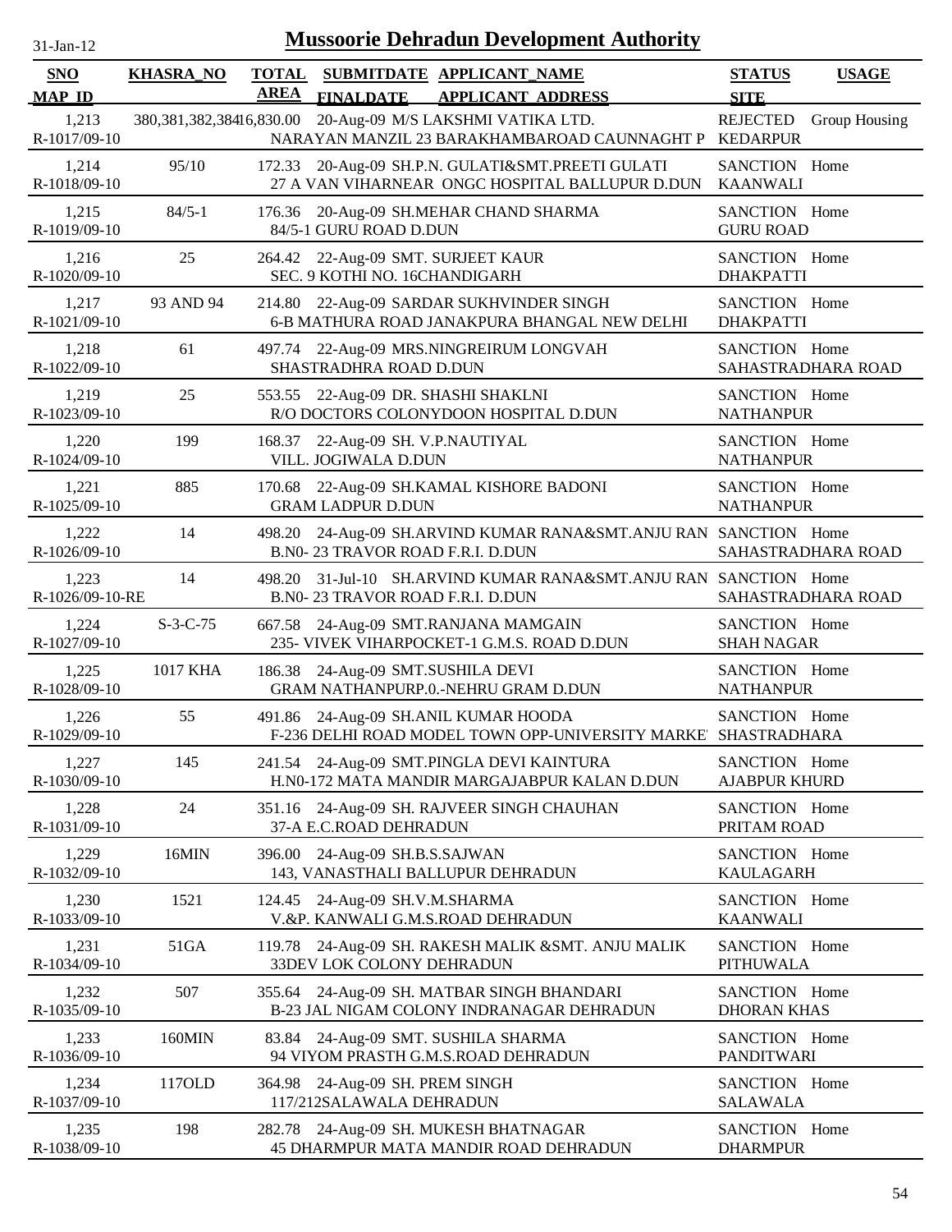# Mussoorie Dehradun Development Authority

31-Jan-12

| SNO / MAP_ID | KHASRA_NO | TOTAL AREA | SUBMITDATE / FINALDATE | APPLICANT_NAME / APPLICANT_ADDRESS | STATUS / SITE | USAGE |
|---|---|---|---|---|---|---|
| 1,213 R-1017/09-10 | 380,381,382,384 | 16,830.00 | 20-Aug-09 | M/S LAKSHMI VATIKA LTD. NARAYAN MANZIL 23 BARAKHAMBAROAD CAUNNAGHT P | REJECTED KEDARPUR | Group Housing |
| 1,214 R-1018/09-10 | 95/10 | 172.33 | 20-Aug-09 | SH.P.N. GULATI&SMT.PREETI GULATI 27 A VAN VIHARNEAR ONGC HOSPITAL BALLUPUR D.DUN | SANCTION KAANWALI | Home |
| 1,215 R-1019/09-10 | 84/5-1 | 176.36 | 20-Aug-09 | SH.MEHAR CHAND SHARMA 84/5-1 GURU ROAD D.DUN | SANCTION GURU ROAD | Home |
| 1,216 R-1020/09-10 | 25 | 264.42 | 22-Aug-09 | SMT. SURJEET KAUR SEC. 9 KOTHI NO. 16CHANDIGARH | SANCTION DHAKPATTI | Home |
| 1,217 R-1021/09-10 | 93 AND 94 | 214.80 | 22-Aug-09 | SARDAR SUKHVINDER SINGH 6-B MATHURA ROAD JANAKPURA BHANGAL NEW DELHI | SANCTION DHAKPATTI | Home |
| 1,218 R-1022/09-10 | 61 | 497.74 | 22-Aug-09 | MRS.NINGREIRUM LONGVAH SHASTRADHRA ROAD D.DUN | SANCTION SAHASTRADHARA ROAD | Home |
| 1,219 R-1023/09-10 | 25 | 553.55 | 22-Aug-09 | DR. SHASHI SHAKLNI R/O DOCTORS COLONYDOON HOSPITAL D.DUN | SANCTION NATHANPUR | Home |
| 1,220 R-1024/09-10 | 199 | 168.37 | 22-Aug-09 | SH. V.P.NAUTIYAL VILL. JOGIWALA D.DUN | SANCTION NATHANPUR | Home |
| 1,221 R-1025/09-10 | 885 | 170.68 | 22-Aug-09 | SH.KAMAL KISHORE BADONI GRAM LADPUR D.DUN | SANCTION NATHANPUR | Home |
| 1,222 R-1026/09-10 | 14 | 498.20 | 24-Aug-09 | SH.ARVIND KUMAR RANA&SMT.ANJU RAN B.N0- 23 TRAVOR ROAD F.R.I. D.DUN | SANCTION SAHASTRADHARA ROAD | Home |
| 1,223 R-1026/09-10-RE | 14 | 498.20 | 31-Jul-10 | SH.ARVIND KUMAR RANA&SMT.ANJU RAN B.N0- 23 TRAVOR ROAD F.R.I. D.DUN | SANCTION SAHASTRADHARA ROAD | Home |
| 1,224 R-1027/09-10 | S-3-C-75 | 667.58 | 24-Aug-09 | SMT.RANJANA MAMGAIN 235- VIVEK VIHARPOCKET-1 G.M.S. ROAD D.DUN | SANCTION SHAH NAGAR | Home |
| 1,225 R-1028/09-10 | 1017 KHA | 186.38 | 24-Aug-09 | SMT.SUSHILA DEVI GRAM NATHANPURP.0.-NEHRU GRAM D.DUN | SANCTION NATHANPUR | Home |
| 1,226 R-1029/09-10 | 55 | 491.86 | 24-Aug-09 | SH.ANIL KUMAR HOODA F-236 DELHI ROAD MODEL TOWN OPP-UNIVERSITY MARKE | SANCTION SHASTRADHARA | Home |
| 1,227 R-1030/09-10 | 145 | 241.54 | 24-Aug-09 | SMT.PINGLA DEVI KAINTURA H.N0-172 MATA MANDIR MARGAJABPUR KALAN D.DUN | SANCTION AJABPUR KHURD | Home |
| 1,228 R-1031/09-10 | 24 | 351.16 | 24-Aug-09 | SH. RAJVEER SINGH CHAUHAN 37-A E.C.ROAD DEHRADUN | SANCTION PRITAM ROAD | Home |
| 1,229 R-1032/09-10 | 16MIN | 396.00 | 24-Aug-09 | SH.B.S.SAJWAN 143, VANASTHALI BALLUPUR DEHRADUN | SANCTION KAULAGARH | Home |
| 1,230 R-1033/09-10 | 1521 | 124.45 | 24-Aug-09 | SH.V.M.SHARMA V.&P. KANWALI G.M.S.ROAD DEHRADUN | SANCTION KAANWALI | Home |
| 1,231 R-1034/09-10 | 51GA | 119.78 | 24-Aug-09 | SH. RAKESH MALIK &SMT. ANJU MALIK 33DEV LOK COLONY DEHRADUN | SANCTION PITHUWALA | Home |
| 1,232 R-1035/09-10 | 507 | 355.64 | 24-Aug-09 | SH. MATBAR SINGH BHANDARI B-23 JAL NIGAM COLONY INDRANAGAR DEHRADUN | SANCTION DHORAN KHAS | Home |
| 1,233 R-1036/09-10 | 160MIN | 83.84 | 24-Aug-09 | SMT. SUSHILA SHARMA 94 VIYOM PRASTH G.M.S.ROAD DEHRADUN | SANCTION PANDITWARI | Home |
| 1,234 R-1037/09-10 | 117OLD | 364.98 | 24-Aug-09 | SH. PREM SINGH 117/212SALAWALA DEHRADUN | SANCTION SALAWALA | Home |
| 1,235 R-1038/09-10 | 198 | 282.78 | 24-Aug-09 | SH. MUKESH BHATNAGAR 45 DHARMPUR MATA MANDIR ROAD DEHRADUN | SANCTION DHARMPUR | Home |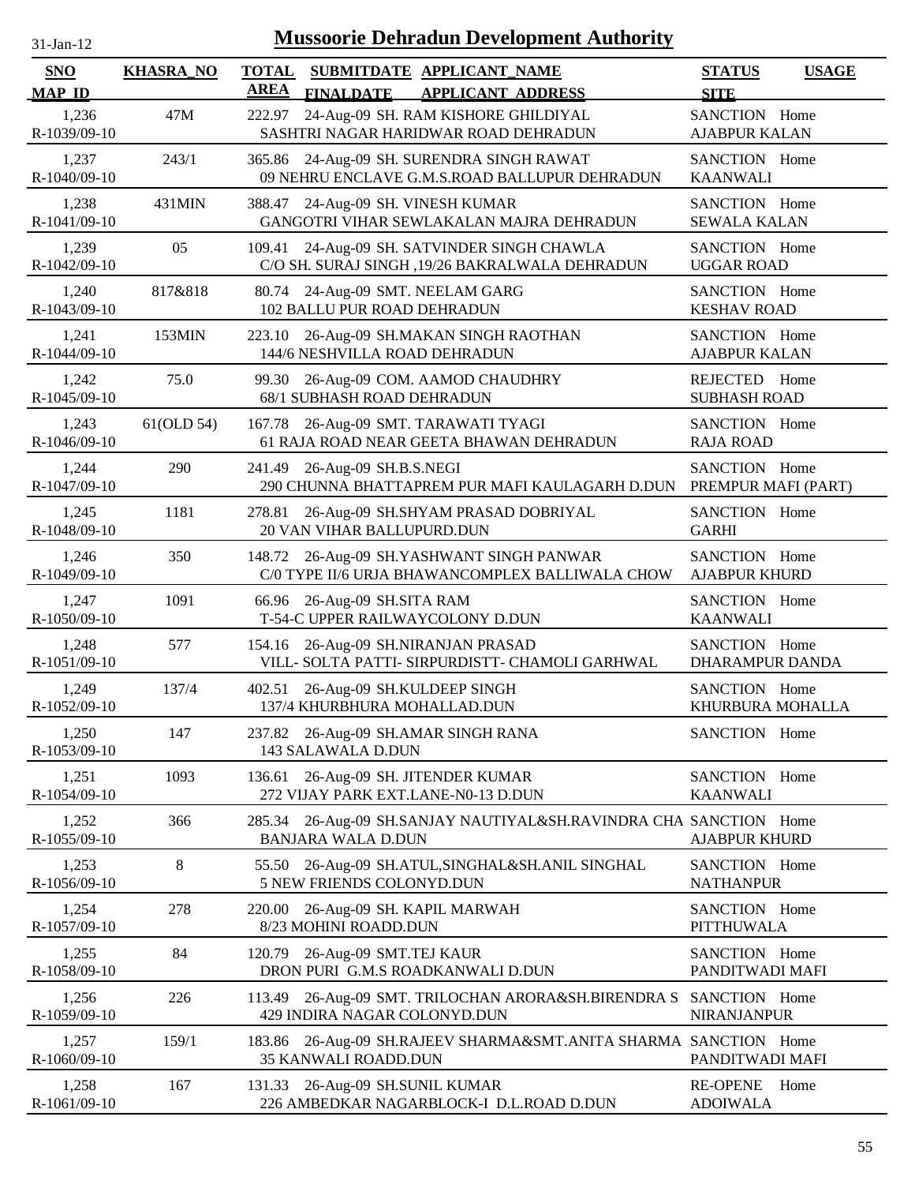# Mussoorie Dehradun Development Authority

31-Jan-12

| SNO<br>MAP_ID | KHASRA_NO | TOTAL AREA | SUBMITDATE<br>FINALDATE | APPLICANT_NAME<br>APPLICANT_ADDRESS | STATUS<br>SITE | USAGE |
|---|---|---|---|---|---|---|
| 1,236<br>R-1039/09-10 | 47M | 222.97 | 24-Aug-09 | SH. RAM KISHORE GHILDIYAL<br>SASHTRI NAGAR HARIDWAR ROAD DEHRADUN | SANCTION<br>AJABPUR KALAN | Home |
| 1,237<br>R-1040/09-10 | 243/1 | 365.86 | 24-Aug-09 | SH. SURENDRA SINGH RAWAT<br>09 NEHRU ENCLAVE G.M.S.ROAD BALLUPUR DEHRADUN | SANCTION<br>KAANWALI | Home |
| 1,238<br>R-1041/09-10 | 431MIN | 388.47 | 24-Aug-09 | SH. VINESH KUMAR<br>GANGOTRI VIHAR SEWLAKALAN MAJRA DEHRADUN | SANCTION<br>SEWALA KALAN | Home |
| 1,239<br>R-1042/09-10 | 05 | 109.41 | 24-Aug-09 | SH. SATVINDER SINGH CHAWLA<br>C/O SH. SURAJ SINGH ,19/26 BAKRALWALA DEHRADUN | SANCTION<br>UGGAR ROAD | Home |
| 1,240<br>R-1043/09-10 | 817&818 | 80.74 | 24-Aug-09 | SMT. NEELAM GARG<br>102 BALLU PUR ROAD DEHRADUN | SANCTION<br>KESHAV ROAD | Home |
| 1,241<br>R-1044/09-10 | 153MIN | 223.10 | 26-Aug-09 | SH.MAKAN SINGH RAOTHAN<br>144/6 NESHVILLA ROAD DEHRADUN | SANCTION<br>AJABPUR KALAN | Home |
| 1,242<br>R-1045/09-10 | 75.0 | 99.30 | 26-Aug-09 | COM. AAMOD CHAUDHRY<br>68/1 SUBHASH ROAD DEHRADUN | REJECTED<br>SUBHASH ROAD | Home |
| 1,243<br>R-1046/09-10 | 61(OLD 54) | 167.78 | 26-Aug-09 | SMT. TARAWATI TYAGI<br>61 RAJA ROAD NEAR GEETA BHAWAN DEHRADUN | SANCTION<br>RAJA ROAD | Home |
| 1,244<br>R-1047/09-10 | 290 | 241.49 | 26-Aug-09 | SH.B.S.NEGI<br>290 CHUNNA BHATTAPREM PUR MAFI KAULAGARH D.DUN | SANCTION<br>PREMPUR MAFI (PART) | Home |
| 1,245<br>R-1048/09-10 | 1181 | 278.81 | 26-Aug-09 | SH.SHYAM PRASAD DOBRIYAL<br>20 VAN VIHAR BALLUPURD.DUN | SANCTION<br>GARHI | Home |
| 1,246<br>R-1049/09-10 | 350 | 148.72 | 26-Aug-09 | SH.YASHWANT SINGH PANWAR<br>C/0 TYPE II/6 URJA BHAWANCOMPLEX BALLIWALA CHOW | SANCTION<br>AJABPUR KHURD | Home |
| 1,247<br>R-1050/09-10 | 1091 | 66.96 | 26-Aug-09 | SH.SITA RAM<br>T-54-C UPPER RAILWAYCOLONY D.DUN | SANCTION<br>KAANWALI | Home |
| 1,248<br>R-1051/09-10 | 577 | 154.16 | 26-Aug-09 | SH.NIRANJAN PRASAD<br>VILL- SOLTA PATTI- SIRPURDISTT- CHAMOLI GARHWAL | SANCTION<br>DHARAMPUR DANDA | Home |
| 1,249<br>R-1052/09-10 | 137/4 | 402.51 | 26-Aug-09 | SH.KULDEEP SINGH<br>137/4 KHURBHURA MOHALLAD.DUN | SANCTION<br>KHURBURA MOHALLA | Home |
| 1,250<br>R-1053/09-10 | 147 | 237.82 | 26-Aug-09 | SH.AMAR SINGH RANA<br>143 SALAWALA D.DUN | SANCTION | Home |
| 1,251<br>R-1054/09-10 | 1093 | 136.61 | 26-Aug-09 | SH. JITENDER KUMAR<br>272 VIJAY PARK EXT.LANE-N0-13 D.DUN | SANCTION<br>KAANWALI | Home |
| 1,252<br>R-1055/09-10 | 366 | 285.34 | 26-Aug-09 | SH.SANJAY NAUTIYAL&SH.RAVINDRA CHA<br>BANJARA WALA D.DUN | SANCTION<br>AJABPUR KHURD | Home |
| 1,253<br>R-1056/09-10 | 8 | 55.50 | 26-Aug-09 | SH.ATUL,SINGHAL&SH.ANIL SINGHAL<br>5 NEW FRIENDS COLONYD.DUN | SANCTION<br>NATHANPUR | Home |
| 1,254<br>R-1057/09-10 | 278 | 220.00 | 26-Aug-09 | SH. KAPIL MARWAH<br>8/23 MOHINI ROADD.DUN | SANCTION<br>PITTHUWALA | Home |
| 1,255<br>R-1058/09-10 | 84 | 120.79 | 26-Aug-09 | SMT.TEJ KAUR<br>DRON PURI G.M.S ROADKANWALI D.DUN | SANCTION<br>PANDITWADI MAFI | Home |
| 1,256<br>R-1059/09-10 | 226 | 113.49 | 26-Aug-09 | SMT. TRILOCHAN ARORA&SH.BIRENDRA S<br>429 INDIRA NAGAR COLONYD.DUN | SANCTION<br>NIRANJANPUR | Home |
| 1,257<br>R-1060/09-10 | 159/1 | 183.86 | 26-Aug-09 | SH.RAJEEV SHARMA&SMT.ANITA SHARMA<br>35 KANWALI ROADD.DUN | SANCTION<br>PANDITWADI MAFI | Home |
| 1,258<br>R-1061/09-10 | 167 | 131.33 | 26-Aug-09 | SH.SUNIL KUMAR<br>226 AMBEDKAR NAGARBLOCK-I D.L.ROAD D.DUN | RE-OPENE<br>ADOIWALA | Home |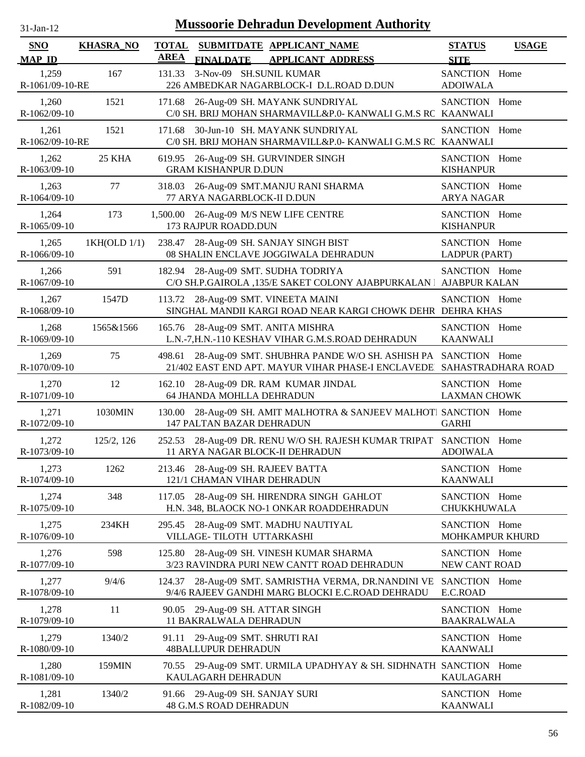# Mussoorie Dehradun Development Authority

31-Jan-12

| SNO / MAP_ID | KHASRA_NO | TOTAL AREA | SUBMITDATE / FINALDATE | APPLICANT_NAME / APPLICANT_ADDRESS | STATUS / SITE | USAGE |
|---|---|---|---|---|---|---|
| 1,259 / R-1061/09-10-RE | 167 | 131.33 | 3-Nov-09 | SH.SUNIL KUMAR / 226 AMBEDKAR NAGARBLOCK-I D.L.ROAD D.DUN | SANCTION / ADOIWALA | Home |
| 1,260 / R-1062/09-10 | 1521 | 171.68 | 26-Aug-09 | SH. MAYANK SUNDRIYAL / C/0 SH. BRIJ MOHAN SHARMAVILL&P.0- KANWALI G.M.S RC | SANCTION / KAANWALI | Home |
| 1,261 / R-1062/09-10-RE | 1521 | 171.68 | 30-Jun-10 | SH. MAYANK SUNDRIYAL / C/0 SH. BRIJ MOHAN SHARMAVILL&P.0- KANWALI G.M.S RC | SANCTION / KAANWALI | Home |
| 1,262 / R-1063/09-10 | 25 KHA | 619.95 | 26-Aug-09 | SH. GURVINDER SINGH / GRAM KISHANPUR D.DUN | SANCTION / KISHANPUR | Home |
| 1,263 / R-1064/09-10 | 77 | 318.03 | 26-Aug-09 | SMT.MANJU RANI SHARMA / 77 ARYA NAGARBLOCK-II D.DUN | SANCTION / ARYA NAGAR | Home |
| 1,264 / R-1065/09-10 | 173 | 1,500.00 | 26-Aug-09 | M/S NEW LIFE CENTRE / 173 RAJPUR ROADD.DUN | SANCTION / KISHANPUR | Home |
| 1,265 / R-1066/09-10 | 1KH(OLD 1/1) | 238.47 | 28-Aug-09 | SH. SANJAY SINGH BIST / 08 SHALIN ENCLAVE JOGGIWALA DEHRADUN | SANCTION / LADPUR (PART) | Home |
| 1,266 / R-1067/09-10 | 591 | 182.94 | 28-Aug-09 | SMT. SUDHA TODRIYA / C/O SH.P.GAIROLA ,135/E SAKET COLONY AJABPURKALAN I | SANCTION / AJABPUR KALAN | Home |
| 1,267 / R-1068/09-10 | 1547D | 113.72 | 28-Aug-09 | SMT. VINEETA MAINI / SINGHAL MANDII KARGI ROAD NEAR KARGI CHOWK DEHR | SANCTION / DEHRA KHAS | Home |
| 1,268 / R-1069/09-10 | 1565&1566 | 165.76 | 28-Aug-09 | SMT. ANITA MISHRA / L.N.-7,H.N.-110 KESHAV VIHAR G.M.S.ROAD DEHRADUN | SANCTION / KAANWALI | Home |
| 1,269 / R-1070/09-10 | 75 | 498.61 | 28-Aug-09 | SMT. SHUBHRA PANDE W/O SH. ASHISH PA / 21/402 EAST END APT. MAYUR VIHAR PHASE-I ENCLAVEDE | SANCTION / SAHASTRADHARA ROAD | Home |
| 1,270 / R-1071/09-10 | 12 | 162.10 | 28-Aug-09 | DR. RAM KUMAR JINDAL / 64 JHANDA MOHLLA DEHRADUN | SANCTION / LAXMAN CHOWK | Home |
| 1,271 / R-1072/09-10 | 1030MIN | 130.00 | 28-Aug-09 | SH. AMIT MALHOTRA & SANJEEV MALHOTI / 147 PALTAN BAZAR DEHRADUN | SANCTION / GARHI | Home |
| 1,272 / R-1073/09-10 | 125/2, 126 | 252.53 | 28-Aug-09 | DR. RENU W/O SH. RAJESH KUMAR TRIPAT / 11 ARYA NAGAR BLOCK-II DEHRADUN | SANCTION / ADOIWALA | Home |
| 1,273 / R-1074/09-10 | 1262 | 213.46 | 28-Aug-09 | SH. RAJEEV BATTA / 121/1 CHAMAN VIHAR DEHRADUN | SANCTION / KAANWALI | Home |
| 1,274 / R-1075/09-10 | 348 | 117.05 | 28-Aug-09 | SH. HIRENDRA SINGH GAHLOT / H.N. 348, BLAOCK NO-1 ONKAR ROADDEHRADUN | SANCTION / CHUKKHUWALA | Home |
| 1,275 / R-1076/09-10 | 234KH | 295.45 | 28-Aug-09 | SMT. MADHU NAUTIYAL / VILLAGE- TILOTH UTTARKASHI | SANCTION / MOHKAMPUR KHURD | Home |
| 1,276 / R-1077/09-10 | 598 | 125.80 | 28-Aug-09 | SH. VINESH KUMAR SHARMA / 3/23 RAVINDRA PURI NEW CANTT ROAD DEHRADUN | SANCTION / NEW CANT ROAD | Home |
| 1,277 / R-1078/09-10 | 9/4/6 | 124.37 | 28-Aug-09 | SMT. SAMRISTHA VERMA, DR.NANDINI VE / 9/4/6 RAJEEV GANDHI MARG BLOCKI E.C.ROAD DEHRADU | SANCTION / E.C.ROAD | Home |
| 1,278 / R-1079/09-10 | 11 | 90.05 | 29-Aug-09 | SH. ATTAR SINGH / 11 BAKRALWALA DEHRADUN | SANCTION / BAAKRALWALA | Home |
| 1,279 / R-1080/09-10 | 1340/2 | 91.11 | 29-Aug-09 | SMT. SHRUTI RAI / 48BALLUPUR DEHRADUN | SANCTION / KAANWALI | Home |
| 1,280 / R-1081/09-10 | 159MIN | 70.55 | 29-Aug-09 | SMT. URMILA UPADHYAY & SH. SIDHNATH / KAULAGARH DEHRADUN | SANCTION / KAULAGARH | Home |
| 1,281 / R-1082/09-10 | 1340/2 | 91.66 | 29-Aug-09 | SH. SANJAY SURI / 48 G.M.S ROAD DEHRADUN | SANCTION / KAANWALI | Home |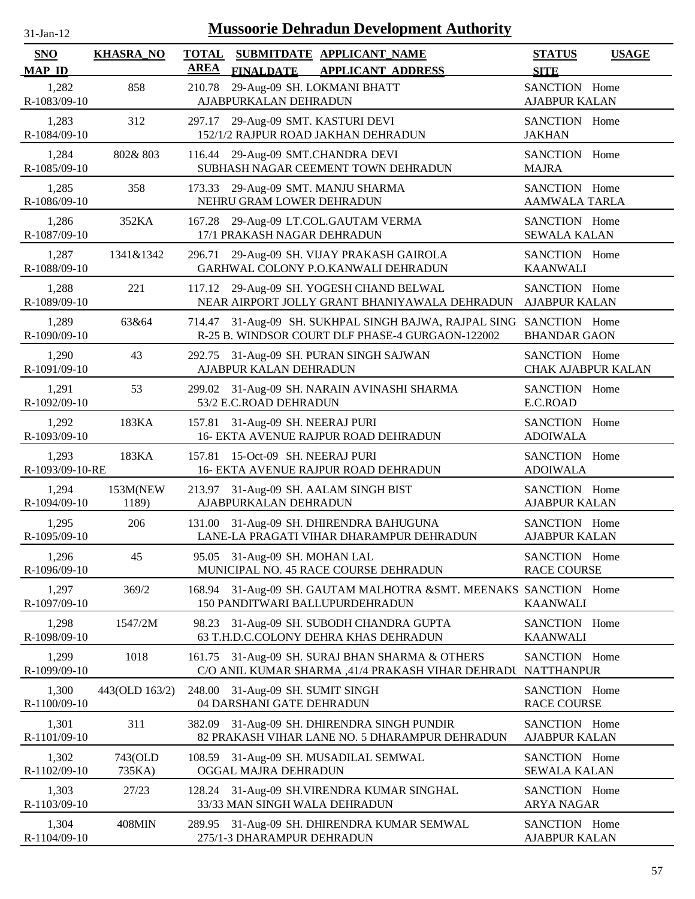# Mussoorie Dehradun Development Authority

31-Jan-12

| SNO / MAP_ID | KHASRA_NO | TOTAL AREA | SUBMITDATE / FINALDATE | APPLICANT_NAME / APPLICANT_ADDRESS | STATUS / SITE | USAGE |
|---|---|---|---|---|---|---|
| 1,282 / R-1083/09-10 | 858 | 210.78 | 29-Aug-09 | SH. LOKMANI BHATT / AJABPURKALAN DEHRADUN | SANCTION / AJABPUR KALAN | Home |
| 1,283 / R-1084/09-10 | 312 | 297.17 | 29-Aug-09 | SMT. KASTURI DEVI / 152/1/2 RAJPUR ROAD JAKHAN DEHRADUN | SANCTION / JAKHAN | Home |
| 1,284 / R-1085/09-10 | 802& 803 | 116.44 | 29-Aug-09 | SMT.CHANDRA DEVI / SUBHASH NAGAR CEEMENT TOWN DEHRADUN | SANCTION / MAJRA | Home |
| 1,285 / R-1086/09-10 | 358 | 173.33 | 29-Aug-09 | SMT. MANJU SHARMA / NEHRU GRAM LOWER DEHRADUN | SANCTION / AAMWALA TARLA | Home |
| 1,286 / R-1087/09-10 | 352KA | 167.28 | 29-Aug-09 | LT.COL.GAUTAM VERMA / 17/1 PRAKASH NAGAR DEHRADUN | SANCTION / SEWALA KALAN | Home |
| 1,287 / R-1088/09-10 | 1341&1342 | 296.71 | 29-Aug-09 | SH. VIJAY PRAKASH GAIROLA / GARHWAL COLONY P.O.KANWALI DEHRADUN | SANCTION / KAANWALI | Home |
| 1,288 / R-1089/09-10 | 221 | 117.12 | 29-Aug-09 | SH. YOGESH CHAND BELWAL / NEAR AIRPORT JOLLY GRANT BHANIYAWALA DEHRADUN | SANCTION / AJABPUR KALAN | Home |
| 1,289 / R-1090/09-10 | 63&64 | 714.47 | 31-Aug-09 | SH. SUKHPAL SINGH BAJWA, RAJPAL SING / R-25 B. WINDSOR COURT DLF PHASE-4 GURGAON-122002 | SANCTION / BHANDAR GAON | Home |
| 1,290 / R-1091/09-10 | 43 | 292.75 | 31-Aug-09 | SH. PURAN SINGH SAJWAN / AJABPUR KALAN DEHRADUN | SANCTION / CHAK AJABPUR KALAN | Home |
| 1,291 / R-1092/09-10 | 53 | 299.02 | 31-Aug-09 | SH. NARAIN AVINASHI SHARMA / 53/2 E.C.ROAD DEHRADUN | SANCTION / E.C.ROAD | Home |
| 1,292 / R-1093/09-10 | 183KA | 157.81 | 31-Aug-09 | SH. NEERAJ PURI / 16- EKTA AVENUE RAJPUR ROAD DEHRADUN | SANCTION / ADOIWALA | Home |
| 1,293 / R-1093/09-10-RE | 183KA | 157.81 | 15-Oct-09 | SH. NEERAJ PURI / 16- EKTA AVENUE RAJPUR ROAD DEHRADUN | SANCTION / ADOIWALA | Home |
| 1,294 / R-1094/09-10 | 153M(NEW 1189) | 213.97 | 31-Aug-09 | SH. AALAM SINGH BIST / AJABPURKALAN DEHRADUN | SANCTION / AJABPUR KALAN | Home |
| 1,295 / R-1095/09-10 | 206 | 131.00 | 31-Aug-09 | SH. DHIRENDRA BAHUGUNA / LANE-LA PRAGATI VIHAR DHARAMPUR DEHRADUN | SANCTION / AJABPUR KALAN | Home |
| 1,296 / R-1096/09-10 | 45 | 95.05 | 31-Aug-09 | SH. MOHAN LAL / MUNICIPAL NO. 45 RACE COURSE DEHRADUN | SANCTION / RACE COURSE | Home |
| 1,297 / R-1097/09-10 | 369/2 | 168.94 | 31-Aug-09 | SH. GAUTAM MALHOTRA &SMT. MEENAKS / 150 PANDITWARI BALLUPURDEHRADUN | SANCTION / KAANWALI | Home |
| 1,298 / R-1098/09-10 | 1547/2M | 98.23 | 31-Aug-09 | SH. SUBODH CHANDRA GUPTA / 63 T.H.D.C.COLONY DEHRA KHAS DEHRADUN | SANCTION / KAANWALI | Home |
| 1,299 / R-1099/09-10 | 1018 | 161.75 | 31-Aug-09 | SH. SURAJ BHAN SHARMA & OTHERS / C/O ANIL KUMAR SHARMA ,41/4 PRAKASH VIHAR DEHRADU | SANCTION / NATTHANPUR | Home |
| 1,300 / R-1100/09-10 | 443(OLD 163/2) | 248.00 | 31-Aug-09 | SH. SUMIT SINGH / 04 DARSHANI GATE DEHRADUN | SANCTION / RACE COURSE | Home |
| 1,301 / R-1101/09-10 | 311 | 382.09 | 31-Aug-09 | SH. DHIRENDRA SINGH PUNDIR / 82 PRAKASH VIHAR LANE NO. 5 DHARAMPUR DEHRADUN | SANCTION / AJABPUR KALAN | Home |
| 1,302 / R-1102/09-10 | 743(OLD 735KA) | 108.59 | 31-Aug-09 | SH. MUSADILAL SEMWAL / OGGAL MAJRA DEHRADUN | SANCTION / SEWALA KALAN | Home |
| 1,303 / R-1103/09-10 | 27/23 | 128.24 | 31-Aug-09 | SH.VIRENDRA KUMAR SINGHAL / 33/33 MAN SINGH WALA DEHRADUN | SANCTION / ARYA NAGAR | Home |
| 1,304 / R-1104/09-10 | 408MIN | 289.95 | 31-Aug-09 | SH. DHIRENDRA KUMAR SEMWAL / 275/1-3 DHARAMPUR DEHRADUN | SANCTION / AJABPUR KALAN | Home |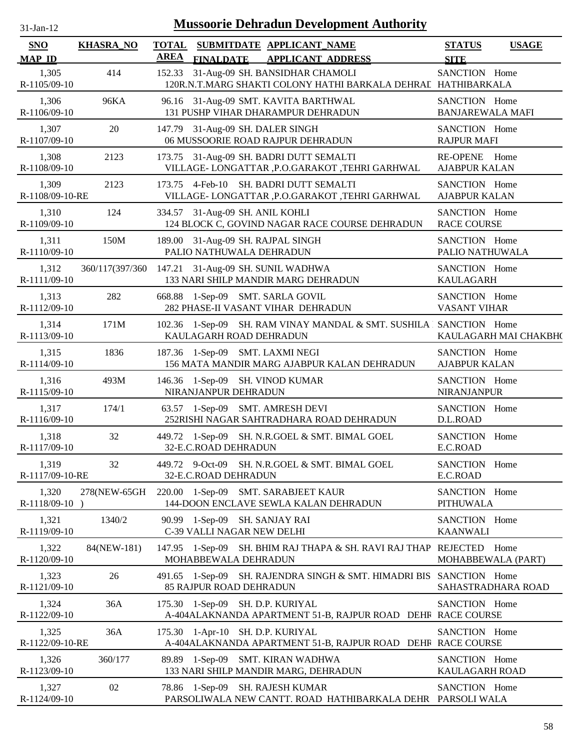# Mussoorie Dehradun Development Authority

31-Jan-12

| SNO / MAP_ID | KHASRA_NO | TOTAL AREA | SUBMITDATE / FINALDATE | APPLICANT_NAME / APPLICANT ADDRESS | STATUS / SITE | USAGE |
|---|---|---|---|---|---|---|
| 1,305 R-1105/09-10 | 414 | 152.33 | 31-Aug-09 | SH. BANSIDHAR CHAMOLI 120R.N.T.MARG SHAKTI COLONY HATHI BARKALA DEHRAD | SANCTION HATHIBARKALA | Home |
| 1,306 R-1106/09-10 | 96KA | 96.16 | 31-Aug-09 | SMT. KAVITA BARTHWAL 131 PUSHP VIHAR DHARAMPUR DEHRADUN | SANCTION BANJAREWALA MAFI | Home |
| 1,307 R-1107/09-10 | 20 | 147.79 | 31-Aug-09 | SH. DALER SINGH 06 MUSSOORIE ROAD RAJPUR DEHRADUN | SANCTION RAJPUR MAFI | Home |
| 1,308 R-1108/09-10 | 2123 | 173.75 | 31-Aug-09 | SH. BADRI DUTT SEMALTI VILLAGE- LONGATTAR ,P.O.GARAKOT ,TEHRI GARHWAL | RE-OPENE AJABPUR KALAN | Home |
| 1,309 R-1108/09-10-RE | 2123 | 173.75 | 4-Feb-10 | SH. BADRI DUTT SEMALTI VILLAGE- LONGATTAR ,P.O.GARAKOT ,TEHRI GARHWAL | SANCTION AJABPUR KALAN | Home |
| 1,310 R-1109/09-10 | 124 | 334.57 | 31-Aug-09 | SH. ANIL KOHLI 124 BLOCK C, GOVIND NAGAR RACE COURSE DEHRADUN | SANCTION RACE COURSE | Home |
| 1,311 R-1110/09-10 | 150M | 189.00 | 31-Aug-09 | SH. RAJPAL SINGH PALIO NATHUWALA DEHRADUN | SANCTION PALIO NATHUWALA | Home |
| 1,312 R-1111/09-10 | 360/117(397/360 | 147.21 | 31-Aug-09 | SH. SUNIL WADHWA 133 NARI SHILP MANDIR MARG DEHRADUN | SANCTION KAULAGARH | Home |
| 1,313 R-1112/09-10 | 282 | 668.88 | 1-Sep-09 | SMT. SARLA GOVIL 282 PHASE-II VASANT VIHAR DEHRADUN | SANCTION VASANT VIHAR | Home |
| 1,314 R-1113/09-10 | 171M | 102.36 | 1-Sep-09 | SH. RAM VINAY MANDAL & SMT. SUSHILA KAULAGARH ROAD DEHRADUN | SANCTION KAULAGARH MAI CHAKBH( | Home |
| 1,315 R-1114/09-10 | 1836 | 187.36 | 1-Sep-09 | SMT. LAXMI NEGI 156 MATA MANDIR MARG AJABPUR KALAN DEHRADUN | SANCTION AJABPUR KALAN | Home |
| 1,316 R-1115/09-10 | 493M | 146.36 | 1-Sep-09 | SH. VINOD KUMAR NIRANJANPUR DEHRADUN | SANCTION NIRANJANPUR | Home |
| 1,317 R-1116/09-10 | 174/1 | 63.57 | 1-Sep-09 | SMT. AMRESH DEVI 252RISHI NAGAR SAHTRADHARA ROAD DEHRADUN | SANCTION D.L.ROAD | Home |
| 1,318 R-1117/09-10 | 32 | 449.72 | 1-Sep-09 | SH. N.R.GOEL & SMT. BIMAL GOEL 32-E.C.ROAD DEHRADUN | SANCTION E.C.ROAD | Home |
| 1,319 R-1117/09-10-RE | 32 | 449.72 | 9-Oct-09 | SH. N.R.GOEL & SMT. BIMAL GOEL 32-E.C.ROAD DEHRADUN | SANCTION E.C.ROAD | Home |
| 1,320 R-1118/09-10 | 278(NEW-65GH ) | 220.00 | 1-Sep-09 | SMT. SARABJEET KAUR 144-DOON ENCLAVE SEWLA KALAN DEHRADUN | SANCTION PITHUWALA | Home |
| 1,321 R-1119/09-10 | 1340/2 | 90.99 | 1-Sep-09 | SH. SANJAY RAI C-39 VALLI NAGAR NEW DELHI | SANCTION KAANWALI | Home |
| 1,322 R-1120/09-10 | 84(NEW-181) | 147.95 | 1-Sep-09 | SH. BHIM RAJ THAPA & SH. RAVI RAJ THAP MOHABBEWALA DEHRADUN | REJECTED MOHABBEWALA (PART) | Home |
| 1,323 R-1121/09-10 | 26 | 491.65 | 1-Sep-09 | SH. RAJENDRA SINGH & SMT. HIMADRI BIS 85 RAJPUR ROAD DEHRADUN | SANCTION SAHASTRADHARA ROAD | Home |
| 1,324 R-1122/09-10 | 36A | 175.30 | 1-Sep-09 | SH. D.P. KURIYAL A-404ALAKNANDA APARTMENT 51-B, RAJPUR ROAD DEHR | SANCTION RACE COURSE | Home |
| 1,325 R-1122/09-10-RE | 36A | 175.30 | 1-Apr-10 | SH. D.P. KURIYAL A-404ALAKNANDA APARTMENT 51-B, RAJPUR ROAD DEHR | SANCTION RACE COURSE | Home |
| 1,326 R-1123/09-10 | 360/177 | 89.89 | 1-Sep-09 | SMT. KIRAN WADHWA 133 NARI SHILP MANDIR MARG, DEHRADUN | SANCTION KAULAGARH ROAD | Home |
| 1,327 R-1124/09-10 | 02 | 78.86 | 1-Sep-09 | SH. RAJESH KUMAR PARSOLIWALA NEW CANTT. ROAD HATHIBARKALA DEHR | SANCTION PARSOLI WALA | Home |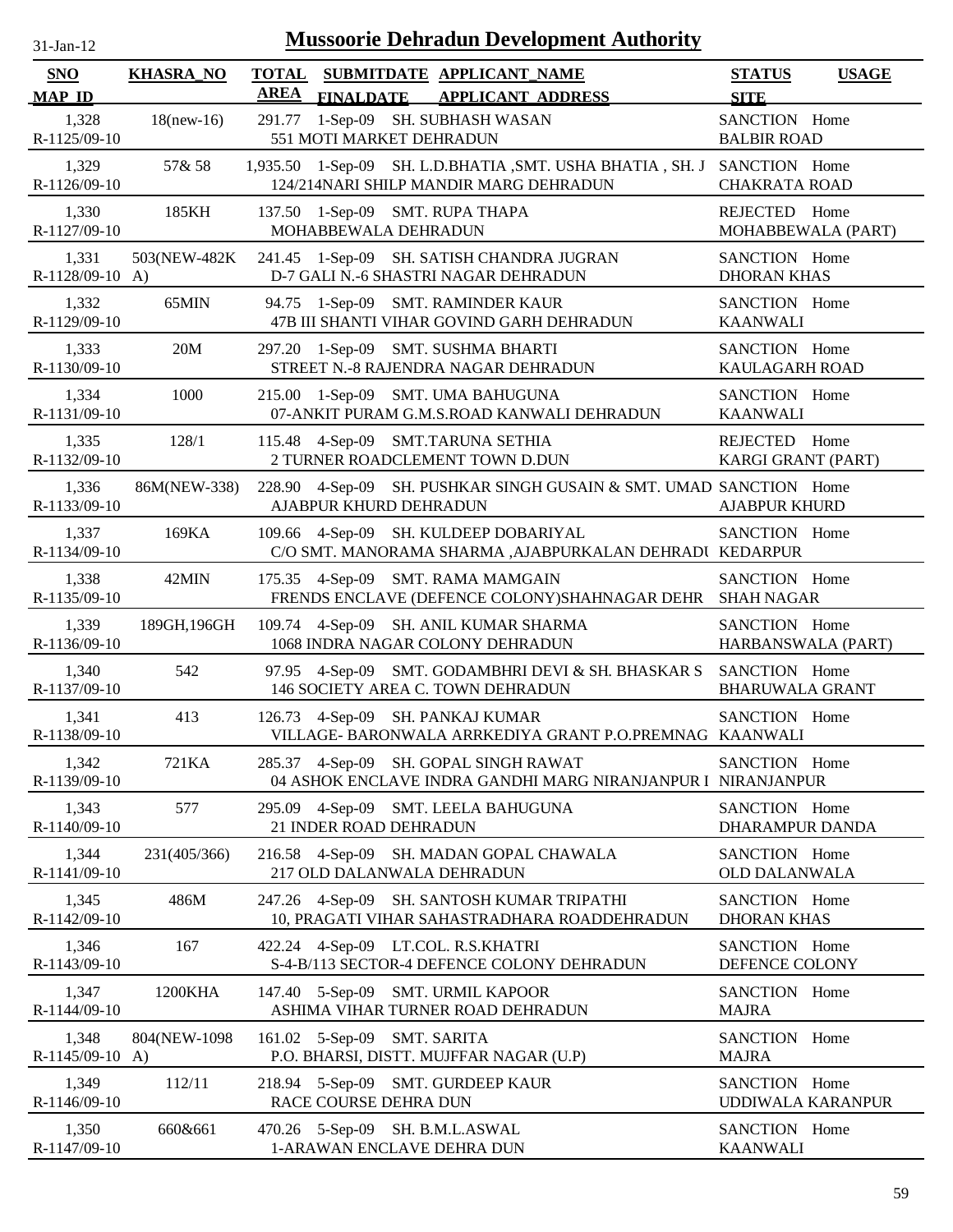# Mussoorie Dehradun Development Authority

31-Jan-12

| SNO / MAP_ID | KHASRA_NO | TOTAL AREA | SUBMITDATE / FINALDATE | APPLICANT_NAME / APPLICANT_ADDRESS | STATUS / SITE | USAGE |
|---|---|---|---|---|---|---|
| 1,328<br>R-1125/09-10 | 18(new-16) | 291.77 | 1-Sep-09 | SH. SUBHASH WASAN<br>551 MOTI MARKET DEHRADUN | SANCTION<br>BALBIR ROAD | Home |
| 1,329<br>R-1126/09-10 | 57& 58 | 1,935.50 | 1-Sep-09 | SH. L.D.BHATIA ,SMT. USHA BHATIA , SH. J<br>124/214NARI SHILP MANDIR MARG DEHRADUN | SANCTION<br>CHAKRATA ROAD | Home |
| 1,330<br>R-1127/09-10 | 185KH | 137.50 | 1-Sep-09 | SMT. RUPA THAPA<br>MOHABBEWALA DEHRADUN | REJECTED<br>MOHABBEWALA (PART) | Home |
| 1,331<br>R-1128/09-10 | 503(NEW-482KA) | 241.45 | 1-Sep-09 | SH. SATISH CHANDRA JUGRAN<br>D-7 GALI N.-6 SHASTRI NAGAR DEHRADUN | SANCTION<br>DHORAN KHAS | Home |
| 1,332<br>R-1129/09-10 | 65MIN | 94.75 | 1-Sep-09 | SMT. RAMINDER KAUR<br>47B III SHANTI VIHAR GOVIND GARH DEHRADUN | SANCTION<br>KAANWALI | Home |
| 1,333<br>R-1130/09-10 | 20M | 297.20 | 1-Sep-09 | SMT. SUSHMA BHARTI<br>STREET N.-8 RAJENDRA NAGAR DEHRADUN | SANCTION<br>KAULAGARH ROAD | Home |
| 1,334<br>R-1131/09-10 | 1000 | 215.00 | 1-Sep-09 | SMT. UMA BAHUGUNA<br>07-ANKIT PURAM G.M.S.ROAD KANWALI DEHRADUN | SANCTION<br>KAANWALI | Home |
| 1,335<br>R-1132/09-10 | 128/1 | 115.48 | 4-Sep-09 | SMT.TARUNA SETHIA<br>2 TURNER ROADCLEMENT TOWN D.DUN | REJECTED<br>KARGI GRANT (PART) | Home |
| 1,336<br>R-1133/09-10 | 86M(NEW-338) | 228.90 | 4-Sep-09 | SH. PUSHKAR SINGH GUSAIN & SMT. UMAD<br>AJABPUR KHURD DEHRADUN | SANCTION<br>AJABPUR KHURD | Home |
| 1,337<br>R-1134/09-10 | 169KA | 109.66 | 4-Sep-09 | SH. KULDEEP DOBARIYAL<br>C/O SMT. MANORAMA SHARMA ,AJABPURKALAN DEHRADU | SANCTION<br>KEDARPUR | Home |
| 1,338<br>R-1135/09-10 | 42MIN | 175.35 | 4-Sep-09 | SMT. RAMA MAMGAIN<br>FRENDS ENCLAVE (DEFENCE COLONY)SHAHNAGAR DEHR | SANCTION<br>SHAH NAGAR | Home |
| 1,339<br>R-1136/09-10 | 189GH,196GH | 109.74 | 4-Sep-09 | SH. ANIL KUMAR SHARMA<br>1068 INDRA NAGAR COLONY DEHRADUN | SANCTION<br>HARBANSWALA (PART) | Home |
| 1,340<br>R-1137/09-10 | 542 | 97.95 | 4-Sep-09 | SMT. GODAMBHRI DEVI & SH. BHASKAR S<br>146 SOCIETY AREA C. TOWN DEHRADUN | SANCTION<br>BHARUWALA GRANT | Home |
| 1,341<br>R-1138/09-10 | 413 | 126.73 | 4-Sep-09 | SH. PANKAJ KUMAR<br>VILLAGE- BARONWALA ARRKEDIYA GRANT P.O.PREMNAG | SANCTION<br>KAANWALI | Home |
| 1,342<br>R-1139/09-10 | 721KA | 285.37 | 4-Sep-09 | SH. GOPAL SINGH RAWAT<br>04 ASHOK ENCLAVE INDRA GANDHI MARG NIRANJANPUR I | SANCTION<br>NIRANJANPUR | Home |
| 1,343<br>R-1140/09-10 | 577 | 295.09 | 4-Sep-09 | SMT. LEELA BAHUGUNA<br>21 INDER ROAD DEHRADUN | SANCTION<br>DHARAMPUR DANDA | Home |
| 1,344<br>R-1141/09-10 | 231(405/366) | 216.58 | 4-Sep-09 | SH. MADAN GOPAL CHAWALA<br>217 OLD DALANWALA DEHRADUN | SANCTION<br>OLD DALANWALA | Home |
| 1,345<br>R-1142/09-10 | 486M | 247.26 | 4-Sep-09 | SH. SANTOSH KUMAR TRIPATHI<br>10, PRAGATI VIHAR SAHASTRADHARA ROADDEHRADUN | SANCTION<br>DHORAN KHAS | Home |
| 1,346<br>R-1143/09-10 | 167 | 422.24 | 4-Sep-09 | LT.COL. R.S.KHATRI<br>S-4-B/113 SECTOR-4 DEFENCE COLONY DEHRADUN | SANCTION<br>DEFENCE COLONY | Home |
| 1,347<br>R-1144/09-10 | 1200KHA | 147.40 | 5-Sep-09 | SMT. URMIL KAPOOR<br>ASHIMA VIHAR TURNER ROAD DEHRADUN | SANCTION<br>MAJRA | Home |
| 1,348<br>R-1145/09-10 | 804(NEW-1098A) | 161.02 | 5-Sep-09 | SMT. SARITA<br>P.O. BHARSI, DISTT. MUJFFAR NAGAR (U.P) | SANCTION<br>MAJRA | Home |
| 1,349<br>R-1146/09-10 | 112/11 | 218.94 | 5-Sep-09 | SMT. GURDEEP KAUR<br>RACE COURSE DEHRA DUN | SANCTION<br>UDDIWALA KARANPUR | Home |
| 1,350<br>R-1147/09-10 | 660&661 | 470.26 | 5-Sep-09 | SH. B.M.L.ASWAL<br>1-ARAWAN ENCLAVE DEHRA DUN | SANCTION<br>KAANWALI | Home |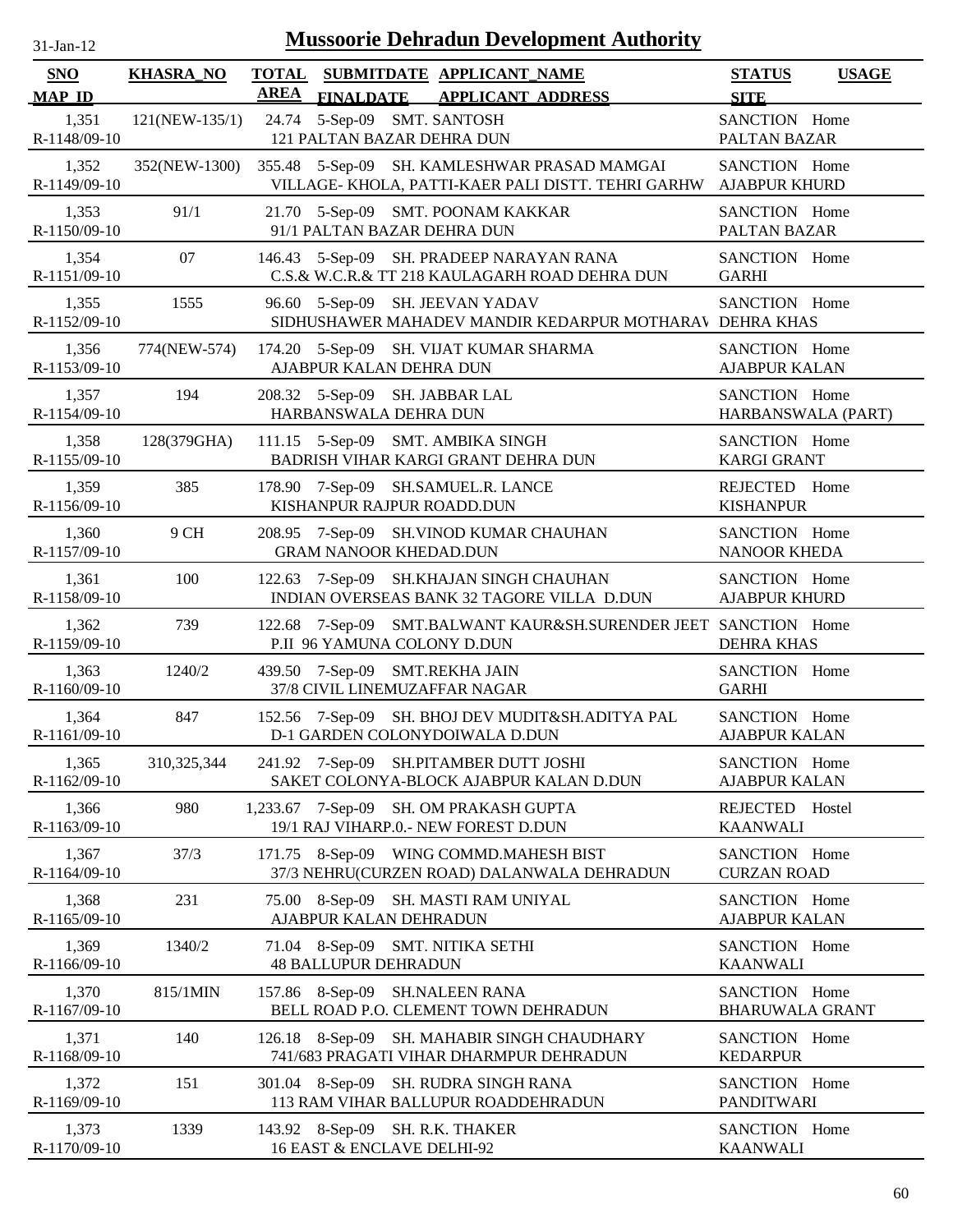# Mussoorie Dehradun Development Authority

31-Jan-12

| SNO / MAP_ID | KHASRA_NO | TOTAL AREA | SUBMITDATE / FINALDATE | APPLICANT_NAME / APPLICANT_ADDRESS | STATUS / SITE | USAGE |
|---|---|---|---|---|---|---|
| 1,351 / R-1148/09-10 | 121(NEW-135/1) | 24.74 | 5-Sep-09 | SMT. SANTOSH / 121 PALTAN BAZAR DEHRA DUN | SANCTION / PALTAN BAZAR | Home |
| 1,352 / R-1149/09-10 | 352(NEW-1300) | 355.48 | 5-Sep-09 | SH. KAMLESHWAR PRASAD MAMGAI / VILLAGE- KHOLA, PATTI-KAER PALI DISTT. TEHRI GARHW | SANCTION / AJABPUR KHURD | Home |
| 1,353 / R-1150/09-10 | 91/1 | 21.70 | 5-Sep-09 | SMT. POONAM KAKKAR / 91/1 PALTAN BAZAR DEHRA DUN | SANCTION / PALTAN BAZAR | Home |
| 1,354 / R-1151/09-10 | 07 | 146.43 | 5-Sep-09 | SH. PRADEEP NARAYAN RANA / C.S.& W.C.R.& TT 218 KAULAGARH ROAD DEHRA DUN | SANCTION / GARHI | Home |
| 1,355 / R-1152/09-10 | 1555 | 96.60 | 5-Sep-09 | SH. JEEVAN YADAV / SIDHUSHAWER MAHADEV MANDIR KEDARPUR MOTHARAV | SANCTION / DEHRA KHAS | Home |
| 1,356 / R-1153/09-10 | 774(NEW-574) | 174.20 | 5-Sep-09 | SH. VIJAT KUMAR SHARMA / AJABPUR KALAN DEHRA DUN | SANCTION / AJABPUR KALAN | Home |
| 1,357 / R-1154/09-10 | 194 | 208.32 | 5-Sep-09 | SH. JABBAR LAL / HARBANSWALA DEHRA DUN | SANCTION / HARBANSWALA (PART) | Home |
| 1,358 / R-1155/09-10 | 128(379GHA) | 111.15 | 5-Sep-09 | SMT. AMBIKA SINGH / BADRISH VIHAR KARGI GRANT DEHRA DUN | SANCTION / KARGI GRANT | Home |
| 1,359 / R-1156/09-10 | 385 | 178.90 | 7-Sep-09 | SH.SAMUEL.R. LANCE / KISHANPUR RAJPUR ROADD.DUN | REJECTED / KISHANPUR | Home |
| 1,360 / R-1157/09-10 | 9 CH | 208.95 | 7-Sep-09 | SH.VINOD KUMAR CHAUHAN / GRAM NANOOR KHEDAD.DUN | SANCTION / NANOOR KHEDA | Home |
| 1,361 / R-1158/09-10 | 100 | 122.63 | 7-Sep-09 | SH.KHAJAN SINGH CHAUHAN / INDIAN OVERSEAS BANK 32 TAGORE VILLA D.DUN | SANCTION / AJABPUR KHURD | Home |
| 1,362 / R-1159/09-10 | 739 | 122.68 | 7-Sep-09 | SMT.BALWANT KAUR&SH.SURENDER JEET / P.II 96 YAMUNA COLONY D.DUN | SANCTION / DEHRA KHAS | Home |
| 1,363 / R-1160/09-10 | 1240/2 | 439.50 | 7-Sep-09 | SMT.REKHA JAIN / 37/8 CIVIL LINEMUZAFFAR NAGAR | SANCTION / GARHI | Home |
| 1,364 / R-1161/09-10 | 847 | 152.56 | 7-Sep-09 | SH. BHOJ DEV MUDIT&SH.ADITYA PAL / D-1 GARDEN COLONYDOIWALA D.DUN | SANCTION / AJABPUR KALAN | Home |
| 1,365 / R-1162/09-10 | 310,325,344 | 241.92 | 7-Sep-09 | SH.PITAMBER DUTT JOSHI / SAKET COLONYA-BLOCK AJABPUR KALAN D.DUN | SANCTION / AJABPUR KALAN | Home |
| 1,366 / R-1163/09-10 | 980 | 1,233.67 | 7-Sep-09 | SH. OM PRAKASH GUPTA / 19/1 RAJ VIHARP.0.- NEW FOREST D.DUN | REJECTED / KAANWALI | Hostel |
| 1,367 / R-1164/09-10 | 37/3 | 171.75 | 8-Sep-09 | WING COMMD.MAHESH BIST / 37/3 NEHRU(CURZEN ROAD) DALANWALA DEHRADUN | SANCTION / CURZAN ROAD | Home |
| 1,368 / R-1165/09-10 | 231 | 75.00 | 8-Sep-09 | SH. MASTI RAM UNIYAL / AJABPUR KALAN DEHRADUN | SANCTION / AJABPUR KALAN | Home |
| 1,369 / R-1166/09-10 | 1340/2 | 71.04 | 8-Sep-09 | SMT. NITIKA SETHI / 48 BALLUPUR DEHRADUN | SANCTION / KAANWALI | Home |
| 1,370 / R-1167/09-10 | 815/1MIN | 157.86 | 8-Sep-09 | SH.NALEEN RANA / BELL ROAD P.O. CLEMENT TOWN DEHRADUN | SANCTION / BHARUWALA GRANT | Home |
| 1,371 / R-1168/09-10 | 140 | 126.18 | 8-Sep-09 | SH. MAHABIR SINGH CHAUDHARY / 741/683 PRAGATI VIHAR DHARMPUR DEHRADUN | SANCTION / KEDARPUR | Home |
| 1,372 / R-1169/09-10 | 151 | 301.04 | 8-Sep-09 | SH. RUDRA SINGH RANA / 113 RAM VIHAR BALLUPUR ROADDEHRADUN | SANCTION / PANDITWARI | Home |
| 1,373 / R-1170/09-10 | 1339 | 143.92 | 8-Sep-09 | SH. R.K. THAKER / 16 EAST & ENCLAVE DELHI-92 | SANCTION / KAANWALI | Home |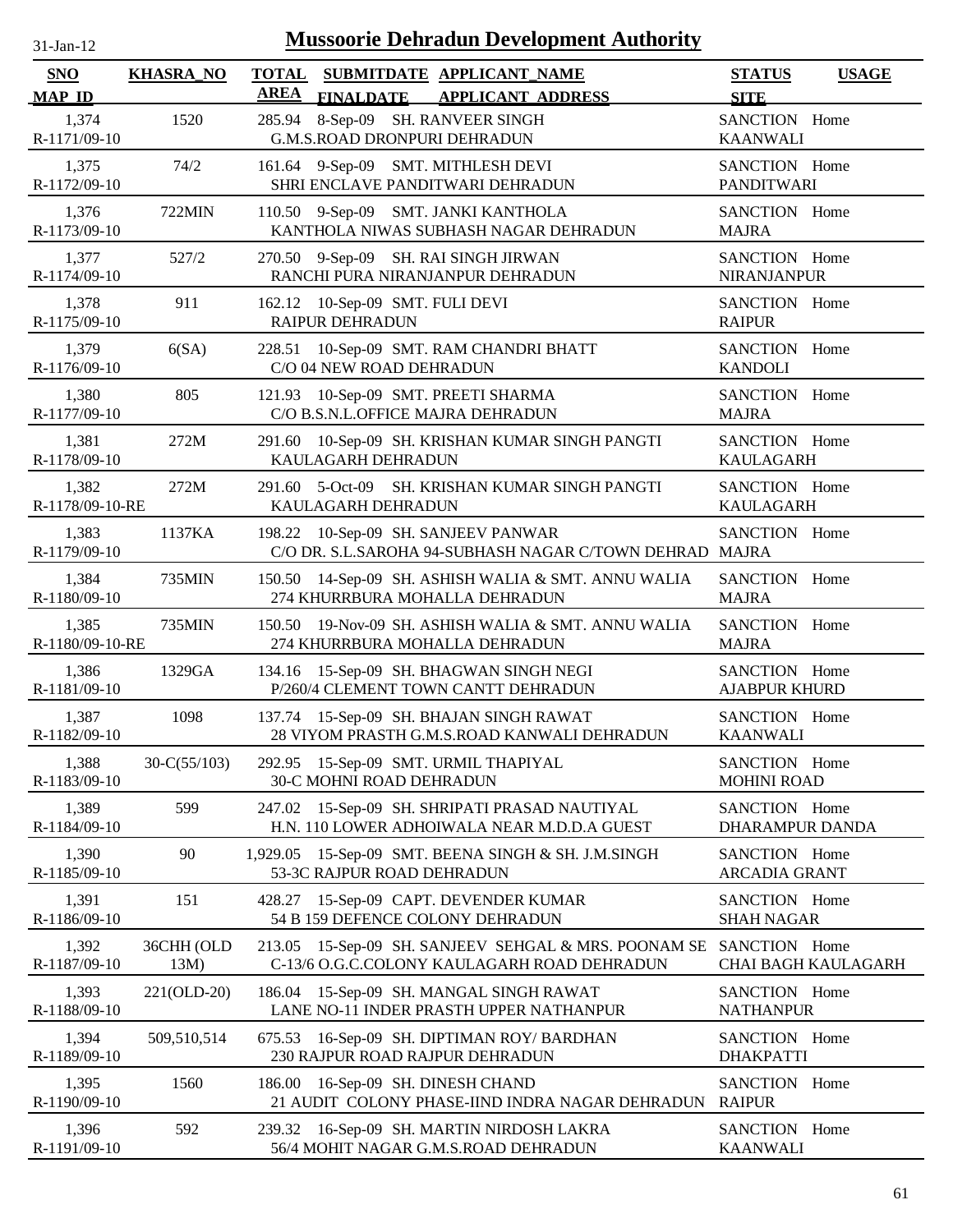# Mussoorie Dehradun Development Authority

31-Jan-12

| SNO<br>MAP_ID | KHASRA_NO | TOTAL AREA | SUBMITDATE<br>FINALDATE | APPLICANT_NAME<br>APPLICANT_ADDRESS | STATUS<br>SITE | USAGE |
|---|---|---|---|---|---|---|
| 1,374<br>R-1171/09-10 | 1520 | 285.94 | 8-Sep-09 | SH. RANVEER SINGH<br>G.M.S.ROAD DRONPURI DEHRADUN | SANCTION<br>KAANWALI | Home |
| 1,375<br>R-1172/09-10 | 74/2 | 161.64 | 9-Sep-09 | SMT. MITHLESH DEVI<br>SHRI ENCLAVE PANDITWARI DEHRADUN | SANCTION<br>PANDITWARI | Home |
| 1,376<br>R-1173/09-10 | 722MIN | 110.50 | 9-Sep-09 | SMT. JANKI KANTHOLA<br>KANTHOLA NIWAS SUBHASH NAGAR DEHRADUN | SANCTION<br>MAJRA | Home |
| 1,377<br>R-1174/09-10 | 527/2 | 270.50 | 9-Sep-09 | SH. RAI SINGH JIRWAN<br>RANCHI PURA NIRANJANPUR DEHRADUN | SANCTION<br>NIRANJANPUR | Home |
| 1,378<br>R-1175/09-10 | 911 | 162.12 | 10-Sep-09 | SMT. FULI DEVI<br>RAIPUR DEHRADUN | SANCTION<br>RAIPUR | Home |
| 1,379<br>R-1176/09-10 | 6(SA) | 228.51 | 10-Sep-09 | SMT. RAM CHANDRI BHATT<br>C/O 04 NEW ROAD DEHRADUN | SANCTION<br>KANDOLI | Home |
| 1,380<br>R-1177/09-10 | 805 | 121.93 | 10-Sep-09 | SMT. PREETI SHARMA<br>C/O B.S.N.L.OFFICE MAJRA DEHRADUN | SANCTION<br>MAJRA | Home |
| 1,381<br>R-1178/09-10 | 272M | 291.60 | 10-Sep-09 | SH. KRISHAN KUMAR SINGH PANGTI<br>KAULAGARH DEHRADUN | SANCTION<br>KAULAGARH | Home |
| 1,382<br>R-1178/09-10-RE | 272M | 291.60 | 5-Oct-09 | SH. KRISHAN KUMAR SINGH PANGTI<br>KAULAGARH DEHRADUN | SANCTION<br>KAULAGARH | Home |
| 1,383<br>R-1179/09-10 | 1137KA | 198.22 | 10-Sep-09 | SH. SANJEEV PANWAR<br>C/O DR. S.L.SAROHA 94-SUBHASH NAGAR C/TOWN DEHRAD | SANCTION<br>MAJRA | Home |
| 1,384<br>R-1180/09-10 | 735MIN | 150.50 | 14-Sep-09 | SH. ASHISH WALIA & SMT. ANNU WALIA<br>274 KHURRBURA MOHALLA DEHRADUN | SANCTION<br>MAJRA | Home |
| 1,385<br>R-1180/09-10-RE | 735MIN | 150.50 | 19-Nov-09 | SH. ASHISH WALIA & SMT. ANNU WALIA<br>274 KHURRBURA MOHALLA DEHRADUN | SANCTION<br>MAJRA | Home |
| 1,386<br>R-1181/09-10 | 1329GA | 134.16 | 15-Sep-09 | SH. BHAGWAN SINGH NEGI<br>P/260/4 CLEMENT TOWN CANTT DEHRADUN | SANCTION<br>AJABPUR KHURD | Home |
| 1,387<br>R-1182/09-10 | 1098 | 137.74 | 15-Sep-09 | SH. BHAJAN SINGH RAWAT<br>28 VIYOM PRASTH G.M.S.ROAD KANWALI DEHRADUN | SANCTION<br>KAANWALI | Home |
| 1,388<br>R-1183/09-10 | 30-C(55/103) | 292.95 | 15-Sep-09 | SMT. URMIL THAPIYAL<br>30-C MOHNI ROAD DEHRADUN | SANCTION<br>MOHINI ROAD | Home |
| 1,389<br>R-1184/09-10 | 599 | 247.02 | 15-Sep-09 | SH. SHRIPATI PRASAD NAUTIYAL<br>H.N. 110 LOWER ADHOIWALA NEAR M.D.D.A GUEST | SANCTION<br>DHARAMPUR DANDA | Home |
| 1,390<br>R-1185/09-10 | 90 | 1,929.05 | 15-Sep-09 | SMT. BEENA SINGH & SH. J.M.SINGH<br>53-3C RAJPUR ROAD DEHRADUN | SANCTION<br>ARCADIA GRANT | Home |
| 1,391<br>R-1186/09-10 | 151 | 428.27 | 15-Sep-09 | CAPT. DEVENDER KUMAR<br>54 B 159 DEFENCE COLONY DEHRADUN | SANCTION<br>SHAH NAGAR | Home |
| 1,392<br>R-1187/09-10 | 36CHH (OLD 13M) | 213.05 | 15-Sep-09 | SH. SANJEEV SEHGAL & MRS. POONAM SE<br>C-13/6 O.G.C.COLONY KAULAGARH ROAD DEHRADUN | SANCTION<br>CHAI BAGH KAULAGARH | Home |
| 1,393<br>R-1188/09-10 | 221(OLD-20) | 186.04 | 15-Sep-09 | SH. MANGAL SINGH RAWAT<br>LANE NO-11 INDER PRASTH UPPER NATHANPUR | SANCTION<br>NATHANPUR | Home |
| 1,394<br>R-1189/09-10 | 509,510,514 | 675.53 | 16-Sep-09 | SH. DIPTIMAN ROY/ BARDHAN<br>230 RAJPUR ROAD RAJPUR DEHRADUN | SANCTION<br>DHAKPATTI | Home |
| 1,395<br>R-1190/09-10 | 1560 | 186.00 | 16-Sep-09 | SH. DINESH CHAND<br>21 AUDIT COLONY PHASE-IIND INDRA NAGAR DEHRADUN | SANCTION<br>RAIPUR | Home |
| 1,396<br>R-1191/09-10 | 592 | 239.32 | 16-Sep-09 | SH. MARTIN NIRDOSH LAKRA<br>56/4 MOHIT NAGAR G.M.S.ROAD DEHRADUN | SANCTION<br>KAANWALI | Home |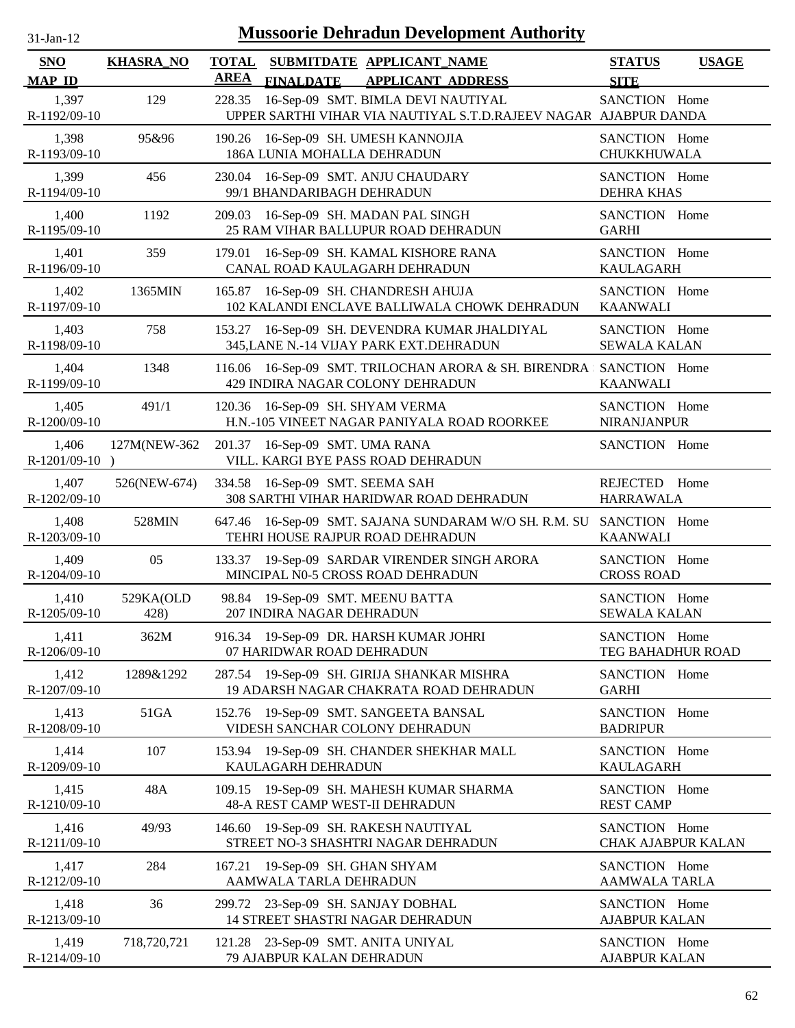# Mussoorie Dehradun Development Authority

31-Jan-12

| SNO | KHASRA_NO | TOTAL AREA | SUBMITDATE | APPLICANT_NAME | STATUS | USAGE |
|---|---|---|---|---|---|---|
| MAP_ID | | | FINALDATE | APPLICANT_ADDRESS | SITE | |
| 1,397 | 129 | 228.35 | 16-Sep-09 | SMT. BIMLA DEVI NAUTIYAL | SANCTION | Home |
| R-1192/09-10 | | | | UPPER SARTHI VIHAR VIA NAUTIYAL S.T.D.RAJEEV NAGAR | AJABPUR DANDA | |
| 1,398 | 95&96 | 190.26 | 16-Sep-09 | SH. UMESH KANNOJIA | SANCTION | Home |
| R-1193/09-10 | | | | 186A LUNIA MOHALLA DEHRADUN | CHUKKHUWALA | |
| 1,399 | 456 | 230.04 | 16-Sep-09 | SMT. ANJU CHAUDARY | SANCTION | Home |
| R-1194/09-10 | | | | 99/1 BHANDARIBAGH DEHRADUN | DEHRA KHAS | |
| 1,400 | 1192 | 209.03 | 16-Sep-09 | SH. MADAN PAL SINGH | SANCTION | Home |
| R-1195/09-10 | | | | 25 RAM VIHAR BALLUPUR ROAD DEHRADUN | GARHI | |
| 1,401 | 359 | 179.01 | 16-Sep-09 | SH. KAMAL KISHORE RANA | SANCTION | Home |
| R-1196/09-10 | | | | CANAL ROAD KAULAGARH DEHRADUN | KAULAGARH | |
| 1,402 | 1365MIN | 165.87 | 16-Sep-09 | SH. CHANDRESH AHUJA | SANCTION | Home |
| R-1197/09-10 | | | | 102 KALANDI ENCLAVE BALLIWALA CHOWK DEHRADUN | KAANWALI | |
| 1,403 | 758 | 153.27 | 16-Sep-09 | SH. DEVENDRA KUMAR JHALDIYAL | SANCTION | Home |
| R-1198/09-10 | | | | 345,LANE N.-14 VIJAY PARK EXT.DEHRADUN | SEWALA KALAN | |
| 1,404 | 1348 | 116.06 | 16-Sep-09 | SMT. TRILOCHAN ARORA & SH. BIRENDRA | SANCTION | Home |
| R-1199/09-10 | | | | 429 INDIRA NAGAR COLONY DEHRADUN | KAANWALI | |
| 1,405 | 491/1 | 120.36 | 16-Sep-09 | SH. SHYAM VERMA | SANCTION | Home |
| R-1200/09-10 | | | | H.N.-105 VINEET NAGAR PANIYALA ROAD ROORKEE | NIRANJANPUR | |
| 1,406 | 127M(NEW-362 | 201.37 | 16-Sep-09 | SMT. UMA RANA | SANCTION | Home |
| R-1201/09-10 | ) | | | VILL. KARGI BYE PASS ROAD DEHRADUN | | |
| 1,407 | 526(NEW-674) | 334.58 | 16-Sep-09 | SMT. SEEMA SAH | REJECTED | Home |
| R-1202/09-10 | | | | 308 SARTHI VIHAR HARIDWAR ROAD DEHRADUN | HARRAWALA | |
| 1,408 | 528MIN | 647.46 | 16-Sep-09 | SMT. SAJANA SUNDARAM W/O SH. R.M. SU | SANCTION | Home |
| R-1203/09-10 | | | | TEHRI HOUSE RAJPUR ROAD DEHRADUN | KAANWALI | |
| 1,409 | 05 | 133.37 | 19-Sep-09 | SARDAR VIRENDER SINGH ARORA | SANCTION | Home |
| R-1204/09-10 | | | | MINCIPAL N0-5 CROSS ROAD DEHRADUN | CROSS ROAD | |
| 1,410 | 529KA(OLD | 98.84 | 19-Sep-09 | SMT. MEENU BATTA | SANCTION | Home |
| R-1205/09-10 | 428) | | | 207 INDIRA NAGAR DEHRADUN | SEWALA KALAN | |
| 1,411 | 362M | 916.34 | 19-Sep-09 | DR. HARSH KUMAR JOHRI | SANCTION | Home |
| R-1206/09-10 | | | | 07 HARIDWAR ROAD DEHRADUN | TEG BAHADHUR ROAD | |
| 1,412 | 1289&1292 | 287.54 | 19-Sep-09 | SH. GIRIJA SHANKAR MISHRA | SANCTION | Home |
| R-1207/09-10 | | | | 19 ADARSH NAGAR CHAKRATA ROAD DEHRADUN | GARHI | |
| 1,413 | 51GA | 152.76 | 19-Sep-09 | SMT. SANGEETA BANSAL | SANCTION | Home |
| R-1208/09-10 | | | | VIDESH SANCHAR COLONY DEHRADUN | BADRIPUR | |
| 1,414 | 107 | 153.94 | 19-Sep-09 | SH. CHANDER SHEKHAR MALL | SANCTION | Home |
| R-1209/09-10 | | | | KAULAGARH DEHRADUN | KAULAGARH | |
| 1,415 | 48A | 109.15 | 19-Sep-09 | SH. MAHESH KUMAR SHARMA | SANCTION | Home |
| R-1210/09-10 | | | | 48-A REST CAMP WEST-II DEHRADUN | REST CAMP | |
| 1,416 | 49/93 | 146.60 | 19-Sep-09 | SH. RAKESH NAUTIYAL | SANCTION | Home |
| R-1211/09-10 | | | | STREET NO-3 SHASHTRI NAGAR DEHRADUN | CHAK AJABPUR KALAN | |
| 1,417 | 284 | 167.21 | 19-Sep-09 | SH. GHAN SHYAM | SANCTION | Home |
| R-1212/09-10 | | | | AAMWALA TARLA DEHRADUN | AAMWALA TARLA | |
| 1,418 | 36 | 299.72 | 23-Sep-09 | SH. SANJAY DOBHAL | SANCTION | Home |
| R-1213/09-10 | | | | 14 STREET SHASTRI NAGAR DEHRADUN | AJABPUR KALAN | |
| 1,419 | 718,720,721 | 121.28 | 23-Sep-09 | SMT. ANITA UNIYAL | SANCTION | Home |
| R-1214/09-10 | | | | 79 AJABPUR KALAN DEHRADUN | AJABPUR KALAN | |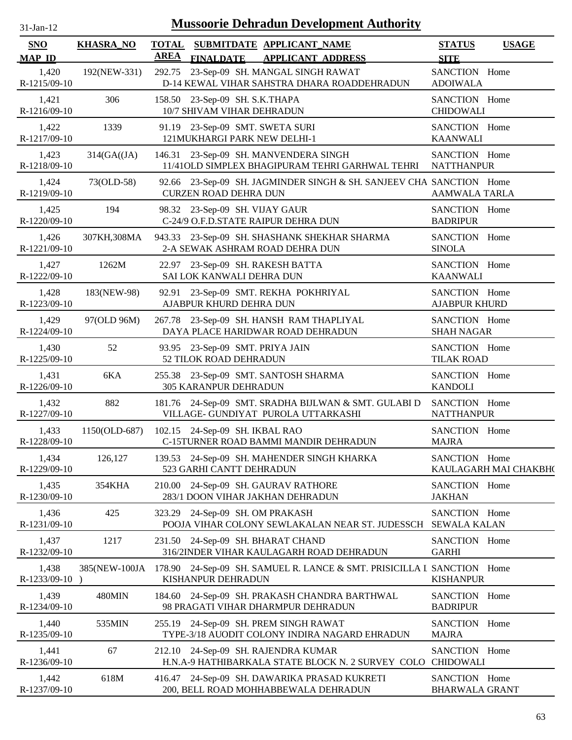# Mussoorie Dehradun Development Authority

31-Jan-12

| SNO<br>MAP_ID | KHASRA_NO | TOTAL AREA | SUBMITDATE<br>FINALDATE | APPLICANT_NAME<br>APPLICANT_ADDRESS | STATUS<br>SITE | USAGE |
|---|---|---|---|---|---|---|
| 1,420<br>R-1215/09-10 | 192(NEW-331) | 292.75 | 23-Sep-09 | SH. MANGAL SINGH RAWAT<br>D-14 KEWAL VIHAR SAHSTRA DHARA ROADDEHRADUN | SANCTION<br>ADOIWALA | Home |
| 1,421<br>R-1216/09-10 | 306 | 158.50 | 23-Sep-09 | SH. S.K.THAPA<br>10/7 SHIVAM VIHAR DEHRADUN | SANCTION<br>CHIDOWALI | Home |
| 1,422<br>R-1217/09-10 | 1339 | 91.19 | 23-Sep-09 | SMT. SWETA SURI<br>121MUKHARGI PARK NEW DELHI-1 | SANCTION<br>KAANWALI | Home |
| 1,423<br>R-1218/09-10 | 314(GA((JA) | 146.31 | 23-Sep-09 | SH. MANVENDERA SINGH<br>11/41OLD SIMPLEX BHAGIPURAM TEHRI GARHWAL TEHRI | SANCTION<br>NATTHANPUR | Home |
| 1,424<br>R-1219/09-10 | 73(OLD-58) | 92.66 | 23-Sep-09 | SH. JAGMINDER SINGH & SH. SANJEEV CHA<br>CURZEN ROAD DEHRA DUN | SANCTION<br>AAMWALA TARLA | Home |
| 1,425<br>R-1220/09-10 | 194 | 98.32 | 23-Sep-09 | SH. VIJAY GAUR<br>C-24/9 O.F.D.STATE RAIPUR DEHRA DUN | SANCTION<br>BADRIPUR | Home |
| 1,426<br>R-1221/09-10 | 307KH,308MA | 943.33 | 23-Sep-09 | SH. SHASHANK SHEKHAR SHARMA<br>2-A SEWAK ASHRAM ROAD DEHRA DUN | SANCTION<br>SINOLA | Home |
| 1,427<br>R-1222/09-10 | 1262M | 22.97 | 23-Sep-09 | SH. RAKESH BATTA<br>SAI LOK KANWALI DEHRA DUN | SANCTION<br>KAANWALI | Home |
| 1,428<br>R-1223/09-10 | 183(NEW-98) | 92.91 | 23-Sep-09 | SMT. REKHA POKHRIYAL<br>AJABPUR KHURD DEHRA DUN | SANCTION<br>AJABPUR KHURD | Home |
| 1,429<br>R-1224/09-10 | 97(OLD 96M) | 267.78 | 23-Sep-09 | SH. HANSH RAM THAPLIYAL<br>DAYA PLACE HARIDWAR ROAD DEHRADUN | SANCTION<br>SHAH NAGAR | Home |
| 1,430<br>R-1225/09-10 | 52 | 93.95 | 23-Sep-09 | SMT. PRIYA JAIN<br>52 TILOK ROAD DEHRADUN | SANCTION<br>TILAK ROAD | Home |
| 1,431<br>R-1226/09-10 | 6KA | 255.38 | 23-Sep-09 | SMT. SANTOSH SHARMA<br>305 KARANPUR DEHRADUN | SANCTION<br>KANDOLI | Home |
| 1,432<br>R-1227/09-10 | 882 | 181.76 | 24-Sep-09 | SMT. SRADHA BIJLWAN & SMT. GULABI D<br>VILLAGE- GUNDIYAT PUROLA UTTARKASHI | SANCTION<br>NATTHANPUR | Home |
| 1,433<br>R-1228/09-10 | 1150(OLD-687) | 102.15 | 24-Sep-09 | SH. IKBAL RAO<br>C-15TURNER ROAD BAMMI MANDIR DEHRADUN | SANCTION<br>MAJRA | Home |
| 1,434<br>R-1229/09-10 | 126,127 | 139.53 | 24-Sep-09 | SH. MAHENDER SINGH KHARKA<br>523 GARHI CANTT DEHRADUN | SANCTION<br>KAULAGARH MAI CHAKBHO | Home |
| 1,435<br>R-1230/09-10 | 354KHA | 210.00 | 24-Sep-09 | SH. GAURAV RATHORE<br>283/1 DOON VIHAR JAKHAN DEHRADUN | SANCTION<br>JAKHAN | Home |
| 1,436<br>R-1231/09-10 | 425 | 323.29 | 24-Sep-09 | SH. OM PRAKASH<br>POOJA VIHAR COLONY SEWLAKALAN NEAR ST. JUDESSCH | SANCTION<br>SEWALA KALAN | Home |
| 1,437<br>R-1232/09-10 | 1217 | 231.50 | 24-Sep-09 | SH. BHARAT CHAND<br>316/2INDER VIHAR KAULAGARH ROAD DEHRADUN | SANCTION<br>GARHI | Home |
| 1,438<br>R-1233/09-10 | 385(NEW-100JA) | 178.90 | 24-Sep-09 | SH. SAMUEL R. LANCE & SMT. PRISICILLA L<br>KISHANPUR DEHRADUN | SANCTION<br>KISHANPUR | Home |
| 1,439<br>R-1234/09-10 | 480MIN | 184.60 | 24-Sep-09 | SH. PRAKASH CHANDRA BARTHWAL<br>98 PRAGATI VIHAR DHARMPUR DEHRADUN | SANCTION<br>BADRIPUR | Home |
| 1,440<br>R-1235/09-10 | 535MIN | 255.19 | 24-Sep-09 | SH. PREM SINGH RAWAT<br>TYPE-3/18 AUODIT COLONY INDIRA NAGARD EHRADUN | SANCTION<br>MAJRA | Home |
| 1,441<br>R-1236/09-10 | 67 | 212.10 | 24-Sep-09 | SH. RAJENDRA KUMAR<br>H.N.A-9 HATHIBARKALA STATE BLOCK N. 2 SURVEY COLO | SANCTION<br>CHIDOWALI | Home |
| 1,442<br>R-1237/09-10 | 618M | 416.47 | 24-Sep-09 | SH. DAWARIKA PRASAD KUKRETI<br>200, BELL ROAD MOHHABBEWALA DEHRADUN | SANCTION<br>BHARWALA GRANT | Home |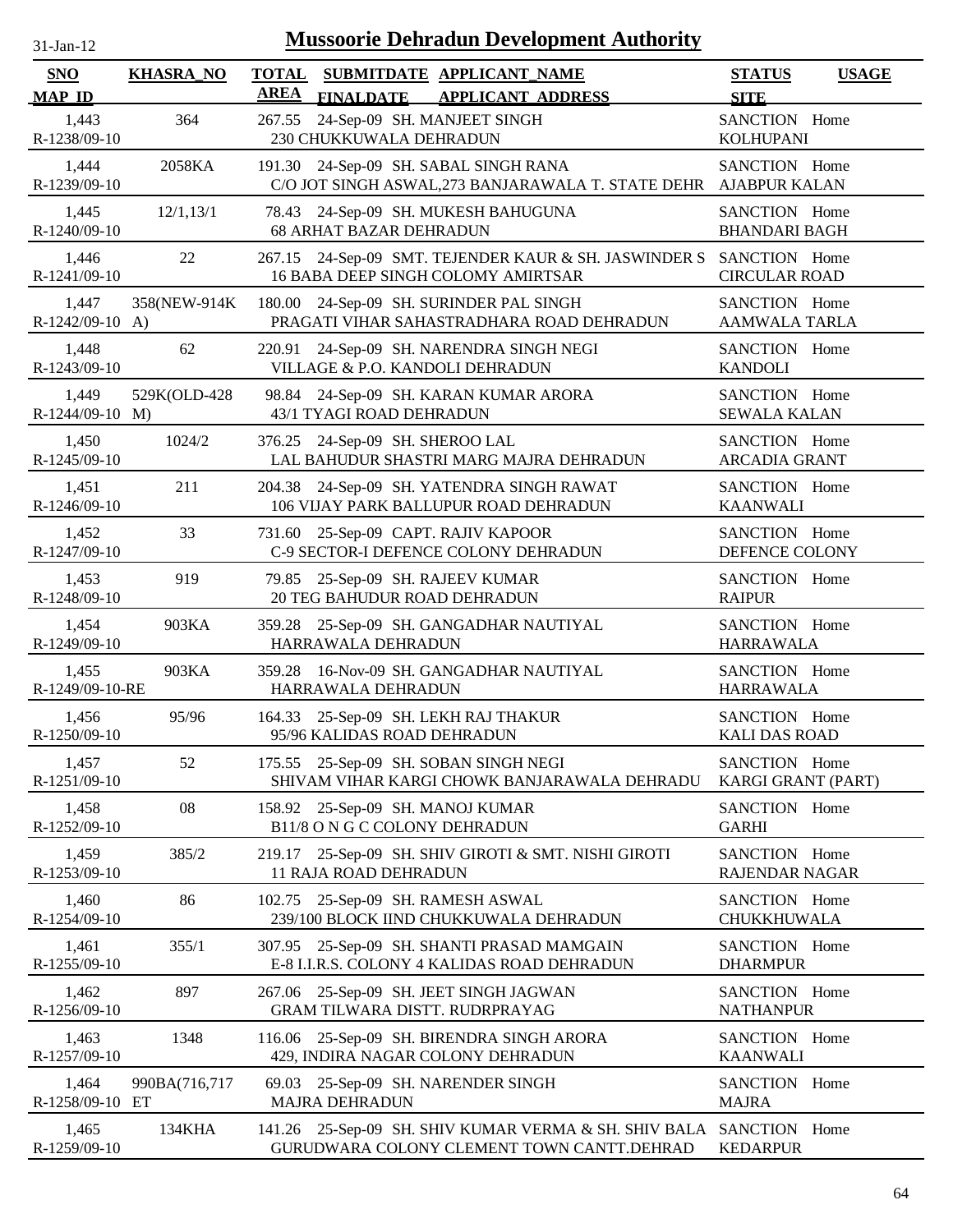# Mussoorie Dehradun Development Authority

31-Jan-12

| SNO / MAP_ID | KHASRA_NO | TOTAL AREA | SUBMITDATE / FINALDATE | APPLICANT_NAME / APPLICANT ADDRESS | STATUS / SITE | USAGE |
|---|---|---|---|---|---|---|
| 1,443 / R-1238/09-10 | 364 | 267.55 | 24-Sep-09 | SH. MANJEET SINGH / 230 CHUKKUWALA DEHRADUN | SANCTION / KOLHUPANI | Home |
| 1,444 / R-1239/09-10 | 2058KA | 191.30 | 24-Sep-09 | SH. SABAL SINGH RANA / C/O JOT SINGH ASWAL,273 BANJARAWALA T. STATE DEHR | SANCTION / AJABPUR KALAN | Home |
| 1,445 / R-1240/09-10 | 12/1,13/1 | 78.43 | 24-Sep-09 | SH. MUKESH BAHUGUNA / 68 ARHAT BAZAR DEHRADUN | SANCTION / BHANDARI BAGH | Home |
| 1,446 / R-1241/09-10 | 22 | 267.15 | 24-Sep-09 | SMT. TEJENDER KAUR & SH. JASWINDER S / 16 BABA DEEP SINGH COLOMY AMIRTSAR | SANCTION / CIRCULAR ROAD | Home |
| 1,447 / R-1242/09-10 | 358(NEW-914KA) | 180.00 | 24-Sep-09 | SH. SURINDER PAL SINGH / PRAGATI VIHAR SAHASTRADHARA ROAD DEHRADUN | SANCTION / AAMWALA TARLA | Home |
| 1,448 / R-1243/09-10 | 62 | 220.91 | 24-Sep-09 | SH. NARENDRA SINGH NEGI / VILLAGE & P.O. KANDOLI DEHRADUN | SANCTION / KANDOLI | Home |
| 1,449 / R-1244/09-10 | 529K(OLD-428M) | 98.84 | 24-Sep-09 | SH. KARAN KUMAR ARORA / 43/1 TYAGI ROAD DEHRADUN | SANCTION / SEWALA KALAN | Home |
| 1,450 / R-1245/09-10 | 1024/2 | 376.25 | 24-Sep-09 | SH. SHEROO LAL / LAL BAHUDUR SHASTRI MARG MAJRA DEHRADUN | SANCTION / ARCADIA GRANT | Home |
| 1,451 / R-1246/09-10 | 211 | 204.38 | 24-Sep-09 | SH. YATENDRA SINGH RAWAT / 106 VIJAY PARK BALLUPUR ROAD DEHRADUN | SANCTION / KAANWALI | Home |
| 1,452 / R-1247/09-10 | 33 | 731.60 | 25-Sep-09 | CAPT. RAJIV KAPOOR / C-9 SECTOR-I DEFENCE COLONY DEHRADUN | SANCTION / DEFENCE COLONY | Home |
| 1,453 / R-1248/09-10 | 919 | 79.85 | 25-Sep-09 | SH. RAJEEV KUMAR / 20 TEG BAHUDUR ROAD DEHRADUN | SANCTION / RAIPUR | Home |
| 1,454 / R-1249/09-10 | 903KA | 359.28 | 25-Sep-09 | SH. GANGADHAR NAUTIYAL / HARRAWALA DEHRADUN | SANCTION / HARRAWALA | Home |
| 1,455 / R-1249/09-10-RE | 903KA | 359.28 | 16-Nov-09 | SH. GANGADHAR NAUTIYAL / HARRAWALA DEHRADUN | SANCTION / HARRAWALA | Home |
| 1,456 / R-1250/09-10 | 95/96 | 164.33 | 25-Sep-09 | SH. LEKH RAJ THAKUR / 95/96 KALIDAS ROAD DEHRADUN | SANCTION / KALI DAS ROAD | Home |
| 1,457 / R-1251/09-10 | 52 | 175.55 | 25-Sep-09 | SH. SOBAN SINGH NEGI / SHIVAM VIHAR KARGI CHOWK BANJARAWALA DEHRADU | SANCTION / KARGI GRANT (PART) | Home |
| 1,458 / R-1252/09-10 | 08 | 158.92 | 25-Sep-09 | SH. MANOJ KUMAR / B11/8 O N G C COLONY DEHRADUN | SANCTION / GARHI | Home |
| 1,459 / R-1253/09-10 | 385/2 | 219.17 | 25-Sep-09 | SH. SHIV GIROTI & SMT. NISHI GIROTI / 11 RAJA ROAD DEHRADUN | SANCTION / RAJENDAR NAGAR | Home |
| 1,460 / R-1254/09-10 | 86 | 102.75 | 25-Sep-09 | SH. RAMESH ASWAL / 239/100 BLOCK IIND CHUKKUWALA DEHRADUN | SANCTION / CHUKKHUWALA | Home |
| 1,461 / R-1255/09-10 | 355/1 | 307.95 | 25-Sep-09 | SH. SHANTI PRASAD MAMGAIN / E-8 I.I.R.S. COLONY 4 KALIDAS ROAD DEHRADUN | SANCTION / DHARMPUR | Home |
| 1,462 / R-1256/09-10 | 897 | 267.06 | 25-Sep-09 | SH. JEET SINGH JAGWAN / GRAM TILWARA DISTT. RUDRPRAYAG | SANCTION / NATHANPUR | Home |
| 1,463 / R-1257/09-10 | 1348 | 116.06 | 25-Sep-09 | SH. BIRENDRA SINGH ARORA / 429, INDIRA NAGAR COLONY DEHRADUN | SANCTION / KAANWALI | Home |
| 1,464 / R-1258/09-10 | 990BA(716,717ET | 69.03 | 25-Sep-09 | SH. NARENDER SINGH / MAJRA DEHRADUN | SANCTION / MAJRA | Home |
| 1,465 / R-1259/09-10 | 134KHA | 141.26 | 25-Sep-09 | SH. SHIV KUMAR VERMA & SH. SHIV BALA / GURUDWARA COLONY CLEMENT TOWN CANTT.DEHRAD | SANCTION / KEDARPUR | Home |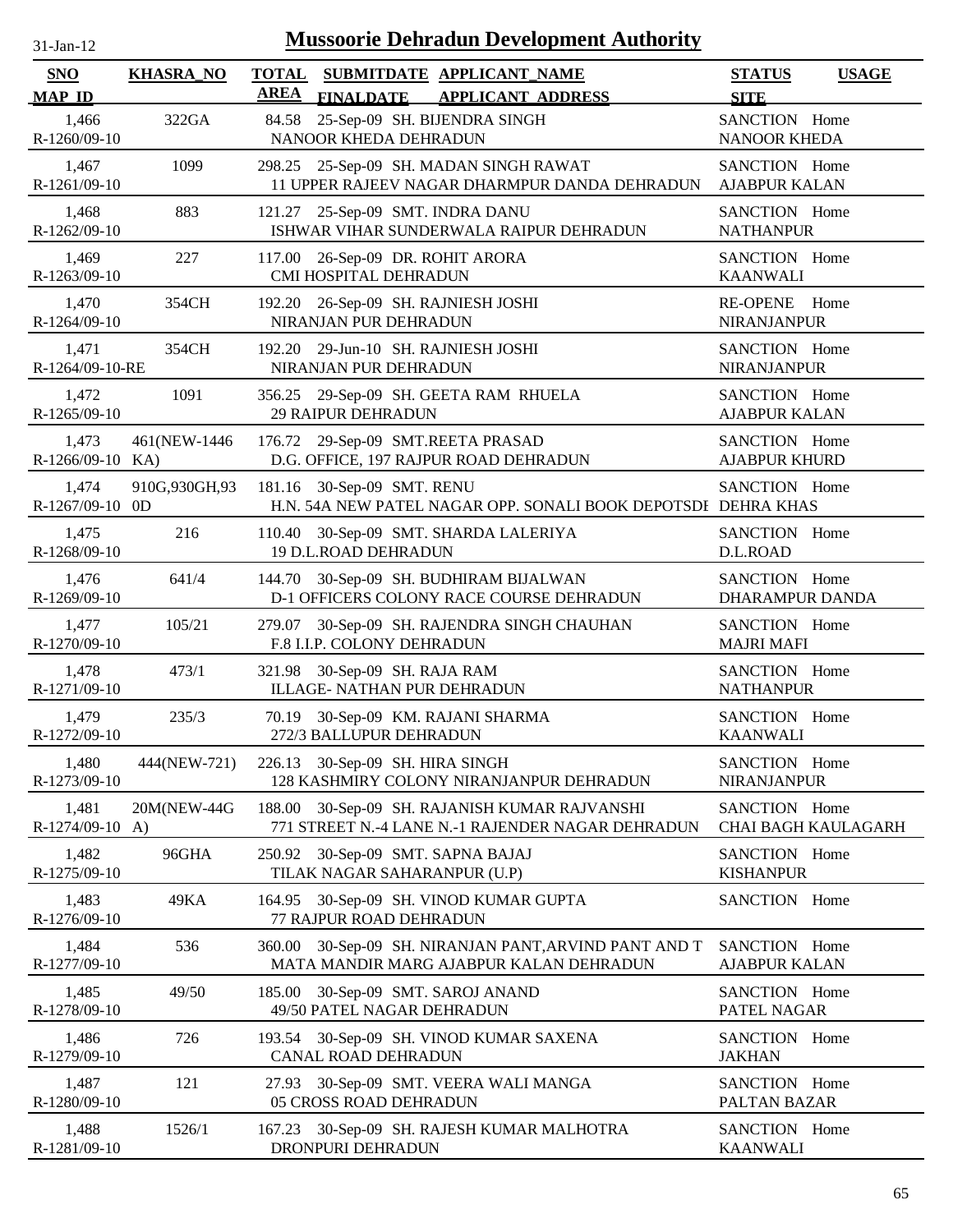# Mussoorie Dehradun Development Authority

31-Jan-12

| SNO / MAP_ID | KHASRA_NO | TOTAL AREA | SUBMITDATE / FINALDATE | APPLICANT_NAME / APPLICANT_ADDRESS | STATUS / SITE | USAGE |
|---|---|---|---|---|---|---|
| 1,466 / R-1260/09-10 | 322GA | 84.58 | 25-Sep-09 | SH. BIJENDRA SINGH / NANOOR KHEDA DEHRADUN | SANCTION / NANOOR KHEDA | Home |
| 1,467 / R-1261/09-10 | 1099 | 298.25 | 25-Sep-09 | SH. MADAN SINGH RAWAT / 11 UPPER RAJEEV NAGAR DHARMPUR DANDA DEHRADUN | SANCTION / AJABPUR KALAN | Home |
| 1,468 / R-1262/09-10 | 883 | 121.27 | 25-Sep-09 | SMT. INDRA DANU / ISHWAR VIHAR SUNDERWALA RAIPUR DEHRADUN | SANCTION / NATHANPUR | Home |
| 1,469 / R-1263/09-10 | 227 | 117.00 | 26-Sep-09 | DR. ROHIT ARORA / CMI HOSPITAL DEHRADUN | SANCTION / KAANWALI | Home |
| 1,470 / R-1264/09-10 | 354CH | 192.20 | 26-Sep-09 | SH. RAJNIESH JOSHI / NIRANJAN PUR DEHRADUN | RE-OPENE / NIRANJANPUR | Home |
| 1,471 / R-1264/09-10-RE | 354CH | 192.20 | 29-Jun-10 | SH. RAJNIESH JOSHI / NIRANJAN PUR DEHRADUN | SANCTION / NIRANJANPUR | Home |
| 1,472 / R-1265/09-10 | 1091 | 356.25 | 29-Sep-09 | SH. GEETA RAM RHUELA / 29 RAIPUR DEHRADUN | SANCTION / AJABPUR KALAN | Home |
| 1,473 / R-1266/09-10 | 461(NEW-1446 KA) | 176.72 | 29-Sep-09 | SMT.REETA PRASAD / D.G. OFFICE, 197 RAJPUR ROAD DEHRADUN | SANCTION / AJABPUR KHURD | Home |
| 1,474 / R-1267/09-10 | 910G,930GH,930D | 181.16 | 30-Sep-09 | SMT. RENU / H.N. 54A NEW PATEL NAGAR OPP. SONALI BOOK DEPOTSDI | SANCTION / DEHRA KHAS | Home |
| 1,475 / R-1268/09-10 | 216 | 110.40 | 30-Sep-09 | SMT. SHARDA LALERIYA / 19 D.L.ROAD DEHRADUN | SANCTION / D.L.ROAD | Home |
| 1,476 / R-1269/09-10 | 641/4 | 144.70 | 30-Sep-09 | SH. BUDHIRAM BIJALWAN / D-1 OFFICERS COLONY RACE COURSE DEHRADUN | SANCTION / DHARAMPUR DANDA | Home |
| 1,477 / R-1270/09-10 | 105/21 | 279.07 | 30-Sep-09 | SH. RAJENDRA SINGH CHAUHAN / F.8 I.I.P. COLONY DEHRADUN | SANCTION / MAJRI MAFI | Home |
| 1,478 / R-1271/09-10 | 473/1 | 321.98 | 30-Sep-09 | SH. RAJA RAM / ILLAGE- NATHAN PUR DEHRADUN | SANCTION / NATHANPUR | Home |
| 1,479 / R-1272/09-10 | 235/3 | 70.19 | 30-Sep-09 | KM. RAJANI SHARMA / 272/3 BALLUPUR DEHRADUN | SANCTION / KAANWALI | Home |
| 1,480 / R-1273/09-10 | 444(NEW-721) | 226.13 | 30-Sep-09 | SH. HIRA SINGH / 128 KASHMIRY COLONY NIRANJANPUR DEHRADUN | SANCTION / NIRANJANPUR | Home |
| 1,481 / R-1274/09-10 | 20M(NEW-44GA) | 188.00 | 30-Sep-09 | SH. RAJANISH KUMAR RAJVANSHI / 771 STREET N.-4 LANE N.-1 RAJENDER NAGAR DEHRADUN | SANCTION / CHAI BAGH KAULAGARH | Home |
| 1,482 / R-1275/09-10 | 96GHA | 250.92 | 30-Sep-09 | SMT. SAPNA BAJAJ / TILAK NAGAR SAHARANPUR (U.P) | SANCTION / KISHANPUR | Home |
| 1,483 / R-1276/09-10 | 49KA | 164.95 | 30-Sep-09 | SH. VINOD KUMAR GUPTA / 77 RAJPUR ROAD DEHRADUN | SANCTION | Home |
| 1,484 / R-1277/09-10 | 536 | 360.00 | 30-Sep-09 | SH. NIRANJAN PANT,ARVIND PANT AND T / MATA MANDIR MARG AJABPUR KALAN DEHRADUN | SANCTION / AJABPUR KALAN | Home |
| 1,485 / R-1278/09-10 | 49/50 | 185.00 | 30-Sep-09 | SMT. SAROJ ANAND / 49/50 PATEL NAGAR DEHRADUN | SANCTION / PATEL NAGAR | Home |
| 1,486 / R-1279/09-10 | 726 | 193.54 | 30-Sep-09 | SH. VINOD KUMAR SAXENA / CANAL ROAD DEHRADUN | SANCTION / JAKHAN | Home |
| 1,487 / R-1280/09-10 | 121 | 27.93 | 30-Sep-09 | SMT. VEERA WALI MANGA / 05 CROSS ROAD DEHRADUN | SANCTION / PALTAN BAZAR | Home |
| 1,488 / R-1281/09-10 | 1526/1 | 167.23 | 30-Sep-09 | SH. RAJESH KUMAR MALHOTRA / DRONPURI DEHRADUN | SANCTION / KAANWALI | Home |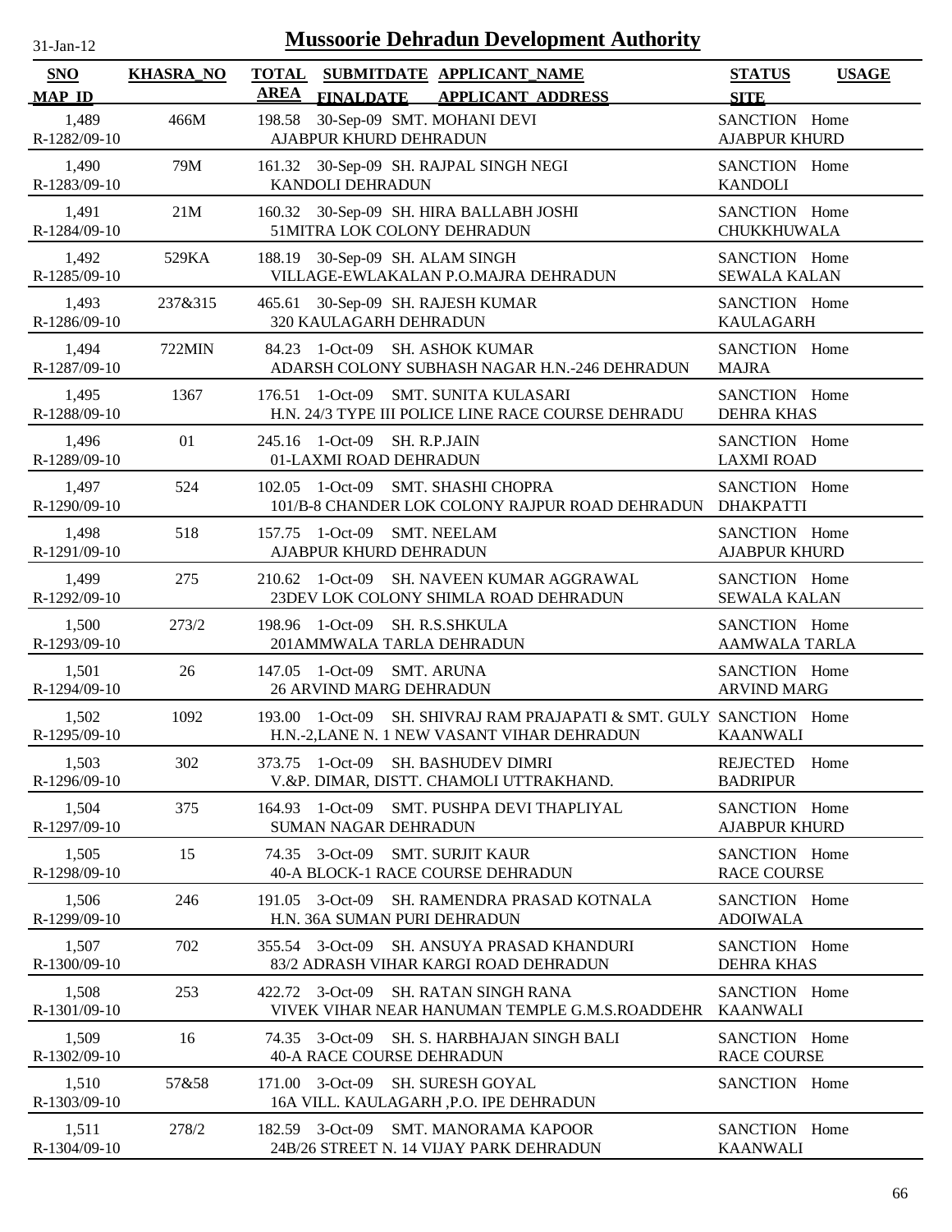# Mussoorie Dehradun Development Authority

31-Jan-12

| SNO / MAP_ID | KHASRA_NO | TOTAL AREA | SUBMITDATE / FINALDATE | APPLICANT_NAME / APPLICANT_ADDRESS | STATUS / SITE | USAGE |
|---|---|---|---|---|---|---|
| 1,489 / R-1282/09-10 | 466M | 198.58 | 30-Sep-09 | SMT. MOHANI DEVI / AJABPUR KHURD DEHRADUN | SANCTION / AJABPUR KHURD | Home |
| 1,490 / R-1283/09-10 | 79M | 161.32 | 30-Sep-09 | SH. RAJPAL SINGH NEGI / KANDOLI DEHRADUN | SANCTION / KANDOLI | Home |
| 1,491 / R-1284/09-10 | 21M | 160.32 | 30-Sep-09 | SH. HIRA BALLABH JOSHI / 51MITRA LOK COLONY DEHRADUN | SANCTION / CHUKKHUWALA | Home |
| 1,492 / R-1285/09-10 | 529KA | 188.19 | 30-Sep-09 | SH. ALAM SINGH / VILLAGE-EWLAKALAN P.O.MAJRA DEHRADUN | SANCTION / SEWALA KALAN | Home |
| 1,493 / R-1286/09-10 | 237&315 | 465.61 | 30-Sep-09 | SH. RAJESH KUMAR / 320 KAULAGARH DEHRADUN | SANCTION / KAULAGARH | Home |
| 1,494 / R-1287/09-10 | 722MIN | 84.23 | 1-Oct-09 | SH. ASHOK KUMAR / ADARSH COLONY SUBHASH NAGAR H.N.-246 DEHRADUN | SANCTION / MAJRA | Home |
| 1,495 / R-1288/09-10 | 1367 | 176.51 | 1-Oct-09 | SMT. SUNITA KULASARI / H.N. 24/3 TYPE III POLICE LINE RACE COURSE DEHRADU | SANCTION / DEHRA KHAS | Home |
| 1,496 / R-1289/09-10 | 01 | 245.16 | 1-Oct-09 | SH. R.P.JAIN / 01-LAXMI ROAD DEHRADUN | SANCTION / LAXMI ROAD | Home |
| 1,497 / R-1290/09-10 | 524 | 102.05 | 1-Oct-09 | SMT. SHASHI CHOPRA / 101/B-8 CHANDER LOK COLONY RAJPUR ROAD DEHRADUN | SANCTION / DHAKPATTI | Home |
| 1,498 / R-1291/09-10 | 518 | 157.75 | 1-Oct-09 | SMT. NEELAM / AJABPUR KHURD DEHRADUN | SANCTION / AJABPUR KHURD | Home |
| 1,499 / R-1292/09-10 | 275 | 210.62 | 1-Oct-09 | SH. NAVEEN KUMAR AGGRAWAL / 23DEV LOK COLONY SHIMLA ROAD DEHRADUN | SANCTION / SEWALA KALAN | Home |
| 1,500 / R-1293/09-10 | 273/2 | 198.96 | 1-Oct-09 | SH. R.S.SHKULA / 201AMMWALA TARLA DEHRADUN | SANCTION / AAMWALA TARLA | Home |
| 1,501 / R-1294/09-10 | 26 | 147.05 | 1-Oct-09 | SMT. ARUNA / 26 ARVIND MARG DEHRADUN | SANCTION / ARVIND MARG | Home |
| 1,502 / R-1295/09-10 | 1092 | 193.00 | 1-Oct-09 | SH. SHIVRAJ RAM PRAJAPATI & SMT. GULY / H.N.-2,LANE N. 1 NEW VASANT VIHAR DEHRADUN | SANCTION / KAANWALI | Home |
| 1,503 / R-1296/09-10 | 302 | 373.75 | 1-Oct-09 | SH. BASHUDEV DIMRI / V.&P. DIMAR, DISTT. CHAMOLI UTTRAKHAND. | REJECTED / BADRIPUR | Home |
| 1,504 / R-1297/09-10 | 375 | 164.93 | 1-Oct-09 | SMT. PUSHPA DEVI THAPLIYAL / SUMAN NAGAR DEHRADUN | SANCTION / AJABPUR KHURD | Home |
| 1,505 / R-1298/09-10 | 15 | 74.35 | 3-Oct-09 | SMT. SURJIT KAUR / 40-A BLOCK-1 RACE COURSE DEHRADUN | SANCTION / RACE COURSE | Home |
| 1,506 / R-1299/09-10 | 246 | 191.05 | 3-Oct-09 | SH. RAMENDRA PRASAD KOTNALA / H.N. 36A SUMAN PURI DEHRADUN | SANCTION / ADOIWALA | Home |
| 1,507 / R-1300/09-10 | 702 | 355.54 | 3-Oct-09 | SH. ANSUYA PRASAD KHANDURI / 83/2 ADRASH VIHAR KARGI ROAD DEHRADUN | SANCTION / DEHRA KHAS | Home |
| 1,508 / R-1301/09-10 | 253 | 422.72 | 3-Oct-09 | SH. RATAN SINGH RANA / VIVEK VIHAR NEAR HANUMAN TEMPLE G.M.S.ROADDEHR | SANCTION / KAANWALI | Home |
| 1,509 / R-1302/09-10 | 16 | 74.35 | 3-Oct-09 | SH. S. HARBHAJAN SINGH BALI / 40-A RACE COURSE DEHRADUN | SANCTION / RACE COURSE | Home |
| 1,510 / R-1303/09-10 | 57&58 | 171.00 | 3-Oct-09 | SH. SURESH GOYAL / 16A VILL. KAULAGARH ,P.O. IPE DEHRADUN | SANCTION | Home |
| 1,511 / R-1304/09-10 | 278/2 | 182.59 | 3-Oct-09 | SMT. MANORAMA KAPOOR / 24B/26 STREET N. 14 VIJAY PARK DEHRADUN | SANCTION / KAANWALI | Home |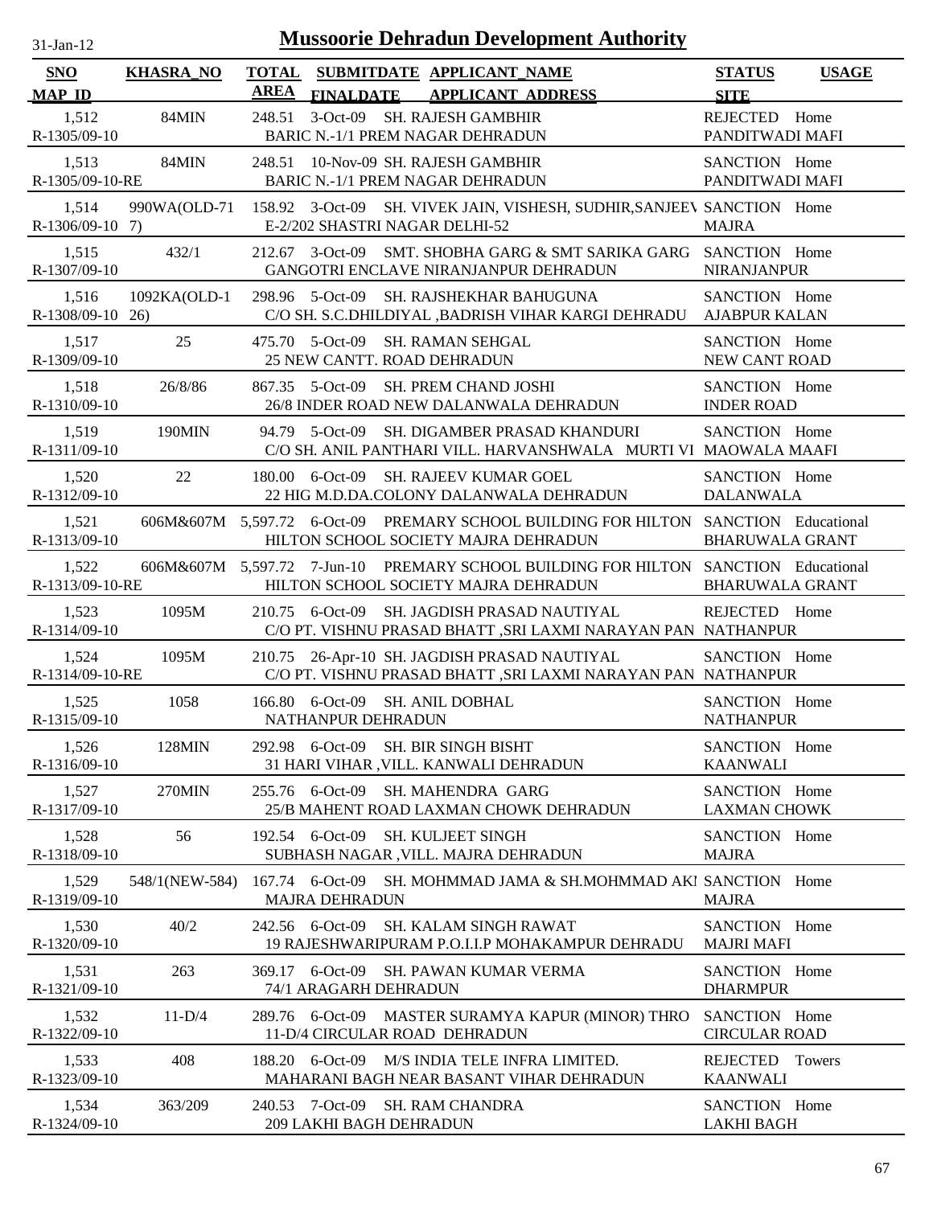# Mussoorie Dehradun Development Authority

31-Jan-12

| SNO / MAP ID | KHASRA_NO | TOTAL AREA | SUBMITDATE / FINALDATE | APPLICANT_NAME / APPLICANT ADDRESS | STATUS / SITE | USAGE |
|---|---|---|---|---|---|---|
| 1,512 / R-1305/09-10 | 84MIN | 248.51 | 3-Oct-09 | SH. RAJESH GAMBHIR / BARIC N.-1/1 PREM NAGAR DEHRADUN | REJECTED / PANDITWADI MAFI | Home |
| 1,513 / R-1305/09-10-RE | 84MIN | 248.51 | 10-Nov-09 | SH. RAJESH GAMBHIR / BARIC N.-1/1 PREM NAGAR DEHRADUN | SANCTION / PANDITWADI MAFI | Home |
| 1,514 / R-1306/09-10 | 990WA(OLD-717) | 158.92 | 3-Oct-09 | SH. VIVEK JAIN, VISHESH, SUDHIR,SANJEEV / E-2/202 SHASTRI NAGAR DELHI-52 | SANCTION / MAJRA | Home |
| 1,515 / R-1307/09-10 | 432/1 | 212.67 | 3-Oct-09 | SMT. SHOBHA GARG & SMT SARIKA GARG / GANGOTRI ENCLAVE NIRANJANPUR DEHRADUN | SANCTION / NIRANJANPUR | Home |
| 1,516 / R-1308/09-10 | 1092KA(OLD-126) | 298.96 | 5-Oct-09 | SH. RAJSHEKHAR BAHUGUNA / C/O SH. S.C.DHILDIYAL ,BADRISH VIHAR KARGI DEHRADU | SANCTION / AJABPUR KALAN | Home |
| 1,517 / R-1309/09-10 | 25 | 475.70 | 5-Oct-09 | SH. RAMAN SEHGAL / 25 NEW CANTT. ROAD DEHRADUN | SANCTION / NEW CANT ROAD | Home |
| 1,518 / R-1310/09-10 | 26/8/86 | 867.35 | 5-Oct-09 | SH. PREM CHAND JOSHI / 26/8 INDER ROAD NEW DALANWALA DEHRADUN | SANCTION / INDER ROAD | Home |
| 1,519 / R-1311/09-10 | 190MIN | 94.79 | 5-Oct-09 | SH. DIGAMBER PRASAD KHANDURI / C/O SH. ANIL PANTHARI VILL. HARVANSHWALA MURTI VI | SANCTION / MAOWALA MAAFI | Home |
| 1,520 / R-1312/09-10 | 22 | 180.00 | 6-Oct-09 | SH. RAJEEV KUMAR GOEL / 22 HIG M.D.DA.COLONY DALANWALA DEHRADUN | SANCTION / DALANWALA | Home |
| 1,521 / R-1313/09-10 | 606M&607M | 5,597.72 | 6-Oct-09 | PREMARY SCHOOL BUILDING FOR HILTON / HILTON SCHOOL SOCIETY MAJRA DEHRADUN | SANCTION / BHARUWALA GRANT | Educational |
| 1,522 / R-1313/09-10-RE | 606M&607M | 5,597.72 | 7-Jun-10 | PREMARY SCHOOL BUILDING FOR HILTON / HILTON SCHOOL SOCIETY MAJRA DEHRADUN | SANCTION / BHARUWALA GRANT | Educational |
| 1,523 / R-1314/09-10 | 1095M | 210.75 | 6-Oct-09 | SH. JAGDISH PRASAD NAUTIYAL / C/O PT. VISHNU PRASAD BHATT ,SRI LAXMI NARAYAN PAN | REJECTED / NATHANPUR | Home |
| 1,524 / R-1314/09-10-RE | 1095M | 210.75 | 26-Apr-10 | SH. JAGDISH PRASAD NAUTIYAL / C/O PT. VISHNU PRASAD BHATT ,SRI LAXMI NARAYAN PAN | SANCTION / NATHANPUR | Home |
| 1,525 / R-1315/09-10 | 1058 | 166.80 | 6-Oct-09 | SH. ANIL DOBHAL / NATHANPUR DEHRADUN | SANCTION / NATHANPUR | Home |
| 1,526 / R-1316/09-10 | 128MIN | 292.98 | 6-Oct-09 | SH. BIR SINGH BISHT / 31 HARI VIHAR ,VILL. KANWALI DEHRADUN | SANCTION / KAANWALI | Home |
| 1,527 / R-1317/09-10 | 270MIN | 255.76 | 6-Oct-09 | SH. MAHENDRA GARG / 25/B MAHENT ROAD LAXMAN CHOWK DEHRADUN | SANCTION / LAXMAN CHOWK | Home |
| 1,528 / R-1318/09-10 | 56 | 192.54 | 6-Oct-09 | SH. KULJEET SINGH / SUBHASH NAGAR ,VILL. MAJRA DEHRADUN | SANCTION / MAJRA | Home |
| 1,529 / R-1319/09-10 | 548/1(NEW-584) | 167.74 | 6-Oct-09 | SH. MOHMMAD JAMA & SH.MOHMMAD AKI / MAJRA DEHRADUN | SANCTION / MAJRA | Home |
| 1,530 / R-1320/09-10 | 40/2 | 242.56 | 6-Oct-09 | SH. KALAM SINGH RAWAT / 19 RAJESHWARIPURAM P.O.I.I.P MOHAKAMPUR DEHRADU | SANCTION / MAJRI MAFI | Home |
| 1,531 / R-1321/09-10 | 263 | 369.17 | 6-Oct-09 | SH. PAWAN KUMAR VERMA / 74/1 ARAGARH DEHRADUN | SANCTION / DHARMPUR | Home |
| 1,532 / R-1322/09-10 | 11-D/4 | 289.76 | 6-Oct-09 | MASTER SURAMYA KAPUR (MINOR) THRO / 11-D/4 CIRCULAR ROAD DEHRADUN | SANCTION / CIRCULAR ROAD | Home |
| 1,533 / R-1323/09-10 | 408 | 188.20 | 6-Oct-09 | M/S INDIA TELE INFRA LIMITED. / MAHARANI BAGH NEAR BASANT VIHAR DEHRADUN | REJECTED / KAANWALI | Towers |
| 1,534 / R-1324/09-10 | 363/209 | 240.53 | 7-Oct-09 | SH. RAM CHANDRA / 209 LAKHI BAGH DEHRADUN | SANCTION / LAKHI BAGH | Home |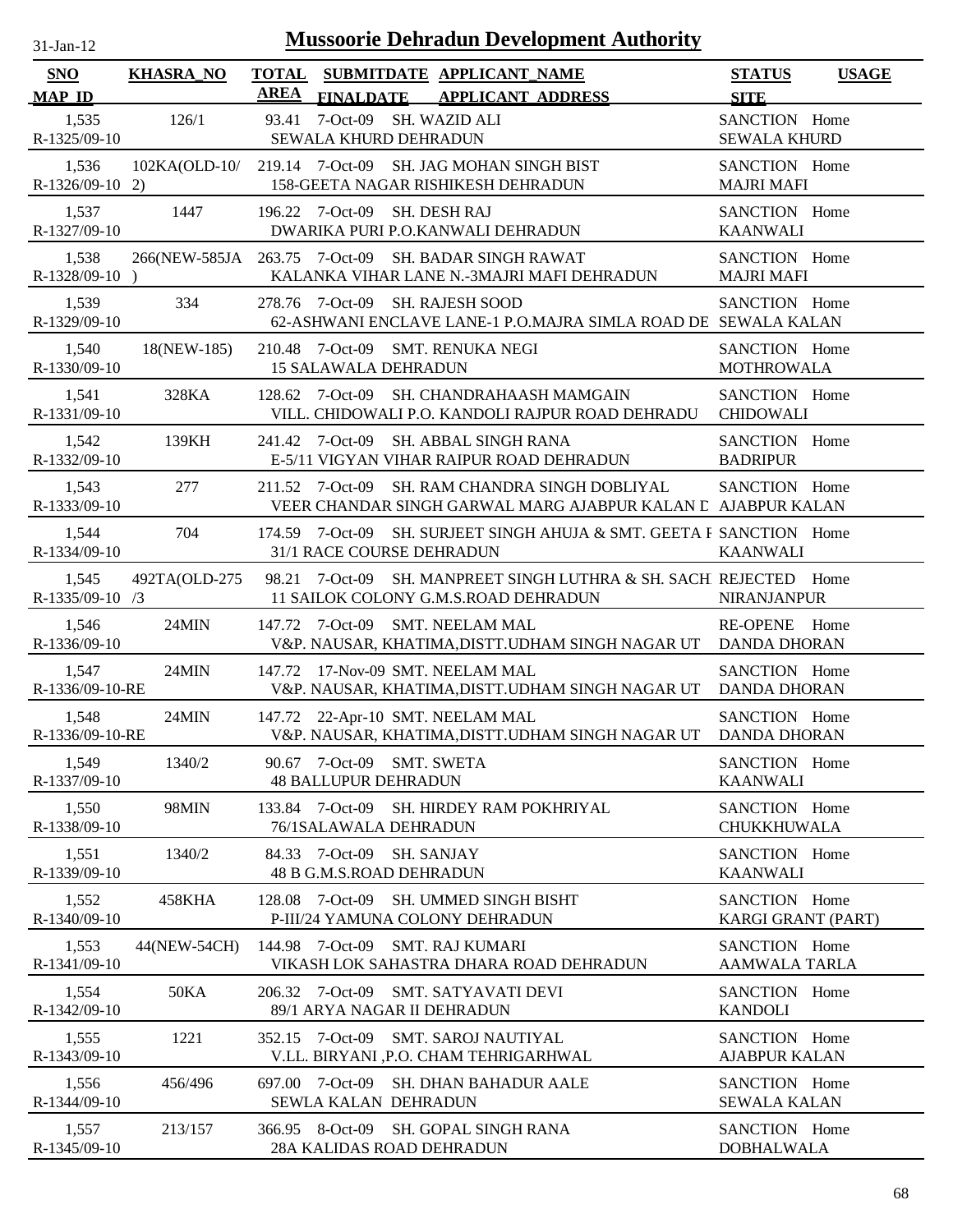31-Jan-12

# Mussoorie Dehradun Development Authority

| SNO<br>MAP_ID | KHASRA_NO | TOTAL AREA | SUBMITDATE<br>FINALDATE | APPLICANT_NAME<br>APPLICANT_ADDRESS | STATUS<br>SITE | USAGE |
|---|---|---|---|---|---|---|
| 1,535<br>R-1325/09-10 | 126/1 | 93.41 | 7-Oct-09 | SH. WAZID ALI<br>SEWALA KHURD DEHRADUN | SANCTION<br>SEWALA KHURD | Home |
| 1,536<br>R-1326/09-10 | 102KA(OLD-10/2) | 219.14 | 7-Oct-09 | SH. JAG MOHAN SINGH BIST<br>158-GEETA NAGAR RISHIKESH DEHRADUN | SANCTION<br>MAJRI MAFI | Home |
| 1,537<br>R-1327/09-10 | 1447 | 196.22 | 7-Oct-09 | SH. DESH RAJ<br>DWARIKA PURI P.O.KANWALI DEHRADUN | SANCTION<br>KAANWALI | Home |
| 1,538<br>R-1328/09-10 | 266(NEW-585JA) | 263.75 | 7-Oct-09 | SH. BADAR SINGH RAWAT<br>KALANKA VIHAR LANE N.-3MAJRI MAFI DEHRADUN | SANCTION<br>MAJRI MAFI | Home |
| 1,539<br>R-1329/09-10 | 334 | 278.76 | 7-Oct-09 | SH. RAJESH SOOD<br>62-ASHWANI ENCLAVE LANE-1 P.O.MAJRA SIMLA ROAD DE | SANCTION<br>SEWALA KALAN | Home |
| 1,540<br>R-1330/09-10 | 18(NEW-185) | 210.48 | 7-Oct-09 | SMT. RENUKA NEGI<br>15 SALAWALA DEHRADUN | SANCTION<br>MOTHROWALA | Home |
| 1,541<br>R-1331/09-10 | 328KA | 128.62 | 7-Oct-09 | SH. CHANDRAHAASH MAMGAIN<br>VILL. CHIDOWALI P.O. KANDOLI RAJPUR ROAD DEHRADU | SANCTION<br>CHIDOWALI | Home |
| 1,542<br>R-1332/09-10 | 139KH | 241.42 | 7-Oct-09 | SH. ABBAL SINGH RANA<br>E-5/11 VIGYAN VIHAR RAIPUR ROAD DEHRADUN | SANCTION<br>BADRIPUR | Home |
| 1,543<br>R-1333/09-10 | 277 | 211.52 | 7-Oct-09 | SH. RAM CHANDRA SINGH DOBLIYAL<br>VEER CHANDAR SINGH GARWAL MARG AJABPUR KALAN D | SANCTION<br>AJABPUR KALAN | Home |
| 1,544<br>R-1334/09-10 | 704 | 174.59 | 7-Oct-09 | SH. SURJEET SINGH AHUJA & SMT. GEETA I<br>31/1 RACE COURSE DEHRADUN | SANCTION<br>KAANWALI | Home |
| 1,545<br>R-1335/09-10 | 492TA(OLD-275/3 | 98.21 | 7-Oct-09 | SH. MANPREET SINGH LUTHRA & SH. SACH<br>11 SAILOK COLONY G.M.S.ROAD DEHRADUN | REJECTED<br>NIRANJANPUR | Home |
| 1,546<br>R-1336/09-10 | 24MIN | 147.72 | 7-Oct-09 | SMT. NEELAM MAL<br>V&P. NAUSAR, KHATIMA,DISTT.UDHAM SINGH NAGAR UT | RE-OPENE<br>DANDA DHORAN | Home |
| 1,547<br>R-1336/09-10-RE | 24MIN | 147.72 | 17-Nov-09 | SMT. NEELAM MAL<br>V&P. NAUSAR, KHATIMA,DISTT.UDHAM SINGH NAGAR UT | SANCTION<br>DANDA DHORAN | Home |
| 1,548<br>R-1336/09-10-RE | 24MIN | 147.72 | 22-Apr-10 | SMT. NEELAM MAL<br>V&P. NAUSAR, KHATIMA,DISTT.UDHAM SINGH NAGAR UT | SANCTION<br>DANDA DHORAN | Home |
| 1,549<br>R-1337/09-10 | 1340/2 | 90.67 | 7-Oct-09 | SMT. SWETA<br>48 BALLUPUR DEHRADUN | SANCTION<br>KAANWALI | Home |
| 1,550<br>R-1338/09-10 | 98MIN | 133.84 | 7-Oct-09 | SH. HIRDEY RAM POKHRIYAL<br>76/1SALAWALA DEHRADUN | SANCTION<br>CHUKKHUWALA | Home |
| 1,551<br>R-1339/09-10 | 1340/2 | 84.33 | 7-Oct-09 | SH. SANJAY<br>48 B G.M.S.ROAD DEHRADUN | SANCTION<br>KAANWALI | Home |
| 1,552<br>R-1340/09-10 | 458KHA | 128.08 | 7-Oct-09 | SH. UMMED SINGH BISHT<br>P-III/24 YAMUNA COLONY DEHRADUN | SANCTION<br>KARGI GRANT (PART) | Home |
| 1,553<br>R-1341/09-10 | 44(NEW-54CH) | 144.98 | 7-Oct-09 | SMT. RAJ KUMARI<br>VIKASH LOK SAHASTRA DHARA ROAD DEHRADUN | SANCTION<br>AAMWALA TARLA | Home |
| 1,554<br>R-1342/09-10 | 50KA | 206.32 | 7-Oct-09 | SMT. SATYAVATI DEVI<br>89/1 ARYA NAGAR II DEHRADUN | SANCTION<br>KANDOLI | Home |
| 1,555<br>R-1343/09-10 | 1221 | 352.15 | 7-Oct-09 | SMT. SAROJ NAUTIYAL<br>V.LL. BIRYANI ,P.O. CHAM TEHRIGARHWAL | SANCTION<br>AJABPUR KALAN | Home |
| 1,556<br>R-1344/09-10 | 456/496 | 697.00 | 7-Oct-09 | SH. DHAN BAHADUR AALE<br>SEWLA KALAN DEHRADUN | SANCTION<br>SEWALA KALAN | Home |
| 1,557<br>R-1345/09-10 | 213/157 | 366.95 | 8-Oct-09 | SH. GOPAL SINGH RANA<br>28A KALIDAS ROAD DEHRADUN | SANCTION<br>DOBHALWALA | Home |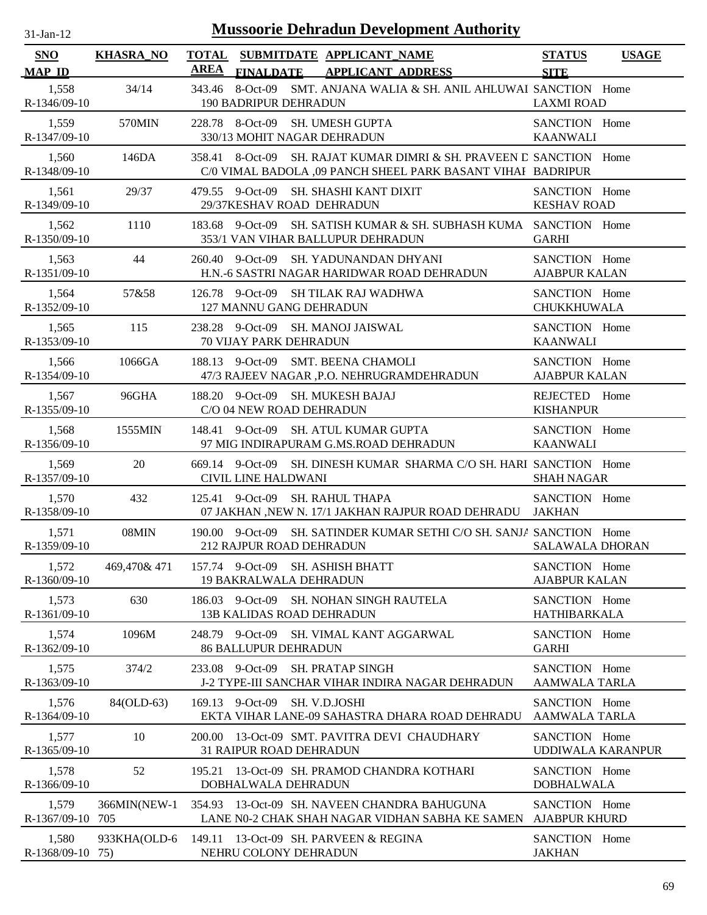31-Jan-12

# Mussoorie Dehradun Development Authority

| SNO / MAP_ID | KHASRA_NO | TOTAL AREA | SUBMITDATE / FINALDATE | APPLICANT_NAME / APPLICANT_ADDRESS | STATUS / SITE | USAGE |
|---|---|---|---|---|---|---|
| 1,558 / R-1346/09-10 | 34/14 | 343.46 | 8-Oct-09 | SMT. ANJANA WALIA & SH. ANIL AHLUWAI / 190 BADRIPUR DEHRADUN | SANCTION / LAXMI ROAD | Home |
| 1,559 / R-1347/09-10 | 570MIN | 228.78 | 8-Oct-09 | SH. UMESH GUPTA / 330/13 MOHIT NAGAR DEHRADUN | SANCTION / KAANWALI | Home |
| 1,560 / R-1348/09-10 | 146DA | 358.41 | 8-Oct-09 | SH. RAJAT KUMAR DIMRI & SH. PRAVEEN D / C/0 VIMAL BADOLA ,09 PANCH SHEEL PARK BASANT VIHAI | SANCTION / BADRIPUR | Home |
| 1,561 / R-1349/09-10 | 29/37 | 479.55 | 9-Oct-09 | SH. SHASHI KANT DIXIT / 29/37KESHAV ROAD DEHRADUN | SANCTION / KESHAV ROAD | Home |
| 1,562 / R-1350/09-10 | 1110 | 183.68 | 9-Oct-09 | SH. SATISH KUMAR & SH. SUBHASH KUMA / 353/1 VAN VIHAR BALLUPUR DEHRADUN | SANCTION / GARHI | Home |
| 1,563 / R-1351/09-10 | 44 | 260.40 | 9-Oct-09 | SH. YADUNANDAN DHYANI / H.N.-6 SASTRI NAGAR HARIDWAR ROAD DEHRADUN | SANCTION / AJABPUR KALAN | Home |
| 1,564 / R-1352/09-10 | 57&58 | 126.78 | 9-Oct-09 | SH TILAK RAJ WADHWA / 127 MANNU GANG DEHRADUN | SANCTION / CHUKKHUWALA | Home |
| 1,565 / R-1353/09-10 | 115 | 238.28 | 9-Oct-09 | SH. MANOJ JAISWAL / 70 VIJAY PARK DEHRADUN | SANCTION / KAANWALI | Home |
| 1,566 / R-1354/09-10 | 1066GA | 188.13 | 9-Oct-09 | SMT. BEENA CHAMOLI / 47/3 RAJEEV NAGAR ,P.O. NEHRUGRAMDEHRADUN | SANCTION / AJABPUR KALAN | Home |
| 1,567 / R-1355/09-10 | 96GHA | 188.20 | 9-Oct-09 | SH. MUKESH BAJAJ / C/O 04 NEW ROAD DEHRADUN | REJECTED / KISHANPUR | Home |
| 1,568 / R-1356/09-10 | 1555MIN | 148.41 | 9-Oct-09 | SH. ATUL KUMAR GUPTA / 97 MIG INDIRAPURAM G.MS.ROAD DEHRADUN | SANCTION / KAANWALI | Home |
| 1,569 / R-1357/09-10 | 20 | 669.14 | 9-Oct-09 | SH. DINESH KUMAR SHARMA C/O SH. HARI / CIVIL LINE HALDWANI | SANCTION / SHAH NAGAR | Home |
| 1,570 / R-1358/09-10 | 432 | 125.41 | 9-Oct-09 | SH. RAHUL THAPA / 07 JAKHAN ,NEW N. 17/1 JAKHAN RAJPUR ROAD DEHRADU | SANCTION / JAKHAN | Home |
| 1,571 / R-1359/09-10 | 08MIN | 190.00 | 9-Oct-09 | SH. SATINDER KUMAR SETHI C/O SH. SANJA / 212 RAJPUR ROAD DEHRADUN | SANCTION / SALAWALA DHORAN | Home |
| 1,572 / R-1360/09-10 | 469,470& 471 | 157.74 | 9-Oct-09 | SH. ASHISH BHATT / 19 BAKRALWALA DEHRADUN | SANCTION / AJABPUR KALAN | Home |
| 1,573 / R-1361/09-10 | 630 | 186.03 | 9-Oct-09 | SH. NOHAN SINGH RAUTELA / 13B KALIDAS ROAD DEHRADUN | SANCTION / HATHIBARKALA | Home |
| 1,574 / R-1362/09-10 | 1096M | 248.79 | 9-Oct-09 | SH. VIMAL KANT AGGARWAL / 86 BALLUPUR DEHRADUN | SANCTION / GARHI | Home |
| 1,575 / R-1363/09-10 | 374/2 | 233.08 | 9-Oct-09 | SH. PRATAP SINGH / J-2 TYPE-III SANCHAR VIHAR INDIRA NAGAR DEHRADUN | SANCTION / AAMWALA TARLA | Home |
| 1,576 / R-1364/09-10 | 84(OLD-63) | 169.13 | 9-Oct-09 | SH. V.D.JOSHI / EKTA VIHAR LANE-09 SAHASTRA DHARA ROAD DEHRADU | SANCTION / AAMWALA TARLA | Home |
| 1,577 / R-1365/09-10 | 10 | 200.00 | 13-Oct-09 | SMT. PAVITRA DEVI CHAUDHARY / 31 RAIPUR ROAD DEHRADUN | SANCTION / UDDIWALA KARANPUR | Home |
| 1,578 / R-1366/09-10 | 52 | 195.21 | 13-Oct-09 | SH. PRAMOD CHANDRA KOTHARI / DOBHALWALA DEHRADUN | SANCTION / DOBHALWALA | Home |
| 1,579 / R-1367/09-10 | 366MIN(NEW-1 705 | 354.93 | 13-Oct-09 | SH. NAVEEN CHANDRA BAHUGUNA / LANE N0-2 CHAK SHAH NAGAR VIDHAN SABHA KE SAMEN | SANCTION / AJABPUR KHURD | Home |
| 1,580 / R-1368/09-10 | 933KHA(OLD-6 75) | 149.11 | 13-Oct-09 | SH. PARVEEN & REGINA / NEHRU COLONY DEHRADUN | SANCTION / JAKHAN | Home |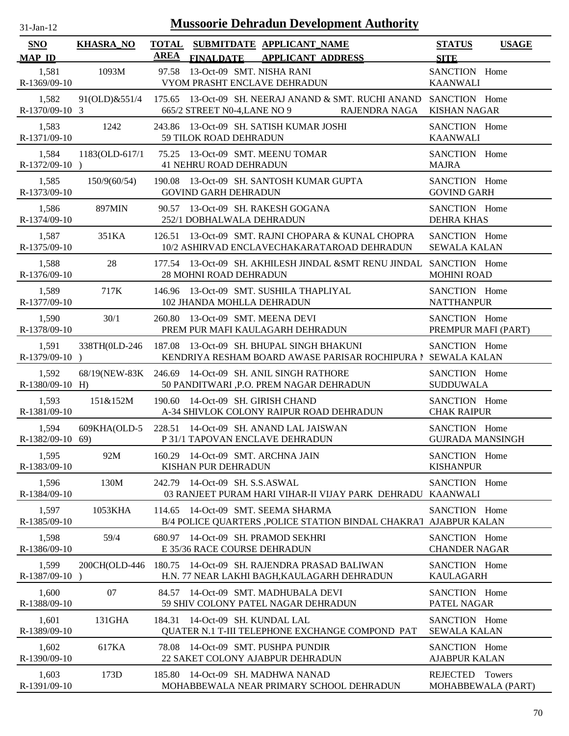# Mussoorie Dehradun Development Authority

31-Jan-12

| SNO / MAP_ID | KHASRA_NO | TOTAL AREA | SUBMITDATE / FINALDATE | APPLICANT_NAME / APPLICANT_ADDRESS | STATUS / SITE | USAGE |
|---|---|---|---|---|---|---|
| 1,581 / R-1369/09-10 | 1093M | 97.58 | 13-Oct-09 | SMT. NISHA RANI / VYOM PRASHT ENCLAVE DEHRADUN | SANCTION / KAANWALI | Home |
| 1,582 / R-1370/09-10 | 91(OLD)&551/4 3 | 175.65 | 13-Oct-09 | SH. NEERAJ ANAND & SMT. RUCHI ANAND / 665/2 STREET N0-4,LANE NO 9 RAJENDRA NAGA | SANCTION / KISHAN NAGAR | Home |
| 1,583 / R-1371/09-10 | 1242 | 243.86 | 13-Oct-09 | SH. SATISH KUMAR JOSHI / 59 TILOK ROAD DEHRADUN | SANCTION / KAANWALI | Home |
| 1,584 / R-1372/09-10 | 1183(OLD-617/1 ) | 75.25 | 13-Oct-09 | SMT. MEENU TOMAR / 41 NEHRU ROAD DEHRADUN | SANCTION / MAJRA | Home |
| 1,585 / R-1373/09-10 | 150/9(60/54) | 190.08 | 13-Oct-09 | SH. SANTOSH KUMAR GUPTA / GOVIND GARH DEHRADUN | SANCTION / GOVIND GARH | Home |
| 1,586 / R-1374/09-10 | 897MIN | 90.57 | 13-Oct-09 | SH. RAKESH GOGANA / 252/1 DOBHALWALA DEHRADUN | SANCTION / DEHRA KHAS | Home |
| 1,587 / R-1375/09-10 | 351KA | 126.51 | 13-Oct-09 | SMT. RAJNI CHOPARA & KUNAL CHOPRA / 10/2 ASHIRVAD ENCLAVECHAKARATAROAD DEHRADUN | SANCTION / SEWALA KALAN | Home |
| 1,588 / R-1376/09-10 | 28 | 177.54 | 13-Oct-09 | SH. AKHILESH JINDAL &SMT RENU JINDAL / 28 MOHNI ROAD DEHRADUN | SANCTION / MOHINI ROAD | Home |
| 1,589 / R-1377/09-10 | 717K | 146.96 | 13-Oct-09 | SMT. SUSHILA THAPLIYAL / 102 JHANDA MOHLLA DEHRADUN | SANCTION / NATTHANPUR | Home |
| 1,590 / R-1378/09-10 | 30/1 | 260.80 | 13-Oct-09 | SMT. MEENA DEVI / PREM PUR MAFI KAULAGARH DEHRADUN | SANCTION / PREMPUR MAFI (PART) | Home |
| 1,591 / R-1379/09-10 | 338TH(0LD-246 ) | 187.08 | 13-Oct-09 | SH. BHUPAL SINGH BHAKUNI / KENDRIYA RESHAM BOARD AWASE PARISAR ROCHIPURA N | SANCTION / SEWALA KALAN | Home |
| 1,592 / R-1380/09-10 | 68/19(NEW-83K H) | 246.69 | 14-Oct-09 | SH. ANIL SINGH RATHORE / 50 PANDITWARI ,P.O. PREM NAGAR DEHRADUN | SANCTION / SUDDUWALA | Home |
| 1,593 / R-1381/09-10 | 151&152M | 190.60 | 14-Oct-09 | SH. GIRISH CHAND / A-34 SHIVLOK COLONY RAIPUR ROAD DEHRADUN | SANCTION / CHAK RAIPUR | Home |
| 1,594 / R-1382/09-10 | 609KHA(OLD-5 69) | 228.51 | 14-Oct-09 | SH. ANAND LAL JAISWAN / P 31/1 TAPOVAN ENCLAVE DEHRADUN | SANCTION / GUJRADA MANSINGH | Home |
| 1,595 / R-1383/09-10 | 92M | 160.29 | 14-Oct-09 | SMT. ARCHNA JAIN / KISHAN PUR DEHRADUN | SANCTION / KISHANPUR | Home |
| 1,596 / R-1384/09-10 | 130M | 242.79 | 14-Oct-09 | SH. S.S.ASWAL / 03 RANJEET PURAM HARI VIHAR-II VIJAY PARK DEHRADU | SANCTION / KAANWALI | Home |
| 1,597 / R-1385/09-10 | 1053KHA | 114.65 | 14-Oct-09 | SMT. SEEMA SHARMA / B/4 POLICE QUARTERS ,POLICE STATION BINDAL CHAKRAT | SANCTION / AJABPUR KALAN | Home |
| 1,598 / R-1386/09-10 | 59/4 | 680.97 | 14-Oct-09 | SH. PRAMOD SEKHRI / E 35/36 RACE COURSE DEHRADUN | SANCTION / CHANDER NAGAR | Home |
| 1,599 / R-1387/09-10 | 200CH(OLD-446 ) | 180.75 | 14-Oct-09 | SH. RAJENDRA PRASAD BALIWAN / H.N. 77 NEAR LAKHI BAGH,KAULAGARH DEHRADUN | SANCTION / KAULAGARH | Home |
| 1,600 / R-1388/09-10 | 07 | 84.57 | 14-Oct-09 | SMT. MADHUBALA DEVI / 59 SHIV COLONY PATEL NAGAR DEHRADUN | SANCTION / PATEL NAGAR | Home |
| 1,601 / R-1389/09-10 | 131GHA | 184.31 | 14-Oct-09 | SH. KUNDAL LAL / QUATER N.1 T-III TELEPHONE EXCHANGE COMPOND PAT | SANCTION / SEWALA KALAN | Home |
| 1,602 / R-1390/09-10 | 617KA | 78.08 | 14-Oct-09 | SMT. PUSHPA PUNDIR / 22 SAKET COLONY AJABPUR DEHRADUN | SANCTION / AJABPUR KALAN | Home |
| 1,603 / R-1391/09-10 | 173D | 185.80 | 14-Oct-09 | SH. MADHWA NANAD / MOHABBEWALA NEAR PRIMARY SCHOOL DEHRADUN | REJECTED / MOHABBEWALA (PART) | Towers |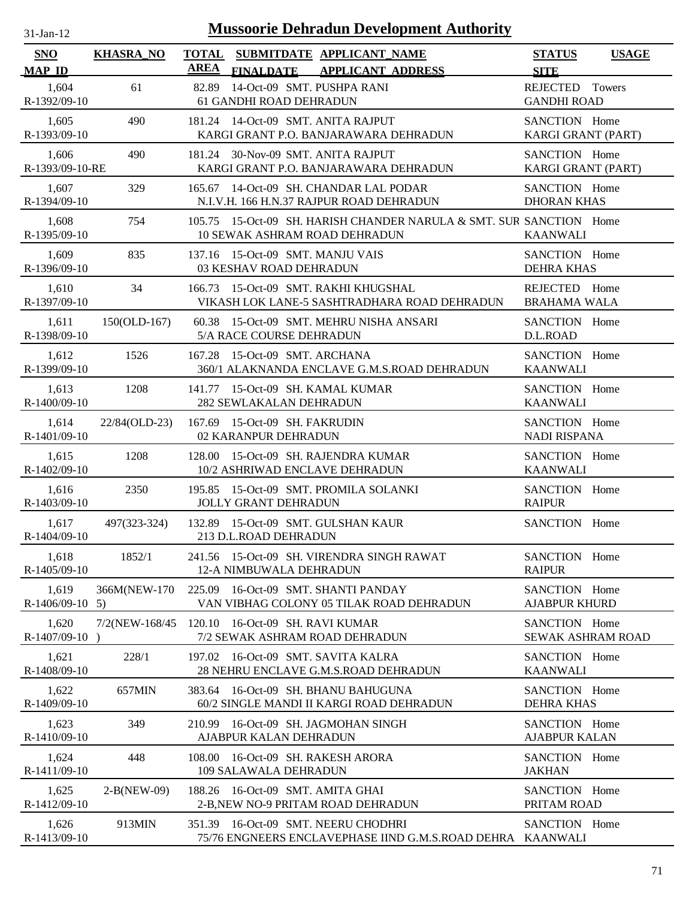# Mussoorie Dehradun Development Authority

| SNO<br>MAP_ID | KHASRA_NO | TOTAL AREA | SUBMITDATE<br>FINALDATE | APPLICANT_NAME<br>APPLICANT_ADDRESS | STATUS<br>SITE | USAGE |
|---|---|---|---|---|---|---|
| 1,604<br>R-1392/09-10 | 61 | 82.89 | 14-Oct-09 | SMT. PUSHPA RANI<br>61 GANDHI ROAD DEHRADUN | REJECTED<br>GANDHI ROAD | Towers |
| 1,605<br>R-1393/09-10 | 490 | 181.24 | 14-Oct-09 | SMT. ANITA RAJPUT<br>KARGI GRANT P.O. BANJARAWARA DEHRADUN | SANCTION<br>KARGI GRANT (PART) | Home |
| 1,606<br>R-1393/09-10-RE | 490 | 181.24 | 30-Nov-09 | SMT. ANITA RAJPUT<br>KARGI GRANT P.O. BANJARAWARA DEHRADUN | SANCTION<br>KARGI GRANT (PART) | Home |
| 1,607<br>R-1394/09-10 | 329 | 165.67 | 14-Oct-09 | SH. CHANDAR LAL PODAR<br>N.I.V.H. 166 H.N.37 RAJPUR ROAD DEHRADUN | SANCTION<br>DHORAN KHAS | Home |
| 1,608<br>R-1395/09-10 | 754 | 105.75 | 15-Oct-09 | SH. HARISH CHANDER NARULA & SMT. SUR<br>10 SEWAK ASHRAM ROAD DEHRADUN | SANCTION<br>KAANWALI | Home |
| 1,609<br>R-1396/09-10 | 835 | 137.16 | 15-Oct-09 | SMT. MANJU VAIS<br>03 KESHAV ROAD DEHRADUN | SANCTION<br>DEHRA KHAS | Home |
| 1,610<br>R-1397/09-10 | 34 | 166.73 | 15-Oct-09 | SMT. RAKHI KHUGSHAL<br>VIKASH LOK LANE-5 SASHTRADHARA ROAD DEHRADUN | REJECTED<br>BRAHAMA WALA | Home |
| 1,611<br>R-1398/09-10 | 150(OLD-167) | 60.38 | 15-Oct-09 | SMT. MEHRU NISHA ANSARI<br>5/A RACE COURSE DEHRADUN | SANCTION<br>D.L.ROAD | Home |
| 1,612<br>R-1399/09-10 | 1526 | 167.28 | 15-Oct-09 | SMT. ARCHANA<br>360/1 ALAKNANDA ENCLAVE G.M.S.ROAD DEHRADUN | SANCTION<br>KAANWALI | Home |
| 1,613<br>R-1400/09-10 | 1208 | 141.77 | 15-Oct-09 | SH. KAMAL KUMAR<br>282 SEWLAKALAN DEHRADUN | SANCTION<br>KAANWALI | Home |
| 1,614<br>R-1401/09-10 | 22/84(OLD-23) | 167.69 | 15-Oct-09 | SH. FAKRUDIN<br>02 KARANPUR DEHRADUN | SANCTION<br>NADI RISPANA | Home |
| 1,615<br>R-1402/09-10 | 1208 | 128.00 | 15-Oct-09 | SH. RAJENDRA KUMAR<br>10/2 ASHRIWAD ENCLAVE DEHRADUN | SANCTION<br>KAANWALI | Home |
| 1,616<br>R-1403/09-10 | 2350 | 195.85 | 15-Oct-09 | SMT. PROMILA SOLANKI<br>JOLLY GRANT DEHRADUN | SANCTION<br>RAIPUR | Home |
| 1,617<br>R-1404/09-10 | 497(323-324) | 132.89 | 15-Oct-09 | SMT. GULSHAN KAUR<br>213 D.L.ROAD DEHRADUN | SANCTION | Home |
| 1,618<br>R-1405/09-10 | 1852/1 | 241.56 | 15-Oct-09 | SH. VIRENDRA SINGH RAWAT<br>12-A NIMBUWALA DEHRADUN | SANCTION<br>RAIPUR | Home |
| 1,619<br>R-1406/09-10 | 366M(NEW-1705) | 225.09 | 16-Oct-09 | SMT. SHANTI PANDAY<br>VAN VIBHAG COLONY 05 TILAK ROAD DEHRADUN | SANCTION<br>AJABPUR KHURD | Home |
| 1,620<br>R-1407/09-10 | 7/2(NEW-168/45) | 120.10 | 16-Oct-09 | SH. RAVI KUMAR<br>7/2 SEWAK ASHRAM ROAD DEHRADUN | SANCTION<br>SEWAK ASHRAM ROAD | Home |
| 1,621<br>R-1408/09-10 | 228/1 | 197.02 | 16-Oct-09 | SMT. SAVITA KALRA<br>28 NEHRU ENCLAVE G.M.S.ROAD DEHRADUN | SANCTION<br>KAANWALI | Home |
| 1,622<br>R-1409/09-10 | 657MIN | 383.64 | 16-Oct-09 | SH. BHANU BAHUGUNA<br>60/2 SINGLE MANDI II KARGI ROAD DEHRADUN | SANCTION<br>DEHRA KHAS | Home |
| 1,623<br>R-1410/09-10 | 349 | 210.99 | 16-Oct-09 | SH. JAGMOHAN SINGH<br>AJABPUR KALAN DEHRADUN | SANCTION<br>AJABPUR KALAN | Home |
| 1,624<br>R-1411/09-10 | 448 | 108.00 | 16-Oct-09 | SH. RAKESH ARORA<br>109 SALAWALA DEHRADUN | SANCTION<br>JAKHAN | Home |
| 1,625<br>R-1412/09-10 | 2-B(NEW-09) | 188.26 | 16-Oct-09 | SMT. AMITA GHAI<br>2-B,NEW NO-9 PRITAM ROAD DEHRADUN | SANCTION<br>PRITAM ROAD | Home |
| 1,626<br>R-1413/09-10 | 913MIN | 351.39 | 16-Oct-09 | SMT. NEERU CHODHRI<br>75/76 ENGNEERS ENCLAVEPHASE IIND G.M.S.ROAD DEHRA | SANCTION<br>KAANWALI | Home |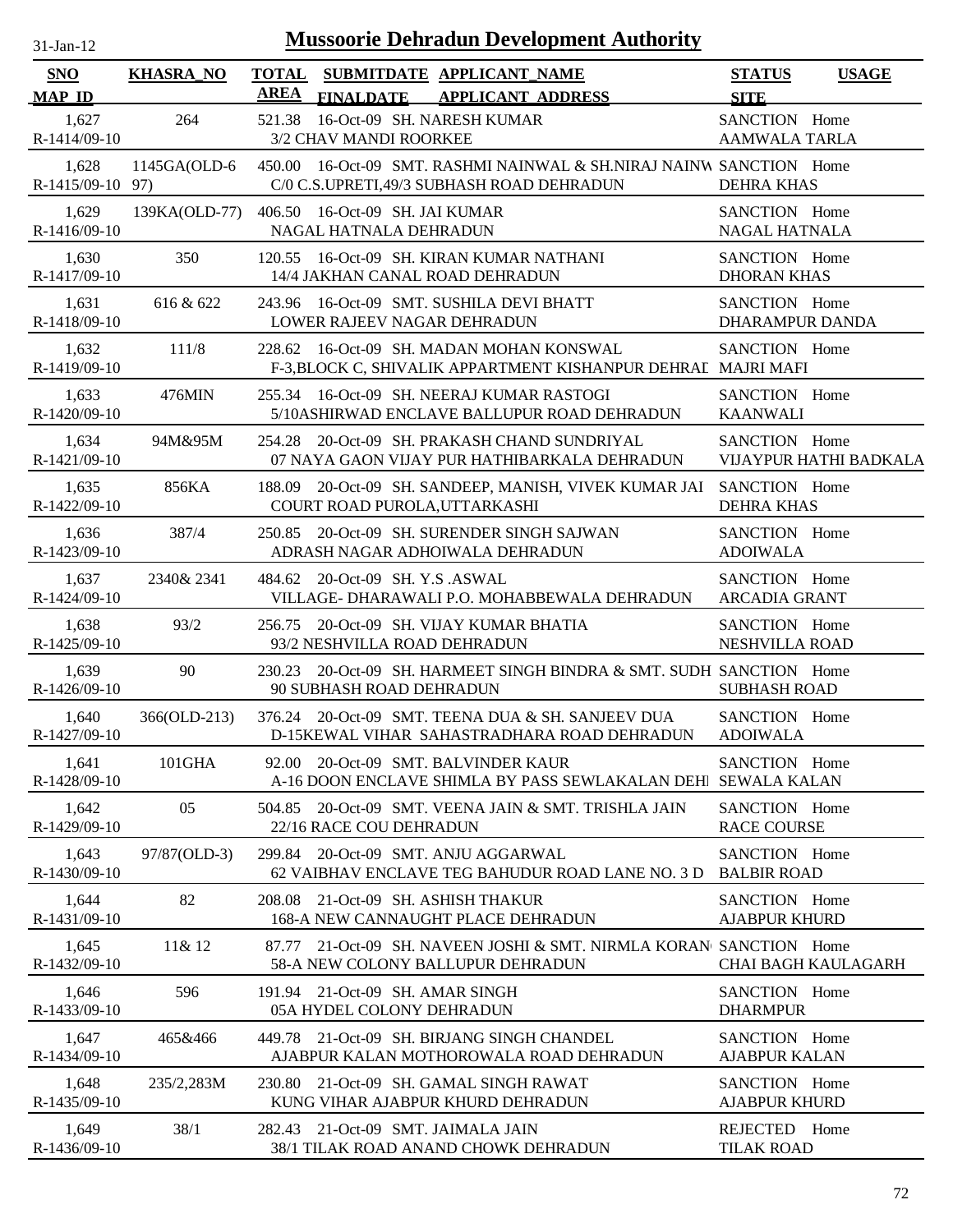# Mussoorie Dehradun Development Authority

31-Jan-12

| SNO / MAP_ID | KHASRA_NO | TOTAL AREA | SUBMITDATE / FINALDATE | APPLICANT_NAME / APPLICANT_ADDRESS | STATUS / SITE | USAGE |
|---|---|---|---|---|---|---|
| 1,627 R-1414/09-10 | 264 | 521.38 | 16-Oct-09 | SH. NARESH KUMAR 3/2 CHAV MANDI ROORKEE | SANCTION AAMWALA TARLA | Home |
| 1,628 R-1415/09-10 | 1145GA(OLD-697) | 450.00 | 16-Oct-09 | SMT. RASHMI NAINWAL & SH.NIRAJ NAINW C/0 C.S.UPRETI,49/3 SUBHASH ROAD DEHRADUN | SANCTION DEHRA KHAS | Home |
| 1,629 R-1416/09-10 | 139KA(OLD-77) | 406.50 | 16-Oct-09 | SH. JAI KUMAR NAGAL HATNALA DEHRADUN | SANCTION NAGAL HATNALA | Home |
| 1,630 R-1417/09-10 | 350 | 120.55 | 16-Oct-09 | SH. KIRAN KUMAR NATHANI 14/4 JAKHAN CANAL ROAD DEHRADUN | SANCTION DHORAN KHAS | Home |
| 1,631 R-1418/09-10 | 616 & 622 | 243.96 | 16-Oct-09 | SMT. SUSHILA DEVI BHATT LOWER RAJEEV NAGAR DEHRADUN | SANCTION DHARAMPUR DANDA | Home |
| 1,632 R-1419/09-10 | 111/8 | 228.62 | 16-Oct-09 | SH. MADAN MOHAN KONSWAL F-3,BLOCK C, SHIVALIK APPARTMENT KISHANPUR DEHRAD | SANCTION MAJRI MAFI | Home |
| 1,633 R-1420/09-10 | 476MIN | 255.34 | 16-Oct-09 | SH. NEERAJ KUMAR RASTOGI 5/10ASHIRWAD ENCLAVE BALLUPUR ROAD DEHRADUN | SANCTION KAANWALI | Home |
| 1,634 R-1421/09-10 | 94M&95M | 254.28 | 20-Oct-09 | SH. PRAKASH CHAND SUNDRIYAL 07 NAYA GAON VIJAY PUR HATHIBARKALA DEHRADUN | SANCTION VIJAYPUR HATHI BADKALA | Home |
| 1,635 R-1422/09-10 | 856KA | 188.09 | 20-Oct-09 | SH. SANDEEP, MANISH, VIVEK KUMAR JAI COURT ROAD PUROLA,UTTARKASHI | SANCTION DEHRA KHAS | Home |
| 1,636 R-1423/09-10 | 387/4 | 250.85 | 20-Oct-09 | SH. SURENDER SINGH SAJWAN ADRASH NAGAR ADHOIWALA DEHRADUN | SANCTION ADOIWALA | Home |
| 1,637 R-1424/09-10 | 2340& 2341 | 484.62 | 20-Oct-09 | SH. Y.S .ASWAL VILLAGE- DHARAWALI P.O. MOHABBEWALA DEHRADUN | SANCTION ARCADIA GRANT | Home |
| 1,638 R-1425/09-10 | 93/2 | 256.75 | 20-Oct-09 | SH. VIJAY KUMAR BHATIA 93/2 NESHVILLA ROAD DEHRADUN | SANCTION NESHVILLA ROAD | Home |
| 1,639 R-1426/09-10 | 90 | 230.23 | 20-Oct-09 | SH. HARMEET SINGH BINDRA & SMT. SUDH 90 SUBHASH ROAD DEHRADUN | SANCTION SUBHASH ROAD | Home |
| 1,640 R-1427/09-10 | 366(OLD-213) | 376.24 | 20-Oct-09 | SMT. TEENA DUA & SH. SANJEEV DUA D-15KEWAL VIHAR SAHASTRADHARA ROAD DEHRADUN | SANCTION ADOIWALA | Home |
| 1,641 R-1428/09-10 | 101GHA | 92.00 | 20-Oct-09 | SMT. BALVINDER KAUR A-16 DOON ENCLAVE SHIMLA BY PASS SEWLAKALAN DEHI | SANCTION SEWALA KALAN | Home |
| 1,642 R-1429/09-10 | 05 | 504.85 | 20-Oct-09 | SMT. VEENA JAIN & SMT. TRISHLA JAIN 22/16 RACE COU DEHRADUN | SANCTION RACE COURSE | Home |
| 1,643 R-1430/09-10 | 97/87(OLD-3) | 299.84 | 20-Oct-09 | SMT. ANJU AGGARWAL 62 VAIBHAV ENCLAVE TEG BAHUDUR ROAD LANE NO. 3 D | SANCTION BALBIR ROAD | Home |
| 1,644 R-1431/09-10 | 82 | 208.08 | 21-Oct-09 | SH. ASHISH THAKUR 168-A NEW CANNAUGHT PLACE DEHRADUN | SANCTION AJABPUR KHURD | Home |
| 1,645 R-1432/09-10 | 11& 12 | 87.77 | 21-Oct-09 | SH. NAVEEN JOSHI & SMT. NIRMLA KORAN 58-A NEW COLONY BALLUPUR DEHRADUN | SANCTION CHAI BAGH KAULAGARH | Home |
| 1,646 R-1433/09-10 | 596 | 191.94 | 21-Oct-09 | SH. AMAR SINGH 05A HYDEL COLONY DEHRADUN | SANCTION DHARMPUR | Home |
| 1,647 R-1434/09-10 | 465&466 | 449.78 | 21-Oct-09 | SH. BIRJANG SINGH CHANDEL AJABPUR KALAN MOTHOROWALA ROAD DEHRADUN | SANCTION AJABPUR KALAN | Home |
| 1,648 R-1435/09-10 | 235/2,283M | 230.80 | 21-Oct-09 | SH. GAMAL SINGH RAWAT KUNG VIHAR AJABPUR KHURD DEHRADUN | SANCTION AJABPUR KHURD | Home |
| 1,649 R-1436/09-10 | 38/1 | 282.43 | 21-Oct-09 | SMT. JAIMALA JAIN 38/1 TILAK ROAD ANAND CHOWK DEHRADUN | REJECTED TILAK ROAD | Home |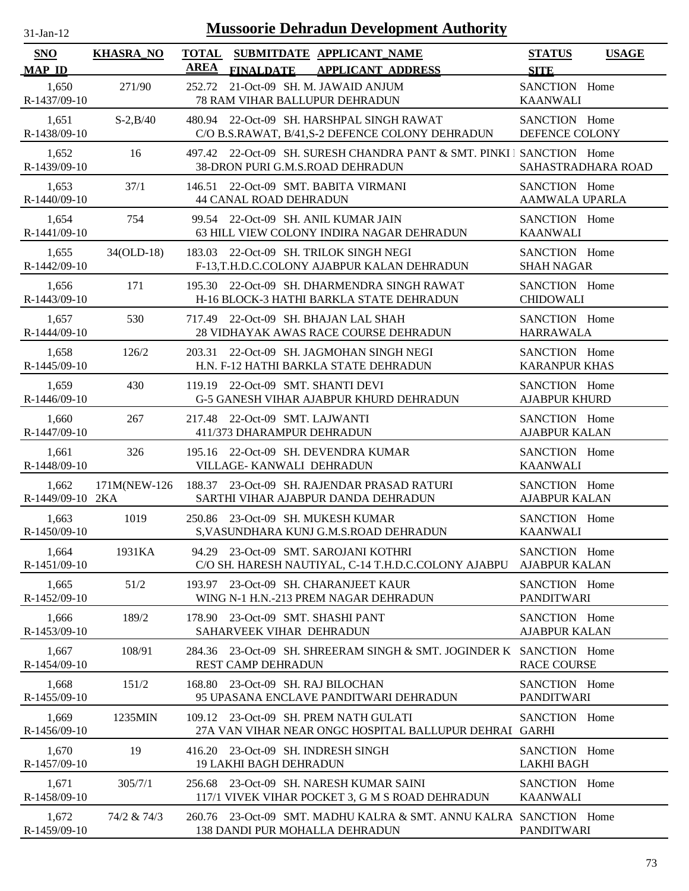# Mussoorie Dehradun Development Authority

31-Jan-12

| SNO / MAP ID | KHASRA_NO | TOTAL AREA | SUBMITDATE / FINALDATE | APPLICANT_NAME / APPLICANT ADDRESS | STATUS / SITE | USAGE |
|---|---|---|---|---|---|---|
| 1,650 / R-1437/09-10 | 271/90 | 252.72 | 21-Oct-09 | SH. M. JAWAID ANJUM / 78 RAM VIHAR BALLUPUR DEHRADUN | SANCTION / KAANWALI | Home |
| 1,651 / R-1438/09-10 | S-2,B/40 | 480.94 | 22-Oct-09 | SH. HARSHPAL SINGH RAWAT / C/O B.S.RAWAT, B/41,S-2 DEFENCE COLONY DEHRADUN | SANCTION / DEFENCE COLONY | Home |
| 1,652 / R-1439/09-10 | 16 | 497.42 | 22-Oct-09 | SH. SURESH CHANDRA PANT & SMT. PINKI I / 38-DRON PURI G.M.S.ROAD DEHRADUN | SANCTION / SAHASTRADHARA ROAD | Home |
| 1,653 / R-1440/09-10 | 37/1 | 146.51 | 22-Oct-09 | SMT. BABITA VIRMANI / 44 CANAL ROAD DEHRADUN | SANCTION / AAMWALA UPARLA | Home |
| 1,654 / R-1441/09-10 | 754 | 99.54 | 22-Oct-09 | SH. ANIL KUMAR JAIN / 63 HILL VIEW COLONY INDIRA NAGAR DEHRADUN | SANCTION / KAANWALI | Home |
| 1,655 / R-1442/09-10 | 34(OLD-18) | 183.03 | 22-Oct-09 | SH. TRILOK SINGH NEGI / F-13,T.H.D.C.COLONY AJABPUR KALAN DEHRADUN | SANCTION / SHAH NAGAR | Home |
| 1,656 / R-1443/09-10 | 171 | 195.30 | 22-Oct-09 | SH. DHARMENDRA SINGH RAWAT / H-16 BLOCK-3 HATHI BARKLA STATE DEHRADUN | SANCTION / CHIDOWALI | Home |
| 1,657 / R-1444/09-10 | 530 | 717.49 | 22-Oct-09 | SH. BHAJAN LAL SHAH / 28 VIDHAYAK AWAS RACE COURSE DEHRADUN | SANCTION / HARRAWALA | Home |
| 1,658 / R-1445/09-10 | 126/2 | 203.31 | 22-Oct-09 | SH. JAGMOHAN SINGH NEGI / H.N. F-12 HATHI BARKLA STATE DEHRADUN | SANCTION / KARANPUR KHAS | Home |
| 1,659 / R-1446/09-10 | 430 | 119.19 | 22-Oct-09 | SMT. SHANTI DEVI / G-5 GANESH VIHAR AJABPUR KHURD DEHRADUN | SANCTION / AJABPUR KHURD | Home |
| 1,660 / R-1447/09-10 | 267 | 217.48 | 22-Oct-09 | SMT. LAJWANTI / 411/373 DHARAMPUR DEHRADUN | SANCTION / AJABPUR KALAN | Home |
| 1,661 / R-1448/09-10 | 326 | 195.16 | 22-Oct-09 | SH. DEVENDRA KUMAR / VILLAGE- KANWALI DEHRADUN | SANCTION / KAANWALI | Home |
| 1,662 / R-1449/09-10 | 171M(NEW-126 2KA | 188.37 | 23-Oct-09 | SH. RAJENDAR PRASAD RATURI / SARTHI VIHAR AJABPUR DANDA DEHRADUN | SANCTION / AJABPUR KALAN | Home |
| 1,663 / R-1450/09-10 | 1019 | 250.86 | 23-Oct-09 | SH. MUKESH KUMAR / S,VASUNDHARA KUNJ G.M.S.ROAD DEHRADUN | SANCTION / KAANWALI | Home |
| 1,664 / R-1451/09-10 | 1931KA | 94.29 | 23-Oct-09 | SMT. SAROJANI KOTHRI / C/O SH. HARESH NAUTIYAL, C-14 T.H.D.C.COLONY AJABPU | SANCTION / AJABPUR KALAN | Home |
| 1,665 / R-1452/09-10 | 51/2 | 193.97 | 23-Oct-09 | SH. CHARANJEET KAUR / WING N-1 H.N.-213 PREM NAGAR DEHRADUN | SANCTION / PANDITWARI | Home |
| 1,666 / R-1453/09-10 | 189/2 | 178.90 | 23-Oct-09 | SMT. SHASHI PANT / SAHARVEEK VIHAR DEHRADUN | SANCTION / AJABPUR KALAN | Home |
| 1,667 / R-1454/09-10 | 108/91 | 284.36 | 23-Oct-09 | SH. SHREERAM SINGH & SMT. JOGINDER K / REST CAMP DEHRADUN | SANCTION / RACE COURSE | Home |
| 1,668 / R-1455/09-10 | 151/2 | 168.80 | 23-Oct-09 | SH. RAJ BILOCHAN / 95 UPASANA ENCLAVE PANDITWARI DEHRADUN | SANCTION / PANDITWARI | Home |
| 1,669 / R-1456/09-10 | 1235MIN | 109.12 | 23-Oct-09 | SH. PREM NATH GULATI / 27A VAN VIHAR NEAR ONGC HOSPITAL BALLUPUR DEHRAI | SANCTION / GARHI | Home |
| 1,670 / R-1457/09-10 | 19 | 416.20 | 23-Oct-09 | SH. INDRESH SINGH / 19 LAKHI BAGH DEHRADUN | SANCTION / LAKHI BAGH | Home |
| 1,671 / R-1458/09-10 | 305/7/1 | 256.68 | 23-Oct-09 | SH. NARESH KUMAR SAINI / 117/1 VIVEK VIHAR POCKET 3, G M S ROAD DEHRADUN | SANCTION / KAANWALI | Home |
| 1,672 / R-1459/09-10 | 74/2 & 74/3 | 260.76 | 23-Oct-09 | SMT. MADHU KALRA & SMT. ANNU KALRA / 138 DANDI PUR MOHALLA DEHRADUN | SANCTION / PANDITWARI | Home |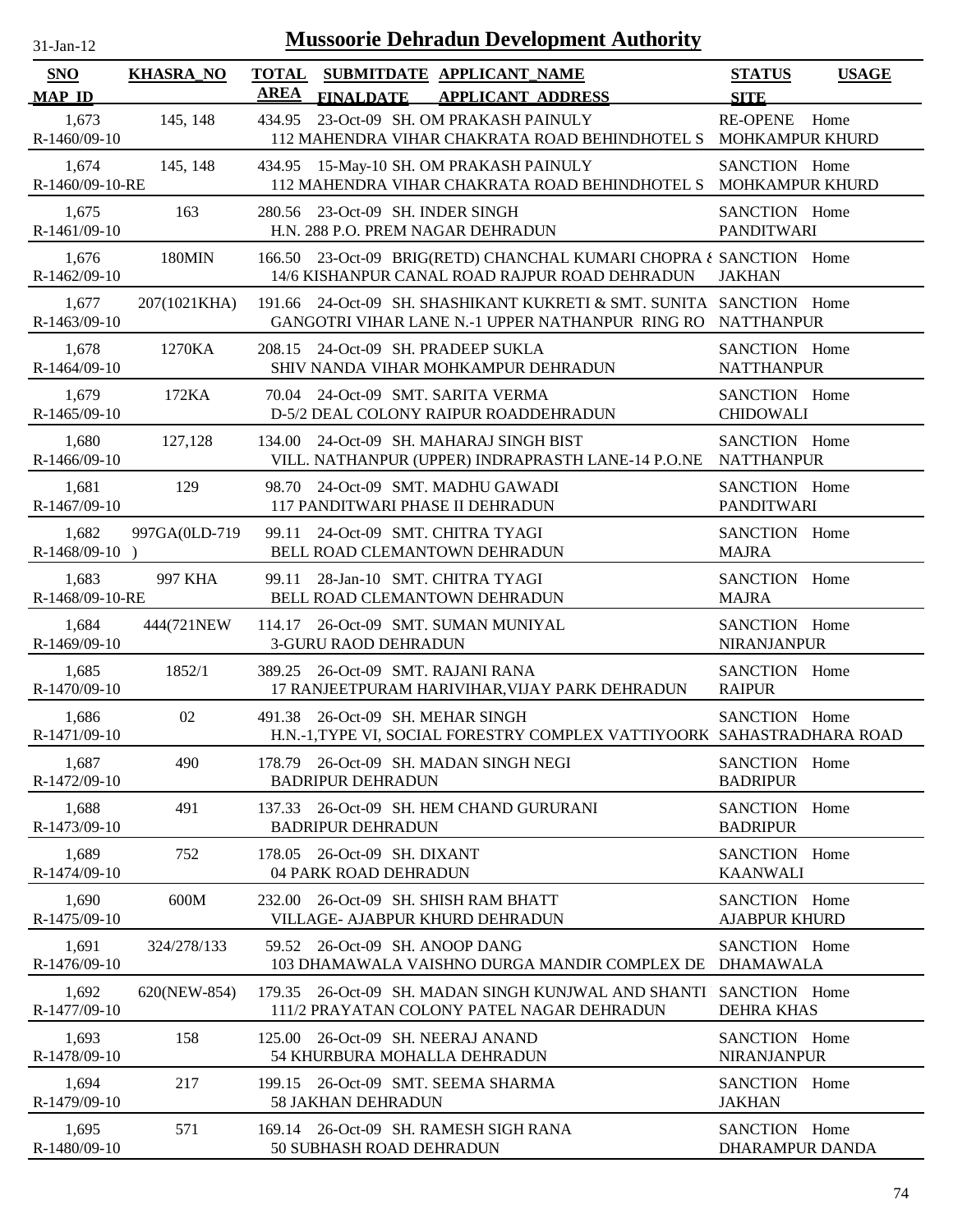# Mussoorie Dehradun Development Authority

31-Jan-12

| SNO<br>MAP_ID | KHASRA_NO | TOTAL AREA | SUBMITDATE<br>FINALDATE | APPLICANT_NAME<br>APPLICANT_ADDRESS | STATUS<br>SITE | USAGE |
|---|---|---|---|---|---|---|
| 1,673<br>R-1460/09-10 | 145, 148 | 434.95 | 23-Oct-09 | SH. OM PRAKASH PAINULY<br>112 MAHENDRA VIHAR CHAKRATA ROAD BEHINDHOTEL S | RE-OPENE<br>MOHKAMPUR KHURD | Home |
| 1,674<br>R-1460/09-10-RE | 145, 148 | 434.95 | 15-May-10 | SH. OM PRAKASH PAINULY<br>112 MAHENDRA VIHAR CHAKRATA ROAD BEHINDHOTEL S | SANCTION<br>MOHKAMPUR KHURD | Home |
| 1,675<br>R-1461/09-10 | 163 | 280.56 | 23-Oct-09 | SH. INDER SINGH<br>H.N. 288 P.O. PREM NAGAR DEHRADUN | SANCTION<br>PANDITWARI | Home |
| 1,676<br>R-1462/09-10 | 180MIN | 166.50 | 23-Oct-09 | BRIG(RETD) CHANCHAL KUMARI CHOPRA &<br>14/6 KISHANPUR CANAL ROAD RAJPUR ROAD DEHRADUN | SANCTION<br>JAKHAN | Home |
| 1,677<br>R-1463/09-10 | 207(1021KHA) | 191.66 | 24-Oct-09 | SH. SHASHIKANT KUKRETI & SMT. SUNITA<br>GANGOTRI VIHAR LANE N.-1 UPPER NATHANPUR RING RO | SANCTION<br>NATTHANPUR | Home |
| 1,678<br>R-1464/09-10 | 1270KA | 208.15 | 24-Oct-09 | SH. PRADEEP SUKLA<br>SHIV NANDA VIHAR MOHKAMPUR DEHRADUN | SANCTION<br>NATTHANPUR | Home |
| 1,679<br>R-1465/09-10 | 172KA | 70.04 | 24-Oct-09 | SMT. SARITA VERMA<br>D-5/2 DEAL COLONY RAIPUR ROADDEHRADUN | SANCTION<br>CHIDOWALI | Home |
| 1,680<br>R-1466/09-10 | 127,128 | 134.00 | 24-Oct-09 | SH. MAHARAJ SINGH BIST<br>VILL. NATHANPUR (UPPER) INDRAPRASTH LANE-14 P.O.NE | SANCTION<br>NATTHANPUR | Home |
| 1,681<br>R-1467/09-10 | 129 | 98.70 | 24-Oct-09 | SMT. MADHU GAWADI<br>117 PANDITWARI PHASE II DEHRADUN | SANCTION<br>PANDITWARI | Home |
| 1,682<br>R-1468/09-10 | 997GA(0LD-719 ) | 99.11 | 24-Oct-09 | SMT. CHITRA TYAGI<br>BELL ROAD CLEMANTOWN DEHRADUN | SANCTION<br>MAJRA | Home |
| 1,683<br>R-1468/09-10-RE | 997 KHA | 99.11 | 28-Jan-10 | SMT. CHITRA TYAGI<br>BELL ROAD CLEMANTOWN DEHRADUN | SANCTION<br>MAJRA | Home |
| 1,684<br>R-1469/09-10 | 444(721NEW | 114.17 | 26-Oct-09 | SMT. SUMAN MUNIYAL<br>3-GURU RAOD DEHRADUN | SANCTION<br>NIRANJANPUR | Home |
| 1,685<br>R-1470/09-10 | 1852/1 | 389.25 | 26-Oct-09 | SMT. RAJANI RANA<br>17 RANJEETPURAM HARIVIHAR,VIJAY PARK DEHRADUN | SANCTION<br>RAIPUR | Home |
| 1,686<br>R-1471/09-10 | 02 | 491.38 | 26-Oct-09 | SH. MEHAR SINGH<br>H.N.-1,TYPE VI, SOCIAL FORESTRY COMPLEX VATTIYOORK | SANCTION<br>SAHASTRADHARA ROAD | Home |
| 1,687<br>R-1472/09-10 | 490 | 178.79 | 26-Oct-09 | SH. MADAN SINGH NEGI<br>BADRIPUR DEHRADUN | SANCTION<br>BADRIPUR | Home |
| 1,688<br>R-1473/09-10 | 491 | 137.33 | 26-Oct-09 | SH. HEM CHAND GURURANI<br>BADRIPUR DEHRADUN | SANCTION<br>BADRIPUR | Home |
| 1,689<br>R-1474/09-10 | 752 | 178.05 | 26-Oct-09 | SH. DIXANT<br>04 PARK ROAD DEHRADUN | SANCTION<br>KAANWALI | Home |
| 1,690<br>R-1475/09-10 | 600M | 232.00 | 26-Oct-09 | SH. SHISH RAM BHATT<br>VILLAGE- AJABPUR KHURD DEHRADUN | SANCTION<br>AJABPUR KHURD | Home |
| 1,691<br>R-1476/09-10 | 324/278/133 | 59.52 | 26-Oct-09 | SH. ANOOP DANG<br>103 DHAMAWALA VAISHNO DURGA MANDIR COMPLEX DE | SANCTION<br>DHAMAWALA | Home |
| 1,692<br>R-1477/09-10 | 620(NEW-854) | 179.35 | 26-Oct-09 | SH. MADAN SINGH KUNJWAL AND SHANTI<br>111/2 PRAYATAN COLONY PATEL NAGAR DEHRADUN | SANCTION<br>DEHRA KHAS | Home |
| 1,693<br>R-1478/09-10 | 158 | 125.00 | 26-Oct-09 | SH. NEERAJ ANAND<br>54 KHURBURA MOHALLA DEHRADUN | SANCTION<br>NIRANJANPUR | Home |
| 1,694<br>R-1479/09-10 | 217 | 199.15 | 26-Oct-09 | SMT. SEEMA SHARMA<br>58 JAKHAN DEHRADUN | SANCTION<br>JAKHAN | Home |
| 1,695<br>R-1480/09-10 | 571 | 169.14 | 26-Oct-09 | SH. RAMESH SIGH RANA<br>50 SUBHASH ROAD DEHRADUN | SANCTION<br>DHARAMPUR DANDA | Home |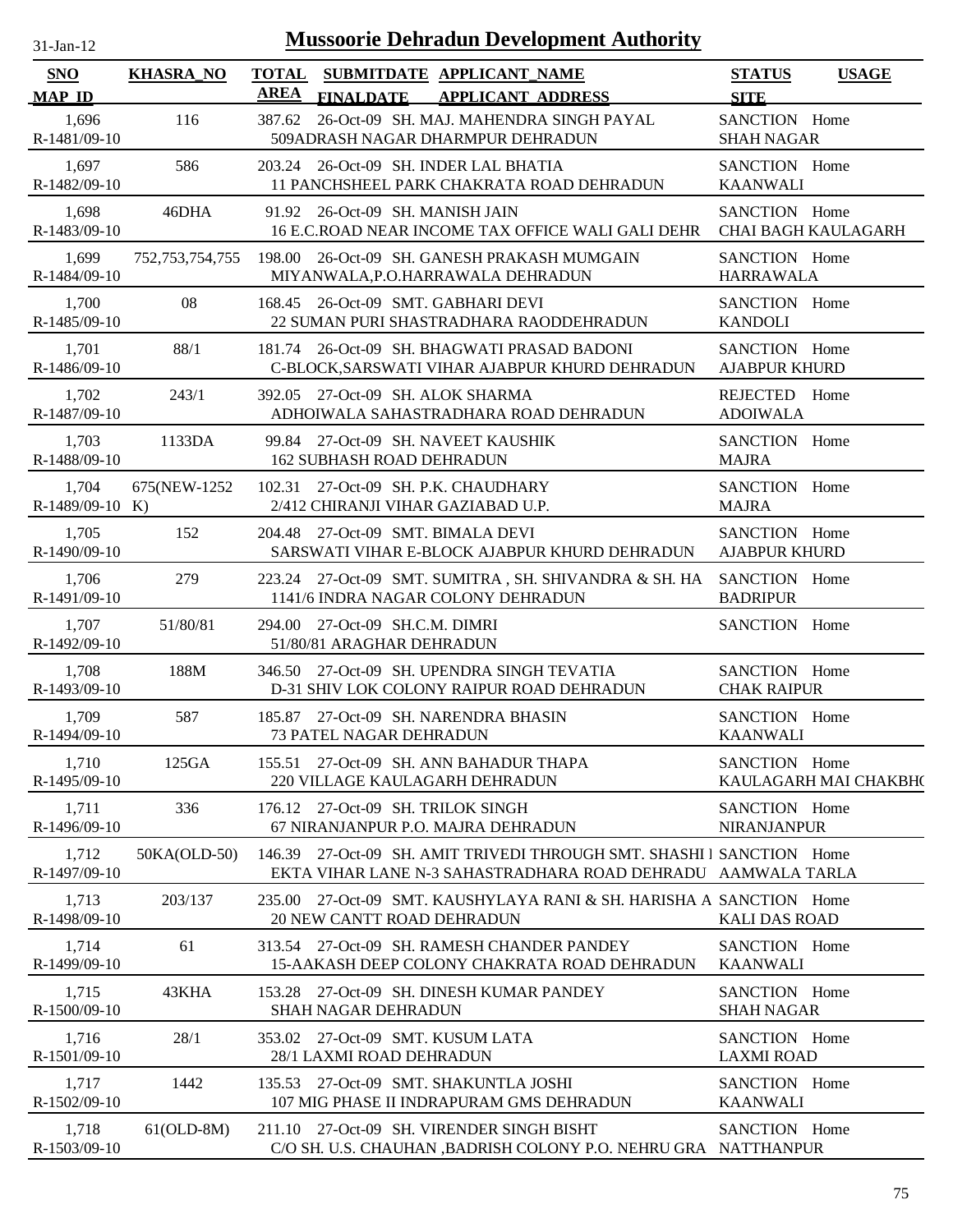# Mussoorie Dehradun Development Authority

31-Jan-12

| SNO / MAP_ID | KHASRA_NO | TOTAL AREA | SUBMITDATE / FINALDATE | APPLICANT_NAME / APPLICANT_ADDRESS | STATUS / SITE | USAGE |
|---|---|---|---|---|---|---|
| 1,696 / R-1481/09-10 | 116 | 387.62 | 26-Oct-09 | SH. MAJ. MAHENDRA SINGH PAYAL / 509ADRASH NAGAR DHARMPUR DEHRADUN | SANCTION / SHAH NAGAR | Home |
| 1,697 / R-1482/09-10 | 586 | 203.24 | 26-Oct-09 | SH. INDER LAL BHATIA / 11 PANCHSHEEL PARK CHAKRATA ROAD DEHRADUN | SANCTION / KAANWALI | Home |
| 1,698 / R-1483/09-10 | 46DHA | 91.92 | 26-Oct-09 | SH. MANISH JAIN / 16 E.C.ROAD NEAR INCOME TAX OFFICE WALI GALI DEHR | SANCTION / CHAI BAGH KAULAGARH | Home |
| 1,699 / R-1484/09-10 | 752,753,754,755 | 198.00 | 26-Oct-09 | SH. GANESH PRAKASH MUMGAIN / MIYANWALA,P.O.HARRAWALA DEHRADUN | SANCTION / HARRAWALA | Home |
| 1,700 / R-1485/09-10 | 08 | 168.45 | 26-Oct-09 | SMT. GABHARI DEVI / 22 SUMAN PURI SHASTRADHARA RAODDEHRADUN | SANCTION / KANDOLI | Home |
| 1,701 / R-1486/09-10 | 88/1 | 181.74 | 26-Oct-09 | SH. BHAGWATI PRASAD BADONI / C-BLOCK,SARSWATI VIHAR AJABPUR KHURD DEHRADUN | SANCTION / AJABPUR KHURD | Home |
| 1,702 / R-1487/09-10 | 243/1 | 392.05 | 27-Oct-09 | SH. ALOK SHARMA / ADHOIWALA SAHASTRADHARA ROAD DEHRADUN | REJECTED / ADOIWALA | Home |
| 1,703 / R-1488/09-10 | 1133DA | 99.84 | 27-Oct-09 | SH. NAVEET KAUSHIK / 162 SUBHASH ROAD DEHRADUN | SANCTION / MAJRA | Home |
| 1,704 / R-1489/09-10 | 675(NEW-1252 K) | 102.31 | 27-Oct-09 | SH. P.K. CHAUDHARY / 2/412 CHIRANJI VIHAR GAZIABAD U.P. | SANCTION / MAJRA | Home |
| 1,705 / R-1490/09-10 | 152 | 204.48 | 27-Oct-09 | SMT. BIMALA DEVI / SARSWATI VIHAR E-BLOCK AJABPUR KHURD DEHRADUN | SANCTION / AJABPUR KHURD | Home |
| 1,706 / R-1491/09-10 | 279 | 223.24 | 27-Oct-09 | SMT. SUMITRA , SH. SHIVANDRA & SH. HA / 1141/6 INDRA NAGAR COLONY DEHRADUN | SANCTION / BADRIPUR | Home |
| 1,707 / R-1492/09-10 | 51/80/81 | 294.00 | 27-Oct-09 | SH.C.M. DIMRI / 51/80/81 ARAGHAR DEHRADUN | SANCTION | Home |
| 1,708 / R-1493/09-10 | 188M | 346.50 | 27-Oct-09 | SH. UPENDRA SINGH TEVATIA / D-31 SHIV LOK COLONY RAIPUR ROAD DEHRADUN | SANCTION / CHAK RAIPUR | Home |
| 1,709 / R-1494/09-10 | 587 | 185.87 | 27-Oct-09 | SH. NARENDRA BHASIN / 73 PATEL NAGAR DEHRADUN | SANCTION / KAANWALI | Home |
| 1,710 / R-1495/09-10 | 125GA | 155.51 | 27-Oct-09 | SH. ANN BAHADUR THAPA / 220 VILLAGE KAULAGARH DEHRADUN | SANCTION / KAULAGARH MAI CHAKBH( | Home |
| 1,711 / R-1496/09-10 | 336 | 176.12 | 27-Oct-09 | SH. TRILOK SINGH / 67 NIRANJANPUR P.O. MAJRA DEHRADUN | SANCTION / NIRANJANPUR | Home |
| 1,712 / R-1497/09-10 | 50KA(OLD-50) | 146.39 | 27-Oct-09 | SH. AMIT TRIVEDI THROUGH SMT. SHASHI I / EKTA VIHAR LANE N-3 SAHASTRADHARA ROAD DEHRADU | SANCTION / AAMWALA TARLA | Home |
| 1,713 / R-1498/09-10 | 203/137 | 235.00 | 27-Oct-09 | SMT. KAUSHYLAYA RANI & SH. HARISHA A / 20 NEW CANTT ROAD DEHRADUN | SANCTION / KALI DAS ROAD | Home |
| 1,714 / R-1499/09-10 | 61 | 313.54 | 27-Oct-09 | SH. RAMESH CHANDER PANDEY / 15-AAKASH DEEP COLONY CHAKRATA ROAD DEHRADUN | SANCTION / KAANWALI | Home |
| 1,715 / R-1500/09-10 | 43KHA | 153.28 | 27-Oct-09 | SH. DINESH KUMAR PANDEY / SHAH NAGAR DEHRADUN | SANCTION / SHAH NAGAR | Home |
| 1,716 / R-1501/09-10 | 28/1 | 353.02 | 27-Oct-09 | SMT. KUSUM LATA / 28/1 LAXMI ROAD DEHRADUN | SANCTION / LAXMI ROAD | Home |
| 1,717 / R-1502/09-10 | 1442 | 135.53 | 27-Oct-09 | SMT. SHAKUNTLA JOSHI / 107 MIG PHASE II INDRAPURAM GMS DEHRADUN | SANCTION / KAANWALI | Home |
| 1,718 / R-1503/09-10 | 61(OLD-8M) | 211.10 | 27-Oct-09 | SH. VIRENDER SINGH BISHT / C/O SH. U.S. CHAUHAN ,BADRISH COLONY P.O. NEHRU GRA | SANCTION / NATTHANPUR | Home |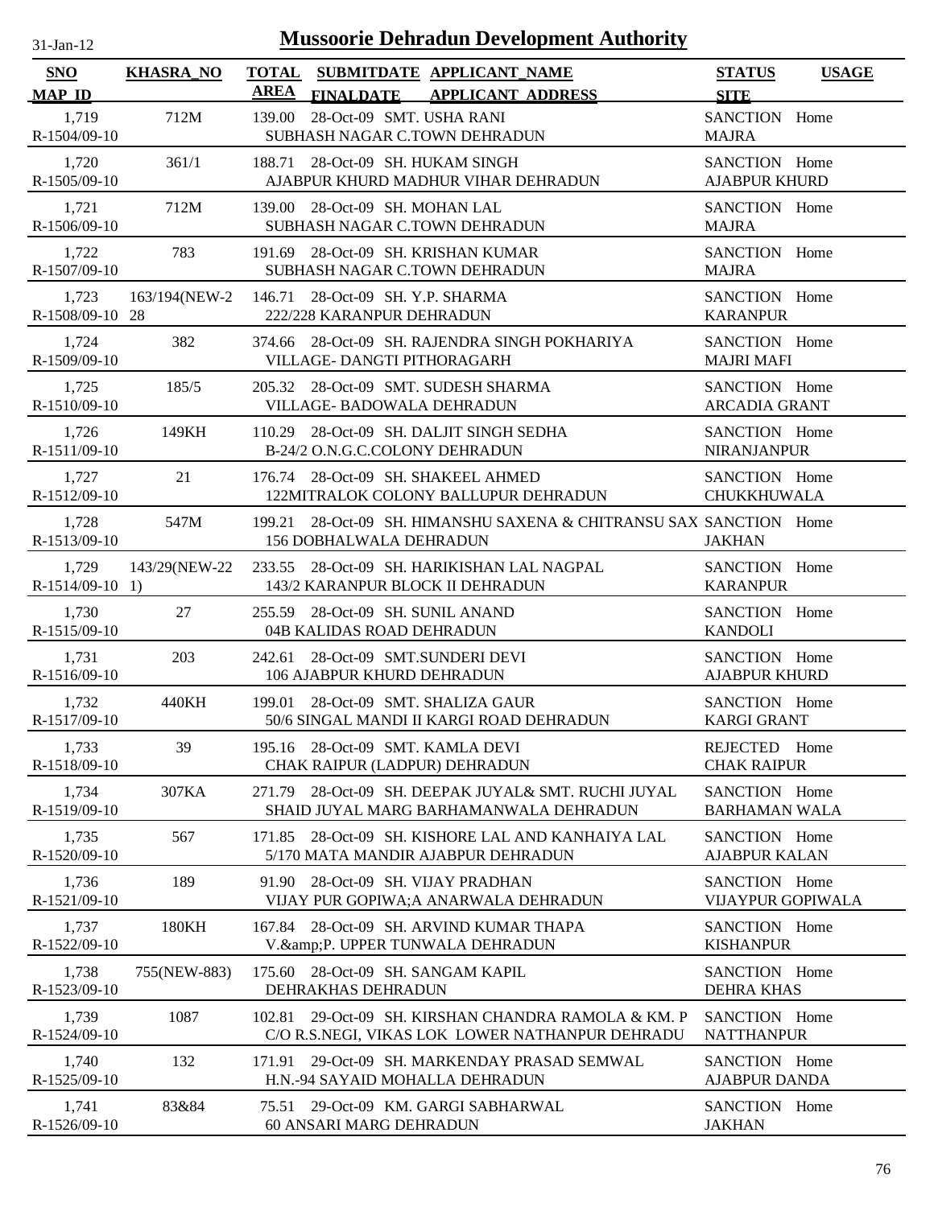# Mussoorie Dehradun Development Authority

31-Jan-12

| SNO<br>MAP_ID | KHASRA_NO | TOTAL AREA | SUBMITDATE<br>FINALDATE | APPLICANT_NAME<br>APPLICANT_ADDRESS | STATUS<br>SITE | USAGE |
|---|---|---|---|---|---|---|
| 1,719<br>R-1504/09-10 | 712M | 139.00 | 28-Oct-09 | SMT. USHA RANI<br>SUBHASH NAGAR C.TOWN DEHRADUN | SANCTION<br>MAJRA | Home |
| 1,720<br>R-1505/09-10 | 361/1 | 188.71 | 28-Oct-09 | SH. HUKAM SINGH<br>AJABPUR KHURD MADHUR VIHAR DEHRADUN | SANCTION<br>AJABPUR KHURD | Home |
| 1,721<br>R-1506/09-10 | 712M | 139.00 | 28-Oct-09 | SH. MOHAN LAL<br>SUBHASH NAGAR C.TOWN DEHRADUN | SANCTION<br>MAJRA | Home |
| 1,722<br>R-1507/09-10 | 783 | 191.69 | 28-Oct-09 | SH. KRISHAN KUMAR<br>SUBHASH NAGAR C.TOWN DEHRADUN | SANCTION<br>MAJRA | Home |
| 1,723<br>R-1508/09-10 | 163/194(NEW-228 | 146.71 | 28-Oct-09 | SH. Y.P. SHARMA<br>222/228 KARANPUR DEHRADUN | SANCTION<br>KARANPUR | Home |
| 1,724<br>R-1509/09-10 | 382 | 374.66 | 28-Oct-09 | SH. RAJENDRA SINGH POKHARIYA<br>VILLAGE- DANGTI PITHORAGARH | SANCTION<br>MAJRI MAFI | Home |
| 1,725<br>R-1510/09-10 | 185/5 | 205.32 | 28-Oct-09 | SMT. SUDESH SHARMA<br>VILLAGE- BADOWALA DEHRADUN | SANCTION<br>ARCADIA GRANT | Home |
| 1,726<br>R-1511/09-10 | 149KH | 110.29 | 28-Oct-09 | SH. DALJIT SINGH SEDHA<br>B-24/2 O.N.G.C.COLONY DEHRADUN | SANCTION<br>NIRANJANPUR | Home |
| 1,727<br>R-1512/09-10 | 21 | 176.74 | 28-Oct-09 | SH. SHAKEEL AHMED<br>122MITRALOK COLONY BALLUPUR DEHRADUN | SANCTION<br>CHUKKHUWALA | Home |
| 1,728<br>R-1513/09-10 | 547M | 199.21 | 28-Oct-09 | SH. HIMANSHU SAXENA & CHITRANSU SAX<br>156 DOBHALWALA DEHRADUN | SANCTION<br>JAKHAN | Home |
| 1,729<br>R-1514/09-10 | 143/29(NEW-221) | 233.55 | 28-Oct-09 | SH. HARIKISHAN LAL NAGPAL<br>143/2 KARANPUR BLOCK II DEHRADUN | SANCTION<br>KARANPUR | Home |
| 1,730<br>R-1515/09-10 | 27 | 255.59 | 28-Oct-09 | SH. SUNIL ANAND<br>04B KALIDAS ROAD DEHRADUN | SANCTION<br>KANDOLI | Home |
| 1,731<br>R-1516/09-10 | 203 | 242.61 | 28-Oct-09 | SMT.SUNDERI DEVI<br>106 AJABPUR KHURD DEHRADUN | SANCTION<br>AJABPUR KHURD | Home |
| 1,732<br>R-1517/09-10 | 440KH | 199.01 | 28-Oct-09 | SMT. SHALIZA GAUR<br>50/6 SINGAL MANDI II KARGI ROAD DEHRADUN | SANCTION<br>KARGI GRANT | Home |
| 1,733<br>R-1518/09-10 | 39 | 195.16 | 28-Oct-09 | SMT. KAMLA DEVI<br>CHAK RAIPUR (LADPUR) DEHRADUN | REJECTED<br>CHAK RAIPUR | Home |
| 1,734<br>R-1519/09-10 | 307KA | 271.79 | 28-Oct-09 | SH. DEEPAK JUYAL& SMT. RUCHI JUYAL<br>SHAID JUYAL MARG BARHAMANWALA DEHRADUN | SANCTION<br>BARHAMAN WALA | Home |
| 1,735<br>R-1520/09-10 | 567 | 171.85 | 28-Oct-09 | SH. KISHORE LAL AND KANHAIYA LAL<br>5/170 MATA MANDIR AJABPUR DEHRADUN | SANCTION<br>AJABPUR KALAN | Home |
| 1,736<br>R-1521/09-10 | 189 | 91.90 | 28-Oct-09 | SH. VIJAY PRADHAN<br>VIJAY PUR GOPIWA;A ANARWALA DEHRADUN | SANCTION<br>VIJAYPUR GOPIWALA | Home |
| 1,737<br>R-1522/09-10 | 180KH | 167.84 | 28-Oct-09 | SH. ARVIND KUMAR THAPA<br>V.&amp;P. UPPER TUNWALA DEHRADUN | SANCTION<br>KISHANPUR | Home |
| 1,738<br>R-1523/09-10 | 755(NEW-883) | 175.60 | 28-Oct-09 | SH. SANGAM KAPIL<br>DEHRAKHAS DEHRADUN | SANCTION<br>DEHRA KHAS | Home |
| 1,739<br>R-1524/09-10 | 1087 | 102.81 | 29-Oct-09 | SH. KIRSHAN CHANDRA RAMOLA & KM. P<br>C/O R.S.NEGI, VIKAS LOK LOWER NATHANPUR DEHRADU | SANCTION<br>NATTHANPUR | Home |
| 1,740<br>R-1525/09-10 | 132 | 171.91 | 29-Oct-09 | SH. MARKENDAY PRASAD SEMWAL<br>H.N.-94 SAYAID MOHALLA DEHRADUN | SANCTION<br>AJABPUR DANDA | Home |
| 1,741<br>R-1526/09-10 | 83&84 | 75.51 | 29-Oct-09 | KM. GARGI SABHARWAL<br>60 ANSARI MARG DEHRADUN | SANCTION<br>JAKHAN | Home |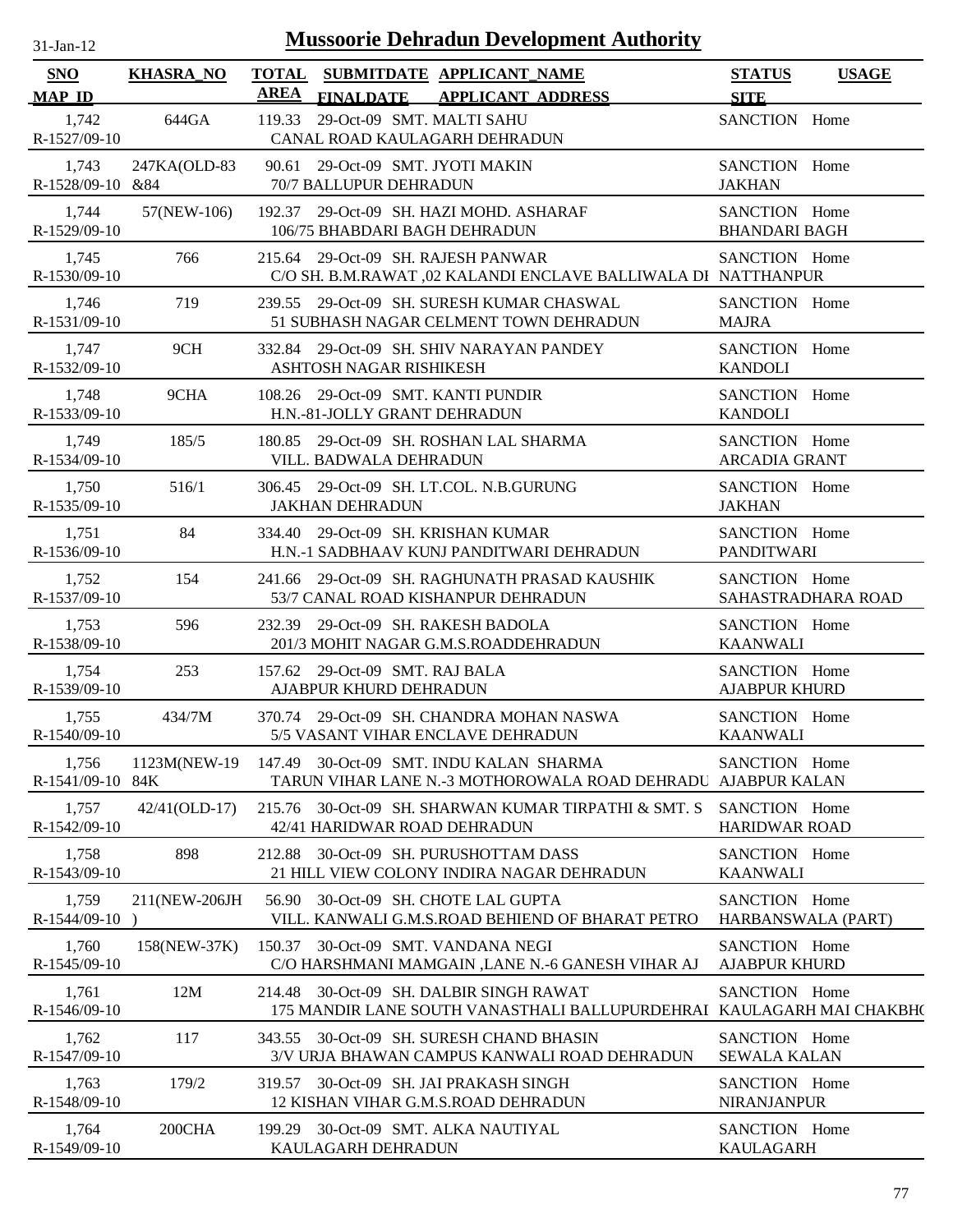# Mussoorie Dehradun Development Authority

31-Jan-12

| SNO<br>MAP_ID | KHASRA_NO | TOTAL AREA | SUBMITDATE<br>FINALDATE | APPLICANT_NAME<br>APPLICANT_ADDRESS | STATUS<br>SITE | USAGE |
|---|---|---|---|---|---|---|
| 1,742<br>R-1527/09-10 | 644GA | 119.33 | 29-Oct-09 | SMT. MALTI SAHU<br>CANAL ROAD KAULAGARH DEHRADUN | SANCTION | Home |
| 1,743<br>R-1528/09-10 | 247KA(OLD-83 &84 | 90.61 | 29-Oct-09 | SMT. JYOTI MAKIN<br>70/7 BALLUPUR DEHRADUN | SANCTION<br>JAKHAN | Home |
| 1,744<br>R-1529/09-10 | 57(NEW-106) | 192.37 | 29-Oct-09 | SH. HAZI MOHD. ASHARAF<br>106/75 BHABDARI BAGH DEHRADUN | SANCTION<br>BHANDARI BAGH | Home |
| 1,745<br>R-1530/09-10 | 766 | 215.64 | 29-Oct-09 | SH. RAJESH PANWAR<br>C/O SH. B.M.RAWAT ,02 KALANDI ENCLAVE BALLIWALA DI | SANCTION<br>NATTHANPUR | Home |
| 1,746<br>R-1531/09-10 | 719 | 239.55 | 29-Oct-09 | SH. SURESH KUMAR CHASWAL<br>51 SUBHASH NAGAR CELMENT TOWN DEHRADUN | SANCTION<br>MAJRA | Home |
| 1,747<br>R-1532/09-10 | 9CH | 332.84 | 29-Oct-09 | SH. SHIV NARAYAN PANDEY<br>ASHTOSH NAGAR RISHIKESH | SANCTION<br>KANDOLI | Home |
| 1,748<br>R-1533/09-10 | 9CHA | 108.26 | 29-Oct-09 | SMT. KANTI PUNDIR<br>H.N.-81-JOLLY GRANT DEHRADUN | SANCTION<br>KANDOLI | Home |
| 1,749<br>R-1534/09-10 | 185/5 | 180.85 | 29-Oct-09 | SH. ROSHAN LAL SHARMA<br>VILL. BADWALA DEHRADUN | SANCTION<br>ARCADIA GRANT | Home |
| 1,750<br>R-1535/09-10 | 516/1 | 306.45 | 29-Oct-09 | SH. LT.COL. N.B.GURUNG<br>JAKHAN DEHRADUN | SANCTION<br>JAKHAN | Home |
| 1,751<br>R-1536/09-10 | 84 | 334.40 | 29-Oct-09 | SH. KRISHAN KUMAR<br>H.N.-1 SADBHAAV KUNJ PANDITWARI DEHRADUN | SANCTION<br>PANDITWARI | Home |
| 1,752<br>R-1537/09-10 | 154 | 241.66 | 29-Oct-09 | SH. RAGHUNATH PRASAD KAUSHIK<br>53/7 CANAL ROAD KISHANPUR DEHRADUN | SANCTION<br>SAHASTRADHARA ROAD | Home |
| 1,753<br>R-1538/09-10 | 596 | 232.39 | 29-Oct-09 | SH. RAKESH BADOLA<br>201/3 MOHIT NAGAR G.M.S.ROADDEHRADUN | SANCTION<br>KAANWALI | Home |
| 1,754<br>R-1539/09-10 | 253 | 157.62 | 29-Oct-09 | SMT. RAJ BALA<br>AJABPUR KHURD DEHRADUN | SANCTION<br>AJABPUR KHURD | Home |
| 1,755<br>R-1540/09-10 | 434/7M | 370.74 | 29-Oct-09 | SH. CHANDRA MOHAN NASWA<br>5/5 VASANT VIHAR ENCLAVE DEHRADUN | SANCTION<br>KAANWALI | Home |
| 1,756<br>R-1541/09-10 | 1123M(NEW-19 84K | 147.49 | 30-Oct-09 | SMT. INDU KALAN SHARMA<br>TARUN VIHAR LANE N.-3 MOTHOROWALA ROAD DEHRADU | SANCTION<br>AJABPUR KALAN | Home |
| 1,757<br>R-1542/09-10 | 42/41(OLD-17) | 215.76 | 30-Oct-09 | SH. SHARWAN KUMAR TIRPATHI & SMT. S<br>42/41 HARIDWAR ROAD DEHRADUN | SANCTION<br>HARIDWAR ROAD | Home |
| 1,758<br>R-1543/09-10 | 898 | 212.88 | 30-Oct-09 | SH. PURUSHOTTAM DASS<br>21 HILL VIEW COLONY INDIRA NAGAR DEHRADUN | SANCTION<br>KAANWALI | Home |
| 1,759<br>R-1544/09-10 | 211(NEW-206JH ) | 56.90 | 30-Oct-09 | SH. CHOTE LAL GUPTA<br>VILL. KANWALI G.M.S.ROAD BEHIEND OF BHARAT PETRO | SANCTION<br>HARBANSWALA (PART) | Home |
| 1,760<br>R-1545/09-10 | 158(NEW-37K) | 150.37 | 30-Oct-09 | SMT. VANDANA NEGI<br>C/O HARSHMANI MAMGAIN ,LANE N.-6 GANESH VIHAR AJ | SANCTION<br>AJABPUR KHURD | Home |
| 1,761<br>R-1546/09-10 | 12M | 214.48 | 30-Oct-09 | SH. DALBIR SINGH RAWAT<br>175 MANDIR LANE SOUTH VANASTHALI BALLUPURDEHRAI | SANCTION<br>KAULAGARH MAI CHAKBH( | Home |
| 1,762<br>R-1547/09-10 | 117 | 343.55 | 30-Oct-09 | SH. SURESH CHAND BHASIN<br>3/V URJA BHAWAN CAMPUS KANWALI ROAD DEHRADUN | SANCTION<br>SEWALA KALAN | Home |
| 1,763<br>R-1548/09-10 | 179/2 | 319.57 | 30-Oct-09 | SH. JAI PRAKASH SINGH<br>12 KISHAN VIHAR G.M.S.ROAD DEHRADUN | SANCTION<br>NIRANJANPUR | Home |
| 1,764<br>R-1549/09-10 | 200CHA | 199.29 | 30-Oct-09 | SMT. ALKA NAUTIYAL<br>KAULAGARH DEHRADUN | SANCTION<br>KAULAGARH | Home |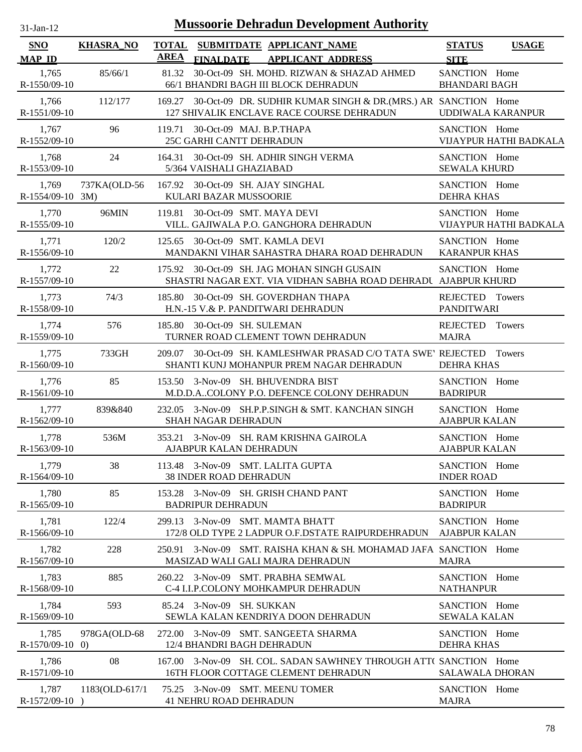# Mussoorie Dehradun Development Authority

31-Jan-12

| SNO / MAP ID | KHASRA_NO | TOTAL AREA | SUBMITDATE / FINALDATE | APPLICANT_NAME / APPLICANT_ADDRESS | STATUS / SITE | USAGE |
|---|---|---|---|---|---|---|
| 1,765 / R-1550/09-10 | 85/66/1 | 81.32 | 30-Oct-09 | SH. MOHD. RIZWAN & SHAZAD AHMED / 66/1 BHANDRI BAGH III BLOCK DEHRADUN | SANCTION / BHANDARI BAGH | Home |
| 1,766 / R-1551/09-10 | 112/177 | 169.27 | 30-Oct-09 | DR. SUDHIR KUMAR SINGH & DR.(MRS.) AR / 127 SHIVALIK ENCLAVE RACE COURSE DEHRADUN | SANCTION / UDDIWALA KARANPUR | Home |
| 1,767 / R-1552/09-10 | 96 | 119.71 | 30-Oct-09 | MAJ. B.P.THAPA / 25C GARHI CANTT DEHRADUN | SANCTION / VIJAYPUR HATHI BADKALA | Home |
| 1,768 / R-1553/09-10 | 24 | 164.31 | 30-Oct-09 | SH. ADHIR SINGH VERMA / 5/364 VAISHALI GHAZIABAD | SANCTION / SEWALA KHURD | Home |
| 1,769 / R-1554/09-10 | 737KA(OLD-563M) | 167.92 | 30-Oct-09 | SH. AJAY SINGHAL / KULARI BAZAR MUSSOORIE | SANCTION / DEHRA KHAS | Home |
| 1,770 / R-1555/09-10 | 96MIN | 119.81 | 30-Oct-09 | SMT. MAYA DEVI / VILL. GAJIWALA P.O. GANGHORA DEHRADUN | SANCTION / VIJAYPUR HATHI BADKALA | Home |
| 1,771 / R-1556/09-10 | 120/2 | 125.65 | 30-Oct-09 | SMT. KAMLA DEVI / MANDAKNI VIHAR SAHASTRA DHARA ROAD DEHRADUN | SANCTION / KARANPUR KHAS | Home |
| 1,772 / R-1557/09-10 | 22 | 175.92 | 30-Oct-09 | SH. JAG MOHAN SINGH GUSAIN / SHASTRI NAGAR EXT. VIA VIDHAN SABHA ROAD DEHRADU | SANCTION / AJABPUR KHURD | Home |
| 1,773 / R-1558/09-10 | 74/3 | 185.80 | 30-Oct-09 | SH. GOVERDHAN THAPA / H.N.-15 V.& P. PANDITWARI DEHRADUN | REJECTED / PANDITWARI | Towers |
| 1,774 / R-1559/09-10 | 576 | 185.80 | 30-Oct-09 | SH. SULEMAN / TURNER ROAD CLEMENT TOWN DEHRADUN | REJECTED / MAJRA | Towers |
| 1,775 / R-1560/09-10 | 733GH | 209.07 | 30-Oct-09 | SH. KAMLESHWAR PRASAD C/O TATA SWE / SHANTI KUNJ MOHANPUR PREM NAGAR DEHRADUN | REJECTED / DEHRA KHAS | Towers |
| 1,776 / R-1561/09-10 | 85 | 153.50 | 3-Nov-09 | SH. BHUVENDRA BIST / M.D.D.A..COLONY P.O. DEFENCE COLONY DEHRADUN | SANCTION / BADRIPUR | Home |
| 1,777 / R-1562/09-10 | 839&840 | 232.05 | 3-Nov-09 | SH.P.P.SINGH & SMT. KANCHAN SINGH / SHAH NAGAR DEHRADUN | SANCTION / AJABPUR KALAN | Home |
| 1,778 / R-1563/09-10 | 536M | 353.21 | 3-Nov-09 | SH. RAM KRISHNA GAIROLA / AJABPUR KALAN DEHRADUN | SANCTION / AJABPUR KALAN | Home |
| 1,779 / R-1564/09-10 | 38 | 113.48 | 3-Nov-09 | SMT. LALITA GUPTA / 38 INDER ROAD DEHRADUN | SANCTION / INDER ROAD | Home |
| 1,780 / R-1565/09-10 | 85 | 153.28 | 3-Nov-09 | SH. GRISH CHAND PANT / BADRIPUR DEHRADUN | SANCTION / BADRIPUR | Home |
| 1,781 / R-1566/09-10 | 122/4 | 299.13 | 3-Nov-09 | SMT. MAMTA BHATT / 172/8 OLD TYPE 2 LADPUR O.F.DSTATE RAIPURDEHRADUN | SANCTION / AJABPUR KALAN | Home |
| 1,782 / R-1567/09-10 | 228 | 250.91 | 3-Nov-09 | SMT. RAISHA KHAN & SH. MOHAMAD JAFA / MASIZAD WALI GALI MAJRA DEHRADUN | SANCTION / MAJRA | Home |
| 1,783 / R-1568/09-10 | 885 | 260.22 | 3-Nov-09 | SMT. PRABHA SEMWAL / C-4 I.I.P.COLONY MOHKAMPUR DEHRADUN | SANCTION / NATHANPUR | Home |
| 1,784 / R-1569/09-10 | 593 | 85.24 | 3-Nov-09 | SH. SUKKAN / SEWLA KALAN KENDRIYA DOON DEHRADUN | SANCTION / SEWALA KALAN | Home |
| 1,785 / R-1570/09-10 | 978GA(OLD-680) | 272.00 | 3-Nov-09 | SMT. SANGEETA SHARMA / 12/4 BHANDRI BAGH DEHRADUN | SANCTION / DEHRA KHAS | Home |
| 1,786 / R-1571/09-10 | 08 | 167.00 | 3-Nov-09 | SH. COL. SADAN SAWHNEY THROUGH ATT( / 16TH FLOOR COTTAGE CLEMENT DEHRADUN | SANCTION / SALAWALA DHORAN | Home |
| 1,787 / R-1572/09-10 | 1183(OLD-617/1) | 75.25 | 3-Nov-09 | SMT. MEENU TOMER / 41 NEHRU ROAD DEHRADUN | SANCTION / MAJRA | Home |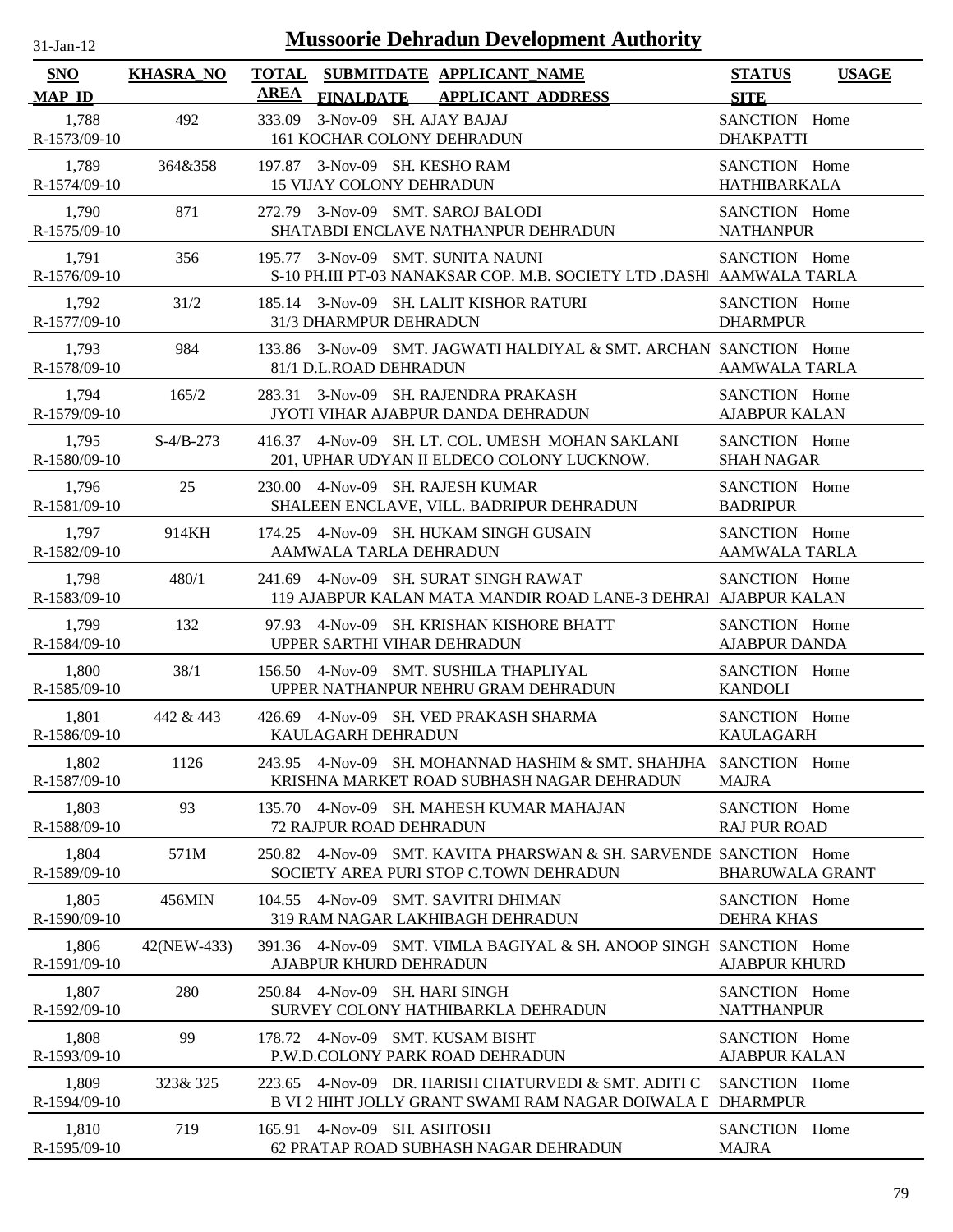# Mussoorie Dehradun Development Authority

31-Jan-12

| SNO / MAP_ID | KHASRA_NO | TOTAL AREA | SUBMITDATE / FINALDATE | APPLICANT_NAME / APPLICANT_ADDRESS | STATUS / SITE | USAGE |
|---|---|---|---|---|---|---|
| 1,788 / R-1573/09-10 | 492 | 333.09 | 3-Nov-09 | SH. AJAY BAJAJ / 161 KOCHAR COLONY DEHRADUN | SANCTION / DHAKPATTI | Home |
| 1,789 / R-1574/09-10 | 364&358 | 197.87 | 3-Nov-09 | SH. KESHO RAM / 15 VIJAY COLONY DEHRADUN | SANCTION / HATHIBARKALA | Home |
| 1,790 / R-1575/09-10 | 871 | 272.79 | 3-Nov-09 | SMT. SAROJ BALODI / SHATABDI ENCLAVE NATHANPUR DEHRADUN | SANCTION / NATHANPUR | Home |
| 1,791 / R-1576/09-10 | 356 | 195.77 | 3-Nov-09 | SMT. SUNITA NAUNI / S-10 PH.III PT-03 NANAKSAR COP. M.B. SOCIETY LTD .DASHI | SANCTION / AAMWALA TARLA | Home |
| 1,792 / R-1577/09-10 | 31/2 | 185.14 | 3-Nov-09 | SH. LALIT KISHOR RATURI / 31/3 DHARMPUR DEHRADUN | SANCTION / DHARMPUR | Home |
| 1,793 / R-1578/09-10 | 984 | 133.86 | 3-Nov-09 | SMT. JAGWATI HALDIYAL & SMT. ARCHAN / 81/1 D.L.ROAD DEHRADUN | SANCTION / AAMWALA TARLA | Home |
| 1,794 / R-1579/09-10 | 165/2 | 283.31 | 3-Nov-09 | SH. RAJENDRA PRAKASH / JYOTI VIHAR AJABPUR DANDA DEHRADUN | SANCTION / AJABPUR KALAN | Home |
| 1,795 / R-1580/09-10 | S-4/B-273 | 416.37 | 4-Nov-09 | SH. LT. COL. UMESH MOHAN SAKLANI / 201, UPHAR UDYAN II ELDECO COLONY LUCKNOW. | SANCTION / SHAH NAGAR | Home |
| 1,796 / R-1581/09-10 | 25 | 230.00 | 4-Nov-09 | SH. RAJESH KUMAR / SHALEEN ENCLAVE, VILL. BADRIPUR DEHRADUN | SANCTION / BADRIPUR | Home |
| 1,797 / R-1582/09-10 | 914KH | 174.25 | 4-Nov-09 | SH. HUKAM SINGH GUSAIN / AAMWALA TARLA DEHRADUN | SANCTION / AAMWALA TARLA | Home |
| 1,798 / R-1583/09-10 | 480/1 | 241.69 | 4-Nov-09 | SH. SURAT SINGH RAWAT / 119 AJABPUR KALAN MATA MANDIR ROAD LANE-3 DEHRAI | SANCTION / AJABPUR KALAN | Home |
| 1,799 / R-1584/09-10 | 132 | 97.93 | 4-Nov-09 | SH. KRISHAN KISHORE BHATT / UPPER SARTHI VIHAR DEHRADUN | SANCTION / AJABPUR DANDA | Home |
| 1,800 / R-1585/09-10 | 38/1 | 156.50 | 4-Nov-09 | SMT. SUSHILA THAPLIYAL / UPPER NATHANPUR NEHRU GRAM DEHRADUN | SANCTION / KANDOLI | Home |
| 1,801 / R-1586/09-10 | 442 & 443 | 426.69 | 4-Nov-09 | SH. VED PRAKASH SHARMA / KAULAGARH DEHRADUN | SANCTION / KAULAGARH | Home |
| 1,802 / R-1587/09-10 | 1126 | 243.95 | 4-Nov-09 | SH. MOHANNAD HASHIM & SMT. SHAHJHA / KRISHNA MARKET ROAD SUBHASH NAGAR DEHRADUN | SANCTION / MAJRA | Home |
| 1,803 / R-1588/09-10 | 93 | 135.70 | 4-Nov-09 | SH. MAHESH KUMAR MAHAJAN / 72 RAJPUR ROAD DEHRADUN | SANCTION / RAJ PUR ROAD | Home |
| 1,804 / R-1589/09-10 | 571M | 250.82 | 4-Nov-09 | SMT. KAVITA PHARSWAN & SH. SARVENDE / SOCIETY AREA PURI STOP C.TOWN DEHRADUN | SANCTION / BHARUWALA GRANT | Home |
| 1,805 / R-1590/09-10 | 456MIN | 104.55 | 4-Nov-09 | SMT. SAVITRI DHIMAN / 319 RAM NAGAR LAKHIBAGH DEHRADUN | SANCTION / DEHRA KHAS | Home |
| 1,806 / R-1591/09-10 | 42(NEW-433) | 391.36 | 4-Nov-09 | SMT. VIMLA BAGIYAL & SH. ANOOP SINGH / AJABPUR KHURD DEHRADUN | SANCTION / AJABPUR KHURD | Home |
| 1,807 / R-1592/09-10 | 280 | 250.84 | 4-Nov-09 | SH. HARI SINGH / SURVEY COLONY HATHIBARKLA DEHRADUN | SANCTION / NATTHANPUR | Home |
| 1,808 / R-1593/09-10 | 99 | 178.72 | 4-Nov-09 | SMT. KUSAM BISHT / P.W.D.COLONY PARK ROAD DEHRADUN | SANCTION / AJABPUR KALAN | Home |
| 1,809 / R-1594/09-10 | 323& 325 | 223.65 | 4-Nov-09 | DR. HARISH CHATURVEDI & SMT. ADITI C / B VI 2 HIHT JOLLY GRANT SWAMI RAM NAGAR DOIWALA I | SANCTION / DHARMPUR | Home |
| 1,810 / R-1595/09-10 | 719 | 165.91 | 4-Nov-09 | SH. ASHTOSH / 62 PRATAP ROAD SUBHASH NAGAR DEHRADUN | SANCTION / MAJRA | Home |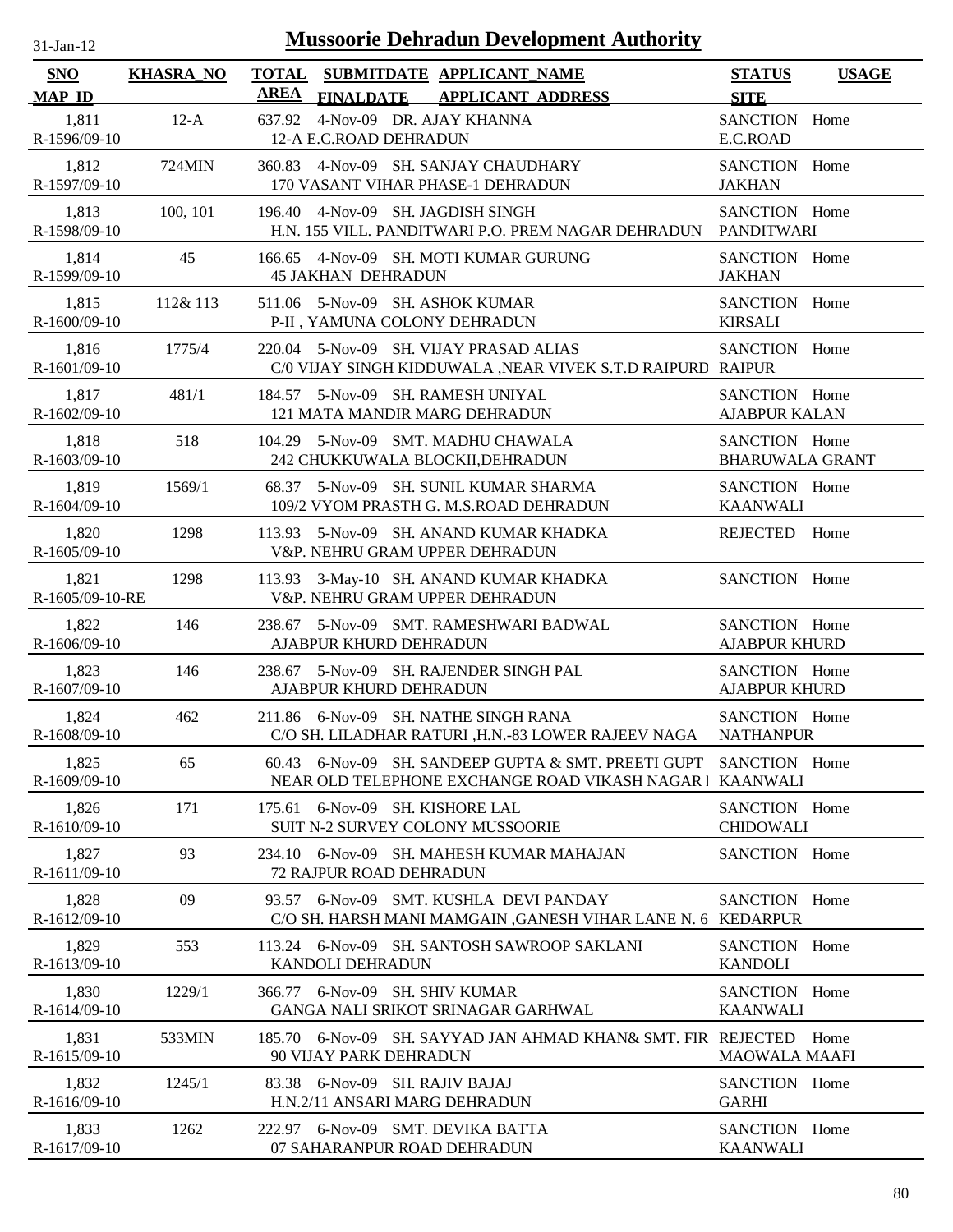# Mussoorie Dehradun Development Authority

31-Jan-12

| SNO / MAP_ID | KHASRA_NO | TOTAL AREA | SUBMITDATE / FINALDATE | APPLICANT_NAME / APPLICANT_ADDRESS | STATUS / SITE | USAGE |
|---|---|---|---|---|---|---|
| 1,811 / R-1596/09-10 | 12-A | 637.92 | 4-Nov-09 | DR. AJAY KHANNA / 12-A E.C.ROAD DEHRADUN | SANCTION / E.C.ROAD | Home |
| 1,812 / R-1597/09-10 | 724MIN | 360.83 | 4-Nov-09 | SH. SANJAY CHAUDHARY / 170 VASANT VIHAR PHASE-1 DEHRADUN | SANCTION / JAKHAN | Home |
| 1,813 / R-1598/09-10 | 100, 101 | 196.40 | 4-Nov-09 | SH. JAGDISH SINGH / H.N. 155 VILL. PANDITWARI P.O. PREM NAGAR DEHRADUN | SANCTION / PANDITWARI | Home |
| 1,814 / R-1599/09-10 | 45 | 166.65 | 4-Nov-09 | SH. MOTI KUMAR GURUNG / 45 JAKHAN DEHRADUN | SANCTION / JAKHAN | Home |
| 1,815 / R-1600/09-10 | 112& 113 | 511.06 | 5-Nov-09 | SH. ASHOK KUMAR / P-II , YAMUNA COLONY DEHRADUN | SANCTION / KIRSALI | Home |
| 1,816 / R-1601/09-10 | 1775/4 | 220.04 | 5-Nov-09 | SH. VIJAY PRASAD ALIAS / C/0 VIJAY SINGH KIDDUWALA ,NEAR VIVEK S.T.D RAIPURD | SANCTION / RAIPUR | Home |
| 1,817 / R-1602/09-10 | 481/1 | 184.57 | 5-Nov-09 | SH. RAMESH UNIYAL / 121 MATA MANDIR MARG DEHRADUN | SANCTION / AJABPUR KALAN | Home |
| 1,818 / R-1603/09-10 | 518 | 104.29 | 5-Nov-09 | SMT. MADHU CHAWALA / 242 CHUKKUWALA BLOCKII,DEHRADUN | SANCTION / BHARUWALA GRANT | Home |
| 1,819 / R-1604/09-10 | 1569/1 | 68.37 | 5-Nov-09 | SH. SUNIL KUMAR SHARMA / 109/2 VYOM PRASTH G. M.S.ROAD DEHRADUN | SANCTION / KAANWALI | Home |
| 1,820 / R-1605/09-10 | 1298 | 113.93 | 5-Nov-09 | SH. ANAND KUMAR KHADKA / V&P. NEHRU GRAM UPPER DEHRADUN | REJECTED | Home |
| 1,821 / R-1605/09-10-RE | 1298 | 113.93 | 3-May-10 | SH. ANAND KUMAR KHADKA / V&P. NEHRU GRAM UPPER DEHRADUN | SANCTION | Home |
| 1,822 / R-1606/09-10 | 146 | 238.67 | 5-Nov-09 | SMT. RAMESHWARI BADWAL / AJABPUR KHURD DEHRADUN | SANCTION / AJABPUR KHURD | Home |
| 1,823 / R-1607/09-10 | 146 | 238.67 | 5-Nov-09 | SH. RAJENDER SINGH PAL / AJABPUR KHURD DEHRADUN | SANCTION / AJABPUR KHURD | Home |
| 1,824 / R-1608/09-10 | 462 | 211.86 | 6-Nov-09 | SH. NATHE SINGH RANA / C/O SH. LILADHAR RATURI ,H.N.-83 LOWER RAJEEV NAGA | SANCTION / NATHANPUR | Home |
| 1,825 / R-1609/09-10 | 65 | 60.43 | 6-Nov-09 | SH. SANDEEP GUPTA & SMT. PREETI GUPT / NEAR OLD TELEPHONE EXCHANGE ROAD VIKASH NAGAR I | SANCTION / KAANWALI | Home |
| 1,826 / R-1610/09-10 | 171 | 175.61 | 6-Nov-09 | SH. KISHORE LAL / SUIT N-2 SURVEY COLONY MUSSOORIE | SANCTION / CHIDOWALI | Home |
| 1,827 / R-1611/09-10 | 93 | 234.10 | 6-Nov-09 | SH. MAHESH KUMAR MAHAJAN / 72 RAJPUR ROAD DEHRADUN | SANCTION | Home |
| 1,828 / R-1612/09-10 | 09 | 93.57 | 6-Nov-09 | SMT. KUSHLA DEVI PANDAY / C/O SH. HARSH MANI MAMGAIN ,GANESH VIHAR LANE N. 6 | SANCTION / KEDARPUR | Home |
| 1,829 / R-1613/09-10 | 553 | 113.24 | 6-Nov-09 | SH. SANTOSH SAWROOP SAKLANI / KANDOLI DEHRADUN | SANCTION / KANDOLI | Home |
| 1,830 / R-1614/09-10 | 1229/1 | 366.77 | 6-Nov-09 | SH. SHIV KUMAR / GANGA NALI SRIKOT SRINAGAR GARHWAL | SANCTION / KAANWALI | Home |
| 1,831 / R-1615/09-10 | 533MIN | 185.70 | 6-Nov-09 | SH. SAYYAD JAN AHMAD KHAN& SMT. FIR / 90 VIJAY PARK DEHRADUN | REJECTED / MAOWALA MAAFI | Home |
| 1,832 / R-1616/09-10 | 1245/1 | 83.38 | 6-Nov-09 | SH. RAJIV BAJAJ / H.N.2/11 ANSARI MARG DEHRADUN | SANCTION / GARHI | Home |
| 1,833 / R-1617/09-10 | 1262 | 222.97 | 6-Nov-09 | SMT. DEVIKA BATTA / 07 SAHARANPUR ROAD DEHRADUN | SANCTION / KAANWALI | Home |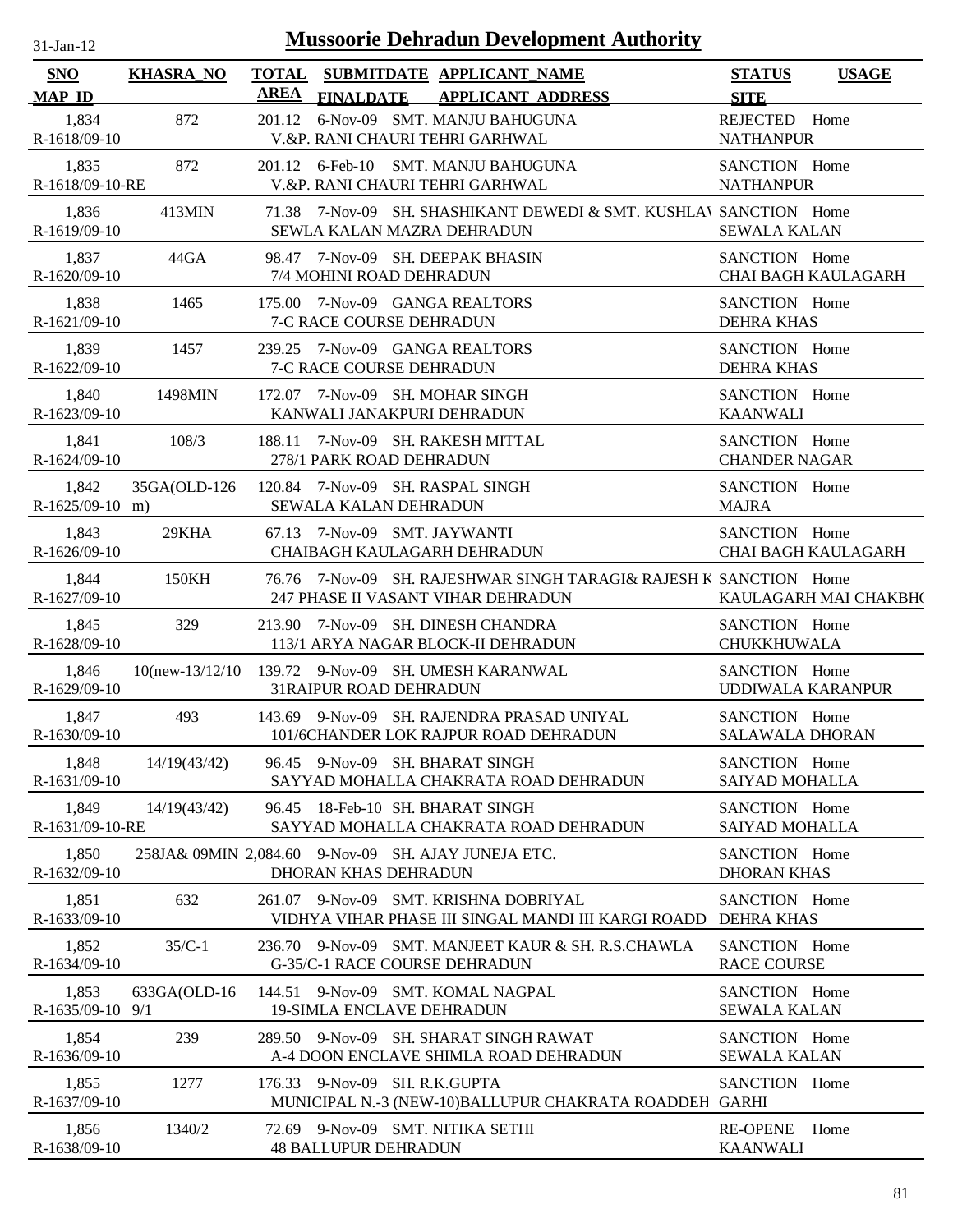# Mussoorie Dehradun Development Authority

31-Jan-12

| SNO | KHASRA_NO | TOTAL AREA | SUBMITDATE FINALDATE | APPLICANT_NAME APPLICANT_ADDRESS | STATUS SITE | USAGE |
|---|---|---|---|---|---|---|
| MAP_ID | | | | | | |
| 1,834 R-1618/09-10 | 872 | 201.12 | 6-Nov-09 | SMT. MANJU BAHUGUNA V.&P. RANI CHAURI TEHRI GARHWAL | REJECTED NATHANPUR | Home |
| 1,835 R-1618/09-10-RE | 872 | 201.12 | 6-Feb-10 | SMT. MANJU BAHUGUNA V.&P. RANI CHAURI TEHRI GARHWAL | SANCTION NATHANPUR | Home |
| 1,836 R-1619/09-10 | 413MIN | 71.38 | 7-Nov-09 | SH. SHASHIKANT DEWEDI & SMT. KUSHLAV SEWLA KALAN MAZRA DEHRADUN | SANCTION SEWALA KALAN | Home |
| 1,837 R-1620/09-10 | 44GA | 98.47 | 7-Nov-09 | SH. DEEPAK BHASIN 7/4 MOHINI ROAD DEHRADUN | SANCTION CHAI BAGH KAULAGARH | Home |
| 1,838 R-1621/09-10 | 1465 | 175.00 | 7-Nov-09 | GANGA REALTORS 7-C RACE COURSE DEHRADUN | SANCTION DEHRA KHAS | Home |
| 1,839 R-1622/09-10 | 1457 | 239.25 | 7-Nov-09 | GANGA REALTORS 7-C RACE COURSE DEHRADUN | SANCTION DEHRA KHAS | Home |
| 1,840 R-1623/09-10 | 1498MIN | 172.07 | 7-Nov-09 | SH. MOHAR SINGH KANWALI JANAKPURI DEHRADUN | SANCTION KAANWALI | Home |
| 1,841 R-1624/09-10 | 108/3 | 188.11 | 7-Nov-09 | SH. RAKESH MITTAL 278/1 PARK ROAD DEHRADUN | SANCTION CHANDER NAGAR | Home |
| 1,842 R-1625/09-10 | 35GA(OLD-126 m) | 120.84 | 7-Nov-09 | SH. RASPAL SINGH SEWALA KALAN DEHRADUN | SANCTION MAJRA | Home |
| 1,843 R-1626/09-10 | 29KHA | 67.13 | 7-Nov-09 | SMT. JAYWANTI CHAIBAGH KAULAGARH DEHRADUN | SANCTION CHAI BAGH KAULAGARH | Home |
| 1,844 R-1627/09-10 | 150KH | 76.76 | 7-Nov-09 | SH. RAJESHWAR SINGH TARAGI& RAJESH K 247 PHASE II VASANT VIHAR DEHRADUN | SANCTION KAULAGARH MAI CHAKBH( | Home |
| 1,845 R-1628/09-10 | 329 | 213.90 | 7-Nov-09 | SH. DINESH CHANDRA 113/1 ARYA NAGAR BLOCK-II DEHRADUN | SANCTION CHUKKHUWALA | Home |
| 1,846 R-1629/09-10 | 10(new-13/12/10 | 139.72 | 9-Nov-09 | SH. UMESH KARANWAL 31RAIPUR ROAD DEHRADUN | SANCTION UDDIWALA KARANPUR | Home |
| 1,847 R-1630/09-10 | 493 | 143.69 | 9-Nov-09 | SH. RAJENDRA PRASAD UNIYAL 101/6CHANDER LOK RAJPUR ROAD DEHRADUN | SANCTION SALAWALA DHORAN | Home |
| 1,848 R-1631/09-10 | 14/19(43/42) | 96.45 | 9-Nov-09 | SH. BHARAT SINGH SAYYAD MOHALLA CHAKRATA ROAD DEHRADUN | SANCTION SAIYAD MOHALLA | Home |
| 1,849 R-1631/09-10-RE | 14/19(43/42) | 96.45 | 18-Feb-10 | SH. BHARAT SINGH SAYYAD MOHALLA CHAKRATA ROAD DEHRADUN | SANCTION SAIYAD MOHALLA | Home |
| 1,850 R-1632/09-10 | 258JA& 09MIN | 2,084.60 | 9-Nov-09 | SH. AJAY JUNEJA ETC. DHORAN KHAS DEHRADUN | SANCTION DHORAN KHAS | Home |
| 1,851 R-1633/09-10 | 632 | 261.07 | 9-Nov-09 | SMT. KRISHNA DOBRIYAL VIDHYA VIHAR PHASE III SINGAL MANDI III KARGI ROADD | SANCTION DEHRA KHAS | Home |
| 1,852 R-1634/09-10 | 35/C-1 | 236.70 | 9-Nov-09 | SMT. MANJEET KAUR & SH. R.S.CHAWLA G-35/C-1 RACE COURSE DEHRADUN | SANCTION RACE COURSE | Home |
| 1,853 R-1635/09-10 | 633GA(OLD-16 9/1 | 144.51 | 9-Nov-09 | SMT. KOMAL NAGPAL 19-SIMLA ENCLAVE DEHRADUN | SANCTION SEWALA KALAN | Home |
| 1,854 R-1636/09-10 | 239 | 289.50 | 9-Nov-09 | SH. SHARAT SINGH RAWAT A-4 DOON ENCLAVE SHIMLA ROAD DEHRADUN | SANCTION SEWALA KALAN | Home |
| 1,855 R-1637/09-10 | 1277 | 176.33 | 9-Nov-09 | SH. R.K.GUPTA MUNICIPAL N.-3 (NEW-10)BALLUPUR CHAKRATA ROADDEH | SANCTION GARHI | Home |
| 1,856 R-1638/09-10 | 1340/2 | 72.69 | 9-Nov-09 | SMT. NITIKA SETHI 48 BALLUPUR DEHRADUN | RE-OPENE KAANWALI | Home |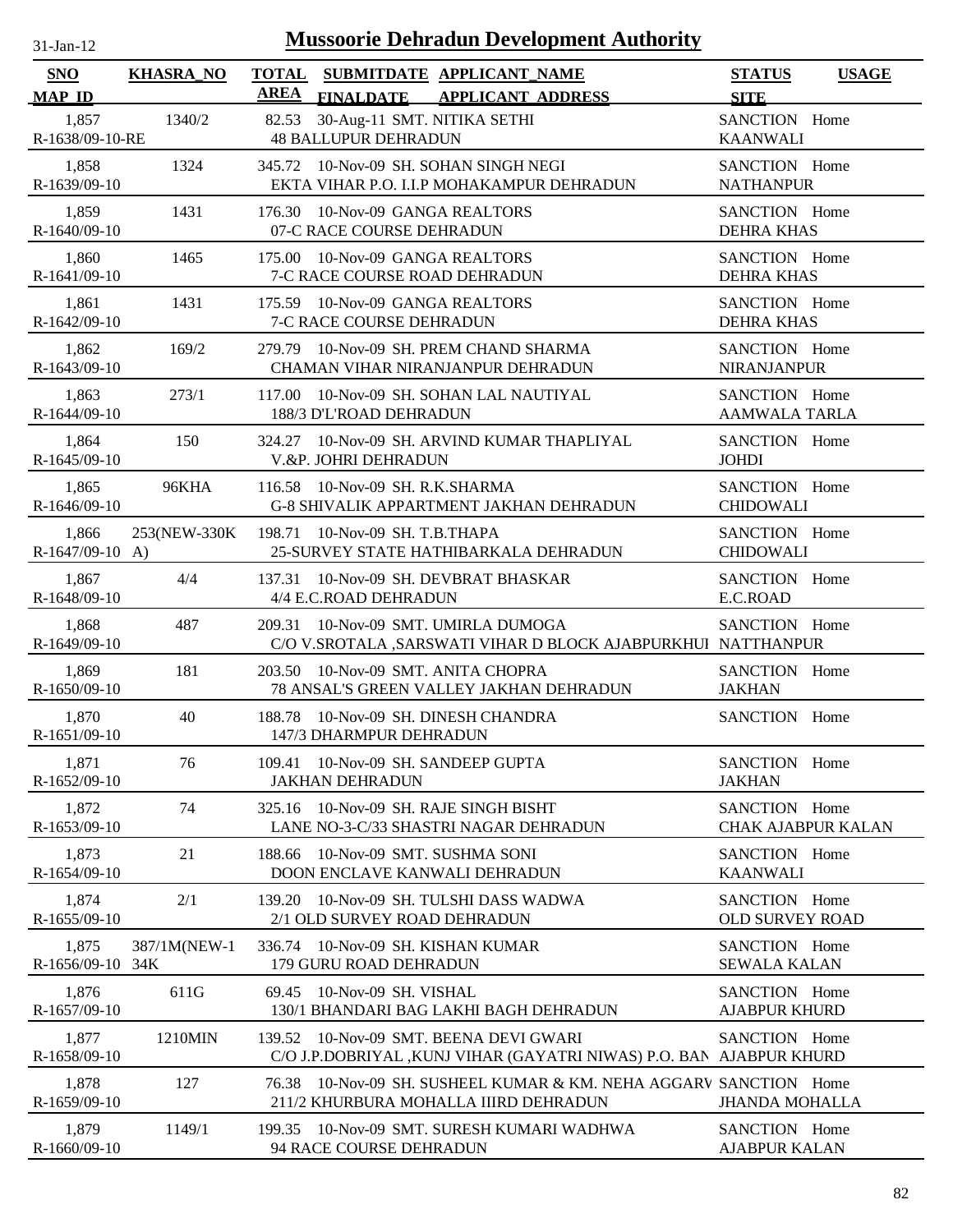# Mussoorie Dehradun Development Authority

| SNO / MAP_ID | KHASRA_NO | TOTAL AREA | SUBMITDATE / FINALDATE | APPLICANT_NAME / APPLICANT_ADDRESS | STATUS / SITE | USAGE |
|---|---|---|---|---|---|---|
| 1,857<br>R-1638/09-10-RE | 1340/2 | 82.53 | 30-Aug-11 | SMT. NITIKA SETHI<br>48 BALLUPUR DEHRADUN | SANCTION<br>KAANWALI | Home |
| 1,858<br>R-1639/09-10 | 1324 | 345.72 | 10-Nov-09 | SH. SOHAN SINGH NEGI<br>EKTA VIHAR P.O. I.I.P MOHAKAMPUR DEHRADUN | SANCTION<br>NATHANPUR | Home |
| 1,859<br>R-1640/09-10 | 1431 | 176.30 | 10-Nov-09 | GANGA REALTORS<br>07-C RACE COURSE DEHRADUN | SANCTION<br>DEHRA KHAS | Home |
| 1,860<br>R-1641/09-10 | 1465 | 175.00 | 10-Nov-09 | GANGA REALTORS<br>7-C RACE COURSE ROAD DEHRADUN | SANCTION<br>DEHRA KHAS | Home |
| 1,861<br>R-1642/09-10 | 1431 | 175.59 | 10-Nov-09 | GANGA REALTORS<br>7-C RACE COURSE DEHRADUN | SANCTION<br>DEHRA KHAS | Home |
| 1,862<br>R-1643/09-10 | 169/2 | 279.79 | 10-Nov-09 | SH. PREM CHAND SHARMA<br>CHAMAN VIHAR NIRANJANPUR DEHRADUN | SANCTION<br>NIRANJANPUR | Home |
| 1,863<br>R-1644/09-10 | 273/1 | 117.00 | 10-Nov-09 | SH. SOHAN LAL NAUTIYAL<br>188/3 D'L'ROAD DEHRADUN | SANCTION<br>AAMWALA TARLA | Home |
| 1,864<br>R-1645/09-10 | 150 | 324.27 | 10-Nov-09 | SH. ARVIND KUMAR THAPLIYAL<br>V.&P. JOHRI DEHRADUN | SANCTION<br>JOHDI | Home |
| 1,865<br>R-1646/09-10 | 96KHA | 116.58 | 10-Nov-09 | SH. R.K.SHARMA<br>G-8 SHIVALIK APPARTMENT JAKHAN DEHRADUN | SANCTION<br>CHIDOWALI | Home |
| 1,866<br>R-1647/09-10 | 253(NEW-330K A) | 198.71 | 10-Nov-09 | SH. T.B.THAPA<br>25-SURVEY STATE HATHIBARKALA DEHRADUN | SANCTION<br>CHIDOWALI | Home |
| 1,867<br>R-1648/09-10 | 4/4 | 137.31 | 10-Nov-09 | SH. DEVBRAT BHASKAR<br>4/4 E.C.ROAD DEHRADUN | SANCTION<br>E.C.ROAD | Home |
| 1,868<br>R-1649/09-10 | 487 | 209.31 | 10-Nov-09 | SMT. UMIRLA DUMOGA<br>C/O V.SROTALA ,SARSWATI VIHAR D BLOCK AJABPURKHUI | SANCTION<br>NATTHANPUR | Home |
| 1,869<br>R-1650/09-10 | 181 | 203.50 | 10-Nov-09 | SMT. ANITA CHOPRA<br>78 ANSAL'S GREEN VALLEY JAKHAN DEHRADUN | SANCTION<br>JAKHAN | Home |
| 1,870<br>R-1651/09-10 | 40 | 188.78 | 10-Nov-09 | SH. DINESH CHANDRA<br>147/3 DHARMPUR DEHRADUN | SANCTION | Home |
| 1,871<br>R-1652/09-10 | 76 | 109.41 | 10-Nov-09 | SH. SANDEEP GUPTA<br>JAKHAN DEHRADUN | SANCTION<br>JAKHAN | Home |
| 1,872<br>R-1653/09-10 | 74 | 325.16 | 10-Nov-09 | SH. RAJE SINGH BISHT<br>LANE NO-3-C/33 SHASTRI NAGAR DEHRADUN | SANCTION<br>CHAK AJABPUR KALAN | Home |
| 1,873<br>R-1654/09-10 | 21 | 188.66 | 10-Nov-09 | SMT. SUSHMA SONI<br>DOON ENCLAVE KANWALI DEHRADUN | SANCTION<br>KAANWALI | Home |
| 1,874<br>R-1655/09-10 | 2/1 | 139.20 | 10-Nov-09 | SH. TULSHI DASS WADWA<br>2/1 OLD SURVEY ROAD DEHRADUN | SANCTION<br>OLD SURVEY ROAD | Home |
| 1,875<br>R-1656/09-10 | 387/1M(NEW-1 34K | 336.74 | 10-Nov-09 | SH. KISHAN KUMAR<br>179 GURU ROAD DEHRADUN | SANCTION<br>SEWALA KALAN | Home |
| 1,876<br>R-1657/09-10 | 611G | 69.45 | 10-Nov-09 | SH. VISHAL<br>130/1 BHANDARI BAG LAKHI BAGH DEHRADUN | SANCTION<br>AJABPUR KHURD | Home |
| 1,877<br>R-1658/09-10 | 1210MIN | 139.52 | 10-Nov-09 | SMT. BEENA DEVI GWARI<br>C/O J.P.DOBRIYAL ,KUNJ VIHAR (GAYATRI NIWAS) P.O. BAN | SANCTION<br>AJABPUR KHURD | Home |
| 1,878<br>R-1659/09-10 | 127 | 76.38 | 10-Nov-09 | SH. SUSHEEL KUMAR & KM. NEHA AGGARV<br>211/2 KHURBURA MOHALLA IIIRD DEHRADUN | SANCTION<br>JHANDA MOHALLA | Home |
| 1,879<br>R-1660/09-10 | 1149/1 | 199.35 | 10-Nov-09 | SMT. SURESH KUMARI WADHWA<br>94 RACE COURSE DEHRADUN | SANCTION<br>AJABPUR KALAN | Home |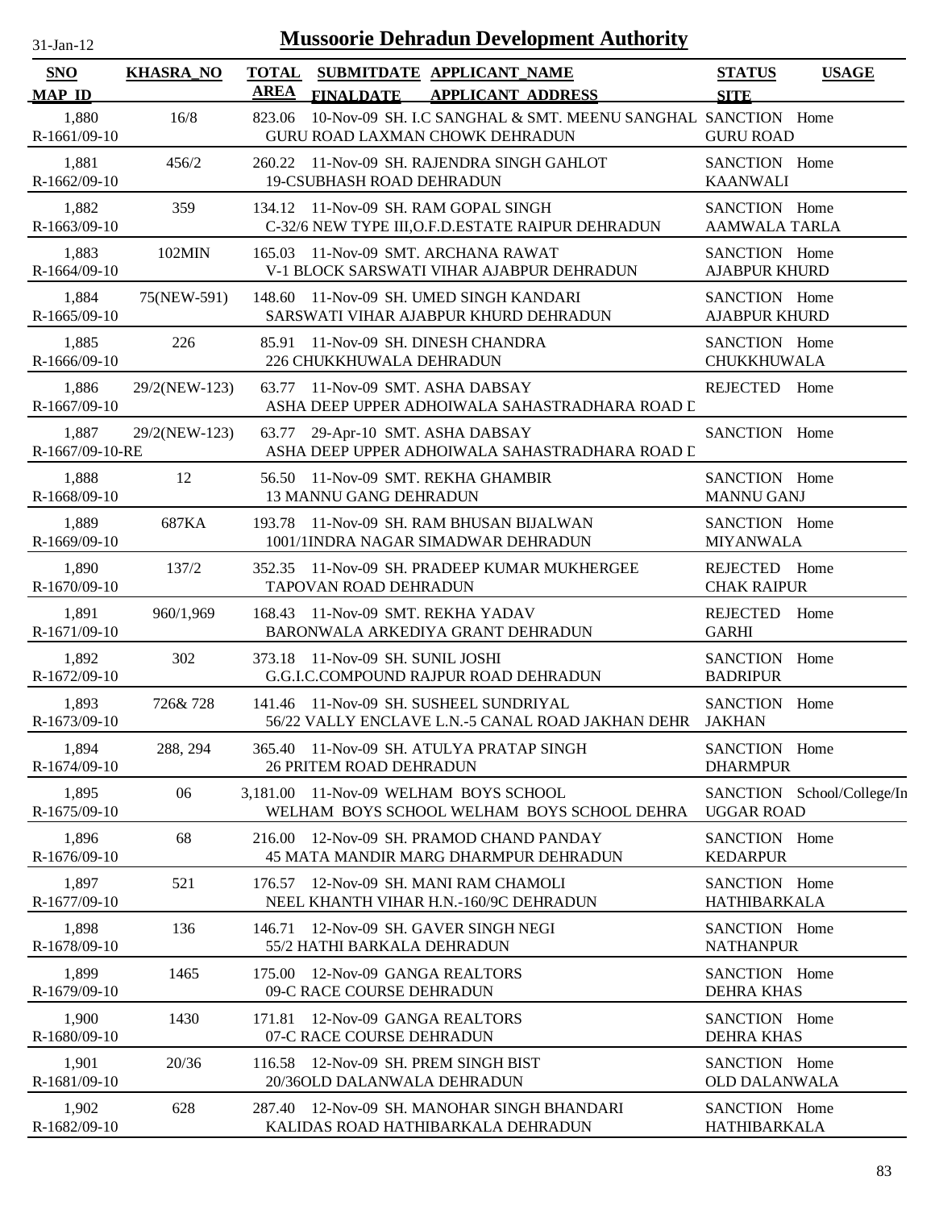# Mussoorie Dehradun Development Authority

31-Jan-12

| SNO / MAP_ID | KHASRA_NO | TOTAL AREA | SUBMITDATE / FINALDATE | APPLICANT_NAME / APPLICANT_ADDRESS | STATUS / SITE | USAGE |
|---|---|---|---|---|---|---|
| 1,880 / R-1661/09-10 | 16/8 | 823.06 | 10-Nov-09 | SH. I.C SANGHAL & SMT. MEENU SANGHAL / GURU ROAD LAXMAN CHOWK DEHRADUN | SANCTION / GURU ROAD | Home |
| 1,881 / R-1662/09-10 | 456/2 | 260.22 | 11-Nov-09 | SH. RAJENDRA SINGH GAHLOT / 19-CSUBHASH ROAD DEHRADUN | SANCTION / KAANWALI | Home |
| 1,882 / R-1663/09-10 | 359 | 134.12 | 11-Nov-09 | SH. RAM GOPAL SINGH / C-32/6 NEW TYPE III,O.F.D.ESTATE RAIPUR DEHRADUN | SANCTION / AAMWALA TARLA | Home |
| 1,883 / R-1664/09-10 | 102MIN | 165.03 | 11-Nov-09 | SMT. ARCHANA RAWAT / V-1 BLOCK SARSWATI VIHAR AJABPUR DEHRADUN | SANCTION / AJABPUR KHURD | Home |
| 1,884 / R-1665/09-10 | 75(NEW-591) | 148.60 | 11-Nov-09 | SH. UMED SINGH KANDARI / SARSWATI VIHAR AJABPUR KHURD DEHRADUN | SANCTION / AJABPUR KHURD | Home |
| 1,885 / R-1666/09-10 | 226 | 85.91 | 11-Nov-09 | SH. DINESH CHANDRA / 226 CHUKKHUWALA DEHRADUN | SANCTION / CHUKKHUWALA | Home |
| 1,886 / R-1667/09-10 | 29/2(NEW-123) | 63.77 | 11-Nov-09 | SMT. ASHA DABSAY / ASHA DEEP UPPER ADHOIWALA SAHASTRADHARA ROAD D | REJECTED | Home |
| 1,887 / R-1667/09-10-RE | 29/2(NEW-123) | 63.77 | 29-Apr-10 | SMT. ASHA DABSAY / ASHA DEEP UPPER ADHOIWALA SAHASTRADHARA ROAD D | SANCTION | Home |
| 1,888 / R-1668/09-10 | 12 | 56.50 | 11-Nov-09 | SMT. REKHA GHAMBIR / 13 MANNU GANG DEHRADUN | SANCTION / MANNU GANJ | Home |
| 1,889 / R-1669/09-10 | 687KA | 193.78 | 11-Nov-09 | SH. RAM BHUSAN BIJALWAN / 1001/1INDRA NAGAR SIMADWAR DEHRADUN | SANCTION / MIYANWALA | Home |
| 1,890 / R-1670/09-10 | 137/2 | 352.35 | 11-Nov-09 | SH. PRADEEP KUMAR MUKHERGEE / TAPOVAN ROAD DEHRADUN | REJECTED / CHAK RAIPUR | Home |
| 1,891 / R-1671/09-10 | 960/1,969 | 168.43 | 11-Nov-09 | SMT. REKHA YADAV / BARONWALA ARKEDIYA GRANT DEHRADUN | REJECTED / GARHI | Home |
| 1,892 / R-1672/09-10 | 302 | 373.18 | 11-Nov-09 | SH. SUNIL JOSHI / G.G.I.C.COMPOUND RAJPUR ROAD DEHRADUN | SANCTION / BADRIPUR | Home |
| 1,893 / R-1673/09-10 | 726& 728 | 141.46 | 11-Nov-09 | SH. SUSHEEL SUNDRIYAL / 56/22 VALLY ENCLAVE L.N.-5 CANAL ROAD JAKHAN DEHR | SANCTION / JAKHAN | Home |
| 1,894 / R-1674/09-10 | 288, 294 | 365.40 | 11-Nov-09 | SH. ATULYA PRATAP SINGH / 26 PRITEM ROAD DEHRADUN | SANCTION / DHARMPUR | Home |
| 1,895 / R-1675/09-10 | 06 | 3,181.00 | 11-Nov-09 | WELHAM BOYS SCHOOL / WELHAM BOYS SCHOOL WELHAM BOYS SCHOOL DEHRA | SANCTION / UGGAR ROAD | School/College/In |
| 1,896 / R-1676/09-10 | 68 | 216.00 | 12-Nov-09 | SH. PRAMOD CHAND PANDAY / 45 MATA MANDIR MARG DHARMPUR DEHRADUN | SANCTION / KEDARPUR | Home |
| 1,897 / R-1677/09-10 | 521 | 176.57 | 12-Nov-09 | SH. MANI RAM CHAMOLI / NEEL KHANTH VIHAR H.N.-160/9C DEHRADUN | SANCTION / HATHIBARKALA | Home |
| 1,898 / R-1678/09-10 | 136 | 146.71 | 12-Nov-09 | SH. GAVER SINGH NEGI / 55/2 HATHI BARKALA DEHRADUN | SANCTION / NATHANPUR | Home |
| 1,899 / R-1679/09-10 | 1465 | 175.00 | 12-Nov-09 | GANGA REALTORS / 09-C RACE COURSE DEHRADUN | SANCTION / DEHRA KHAS | Home |
| 1,900 / R-1680/09-10 | 1430 | 171.81 | 12-Nov-09 | GANGA REALTORS / 07-C RACE COURSE DEHRADUN | SANCTION / DEHRA KHAS | Home |
| 1,901 / R-1681/09-10 | 20/36 | 116.58 | 12-Nov-09 | SH. PREM SINGH BIST / 20/36OLD DALANWALA DEHRADUN | SANCTION / OLD DALANWALA | Home |
| 1,902 / R-1682/09-10 | 628 | 287.40 | 12-Nov-09 | SH. MANOHAR SINGH BHANDARI / KALIDAS ROAD HATHIBARKALA DEHRADUN | SANCTION / HATHIBARKALA | Home |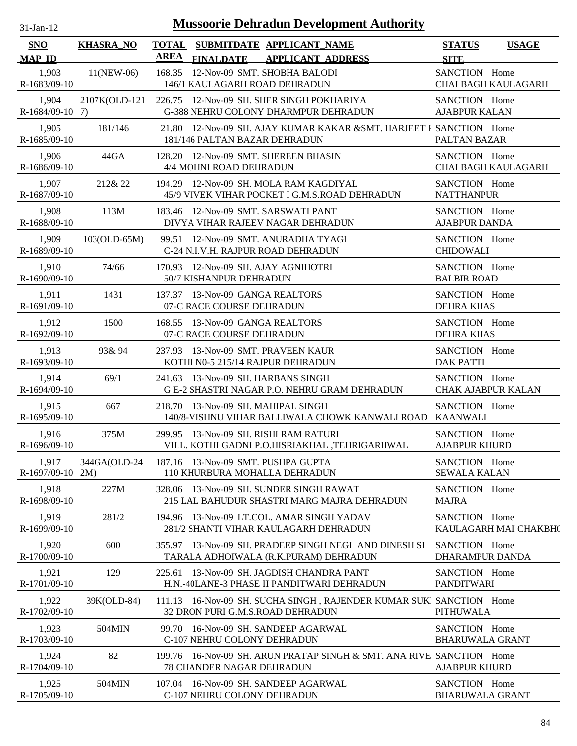# Mussoorie Dehradun Development Authority

31-Jan-12

| SNO / MAP_ID | KHASRA_NO | TOTAL AREA | SUBMITDATE / FINALDATE | APPLICANT_NAME / APPLICANT_ADDRESS | STATUS / SITE | USAGE |
|---|---|---|---|---|---|---|
| 1,903 / R-1683/09-10 | 11(NEW-06) | 168.35 | 12-Nov-09 | SMT. SHOBHA BALODI / 146/1 KAULAGARH ROAD DEHRADUN | SANCTION / CHAI BAGH KAULAGARH | Home |
| 1,904 / R-1684/09-10 | 2107K(OLD-1217) | 226.75 | 12-Nov-09 | SH. SHER SINGH POKHARIYA / G-388 NEHRU COLONY DHARMPUR DEHRADUN | SANCTION / AJABPUR KALAN | Home |
| 1,905 / R-1685/09-10 | 181/146 | 21.80 | 12-Nov-09 | SH. AJAY KUMAR KAKAR &SMT. HARJEET I / 181/146 PALTAN BAZAR DEHRADUN | SANCTION / PALTAN BAZAR | Home |
| 1,906 / R-1686/09-10 | 44GA | 128.20 | 12-Nov-09 | SMT. SHEREEN BHASIN / 4/4 MOHNI ROAD DEHRADUN | SANCTION / CHAI BAGH KAULAGARH | Home |
| 1,907 / R-1687/09-10 | 212& 22 | 194.29 | 12-Nov-09 | SH. MOLA RAM KAGDIYAL / 45/9 VIVEK VIHAR POCKET I G.M.S.ROAD DEHRADUN | SANCTION / NATTHANPUR | Home |
| 1,908 / R-1688/09-10 | 113M | 183.46 | 12-Nov-09 | SMT. SARSWATI PANT / DIVYA VIHAR RAJEEV NAGAR DEHRADUN | SANCTION / AJABPUR DANDA | Home |
| 1,909 / R-1689/09-10 | 103(OLD-65M) | 99.51 | 12-Nov-09 | SMT. ANURADHA TYAGI / C-24 N.I.V.H. RAJPUR ROAD DEHRADUN | SANCTION / CHIDOWALI | Home |
| 1,910 / R-1690/09-10 | 74/66 | 170.93 | 12-Nov-09 | SH. AJAY AGNIHOTRI / 50/7 KISHANPUR DEHRADUN | SANCTION / BALBIR ROAD | Home |
| 1,911 / R-1691/09-10 | 1431 | 137.37 | 13-Nov-09 | GANGA REALTORS / 07-C RACE COURSE DEHRADUN | SANCTION / DEHRA KHAS | Home |
| 1,912 / R-1692/09-10 | 1500 | 168.55 | 13-Nov-09 | GANGA REALTORS / 07-C RACE COURSE DEHRADUN | SANCTION / DEHRA KHAS | Home |
| 1,913 / R-1693/09-10 | 93& 94 | 237.93 | 13-Nov-09 | SMT. PRAVEEN KAUR / KOTHI N0-5 215/14 RAJPUR DEHRADUN | SANCTION / DAK PATTI | Home |
| 1,914 / R-1694/09-10 | 69/1 | 241.63 | 13-Nov-09 | SH. HARBANS SINGH / G E-2 SHASTRI NAGAR P.O. NEHRU GRAM DEHRADUN | SANCTION / CHAK AJABPUR KALAN | Home |
| 1,915 / R-1695/09-10 | 667 | 218.70 | 13-Nov-09 | SH. MAHIPAL SINGH / 140/8-VISHNU VIHAR BALLIWALA CHOWK KANWALI ROAD | SANCTION / KAANWALI | Home |
| 1,916 / R-1696/09-10 | 375M | 299.95 | 13-Nov-09 | SH. RISHI RAM RATURI / VILL. KOTHI GADNI P.O.HISRIAKHAL ,TEHRIGARHWAL | SANCTION / AJABPUR KHURD | Home |
| 1,917 / R-1697/09-10 | 344GA(OLD-242M) | 187.16 | 13-Nov-09 | SMT. PUSHPA GUPTA / 110 KHURBURA MOHALLA DEHRADUN | SANCTION / SEWALA KALAN | Home |
| 1,918 / R-1698/09-10 | 227M | 328.06 | 13-Nov-09 | SH. SUNDER SINGH RAWAT / 215 LAL BAHUDUR SHASTRI MARG MAJRA DEHRADUN | SANCTION / MAJRA | Home |
| 1,919 / R-1699/09-10 | 281/2 | 194.96 | 13-Nov-09 | LT.COL. AMAR SINGH YADAV / 281/2 SHANTI VIHAR KAULAGARH DEHRADUN | SANCTION / KAULAGARH MAI CHAKBHO | Home |
| 1,920 / R-1700/09-10 | 600 | 355.97 | 13-Nov-09 | SH. PRADEEP SINGH NEGI AND DINESH SI / TARALA ADHOIWALA (R.K.PURAM) DEHRADUN | SANCTION / DHARAMPUR DANDA | Home |
| 1,921 / R-1701/09-10 | 129 | 225.61 | 13-Nov-09 | SH. JAGDISH CHANDRA PANT / H.N.-40LANE-3 PHASE II PANDITWARI DEHRADUN | SANCTION / PANDITWARI | Home |
| 1,922 / R-1702/09-10 | 39K(OLD-84) | 111.13 | 16-Nov-09 | SH. SUCHA SINGH , RAJENDER KUMAR SUK / 32 DRON PURI G.M.S.ROAD DEHRADUN | SANCTION / PITHUWALA | Home |
| 1,923 / R-1703/09-10 | 504MIN | 99.70 | 16-Nov-09 | SH. SANDEEP AGARWAL / C-107 NEHRU COLONY DEHRADUN | SANCTION / BHARUWALA GRANT | Home |
| 1,924 / R-1704/09-10 | 82 | 199.76 | 16-Nov-09 | SH. ARUN PRATAP SINGH & SMT. ANA RIVE / 78 CHANDER NAGAR DEHRADUN | SANCTION / AJABPUR KHURD | Home |
| 1,925 / R-1705/09-10 | 504MIN | 107.04 | 16-Nov-09 | SH. SANDEEP AGARWAL / C-107 NEHRU COLONY DEHRADUN | SANCTION / BHARUWALA GRANT | Home |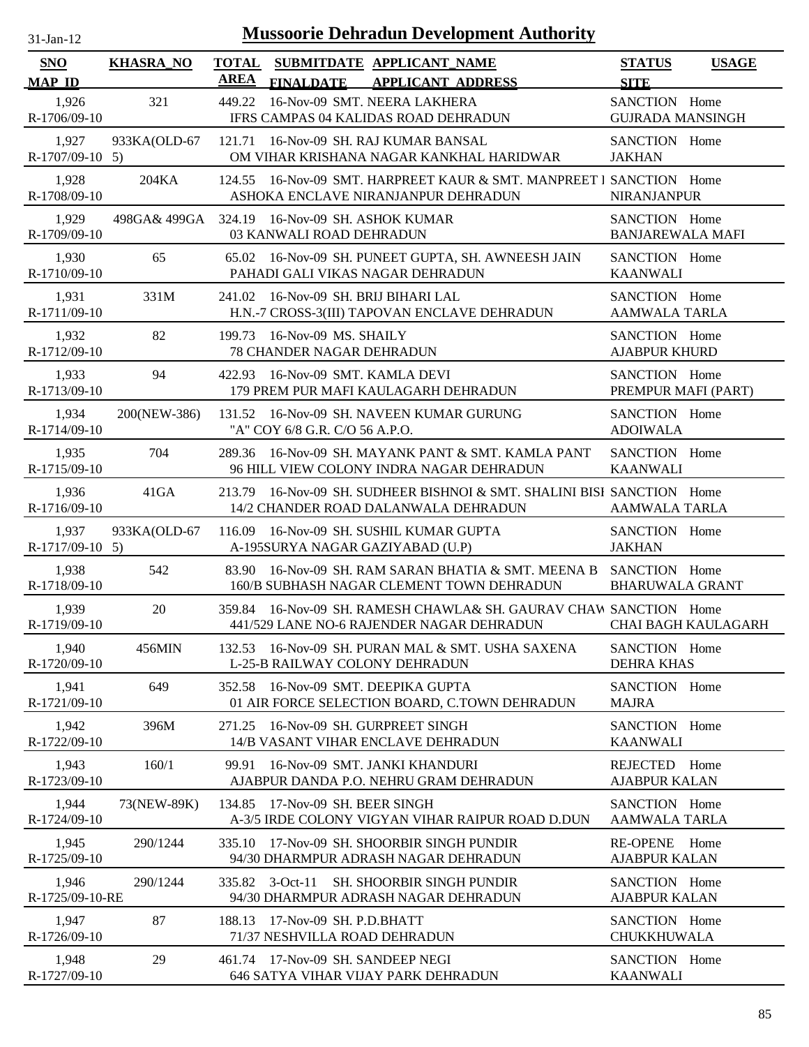# Mussoorie Dehradun Development Authority

31-Jan-12

| SNO / MAP_ID | KHASRA_NO | TOTAL AREA | SUBMITDATE / FINALDATE | APPLICANT_NAME / APPLICANT_ADDRESS | STATUS / SITE | USAGE |
|---|---|---|---|---|---|---|
| 1,926 R-1706/09-10 | 321 | 449.22 | 16-Nov-09 | SMT. NEERA LAKHERA IFRS CAMPAS 04 KALIDAS ROAD DEHRADUN | SANCTION GUJRADA MANSINGH | Home |
| 1,927 R-1707/09-10 | 933KA(OLD-675) | 121.71 | 16-Nov-09 | SH. RAJ KUMAR BANSAL OM VIHAR KRISHANA NAGAR KANKHAL HARIDWAR | SANCTION JAKHAN | Home |
| 1,928 R-1708/09-10 | 204KA | 124.55 | 16-Nov-09 | SMT. HARPREET KAUR & SMT. MANPREET I ASHOKA ENCLAVE NIRANJANPUR DEHRADUN | SANCTION NIRANJANPUR | Home |
| 1,929 R-1709/09-10 | 498GA& 499GA | 324.19 | 16-Nov-09 | SH. ASHOK KUMAR 03 KANWALI ROAD DEHRADUN | SANCTION BANJAREWALA MAFI | Home |
| 1,930 R-1710/09-10 | 65 | 65.02 | 16-Nov-09 | SH. PUNEET GUPTA, SH. AWNEESH JAIN PAHADI GALI VIKAS NAGAR DEHRADUN | SANCTION KAANWALI | Home |
| 1,931 R-1711/09-10 | 331M | 241.02 | 16-Nov-09 | SH. BRIJ BIHARI LAL H.N.-7 CROSS-3(III) TAPOVAN ENCLAVE DEHRADUN | SANCTION AAMWALA TARLA | Home |
| 1,932 R-1712/09-10 | 82 | 199.73 | 16-Nov-09 | MS. SHAILY 78 CHANDER NAGAR DEHRADUN | SANCTION AJABPUR KHURD | Home |
| 1,933 R-1713/09-10 | 94 | 422.93 | 16-Nov-09 | SMT. KAMLA DEVI 179 PREM PUR MAFI KAULAGARH DEHRADUN | SANCTION PREMPUR MAFI (PART) | Home |
| 1,934 R-1714/09-10 | 200(NEW-386) | 131.52 | 16-Nov-09 | SH. NAVEEN KUMAR GURUNG "A" COY 6/8 G.R. C/O 56 A.P.O. | SANCTION ADOIWALA | Home |
| 1,935 R-1715/09-10 | 704 | 289.36 | 16-Nov-09 | SH. MAYANK PANT & SMT. KAMLA PANT 96 HILL VIEW COLONY INDRA NAGAR DEHRADUN | SANCTION KAANWALI | Home |
| 1,936 R-1716/09-10 | 41GA | 213.79 | 16-Nov-09 | SH. SUDHEER BISHNOI & SMT. SHALINI BISI 14/2 CHANDER ROAD DALANWALA DEHRADUN | SANCTION AAMWALA TARLA | Home |
| 1,937 R-1717/09-10 | 933KA(OLD-675) | 116.09 | 16-Nov-09 | SH. SUSHIL KUMAR GUPTA A-195SURYA NAGAR GAZIYABAD (U.P) | SANCTION JAKHAN | Home |
| 1,938 R-1718/09-10 | 542 | 83.90 | 16-Nov-09 | SH. RAM SARAN BHATIA & SMT. MEENA B 160/B SUBHASH NAGAR CLEMENT TOWN DEHRADUN | SANCTION BHARUWALA GRANT | Home |
| 1,939 R-1719/09-10 | 20 | 359.84 | 16-Nov-09 | SH. RAMESH CHAWLA& SH. GAURAV CHAW 441/529 LANE NO-6 RAJENDER NAGAR DEHRADUN | SANCTION CHAI BAGH KAULAGARH | Home |
| 1,940 R-1720/09-10 | 456MIN | 132.53 | 16-Nov-09 | SH. PURAN MAL & SMT. USHA SAXENA L-25-B RAILWAY COLONY DEHRADUN | SANCTION DEHRA KHAS | Home |
| 1,941 R-1721/09-10 | 649 | 352.58 | 16-Nov-09 | SMT. DEEPIKA GUPTA 01 AIR FORCE SELECTION BOARD, C.TOWN DEHRADUN | SANCTION MAJRA | Home |
| 1,942 R-1722/09-10 | 396M | 271.25 | 16-Nov-09 | SH. GURPREET SINGH 14/B VASANT VIHAR ENCLAVE DEHRADUN | SANCTION KAANWALI | Home |
| 1,943 R-1723/09-10 | 160/1 | 99.91 | 16-Nov-09 | SMT. JANKI KHANDURI AJABPUR DANDA P.O. NEHRU GRAM DEHRADUN | REJECTED AJABPUR KALAN | Home |
| 1,944 R-1724/09-10 | 73(NEW-89K) | 134.85 | 17-Nov-09 | SH. BEER SINGH A-3/5 IRDE COLONY VIGYAN VIHAR RAIPUR ROAD D.DUN | SANCTION AAMWALA TARLA | Home |
| 1,945 R-1725/09-10 | 290/1244 | 335.10 | 17-Nov-09 | SH. SHOORBIR SINGH PUNDIR 94/30 DHARMPUR ADRASH NAGAR DEHRADUN | RE-OPENE AJABPUR KALAN | Home |
| 1,946 R-1725/09-10-RE | 290/1244 | 335.82 | 3-Oct-11 | SH. SHOORBIR SINGH PUNDIR 94/30 DHARMPUR ADRASH NAGAR DEHRADUN | SANCTION AJABPUR KALAN | Home |
| 1,947 R-1726/09-10 | 87 | 188.13 | 17-Nov-09 | SH. P.D.BHATT 71/37 NESHVILLA ROAD DEHRADUN | SANCTION CHUKKHUWALA | Home |
| 1,948 R-1727/09-10 | 29 | 461.74 | 17-Nov-09 | SH. SANDEEP NEGI 646 SATYA VIHAR VIJAY PARK DEHRADUN | SANCTION KAANWALI | Home |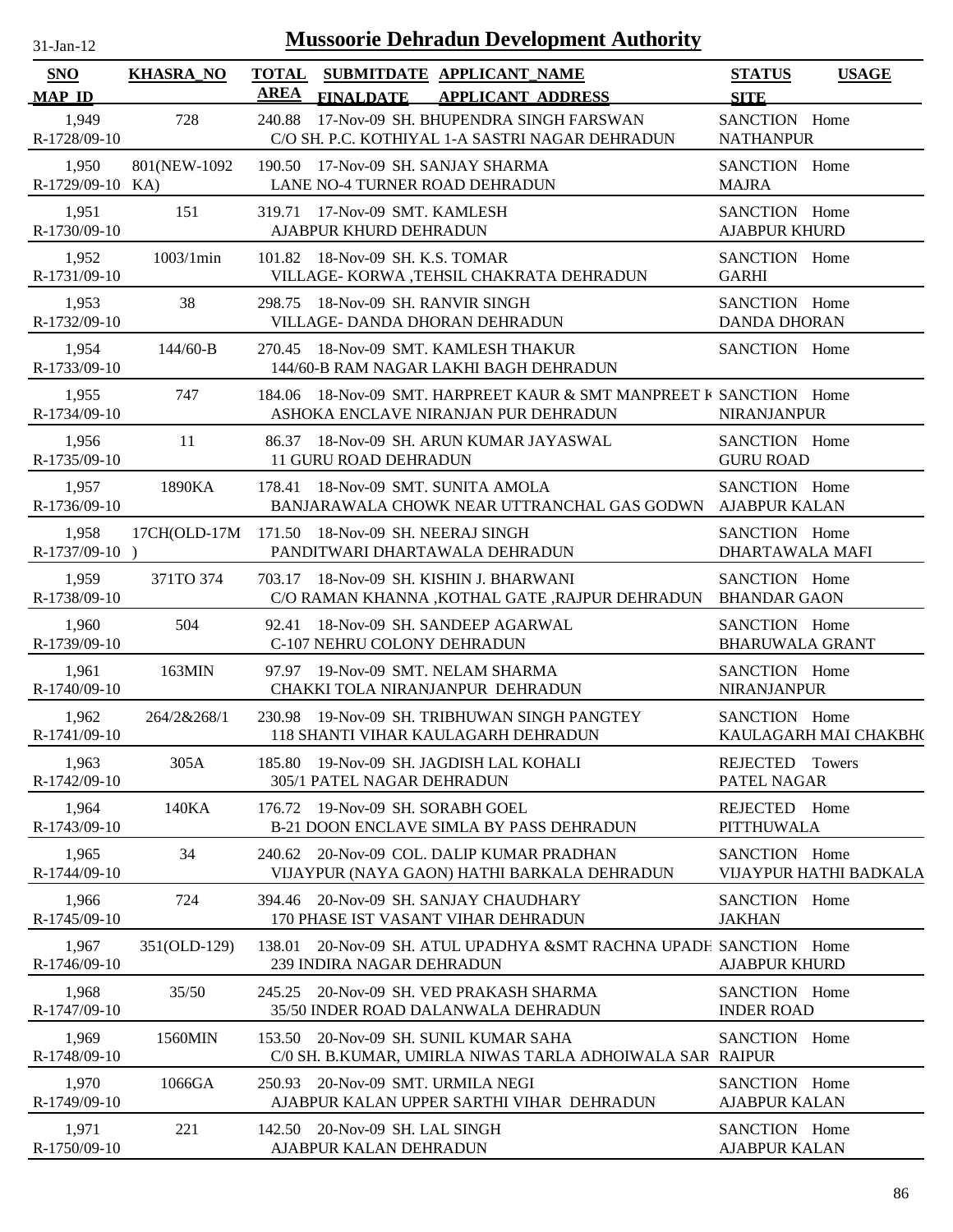# Mussoorie Dehradun Development Authority

31-Jan-12

| SNO / MAP_ID | KHASRA_NO | TOTAL AREA | SUBMITDATE / FINALDATE | APPLICANT_NAME / APPLICANT_ADDRESS | STATUS / SITE | USAGE |
|---|---|---|---|---|---|---|
| 1,949 R-1728/09-10 | 728 | 240.88 | 17-Nov-09 | SH. BHUPENDRA SINGH FARSWAN C/O SH. P.C. KOTHIYAL 1-A SASTRI NAGAR DEHRADUN | SANCTION NATHANPUR | Home |
| 1,950 R-1729/09-10 | 801(NEW-1092 KA) | 190.50 | 17-Nov-09 | SH. SANJAY SHARMA LANE NO-4 TURNER ROAD DEHRADUN | SANCTION MAJRA | Home |
| 1,951 R-1730/09-10 | 151 | 319.71 | 17-Nov-09 | SMT. KAMLESH AJABPUR KHURD DEHRADUN | SANCTION AJABPUR KHURD | Home |
| 1,952 R-1731/09-10 | 1003/1min | 101.82 | 18-Nov-09 | SH. K.S. TOMAR VILLAGE- KORWA ,TEHSIL CHAKRATA DEHRADUN | SANCTION GARHI | Home |
| 1,953 R-1732/09-10 | 38 | 298.75 | 18-Nov-09 | SH. RANVIR SINGH VILLAGE- DANDA DHORAN DEHRADUN | SANCTION DANDA DHORAN | Home |
| 1,954 R-1733/09-10 | 144/60-B | 270.45 | 18-Nov-09 | SMT. KAMLESH THAKUR 144/60-B RAM NAGAR LAKHI BAGH DEHRADUN | SANCTION | Home |
| 1,955 R-1734/09-10 | 747 | 184.06 | 18-Nov-09 | SMT. HARPREET KAUR & SMT MANPREET K ASHOKA ENCLAVE NIRANJAN PUR DEHRADUN | SANCTION NIRANJANPUR | Home |
| 1,956 R-1735/09-10 | 11 | 86.37 | 18-Nov-09 | SH. ARUN KUMAR JAYASWAL 11 GURU ROAD DEHRADUN | SANCTION GURU ROAD | Home |
| 1,957 R-1736/09-10 | 1890KA | 178.41 | 18-Nov-09 | SMT. SUNITA AMOLA BANJARAWALA CHOWK NEAR UTTRANCHAL GAS GODWN | SANCTION AJABPUR KALAN | Home |
| 1,958 R-1737/09-10 | 17CH(OLD-17M ) | 171.50 | 18-Nov-09 | SH. NEERAJ SINGH PANDITWARI DHARTAWALA DEHRADUN | SANCTION DHARTAWALA MAFI | Home |
| 1,959 R-1738/09-10 | 371TO 374 | 703.17 | 18-Nov-09 | SH. KISHIN J. BHARWANI C/O RAMAN KHANNA ,KOTHAL GATE ,RAJPUR DEHRADUN | SANCTION BHANDAR GAON | Home |
| 1,960 R-1739/09-10 | 504 | 92.41 | 18-Nov-09 | SH. SANDEEP AGARWAL C-107 NEHRU COLONY DEHRADUN | SANCTION BHARUWALA GRANT | Home |
| 1,961 R-1740/09-10 | 163MIN | 97.97 | 19-Nov-09 | SMT. NELAM SHARMA CHAKKI TOLA NIRANJANPUR DEHRADUN | SANCTION NIRANJANPUR | Home |
| 1,962 R-1741/09-10 | 264/2&268/1 | 230.98 | 19-Nov-09 | SH. TRIBHUWAN SINGH PANGTEY 118 SHANTI VIHAR KAULAGARH DEHRADUN | SANCTION KAULAGARH MAI CHAKBH( | Home |
| 1,963 R-1742/09-10 | 305A | 185.80 | 19-Nov-09 | SH. JAGDISH LAL KOHALI 305/1 PATEL NAGAR DEHRADUN | REJECTED PATEL NAGAR | Towers |
| 1,964 R-1743/09-10 | 140KA | 176.72 | 19-Nov-09 | SH. SORABH GOEL B-21 DOON ENCLAVE SIMLA BY PASS DEHRADUN | REJECTED PITTHUWALA | Home |
| 1,965 R-1744/09-10 | 34 | 240.62 | 20-Nov-09 | COL. DALIP KUMAR PRADHAN VIJAYPUR (NAYA GAON) HATHI BARKALA DEHRADUN | SANCTION VIJAYPUR HATHI BADKALA | Home |
| 1,966 R-1745/09-10 | 724 | 394.46 | 20-Nov-09 | SH. SANJAY CHAUDHARY 170 PHASE IST VASANT VIHAR DEHRADUN | SANCTION JAKHAN | Home |
| 1,967 R-1746/09-10 | 351(OLD-129) | 138.01 | 20-Nov-09 | SH. ATUL UPADHYA &SMT RACHNA UPADH 239 INDIRA NAGAR DEHRADUN | SANCTION AJABPUR KHURD | Home |
| 1,968 R-1747/09-10 | 35/50 | 245.25 | 20-Nov-09 | SH. VED PRAKASH SHARMA 35/50 INDER ROAD DALANWALA DEHRADUN | SANCTION INDER ROAD | Home |
| 1,969 R-1748/09-10 | 1560MIN | 153.50 | 20-Nov-09 | SH. SUNIL KUMAR SAHA C/0 SH. B.KUMAR, UMIRLA NIWAS TARLA ADHOIWALA SAR | SANCTION RAIPUR | Home |
| 1,970 R-1749/09-10 | 1066GA | 250.93 | 20-Nov-09 | SMT. URMILA NEGI AJABPUR KALAN UPPER SARTHI VIHAR DEHRADUN | SANCTION AJABPUR KALAN | Home |
| 1,971 R-1750/09-10 | 221 | 142.50 | 20-Nov-09 | SH. LAL SINGH AJABPUR KALAN DEHRADUN | SANCTION AJABPUR KALAN | Home |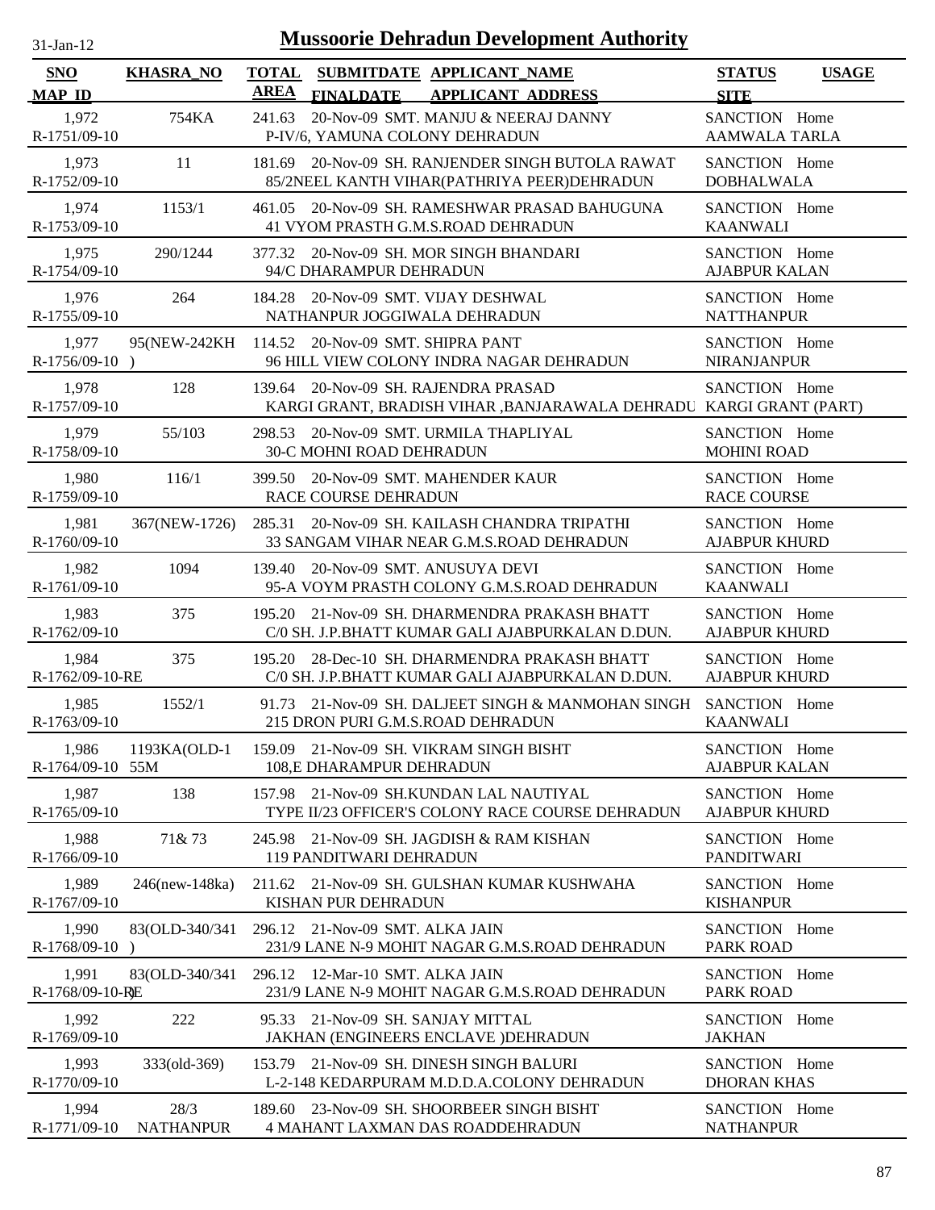# Mussoorie Dehradun Development Authority

31-Jan-12

| SNO<br>MAP_ID | KHASRA_NO | TOTAL AREA | SUBMITDATE<br>FINALDATE | APPLICANT_NAME<br>APPLICANT_ADDRESS | STATUS<br>SITE | USAGE |
|---|---|---|---|---|---|---|
| 1,972<br>R-1751/09-10 | 754KA | 241.63 | 20-Nov-09 | SMT. MANJU & NEERAJ DANNY<br>P-IV/6, YAMUNA COLONY DEHRADUN | SANCTION<br>AAMWALA TARLA | Home |
| 1,973<br>R-1752/09-10 | 11 | 181.69 | 20-Nov-09 | SH. RANJENDER SINGH BUTOLA RAWAT<br>85/2NEEL KANTH VIHAR(PATHRIYA PEER)DEHRADUN | SANCTION<br>DOBHALWALA | Home |
| 1,974<br>R-1753/09-10 | 1153/1 | 461.05 | 20-Nov-09 | SH. RAMESHWAR PRASAD BAHUGUNA<br>41 VYOM PRASTH G.M.S.ROAD DEHRADUN | SANCTION<br>KAANWALI | Home |
| 1,975<br>R-1754/09-10 | 290/1244 | 377.32 | 20-Nov-09 | SH. MOR SINGH BHANDARI<br>94/C DHARAMPUR DEHRADUN | SANCTION<br>AJABPUR KALAN | Home |
| 1,976<br>R-1755/09-10 | 264 | 184.28 | 20-Nov-09 | SMT. VIJAY DESHWAL<br>NATHANPUR JOGGIWALA DEHRADUN | SANCTION<br>NATTHANPUR | Home |
| 1,977<br>R-1756/09-10 | 95(NEW-242KH) | 114.52 | 20-Nov-09 | SMT. SHIPRA PANT<br>96 HILL VIEW COLONY INDRA NAGAR DEHRADUN | SANCTION<br>NIRANJANPUR | Home |
| 1,978<br>R-1757/09-10 | 128 | 139.64 | 20-Nov-09 | SH. RAJENDRA PRASAD<br>KARGI GRANT, BRADISH VIHAR ,BANJARAWALA DEHRADU | SANCTION<br>KARGI GRANT (PART) | Home |
| 1,979<br>R-1758/09-10 | 55/103 | 298.53 | 20-Nov-09 | SMT. URMILA THAPLIYAL<br>30-C MOHNI ROAD DEHRADUN | SANCTION<br>MOHINI ROAD | Home |
| 1,980<br>R-1759/09-10 | 116/1 | 399.50 | 20-Nov-09 | SMT. MAHENDER KAUR<br>RACE COURSE DEHRADUN | SANCTION<br>RACE COURSE | Home |
| 1,981<br>R-1760/09-10 | 367(NEW-1726) | 285.31 | 20-Nov-09 | SH. KAILASH CHANDRA TRIPATHI<br>33 SANGAM VIHAR NEAR G.M.S.ROAD DEHRADUN | SANCTION<br>AJABPUR KHURD | Home |
| 1,982<br>R-1761/09-10 | 1094 | 139.40 | 20-Nov-09 | SMT. ANUSUYA DEVI<br>95-A VOYM PRASTH COLONY G.M.S.ROAD DEHRADUN | SANCTION<br>KAANWALI | Home |
| 1,983<br>R-1762/09-10 | 375 | 195.20 | 21-Nov-09 | SH. DHARMENDRA PRAKASH BHATT<br>C/0 SH. J.P.BHATT KUMAR GALI AJABPURKALAN D.DUN. | SANCTION<br>AJABPUR KHURD | Home |
| 1,984<br>R-1762/09-10-RE | 375 | 195.20 | 28-Dec-10 | SH. DHARMENDRA PRAKASH BHATT<br>C/0 SH. J.P.BHATT KUMAR GALI AJABPURKALAN D.DUN. | SANCTION<br>AJABPUR KHURD | Home |
| 1,985<br>R-1763/09-10 | 1552/1 | 91.73 | 21-Nov-09 | SH. DALJEET SINGH & MANMOHAN SINGH<br>215 DRON PURI G.M.S.ROAD DEHRADUN | SANCTION<br>KAANWALI | Home |
| 1,986<br>R-1764/09-10 | 1193KA(OLD-155M | 159.09 | 21-Nov-09 | SH. VIKRAM SINGH BISHT<br>108,E DHARAMPUR DEHRADUN | SANCTION<br>AJABPUR KALAN | Home |
| 1,987<br>R-1765/09-10 | 138 | 157.98 | 21-Nov-09 | SH.KUNDAN LAL NAUTIYAL<br>TYPE II/23 OFFICER'S COLONY RACE COURSE DEHRADUN | SANCTION<br>AJABPUR KHURD | Home |
| 1,988<br>R-1766/09-10 | 71& 73 | 245.98 | 21-Nov-09 | SH. JAGDISH & RAM KISHAN<br>119 PANDITWARI DEHRADUN | SANCTION<br>PANDITWARI | Home |
| 1,989<br>R-1767/09-10 | 246(new-148ka) | 211.62 | 21-Nov-09 | SH. GULSHAN KUMAR KUSHWAHA<br>KISHAN PUR DEHRADUN | SANCTION<br>KISHANPUR | Home |
| 1,990<br>R-1768/09-10 | 83(OLD-340/341) | 296.12 | 21-Nov-09 | SMT. ALKA JAIN<br>231/9 LANE N-9 MOHIT NAGAR G.M.S.ROAD DEHRADUN | SANCTION<br>PARK ROAD | Home |
| 1,991<br>R-1768/09-10-RE | 83(OLD-340/341) | 296.12 | 12-Mar-10 | SMT. ALKA JAIN<br>231/9 LANE N-9 MOHIT NAGAR G.M.S.ROAD DEHRADUN | SANCTION<br>PARK ROAD | Home |
| 1,992<br>R-1769/09-10 | 222 | 95.33 | 21-Nov-09 | SH. SANJAY MITTAL<br>JAKHAN (ENGINEERS ENCLAVE )DEHRADUN | SANCTION<br>JAKHAN | Home |
| 1,993<br>R-1770/09-10 | 333(old-369) | 153.79 | 21-Nov-09 | SH. DINESH SINGH BALURI<br>L-2-148 KEDARPURAM M.D.D.A.COLONY DEHRADUN | SANCTION<br>DHORAN KHAS | Home |
| 1,994<br>R-1771/09-10 | 28/3<br>NATHANPUR | 189.60 | 23-Nov-09 | SH. SHOORBEER SINGH BISHT<br>4 MAHANT LAXMAN DAS ROADDEHRADUN | SANCTION<br>NATHANPUR | Home |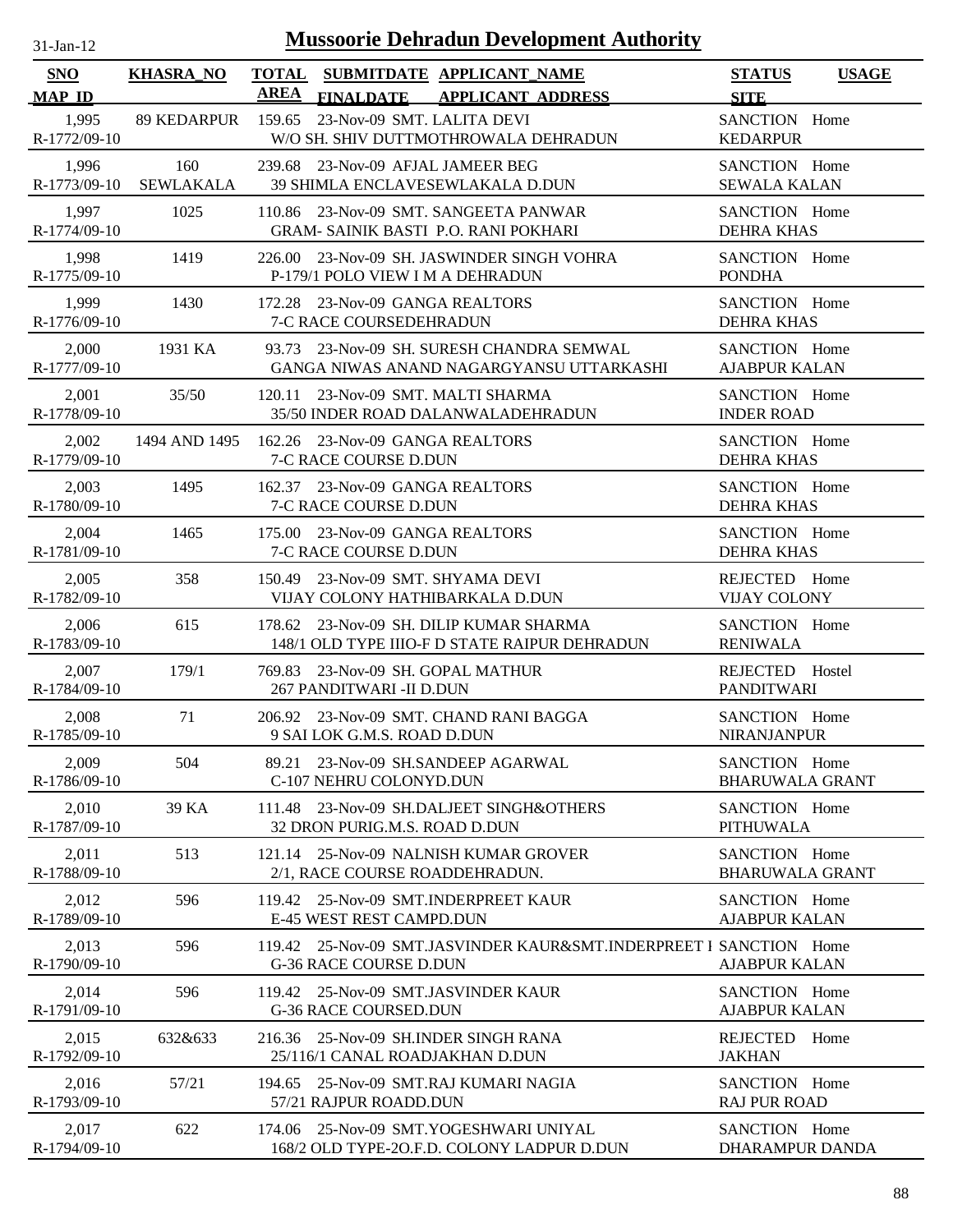# Mussoorie Dehradun Development Authority

31-Jan-12

| SNO<br>MAP_ID | KHASRA_NO | TOTAL AREA | SUBMITDATE<br>FINALDATE | APPLICANT_NAME<br>APPLICANT_ADDRESS | STATUS<br>SITE | USAGE |
|---|---|---|---|---|---|---|
| 1,995<br>R-1772/09-10 | 89 KEDARPUR | 159.65 | 23-Nov-09 | SMT. LALITA DEVI<br>W/O SH. SHIV DUTTMOTHROWALA DEHRADUN | SANCTION<br>KEDARPUR | Home |
| 1,996<br>R-1773/09-10 | 160 SEWLAKALA | 239.68 | 23-Nov-09 | AFJAL JAMEER BEG<br>39 SHIMLA ENCLAVESEWLAKALA D.DUN | SANCTION<br>SEWALA KALAN | Home |
| 1,997<br>R-1774/09-10 | 1025 | 110.86 | 23-Nov-09 | SMT. SANGEETA PANWAR<br>GRAM- SAINIK BASTI P.O. RANI POKHARI | SANCTION<br>DEHRA KHAS | Home |
| 1,998<br>R-1775/09-10 | 1419 | 226.00 | 23-Nov-09 | SH. JASWINDER SINGH VOHRA<br>P-179/1 POLO VIEW I M A DEHRADUN | SANCTION<br>PONDHA | Home |
| 1,999<br>R-1776/09-10 | 1430 | 172.28 | 23-Nov-09 | GANGA REALTORS<br>7-C RACE COURSEDEHRADUN | SANCTION<br>DEHRA KHAS | Home |
| 2,000<br>R-1777/09-10 | 1931 KA | 93.73 | 23-Nov-09 | SH. SURESH CHANDRA SEMWAL<br>GANGA NIWAS ANAND NAGARGYANSU UTTARKASHI | SANCTION<br>AJABPUR KALAN | Home |
| 2,001<br>R-1778/09-10 | 35/50 | 120.11 | 23-Nov-09 | SMT. MALTI SHARMA<br>35/50 INDER ROAD DALANWALADEHRADUN | SANCTION<br>INDER ROAD | Home |
| 2,002<br>R-1779/09-10 | 1494 AND 1495 | 162.26 | 23-Nov-09 | GANGA REALTORS<br>7-C RACE COURSE D.DUN | SANCTION<br>DEHRA KHAS | Home |
| 2,003<br>R-1780/09-10 | 1495 | 162.37 | 23-Nov-09 | GANGA REALTORS<br>7-C RACE COURSE D.DUN | SANCTION<br>DEHRA KHAS | Home |
| 2,004<br>R-1781/09-10 | 1465 | 175.00 | 23-Nov-09 | GANGA REALTORS<br>7-C RACE COURSE D.DUN | SANCTION<br>DEHRA KHAS | Home |
| 2,005<br>R-1782/09-10 | 358 | 150.49 | 23-Nov-09 | SMT. SHYAMA DEVI<br>VIJAY COLONY HATHIBARKALA D.DUN | REJECTED<br>VIJAY COLONY | Home |
| 2,006<br>R-1783/09-10 | 615 | 178.62 | 23-Nov-09 | SH. DILIP KUMAR SHARMA<br>148/1 OLD TYPE IIIO-F D STATE RAIPUR DEHRADUN | SANCTION<br>RENIWALA | Home |
| 2,007<br>R-1784/09-10 | 179/1 | 769.83 | 23-Nov-09 | SH. GOPAL MATHUR<br>267 PANDITWARI -II D.DUN | REJECTED<br>PANDITWARI | Hostel |
| 2,008<br>R-1785/09-10 | 71 | 206.92 | 23-Nov-09 | SMT. CHAND RANI BAGGA<br>9 SAI LOK G.M.S. ROAD D.DUN | SANCTION<br>NIRANJANPUR | Home |
| 2,009<br>R-1786/09-10 | 504 | 89.21 | 23-Nov-09 | SH.SANDEEP AGARWAL<br>C-107 NEHRU COLONYD.DUN | SANCTION<br>BHARUWALA GRANT | Home |
| 2,010<br>R-1787/09-10 | 39 KA | 111.48 | 23-Nov-09 | SH.DALJEET SINGH&OTHERS<br>32 DRON PURIG.M.S. ROAD D.DUN | SANCTION<br>PITHUWALA | Home |
| 2,011<br>R-1788/09-10 | 513 | 121.14 | 25-Nov-09 | NALNISH KUMAR GROVER<br>2/1, RACE COURSE ROADDEHRADUN. | SANCTION<br>BHARUWALA GRANT | Home |
| 2,012<br>R-1789/09-10 | 596 | 119.42 | 25-Nov-09 | SMT.INDERPREET KAUR<br>E-45 WEST REST CAMPD.DUN | SANCTION<br>AJABPUR KALAN | Home |
| 2,013<br>R-1790/09-10 | 596 | 119.42 | 25-Nov-09 | SMT.JASVINDER KAUR&SMT.INDERPREET I<br>G-36 RACE COURSE D.DUN | SANCTION<br>AJABPUR KALAN | Home |
| 2,014<br>R-1791/09-10 | 596 | 119.42 | 25-Nov-09 | SMT.JASVINDER KAUR<br>G-36 RACE COURSED.DUN | SANCTION<br>AJABPUR KALAN | Home |
| 2,015<br>R-1792/09-10 | 632&633 | 216.36 | 25-Nov-09 | SH.INDER SINGH RANA<br>25/116/1 CANAL ROADJAKHAN D.DUN | REJECTED<br>JAKHAN | Home |
| 2,016<br>R-1793/09-10 | 57/21 | 194.65 | 25-Nov-09 | SMT.RAJ KUMARI NAGIA<br>57/21 RAJPUR ROADD.DUN | SANCTION<br>RAJ PUR ROAD | Home |
| 2,017<br>R-1794/09-10 | 622 | 174.06 | 25-Nov-09 | SMT.YOGESHWARI UNIYAL<br>168/2 OLD TYPE-2O.F.D. COLONY LADPUR D.DUN | SANCTION<br>DHARAMPUR DANDA | Home |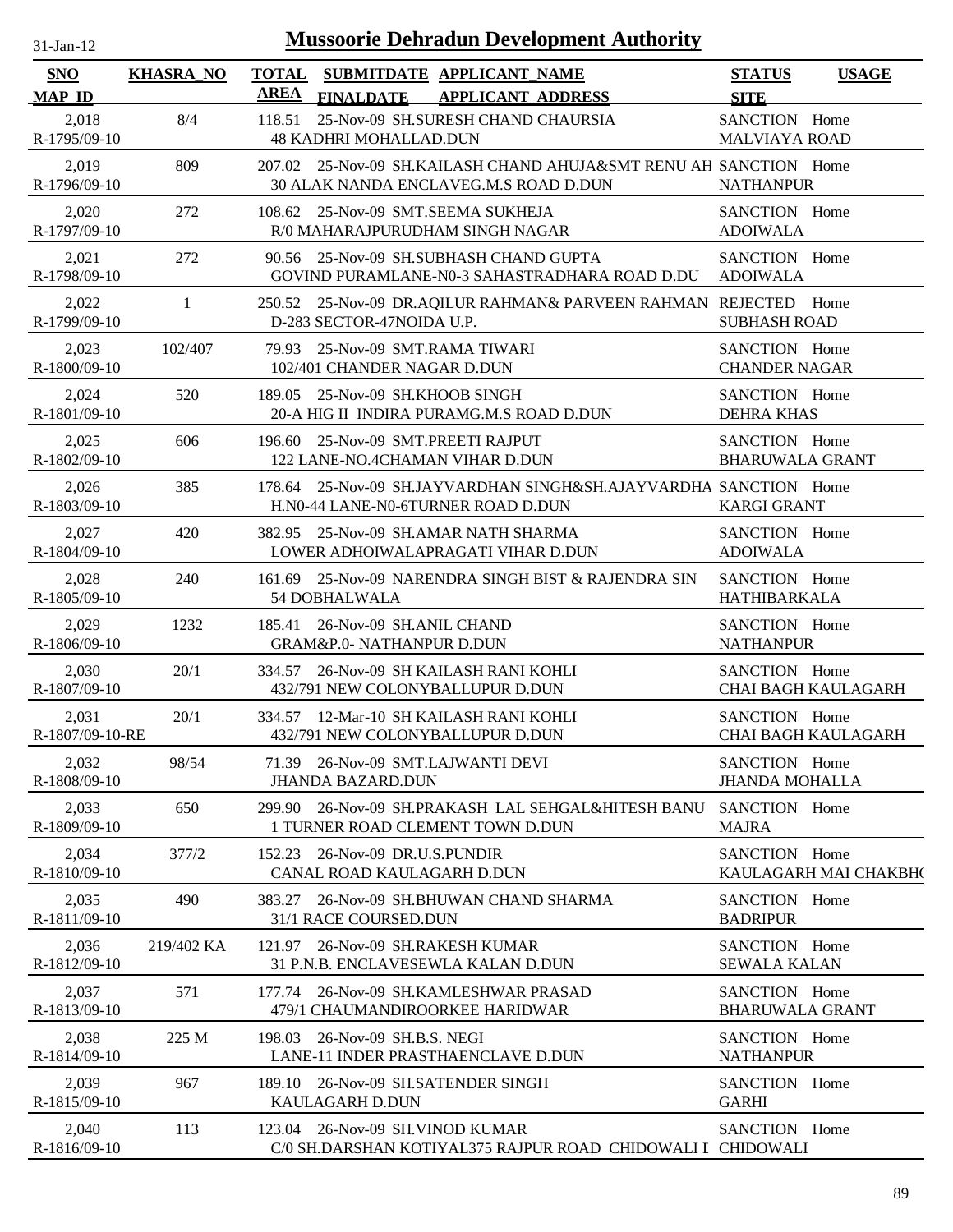# Mussoorie Dehradun Development Authority

31-Jan-12

| SNO / MAP_ID | KHASRA_NO | TOTAL AREA | SUBMITDATE / FINALDATE | APPLICANT_NAME / APPLICANT_ADDRESS | STATUS / SITE | USAGE |
|---|---|---|---|---|---|---|
| 2,018 / R-1795/09-10 | 8/4 | 118.51 | 25-Nov-09 | SH.SURESH CHAND CHAURSIA / 48 KADHRI MOHALLAD.DUN | SANCTION / MALVIAYA ROAD | Home |
| 2,019 / R-1796/09-10 | 809 | 207.02 | 25-Nov-09 | SH.KAILASH CHAND AHUJA&SMT RENU AH / 30 ALAK NANDA ENCLAVEG.M.S ROAD D.DUN | SANCTION / NATHANPUR | Home |
| 2,020 / R-1797/09-10 | 272 | 108.62 | 25-Nov-09 | SMT.SEEMA SUKHEJA / R/0 MAHARAJPURUDHAM SINGH NAGAR | SANCTION / ADOIWALA | Home |
| 2,021 / R-1798/09-10 | 272 | 90.56 | 25-Nov-09 | SH.SUBHASH CHAND GUPTA / GOVIND PURAMLANE-N0-3 SAHASTRADHARA ROAD D.DU | SANCTION / ADOIWALA | Home |
| 2,022 / R-1799/09-10 | 1 | 250.52 | 25-Nov-09 | DR.AQILUR RAHMAN& PARVEEN RAHMAN / D-283 SECTOR-47NOIDA U.P. | REJECTED / SUBHASH ROAD | Home |
| 2,023 / R-1800/09-10 | 102/407 | 79.93 | 25-Nov-09 | SMT.RAMA TIWARI / 102/401 CHANDER NAGAR D.DUN | SANCTION / CHANDER NAGAR | Home |
| 2,024 / R-1801/09-10 | 520 | 189.05 | 25-Nov-09 | SH.KHOOB SINGH / 20-A HIG II INDIRA PURAMG.M.S ROAD D.DUN | SANCTION / DEHRA KHAS | Home |
| 2,025 / R-1802/09-10 | 606 | 196.60 | 25-Nov-09 | SMT.PREETI RAJPUT / 122 LANE-NO.4CHAMAN VIHAR D.DUN | SANCTION / BHARUWALA GRANT | Home |
| 2,026 / R-1803/09-10 | 385 | 178.64 | 25-Nov-09 | SH.JAYVARDHAN SINGH&SH.AJAYVARDHA / H.N0-44 LANE-N0-6TURNER ROAD D.DUN | SANCTION / KARGI GRANT | Home |
| 2,027 / R-1804/09-10 | 420 | 382.95 | 25-Nov-09 | SH.AMAR NATH SHARMA / LOWER ADHOIWALAPRAGATI VIHAR D.DUN | SANCTION / ADOIWALA | Home |
| 2,028 / R-1805/09-10 | 240 | 161.69 | 25-Nov-09 | NARENDRA SINGH BIST & RAJENDRA SIN / 54 DOBHALWALA | SANCTION / HATHIBARKALA | Home |
| 2,029 / R-1806/09-10 | 1232 | 185.41 | 26-Nov-09 | SH.ANIL CHAND / GRAM&P.0- NATHANPUR D.DUN | SANCTION / NATHANPUR | Home |
| 2,030 / R-1807/09-10 | 20/1 | 334.57 | 26-Nov-09 | SH KAILASH RANI KOHLI / 432/791 NEW COLONYBALLUPUR D.DUN | SANCTION / CHAI BAGH KAULAGARH | Home |
| 2,031 / R-1807/09-10-RE | 20/1 | 334.57 | 12-Mar-10 | SH KAILASH RANI KOHLI / 432/791 NEW COLONYBALLUPUR D.DUN | SANCTION / CHAI BAGH KAULAGARH | Home |
| 2,032 / R-1808/09-10 | 98/54 | 71.39 | 26-Nov-09 | SMT.LAJWANTI DEVI / JHANDA BAZARD.DUN | SANCTION / JHANDA MOHALLA | Home |
| 2,033 / R-1809/09-10 | 650 | 299.90 | 26-Nov-09 | SH.PRAKASH LAL SEHGAL&HITESH BANU / 1 TURNER ROAD CLEMENT TOWN D.DUN | SANCTION / MAJRA | Home |
| 2,034 / R-1810/09-10 | 377/2 | 152.23 | 26-Nov-09 | DR.U.S.PUNDIR / CANAL ROAD KAULAGARH D.DUN | SANCTION / KAULAGARH MAI CHAKBHO | Home |
| 2,035 / R-1811/09-10 | 490 | 383.27 | 26-Nov-09 | SH.BHUWAN CHAND SHARMA / 31/1 RACE COURSED.DUN | SANCTION / BADRIPUR | Home |
| 2,036 / R-1812/09-10 | 219/402 KA | 121.97 | 26-Nov-09 | SH.RAKESH KUMAR / 31 P.N.B. ENCLAVESEWLA KALAN D.DUN | SANCTION / SEWALA KALAN | Home |
| 2,037 / R-1813/09-10 | 571 | 177.74 | 26-Nov-09 | SH.KAMLESHWAR PRASAD / 479/1 CHAUMANDIROORKEE HARIDWAR | SANCTION / BHARUWALA GRANT | Home |
| 2,038 / R-1814/09-10 | 225 M | 198.03 | 26-Nov-09 | SH.B.S. NEGI / LANE-11 INDER PRASTHAENCLAVE D.DUN | SANCTION / NATHANPUR | Home |
| 2,039 / R-1815/09-10 | 967 | 189.10 | 26-Nov-09 | SH.SATENDER SINGH / KAULAGARH D.DUN | SANCTION / GARHI | Home |
| 2,040 / R-1816/09-10 | 113 | 123.04 | 26-Nov-09 | SH.VINOD KUMAR / C/0 SH.DARSHAN KOTIYAL375 RAJPUR ROAD CHIDOWALI I | SANCTION / CHIDOWALI | Home |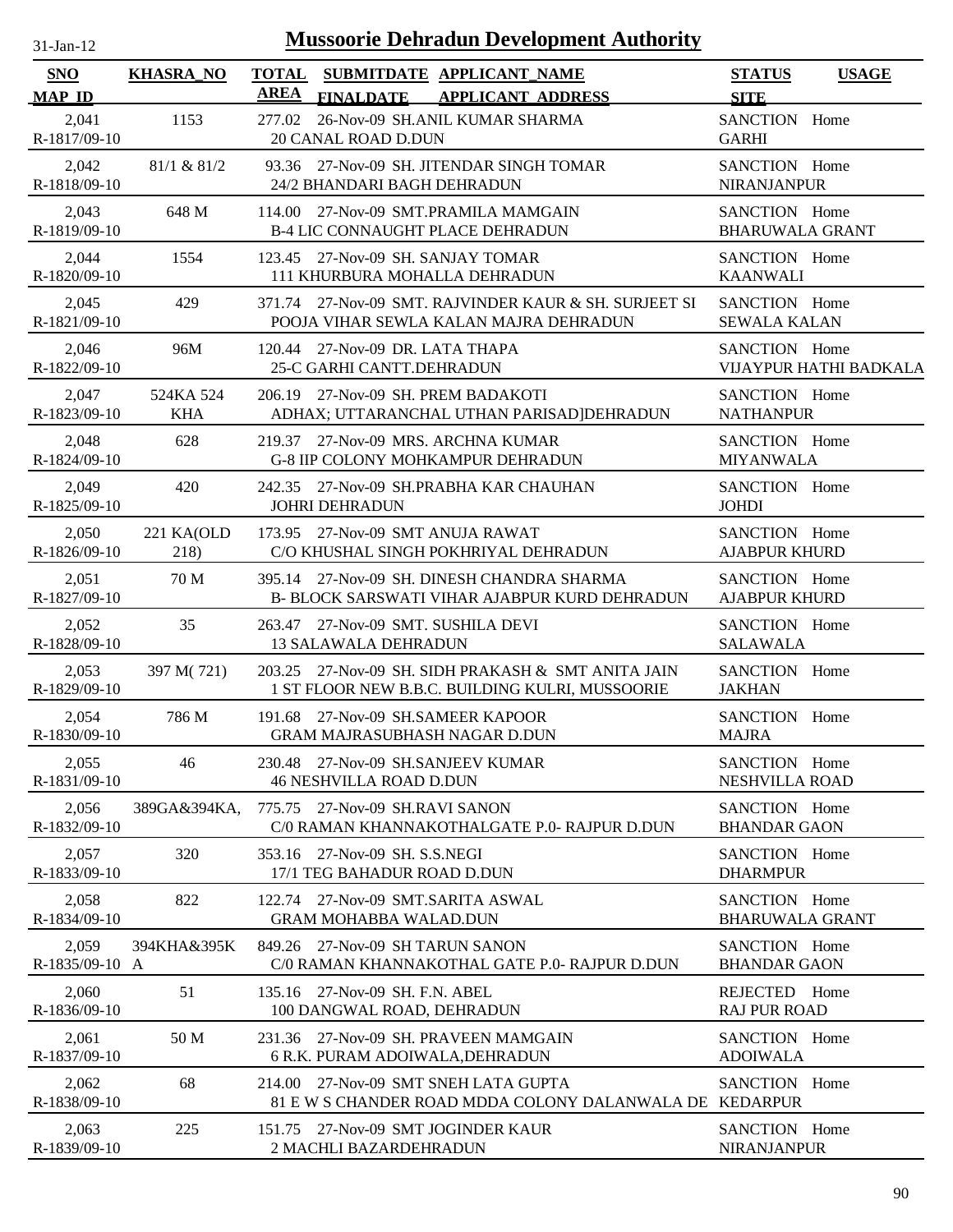# Mussoorie Dehradun Development Authority

31-Jan-12

| SNO / MAP_ID | KHASRA_NO | TOTAL AREA | SUBMITDATE / FINALDATE | APPLICANT_NAME / APPLICANT ADDRESS | STATUS / SITE | USAGE |
|---|---|---|---|---|---|---|
| 2,041 R-1817/09-10 | 1153 | 277.02 | 26-Nov-09 | SH.ANIL KUMAR SHARMA 20 CANAL ROAD D.DUN | SANCTION GARHI | Home |
| 2,042 R-1818/09-10 | 81/1 & 81/2 | 93.36 | 27-Nov-09 | SH. JITENDAR SINGH TOMAR 24/2 BHANDARI BAGH DEHRADUN | SANCTION NIRANJANPUR | Home |
| 2,043 R-1819/09-10 | 648 M | 114.00 | 27-Nov-09 | SMT.PRAMILA MAMGAIN B-4 LIC CONNAUGHT PLACE DEHRADUN | SANCTION BHARUWALA GRANT | Home |
| 2,044 R-1820/09-10 | 1554 | 123.45 | 27-Nov-09 | SH. SANJAY TOMAR 111 KHURBURA MOHALLA DEHRADUN | SANCTION KAANWALI | Home |
| 2,045 R-1821/09-10 | 429 | 371.74 | 27-Nov-09 | SMT. RAJVINDER KAUR & SH. SURJEET SI POOJA VIHAR SEWLA KALAN MAJRA DEHRADUN | SANCTION SEWALA KALAN | Home |
| 2,046 R-1822/09-10 | 96M | 120.44 | 27-Nov-09 | DR. LATA THAPA 25-C GARHI CANTT.DEHRADUN | SANCTION VIJAYPUR HATHI BADKALA | Home |
| 2,047 R-1823/09-10 | 524KA 524 KHA | 206.19 | 27-Nov-09 | SH. PREM BADAKOTI ADHAX; UTTARANCHAL UTHAN PARISAD]DEHRADUN | SANCTION NATHANPUR | Home |
| 2,048 R-1824/09-10 | 628 | 219.37 | 27-Nov-09 | MRS. ARCHNA KUMAR G-8 IIP COLONY MOHKAMPUR DEHRADUN | SANCTION MIYANWALA | Home |
| 2,049 R-1825/09-10 | 420 | 242.35 | 27-Nov-09 | SH.PRABHA KAR CHAUHAN JOHRI DEHRADUN | SANCTION JOHDI | Home |
| 2,050 R-1826/09-10 | 221 KA(OLD 218) | 173.95 | 27-Nov-09 | SMT ANUJA RAWAT C/O KHUSHAL SINGH POKHRIYAL DEHRADUN | SANCTION AJABPUR KHURD | Home |
| 2,051 R-1827/09-10 | 70 M | 395.14 | 27-Nov-09 | SH. DINESH CHANDRA SHARMA B- BLOCK SARSWATI VIHAR AJABPUR KURD DEHRADUN | SANCTION AJABPUR KHURD | Home |
| 2,052 R-1828/09-10 | 35 | 263.47 | 27-Nov-09 | SMT. SUSHILA DEVI 13 SALAWALA DEHRADUN | SANCTION SALAWALA | Home |
| 2,053 R-1829/09-10 | 397 M( 721) | 203.25 | 27-Nov-09 | SH. SIDH PRAKASH & SMT ANITA JAIN 1 ST FLOOR NEW B.B.C. BUILDING KULRI, MUSSOORIE | SANCTION JAKHAN | Home |
| 2,054 R-1830/09-10 | 786 M | 191.68 | 27-Nov-09 | SH.SAMEER KAPOOR GRAM MAJRASUBHASH NAGAR D.DUN | SANCTION MAJRA | Home |
| 2,055 R-1831/09-10 | 46 | 230.48 | 27-Nov-09 | SH.SANJEEV KUMAR 46 NESHVILLA ROAD D.DUN | SANCTION NESHVILLA ROAD | Home |
| 2,056 R-1832/09-10 | 389GA&394KA, | 775.75 | 27-Nov-09 | SH.RAVI SANON C/0 RAMAN KHANNAKOTHALGATE P.0- RAJPUR D.DUN | SANCTION BHANDAR GAON | Home |
| 2,057 R-1833/09-10 | 320 | 353.16 | 27-Nov-09 | SH. S.S.NEGI 17/1 TEG BAHADUR ROAD D.DUN | SANCTION DHARMPUR | Home |
| 2,058 R-1834/09-10 | 822 | 122.74 | 27-Nov-09 | SMT.SARITA ASWAL GRAM MOHABBA WALAD.DUN | SANCTION BHARUWALA GRANT | Home |
| 2,059 R-1835/09-10 | 394KHA&395K A | 849.26 | 27-Nov-09 | SH TARUN SANON C/0 RAMAN KHANNAKOTHAL GATE P.0- RAJPUR D.DUN | SANCTION BHANDAR GAON | Home |
| 2,060 R-1836/09-10 | 51 | 135.16 | 27-Nov-09 | SH. F.N. ABEL 100 DANGWAL ROAD, DEHRADUN | REJECTED RAJ PUR ROAD | Home |
| 2,061 R-1837/09-10 | 50 M | 231.36 | 27-Nov-09 | SH. PRAVEEN MAMGAIN 6 R.K. PURAM ADOIWALA,DEHRADUN | SANCTION ADOIWALA | Home |
| 2,062 R-1838/09-10 | 68 | 214.00 | 27-Nov-09 | SMT SNEH LATA GUPTA 81 E W S CHANDER ROAD MDDA COLONY DALANWALA DE | SANCTION KEDARPUR | Home |
| 2,063 R-1839/09-10 | 225 | 151.75 | 27-Nov-09 | SMT JOGINDER KAUR 2 MACHLI BAZARDEHRADUN | SANCTION NIRANJANPUR | Home |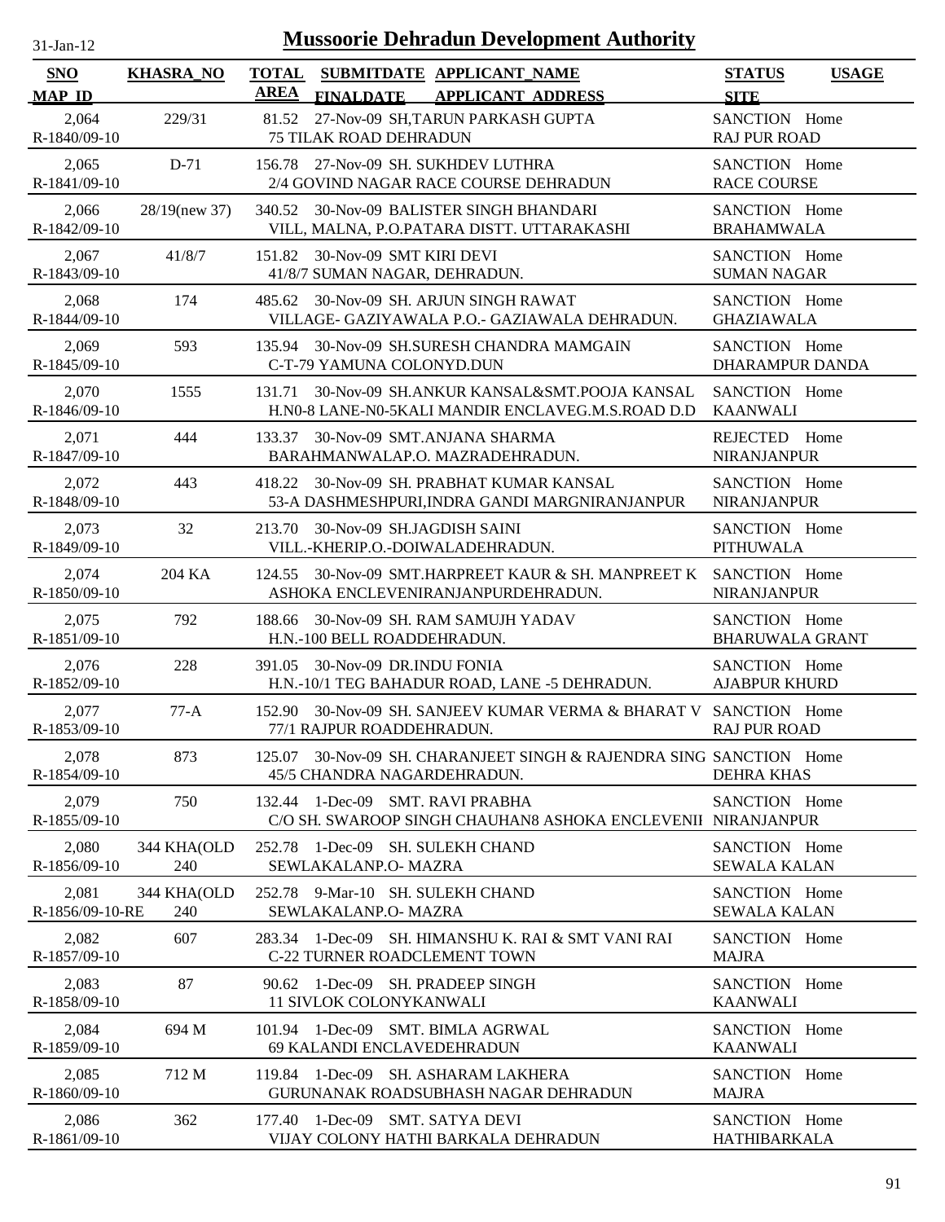# Mussoorie Dehradun Development Authority

31-Jan-12

| SNO<br>MAP_ID | KHASRA_NO | TOTAL AREA | SUBMITDATE<br>FINALDATE | APPLICANT_NAME<br>APPLICANT_ADDRESS | STATUS<br>SITE | USAGE |
|---|---|---|---|---|---|---|
| 2,064<br>R-1840/09-10 | 229/31 | 81.52 | 27-Nov-09 | SH,TARUN PARKASH GUPTA<br>75 TILAK ROAD DEHRADUN | SANCTION<br>RAJ PUR ROAD | Home |
| 2,065<br>R-1841/09-10 | D-71 | 156.78 | 27-Nov-09 | SH. SUKHDEV LUTHRA<br>2/4 GOVIND NAGAR RACE COURSE DEHRADUN | SANCTION<br>RACE COURSE | Home |
| 2,066<br>R-1842/09-10 | 28/19(new 37) | 340.52 | 30-Nov-09 | BALISTER SINGH BHANDARI<br>VILL, MALNA, P.O.PATARA DISTT. UTTARAKASHI | SANCTION<br>BRAHAMWALA | Home |
| 2,067<br>R-1843/09-10 | 41/8/7 | 151.82 | 30-Nov-09 | SMT KIRI DEVI<br>41/8/7 SUMAN NAGAR, DEHRADUN. | SANCTION<br>SUMAN NAGAR | Home |
| 2,068<br>R-1844/09-10 | 174 | 485.62 | 30-Nov-09 | SH. ARJUN SINGH RAWAT<br>VILLAGE- GAZIYAWALA P.O.- GAZIAWALA DEHRADUN. | SANCTION<br>GHAZIAWALA | Home |
| 2,069<br>R-1845/09-10 | 593 | 135.94 | 30-Nov-09 | SH.SURESH CHANDRA MAMGAIN<br>C-T-79 YAMUNA COLONYD.DUN | SANCTION<br>DHARAMPUR DANDA | Home |
| 2,070<br>R-1846/09-10 | 1555 | 131.71 | 30-Nov-09 | SH.ANKUR KANSAL&SMT.POOJA KANSAL<br>H.N0-8 LANE-N0-5KALI MANDIR ENCLAVEG.M.S.ROAD D.D | SANCTION<br>KAANWALI | Home |
| 2,071<br>R-1847/09-10 | 444 | 133.37 | 30-Nov-09 | SMT.ANJANA SHARMA<br>BARAHMANWALAP.O. MAZRADEHRADUN. | REJECTED<br>NIRANJANPUR | Home |
| 2,072<br>R-1848/09-10 | 443 | 418.22 | 30-Nov-09 | SH. PRABHAT KUMAR KANSAL<br>53-A DASHMESHPURI,INDRA GANDI MARGNIRANJANPUR | SANCTION<br>NIRANJANPUR | Home |
| 2,073<br>R-1849/09-10 | 32 | 213.70 | 30-Nov-09 | SH.JAGDISH SAINI<br>VILL.-KHERIP.O.-DOIWALADEHRADUN. | SANCTION<br>PITHUWALA | Home |
| 2,074<br>R-1850/09-10 | 204 KA | 124.55 | 30-Nov-09 | SMT.HARPREET KAUR & SH. MANPREET K<br>ASHOKA ENCLEVENIRANJANPURDEHRADUN. | SANCTION<br>NIRANJANPUR | Home |
| 2,075<br>R-1851/09-10 | 792 | 188.66 | 30-Nov-09 | SH. RAM SAMUJH YADAV<br>H.N.-100 BELL ROADDEHRADUN. | SANCTION<br>BHARUWALA GRANT | Home |
| 2,076<br>R-1852/09-10 | 228 | 391.05 | 30-Nov-09 | DR.INDU FONIA<br>H.N.-10/1 TEG BAHADUR ROAD, LANE -5 DEHRADUN. | SANCTION<br>AJABPUR KHURD | Home |
| 2,077<br>R-1853/09-10 | 77-A | 152.90 | 30-Nov-09 | SH. SANJEEV KUMAR VERMA & BHARAT V<br>77/1 RAJPUR ROADDEHRADUN. | SANCTION<br>RAJ PUR ROAD | Home |
| 2,078<br>R-1854/09-10 | 873 | 125.07 | 30-Nov-09 | SH. CHARANJEET SINGH & RAJENDRA SING<br>45/5 CHANDRA NAGARDEHRADUN. | SANCTION<br>DEHRA KHAS | Home |
| 2,079<br>R-1855/09-10 | 750 | 132.44 | 1-Dec-09 | SMT. RAVI PRABHA<br>C/O SH. SWAROOP SINGH CHAUHAN8 ASHOKA ENCLEVENII | SANCTION<br>NIRANJANPUR | Home |
| 2,080<br>R-1856/09-10 | 344 KHA(OLD 240 | 252.78 | 1-Dec-09 | SH. SULEKH CHAND<br>SEWLAKALANP.O- MAZRA | SANCTION<br>SEWALA KALAN | Home |
| 2,081<br>R-1856/09-10-RE | 344 KHA(OLD 240 | 252.78 | 9-Mar-10 | SH. SULEKH CHAND<br>SEWLAKALANP.O- MAZRA | SANCTION<br>SEWALA KALAN | Home |
| 2,082<br>R-1857/09-10 | 607 | 283.34 | 1-Dec-09 | SH. HIMANSHU K. RAI & SMT VANI RAI<br>C-22 TURNER ROADCLEMENT TOWN | SANCTION<br>MAJRA | Home |
| 2,083<br>R-1858/09-10 | 87 | 90.62 | 1-Dec-09 | SH. PRADEEP SINGH<br>11 SIVLOK COLONYKANWALI | SANCTION<br>KAANWALI | Home |
| 2,084<br>R-1859/09-10 | 694 M | 101.94 | 1-Dec-09 | SMT. BIMLA AGRWAL<br>69 KALANDI ENCLAVEDEHRADUN | SANCTION<br>KAANWALI | Home |
| 2,085<br>R-1860/09-10 | 712 M | 119.84 | 1-Dec-09 | SH. ASHARAM LAKHERA<br>GURUNANAK ROADSUBHASH NAGAR DEHRADUN | SANCTION<br>MAJRA | Home |
| 2,086<br>R-1861/09-10 | 362 | 177.40 | 1-Dec-09 | SMT. SATYA DEVI<br>VIJAY COLONY HATHI BARKALA DEHRADUN | SANCTION<br>HATHIBARKALA | Home |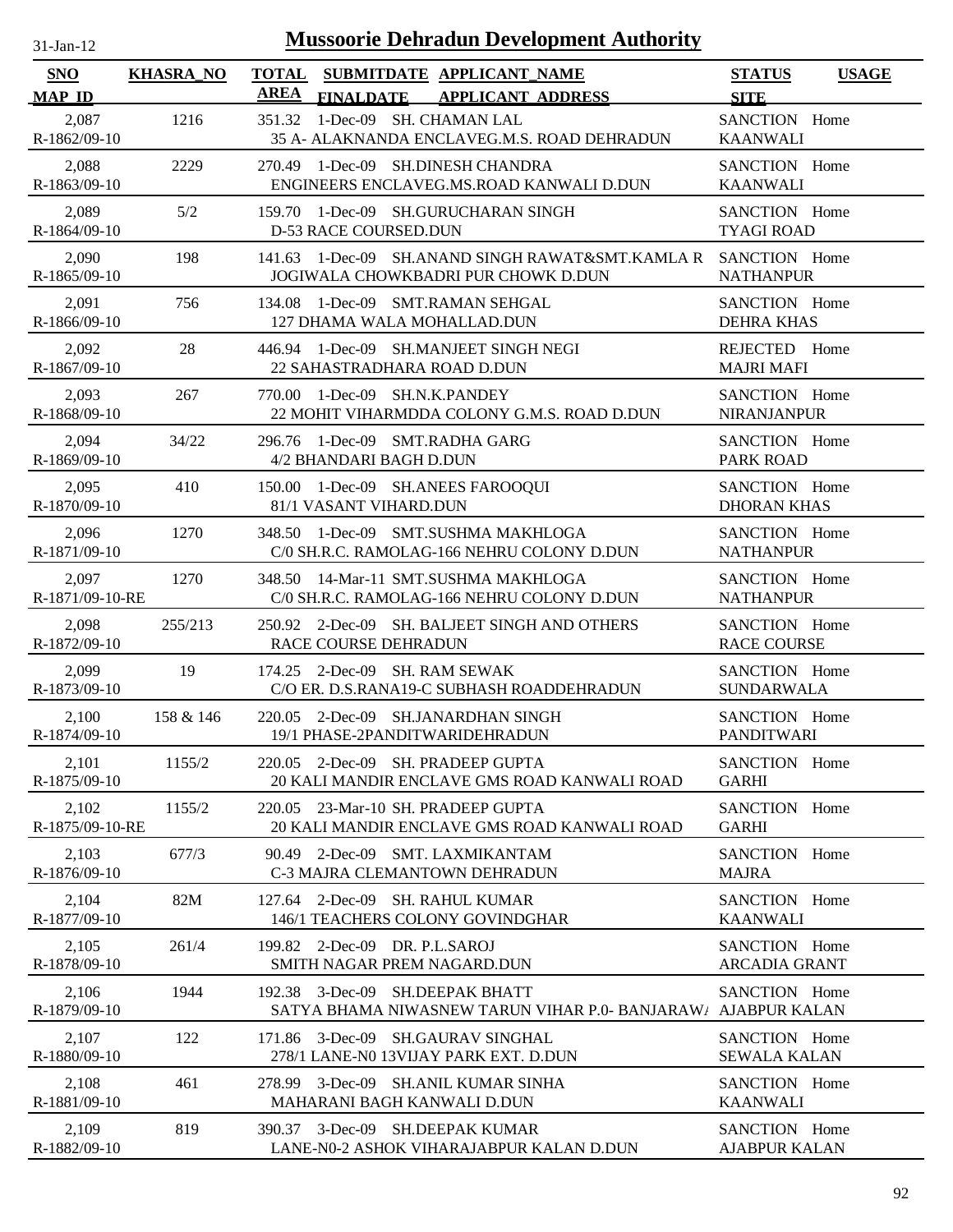# Mussoorie Dehradun Development Authority

31-Jan-12

| SNO<br>MAP_ID | KHASRA_NO | TOTAL AREA | SUBMITDATE<br>FINALDATE | APPLICANT_NAME<br>APPLICANT_ADDRESS | STATUS<br>SITE | USAGE |
|---|---|---|---|---|---|---|
| 2,087<br>R-1862/09-10 | 1216 | 351.32 | 1-Dec-09 | SH. CHAMAN LAL<br>35 A- ALAKNANDA ENCLAVEG.M.S. ROAD DEHRADUN | SANCTION<br>KAANWALI | Home |
| 2,088<br>R-1863/09-10 | 2229 | 270.49 | 1-Dec-09 | SH.DINESH CHANDRA<br>ENGINEERS ENCLAVEG.MS.ROAD KANWALI D.DUN | SANCTION<br>KAANWALI | Home |
| 2,089<br>R-1864/09-10 | 5/2 | 159.70 | 1-Dec-09 | SH.GURUCHARAN SINGH<br>D-53 RACE COURSED.DUN | SANCTION<br>TYAGI ROAD | Home |
| 2,090<br>R-1865/09-10 | 198 | 141.63 | 1-Dec-09 | SH.ANAND SINGH RAWAT&SMT.KAMLA R<br>JOGIWALA CHOWKBADRI PUR CHOWK D.DUN | SANCTION<br>NATHANPUR | Home |
| 2,091<br>R-1866/09-10 | 756 | 134.08 | 1-Dec-09 | SMT.RAMAN SEHGAL<br>127 DHAMA WALA MOHALLAD.DUN | SANCTION<br>DEHRA KHAS | Home |
| 2,092<br>R-1867/09-10 | 28 | 446.94 | 1-Dec-09 | SH.MANJEET SINGH NEGI<br>22 SAHASTRADHARA ROAD D.DUN | REJECTED<br>MAJRI MAFI | Home |
| 2,093<br>R-1868/09-10 | 267 | 770.00 | 1-Dec-09 | SH.N.K.PANDEY<br>22 MOHIT VIHARMDDA COLONY G.M.S. ROAD D.DUN | SANCTION<br>NIRANJANPUR | Home |
| 2,094<br>R-1869/09-10 | 34/22 | 296.76 | 1-Dec-09 | SMT.RADHA GARG<br>4/2 BHANDARI BAGH D.DUN | SANCTION<br>PARK ROAD | Home |
| 2,095<br>R-1870/09-10 | 410 | 150.00 | 1-Dec-09 | SH.ANEES FAROOQUI<br>81/1 VASANT VIHARD.DUN | SANCTION<br>DHORAN KHAS | Home |
| 2,096<br>R-1871/09-10 | 1270 | 348.50 | 1-Dec-09 | SMT.SUSHMA MAKHLOGA<br>C/0 SH.R.C. RAMOLAG-166 NEHRU COLONY D.DUN | SANCTION<br>NATHANPUR | Home |
| 2,097<br>R-1871/09-10-RE | 1270 | 348.50 | 14-Mar-11 | SMT.SUSHMA MAKHLOGA<br>C/0 SH.R.C. RAMOLAG-166 NEHRU COLONY D.DUN | SANCTION<br>NATHANPUR | Home |
| 2,098<br>R-1872/09-10 | 255/213 | 250.92 | 2-Dec-09 | SH. BALJEET SINGH AND OTHERS<br>RACE COURSE DEHRADUN | SANCTION<br>RACE COURSE | Home |
| 2,099<br>R-1873/09-10 | 19 | 174.25 | 2-Dec-09 | SH. RAM SEWAK<br>C/O ER. D.S.RANA19-C SUBHASH ROADDEHRADUN | SANCTION<br>SUNDARWALA | Home |
| 2,100<br>R-1874/09-10 | 158 & 146 | 220.05 | 2-Dec-09 | SH.JANARDHAN SINGH<br>19/1 PHASE-2PANDITWARIDEHRADUN | SANCTION<br>PANDITWARI | Home |
| 2,101<br>R-1875/09-10 | 1155/2 | 220.05 | 2-Dec-09 | SH. PRADEEP GUPTA<br>20 KALI MANDIR ENCLAVE GMS ROAD KANWALI ROAD | SANCTION<br>GARHI | Home |
| 2,102<br>R-1875/09-10-RE | 1155/2 | 220.05 | 23-Mar-10 | SH. PRADEEP GUPTA<br>20 KALI MANDIR ENCLAVE GMS ROAD KANWALI ROAD | SANCTION<br>GARHI | Home |
| 2,103<br>R-1876/09-10 | 677/3 | 90.49 | 2-Dec-09 | SMT. LAXMIKANTAM<br>C-3 MAJRA CLEMANTOWN DEHRADUN | SANCTION<br>MAJRA | Home |
| 2,104<br>R-1877/09-10 | 82M | 127.64 | 2-Dec-09 | SH. RAHUL KUMAR<br>146/1 TEACHERS COLONY GOVINDGHAR | SANCTION<br>KAANWALI | Home |
| 2,105<br>R-1878/09-10 | 261/4 | 199.82 | 2-Dec-09 | DR. P.L.SAROJ<br>SMITH NAGAR PREM NAGARD.DUN | SANCTION<br>ARCADIA GRANT | Home |
| 2,106<br>R-1879/09-10 | 1944 | 192.38 | 3-Dec-09 | SH.DEEPAK BHATT<br>SATYA BHAMA NIWASNEW TARUN VIHAR P.0- BANJARAWA | SANCTION<br>AJABPUR KALAN | Home |
| 2,107<br>R-1880/09-10 | 122 | 171.86 | 3-Dec-09 | SH.GAURAV SINGHAL<br>278/1 LANE-N0 13VIJAY PARK EXT. D.DUN | SANCTION<br>SEWALA KALAN | Home |
| 2,108<br>R-1881/09-10 | 461 | 278.99 | 3-Dec-09 | SH.ANIL KUMAR SINHA<br>MAHARANI BAGH KANWALI D.DUN | SANCTION<br>KAANWALI | Home |
| 2,109<br>R-1882/09-10 | 819 | 390.37 | 3-Dec-09 | SH.DEEPAK KUMAR<br>LANE-N0-2 ASHOK VIHARAJABPUR KALAN D.DUN | SANCTION<br>AJABPUR KALAN | Home |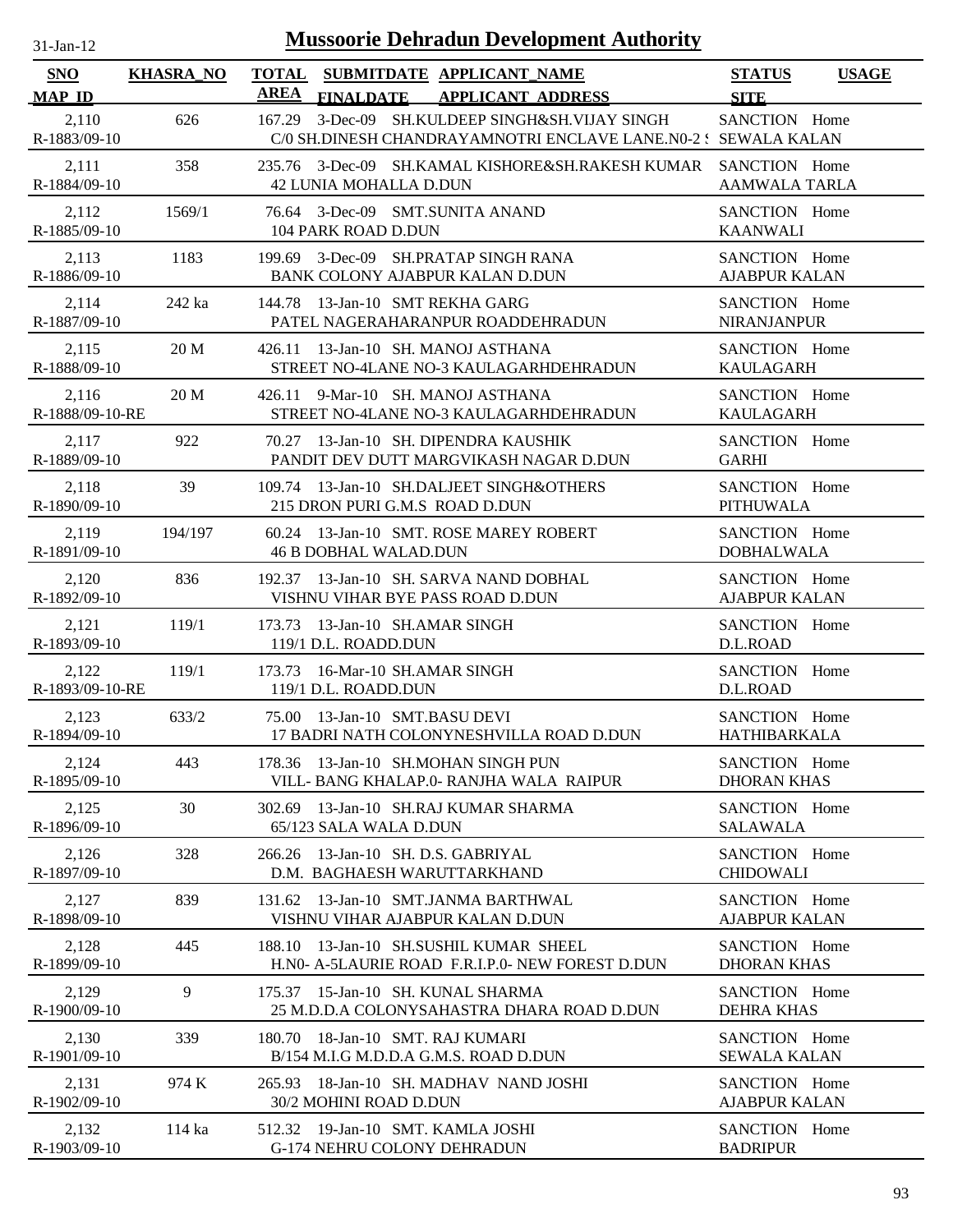# Mussoorie Dehradun Development Authority

31-Jan-12

| SNO<br>MAP_ID | KHASRA_NO | TOTAL AREA | SUBMITDATE<br>FINALDATE | APPLICANT_NAME<br>APPLICANT_ADDRESS | STATUS<br>SITE | USAGE |
|---|---|---|---|---|---|---|
| 2,110<br>R-1883/09-10 | 626 | 167.29 | 3-Dec-09 | SH.KULDEEP SINGH&SH.VIJAY SINGH<br>C/0 SH.DINESH CHANDRAYAMNOTRI ENCLAVE LANE.N0-2 S | SANCTION<br>SEWALA KALAN | Home |
| 2,111<br>R-1884/09-10 | 358 | 235.76 | 3-Dec-09 | SH.KAMAL KISHORE&SH.RAKESH KUMAR<br>42 LUNIA MOHALLA D.DUN | SANCTION<br>AAMWALA TARLA | Home |
| 2,112<br>R-1885/09-10 | 1569/1 | 76.64 | 3-Dec-09 | SMT.SUNITA ANAND<br>104 PARK ROAD D.DUN | SANCTION<br>KAANWALI | Home |
| 2,113<br>R-1886/09-10 | 1183 | 199.69 | 3-Dec-09 | SH.PRATAP SINGH RANA<br>BANK COLONY AJABPUR KALAN D.DUN | SANCTION<br>AJABPUR KALAN | Home |
| 2,114<br>R-1887/09-10 | 242 ka | 144.78 | 13-Jan-10 | SMT REKHA GARG<br>PATEL NAGERAHARANPUR ROADDEHRADUN | SANCTION<br>NIRANJANPUR | Home |
| 2,115<br>R-1888/09-10 | 20 M | 426.11 | 13-Jan-10 | SH. MANOJ ASTHANA<br>STREET NO-4LANE NO-3 KAULAGARHDEHRADUN | SANCTION<br>KAULAGARH | Home |
| 2,116<br>R-1888/09-10-RE | 20 M | 426.11 | 9-Mar-10 | SH. MANOJ ASTHANA<br>STREET NO-4LANE NO-3 KAULAGARHDEHRADUN | SANCTION<br>KAULAGARH | Home |
| 2,117<br>R-1889/09-10 | 922 | 70.27 | 13-Jan-10 | SH. DIPENDRA KAUSHIK<br>PANDIT DEV DUTT MARGVIKASH NAGAR D.DUN | SANCTION<br>GARHI | Home |
| 2,118<br>R-1890/09-10 | 39 | 109.74 | 13-Jan-10 | SH.DALJEET SINGH&OTHERS<br>215 DRON PURI G.M.S ROAD D.DUN | SANCTION<br>PITHUWALA | Home |
| 2,119<br>R-1891/09-10 | 194/197 | 60.24 | 13-Jan-10 | SMT. ROSE MAREY ROBERT<br>46 B DOBHAL WALAD.DUN | SANCTION<br>DOBHALWALA | Home |
| 2,120<br>R-1892/09-10 | 836 | 192.37 | 13-Jan-10 | SH. SARVA NAND DOBHAL<br>VISHNU VIHAR BYE PASS ROAD D.DUN | SANCTION<br>AJABPUR KALAN | Home |
| 2,121<br>R-1893/09-10 | 119/1 | 173.73 | 13-Jan-10 | SH.AMAR SINGH<br>119/1 D.L. ROADD.DUN | SANCTION<br>D.L.ROAD | Home |
| 2,122<br>R-1893/09-10-RE | 119/1 | 173.73 | 16-Mar-10 | SH.AMAR SINGH<br>119/1 D.L. ROADD.DUN | SANCTION<br>D.L.ROAD | Home |
| 2,123<br>R-1894/09-10 | 633/2 | 75.00 | 13-Jan-10 | SMT.BASU DEVI<br>17 BADRI NATH COLONYNESHVILLA ROAD D.DUN | SANCTION<br>HATHIBARKALA | Home |
| 2,124<br>R-1895/09-10 | 443 | 178.36 | 13-Jan-10 | SH.MOHAN SINGH PUN<br>VILL- BANG KHALAP.0- RANJHA WALA RAIPUR | SANCTION<br>DHORAN KHAS | Home |
| 2,125<br>R-1896/09-10 | 30 | 302.69 | 13-Jan-10 | SH.RAJ KUMAR SHARMA<br>65/123 SALA WALA D.DUN | SANCTION<br>SALAWALA | Home |
| 2,126<br>R-1897/09-10 | 328 | 266.26 | 13-Jan-10 | SH. D.S. GABRIYAL<br>D.M. BAGHAESH WARUTTARKHAND | SANCTION<br>CHIDOWALI | Home |
| 2,127<br>R-1898/09-10 | 839 | 131.62 | 13-Jan-10 | SMT.JANMA BARTHWAL<br>VISHNU VIHAR AJABPUR KALAN D.DUN | SANCTION<br>AJABPUR KALAN | Home |
| 2,128<br>R-1899/09-10 | 445 | 188.10 | 13-Jan-10 | SH.SUSHIL KUMAR SHEEL<br>H.N0- A-5LAURIE ROAD F.R.I.P.0- NEW FOREST D.DUN | SANCTION<br>DHORAN KHAS | Home |
| 2,129<br>R-1900/09-10 | 9 | 175.37 | 15-Jan-10 | SH. KUNAL SHARMA<br>25 M.D.D.A COLONYSAHASTRA DHARA ROAD D.DUN | SANCTION<br>DEHRA KHAS | Home |
| 2,130<br>R-1901/09-10 | 339 | 180.70 | 18-Jan-10 | SMT. RAJ KUMARI<br>B/154 M.I.G M.D.D.A G.M.S. ROAD D.DUN | SANCTION<br>SEWALA KALAN | Home |
| 2,131<br>R-1902/09-10 | 974 K | 265.93 | 18-Jan-10 | SH. MADHAV NAND JOSHI<br>30/2 MOHINI ROAD D.DUN | SANCTION<br>AJABPUR KALAN | Home |
| 2,132<br>R-1903/09-10 | 114 ka | 512.32 | 19-Jan-10 | SMT. KAMLA JOSHI<br>G-174 NEHRU COLONY DEHRADUN | SANCTION<br>BADRIPUR | Home |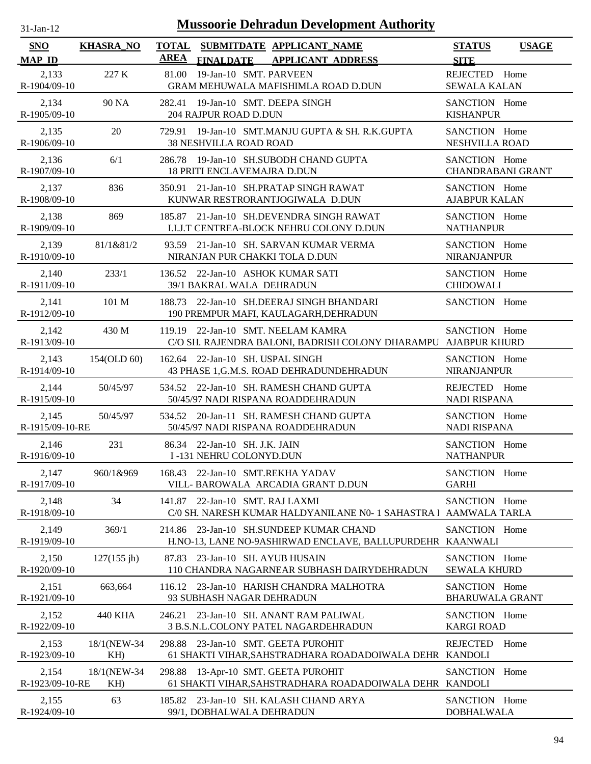# Mussoorie Dehradun Development Authority

31-Jan-12

| SNO / MAP_ID | KHASRA_NO | TOTAL AREA | SUBMITDATE / FINALDATE | APPLICANT_NAME / APPLICANT_ADDRESS | STATUS / SITE | USAGE |
|---|---|---|---|---|---|---|
| 2,133 / R-1904/09-10 | 227 K | 81.00 | 19-Jan-10 | SMT. PARVEEN / GRAM MEHUWALA MAFISHIMLA ROAD D.DUN | REJECTED / SEWALA KALAN | Home |
| 2,134 / R-1905/09-10 | 90 NA | 282.41 | 19-Jan-10 | SMT. DEEPA SINGH / 204 RAJPUR ROAD D.DUN | SANCTION / KISHANPUR | Home |
| 2,135 / R-1906/09-10 | 20 | 729.91 | 19-Jan-10 | SMT.MANJU GUPTA & SH. R.K.GUPTA / 38 NESHVILLA ROAD ROAD | SANCTION / NESHVILLA ROAD | Home |
| 2,136 / R-1907/09-10 | 6/1 | 286.78 | 19-Jan-10 | SH.SUBODH CHAND GUPTA / 18 PRITI ENCLAVEMAJRA D.DUN | SANCTION / CHANDRABANI GRANT | Home |
| 2,137 / R-1908/09-10 | 836 | 350.91 | 21-Jan-10 | SH.PRATAP SINGH RAWAT / KUNWAR RESTRORANTJOGIWALA D.DUN | SANCTION / AJABPUR KALAN | Home |
| 2,138 / R-1909/09-10 | 869 | 185.87 | 21-Jan-10 | SH.DEVENDRA SINGH RAWAT / I.I.J.T CENTREA-BLOCK NEHRU COLONY D.DUN | SANCTION / NATHANPUR | Home |
| 2,139 / R-1910/09-10 | 81/1&81/2 | 93.59 | 21-Jan-10 | SH. SARVAN KUMAR VERMA / NIRANJAN PUR CHAKKI TOLA D.DUN | SANCTION / NIRANJANPUR | Home |
| 2,140 / R-1911/09-10 | 233/1 | 136.52 | 22-Jan-10 | ASHOK KUMAR SATI / 39/1 BAKRAL WALA DEHRADUN | SANCTION / CHIDOWALI | Home |
| 2,141 / R-1912/09-10 | 101 M | 188.73 | 22-Jan-10 | SH.DEERAJ SINGH BHANDARI / 190 PREMPUR MAFI, KAULAGARH,DEHRADUN | SANCTION | Home |
| 2,142 / R-1913/09-10 | 430 M | 119.19 | 22-Jan-10 | SMT. NEELAM KAMRA / C/O SH. RAJENDRA BALONI, BADRISH COLONY DHARAMPU | SANCTION / AJABPUR KHURD | Home |
| 2,143 / R-1914/09-10 | 154(OLD 60) | 162.64 | 22-Jan-10 | SH. USPAL SINGH / 43 PHASE 1,G.M.S. ROAD DEHRADUNDEHRADUN | SANCTION / NIRANJANPUR | Home |
| 2,144 / R-1915/09-10 | 50/45/97 | 534.52 | 22-Jan-10 | SH. RAMESH CHAND GUPTA / 50/45/97 NADI RISPANA ROADDEHRADUN | REJECTED / NADI RISPANA | Home |
| 2,145 / R-1915/09-10-RE | 50/45/97 | 534.52 | 20-Jan-11 | SH. RAMESH CHAND GUPTA / 50/45/97 NADI RISPANA ROADDEHRADUN | SANCTION / NADI RISPANA | Home |
| 2,146 / R-1916/09-10 | 231 | 86.34 | 22-Jan-10 | SH. J.K. JAIN / I -131 NEHRU COLONYD.DUN | SANCTION / NATHANPUR | Home |
| 2,147 / R-1917/09-10 | 960/1&969 | 168.43 | 22-Jan-10 | SMT.REKHA YADAV / VILL- BAROWALA ARCADIA GRANT D.DUN | SANCTION / GARHI | Home |
| 2,148 / R-1918/09-10 | 34 | 141.87 | 22-Jan-10 | SMT. RAJ LAXMI / C/0 SH. NARESH KUMAR HALDYANILANE N0- 1 SAHASTRA I | SANCTION / AAMWALA TARLA | Home |
| 2,149 / R-1919/09-10 | 369/1 | 214.86 | 23-Jan-10 | SH.SUNDEEP KUMAR CHAND / H.NO-13, LANE NO-9ASHIRWAD ENCLAVE, BALLUPURDEHR | SANCTION / KAANWALI | Home |
| 2,150 / R-1920/09-10 | 127(155 jh) | 87.83 | 23-Jan-10 | SH. AYUB HUSAIN / 110 CHANDRA NAGARNEAR SUBHASH DAIRYDEHRADUN | SANCTION / SEWALA KHURD | Home |
| 2,151 / R-1921/09-10 | 663,664 | 116.12 | 23-Jan-10 | HARISH CHANDRA MALHOTRA / 93 SUBHASH NAGAR DEHRADUN | SANCTION / BHARUWALA GRANT | Home |
| 2,152 / R-1922/09-10 | 440 KHA | 246.21 | 23-Jan-10 | SH. ANANT RAM PALIWAL / 3 B.S.N.L.COLONY PATEL NAGARDEHRADUN | SANCTION / KARGI ROAD | Home |
| 2,153 / R-1923/09-10 | 18/1(NEW-34 KH) | 298.88 | 23-Jan-10 | SMT. GEETA PUROHIT / 61 SHAKTI VIHAR,SAHSTRADHARA ROADADOIWALA DEHR | REJECTED / KANDOLI | Home |
| 2,154 / R-1923/09-10-RE | 18/1(NEW-34 KH) | 298.88 | 13-Apr-10 | SMT. GEETA PUROHIT / 61 SHAKTI VIHAR,SAHSTRADHARA ROADADOIWALA DEHR | SANCTION / KANDOLI | Home |
| 2,155 / R-1924/09-10 | 63 | 185.82 | 23-Jan-10 | SH. KALASH CHAND ARYA / 99/1, DOBHALWALA DEHRADUN | SANCTION / DOBHALWALA | Home |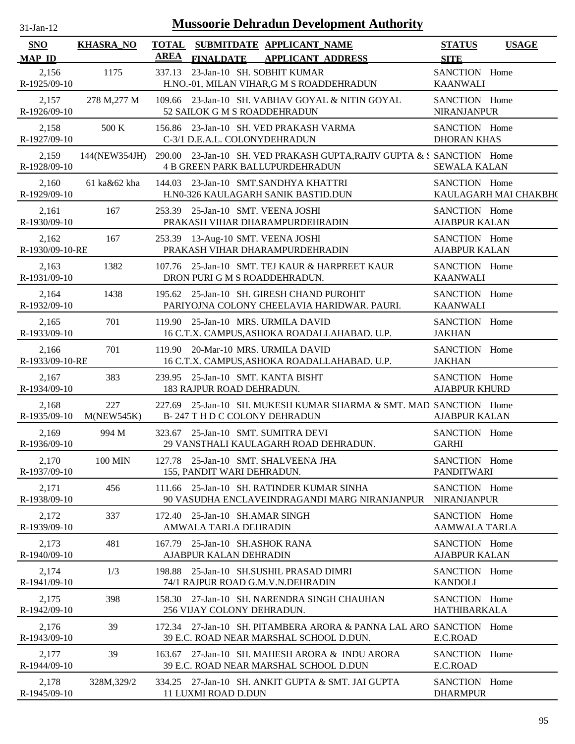31-Jan-12

# Mussoorie Dehradun Development Authority

| SNO / MAP_ID | KHASRA_NO | TOTAL AREA | SUBMITDATE / FINALDATE | APPLICANT_NAME / APPLICANT_ADDRESS | STATUS / SITE | USAGE |
|---|---|---|---|---|---|---|
| 2,156 / R-1925/09-10 | 1175 | 337.13 | 23-Jan-10 | SH. SOBHIT KUMAR / H.NO.-01, MILAN VIHAR,G M S ROADDEHRADUN | SANCTION / KAANWALI | Home |
| 2,157 / R-1926/09-10 | 278 M,277 M | 109.66 | 23-Jan-10 | SH. VABHAV GOYAL & NITIN GOYAL / 52 SAILOK G M S ROADDEHRADUN | SANCTION / NIRANJANPUR | Home |
| 2,158 / R-1927/09-10 | 500 K | 156.86 | 23-Jan-10 | SH. VED PRAKASH VARMA / C-3/1 D.E.A.L. COLONYDEHRADUN | SANCTION / DHORAN KHAS | Home |
| 2,159 / R-1928/09-10 | 144(NEW354JH) | 290.00 | 23-Jan-10 | SH. VED PRAKASH GUPTA,RAJIV GUPTA & S / 4 B GREEN PARK BALLUPURDEHRADUN | SANCTION / SEWALA KALAN | Home |
| 2,160 / R-1929/09-10 | 61 ka&62 kha | 144.03 | 23-Jan-10 | SMT.SANDHYA KHATTRI / H.N0-326 KAULAGARH SANIK BASTID.DUN | SANCTION / KAULAGARH MAI CHAKBHO | Home |
| 2,161 / R-1930/09-10 | 167 | 253.39 | 25-Jan-10 | SMT. VEENA JOSHI / PRAKASH VIHAR DHARAMPURDEHRADIN | SANCTION / AJABPUR KALAN | Home |
| 2,162 / R-1930/09-10-RE | 167 | 253.39 | 13-Aug-10 | SMT. VEENA JOSHI / PRAKASH VIHAR DHARAMPURDEHRADIN | SANCTION / AJABPUR KALAN | Home |
| 2,163 / R-1931/09-10 | 1382 | 107.76 | 25-Jan-10 | SMT. TEJ KAUR & HARPREET KAUR / DRON PURI G M S ROADDEHRADUN. | SANCTION / KAANWALI | Home |
| 2,164 / R-1932/09-10 | 1438 | 195.62 | 25-Jan-10 | SH. GIRESH CHAND PUROHIT / PARIYOJNA COLONY CHEELAVIA HARIDWAR. PAURI. | SANCTION / KAANWALI | Home |
| 2,165 / R-1933/09-10 | 701 | 119.90 | 25-Jan-10 | MRS. URMILA DAVID / 16 C.T.X. CAMPUS,ASHOKA ROADALLAHABAD. U.P. | SANCTION / JAKHAN | Home |
| 2,166 / R-1933/09-10-RE | 701 | 119.90 | 20-Mar-10 | MRS. URMILA DAVID / 16 C.T.X. CAMPUS,ASHOKA ROADALLAHABAD. U.P. | SANCTION / JAKHAN | Home |
| 2,167 / R-1934/09-10 | 383 | 239.95 | 25-Jan-10 | SMT. KANTA BISHT / 183 RAJPUR ROAD DEHRADUN. | SANCTION / AJABPUR KHURD | Home |
| 2,168 / R-1935/09-10 | 227 M(NEW545K) | 227.69 | 25-Jan-10 | SH. MUKESH KUMAR SHARMA & SMT. MAD / B- 247 T H D C COLONY DEHRADUN | SANCTION / AJABPUR KALAN | Home |
| 2,169 / R-1936/09-10 | 994 M | 323.67 | 25-Jan-10 | SMT. SUMITRA DEVI / 29 VANSTHALI KAULAGARH ROAD DEHRADUN. | SANCTION / GARHI | Home |
| 2,170 / R-1937/09-10 | 100 MIN | 127.78 | 25-Jan-10 | SMT. SHALVEENA JHA / 155, PANDIT WARI DEHRADUN. | SANCTION / PANDITWARI | Home |
| 2,171 / R-1938/09-10 | 456 | 111.66 | 25-Jan-10 | SH. RATINDER KUMAR SINHA / 90 VASUDHA ENCLAVEINDRAGANDI MARG NIRANJANPUR | SANCTION / NIRANJANPUR | Home |
| 2,172 / R-1939/09-10 | 337 | 172.40 | 25-Jan-10 | SH.AMAR SINGH / AMWALA TARLA DEHRADIN | SANCTION / AAMWALA TARLA | Home |
| 2,173 / R-1940/09-10 | 481 | 167.79 | 25-Jan-10 | SH.ASHOK RANA / AJABPUR KALAN DEHRADIN | SANCTION / AJABPUR KALAN | Home |
| 2,174 / R-1941/09-10 | 1/3 | 198.88 | 25-Jan-10 | SH.SUSHIL PRASAD DIMRI / 74/1 RAJPUR ROAD G.M.V.N.DEHRADIN | SANCTION / KANDOLI | Home |
| 2,175 / R-1942/09-10 | 398 | 158.30 | 27-Jan-10 | SH. NARENDRA SINGH CHAUHAN / 256 VIJAY COLONY DEHRADUN. | SANCTION / HATHIBARKALA | Home |
| 2,176 / R-1943/09-10 | 39 | 172.34 | 27-Jan-10 | SH. PITAMBERA ARORA & PANNA LAL ARO / 39 E.C. ROAD NEAR MARSHAL SCHOOL D.DUN. | SANCTION / E.C.ROAD | Home |
| 2,177 / R-1944/09-10 | 39 | 163.67 | 27-Jan-10 | SH. MAHESH ARORA & INDU ARORA / 39 E.C. ROAD NEAR MARSHAL SCHOOL D.DUN | SANCTION / E.C.ROAD | Home |
| 2,178 / R-1945/09-10 | 328M,329/2 | 334.25 | 27-Jan-10 | SH. ANKIT GUPTA & SMT. JAI GUPTA / 11 LUXMI ROAD D.DUN | SANCTION / DHARMPUR | Home |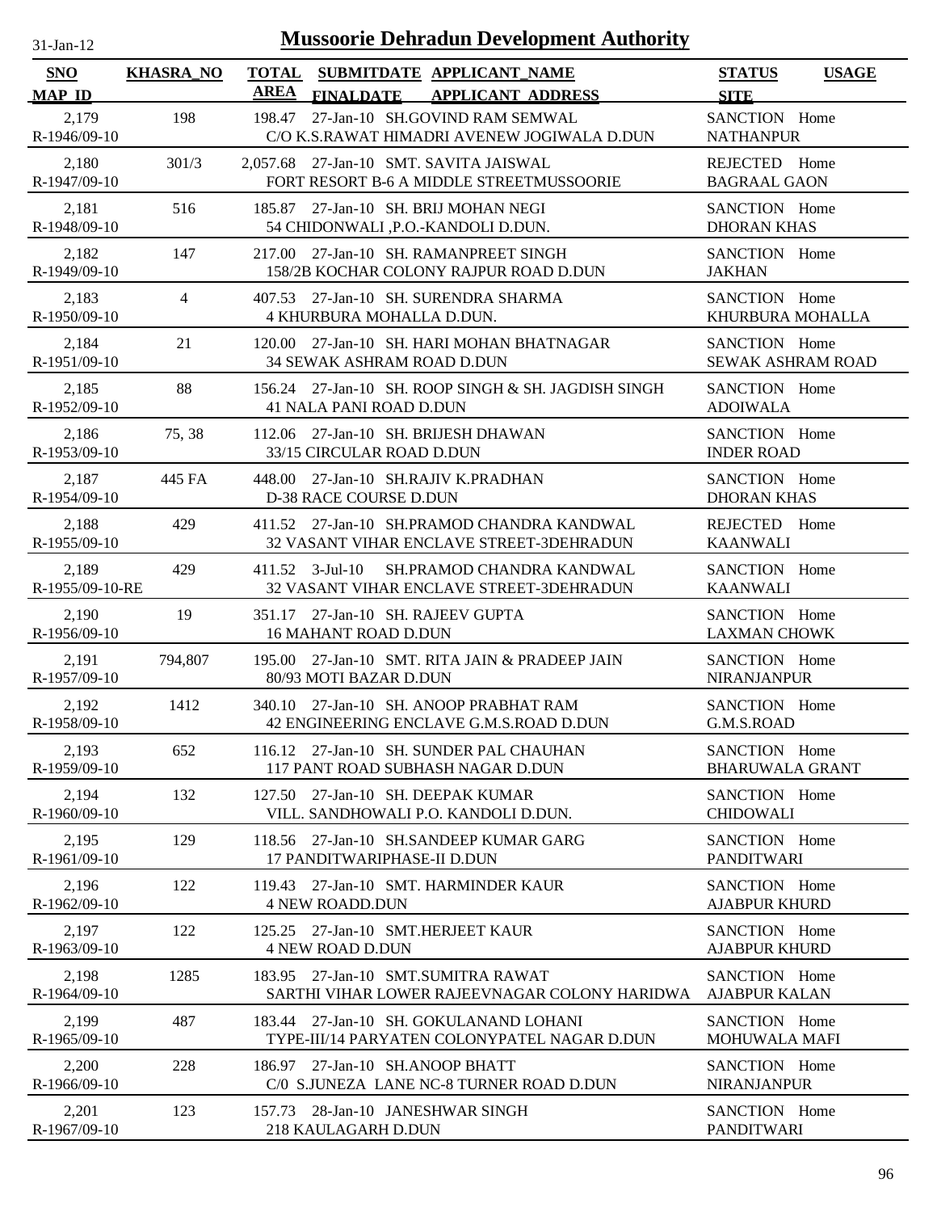# Mussoorie Dehradun Development Authority

| SNO / MAP_ID | KHASRA_NO | TOTAL AREA | SUBMITDATE / FINALDATE | APPLICANT_NAME / APPLICANT_ADDRESS | STATUS / SITE | USAGE |
|---|---|---|---|---|---|---|
| 2,179 R-1946/09-10 | 198 | 198.47 | 27-Jan-10 | SH.GOVIND RAM SEMWAL C/O K.S.RAWAT HIMADRI AVENEW JOGIWALA D.DUN | SANCTION NATHANPUR | Home |
| 2,180 R-1947/09-10 | 301/3 | 2,057.68 | 27-Jan-10 | SMT. SAVITA JAISWAL FORT RESORT B-6 A MIDDLE STREETMUSSOORIE | REJECTED BAGRAAL GAON | Home |
| 2,181 R-1948/09-10 | 516 | 185.87 | 27-Jan-10 | SH. BRIJ MOHAN NEGI 54 CHIDONWALI ,P.O.-KANDOLI D.DUN. | SANCTION DHORAN KHAS | Home |
| 2,182 R-1949/09-10 | 147 | 217.00 | 27-Jan-10 | SH. RAMANPREET SINGH 158/2B KOCHAR COLONY RAJPUR ROAD D.DUN | SANCTION JAKHAN | Home |
| 2,183 R-1950/09-10 | 4 | 407.53 | 27-Jan-10 | SH. SURENDRA SHARMA 4 KHURBURA MOHALLA D.DUN. | SANCTION KHURBURA MOHALLA | Home |
| 2,184 R-1951/09-10 | 21 | 120.00 | 27-Jan-10 | SH. HARI MOHAN BHATNAGAR 34 SEWAK ASHRAM ROAD D.DUN | SANCTION SEWAK ASHRAM ROAD | Home |
| 2,185 R-1952/09-10 | 88 | 156.24 | 27-Jan-10 | SH. ROOP SINGH & SH. JAGDISH SINGH 41 NALA PANI ROAD D.DUN | SANCTION ADOIWALA | Home |
| 2,186 R-1953/09-10 | 75, 38 | 112.06 | 27-Jan-10 | SH. BRIJESH DHAWAN 33/15 CIRCULAR ROAD D.DUN | SANCTION INDER ROAD | Home |
| 2,187 R-1954/09-10 | 445 FA | 448.00 | 27-Jan-10 | SH.RAJIV K.PRADHAN D-38 RACE COURSE D.DUN | SANCTION DHORAN KHAS | Home |
| 2,188 R-1955/09-10 | 429 | 411.52 | 27-Jan-10 | SH.PRAMOD CHANDRA KANDWAL 32 VASANT VIHAR ENCLAVE STREET-3DEHRADUN | REJECTED KAANWALI | Home |
| 2,189 R-1955/09-10-RE | 429 | 411.52 | 3-Jul-10 | SH.PRAMOD CHANDRA KANDWAL 32 VASANT VIHAR ENCLAVE STREET-3DEHRADUN | SANCTION KAANWALI | Home |
| 2,190 R-1956/09-10 | 19 | 351.17 | 27-Jan-10 | SH. RAJEEV GUPTA 16 MAHANT ROAD D.DUN | SANCTION LAXMAN CHOWK | Home |
| 2,191 R-1957/09-10 | 794,807 | 195.00 | 27-Jan-10 | SMT. RITA JAIN & PRADEEP JAIN 80/93 MOTI BAZAR D.DUN | SANCTION NIRANJANPUR | Home |
| 2,192 R-1958/09-10 | 1412 | 340.10 | 27-Jan-10 | SH. ANOOP PRABHAT RAM 42 ENGINEERING ENCLAVE G.M.S.ROAD D.DUN | SANCTION G.M.S.ROAD | Home |
| 2,193 R-1959/09-10 | 652 | 116.12 | 27-Jan-10 | SH. SUNDER PAL CHAUHAN 117 PANT ROAD SUBHASH NAGAR D.DUN | SANCTION BHARUWALA GRANT | Home |
| 2,194 R-1960/09-10 | 132 | 127.50 | 27-Jan-10 | SH. DEEPAK KUMAR VILL. SANDHOWALI P.O. KANDOLI D.DUN. | SANCTION CHIDOWALI | Home |
| 2,195 R-1961/09-10 | 129 | 118.56 | 27-Jan-10 | SH.SANDEEP KUMAR GARG 17 PANDITWARIPHASE-II D.DUN | SANCTION PANDITWARI | Home |
| 2,196 R-1962/09-10 | 122 | 119.43 | 27-Jan-10 | SMT. HARMINDER KAUR 4 NEW ROADD.DUN | SANCTION AJABPUR KHURD | Home |
| 2,197 R-1963/09-10 | 122 | 125.25 | 27-Jan-10 | SMT.HERJEET KAUR 4 NEW ROAD D.DUN | SANCTION AJABPUR KHURD | Home |
| 2,198 R-1964/09-10 | 1285 | 183.95 | 27-Jan-10 | SMT.SUMITRA RAWAT SARTHI VIHAR LOWER RAJEEVNAGAR COLONY HARIDWA | SANCTION AJABPUR KALAN | Home |
| 2,199 R-1965/09-10 | 487 | 183.44 | 27-Jan-10 | SH. GOKULANAND LOHANI TYPE-III/14 PARYATEN COLONYPATEL NAGAR D.DUN | SANCTION MOHUWALA MAFI | Home |
| 2,200 R-1966/09-10 | 228 | 186.97 | 27-Jan-10 | SH.ANOOP BHATT C/0 S.JUNEZA LANE NC-8 TURNER ROAD D.DUN | SANCTION NIRANJANPUR | Home |
| 2,201 R-1967/09-10 | 123 | 157.73 | 28-Jan-10 | JANESHWAR SINGH 218 KAULAGARH D.DUN | SANCTION PANDITWARI | Home |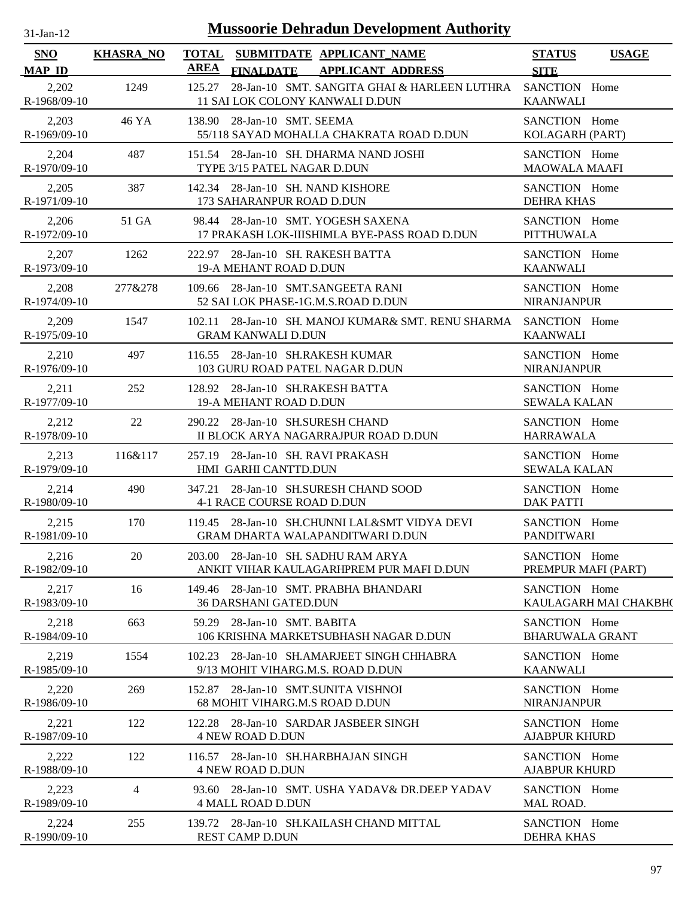# Mussoorie Dehradun Development Authority

31-Jan-12

| SNO / MAP_ID | KHASRA_NO | TOTAL AREA | SUBMITDATE / FINALDATE | APPLICANT_NAME / APPLICANT_ADDRESS | STATUS / SITE | USAGE |
|---|---|---|---|---|---|---|
| 2,202 / R-1968/09-10 | 1249 | 125.27 | 28-Jan-10 | SMT. SANGITA GHAI & HARLEEN LUTHRA / 11 SAI LOK COLONY KANWALI D.DUN | SANCTION / KAANWALI | Home |
| 2,203 / R-1969/09-10 | 46 YA | 138.90 | 28-Jan-10 | SMT. SEEMA / 55/118 SAYAD MOHALLA CHAKRATA ROAD D.DUN | SANCTION / KOLAGARH (PART) | Home |
| 2,204 / R-1970/09-10 | 487 | 151.54 | 28-Jan-10 | SH. DHARMA NAND JOSHI / TYPE 3/15 PATEL NAGAR D.DUN | SANCTION / MAOWALA MAAFI | Home |
| 2,205 / R-1971/09-10 | 387 | 142.34 | 28-Jan-10 | SH. NAND KISHORE / 173 SAHARANPUR ROAD D.DUN | SANCTION / DEHRA KHAS | Home |
| 2,206 / R-1972/09-10 | 51 GA | 98.44 | 28-Jan-10 | SMT. YOGESH SAXENA / 17 PRAKASH LOK-IIISHIMLA BYE-PASS ROAD D.DUN | SANCTION / PITTHUWALA | Home |
| 2,207 / R-1973/09-10 | 1262 | 222.97 | 28-Jan-10 | SH. RAKESH BATTA / 19-A MEHANT ROAD D.DUN | SANCTION / KAANWALI | Home |
| 2,208 / R-1974/09-10 | 277&278 | 109.66 | 28-Jan-10 | SMT.SANGEETA RANI / 52 SAI LOK PHASE-1G.M.S.ROAD D.DUN | SANCTION / NIRANJANPUR | Home |
| 2,209 / R-1975/09-10 | 1547 | 102.11 | 28-Jan-10 | SH. MANOJ KUMAR& SMT. RENU SHARMA / GRAM KANWALI D.DUN | SANCTION / KAANWALI | Home |
| 2,210 / R-1976/09-10 | 497 | 116.55 | 28-Jan-10 | SH.RAKESH KUMAR / 103 GURU ROAD PATEL NAGAR D.DUN | SANCTION / NIRANJANPUR | Home |
| 2,211 / R-1977/09-10 | 252 | 128.92 | 28-Jan-10 | SH.RAKESH BATTA / 19-A MEHANT ROAD D.DUN | SANCTION / SEWALA KALAN | Home |
| 2,212 / R-1978/09-10 | 22 | 290.22 | 28-Jan-10 | SH.SURESH CHAND / II BLOCK ARYA NAGARRAJPUR ROAD D.DUN | SANCTION / HARRAWALA | Home |
| 2,213 / R-1979/09-10 | 116&117 | 257.19 | 28-Jan-10 | SH. RAVI PRAKASH / HMI GARHI CANTTD.DUN | SANCTION / SEWALA KALAN | Home |
| 2,214 / R-1980/09-10 | 490 | 347.21 | 28-Jan-10 | SH.SURESH CHAND SOOD / 4-1 RACE COURSE ROAD D.DUN | SANCTION / DAK PATTI | Home |
| 2,215 / R-1981/09-10 | 170 | 119.45 | 28-Jan-10 | SH.CHUNNI LAL&SMT VIDYA DEVI / GRAM DHARTA WALAPANDITWARI D.DUN | SANCTION / PANDITWARI | Home |
| 2,216 / R-1982/09-10 | 20 | 203.00 | 28-Jan-10 | SH. SADHU RAM ARYA / ANKIT VIHAR KAULAGARHPREM PUR MAFI D.DUN | SANCTION / PREMPUR MAFI (PART) | Home |
| 2,217 / R-1983/09-10 | 16 | 149.46 | 28-Jan-10 | SMT. PRABHA BHANDARI / 36 DARSHANI GATED.DUN | SANCTION / KAULAGARH MAI CHAKBHO | Home |
| 2,218 / R-1984/09-10 | 663 | 59.29 | 28-Jan-10 | SMT. BABITA / 106 KRISHNA MARKETSUBHASH NAGAR D.DUN | SANCTION / BHARUWALA GRANT | Home |
| 2,219 / R-1985/09-10 | 1554 | 102.23 | 28-Jan-10 | SH.AMARJEET SINGH CHHABRA / 9/13 MOHIT VIHARG.M.S. ROAD D.DUN | SANCTION / KAANWALI | Home |
| 2,220 / R-1986/09-10 | 269 | 152.87 | 28-Jan-10 | SMT.SUNITA VISHNOI / 68 MOHIT VIHARG.M.S ROAD D.DUN | SANCTION / NIRANJANPUR | Home |
| 2,221 / R-1987/09-10 | 122 | 122.28 | 28-Jan-10 | SARDAR JASBEER SINGH / 4 NEW ROAD D.DUN | SANCTION / AJABPUR KHURD | Home |
| 2,222 / R-1988/09-10 | 122 | 116.57 | 28-Jan-10 | SH.HARBHAJAN SINGH / 4 NEW ROAD D.DUN | SANCTION / AJABPUR KHURD | Home |
| 2,223 / R-1989/09-10 | 4 | 93.60 | 28-Jan-10 | SMT. USHA YADAV& DR.DEEP YADAV / 4 MALL ROAD D.DUN | SANCTION / MAL ROAD. | Home |
| 2,224 / R-1990/09-10 | 255 | 139.72 | 28-Jan-10 | SH.KAILASH CHAND MITTAL / REST CAMP D.DUN | SANCTION / DEHRA KHAS | Home |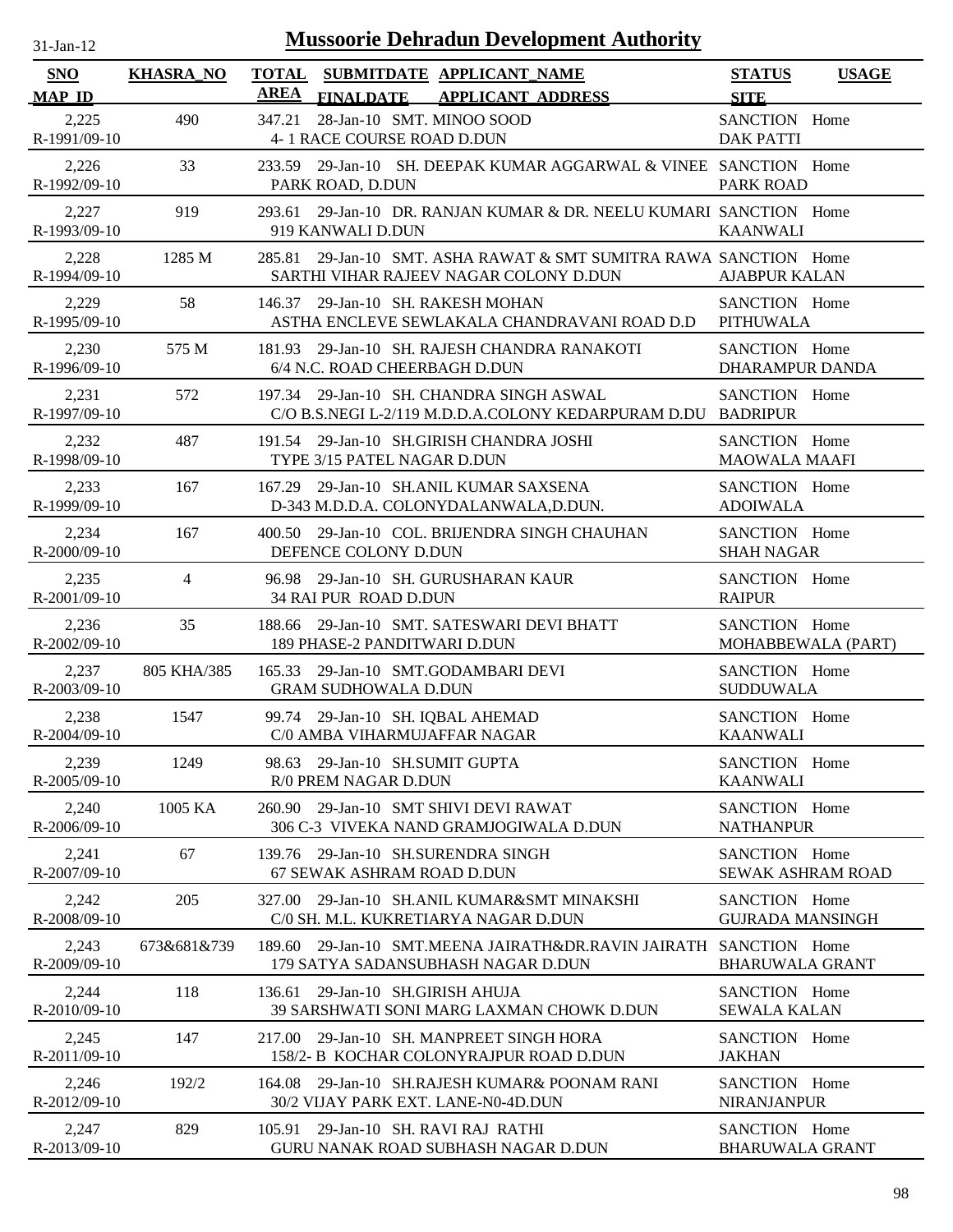# Mussoorie Dehradun Development Authority

31-Jan-12

| SNO / MAP_ID | KHASRA_NO | TOTAL AREA | SUBMITDATE / FINALDATE | APPLICANT_NAME / APPLICANT ADDRESS | STATUS / SITE | USAGE |
|---|---|---|---|---|---|---|
| 2,225 / R-1991/09-10 | 490 | 347.21 | 28-Jan-10 | SMT. MINOO SOOD / 4- 1 RACE COURSE ROAD D.DUN | SANCTION / DAK PATTI | Home |
| 2,226 / R-1992/09-10 | 33 | 233.59 | 29-Jan-10 | SH. DEEPAK KUMAR AGGARWAL & VINEE / PARK ROAD, D.DUN | SANCTION / PARK ROAD | Home |
| 2,227 / R-1993/09-10 | 919 | 293.61 | 29-Jan-10 | DR. RANJAN KUMAR & DR. NEELU KUMARI / 919 KANWALI D.DUN | SANCTION / KAANWALI | Home |
| 2,228 / R-1994/09-10 | 1285 M | 285.81 | 29-Jan-10 | SMT. ASHA RAWAT & SMT SUMITRA RAWA / SARTHI VIHAR RAJEEV NAGAR COLONY D.DUN | SANCTION / AJABPUR KALAN | Home |
| 2,229 / R-1995/09-10 | 58 | 146.37 | 29-Jan-10 | SH. RAKESH MOHAN / ASTHA ENCLEVE SEWLAKALA CHANDRAVANI ROAD D.D | SANCTION / PITHUWALA | Home |
| 2,230 / R-1996/09-10 | 575 M | 181.93 | 29-Jan-10 | SH. RAJESH CHANDRA RANAKOTI / 6/4 N.C. ROAD CHEERBAGH D.DUN | SANCTION / DHARAMPUR DANDA | Home |
| 2,231 / R-1997/09-10 | 572 | 197.34 | 29-Jan-10 | SH. CHANDRA SINGH ASWAL / C/O B.S.NEGI L-2/119 M.D.D.A.COLONY KEDARPURAM D.DU | SANCTION / BADRIPUR | Home |
| 2,232 / R-1998/09-10 | 487 | 191.54 | 29-Jan-10 | SH.GIRISH CHANDRA JOSHI / TYPE 3/15 PATEL NAGAR D.DUN | SANCTION / MAOWALA MAAFI | Home |
| 2,233 / R-1999/09-10 | 167 | 167.29 | 29-Jan-10 | SH.ANIL KUMAR SAXSENA / D-343 M.D.D.A. COLONYDALANWALA,D.DUN. | SANCTION / ADOIWALA | Home |
| 2,234 / R-2000/09-10 | 167 | 400.50 | 29-Jan-10 | COL. BRIJENDRA SINGH CHAUHAN / DEFENCE COLONY D.DUN | SANCTION / SHAH NAGAR | Home |
| 2,235 / R-2001/09-10 | 4 | 96.98 | 29-Jan-10 | SH. GURUSHARAN KAUR / 34 RAI PUR ROAD D.DUN | SANCTION / RAIPUR | Home |
| 2,236 / R-2002/09-10 | 35 | 188.66 | 29-Jan-10 | SMT. SATESWARI DEVI BHATT / 189 PHASE-2 PANDITWARI D.DUN | SANCTION / MOHABBEWALA (PART) | Home |
| 2,237 / R-2003/09-10 | 805 KHA/385 | 165.33 | 29-Jan-10 | SMT.GODAMBARI DEVI / GRAM SUDHOWALA D.DUN | SANCTION / SUDDUWALA | Home |
| 2,238 / R-2004/09-10 | 1547 | 99.74 | 29-Jan-10 | SH. IQBAL AHEMAD / C/0 AMBA VIHARMUJAFFAR NAGAR | SANCTION / KAANWALI | Home |
| 2,239 / R-2005/09-10 | 1249 | 98.63 | 29-Jan-10 | SH.SUMIT GUPTA / R/0 PREM NAGAR D.DUN | SANCTION / KAANWALI | Home |
| 2,240 / R-2006/09-10 | 1005 KA | 260.90 | 29-Jan-10 | SMT SHIVI DEVI RAWAT / 306 C-3 VIVEKA NAND GRAMJOGIWALA D.DUN | SANCTION / NATHANPUR | Home |
| 2,241 / R-2007/09-10 | 67 | 139.76 | 29-Jan-10 | SH.SURENDRA SINGH / 67 SEWAK ASHRAM ROAD D.DUN | SANCTION / SEWAK ASHRAM ROAD | Home |
| 2,242 / R-2008/09-10 | 205 | 327.00 | 29-Jan-10 | SH.ANIL KUMAR&SMT MINAKSHI / C/0 SH. M.L. KUKRETIARYA NAGAR D.DUN | SANCTION / GUJRADA MANSINGH | Home |
| 2,243 / R-2009/09-10 | 673&681&739 | 189.60 | 29-Jan-10 | SMT.MEENA JAIRATH&DR.RAVIN JAIRATH / 179 SATYA SADANSUBHASH NAGAR D.DUN | SANCTION / BHARUWALA GRANT | Home |
| 2,244 / R-2010/09-10 | 118 | 136.61 | 29-Jan-10 | SH.GIRISH AHUJA / 39 SARSHWATI SONI MARG LAXMAN CHOWK D.DUN | SANCTION / SEWALA KALAN | Home |
| 2,245 / R-2011/09-10 | 147 | 217.00 | 29-Jan-10 | SH. MANPREET SINGH HORA / 158/2- B KOCHAR COLONYRAJPUR ROAD D.DUN | SANCTION / JAKHAN | Home |
| 2,246 / R-2012/09-10 | 192/2 | 164.08 | 29-Jan-10 | SH.RAJESH KUMAR& POONAM RANI / 30/2 VIJAY PARK EXT. LANE-N0-4D.DUN | SANCTION / NIRANJANPUR | Home |
| 2,247 / R-2013/09-10 | 829 | 105.91 | 29-Jan-10 | SH. RAVI RAJ RATHI / GURU NANAK ROAD SUBHASH NAGAR D.DUN | SANCTION / BHARUWALA GRANT | Home |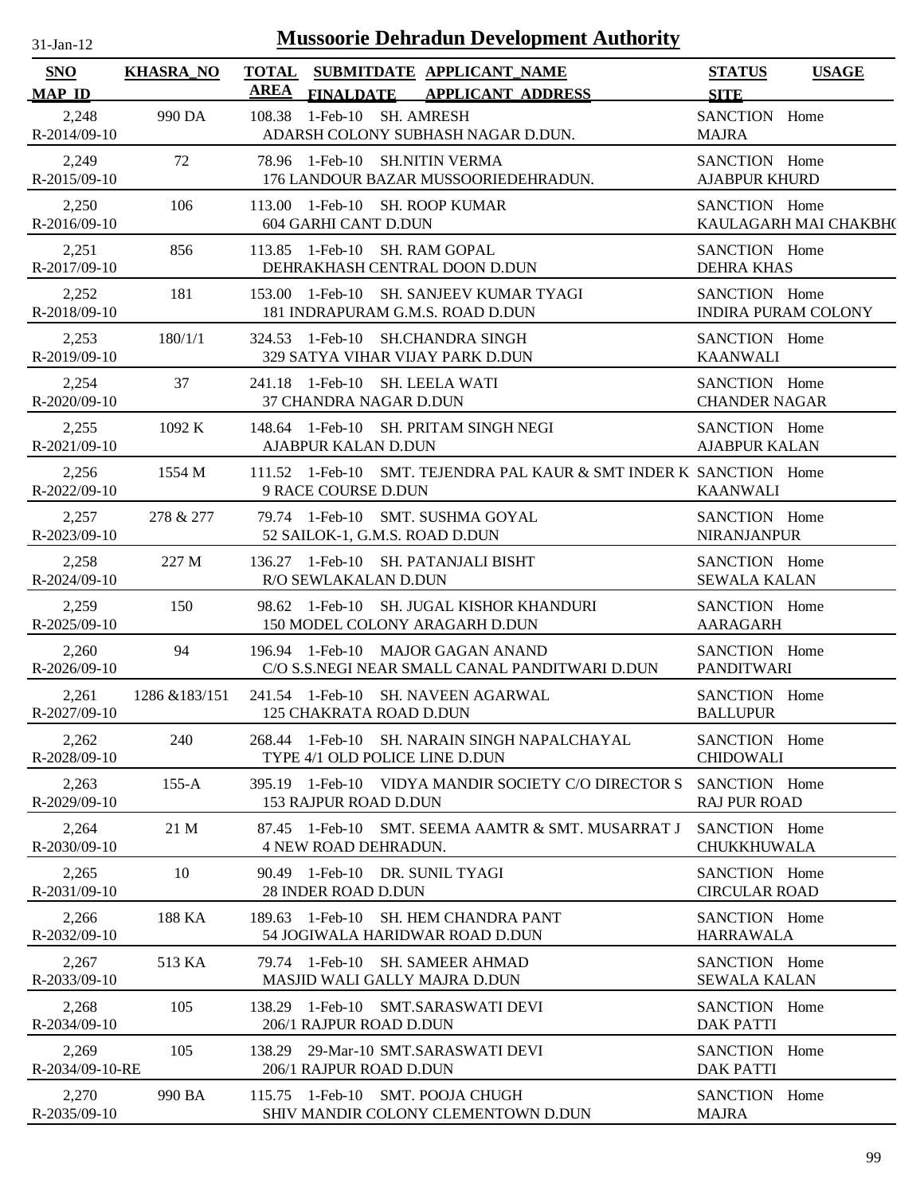# Mussoorie Dehradun Development Authority

31-Jan-12

| SNO / MAP_ID | KHASRA_NO | TOTAL AREA | SUBMITDATE / FINALDATE | APPLICANT_NAME / APPLICANT_ADDRESS | STATUS / SITE | USAGE |
|---|---|---|---|---|---|---|
| 2,248 / R-2014/09-10 | 990 DA | 108.38 | 1-Feb-10 | SH. AMRESH / ADARSH COLONY SUBHASH NAGAR D.DUN. | SANCTION / MAJRA | Home |
| 2,249 / R-2015/09-10 | 72 | 78.96 | 1-Feb-10 | SH.NITIN VERMA / 176 LANDOUR BAZAR MUSSOORIEDEHRADUN. | SANCTION / AJABPUR KHURD | Home |
| 2,250 / R-2016/09-10 | 106 | 113.00 | 1-Feb-10 | SH. ROOP KUMAR / 604 GARHI CANT D.DUN | SANCTION / KAULAGARH MAI CHAKBH( | Home |
| 2,251 / R-2017/09-10 | 856 | 113.85 | 1-Feb-10 | SH. RAM GOPAL / DEHRAKHASH CENTRAL DOON D.DUN | SANCTION / DEHRA KHAS | Home |
| 2,252 / R-2018/09-10 | 181 | 153.00 | 1-Feb-10 | SH. SANJEEV KUMAR TYAGI / 181 INDRAPURAM G.M.S. ROAD D.DUN | SANCTION / INDIRA PURAM COLONY | Home |
| 2,253 / R-2019/09-10 | 180/1/1 | 324.53 | 1-Feb-10 | SH.CHANDRA SINGH / 329 SATYA VIHAR VIJAY PARK D.DUN | SANCTION / KAANWALI | Home |
| 2,254 / R-2020/09-10 | 37 | 241.18 | 1-Feb-10 | SH. LEELA WATI / 37 CHANDRA NAGAR D.DUN | SANCTION / CHANDER NAGAR | Home |
| 2,255 / R-2021/09-10 | 1092 K | 148.64 | 1-Feb-10 | SH. PRITAM SINGH NEGI / AJABPUR KALAN D.DUN | SANCTION / AJABPUR KALAN | Home |
| 2,256 / R-2022/09-10 | 1554 M | 111.52 | 1-Feb-10 | SMT. TEJENDRA PAL KAUR & SMT INDER K / 9 RACE COURSE D.DUN | SANCTION / KAANWALI | Home |
| 2,257 / R-2023/09-10 | 278 & 277 | 79.74 | 1-Feb-10 | SMT. SUSHMA GOYAL / 52 SAILOK-1, G.M.S. ROAD D.DUN | SANCTION / NIRANJANPUR | Home |
| 2,258 / R-2024/09-10 | 227 M | 136.27 | 1-Feb-10 | SH. PATANJALI BISHT / R/O SEWLAKALAN D.DUN | SANCTION / SEWALA KALAN | Home |
| 2,259 / R-2025/09-10 | 150 | 98.62 | 1-Feb-10 | SH. JUGAL KISHOR KHANDURI / 150 MODEL COLONY ARAGARH D.DUN | SANCTION / AARAGARH | Home |
| 2,260 / R-2026/09-10 | 94 | 196.94 | 1-Feb-10 | MAJOR GAGAN ANAND / C/O S.S.NEGI NEAR SMALL CANAL PANDITWARI D.DUN | SANCTION / PANDITWARI | Home |
| 2,261 / R-2027/09-10 | 1286 &183/151 | 241.54 | 1-Feb-10 | SH. NAVEEN AGARWAL / 125 CHAKRATA ROAD D.DUN | SANCTION / BALLUPUR | Home |
| 2,262 / R-2028/09-10 | 240 | 268.44 | 1-Feb-10 | SH. NARAIN SINGH NAPALCHAYAL / TYPE 4/1 OLD POLICE LINE D.DUN | SANCTION / CHIDOWALI | Home |
| 2,263 / R-2029/09-10 | 155-A | 395.19 | 1-Feb-10 | VIDYA MANDIR SOCIETY C/O DIRECTOR S / 153 RAJPUR ROAD D.DUN | SANCTION / RAJ PUR ROAD | Home |
| 2,264 / R-2030/09-10 | 21 M | 87.45 | 1-Feb-10 | SMT. SEEMA AAMTR & SMT. MUSARRAT J / 4 NEW ROAD DEHRADUN. | SANCTION / CHUKKHUWALA | Home |
| 2,265 / R-2031/09-10 | 10 | 90.49 | 1-Feb-10 | DR. SUNIL TYAGI / 28 INDER ROAD D.DUN | SANCTION / CIRCULAR ROAD | Home |
| 2,266 / R-2032/09-10 | 188 KA | 189.63 | 1-Feb-10 | SH. HEM CHANDRA PANT / 54 JOGIWALA HARIDWAR ROAD D.DUN | SANCTION / HARRAWALA | Home |
| 2,267 / R-2033/09-10 | 513 KA | 79.74 | 1-Feb-10 | SH. SAMEER AHMAD / MASJID WALI GALLY MAJRA D.DUN | SANCTION / SEWALA KALAN | Home |
| 2,268 / R-2034/09-10 | 105 | 138.29 | 1-Feb-10 | SMT.SARASWATI DEVI / 206/1 RAJPUR ROAD D.DUN | SANCTION / DAK PATTI | Home |
| 2,269 / R-2034/09-10-RE | 105 | 138.29 | 29-Mar-10 | SMT.SARASWATI DEVI / 206/1 RAJPUR ROAD D.DUN | SANCTION / DAK PATTI | Home |
| 2,270 / R-2035/09-10 | 990 BA | 115.75 | 1-Feb-10 | SMT. POOJA CHUGH / SHIV MANDIR COLONY CLEMENTOWN D.DUN | SANCTION / MAJRA | Home |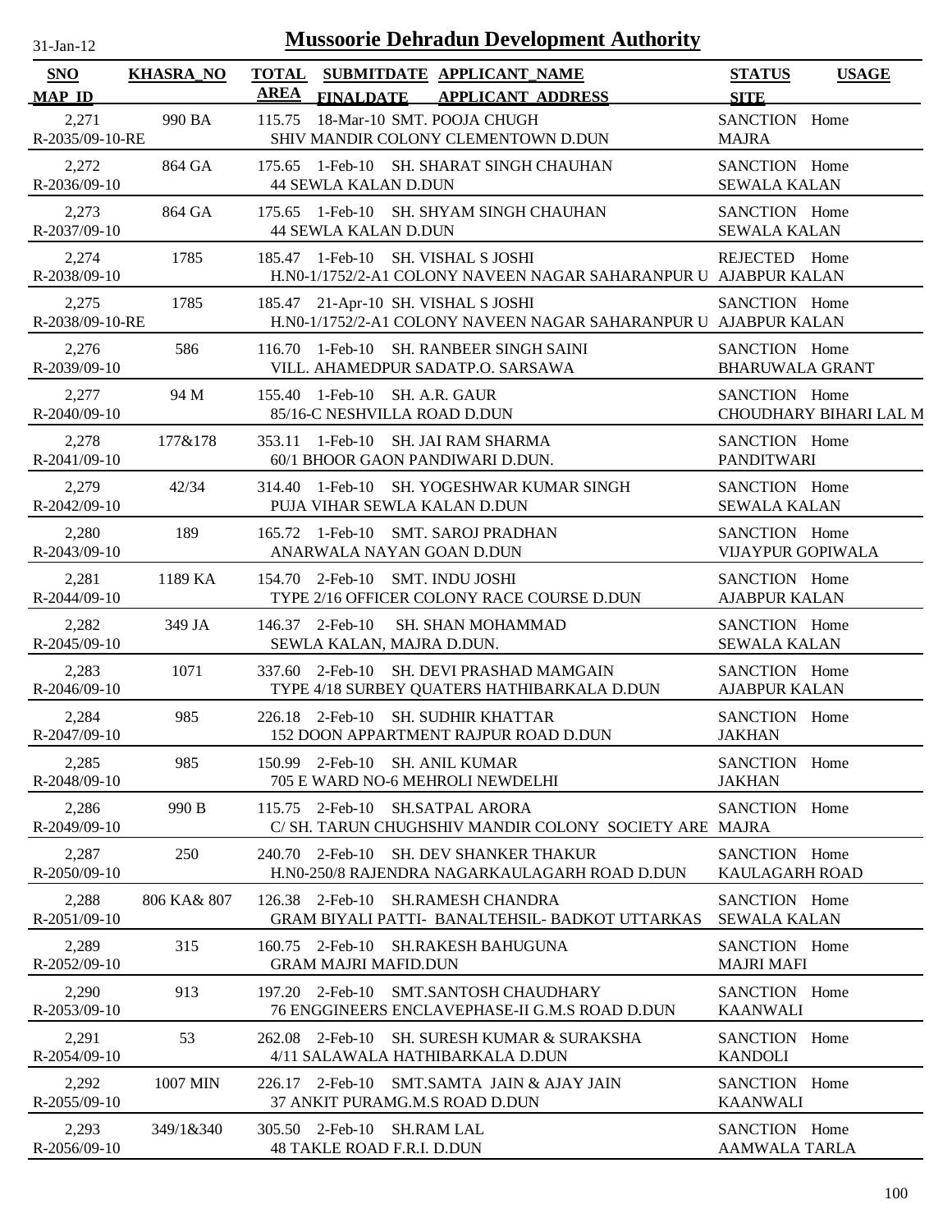# Mussoorie Dehradun Development Authority

31-Jan-12

| SNO / MAP_ID | KHASRA_NO | TOTAL AREA | SUBMITDATE / FINALDATE | APPLICANT_NAME / APPLICANT_ADDRESS | STATUS / SITE | USAGE |
|---|---|---|---|---|---|---|
| 2,271 / R-2035/09-10-RE | 990 BA | 115.75 | 18-Mar-10 | SMT. POOJA CHUGH / SHIV MANDIR COLONY CLEMENTOWN D.DUN | SANCTION / MAJRA | Home |
| 2,272 / R-2036/09-10 | 864 GA | 175.65 | 1-Feb-10 | SH. SHARAT SINGH CHAUHAN / 44 SEWLA KALAN D.DUN | SANCTION / SEWALA KALAN | Home |
| 2,273 / R-2037/09-10 | 864 GA | 175.65 | 1-Feb-10 | SH. SHYAM SINGH CHAUHAN / 44 SEWLA KALAN D.DUN | SANCTION / SEWALA KALAN | Home |
| 2,274 / R-2038/09-10 | 1785 | 185.47 | 1-Feb-10 | SH. VISHAL S JOSHI / H.N0-1/1752/2-A1 COLONY NAVEEN NAGAR SAHARANPUR U | REJECTED / AJABPUR KALAN | Home |
| 2,275 / R-2038/09-10-RE | 1785 | 185.47 | 21-Apr-10 | SH. VISHAL S JOSHI / H.N0-1/1752/2-A1 COLONY NAVEEN NAGAR SAHARANPUR U | SANCTION / AJABPUR KALAN | Home |
| 2,276 / R-2039/09-10 | 586 | 116.70 | 1-Feb-10 | SH. RANBEER SINGH SAINI / VILL. AHAMEDPUR SADATP.O. SARSAWA | SANCTION / BHARUWALA GRANT | Home |
| 2,277 / R-2040/09-10 | 94 M | 155.40 | 1-Feb-10 | SH. A.R. GAUR / 85/16-C NESHVILLA ROAD D.DUN | SANCTION / CHOUDHARY BIHARI LAL M | Home |
| 2,278 / R-2041/09-10 | 177&178 | 353.11 | 1-Feb-10 | SH. JAI RAM SHARMA / 60/1 BHOOR GAON PANDIWARI D.DUN. | SANCTION / PANDITWARI | Home |
| 2,279 / R-2042/09-10 | 42/34 | 314.40 | 1-Feb-10 | SH. YOGESHWAR KUMAR SINGH / PUJA VIHAR SEWLA KALAN D.DUN | SANCTION / SEWALA KALAN | Home |
| 2,280 / R-2043/09-10 | 189 | 165.72 | 1-Feb-10 | SMT. SAROJ PRADHAN / ANARWALA NAYAN GOAN D.DUN | SANCTION / VIJAYPUR GOPIWALA | Home |
| 2,281 / R-2044/09-10 | 1189 KA | 154.70 | 2-Feb-10 | SMT. INDU JOSHI / TYPE 2/16 OFFICER COLONY RACE COURSE D.DUN | SANCTION / AJABPUR KALAN | Home |
| 2,282 / R-2045/09-10 | 349 JA | 146.37 | 2-Feb-10 | SH. SHAN MOHAMMAD / SEWLA KALAN, MAJRA D.DUN. | SANCTION / SEWALA KALAN | Home |
| 2,283 / R-2046/09-10 | 1071 | 337.60 | 2-Feb-10 | SH. DEVI PRASHAD MAMGAIN / TYPE 4/18 SURBEY QUATERS HATHIBARKALA D.DUN | SANCTION / AJABPUR KALAN | Home |
| 2,284 / R-2047/09-10 | 985 | 226.18 | 2-Feb-10 | SH. SUDHIR KHATTAR / 152 DOON APPARTMENT RAJPUR ROAD D.DUN | SANCTION / JAKHAN | Home |
| 2,285 / R-2048/09-10 | 985 | 150.99 | 2-Feb-10 | SH. ANIL KUMAR / 705 E WARD NO-6 MEHROLI NEWDELHI | SANCTION / JAKHAN | Home |
| 2,286 / R-2049/09-10 | 990 B | 115.75 | 2-Feb-10 | SH.SATPAL ARORA / C/ SH. TARUN CHUGHSHIV MANDIR COLONY SOCIETY ARE | SANCTION / MAJRA | Home |
| 2,287 / R-2050/09-10 | 250 | 240.70 | 2-Feb-10 | SH. DEV SHANKER THAKUR / H.N0-250/8 RAJENDRA NAGARKAULAGARH ROAD D.DUN | SANCTION / KAULAGARH ROAD | Home |
| 2,288 / R-2051/09-10 | 806 KA& 807 | 126.38 | 2-Feb-10 | SH.RAMESH CHANDRA / GRAM BIYALI PATTI- BANALTEHSIL- BADKOT UTTARKAS | SANCTION / SEWALA KALAN | Home |
| 2,289 / R-2052/09-10 | 315 | 160.75 | 2-Feb-10 | SH.RAKESH BAHUGUNA / GRAM MAJRI MAFID.DUN | SANCTION / MAJRI MAFI | Home |
| 2,290 / R-2053/09-10 | 913 | 197.20 | 2-Feb-10 | SMT.SANTOSH CHAUDHARY / 76 ENGGINEERS ENCLAVEPHASE-II G.M.S ROAD D.DUN | SANCTION / KAANWALI | Home |
| 2,291 / R-2054/09-10 | 53 | 262.08 | 2-Feb-10 | SH. SURESH KUMAR & SURAKSHA / 4/11 SALAWALA HATHIBARKALA D.DUN | SANCTION / KANDOLI | Home |
| 2,292 / R-2055/09-10 | 1007 MIN | 226.17 | 2-Feb-10 | SMT.SAMTA JAIN & AJAY JAIN / 37 ANKIT PURAMG.M.S ROAD D.DUN | SANCTION / KAANWALI | Home |
| 2,293 / R-2056/09-10 | 349/1&340 | 305.50 | 2-Feb-10 | SH.RAM LAL / 48 TAKLE ROAD F.R.I. D.DUN | SANCTION / AAMWALA TARLA | Home |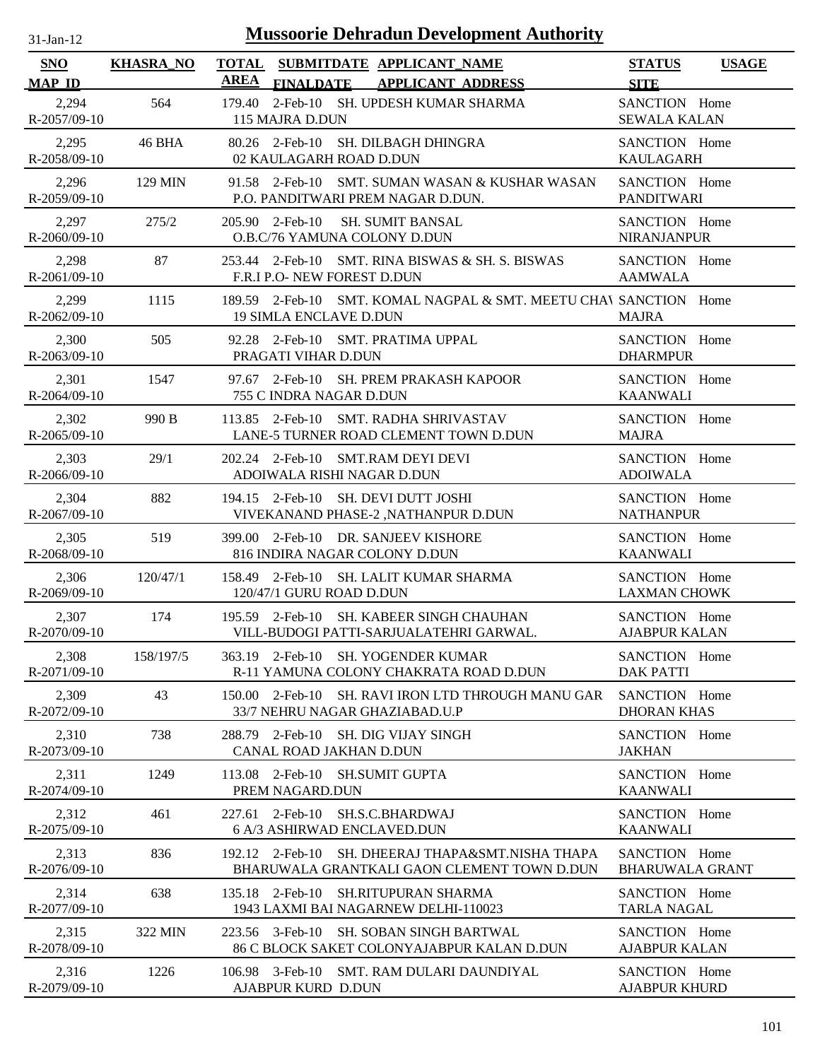# Mussoorie Dehradun Development Authority

31-Jan-12

| SNO<br>MAP_ID | KHASRA_NO | TOTAL AREA | SUBMITDATE<br>FINALDATE | APPLICANT_NAME<br>APPLICANT_ADDRESS | STATUS<br>SITE | USAGE |
|---|---|---|---|---|---|---|
| 2,294<br>R-2057/09-10 | 564 | 179.40 | 2-Feb-10 | SH. UPDESH KUMAR SHARMA<br>115 MAJRA D.DUN | SANCTION<br>SEWALA KALAN | Home |
| 2,295<br>R-2058/09-10 | 46 BHA | 80.26 | 2-Feb-10 | SH. DILBAGH DHINGRA<br>02 KAULAGARH ROAD D.DUN | SANCTION<br>KAULAGARH | Home |
| 2,296<br>R-2059/09-10 | 129 MIN | 91.58 | 2-Feb-10 | SMT. SUMAN WASAN & KUSHAR WASAN<br>P.O. PANDITWARI PREM NAGAR D.DUN. | SANCTION<br>PANDITWARI | Home |
| 2,297<br>R-2060/09-10 | 275/2 | 205.90 | 2-Feb-10 | SH. SUMIT BANSAL<br>O.B.C/76 YAMUNA COLONY D.DUN | SANCTION<br>NIRANJANPUR | Home |
| 2,298<br>R-2061/09-10 | 87 | 253.44 | 2-Feb-10 | SMT. RINA BISWAS & SH. S. BISWAS<br>F.R.I P.O- NEW FOREST D.DUN | SANCTION<br>AAMWALA | Home |
| 2,299<br>R-2062/09-10 | 1115 | 189.59 | 2-Feb-10 | SMT. KOMAL NAGPAL & SMT. MEETU CHAV<br>19 SIMLA ENCLAVE D.DUN | SANCTION<br>MAJRA | Home |
| 2,300<br>R-2063/09-10 | 505 | 92.28 | 2-Feb-10 | SMT. PRATIMA UPPAL<br>PRAGATI VIHAR D.DUN | SANCTION<br>DHARMPUR | Home |
| 2,301<br>R-2064/09-10 | 1547 | 97.67 | 2-Feb-10 | SH. PREM PRAKASH KAPOOR<br>755 C INDRA NAGAR D.DUN | SANCTION<br>KAANWALI | Home |
| 2,302<br>R-2065/09-10 | 990 B | 113.85 | 2-Feb-10 | SMT. RADHA SHRIVASTAV<br>LANE-5 TURNER ROAD CLEMENT TOWN D.DUN | SANCTION<br>MAJRA | Home |
| 2,303<br>R-2066/09-10 | 29/1 | 202.24 | 2-Feb-10 | SMT.RAM DEYI DEVI<br>ADOIWALA RISHI NAGAR D.DUN | SANCTION<br>ADOIWALA | Home |
| 2,304<br>R-2067/09-10 | 882 | 194.15 | 2-Feb-10 | SH. DEVI DUTT JOSHI<br>VIVEKANAND PHASE-2 ,NATHANPUR D.DUN | SANCTION<br>NATHANPUR | Home |
| 2,305<br>R-2068/09-10 | 519 | 399.00 | 2-Feb-10 | DR. SANJEEV KISHORE<br>816 INDIRA NAGAR COLONY D.DUN | SANCTION<br>KAANWALI | Home |
| 2,306<br>R-2069/09-10 | 120/47/1 | 158.49 | 2-Feb-10 | SH. LALIT KUMAR SHARMA<br>120/47/1 GURU ROAD D.DUN | SANCTION<br>LAXMAN CHOWK | Home |
| 2,307<br>R-2070/09-10 | 174 | 195.59 | 2-Feb-10 | SH. KABEER SINGH CHAUHAN<br>VILL-BUDOGI PATTI-SARJUALATEHRI GARWAL. | SANCTION<br>AJABPUR KALAN | Home |
| 2,308<br>R-2071/09-10 | 158/197/5 | 363.19 | 2-Feb-10 | SH. YOGENDER KUMAR<br>R-11 YAMUNA COLONY CHAKRATA ROAD D.DUN | SANCTION<br>DAK PATTI | Home |
| 2,309<br>R-2072/09-10 | 43 | 150.00 | 2-Feb-10 | SH. RAVI IRON LTD THROUGH MANU GAR<br>33/7 NEHRU NAGAR GHAZIABAD.U.P | SANCTION<br>DHORAN KHAS | Home |
| 2,310<br>R-2073/09-10 | 738 | 288.79 | 2-Feb-10 | SH. DIG VIJAY SINGH<br>CANAL ROAD JAKHAN D.DUN | SANCTION<br>JAKHAN | Home |
| 2,311<br>R-2074/09-10 | 1249 | 113.08 | 2-Feb-10 | SH.SUMIT GUPTA<br>PREM NAGARD.DUN | SANCTION<br>KAANWALI | Home |
| 2,312<br>R-2075/09-10 | 461 | 227.61 | 2-Feb-10 | SH.S.C.BHARDWAJ<br>6 A/3 ASHIRWAD ENCLAVED.DUN | SANCTION<br>KAANWALI | Home |
| 2,313<br>R-2076/09-10 | 836 | 192.12 | 2-Feb-10 | SH. DHEERAJ THAPA&SMT.NISHA THAPA<br>BHARUWALA GRANTKALI GAON CLEMENT TOWN D.DUN | SANCTION<br>BHARUWALA GRANT | Home |
| 2,314<br>R-2077/09-10 | 638 | 135.18 | 2-Feb-10 | SH.RITUPURAN SHARMA<br>1943 LAXMI BAI NAGARNEW DELHI-110023 | SANCTION<br>TARLA NAGAL | Home |
| 2,315<br>R-2078/09-10 | 322 MIN | 223.56 | 3-Feb-10 | SH. SOBAN SINGH BARTWAL<br>86 C BLOCK SAKET COLONYAJABPUR KALAN D.DUN | SANCTION<br>AJABPUR KALAN | Home |
| 2,316<br>R-2079/09-10 | 1226 | 106.98 | 3-Feb-10 | SMT. RAM DULARI DAUNDIYAL<br>AJABPUR KURD D.DUN | SANCTION<br>AJABPUR KHURD | Home |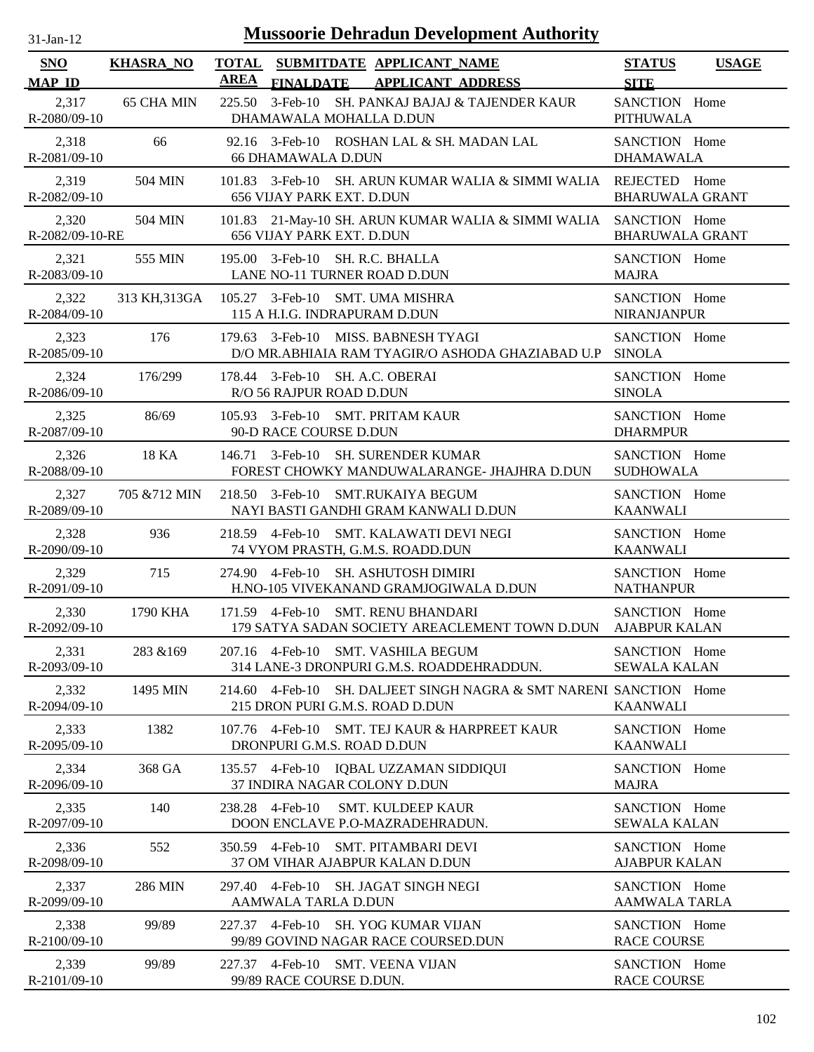# Mussoorie Dehradun Development Authority

31-Jan-12

| SNO / MAP_ID | KHASRA_NO | TOTAL AREA | SUBMITDATE / FINALDATE | APPLICANT_NAME / APPLICANT_ADDRESS | STATUS / SITE | USAGE |
|---|---|---|---|---|---|---|
| 2,317 / R-2080/09-10 | 65 CHA MIN | 225.50 | 3-Feb-10 | SH. PANKAJ BAJAJ & TAJENDER KAUR / DHAMAWALA MOHALLA D.DUN | SANCTION / PITHUWALA | Home |
| 2,318 / R-2081/09-10 | 66 | 92.16 | 3-Feb-10 | ROSHAN LAL & SH. MADAN LAL / 66 DHAMAWALA D.DUN | SANCTION / DHAMAWALA | Home |
| 2,319 / R-2082/09-10 | 504 MIN | 101.83 | 3-Feb-10 | SH. ARUN KUMAR WALIA & SIMMI WALIA / 656 VIJAY PARK EXT. D.DUN | REJECTED / BHARUWALA GRANT | Home |
| 2,320 / R-2082/09-10-RE | 504 MIN | 101.83 | 21-May-10 | SH. ARUN KUMAR WALIA & SIMMI WALIA / 656 VIJAY PARK EXT. D.DUN | SANCTION / BHARUWALA GRANT | Home |
| 2,321 / R-2083/09-10 | 555 MIN | 195.00 | 3-Feb-10 | SH. R.C. BHALLA / LANE NO-11 TURNER ROAD D.DUN | SANCTION / MAJRA | Home |
| 2,322 / R-2084/09-10 | 313 KH,313GA | 105.27 | 3-Feb-10 | SMT. UMA MISHRA / 115 A H.I.G. INDRAPURAM D.DUN | SANCTION / NIRANJANPUR | Home |
| 2,323 / R-2085/09-10 | 176 | 179.63 | 3-Feb-10 | MISS. BABNESH TYAGI / D/O MR.ABHIAIA RAM TYAGIR/O ASHODA GHAZIABAD U.P | SANCTION / SINOLA | Home |
| 2,324 / R-2086/09-10 | 176/299 | 178.44 | 3-Feb-10 | SH. A.C. OBERAI / R/O 56 RAJPUR ROAD D.DUN | SANCTION / SINOLA | Home |
| 2,325 / R-2087/09-10 | 86/69 | 105.93 | 3-Feb-10 | SMT. PRITAM KAUR / 90-D RACE COURSE D.DUN | SANCTION / DHARMPUR | Home |
| 2,326 / R-2088/09-10 | 18 KA | 146.71 | 3-Feb-10 | SH. SURENDER KUMAR / FOREST CHOWKY MANDUWALARANGE- JHAJHRA D.DUN | SANCTION / SUDHOWALA | Home |
| 2,327 / R-2089/09-10 | 705 &712 MIN | 218.50 | 3-Feb-10 | SMT.RUKAIYA BEGUM / NAYI BASTI GANDHI GRAM KANWALI D.DUN | SANCTION / KAANWALI | Home |
| 2,328 / R-2090/09-10 | 936 | 218.59 | 4-Feb-10 | SMT. KALAWATI DEVI NEGI / 74 VYOM PRASTH, G.M.S. ROADD.DUN | SANCTION / KAANWALI | Home |
| 2,329 / R-2091/09-10 | 715 | 274.90 | 4-Feb-10 | SH. ASHUTOSH DIMIRI / H.NO-105 VIVEKANAND GRAMJOGIWALA D.DUN | SANCTION / NATHANPUR | Home |
| 2,330 / R-2092/09-10 | 1790 KHA | 171.59 | 4-Feb-10 | SMT. RENU BHANDARI / 179 SATYA SADAN SOCIETY AREACLEMENT TOWN D.DUN | SANCTION / AJABPUR KALAN | Home |
| 2,331 / R-2093/09-10 | 283 &169 | 207.16 | 4-Feb-10 | SMT. VASHILA BEGUM / 314 LANE-3 DRONPURI G.M.S. ROADDEHRADDUN. | SANCTION / SEWALA KALAN | Home |
| 2,332 / R-2094/09-10 | 1495 MIN | 214.60 | 4-Feb-10 | SH. DALJEET SINGH NAGRA & SMT NARENI / 215 DRON PURI G.M.S. ROAD D.DUN | SANCTION / KAANWALI | Home |
| 2,333 / R-2095/09-10 | 1382 | 107.76 | 4-Feb-10 | SMT. TEJ KAUR & HARPREET KAUR / DRONPURI G.M.S. ROAD D.DUN | SANCTION / KAANWALI | Home |
| 2,334 / R-2096/09-10 | 368 GA | 135.57 | 4-Feb-10 | IQBAL UZZAMAN SIDDIQUI / 37 INDIRA NAGAR COLONY D.DUN | SANCTION / MAJRA | Home |
| 2,335 / R-2097/09-10 | 140 | 238.28 | 4-Feb-10 | SMT. KULDEEP KAUR / DOON ENCLAVE P.O-MAZRADEHRADUN. | SANCTION / SEWALA KALAN | Home |
| 2,336 / R-2098/09-10 | 552 | 350.59 | 4-Feb-10 | SMT. PITAMBARI DEVI / 37 OM VIHAR AJABPUR KALAN D.DUN | SANCTION / AJABPUR KALAN | Home |
| 2,337 / R-2099/09-10 | 286 MIN | 297.40 | 4-Feb-10 | SH. JAGAT SINGH NEGI / AAMWALA TARLA D.DUN | SANCTION / AAMWALA TARLA | Home |
| 2,338 / R-2100/09-10 | 99/89 | 227.37 | 4-Feb-10 | SH. YOG KUMAR VIJAN / 99/89 GOVIND NAGAR RACE COURSED.DUN | SANCTION / RACE COURSE | Home |
| 2,339 / R-2101/09-10 | 99/89 | 227.37 | 4-Feb-10 | SMT. VEENA VIJAN / 99/89 RACE COURSE D.DUN. | SANCTION / RACE COURSE | Home |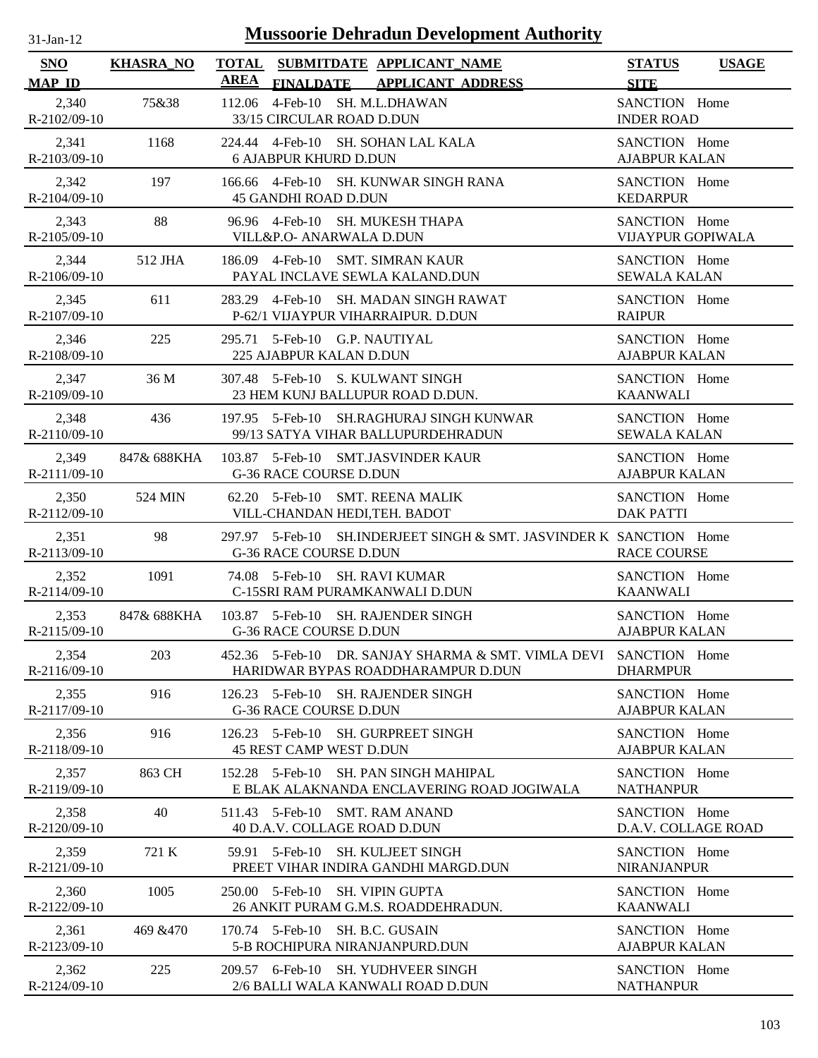# Mussoorie Dehradun Development Authority

| SNO / MAP_ID | KHASRA_NO | TOTAL AREA | SUBMITDATE / FINALDATE | APPLICANT_NAME / APPLICANT_ADDRESS | STATUS / SITE | USAGE |
|---|---|---|---|---|---|---|
| 2,340 / R-2102/09-10 | 75&38 | 112.06 | 4-Feb-10 | SH. M.L.DHAWAN / 33/15 CIRCULAR ROAD D.DUN | SANCTION / INDER ROAD | Home |
| 2,341 / R-2103/09-10 | 1168 | 224.44 | 4-Feb-10 | SH. SOHAN LAL KALA / 6 AJABPUR KHURD D.DUN | SANCTION / AJABPUR KALAN | Home |
| 2,342 / R-2104/09-10 | 197 | 166.66 | 4-Feb-10 | SH. KUNWAR SINGH RANA / 45 GANDHI ROAD D.DUN | SANCTION / KEDARPUR | Home |
| 2,343 / R-2105/09-10 | 88 | 96.96 | 4-Feb-10 | SH. MUKESH THAPA / VILL&P.O- ANARWALA D.DUN | SANCTION / VIJAYPUR GOPIWALA | Home |
| 2,344 / R-2106/09-10 | 512 JHA | 186.09 | 4-Feb-10 | SMT. SIMRAN KAUR / PAYAL INCLAVE SEWLA KALAND.DUN | SANCTION / SEWALA KALAN | Home |
| 2,345 / R-2107/09-10 | 611 | 283.29 | 4-Feb-10 | SH. MADAN SINGH RAWAT / P-62/1 VIJAYPUR VIHARRAIPUR. D.DUN | SANCTION / RAIPUR | Home |
| 2,346 / R-2108/09-10 | 225 | 295.71 | 5-Feb-10 | G.P. NAUTIYAL / 225 AJABPUR KALAN D.DUN | SANCTION / AJABPUR KALAN | Home |
| 2,347 / R-2109/09-10 | 36 M | 307.48 | 5-Feb-10 | S. KULWANT SINGH / 23 HEM KUNJ BALLUPUR ROAD D.DUN. | SANCTION / KAANWALI | Home |
| 2,348 / R-2110/09-10 | 436 | 197.95 | 5-Feb-10 | SH.RAGHURAJ SINGH KUNWAR / 99/13 SATYA VIHAR BALLUPURDEHRADUN | SANCTION / SEWALA KALAN | Home |
| 2,349 / R-2111/09-10 | 847& 688KHA | 103.87 | 5-Feb-10 | SMT.JASVINDER KAUR / G-36 RACE COURSE D.DUN | SANCTION / AJABPUR KALAN | Home |
| 2,350 / R-2112/09-10 | 524 MIN | 62.20 | 5-Feb-10 | SMT. REENA MALIK / VILL-CHANDAN HEDI,TEH. BADOT | SANCTION / DAK PATTI | Home |
| 2,351 / R-2113/09-10 | 98 | 297.97 | 5-Feb-10 | SH.INDERJEET SINGH & SMT. JASVINDER K / G-36 RACE COURSE D.DUN | SANCTION / RACE COURSE | Home |
| 2,352 / R-2114/09-10 | 1091 | 74.08 | 5-Feb-10 | SH. RAVI KUMAR / C-15SRI RAM PURAMKANWALI D.DUN | SANCTION / KAANWALI | Home |
| 2,353 / R-2115/09-10 | 847& 688KHA | 103.87 | 5-Feb-10 | SH. RAJENDER SINGH / G-36 RACE COURSE D.DUN | SANCTION / AJABPUR KALAN | Home |
| 2,354 / R-2116/09-10 | 203 | 452.36 | 5-Feb-10 | DR. SANJAY SHARMA & SMT. VIMLA DEVI / HARIDWAR BYPAS ROADDHARAMPUR D.DUN | SANCTION / DHARMPUR | Home |
| 2,355 / R-2117/09-10 | 916 | 126.23 | 5-Feb-10 | SH. RAJENDER SINGH / G-36 RACE COURSE D.DUN | SANCTION / AJABPUR KALAN | Home |
| 2,356 / R-2118/09-10 | 916 | 126.23 | 5-Feb-10 | SH. GURPREET SINGH / 45 REST CAMP WEST D.DUN | SANCTION / AJABPUR KALAN | Home |
| 2,357 / R-2119/09-10 | 863 CH | 152.28 | 5-Feb-10 | SH. PAN SINGH MAHIPAL / E BLAK ALAKNANDA ENCLAVERING ROAD JOGIWALA | SANCTION / NATHANPUR | Home |
| 2,358 / R-2120/09-10 | 40 | 511.43 | 5-Feb-10 | SMT. RAM ANAND / 40 D.A.V. COLLAGE ROAD D.DUN | SANCTION / D.A.V. COLLAGE ROAD | Home |
| 2,359 / R-2121/09-10 | 721 K | 59.91 | 5-Feb-10 | SH. KULJEET SINGH / PREET VIHAR INDIRA GANDHI MARGD.DUN | SANCTION / NIRANJANPUR | Home |
| 2,360 / R-2122/09-10 | 1005 | 250.00 | 5-Feb-10 | SH. VIPIN GUPTA / 26 ANKIT PURAM G.M.S. ROADDEHRADUN. | SANCTION / KAANWALI | Home |
| 2,361 / R-2123/09-10 | 469 &470 | 170.74 | 5-Feb-10 | SH. B.C. GUSAIN / 5-B ROCHIPURA NIRANJANPURD.DUN | SANCTION / AJABPUR KALAN | Home |
| 2,362 / R-2124/09-10 | 225 | 209.57 | 6-Feb-10 | SH. YUDHVEER SINGH / 2/6 BALLI WALA KANWALI ROAD D.DUN | SANCTION / NATHANPUR | Home |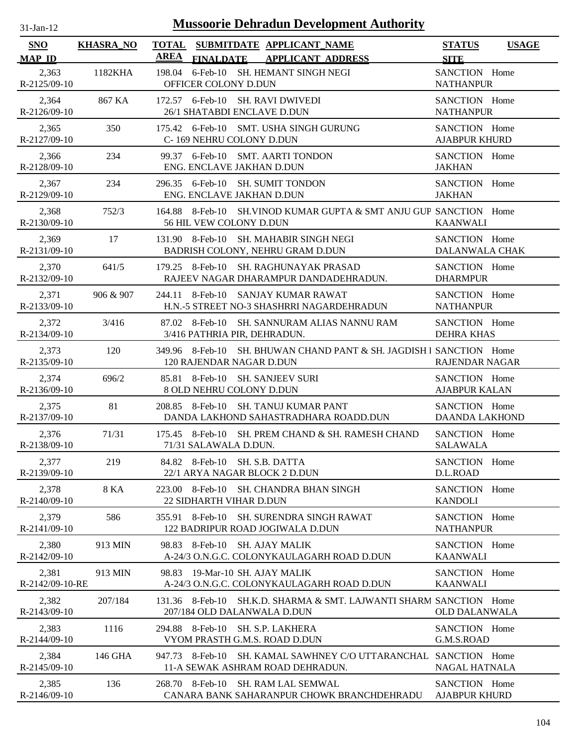# Mussoorie Dehradun Development Authority

31-Jan-12

| SNO / MAP_ID | KHASRA_NO | TOTAL AREA | SUBMITDATE / FINALDATE | APPLICANT_NAME / APPLICANT_ADDRESS | STATUS / SITE | USAGE |
|---|---|---|---|---|---|---|
| 2,363 / R-2125/09-10 | 1182KHA | 198.04 | 6-Feb-10 | SH. HEMANT SINGH NEGI / OFFICER COLONY D.DUN | SANCTION / NATHANPUR | Home |
| 2,364 / R-2126/09-10 | 867 KA | 172.57 | 6-Feb-10 | SH. RAVI DWIVEDI / 26/1 SHATABDI ENCLAVE D.DUN | SANCTION / NATHANPUR | Home |
| 2,365 / R-2127/09-10 | 350 | 175.42 | 6-Feb-10 | SMT. USHA SINGH GURUNG / C- 169 NEHRU COLONY D.DUN | SANCTION / AJABPUR KHURD | Home |
| 2,366 / R-2128/09-10 | 234 | 99.37 | 6-Feb-10 | SMT. AARTI TONDON / ENG. ENCLAVE JAKHAN D.DUN | SANCTION / JAKHAN | Home |
| 2,367 / R-2129/09-10 | 234 | 296.35 | 6-Feb-10 | SH. SUMIT TONDON / ENG. ENCLAVE JAKHAN D.DUN | SANCTION / JAKHAN | Home |
| 2,368 / R-2130/09-10 | 752/3 | 164.88 | 8-Feb-10 | SH.VINOD KUMAR GUPTA & SMT ANJU GUP / 56 HIL VEW COLONY D.DUN | SANCTION / KAANWALI | Home |
| 2,369 / R-2131/09-10 | 17 | 131.90 | 8-Feb-10 | SH. MAHABIR SINGH NEGI / BADRISH COLONY, NEHRU GRAM D.DUN | SANCTION / DALANWALA CHAK | Home |
| 2,370 / R-2132/09-10 | 641/5 | 179.25 | 8-Feb-10 | SH. RAGHUNAYAK PRASAD / RAJEEV NAGAR DHARAMPUR DANDADEHRADUN. | SANCTION / DHARMPUR | Home |
| 2,371 / R-2133/09-10 | 906 & 907 | 244.11 | 8-Feb-10 | SANJAY KUMAR RAWAT / H.N.-5 STREET NO-3 SHASHRRI NAGARDEHRADUN | SANCTION / NATHANPUR | Home |
| 2,372 / R-2134/09-10 | 3/416 | 87.02 | 8-Feb-10 | SH. SANNURAM ALIAS NANNU RAM / 3/416 PATHRIA PIR, DEHRADUN. | SANCTION / DEHRA KHAS | Home |
| 2,373 / R-2135/09-10 | 120 | 349.96 | 8-Feb-10 | SH. BHUWAN CHAND PANT & SH. JAGDISH I / 120 RAJENDAR NAGAR D.DUN | SANCTION / RAJENDAR NAGAR | Home |
| 2,374 / R-2136/09-10 | 696/2 | 85.81 | 8-Feb-10 | SH. SANJEEV SURI / 8 OLD NEHRU COLONY D.DUN | SANCTION / AJABPUR KALAN | Home |
| 2,375 / R-2137/09-10 | 81 | 208.85 | 8-Feb-10 | SH. TANUJ KUMAR PANT / DANDA LAKHOND SAHASTRADHARA ROADD.DUN | SANCTION / DAANDA LAKHOND | Home |
| 2,376 / R-2138/09-10 | 71/31 | 175.45 | 8-Feb-10 | SH. PREM CHAND & SH. RAMESH CHAND / 71/31 SALAWALA D.DUN. | SANCTION / SALAWALA | Home |
| 2,377 / R-2139/09-10 | 219 | 84.82 | 8-Feb-10 | SH. S.B. DATTA / 22/1 ARYA NAGAR BLOCK 2 D.DUN | SANCTION / D.L.ROAD | Home |
| 2,378 / R-2140/09-10 | 8 KA | 223.00 | 8-Feb-10 | SH. CHANDRA BHAN SINGH / 22 SIDHARTH VIHAR D.DUN | SANCTION / KANDOLI | Home |
| 2,379 / R-2141/09-10 | 586 | 355.91 | 8-Feb-10 | SH. SURENDRA SINGH RAWAT / 122 BADRIPUR ROAD JOGIWALA D.DUN | SANCTION / NATHANPUR | Home |
| 2,380 / R-2142/09-10 | 913 MIN | 98.83 | 8-Feb-10 | SH. AJAY MALIK / A-24/3 O.N.G.C. COLONYKAULAGARH ROAD D.DUN | SANCTION / KAANWALI | Home |
| 2,381 / R-2142/09-10-RE | 913 MIN | 98.83 | 19-Mar-10 | SH. AJAY MALIK / A-24/3 O.N.G.C. COLONYKAULAGARH ROAD D.DUN | SANCTION / KAANWALI | Home |
| 2,382 / R-2143/09-10 | 207/184 | 131.36 | 8-Feb-10 | SH.K.D. SHARMA & SMT. LAJWANTI SHARM / 207/184 OLD DALANWALA D.DUN | SANCTION / OLD DALANWALA | Home |
| 2,383 / R-2144/09-10 | 1116 | 294.88 | 8-Feb-10 | SH. S.P. LAKHERA / VYOM PRASTH G.M.S. ROAD D.DUN | SANCTION / G.M.S.ROAD | Home |
| 2,384 / R-2145/09-10 | 146 GHA | 947.73 | 8-Feb-10 | SH. KAMAL SAWHNEY C/O UTTARANCHAL / 11-A SEWAK ASHRAM ROAD DEHRADUN. | SANCTION / NAGAL HATNALA | Home |
| 2,385 / R-2146/09-10 | 136 | 268.70 | 8-Feb-10 | SH. RAM LAL SEMWAL / CANARA BANK SAHARANPUR CHOWK BRANCHDEHRADU | SANCTION / AJABPUR KHURD | Home |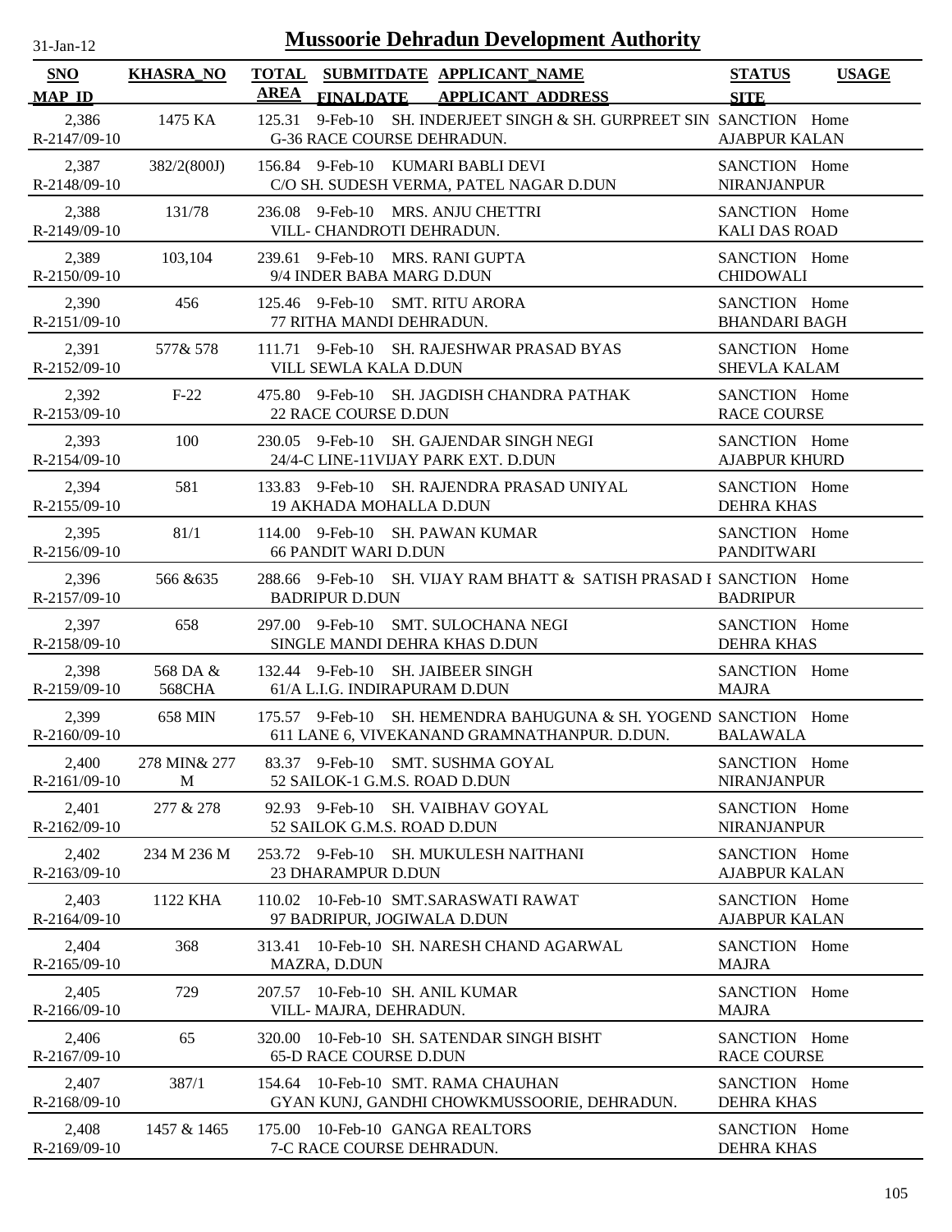# Mussoorie Dehradun Development Authority

31-Jan-12

| SNO / MAP_ID | KHASRA_NO | TOTAL AREA | SUBMITDATE / FINALDATE | APPLICANT_NAME / APPLICANT_ADDRESS | STATUS / SITE | USAGE |
|---|---|---|---|---|---|---|
| 2,386 R-2147/09-10 | 1475 KA | 125.31 | 9-Feb-10 | SH. INDERJEET SINGH & SH. GURPREET SIN G-36 RACE COURSE DEHRADUN. | SANCTION AJABPUR KALAN | Home |
| 2,387 R-2148/09-10 | 382/2(800J) | 156.84 | 9-Feb-10 | KUMARI BABLI DEVI C/O SH. SUDESH VERMA, PATEL NAGAR D.DUN | SANCTION NIRANJANPUR | Home |
| 2,388 R-2149/09-10 | 131/78 | 236.08 | 9-Feb-10 | MRS. ANJU CHETTRI VILL- CHANDROTI DEHRADUN. | SANCTION KALI DAS ROAD | Home |
| 2,389 R-2150/09-10 | 103,104 | 239.61 | 9-Feb-10 | MRS. RANI GUPTA 9/4 INDER BABA MARG D.DUN | SANCTION CHIDOWALI | Home |
| 2,390 R-2151/09-10 | 456 | 125.46 | 9-Feb-10 | SMT. RITU ARORA 77 RITHA MANDI DEHRADUN. | SANCTION BHANDARI BAGH | Home |
| 2,391 R-2152/09-10 | 577& 578 | 111.71 | 9-Feb-10 | SH. RAJESHWAR PRASAD BYAS VILL SEWLA KALA D.DUN | SANCTION SHEVLA KALAM | Home |
| 2,392 R-2153/09-10 | F-22 | 475.80 | 9-Feb-10 | SH. JAGDISH CHANDRA PATHAK 22 RACE COURSE D.DUN | SANCTION RACE COURSE | Home |
| 2,393 R-2154/09-10 | 100 | 230.05 | 9-Feb-10 | SH. GAJENDAR SINGH NEGI 24/4-C LINE-11VIJAY PARK EXT. D.DUN | SANCTION AJABPUR KHURD | Home |
| 2,394 R-2155/09-10 | 581 | 133.83 | 9-Feb-10 | SH. RAJENDRA PRASAD UNIYAL 19 AKHADA MOHALLA D.DUN | SANCTION DEHRA KHAS | Home |
| 2,395 R-2156/09-10 | 81/1 | 114.00 | 9-Feb-10 | SH. PAWAN KUMAR 66 PANDIT WARI D.DUN | SANCTION PANDITWARI | Home |
| 2,396 R-2157/09-10 | 566 &635 | 288.66 | 9-Feb-10 | SH. VIJAY RAM BHATT & SATISH PRASAD I BADRIPUR D.DUN | SANCTION BADRIPUR | Home |
| 2,397 R-2158/09-10 | 658 | 297.00 | 9-Feb-10 | SMT. SULOCHANA NEGI SINGLE MANDI DEHRA KHAS D.DUN | SANCTION DEHRA KHAS | Home |
| 2,398 R-2159/09-10 | 568 DA & 568CHA | 132.44 | 9-Feb-10 | SH. JAIBEER SINGH 61/A L.I.G. INDIRAPURAM D.DUN | SANCTION MAJRA | Home |
| 2,399 R-2160/09-10 | 658 MIN | 175.57 | 9-Feb-10 | SH. HEMENDRA BAHUGUNA & SH. YOGEND 611 LANE 6, VIVEKANAND GRAMNATHANPUR. D.DUN. | SANCTION BALAWALA | Home |
| 2,400 R-2161/09-10 | 278 MIN& 277 M | 83.37 | 9-Feb-10 | SMT. SUSHMA GOYAL 52 SAILOK-1 G.M.S. ROAD D.DUN | SANCTION NIRANJANPUR | Home |
| 2,401 R-2162/09-10 | 277 & 278 | 92.93 | 9-Feb-10 | SH. VAIBHAV GOYAL 52 SAILOK G.M.S. ROAD D.DUN | SANCTION NIRANJANPUR | Home |
| 2,402 R-2163/09-10 | 234 M 236 M | 253.72 | 9-Feb-10 | SH. MUKULESH NAITHANI 23 DHARAMPUR D.DUN | SANCTION AJABPUR KALAN | Home |
| 2,403 R-2164/09-10 | 1122 KHA | 110.02 | 10-Feb-10 | SMT.SARASWATI RAWAT 97 BADRIPUR, JOGIWALA D.DUN | SANCTION AJABPUR KALAN | Home |
| 2,404 R-2165/09-10 | 368 | 313.41 | 10-Feb-10 | SH. NARESH CHAND AGARWAL MAZRA, D.DUN | SANCTION MAJRA | Home |
| 2,405 R-2166/09-10 | 729 | 207.57 | 10-Feb-10 | SH. ANIL KUMAR VILL- MAJRA, DEHRADUN. | SANCTION MAJRA | Home |
| 2,406 R-2167/09-10 | 65 | 320.00 | 10-Feb-10 | SH. SATENDAR SINGH BISHT 65-D RACE COURSE D.DUN | SANCTION RACE COURSE | Home |
| 2,407 R-2168/09-10 | 387/1 | 154.64 | 10-Feb-10 | SMT. RAMA CHAUHAN GYAN KUNJ, GANDHI CHOWKMUSSOORIE, DEHRADUN. | SANCTION DEHRA KHAS | Home |
| 2,408 R-2169/09-10 | 1457 & 1465 | 175.00 | 10-Feb-10 | GANGA REALTORS 7-C RACE COURSE DEHRADUN. | SANCTION DEHRA KHAS | Home |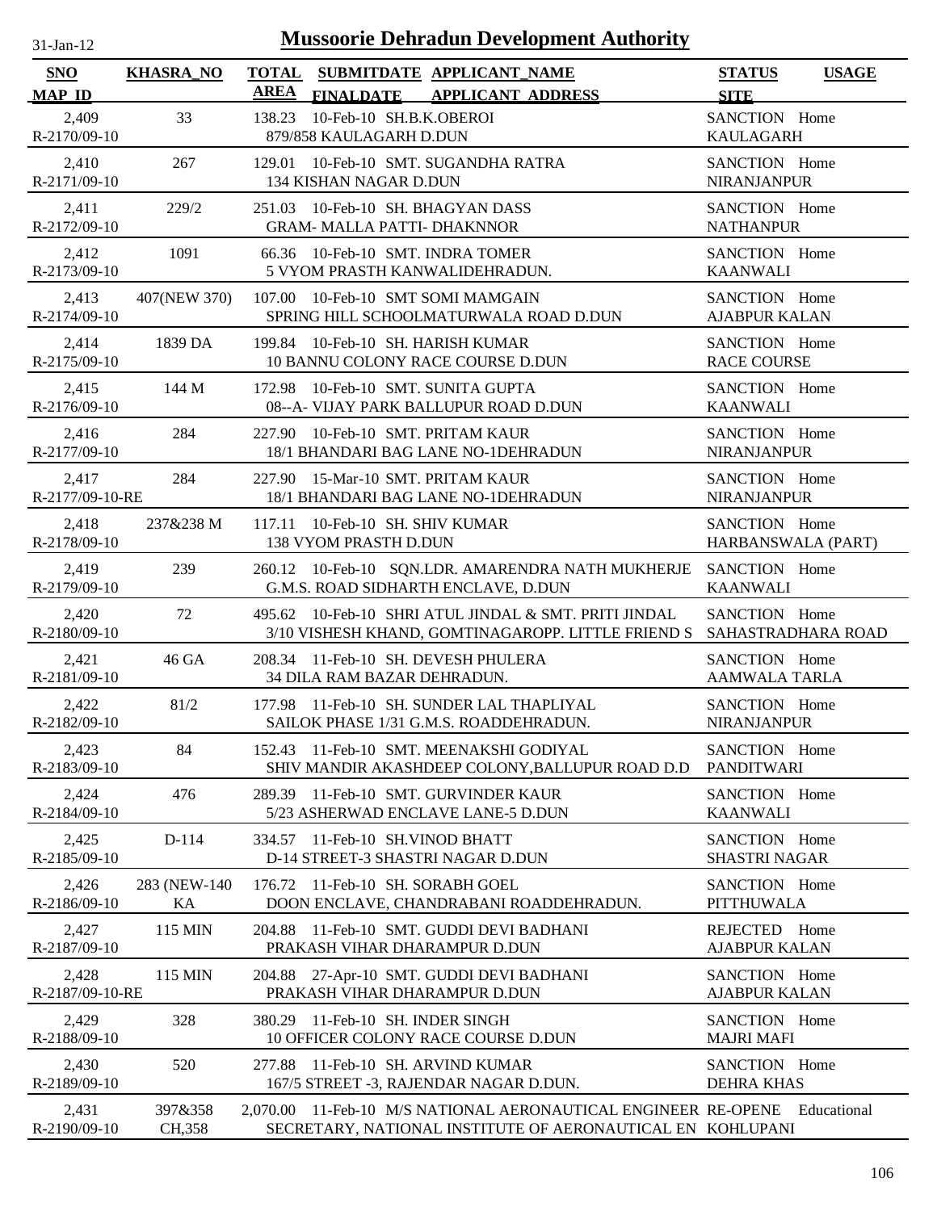# Mussoorie Dehradun Development Authority

31-Jan-12

| SNO<br>MAP_ID | KHASRA_NO | TOTAL AREA | SUBMITDATE<br>FINALDATE | APPLICANT_NAME<br>APPLICANT_ADDRESS | STATUS<br>SITE | USAGE |
|---|---|---|---|---|---|---|
| 2,409<br>R-2170/09-10 | 33 | 138.23 | 10-Feb-10 | SH.B.K.OBEROI<br>879/858 KAULAGARH D.DUN | SANCTION<br>KAULAGARH | Home |
| 2,410<br>R-2171/09-10 | 267 | 129.01 | 10-Feb-10 | SMT. SUGANDHA RATRA<br>134 KISHAN NAGAR D.DUN | SANCTION<br>NIRANJANPUR | Home |
| 2,411<br>R-2172/09-10 | 229/2 | 251.03 | 10-Feb-10 | SH. BHAGYAN DASS<br>GRAM- MALLA PATTI- DHAKNNOR | SANCTION<br>NATHANPUR | Home |
| 2,412<br>R-2173/09-10 | 1091 | 66.36 | 10-Feb-10 | SMT. INDRA TOMER<br>5 VYOM PRASTH KANWALIDEHRADUN. | SANCTION<br>KAANWALI | Home |
| 2,413<br>R-2174/09-10 | 407(NEW 370) | 107.00 | 10-Feb-10 | SMT SOMI MAMGAIN<br>SPRING HILL SCHOOLMATURWALA ROAD D.DUN | SANCTION<br>AJABPUR KALAN | Home |
| 2,414<br>R-2175/09-10 | 1839 DA | 199.84 | 10-Feb-10 | SH. HARISH KUMAR<br>10 BANNU COLONY RACE COURSE D.DUN | SANCTION<br>RACE COURSE | Home |
| 2,415<br>R-2176/09-10 | 144 M | 172.98 | 10-Feb-10 | SMT. SUNITA GUPTA<br>08--A- VIJAY PARK BALLUPUR ROAD D.DUN | SANCTION<br>KAANWALI | Home |
| 2,416<br>R-2177/09-10 | 284 | 227.90 | 10-Feb-10 | SMT. PRITAM KAUR<br>18/1 BHANDARI BAG LANE NO-1DEHRADUN | SANCTION<br>NIRANJANPUR | Home |
| 2,417<br>R-2177/09-10-RE | 284 | 227.90 | 15-Mar-10 | SMT. PRITAM KAUR<br>18/1 BHANDARI BAG LANE NO-1DEHRADUN | SANCTION<br>NIRANJANPUR | Home |
| 2,418<br>R-2178/09-10 | 237&238 M | 117.11 | 10-Feb-10 | SH. SHIV KUMAR<br>138 VYOM PRASTH D.DUN | SANCTION<br>HARBANSWALA (PART) | Home |
| 2,419<br>R-2179/09-10 | 239 | 260.12 | 10-Feb-10 | SQN.LDR. AMARENDRA NATH MUKHERJE<br>G.M.S. ROAD SIDHARTH ENCLAVE, D.DUN | SANCTION<br>KAANWALI | Home |
| 2,420<br>R-2180/09-10 | 72 | 495.62 | 10-Feb-10 | SHRI ATUL JINDAL & SMT. PRITI JINDAL<br>3/10 VISHESH KHAND, GOMTINAGAROPP. LITTLE FRIEND S | SANCTION<br>SAHASTRADHARA ROAD | Home |
| 2,421<br>R-2181/09-10 | 46 GA | 208.34 | 11-Feb-10 | SH. DEVESH PHULERA<br>34 DILA RAM BAZAR DEHRADUN. | SANCTION<br>AAMWALA TARLA | Home |
| 2,422<br>R-2182/09-10 | 81/2 | 177.98 | 11-Feb-10 | SH. SUNDER LAL THAPLIYAL<br>SAILOK PHASE 1/31 G.M.S. ROADDEHRADUN. | SANCTION<br>NIRANJANPUR | Home |
| 2,423<br>R-2183/09-10 | 84 | 152.43 | 11-Feb-10 | SMT. MEENAKSHI GODIYAL<br>SHIV MANDIR AKASHDEEP COLONY,BALLUPUR ROAD D.D | SANCTION<br>PANDITWARI | Home |
| 2,424<br>R-2184/09-10 | 476 | 289.39 | 11-Feb-10 | SMT. GURVINDER KAUR<br>5/23 ASHERWAD ENCLAVE LANE-5 D.DUN | SANCTION<br>KAANWALI | Home |
| 2,425<br>R-2185/09-10 | D-114 | 334.57 | 11-Feb-10 | SH.VINOD BHATT<br>D-14 STREET-3 SHASTRI NAGAR D.DUN | SANCTION<br>SHASTRI NAGAR | Home |
| 2,426<br>R-2186/09-10 | 283 (NEW-140 KA | 176.72 | 11-Feb-10 | SH. SORABH GOEL<br>DOON ENCLAVE, CHANDRABANI ROADDEHRADUN. | SANCTION<br>PITTHUWALA | Home |
| 2,427<br>R-2187/09-10 | 115 MIN | 204.88 | 11-Feb-10 | SMT. GUDDI DEVI BADHANI<br>PRAKASH VIHAR DHARAMPUR D.DUN | REJECTED<br>AJABPUR KALAN | Home |
| 2,428<br>R-2187/09-10-RE | 115 MIN | 204.88 | 27-Apr-10 | SMT. GUDDI DEVI BADHANI<br>PRAKASH VIHAR DHARAMPUR D.DUN | SANCTION<br>AJABPUR KALAN | Home |
| 2,429<br>R-2188/09-10 | 328 | 380.29 | 11-Feb-10 | SH. INDER SINGH<br>10 OFFICER COLONY RACE COURSE D.DUN | SANCTION<br>MAJRI MAFI | Home |
| 2,430<br>R-2189/09-10 | 520 | 277.88 | 11-Feb-10 | SH. ARVIND KUMAR<br>167/5 STREET -3, RAJENDAR NAGAR D.DUN. | SANCTION<br>DEHRA KHAS | Home |
| 2,431<br>R-2190/09-10 | 397&358 CH,358 | 2,070.00 | 11-Feb-10 | M/S NATIONAL AERONAUTICAL ENGINEER<br>SECRETARY, NATIONAL INSTITUTE OF AERONAUTICAL EN | RE-OPENE<br>KOHLUPANI | Educational |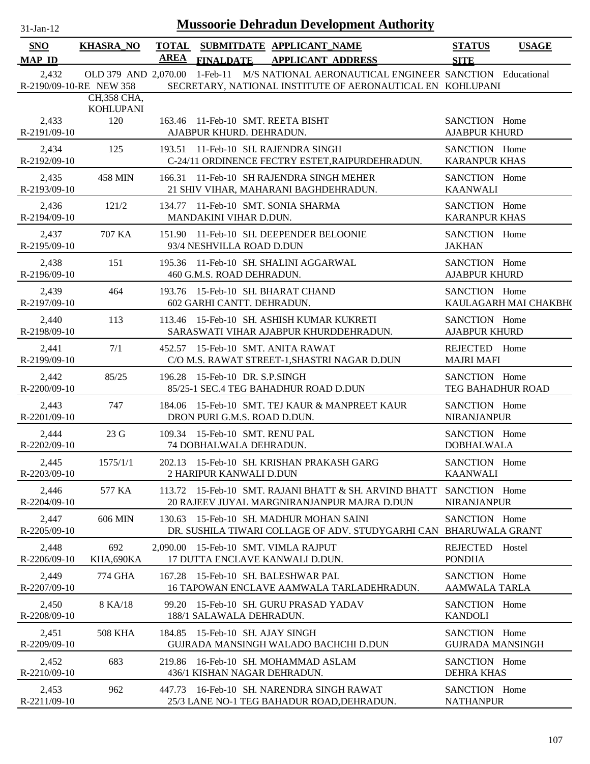# Mussoorie Dehradun Development Authority

31-Jan-12

| SNO / MAP_ID | KHASRA_NO | TOTAL AREA | SUBMITDATE / FINALDATE | APPLICANT_NAME / APPLICANT_ADDRESS | STATUS / SITE | USAGE |
|---|---|---|---|---|---|---|
| 2,432 / R-2190/09-10-RE | OLD 379 AND NEW 358 CH,358 CHA, KOHLUPANI | 2,070.00 | 1-Feb-11 | M/S NATIONAL AERONAUTICAL ENGINEER / SECRETARY, NATIONAL INSTITUTE OF AERONAUTICAL EN | SANCTION / KOHLUPANI | Educational |
| 2,433 / R-2191/09-10 | 120 | 163.46 | 11-Feb-10 | SMT. REETA BISHT / AJABPUR KHURD. DEHRADUN. | SANCTION / AJABPUR KHURD | Home |
| 2,434 / R-2192/09-10 | 125 | 193.51 | 11-Feb-10 | SH. RAJENDRA SINGH / C-24/11 ORDINENCE FECTRY ESTET,RAIPURDEHRADUN. | SANCTION / KARANPUR KHAS | Home |
| 2,435 / R-2193/09-10 | 458 MIN | 166.31 | 11-Feb-10 | SH RAJENDRA SINGH MEHER / 21 SHIV VIHAR, MAHARANI BAGHDEHRADUN. | SANCTION / KAANWALI | Home |
| 2,436 / R-2194/09-10 | 121/2 | 134.77 | 11-Feb-10 | SMT. SONIA SHARMA / MANDAKINI VIHAR D.DUN. | SANCTION / KARANPUR KHAS | Home |
| 2,437 / R-2195/09-10 | 707 KA | 151.90 | 11-Feb-10 | SH. DEEPENDER BELOONIE / 93/4 NESHVILLA ROAD D.DUN | SANCTION / JAKHAN | Home |
| 2,438 / R-2196/09-10 | 151 | 195.36 | 11-Feb-10 | SH. SHALINI AGGARWAL / 460 G.M.S. ROAD DEHRADUN. | SANCTION / AJABPUR KHURD | Home |
| 2,439 / R-2197/09-10 | 464 | 193.76 | 15-Feb-10 | SH. BHARAT CHAND / 602 GARHI CANTT. DEHRADUN. | SANCTION / KAULAGARH MAI CHAKBH( | Home |
| 2,440 / R-2198/09-10 | 113 | 113.46 | 15-Feb-10 | SH. ASHISH KUMAR KUKRETI / SARASWATI VIHAR AJABPUR KHURDDEHRADUN. | SANCTION / AJABPUR KHURD | Home |
| 2,441 / R-2199/09-10 | 7/1 | 452.57 | 15-Feb-10 | SMT. ANITA RAWAT / C/O M.S. RAWAT STREET-1,SHASTRI NAGAR D.DUN | REJECTED / MAJRI MAFI | Home |
| 2,442 / R-2200/09-10 | 85/25 | 196.28 | 15-Feb-10 | DR. S.P.SINGH / 85/25-1 SEC.4 TEG BAHADHUR ROAD D.DUN | SANCTION / TEG BAHADHUR ROAD | Home |
| 2,443 / R-2201/09-10 | 747 | 184.06 | 15-Feb-10 | SMT. TEJ KAUR & MANPREET KAUR / DRON PURI G.M.S. ROAD D.DUN. | SANCTION / NIRANJANPUR | Home |
| 2,444 / R-2202/09-10 | 23 G | 109.34 | 15-Feb-10 | SMT. RENU PAL / 74 DOBHALWALA DEHRADUN. | SANCTION / DOBHALWALA | Home |
| 2,445 / R-2203/09-10 | 1575/1/1 | 202.13 | 15-Feb-10 | SH. KRISHAN PRAKASH GARG / 2 HARIPUR KANWALI D.DUN | SANCTION / KAANWALI | Home |
| 2,446 / R-2204/09-10 | 577 KA | 113.72 | 15-Feb-10 | SMT. RAJANI BHATT & SH. ARVIND BHATT / 20 RAJEEV JUYAL MARGNIRANJANPUR MAJRA D.DUN | SANCTION / NIRANJANPUR | Home |
| 2,447 / R-2205/09-10 | 606 MIN | 130.63 | 15-Feb-10 | SH. MADHUR MOHAN SAINI / DR. SUSHILA TIWARI COLLAGE OF ADV. STUDYGARHI CAN | SANCTION / BHARUWALA GRANT | Home |
| 2,448 / R-2206/09-10 | 692 KHA,690KA | 2,090.00 | 15-Feb-10 | SMT. VIMLA RAJPUT / 17 DUTTA ENCLAVE KANWALI D.DUN. | REJECTED / PONDHA | Hostel |
| 2,449 / R-2207/09-10 | 774 GHA | 167.28 | 15-Feb-10 | SH. BALESHWAR PAL / 16 TAPOWAN ENCLAVE AAMWALA TARLADEHRADUN. | SANCTION / AAMWALA TARLA | Home |
| 2,450 / R-2208/09-10 | 8 KA/18 | 99.20 | 15-Feb-10 | SH. GURU PRASAD YADAV / 188/1 SALAWALA DEHRADUN. | SANCTION / KANDOLI | Home |
| 2,451 / R-2209/09-10 | 508 KHA | 184.85 | 15-Feb-10 | SH. AJAY SINGH / GUJRADA MANSINGH WALADO BACHCHI D.DUN | SANCTION / GUJRADA MANSINGH | Home |
| 2,452 / R-2210/09-10 | 683 | 219.86 | 16-Feb-10 | SH. MOHAMMAD ASLAM / 436/1 KISHAN NAGAR DEHRADUN. | SANCTION / DEHRA KHAS | Home |
| 2,453 / R-2211/09-10 | 962 | 447.73 | 16-Feb-10 | SH. NARENDRA SINGH RAWAT / 25/3 LANE NO-1 TEG BAHADUR ROAD,DEHRADUN. | SANCTION / NATHANPUR | Home |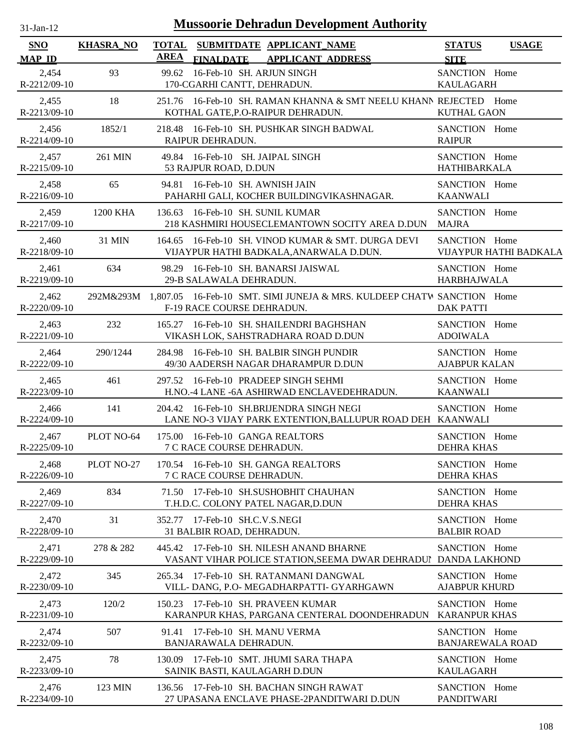# Mussoorie Dehradun Development Authority

31-Jan-12

| SNO<br>MAP ID | KHASRA_NO | TOTAL AREA | SUBMITDATE<br>FINALDATE | APPLICANT_NAME<br>APPLICANT_ADDRESS | STATUS<br>SITE | USAGE |
|---|---|---|---|---|---|---|
| 2,454<br>R-2212/09-10 | 93 | 99.62 | 16-Feb-10 | SH. ARJUN SINGH<br>170-CGARHI CANTT, DEHRADUN. | SANCTION<br>KAULAGARH | Home |
| 2,455<br>R-2213/09-10 | 18 | 251.76 | 16-Feb-10 | SH. RAMAN KHANNA & SMT NEELU KHANN<br>KOTHAL GATE,P.O-RAIPUR DEHRADUN. | REJECTED<br>KUTHAL GAON | Home |
| 2,456<br>R-2214/09-10 | 1852/1 | 218.48 | 16-Feb-10 | SH. PUSHKAR SINGH BADWAL<br>RAIPUR DEHRADUN. | SANCTION<br>RAIPUR | Home |
| 2,457<br>R-2215/09-10 | 261 MIN | 49.84 | 16-Feb-10 | SH. JAIPAL SINGH<br>53 RAJPUR ROAD, D.DUN | SANCTION<br>HATHIBARKALA | Home |
| 2,458<br>R-2216/09-10 | 65 | 94.81 | 16-Feb-10 | SH. AWNISH JAIN<br>PAHARHI GALI, KOCHER BUILDINGVIKASHNAGAR. | SANCTION<br>KAANWALI | Home |
| 2,459<br>R-2217/09-10 | 1200 KHA | 136.63 | 16-Feb-10 | SH. SUNIL KUMAR<br>218 KASHMIRI HOUSECLEMANTOWN SOCITY AREA D.DUN | SANCTION<br>MAJRA | Home |
| 2,460<br>R-2218/09-10 | 31 MIN | 164.65 | 16-Feb-10 | SH. VINOD KUMAR & SMT. DURGA DEVI<br>VIJAYPUR HATHI BADKALA,ANARWALA D.DUN. | SANCTION<br>VIJAYPUR HATHI BADKALA | Home |
| 2,461<br>R-2219/09-10 | 634 | 98.29 | 16-Feb-10 | SH. BANARSI JAISWAL<br>29-B SALAWALA DEHRADUN. | SANCTION<br>HARBHAJWALA | Home |
| 2,462<br>R-2220/09-10 | 292M&293M | 1,807.05 | 16-Feb-10 | SMT. SIMI JUNEJA & MRS. KULDEEP CHATW<br>F-19 RACE COURSE DEHRADUN. | SANCTION<br>DAK PATTI | Home |
| 2,463<br>R-2221/09-10 | 232 | 165.27 | 16-Feb-10 | SH. SHAILENDRI BAGHSHAN<br>VIKASH LOK, SAHSTRADHARA ROAD D.DUN | SANCTION<br>ADOIWALA | Home |
| 2,464<br>R-2222/09-10 | 290/1244 | 284.98 | 16-Feb-10 | SH. BALBIR SINGH PUNDIR<br>49/30 AADERSH NAGAR DHARAMPUR D.DUN | SANCTION<br>AJABPUR KALAN | Home |
| 2,465<br>R-2223/09-10 | 461 | 297.52 | 16-Feb-10 | PRADEEP SINGH SEHMI<br>H.NO.-4 LANE -6A ASHIRWAD ENCLAVEDEHRADUN. | SANCTION<br>KAANWALI | Home |
| 2,466<br>R-2224/09-10 | 141 | 204.42 | 16-Feb-10 | SH.BRIJENDRA SINGH NEGI<br>LANE NO-3 VIJAY PARK EXTENTION,BALLUPUR ROAD DEH | SANCTION<br>KAANWALI | Home |
| 2,467<br>R-2225/09-10 | PLOT NO-64 | 175.00 | 16-Feb-10 | GANGA REALTORS<br>7 C RACE COURSE DEHRADUN. | SANCTION<br>DEHRA KHAS | Home |
| 2,468<br>R-2226/09-10 | PLOT NO-27 | 170.54 | 16-Feb-10 | SH. GANGA REALTORS<br>7 C RACE COURSE DEHRADUN. | SANCTION<br>DEHRA KHAS | Home |
| 2,469<br>R-2227/09-10 | 834 | 71.50 | 17-Feb-10 | SH.SUSHOBHIT CHAUHAN<br>T.H.D.C. COLONY PATEL NAGAR,D.DUN | SANCTION<br>DEHRA KHAS | Home |
| 2,470<br>R-2228/09-10 | 31 | 352.77 | 17-Feb-10 | SH.C.V.S.NEGI<br>31 BALBIR ROAD, DEHRADUN. | SANCTION<br>BALBIR ROAD | Home |
| 2,471<br>R-2229/09-10 | 278 & 282 | 445.42 | 17-Feb-10 | SH. NILESH ANAND BHARNE<br>VASANT VIHAR POLICE STATION,SEEMA DWAR DEHRADUI | SANCTION<br>DANDA LAKHOND | Home |
| 2,472<br>R-2230/09-10 | 345 | 265.34 | 17-Feb-10 | SH. RATANMANI DANGWAL<br>VILL- DANG, P.O- MEGADHARPATTI- GYARHGAWN | SANCTION<br>AJABPUR KHURD | Home |
| 2,473<br>R-2231/09-10 | 120/2 | 150.23 | 17-Feb-10 | SH. PRAVEEN KUMAR<br>KARANPUR KHAS, PARGANA CENTERAL DOONDEHRADUN | SANCTION<br>KARANPUR KHAS | Home |
| 2,474<br>R-2232/09-10 | 507 | 91.41 | 17-Feb-10 | SH. MANU VERMA<br>BANJARAWALA DEHRADUN. | SANCTION<br>BANJAREWALA ROAD | Home |
| 2,475<br>R-2233/09-10 | 78 | 130.09 | 17-Feb-10 | SMT. JHUMI SARA THAPA<br>SAINIK BASTI, KAULAGARH D.DUN | SANCTION<br>KAULAGARH | Home |
| 2,476<br>R-2234/09-10 | 123 MIN | 136.56 | 17-Feb-10 | SH. BACHAN SINGH RAWAT<br>27 UPASANA ENCLAVE PHASE-2PANDITWARI D.DUN | SANCTION<br>PANDITWARI | Home |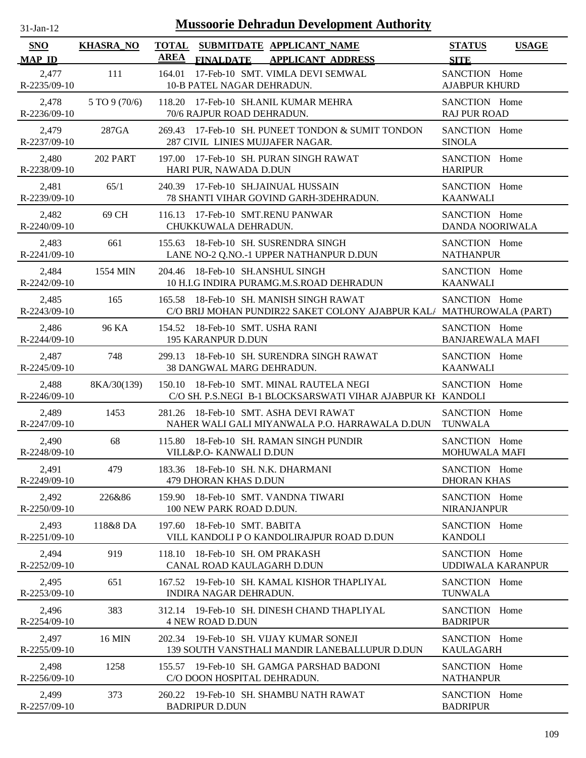# Mussoorie Dehradun Development Authority

31-Jan-12

| SNO<br>MAP_ID | KHASRA_NO | TOTAL AREA | SUBMITDATE<br>FINALDATE | APPLICANT_NAME<br>APPLICANT_ADDRESS | STATUS<br>SITE | USAGE |
|---|---|---|---|---|---|---|
| 2,477<br>R-2235/09-10 | 111 | 164.01 | 17-Feb-10 | SMT. VIMLA DEVI SEMWAL<br>10-B PATEL NAGAR DEHRADUN. | SANCTION<br>AJABPUR KHURD | Home |
| 2,478<br>R-2236/09-10 | 5 TO 9 (70/6) | 118.20 | 17-Feb-10 | SH.ANIL KUMAR MEHRA<br>70/6 RAJPUR ROAD DEHRADUN. | SANCTION<br>RAJ PUR ROAD | Home |
| 2,479<br>R-2237/09-10 | 287GA | 269.43 | 17-Feb-10 | SH. PUNEET TONDON & SUMIT TONDON<br>287 CIVIL LINIES MUJJAFER NAGAR. | SANCTION<br>SINOLA | Home |
| 2,480<br>R-2238/09-10 | 202 PART | 197.00 | 17-Feb-10 | SH. PURAN SINGH RAWAT<br>HARI PUR, NAWADA D.DUN | SANCTION<br>HARIPUR | Home |
| 2,481<br>R-2239/09-10 | 65/1 | 240.39 | 17-Feb-10 | SH.JAINUAL HUSSAIN<br>78 SHANTI VIHAR GOVIND GARH-3DEHRADUN. | SANCTION<br>KAANWALI | Home |
| 2,482<br>R-2240/09-10 | 69 CH | 116.13 | 17-Feb-10 | SMT.RENU PANWAR<br>CHUKKUWALA DEHRADUN. | SANCTION<br>DANDA NOORIWALA | Home |
| 2,483<br>R-2241/09-10 | 661 | 155.63 | 18-Feb-10 | SH. SUSRENDRA SINGH<br>LANE NO-2 Q.NO.-1 UPPER NATHANPUR D.DUN | SANCTION<br>NATHANPUR | Home |
| 2,484<br>R-2242/09-10 | 1554 MIN | 204.46 | 18-Feb-10 | SH.ANSHUL SINGH<br>10 H.I.G INDIRA PURAMG.M.S.ROAD DEHRADUN | SANCTION<br>KAANWALI | Home |
| 2,485<br>R-2243/09-10 | 165 | 165.58 | 18-Feb-10 | SH. MANISH SINGH RAWAT<br>C/O BRIJ MOHAN PUNDIR22 SAKET COLONY AJABPUR KALA | SANCTION<br>MATHUROWALA (PART) | Home |
| 2,486<br>R-2244/09-10 | 96 KA | 154.52 | 18-Feb-10 | SMT. USHA RANI<br>195 KARANPUR D.DUN | SANCTION<br>BANJAREWALA MAFI | Home |
| 2,487<br>R-2245/09-10 | 748 | 299.13 | 18-Feb-10 | SH. SURENDRA SINGH RAWAT<br>38 DANGWAL MARG DEHRADUN. | SANCTION<br>KAANWALI | Home |
| 2,488<br>R-2246/09-10 | 8KA/30(139) | 150.10 | 18-Feb-10 | SMT. MINAL RAUTELA NEGI<br>C/O SH. P.S.NEGI B-1 BLOCKSARSWATI VIHAR AJABPUR KH | SANCTION<br>KANDOLI | Home |
| 2,489<br>R-2247/09-10 | 1453 | 281.26 | 18-Feb-10 | SMT. ASHA DEVI RAWAT<br>NAHER WALI GALI MIYANWALA P.O. HARRAWALA D.DUN | SANCTION<br>TUNWALA | Home |
| 2,490<br>R-2248/09-10 | 68 | 115.80 | 18-Feb-10 | SH. RAMAN SINGH PUNDIR<br>VILL&P.O- KANWALI D.DUN | SANCTION<br>MOHUWALA MAFI | Home |
| 2,491<br>R-2249/09-10 | 479 | 183.36 | 18-Feb-10 | SH. N.K. DHARMANI<br>479 DHORAN KHAS D.DUN | SANCTION<br>DHORAN KHAS | Home |
| 2,492<br>R-2250/09-10 | 226&86 | 159.90 | 18-Feb-10 | SMT. VANDNA TIWARI<br>100 NEW PARK ROAD D.DUN. | SANCTION<br>NIRANJANPUR | Home |
| 2,493<br>R-2251/09-10 | 118&8 DA | 197.60 | 18-Feb-10 | SMT. BABITA<br>VILL KANDOLI P O KANDOLIRAJPUR ROAD D.DUN | SANCTION<br>KANDOLI | Home |
| 2,494<br>R-2252/09-10 | 919 | 118.10 | 18-Feb-10 | SH. OM PRAKASH<br>CANAL ROAD KAULAGARH D.DUN | SANCTION<br>UDDIWALA KARANPUR | Home |
| 2,495<br>R-2253/09-10 | 651 | 167.52 | 19-Feb-10 | SH. KAMAL KISHOR THAPLIYAL<br>INDIRA NAGAR DEHRADUN. | SANCTION<br>TUNWALA | Home |
| 2,496<br>R-2254/09-10 | 383 | 312.14 | 19-Feb-10 | SH. DINESH CHAND THAPLIYAL<br>4 NEW ROAD D.DUN | SANCTION<br>BADRIPUR | Home |
| 2,497<br>R-2255/09-10 | 16 MIN | 202.34 | 19-Feb-10 | SH. VIJAY KUMAR SONEJI<br>139 SOUTH VANSTHALI MANDIR LANEBALLUPUR D.DUN | SANCTION<br>KAULAGARH | Home |
| 2,498<br>R-2256/09-10 | 1258 | 155.57 | 19-Feb-10 | SH. GAMGA PARSHAD BADONI<br>C/O DOON HOSPITAL DEHRADUN. | SANCTION<br>NATHANPUR | Home |
| 2,499<br>R-2257/09-10 | 373 | 260.22 | 19-Feb-10 | SH. SHAMBU NATH RAWAT<br>BADRIPUR D.DUN | SANCTION<br>BADRIPUR | Home |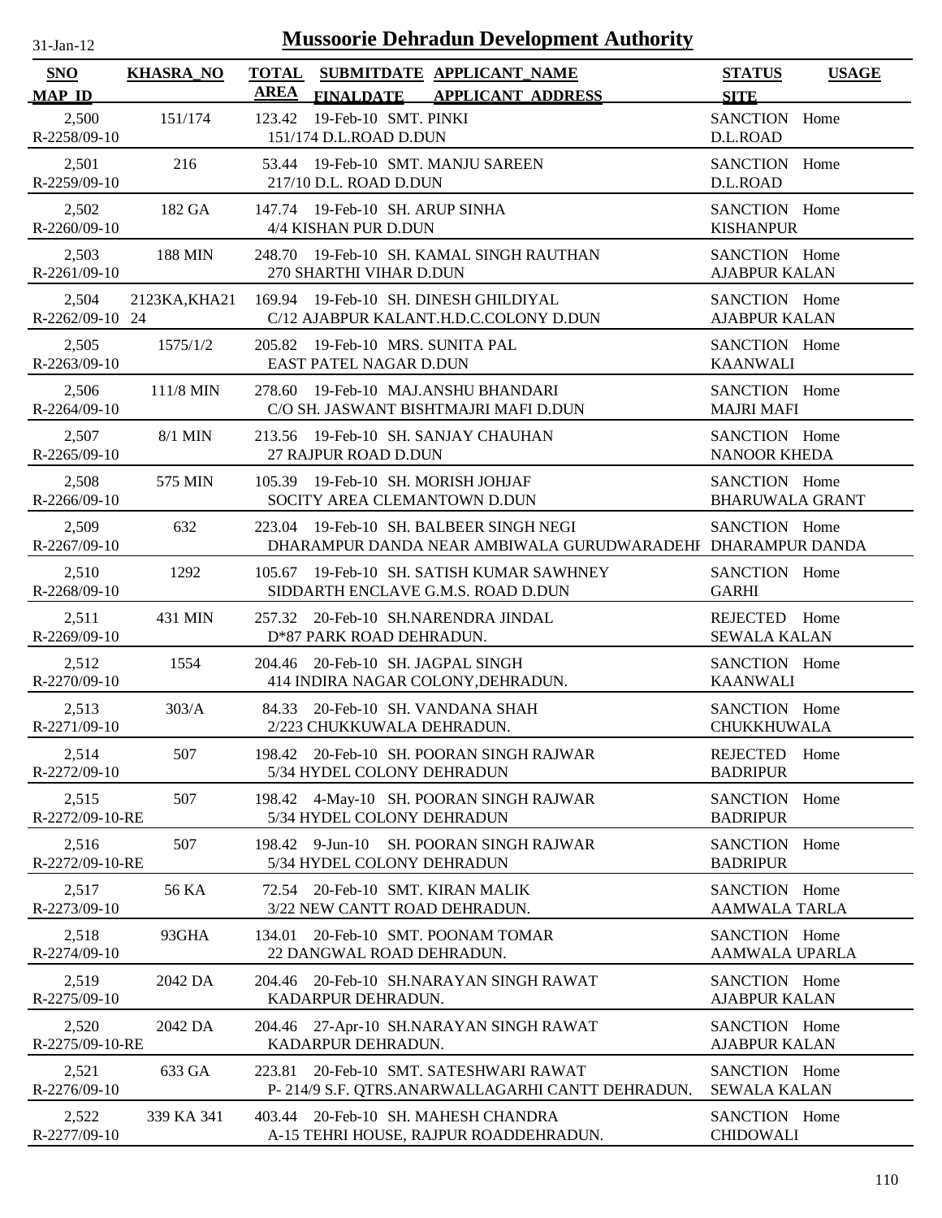31-Jan-12

# Mussoorie Dehradun Development Authority

| SNO / MAP_ID | KHASRA_NO | TOTAL AREA | SUBMITDATE / FINALDATE | APPLICANT_NAME / APPLICANT_ADDRESS | STATUS / SITE | USAGE |
|---|---|---|---|---|---|---|
| 2,500 / R-2258/09-10 | 151/174 | 123.42 | 19-Feb-10 | SMT. PINKI / 151/174 D.L.ROAD D.DUN | SANCTION / D.L.ROAD | Home |
| 2,501 / R-2259/09-10 | 216 | 53.44 | 19-Feb-10 | SMT. MANJU SAREEN / 217/10 D.L. ROAD D.DUN | SANCTION / D.L.ROAD | Home |
| 2,502 / R-2260/09-10 | 182 GA | 147.74 | 19-Feb-10 | SH. ARUP SINHA / 4/4 KISHAN PUR D.DUN | SANCTION / KISHANPUR | Home |
| 2,503 / R-2261/09-10 | 188 MIN | 248.70 | 19-Feb-10 | SH. KAMAL SINGH RAUTHAN / 270 SHARTHI VIHAR D.DUN | SANCTION / AJABPUR KALAN | Home |
| 2,504 / R-2262/09-10 | 2123KA,KHA2124 | 169.94 | 19-Feb-10 | SH. DINESH GHILDIYAL / C/12 AJABPUR KALANT.H.D.C.COLONY D.DUN | SANCTION / AJABPUR KALAN | Home |
| 2,505 / R-2263/09-10 | 1575/1/2 | 205.82 | 19-Feb-10 | MRS. SUNITA PAL / EAST PATEL NAGAR D.DUN | SANCTION / KAANWALI | Home |
| 2,506 / R-2264/09-10 | 111/8 MIN | 278.60 | 19-Feb-10 | MAJ.ANSHU BHANDARI / C/O SH. JASWANT BISHTMAJRI MAFI D.DUN | SANCTION / MAJRI MAFI | Home |
| 2,507 / R-2265/09-10 | 8/1 MIN | 213.56 | 19-Feb-10 | SH. SANJAY CHAUHAN / 27 RAJPUR ROAD D.DUN | SANCTION / NANOOR KHEDA | Home |
| 2,508 / R-2266/09-10 | 575 MIN | 105.39 | 19-Feb-10 | SH. MORISH JOHJAF / SOCITY AREA CLEMANTOWN D.DUN | SANCTION / BHARUWALA GRANT | Home |
| 2,509 / R-2267/09-10 | 632 | 223.04 | 19-Feb-10 | SH. BALBEER SINGH NEGI / DHARAMPUR DANDA NEAR AMBIWALA GURUDWARADEHI | SANCTION / DHARAMPUR DANDA | Home |
| 2,510 / R-2268/09-10 | 1292 | 105.67 | 19-Feb-10 | SH. SATISH KUMAR SAWHNEY / SIDDARTH ENCLAVE G.M.S. ROAD D.DUN | SANCTION / GARHI | Home |
| 2,511 / R-2269/09-10 | 431 MIN | 257.32 | 20-Feb-10 | SH.NARENDRA JINDAL / D*87 PARK ROAD DEHRADUN. | REJECTED / SEWALA KALAN | Home |
| 2,512 / R-2270/09-10 | 1554 | 204.46 | 20-Feb-10 | SH. JAGPAL SINGH / 414 INDIRA NAGAR COLONY,DEHRADUN. | SANCTION / KAANWALI | Home |
| 2,513 / R-2271/09-10 | 303/A | 84.33 | 20-Feb-10 | SH. VANDANA SHAH / 2/223 CHUKKUWALA DEHRADUN. | SANCTION / CHUKKHUWALA | Home |
| 2,514 / R-2272/09-10 | 507 | 198.42 | 20-Feb-10 | SH. POORAN SINGH RAJWAR / 5/34 HYDEL COLONY DEHRADUN | REJECTED / BADRIPUR | Home |
| 2,515 / R-2272/09-10-RE | 507 | 198.42 | 4-May-10 | SH. POORAN SINGH RAJWAR / 5/34 HYDEL COLONY DEHRADUN | SANCTION / BADRIPUR | Home |
| 2,516 / R-2272/09-10-RE | 507 | 198.42 | 9-Jun-10 | SH. POORAN SINGH RAJWAR / 5/34 HYDEL COLONY DEHRADUN | SANCTION / BADRIPUR | Home |
| 2,517 / R-2273/09-10 | 56 KA | 72.54 | 20-Feb-10 | SMT. KIRAN MALIK / 3/22 NEW CANTT ROAD DEHRADUN. | SANCTION / AAMWALA TARLA | Home |
| 2,518 / R-2274/09-10 | 93GHA | 134.01 | 20-Feb-10 | SMT. POONAM TOMAR / 22 DANGWAL ROAD DEHRADUN. | SANCTION / AAMWALA UPARLA | Home |
| 2,519 / R-2275/09-10 | 2042 DA | 204.46 | 20-Feb-10 | SH.NARAYAN SINGH RAWAT / KADARPUR DEHRADUN. | SANCTION / AJABPUR KALAN | Home |
| 2,520 / R-2275/09-10-RE | 2042 DA | 204.46 | 27-Apr-10 | SH.NARAYAN SINGH RAWAT / KADARPUR DEHRADUN. | SANCTION / AJABPUR KALAN | Home |
| 2,521 / R-2276/09-10 | 633 GA | 223.81 | 20-Feb-10 | SMT. SATESHWARI RAWAT / P- 214/9 S.F. QTRS.ANARWALLAGARHI CANTT DEHRADUN. | SANCTION / SEWALA KALAN | Home |
| 2,522 / R-2277/09-10 | 339 KA 341 | 403.44 | 20-Feb-10 | SH. MAHESH CHANDRA / A-15 TEHRI HOUSE, RAJPUR ROADDEHRADUN. | SANCTION / CHIDOWALI | Home |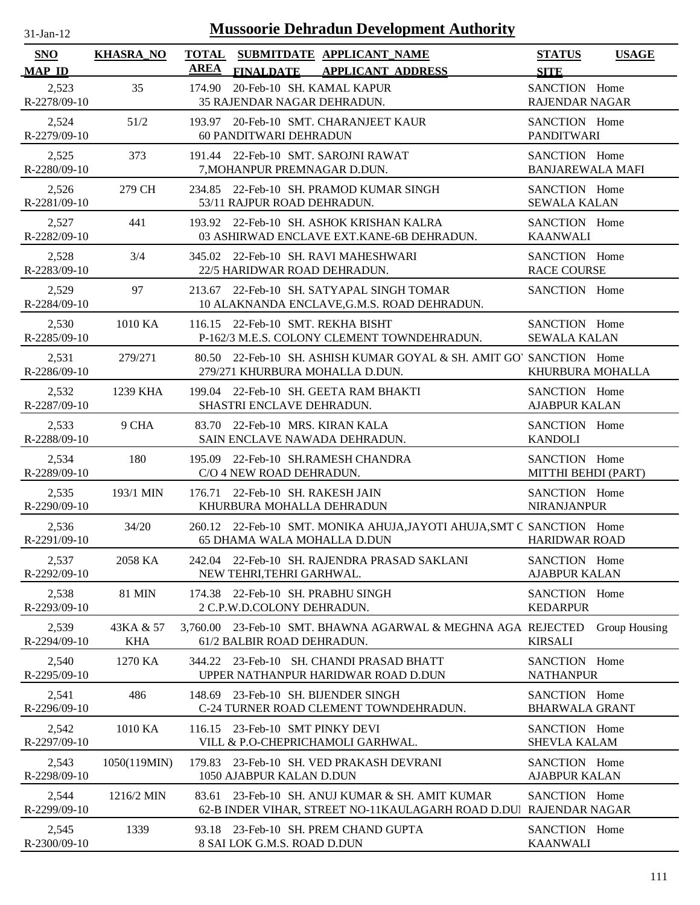# Mussoorie Dehradun Development Authority

31-Jan-12

| SNO<br>MAP_ID | KHASRA_NO | TOTAL AREA | SUBMITDATE<br>FINALDATE | APPLICANT_NAME<br>APPLICANT_ADDRESS | STATUS<br>SITE | USAGE |
|---|---|---|---|---|---|---|
| 2,523<br>R-2278/09-10 | 35 | 174.90 | 20-Feb-10 | SH. KAMAL KAPUR<br>35 RAJENDAR NAGAR DEHRADUN. | SANCTION<br>RAJENDAR NAGAR | Home |
| 2,524<br>R-2279/09-10 | 51/2 | 193.97 | 20-Feb-10 | SMT. CHARANJEET KAUR<br>60 PANDITWARI DEHRADUN | SANCTION<br>PANDITWARI | Home |
| 2,525<br>R-2280/09-10 | 373 | 191.44 | 22-Feb-10 | SMT. SAROJNI RAWAT<br>7,MOHANPUR PREMNAGAR D.DUN. | SANCTION<br>BANJAREWALA MAFI | Home |
| 2,526<br>R-2281/09-10 | 279 CH | 234.85 | 22-Feb-10 | SH. PRAMOD KUMAR SINGH<br>53/11 RAJPUR ROAD DEHRADUN. | SANCTION<br>SEWALA KALAN | Home |
| 2,527<br>R-2282/09-10 | 441 | 193.92 | 22-Feb-10 | SH. ASHOK KRISHAN KALRA<br>03 ASHIRWAD ENCLAVE EXT.KANE-6B DEHRADUN. | SANCTION<br>KAANWALI | Home |
| 2,528<br>R-2283/09-10 | 3/4 | 345.02 | 22-Feb-10 | SH. RAVI MAHESHWARI<br>22/5 HARIDWAR ROAD DEHRADUN. | SANCTION<br>RACE COURSE | Home |
| 2,529<br>R-2284/09-10 | 97 | 213.67 | 22-Feb-10 | SH. SATYAPAL SINGH TOMAR<br>10 ALAKNANDA ENCLAVE,G.M.S. ROAD DEHRADUN. | SANCTION | Home |
| 2,530<br>R-2285/09-10 | 1010 KA | 116.15 | 22-Feb-10 | SMT. REKHA BISHT<br>P-162/3 M.E.S. COLONY CLEMENT TOWNDEHRADUN. | SANCTION<br>SEWALA KALAN | Home |
| 2,531<br>R-2286/09-10 | 279/271 | 80.50 | 22-Feb-10 | SH. ASHISH KUMAR GOYAL & SH. AMIT GO<br>279/271 KHURBURA MOHALLA D.DUN. | SANCTION<br>KHURBURA MOHALLA | Home |
| 2,532<br>R-2287/09-10 | 1239 KHA | 199.04 | 22-Feb-10 | SH. GEETA RAM BHAKTI<br>SHASTRI ENCLAVE DEHRADUN. | SANCTION<br>AJABPUR KALAN | Home |
| 2,533<br>R-2288/09-10 | 9 CHA | 83.70 | 22-Feb-10 | MRS. KIRAN KALA<br>SAIN ENCLAVE NAWADA DEHRADUN. | SANCTION<br>KANDOLI | Home |
| 2,534<br>R-2289/09-10 | 180 | 195.09 | 22-Feb-10 | SH.RAMESH CHANDRA<br>C/O 4 NEW ROAD DEHRADUN. | SANCTION<br>MITTHI BEHDI (PART) | Home |
| 2,535<br>R-2290/09-10 | 193/1 MIN | 176.71 | 22-Feb-10 | SH. RAKESH JAIN<br>KHURBURA MOHALLA DEHRADUN | SANCTION<br>NIRANJANPUR | Home |
| 2,536<br>R-2291/09-10 | 34/20 | 260.12 | 22-Feb-10 | SMT. MONIKA AHUJA,JAYOTI AHUJA,SMT C<br>65 DHAMA WALA MOHALLA D.DUN | SANCTION<br>HARIDWAR ROAD | Home |
| 2,537<br>R-2292/09-10 | 2058 KA | 242.04 | 22-Feb-10 | SH. RAJENDRA PRASAD SAKLANI<br>NEW TEHRI,TEHRI GARHWAL. | SANCTION<br>AJABPUR KALAN | Home |
| 2,538<br>R-2293/09-10 | 81 MIN | 174.38 | 22-Feb-10 | SH. PRABHU SINGH<br>2 C.P.W.D.COLONY DEHRADUN. | SANCTION<br>KEDARPUR | Home |
| 2,539<br>R-2294/09-10 | 43KA & 57 KHA | 3,760.00 | 23-Feb-10 | SMT. BHAWNA AGARWAL & MEGHNA AGA<br>61/2 BALBIR ROAD DEHRADUN. | REJECTED<br>KIRSALI | Group Housing |
| 2,540<br>R-2295/09-10 | 1270 KA | 344.22 | 23-Feb-10 | SH. CHANDI PRASAD BHATT<br>UPPER NATHANPUR HARIDWAR ROAD D.DUN | SANCTION<br>NATHANPUR | Home |
| 2,541<br>R-2296/09-10 | 486 | 148.69 | 23-Feb-10 | SH. BIJENDER SINGH<br>C-24 TURNER ROAD CLEMENT TOWNDEHRADUN. | SANCTION<br>BHARWALA GRANT | Home |
| 2,542<br>R-2297/09-10 | 1010 KA | 116.15 | 23-Feb-10 | SMT PINKY DEVI<br>VILL & P.O-CHEPRICHAMOLI GARHWAL. | SANCTION<br>SHEVLA KALAM | Home |
| 2,543<br>R-2298/09-10 | 1050(119MIN) | 179.83 | 23-Feb-10 | SH. VED PRAKASH DEVRANI<br>1050 AJABPUR KALAN D.DUN | SANCTION<br>AJABPUR KALAN | Home |
| 2,544<br>R-2299/09-10 | 1216/2 MIN | 83.61 | 23-Feb-10 | SH. ANUJ KUMAR & SH. AMIT KUMAR<br>62-B INDER VIHAR, STREET NO-11KAULAGARH ROAD D.DUI | SANCTION<br>RAJENDAR NAGAR | Home |
| 2,545<br>R-2300/09-10 | 1339 | 93.18 | 23-Feb-10 | SH. PREM CHAND GUPTA<br>8 SAI LOK G.M.S. ROAD D.DUN | SANCTION<br>KAANWALI | Home |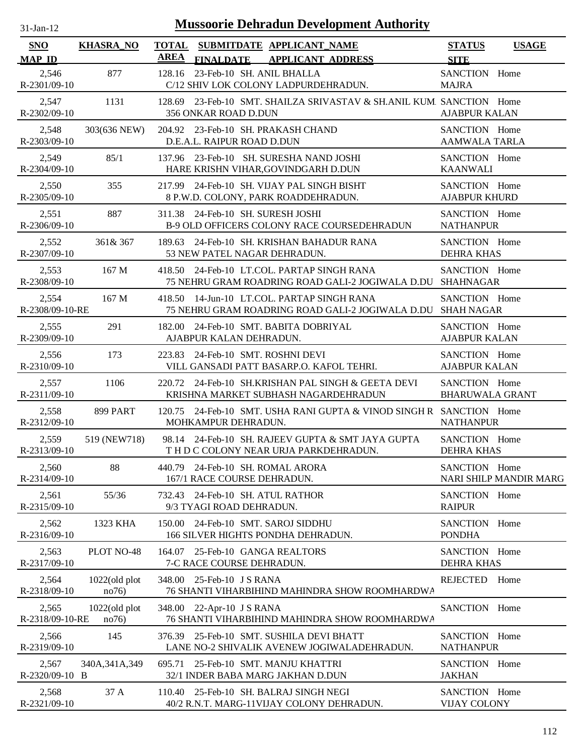31-Jan-12

# Mussoorie Dehradun Development Authority

| SNO / MAP_ID | KHASRA_NO | TOTAL AREA | SUBMITDATE / FINALDATE | APPLICANT_NAME / APPLICANT_ADDRESS | STATUS / SITE | USAGE |
|---|---|---|---|---|---|---|
| 2,546 / R-2301/09-10 | 877 | 128.16 | 23-Feb-10 | SH. ANIL BHALLA / C/12 SHIV LOK COLONY LADPURDEHRADUN. | SANCTION / MAJRA | Home |
| 2,547 / R-2302/09-10 | 1131 | 128.69 | 23-Feb-10 | SMT. SHAILZA SRIVASTAV & SH.ANIL KUM / 356 ONKAR ROAD D.DUN | SANCTION / AJABPUR KALAN | Home |
| 2,548 / R-2303/09-10 | 303(636 NEW) | 204.92 | 23-Feb-10 | SH. PRAKASH CHAND / D.E.A.L. RAIPUR ROAD D.DUN | SANCTION / AAMWALA TARLA | Home |
| 2,549 / R-2304/09-10 | 85/1 | 137.96 | 23-Feb-10 | SH. SURESHA NAND JOSHI / HARE KRISHN VIHAR,GOVINDGARH D.DUN | SANCTION / KAANWALI | Home |
| 2,550 / R-2305/09-10 | 355 | 217.99 | 24-Feb-10 | SH. VIJAY PAL SINGH BISHT / 8 P.W.D. COLONY, PARK ROADDEHRADUN. | SANCTION / AJABPUR KHURD | Home |
| 2,551 / R-2306/09-10 | 887 | 311.38 | 24-Feb-10 | SH. SURESH JOSHI / B-9 OLD OFFICERS COLONY RACE COURSEDEHRADUN | SANCTION / NATHANPUR | Home |
| 2,552 / R-2307/09-10 | 361& 367 | 189.63 | 24-Feb-10 | SH. KRISHAN BAHADUR RANA / 53 NEW PATEL NAGAR DEHRADUN. | SANCTION / DEHRA KHAS | Home |
| 2,553 / R-2308/09-10 | 167 M | 418.50 | 24-Feb-10 | LT.COL. PARTAP SINGH RANA / 75 NEHRU GRAM ROADRING ROAD GALI-2 JOGIWALA D.DU | SANCTION / SHAHNAGAR | Home |
| 2,554 / R-2308/09-10-RE | 167 M | 418.50 | 14-Jun-10 | LT.COL. PARTAP SINGH RANA / 75 NEHRU GRAM ROADRING ROAD GALI-2 JOGIWALA D.DU | SANCTION / SHAH NAGAR | Home |
| 2,555 / R-2309/09-10 | 291 | 182.00 | 24-Feb-10 | SMT. BABITA DOBRIYAL / AJABPUR KALAN DEHRADUN. | SANCTION / AJABPUR KALAN | Home |
| 2,556 / R-2310/09-10 | 173 | 223.83 | 24-Feb-10 | SMT. ROSHNI DEVI / VILL GANSADI PATT BASARP.O. KAFOL TEHRI. | SANCTION / AJABPUR KALAN | Home |
| 2,557 / R-2311/09-10 | 1106 | 220.72 | 24-Feb-10 | SH.KRISHAN PAL SINGH & GEETA DEVI / KRISHNA MARKET SUBHASH NAGARDEHRADUN | SANCTION / BHARUWALA GRANT | Home |
| 2,558 / R-2312/09-10 | 899 PART | 120.75 | 24-Feb-10 | SMT. USHA RANI GUPTA & VINOD SINGH R / MOHKAMPUR DEHRADUN. | SANCTION / NATHANPUR | Home |
| 2,559 / R-2313/09-10 | 519 (NEW718) | 98.14 | 24-Feb-10 | SH. RAJEEV GUPTA & SMT JAYA GUPTA / T H D C COLONY NEAR URJA PARKDEHRADUN. | SANCTION / DEHRA KHAS | Home |
| 2,560 / R-2314/09-10 | 88 | 440.79 | 24-Feb-10 | SH. ROMAL ARORA / 167/1 RACE COURSE DEHRADUN. | SANCTION / NARI SHILP MANDIR MARG | Home |
| 2,561 / R-2315/09-10 | 55/36 | 732.43 | 24-Feb-10 | SH. ATUL RATHOR / 9/3 TYAGI ROAD DEHRADUN. | SANCTION / RAIPUR | Home |
| 2,562 / R-2316/09-10 | 1323 KHA | 150.00 | 24-Feb-10 | SMT. SAROJ SIDDHU / 166 SILVER HIGHTS PONDHA DEHRADUN. | SANCTION / PONDHA | Home |
| 2,563 / R-2317/09-10 | PLOT NO-48 | 164.07 | 25-Feb-10 | GANGA REALTORS / 7-C RACE COURSE DEHRADUN. | SANCTION / DEHRA KHAS | Home |
| 2,564 / R-2318/09-10 | 1022(old plot no76) | 348.00 | 25-Feb-10 | J S RANA / 76 SHANTI VIHARBIHIND MAHINDRA SHOW ROOMHARDWA | REJECTED | Home |
| 2,565 / R-2318/09-10-RE | 1022(old plot no76) | 348.00 | 22-Apr-10 | J S RANA / 76 SHANTI VIHARBIHIND MAHINDRA SHOW ROOMHARDWA | SANCTION | Home |
| 2,566 / R-2319/09-10 | 145 | 376.39 | 25-Feb-10 | SMT. SUSHILA DEVI BHATT / LANE NO-2 SHIVALIK AVENEW JOGIWALADEHRADUN. | SANCTION / NATHANPUR | Home |
| 2,567 / R-2320/09-10 B | 340A,341A,349 | 695.71 | 25-Feb-10 | SMT. MANJU KHATTRI / 32/1 INDER BABA MARG JAKHAN D.DUN | SANCTION / JAKHAN | Home |
| 2,568 / R-2321/09-10 | 37 A | 110.40 | 25-Feb-10 | SH. BALRAJ SINGH NEGI / 40/2 R.N.T. MARG-11VIJAY COLONY DEHRADUN. | SANCTION / VIJAY COLONY | Home |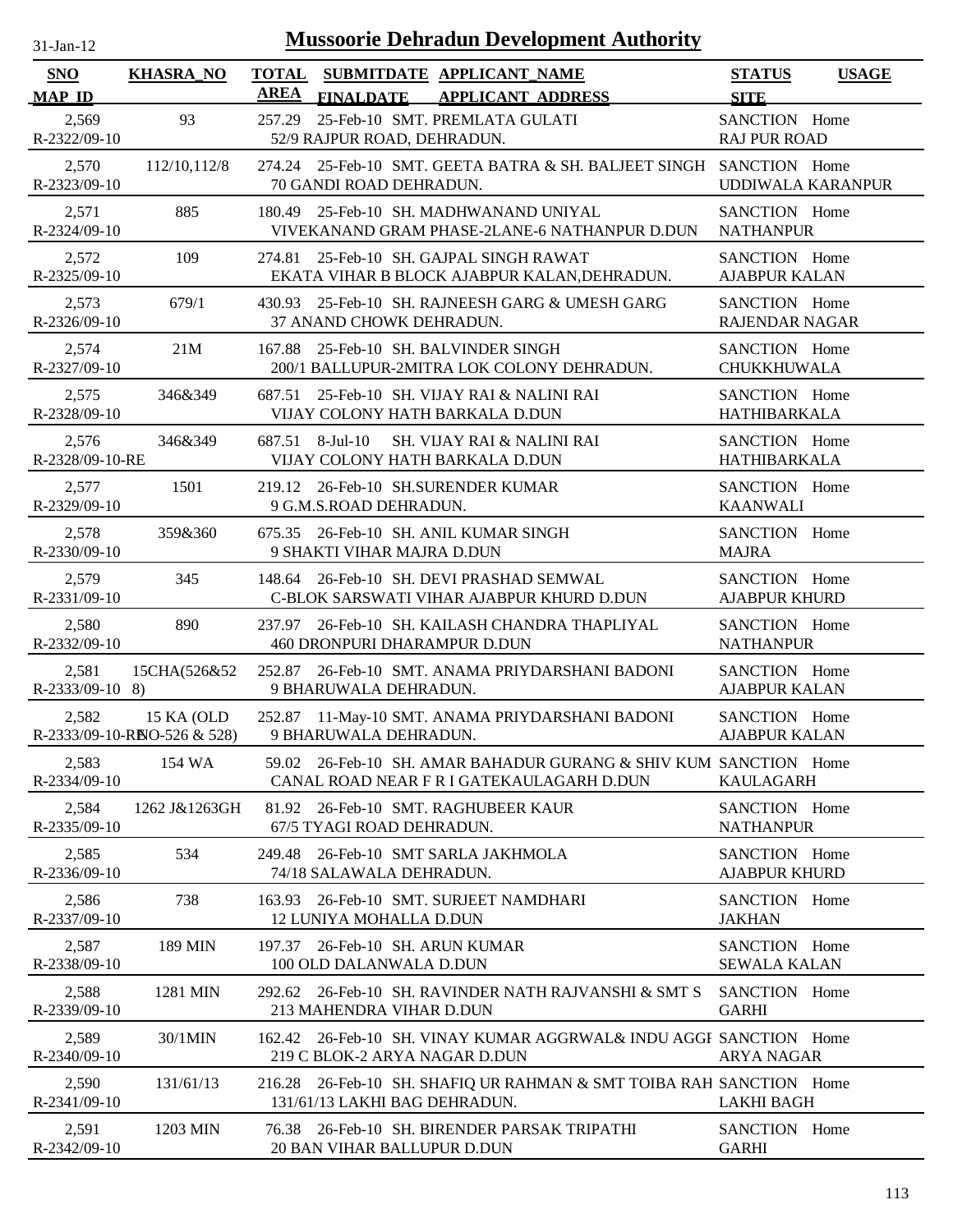# Mussoorie Dehradun Development Authority

31-Jan-12

| SNO / MAP_ID | KHASRA_NO | TOTAL AREA | SUBMITDATE / FINALDATE | APPLICANT_NAME / APPLICANT_ADDRESS | STATUS / SITE | USAGE |
|---|---|---|---|---|---|---|
| 2,569 / R-2322/09-10 | 93 | 257.29 | 25-Feb-10 | SMT. PREMLATA GULATI / 52/9 RAJPUR ROAD, DEHRADUN. | SANCTION / RAJ PUR ROAD | Home |
| 2,570 / R-2323/09-10 | 112/10,112/8 | 274.24 | 25-Feb-10 | SMT. GEETA BATRA & SH. BALJEET SINGH / 70 GANDI ROAD DEHRADUN. | SANCTION / UDDIWALA KARANPUR | Home |
| 2,571 / R-2324/09-10 | 885 | 180.49 | 25-Feb-10 | SH. MADHWANAND UNIYAL / VIVEKANAND GRAM PHASE-2LANE-6 NATHANPUR D.DUN | SANCTION / NATHANPUR | Home |
| 2,572 / R-2325/09-10 | 109 | 274.81 | 25-Feb-10 | SH. GAJPAL SINGH RAWAT / EKATA VIHAR B BLOCK AJABPUR KALAN,DEHRADUN. | SANCTION / AJABPUR KALAN | Home |
| 2,573 / R-2326/09-10 | 679/1 | 430.93 | 25-Feb-10 | SH. RAJNEESH GARG & UMESH GARG / 37 ANAND CHOWK DEHRADUN. | SANCTION / RAJENDAR NAGAR | Home |
| 2,574 / R-2327/09-10 | 21M | 167.88 | 25-Feb-10 | SH. BALVINDER SINGH / 200/1 BALLUPUR-2MITRA LOK COLONY DEHRADUN. | SANCTION / CHUKKHUWALA | Home |
| 2,575 / R-2328/09-10 | 346&349 | 687.51 | 25-Feb-10 | SH. VIJAY RAI & NALINI RAI / VIJAY COLONY HATH BARKALA D.DUN | SANCTION / HATHIBARKALA | Home |
| 2,576 / R-2328/09-10-RE | 346&349 | 687.51 | 8-Jul-10 | SH. VIJAY RAI & NALINI RAI / VIJAY COLONY HATH BARKALA D.DUN | SANCTION / HATHIBARKALA | Home |
| 2,577 / R-2329/09-10 | 1501 | 219.12 | 26-Feb-10 | SH.SURENDER KUMAR / 9 G.M.S.ROAD DEHRADUN. | SANCTION / KAANWALI | Home |
| 2,578 / R-2330/09-10 | 359&360 | 675.35 | 26-Feb-10 | SH. ANIL KUMAR SINGH / 9 SHAKTI VIHAR MAJRA D.DUN | SANCTION / MAJRA | Home |
| 2,579 / R-2331/09-10 | 345 | 148.64 | 26-Feb-10 | SH. DEVI PRASHAD SEMWAL / C-BLOK SARSWATI VIHAR AJABPUR KHURD D.DUN | SANCTION / AJABPUR KHURD | Home |
| 2,580 / R-2332/09-10 | 890 | 237.97 | 26-Feb-10 | SH. KAILASH CHANDRA THAPLIYAL / 460 DRONPURI DHARAMPUR D.DUN | SANCTION / NATHANPUR | Home |
| 2,581 / R-2333/09-10 | 15CHA(526&528) | 252.87 | 26-Feb-10 | SMT. ANAMA PRIYDARSHANI BADONI / 9 BHARUWALA DEHRADUN. | SANCTION / AJABPUR KALAN | Home |
| 2,582 / R-2333/09-10-RE | 15 KA (OLD NO-526 & 528) | 252.87 | 11-May-10 | SMT. ANAMA PRIYDARSHANI BADONI / 9 BHARUWALA DEHRADUN. | SANCTION / AJABPUR KALAN | Home |
| 2,583 / R-2334/09-10 | 154 WA | 59.02 | 26-Feb-10 | SH. AMAR BAHADUR GURANG & SHIV KUM / CANAL ROAD NEAR F R I GATEKAULAGARH D.DUN | SANCTION / KAULAGARH | Home |
| 2,584 / R-2335/09-10 | 1262 J&1263GH | 81.92 | 26-Feb-10 | SMT. RAGHUBEER KAUR / 67/5 TYAGI ROAD DEHRADUN. | SANCTION / NATHANPUR | Home |
| 2,585 / R-2336/09-10 | 534 | 249.48 | 26-Feb-10 | SMT SARLA JAKHMOLA / 74/18 SALAWALA DEHRADUN. | SANCTION / AJABPUR KHURD | Home |
| 2,586 / R-2337/09-10 | 738 | 163.93 | 26-Feb-10 | SMT. SURJEET NAMDHARI / 12 LUNIYA MOHALLA D.DUN | SANCTION / JAKHAN | Home |
| 2,587 / R-2338/09-10 | 189 MIN | 197.37 | 26-Feb-10 | SH. ARUN KUMAR / 100 OLD DALANWALA D.DUN | SANCTION / SEWALA KALAN | Home |
| 2,588 / R-2339/09-10 | 1281 MIN | 292.62 | 26-Feb-10 | SH. RAVINDER NATH RAJVANSHI & SMT S / 213 MAHENDRA VIHAR D.DUN | SANCTION / GARHI | Home |
| 2,589 / R-2340/09-10 | 30/1MIN | 162.42 | 26-Feb-10 | SH. VINAY KUMAR AGGRWAL& INDU AGGI / 219 C BLOK-2 ARYA NAGAR D.DUN | SANCTION / ARYA NAGAR | Home |
| 2,590 / R-2341/09-10 | 131/61/13 | 216.28 | 26-Feb-10 | SH. SHAFIQ UR RAHMAN & SMT TOIBA RAH / 131/61/13 LAKHI BAG DEHRADUN. | SANCTION / LAKHI BAGH | Home |
| 2,591 / R-2342/09-10 | 1203 MIN | 76.38 | 26-Feb-10 | SH. BIRENDER PARSAK TRIPATHI / 20 BAN VIHAR BALLUPUR D.DUN | SANCTION / GARHI | Home |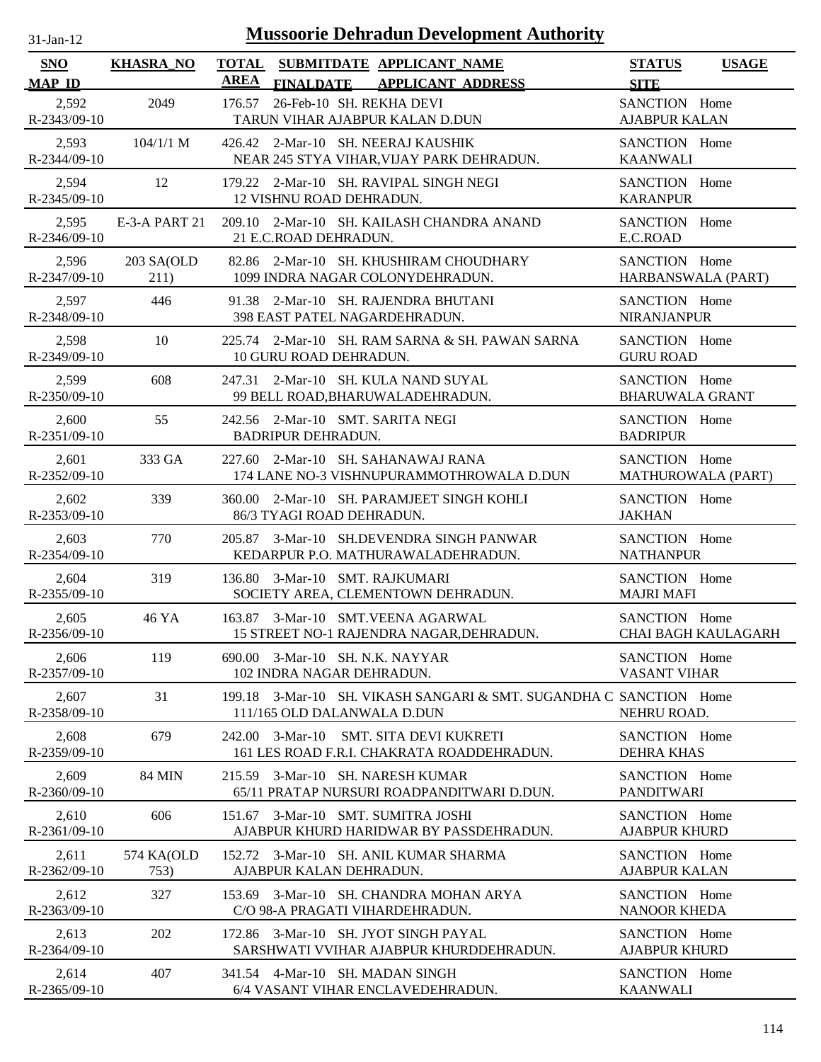# Mussoorie Dehradun Development Authority

31-Jan-12

| SNO / MAP_ID | KHASRA_NO | TOTAL AREA | SUBMITDATE / FINALDATE | APPLICANT_NAME / APPLICANT_ADDRESS | STATUS / SITE | USAGE |
|---|---|---|---|---|---|---|
| 2,592 R-2343/09-10 | 2049 | 176.57 | 26-Feb-10 | SH. REKHA DEVI TARUN VIHAR AJABPUR KALAN D.DUN | SANCTION AJABPUR KALAN | Home |
| 2,593 R-2344/09-10 | 104/1/1 M | 426.42 | 2-Mar-10 | SH. NEERAJ KAUSHIK NEAR 245 STYA VIHAR,VIJAY PARK DEHRADUN. | SANCTION KAANWALI | Home |
| 2,594 R-2345/09-10 | 12 | 179.22 | 2-Mar-10 | SH. RAVIPAL SINGH NEGI 12 VISHNU ROAD DEHRADUN. | SANCTION KARANPUR | Home |
| 2,595 R-2346/09-10 | E-3-A PART 21 | 209.10 | 2-Mar-10 | SH. KAILASH CHANDRA ANAND 21 E.C.ROAD DEHRADUN. | SANCTION E.C.ROAD | Home |
| 2,596 R-2347/09-10 | 203 SA(OLD 211) | 82.86 | 2-Mar-10 | SH. KHUSHIRAM CHOUDHARY 1099 INDRA NAGAR COLONYDEHRADUN. | SANCTION HARBANSWALA (PART) | Home |
| 2,597 R-2348/09-10 | 446 | 91.38 | 2-Mar-10 | SH. RAJENDRA BHUTANI 398 EAST PATEL NAGARDEHRADUN. | SANCTION NIRANJANPUR | Home |
| 2,598 R-2349/09-10 | 10 | 225.74 | 2-Mar-10 | SH. RAM SARNA & SH. PAWAN SARNA 10 GURU ROAD DEHRADUN. | SANCTION GURU ROAD | Home |
| 2,599 R-2350/09-10 | 608 | 247.31 | 2-Mar-10 | SH. KULA NAND SUYAL 99 BELL ROAD,BHARUWALADEHRADUN. | SANCTION BHARUWALA GRANT | Home |
| 2,600 R-2351/09-10 | 55 | 242.56 | 2-Mar-10 | SMT. SARITA NEGI BADRIPUR DEHRADUN. | SANCTION BADRIPUR | Home |
| 2,601 R-2352/09-10 | 333 GA | 227.60 | 2-Mar-10 | SH. SAHANAWAJ RANA 174 LANE NO-3 VISHNUPURAMMOTHROWALA D.DUN | SANCTION MATHUROWALA (PART) | Home |
| 2,602 R-2353/09-10 | 339 | 360.00 | 2-Mar-10 | SH. PARAMJEET SINGH KOHLI 86/3 TYAGI ROAD DEHRADUN. | SANCTION JAKHAN | Home |
| 2,603 R-2354/09-10 | 770 | 205.87 | 3-Mar-10 | SH.DEVENDRA SINGH PANWAR KEDARPUR P.O. MATHURAWALADEHRADUN. | SANCTION NATHANPUR | Home |
| 2,604 R-2355/09-10 | 319 | 136.80 | 3-Mar-10 | SMT. RAJKUMARI SOCIETY AREA, CLEMENTOWN DEHRADUN. | SANCTION MAJRI MAFI | Home |
| 2,605 R-2356/09-10 | 46 YA | 163.87 | 3-Mar-10 | SMT.VEENA AGARWAL 15 STREET NO-1 RAJENDRA NAGAR,DEHRADUN. | SANCTION CHAI BAGH KAULAGARH | Home |
| 2,606 R-2357/09-10 | 119 | 690.00 | 3-Mar-10 | SH. N.K. NAYYAR 102 INDRA NAGAR DEHRADUN. | SANCTION VASANT VIHAR | Home |
| 2,607 R-2358/09-10 | 31 | 199.18 | 3-Mar-10 | SH. VIKASH SANGARI & SMT. SUGANDHA C 111/165 OLD DALANWALA D.DUN | SANCTION NEHRU ROAD. | Home |
| 2,608 R-2359/09-10 | 679 | 242.00 | 3-Mar-10 | SMT. SITA DEVI KUKRETI 161 LES ROAD F.R.I. CHAKRATA ROADDEHRADUN. | SANCTION DEHRA KHAS | Home |
| 2,609 R-2360/09-10 | 84 MIN | 215.59 | 3-Mar-10 | SH. NARESH KUMAR 65/11 PRATAP NURSURI ROADPANDITWARI D.DUN. | SANCTION PANDITWARI | Home |
| 2,610 R-2361/09-10 | 606 | 151.67 | 3-Mar-10 | SMT. SUMITRA JOSHI AJABPUR KHURD HARIDWAR BY PASSDEHRADUN. | SANCTION AJABPUR KHURD | Home |
| 2,611 R-2362/09-10 | 574 KA(OLD 753) | 152.72 | 3-Mar-10 | SH. ANIL KUMAR SHARMA AJABPUR KALAN DEHRADUN. | SANCTION AJABPUR KALAN | Home |
| 2,612 R-2363/09-10 | 327 | 153.69 | 3-Mar-10 | SH. CHANDRA MOHAN ARYA C/O 98-A PRAGATI VIHARDEHRADUN. | SANCTION NANOOR KHEDA | Home |
| 2,613 R-2364/09-10 | 202 | 172.86 | 3-Mar-10 | SH. JYOT SINGH PAYAL SARSHWATI VVIHAR AJABPUR KHURDDEHRADUN. | SANCTION AJABPUR KHURD | Home |
| 2,614 R-2365/09-10 | 407 | 341.54 | 4-Mar-10 | SH. MADAN SINGH 6/4 VASANT VIHAR ENCLAVEDEHRADUN. | SANCTION KAANWALI | Home |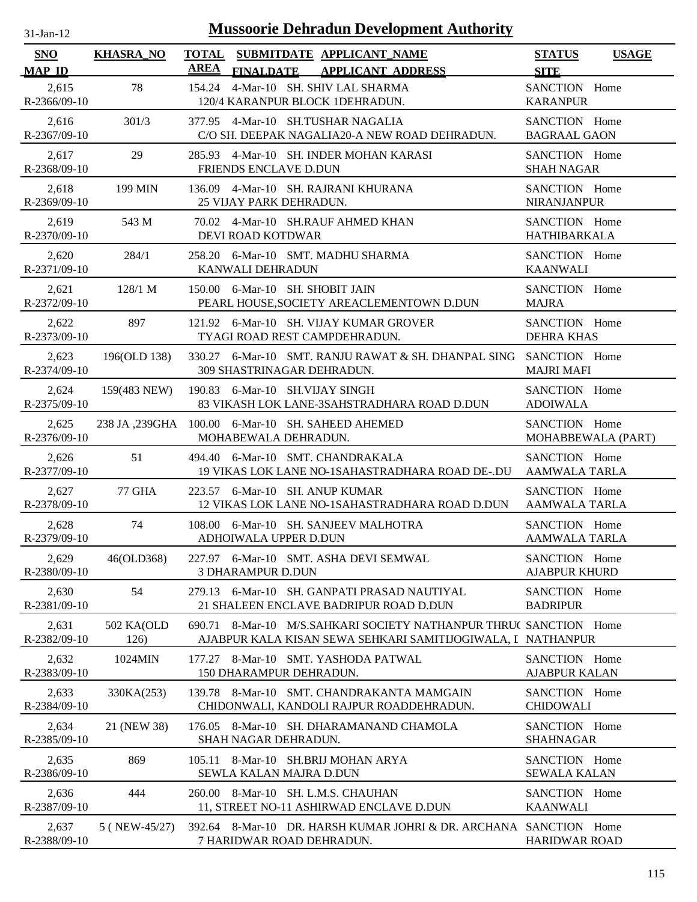# Mussoorie Dehradun Development Authority

31-Jan-12

| SNO<br>MAP_ID | KHASRA_NO | TOTAL AREA | SUBMITDATE<br>FINALDATE | APPLICANT_NAME<br>APPLICANT_ADDRESS | STATUS<br>SITE | USAGE |
|---|---|---|---|---|---|---|
| 2,615<br>R-2366/09-10 | 78 | 154.24 | 4-Mar-10 | SH. SHIV LAL SHARMA<br>120/4 KARANPUR BLOCK 1DEHRADUN. | SANCTION<br>KARANPUR | Home |
| 2,616<br>R-2367/09-10 | 301/3 | 377.95 | 4-Mar-10 | SH.TUSHAR NAGALIA<br>C/O SH. DEEPAK NAGALIA20-A NEW ROAD DEHRADUN. | SANCTION<br>BAGRAAL GAON | Home |
| 2,617<br>R-2368/09-10 | 29 | 285.93 | 4-Mar-10 | SH. INDER MOHAN KARASI<br>FRIENDS ENCLAVE D.DUN | SANCTION<br>SHAH NAGAR | Home |
| 2,618<br>R-2369/09-10 | 199 MIN | 136.09 | 4-Mar-10 | SH. RAJRANI KHURANA<br>25 VIJAY PARK DEHRADUN. | SANCTION<br>NIRANJANPUR | Home |
| 2,619<br>R-2370/09-10 | 543 M | 70.02 | 4-Mar-10 | SH.RAUF AHMED KHAN<br>DEVI ROAD KOTDWAR | SANCTION<br>HATHIBARKALA | Home |
| 2,620<br>R-2371/09-10 | 284/1 | 258.20 | 6-Mar-10 | SMT. MADHU SHARMA<br>KANWALI DEHRADUN | SANCTION<br>KAANWALI | Home |
| 2,621<br>R-2372/09-10 | 128/1 M | 150.00 | 6-Mar-10 | SH. SHOBIT JAIN<br>PEARL HOUSE,SOCIETY AREACLEMENTOWN D.DUN | SANCTION<br>MAJRA | Home |
| 2,622<br>R-2373/09-10 | 897 | 121.92 | 6-Mar-10 | SH. VIJAY KUMAR GROVER<br>TYAGI ROAD REST CAMPDEHRADUN. | SANCTION<br>DEHRA KHAS | Home |
| 2,623<br>R-2374/09-10 | 196(OLD 138) | 330.27 | 6-Mar-10 | SMT. RANJU RAWAT & SH. DHANPAL SING<br>309 SHASTRINAGAR DEHRADUN. | SANCTION<br>MAJRI MAFI | Home |
| 2,624<br>R-2375/09-10 | 159(483 NEW) | 190.83 | 6-Mar-10 | SH.VIJAY SINGH<br>83 VIKASH LOK LANE-3SAHSTRADHARA ROAD D.DUN | SANCTION<br>ADOIWALA | Home |
| 2,625<br>R-2376/09-10 | 238 JA ,239GHA | 100.00 | 6-Mar-10 | SH. SAHEED AHEMED<br>MOHABEWALA DEHRADUN. | SANCTION<br>MOHABBEWALA (PART) | Home |
| 2,626<br>R-2377/09-10 | 51 | 494.40 | 6-Mar-10 | SMT. CHANDRAKALA<br>19 VIKAS LOK LANE NO-1SAHASTRADHARA ROAD DE-.DU | SANCTION<br>AAMWALA TARLA | Home |
| 2,627<br>R-2378/09-10 | 77 GHA | 223.57 | 6-Mar-10 | SH. ANUP KUMAR<br>12 VIKAS LOK LANE NO-1SAHASTRADHARA ROAD D.DUN | SANCTION<br>AAMWALA TARLA | Home |
| 2,628<br>R-2379/09-10 | 74 | 108.00 | 6-Mar-10 | SH. SANJEEV MALHOTRA<br>ADHOIWALA UPPER D.DUN | SANCTION<br>AAMWALA TARLA | Home |
| 2,629<br>R-2380/09-10 | 46(OLD368) | 227.97 | 6-Mar-10 | SMT. ASHA DEVI SEMWAL<br>3 DHARAMPUR D.DUN | SANCTION<br>AJABPUR KHURD | Home |
| 2,630<br>R-2381/09-10 | 54 | 279.13 | 6-Mar-10 | SH. GANPATI PRASAD NAUTIYAL<br>21 SHALEEN ENCLAVE BADRIPUR ROAD D.DUN | SANCTION<br>BADRIPUR | Home |
| 2,631<br>R-2382/09-10 | 502 KA(OLD 126) | 690.71 | 8-Mar-10 | M/S.SAHKARI SOCIETY NATHANPUR THRU(<br>AJABPUR KALA KISAN SEWA SEHKARI SAMITIJOGIWALA, I | SANCTION<br>NATHANPUR | Home |
| 2,632<br>R-2383/09-10 | 1024MIN | 177.27 | 8-Mar-10 | SMT. YASHODA PATWAL<br>150 DHARAMPUR DEHRADUN. | SANCTION<br>AJABPUR KALAN | Home |
| 2,633<br>R-2384/09-10 | 330KA(253) | 139.78 | 8-Mar-10 | SMT. CHANDRAKANTA MAMGAIN<br>CHIDONWALI, KANDOLI RAJPUR ROADDEHRADUN. | SANCTION<br>CHIDOWALI | Home |
| 2,634<br>R-2385/09-10 | 21 (NEW 38) | 176.05 | 8-Mar-10 | SH. DHARAMANAND CHAMOLA<br>SHAH NAGAR DEHRADUN. | SANCTION<br>SHAHNAGAR | Home |
| 2,635<br>R-2386/09-10 | 869 | 105.11 | 8-Mar-10 | SH.BRIJ MOHAN ARYA<br>SEWLA KALAN MAJRA D.DUN | SANCTION<br>SEWALA KALAN | Home |
| 2,636<br>R-2387/09-10 | 444 | 260.00 | 8-Mar-10 | SH. L.M.S. CHAUHAN<br>11, STREET NO-11 ASHIRWAD ENCLAVE D.DUN | SANCTION<br>KAANWALI | Home |
| 2,637<br>R-2388/09-10 | 5 ( NEW-45/27) | 392.64 | 8-Mar-10 | DR. HARSH KUMAR JOHRI & DR. ARCHANA<br>7 HARIDWAR ROAD DEHRADUN. | SANCTION<br>HARIDWAR ROAD | Home |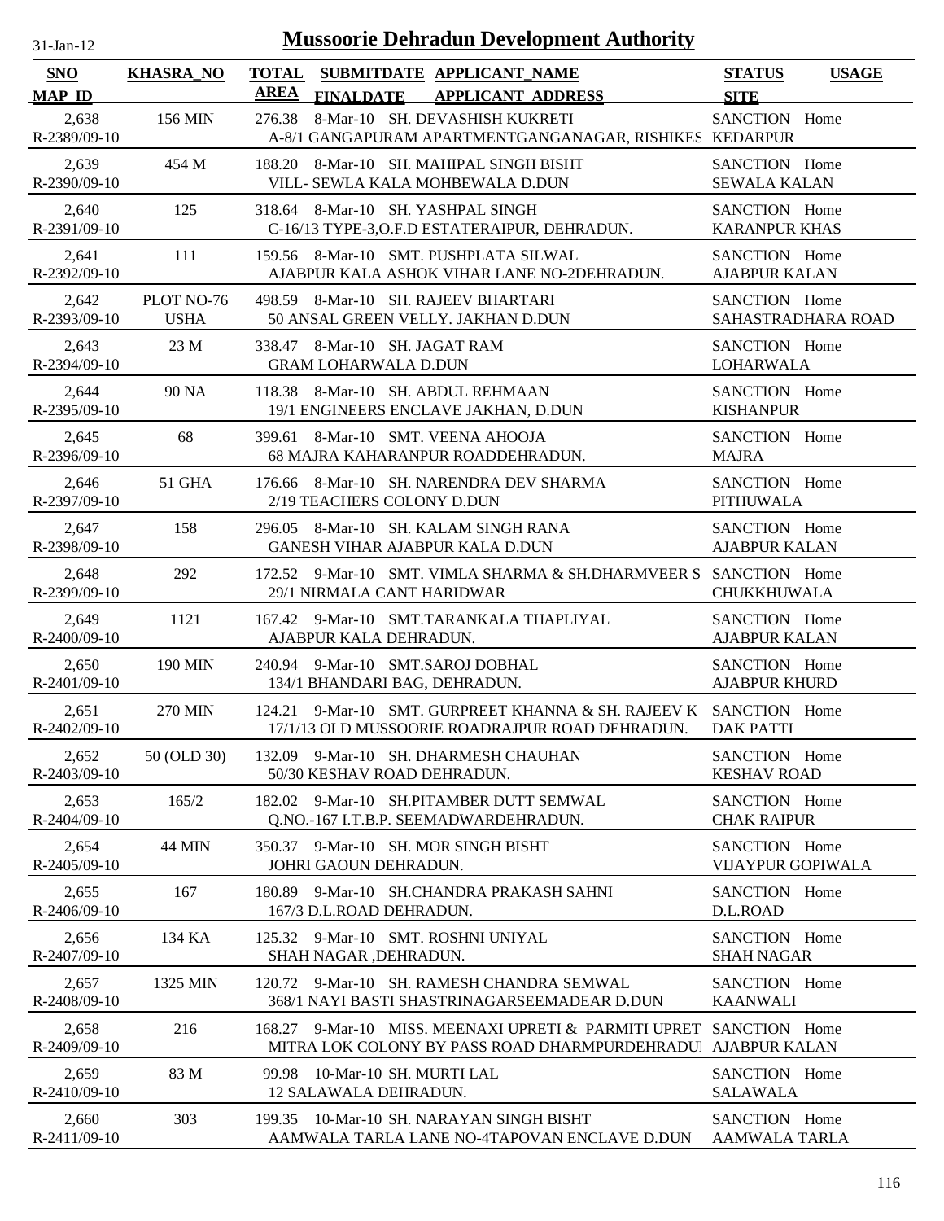# Mussoorie Dehradun Development Authority

31-Jan-12

| SNO / MAP_ID | KHASRA_NO | TOTAL AREA | SUBMITDATE / FINALDATE | APPLICANT_NAME / APPLICANT_ADDRESS | STATUS / SITE | USAGE |
|---|---|---|---|---|---|---|
| 2,638 R-2389/09-10 | 156 MIN | 276.38 | 8-Mar-10 | SH. DEVASHISH KUKRETI A-8/1 GANGAPURAM APARTMENTGANGANAGAR, RISHIKES | SANCTION KEDARPUR | Home |
| 2,639 R-2390/09-10 | 454 M | 188.20 | 8-Mar-10 | SH. MAHIPAL SINGH BISHT VILL- SEWLA KALA MOHBEWALA D.DUN | SANCTION SEWALA KALAN | Home |
| 2,640 R-2391/09-10 | 125 | 318.64 | 8-Mar-10 | SH. YASHPAL SINGH C-16/13 TYPE-3,O.F.D ESTATERAIPUR, DEHRADUN. | SANCTION KARANPUR KHAS | Home |
| 2,641 R-2392/09-10 | 111 | 159.56 | 8-Mar-10 | SMT. PUSHPLATA SILWAL AJABPUR KALA ASHOK VIHAR LANE NO-2DEHRADUN. | SANCTION AJABPUR KALAN | Home |
| 2,642 R-2393/09-10 | PLOT NO-76 USHA | 498.59 | 8-Mar-10 | SH. RAJEEV BHARTARI 50 ANSAL GREEN VELLY. JAKHAN D.DUN | SANCTION SAHASTRADHARA ROAD | Home |
| 2,643 R-2394/09-10 | 23 M | 338.47 | 8-Mar-10 | SH. JAGAT RAM GRAM LOHARWALA D.DUN | SANCTION LOHARWALA | Home |
| 2,644 R-2395/09-10 | 90 NA | 118.38 | 8-Mar-10 | SH. ABDUL REHMAAN 19/1 ENGINEERS ENCLAVE JAKHAN, D.DUN | SANCTION KISHANPUR | Home |
| 2,645 R-2396/09-10 | 68 | 399.61 | 8-Mar-10 | SMT. VEENA AHOOJA 68 MAJRA KAHARANPUR ROADDEHRADUN. | SANCTION MAJRA | Home |
| 2,646 R-2397/09-10 | 51 GHA | 176.66 | 8-Mar-10 | SH. NARENDRA DEV SHARMA 2/19 TEACHERS COLONY D.DUN | SANCTION PITHUWALA | Home |
| 2,647 R-2398/09-10 | 158 | 296.05 | 8-Mar-10 | SH. KALAM SINGH RANA GANESH VIHAR AJABPUR KALA D.DUN | SANCTION AJABPUR KALAN | Home |
| 2,648 R-2399/09-10 | 292 | 172.52 | 9-Mar-10 | SMT. VIMLA SHARMA & SH.DHARMVEER S 29/1 NIRMALA CANT HARIDWAR | SANCTION CHUKKHUWALA | Home |
| 2,649 R-2400/09-10 | 1121 | 167.42 | 9-Mar-10 | SMT.TARANKALA THAPLIYAL AJABPUR KALA DEHRADUN. | SANCTION AJABPUR KALAN | Home |
| 2,650 R-2401/09-10 | 190 MIN | 240.94 | 9-Mar-10 | SMT.SAROJ DOBHAL 134/1 BHANDARI BAG, DEHRADUN. | SANCTION AJABPUR KHURD | Home |
| 2,651 R-2402/09-10 | 270 MIN | 124.21 | 9-Mar-10 | SMT. GURPREET KHANNA & SH. RAJEEV K 17/1/13 OLD MUSSOORIE ROADRAJPUR ROAD DEHRADUN. | SANCTION DAK PATTI | Home |
| 2,652 R-2403/09-10 | 50 (OLD 30) | 132.09 | 9-Mar-10 | SH. DHARMESH CHAUHAN 50/30 KESHAV ROAD DEHRADUN. | SANCTION KESHAV ROAD | Home |
| 2,653 R-2404/09-10 | 165/2 | 182.02 | 9-Mar-10 | SH.PITAMBER DUTT SEMWAL Q.NO.-167 I.T.B.P. SEEMADWARDEHRADUN. | SANCTION CHAK RAIPUR | Home |
| 2,654 R-2405/09-10 | 44 MIN | 350.37 | 9-Mar-10 | SH. MOR SINGH BISHT JOHRI GAOUN DEHRADUN. | SANCTION VIJAYPUR GOPIWALA | Home |
| 2,655 R-2406/09-10 | 167 | 180.89 | 9-Mar-10 | SH.CHANDRA PRAKASH SAHNI 167/3 D.L.ROAD DEHRADUN. | SANCTION D.L.ROAD | Home |
| 2,656 R-2407/09-10 | 134 KA | 125.32 | 9-Mar-10 | SMT. ROSHNI UNIYAL SHAH NAGAR ,DEHRADUN. | SANCTION SHAH NAGAR | Home |
| 2,657 R-2408/09-10 | 1325 MIN | 120.72 | 9-Mar-10 | SH. RAMESH CHANDRA SEMWAL 368/1 NAYI BASTI SHASTRINAGARSEEMADEAR D.DUN | SANCTION KAANWALI | Home |
| 2,658 R-2409/09-10 | 216 | 168.27 | 9-Mar-10 | MISS. MEENAXI UPRETI & PARMITI UPRET MITRA LOK COLONY BY PASS ROAD DHARMPURDEHRADUI | SANCTION AJABPUR KALAN | Home |
| 2,659 R-2410/09-10 | 83 M | 99.98 | 10-Mar-10 | SH. MURTI LAL 12 SALAWALA DEHRADUN. | SANCTION SALAWALA | Home |
| 2,660 R-2411/09-10 | 303 | 199.35 | 10-Mar-10 | SH. NARAYAN SINGH BISHT AAMWALA TARLA LANE NO-4TAPOVAN ENCLAVE D.DUN | SANCTION AAMWALA TARLA | Home |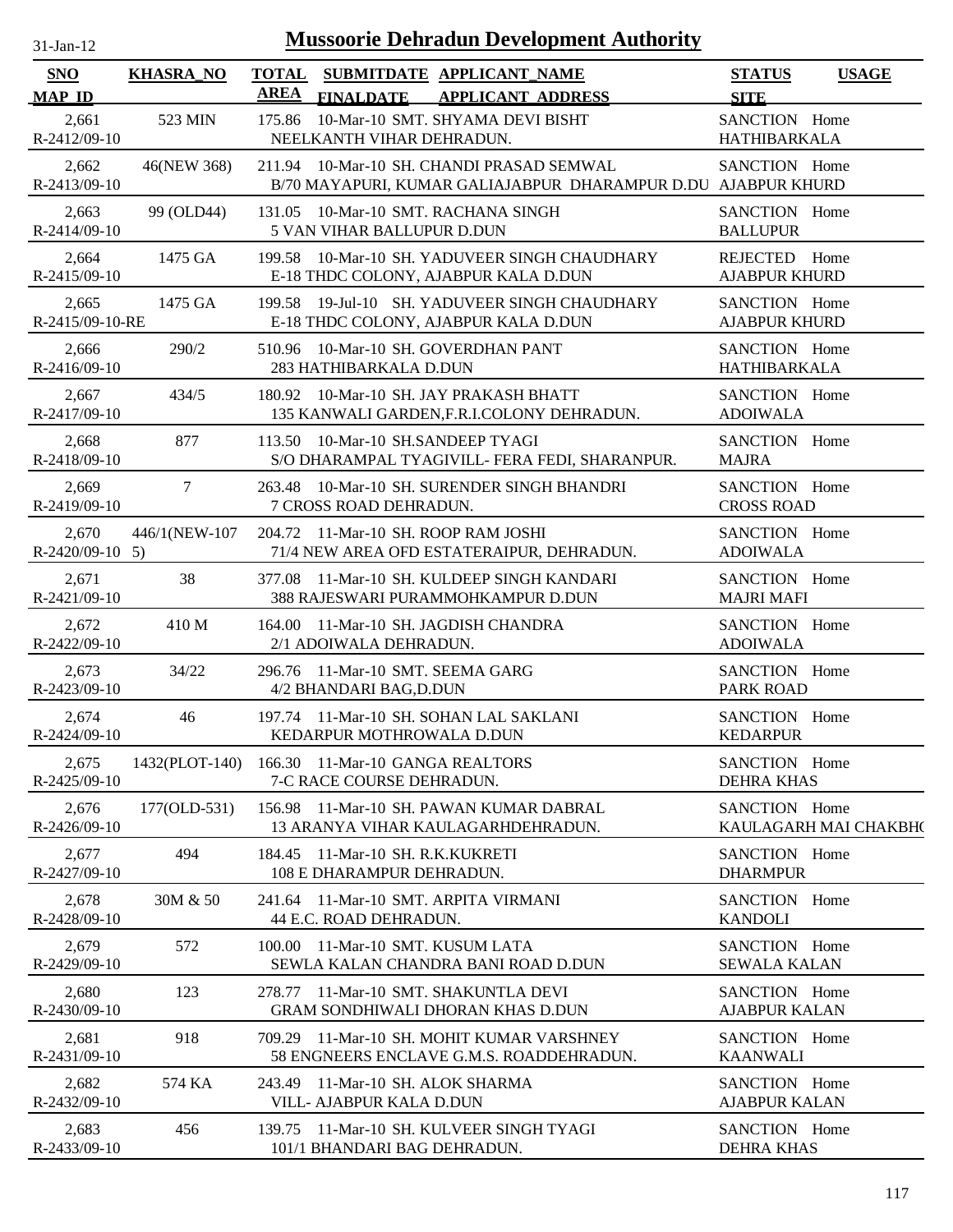# Mussoorie Dehradun Development Authority

31-Jan-12

| SNO / MAP_ID | KHASRA_NO | TOTAL AREA | SUBMITDATE / FINALDATE | APPLICANT_NAME / APPLICANT_ADDRESS | STATUS / SITE | USAGE |
|---|---|---|---|---|---|---|
| 2,661 R-2412/09-10 | 523 MIN | 175.86 | 10-Mar-10 | SMT. SHYAMA DEVI BISHT NEELKANTH VIHAR DEHRADUN. | SANCTION HATHIBARKALA | Home |
| 2,662 R-2413/09-10 | 46(NEW 368) | 211.94 | 10-Mar-10 | SH. CHANDI PRASAD SEMWAL B/70 MAYAPURI, KUMAR GALIAJABPUR DHARAMPUR D.DU | SANCTION AJABPUR KHURD | Home |
| 2,663 R-2414/09-10 | 99 (OLD44) | 131.05 | 10-Mar-10 | SMT. RACHANA SINGH 5 VAN VIHAR BALLUPUR D.DUN | SANCTION BALLUPUR | Home |
| 2,664 R-2415/09-10 | 1475 GA | 199.58 | 10-Mar-10 | SH. YADUVEER SINGH CHAUDHARY E-18 THDC COLONY, AJABPUR KALA D.DUN | REJECTED AJABPUR KHURD | Home |
| 2,665 R-2415/09-10-RE | 1475 GA | 199.58 | 19-Jul-10 | SH. YADUVEER SINGH CHAUDHARY E-18 THDC COLONY, AJABPUR KALA D.DUN | SANCTION AJABPUR KHURD | Home |
| 2,666 R-2416/09-10 | 290/2 | 510.96 | 10-Mar-10 | SH. GOVERDHAN PANT 283 HATHIBARKALA D.DUN | SANCTION HATHIBARKALA | Home |
| 2,667 R-2417/09-10 | 434/5 | 180.92 | 10-Mar-10 | SH. JAY PRAKASH BHATT 135 KANWALI GARDEN,F.R.I.COLONY DEHRADUN. | SANCTION ADOIWALA | Home |
| 2,668 R-2418/09-10 | 877 | 113.50 | 10-Mar-10 | SH.SANDEEP TYAGI S/O DHARAMPAL TYAGIVILL- FERA FEDI, SHARANPUR. | SANCTION MAJRA | Home |
| 2,669 R-2419/09-10 | 7 | 263.48 | 10-Mar-10 | SH. SURENDER SINGH BHANDRI 7 CROSS ROAD DEHRADUN. | SANCTION CROSS ROAD | Home |
| 2,670 R-2420/09-10 | 446/1(NEW-1075) | 204.72 | 11-Mar-10 | SH. ROOP RAM JOSHI 71/4 NEW AREA OFD ESTATERAIPUR, DEHRADUN. | SANCTION ADOIWALA | Home |
| 2,671 R-2421/09-10 | 38 | 377.08 | 11-Mar-10 | SH. KULDEEP SINGH KANDARI 388 RAJESWARI PURAMMOHKAMPUR D.DUN | SANCTION MAJRI MAFI | Home |
| 2,672 R-2422/09-10 | 410 M | 164.00 | 11-Mar-10 | SH. JAGDISH CHANDRA 2/1 ADOIWALA DEHRADUN. | SANCTION ADOIWALA | Home |
| 2,673 R-2423/09-10 | 34/22 | 296.76 | 11-Mar-10 | SMT. SEEMA GARG 4/2 BHANDARI BAG,D.DUN | SANCTION PARK ROAD | Home |
| 2,674 R-2424/09-10 | 46 | 197.74 | 11-Mar-10 | SH. SOHAN LAL SAKLANI KEDARPUR MOTHROWALA D.DUN | SANCTION KEDARPUR | Home |
| 2,675 R-2425/09-10 | 1432(PLOT-140) | 166.30 | 11-Mar-10 | GANGA REALTORS 7-C RACE COURSE DEHRADUN. | SANCTION DEHRA KHAS | Home |
| 2,676 R-2426/09-10 | 177(OLD-531) | 156.98 | 11-Mar-10 | SH. PAWAN KUMAR DABRAL 13 ARANYA VIHAR KAULAGARHDEHRADUN. | SANCTION KAULAGARH MAI CHAKBHO | Home |
| 2,677 R-2427/09-10 | 494 | 184.45 | 11-Mar-10 | SH. R.K.KUKRETI 108 E DHARAMPUR DEHRADUN. | SANCTION DHARMPUR | Home |
| 2,678 R-2428/09-10 | 30M & 50 | 241.64 | 11-Mar-10 | SMT. ARPITA VIRMANI 44 E.C. ROAD DEHRADUN. | SANCTION KANDOLI | Home |
| 2,679 R-2429/09-10 | 572 | 100.00 | 11-Mar-10 | SMT. KUSUM LATA SEWLA KALAN CHANDRA BANI ROAD D.DUN | SANCTION SEWALA KALAN | Home |
| 2,680 R-2430/09-10 | 123 | 278.77 | 11-Mar-10 | SMT. SHAKUNTLA DEVI GRAM SONDHIWALI DHORAN KHAS D.DUN | SANCTION AJABPUR KALAN | Home |
| 2,681 R-2431/09-10 | 918 | 709.29 | 11-Mar-10 | SH. MOHIT KUMAR VARSHNEY 58 ENGNEERS ENCLAVE G.M.S. ROADDEHRADUN. | SANCTION KAANWALI | Home |
| 2,682 R-2432/09-10 | 574 KA | 243.49 | 11-Mar-10 | SH. ALOK SHARMA VILL- AJABPUR KALA D.DUN | SANCTION AJABPUR KALAN | Home |
| 2,683 R-2433/09-10 | 456 | 139.75 | 11-Mar-10 | SH. KULVEER SINGH TYAGI 101/1 BHANDARI BAG DEHRADUN. | SANCTION DEHRA KHAS | Home |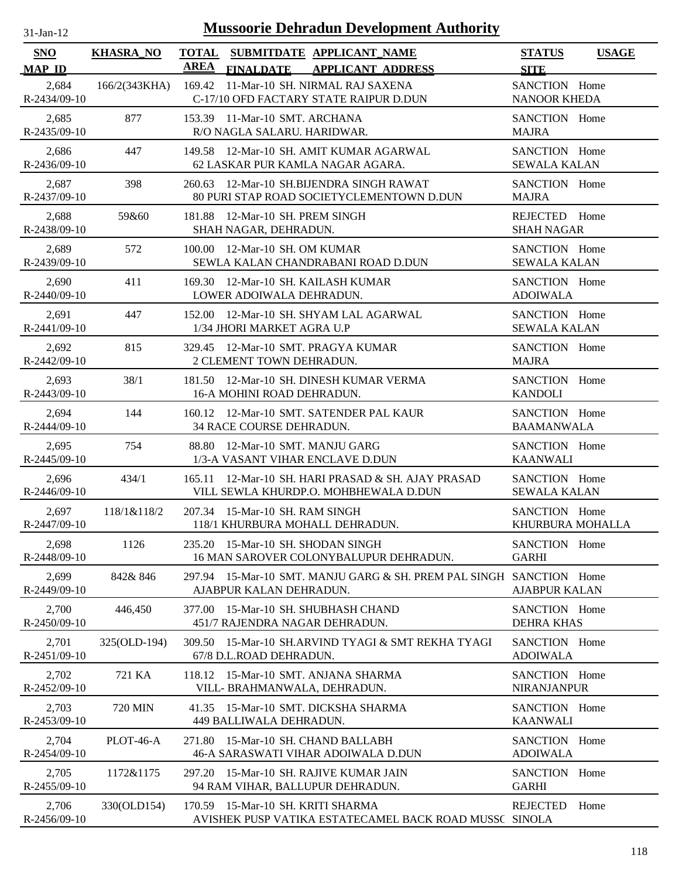# Mussoorie Dehradun Development Authority

31-Jan-12

| SNO<br>MAP_ID | KHASRA_NO | TOTAL AREA | SUBMITDATE<br>FINALDATE | APPLICANT_NAME<br>APPLICANT_ADDRESS | STATUS<br>SITE | USAGE |
|---|---|---|---|---|---|---|
| 2,684<br>R-2434/09-10 | 166/2(343KHA) | 169.42 | 11-Mar-10 | SH. NIRMAL RAJ SAXENA<br>C-17/10 OFD FACTARY STATE RAIPUR D.DUN | SANCTION<br>NANOOR KHEDA | Home |
| 2,685<br>R-2435/09-10 | 877 | 153.39 | 11-Mar-10 | SMT. ARCHANA<br>R/O NAGLA SALARU. HARIDWAR. | SANCTION<br>MAJRA | Home |
| 2,686<br>R-2436/09-10 | 447 | 149.58 | 12-Mar-10 | SH. AMIT KUMAR AGARWAL<br>62 LASKAR PUR KAMLA NAGAR AGARA. | SANCTION<br>SEWALA KALAN | Home |
| 2,687<br>R-2437/09-10 | 398 | 260.63 | 12-Mar-10 | SH.BIJENDRA SINGH RAWAT<br>80 PURI STAP ROAD SOCIETYCLEMENTOWN D.DUN | SANCTION<br>MAJRA | Home |
| 2,688<br>R-2438/09-10 | 59&60 | 181.88 | 12-Mar-10 | SH. PREM SINGH<br>SHAH NAGAR, DEHRADUN. | REJECTED<br>SHAH NAGAR | Home |
| 2,689<br>R-2439/09-10 | 572 | 100.00 | 12-Mar-10 | SH. OM KUMAR<br>SEWLA KALAN CHANDRABANI ROAD D.DUN | SANCTION<br>SEWALA KALAN | Home |
| 2,690<br>R-2440/09-10 | 411 | 169.30 | 12-Mar-10 | SH. KAILASH KUMAR<br>LOWER ADOIWALA DEHRADUN. | SANCTION<br>ADOIWALA | Home |
| 2,691<br>R-2441/09-10 | 447 | 152.00 | 12-Mar-10 | SH. SHYAM LAL AGARWAL<br>1/34 JHORI MARKET AGRA U.P | SANCTION<br>SEWALA KALAN | Home |
| 2,692<br>R-2442/09-10 | 815 | 329.45 | 12-Mar-10 | SMT. PRAGYA KUMAR<br>2 CLEMENT TOWN DEHRADUN. | SANCTION<br>MAJRA | Home |
| 2,693<br>R-2443/09-10 | 38/1 | 181.50 | 12-Mar-10 | SH. DINESH KUMAR VERMA<br>16-A MOHINI ROAD DEHRADUN. | SANCTION<br>KANDOLI | Home |
| 2,694<br>R-2444/09-10 | 144 | 160.12 | 12-Mar-10 | SMT. SATENDER PAL KAUR<br>34 RACE COURSE DEHRADUN. | SANCTION<br>BAAMANWALA | Home |
| 2,695<br>R-2445/09-10 | 754 | 88.80 | 12-Mar-10 | SMT. MANJU GARG<br>1/3-A VASANT VIHAR ENCLAVE D.DUN | SANCTION<br>KAANWALI | Home |
| 2,696<br>R-2446/09-10 | 434/1 | 165.11 | 12-Mar-10 | SH. HARI PRASAD & SH. AJAY PRASAD<br>VILL SEWLA KHURDP.O. MOHBHEWALA D.DUN | SANCTION<br>SEWALA KALAN | Home |
| 2,697<br>R-2447/09-10 | 118/1&118/2 | 207.34 | 15-Mar-10 | SH. RAM SINGH<br>118/1 KHURBURA MOHALL DEHRADUN. | SANCTION<br>KHURBURA MOHALLA | Home |
| 2,698<br>R-2448/09-10 | 1126 | 235.20 | 15-Mar-10 | SH. SHODAN SINGH<br>16 MAN SAROVER COLONYBALUPUR DEHRADUN. | SANCTION<br>GARHI | Home |
| 2,699<br>R-2449/09-10 | 842& 846 | 297.94 | 15-Mar-10 | SMT. MANJU GARG & SH. PREM PAL SINGH<br>AJABPUR KALAN DEHRADUN. | SANCTION<br>AJABPUR KALAN | Home |
| 2,700<br>R-2450/09-10 | 446,450 | 377.00 | 15-Mar-10 | SH. SHUBHASH CHAND<br>451/7 RAJENDRA NAGAR DEHRADUN. | SANCTION<br>DEHRA KHAS | Home |
| 2,701<br>R-2451/09-10 | 325(OLD-194) | 309.50 | 15-Mar-10 | SH.ARVIND TYAGI & SMT REKHA TYAGI<br>67/8 D.L.ROAD DEHRADUN. | SANCTION<br>ADOIWALA | Home |
| 2,702<br>R-2452/09-10 | 721 KA | 118.12 | 15-Mar-10 | SMT. ANJANA SHARMA<br>VILL- BRAHMANWALA, DEHRADUN. | SANCTION<br>NIRANJANPUR | Home |
| 2,703<br>R-2453/09-10 | 720 MIN | 41.35 | 15-Mar-10 | SMT. DICKSHA SHARMA<br>449 BALLIWALA DEHRADUN. | SANCTION<br>KAANWALI | Home |
| 2,704<br>R-2454/09-10 | PLOT-46-A | 271.80 | 15-Mar-10 | SH. CHAND BALLABH<br>46-A SARASWATI VIHAR ADOIWALA D.DUN | SANCTION<br>ADOIWALA | Home |
| 2,705<br>R-2455/09-10 | 1172&1175 | 297.20 | 15-Mar-10 | SH. RAJIVE KUMAR JAIN<br>94 RAM VIHAR, BALLUPUR DEHRADUN. | SANCTION<br>GARHI | Home |
| 2,706<br>R-2456/09-10 | 330(OLD154) | 170.59 | 15-Mar-10 | SH. KRITI SHARMA<br>AVISHEK PUSP VATIKA ESTATECAMEL BACK ROAD MUSSC | REJECTED<br>SINOLA | Home |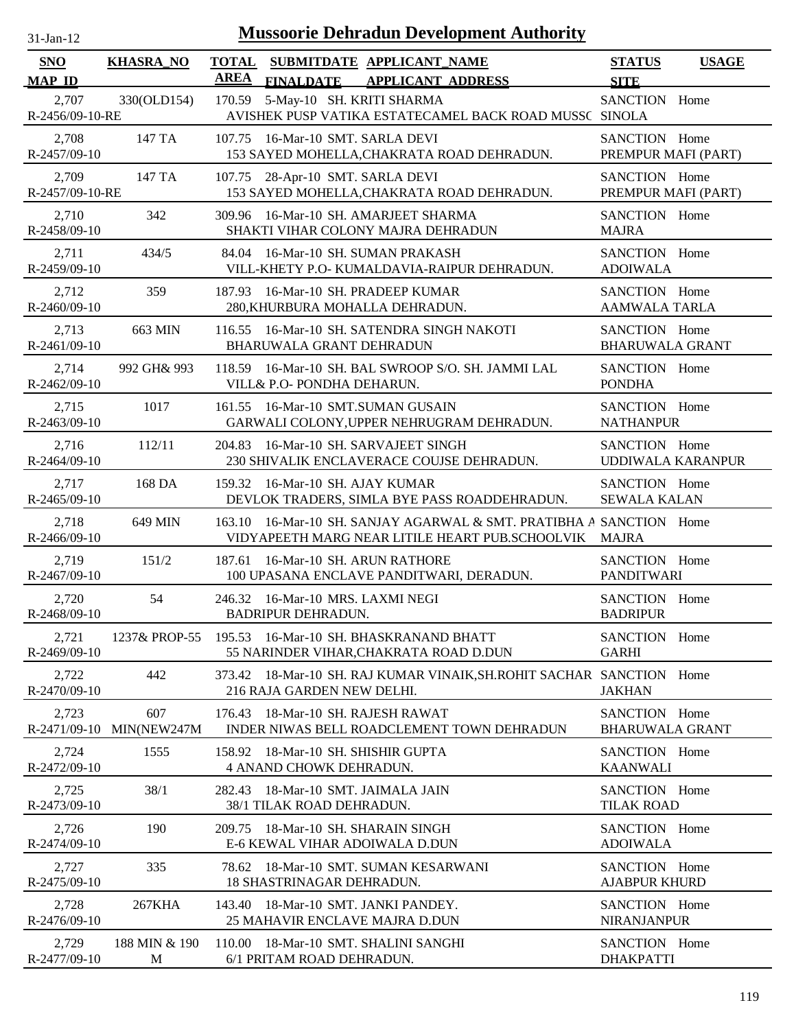# Mussoorie Dehradun Development Authority

31-Jan-12

| SNO<br>MAP_ID | KHASRA_NO | TOTAL AREA | SUBMITDATE<br>FINALDATE | APPLICANT_NAME<br>APPLICANT_ADDRESS | STATUS<br>SITE | USAGE |
|---|---|---|---|---|---|---|
| 2,707<br>R-2456/09-10-RE | 330(OLD154) | 170.59 | 5-May-10 | SH. KRITI SHARMA<br>AVISHEK PUSP VATIKA ESTATECAMEL BACK ROAD MUSSC | SANCTION<br>SINOLA | Home |
| 2,708<br>R-2457/09-10 | 147 TA | 107.75 | 16-Mar-10 | SMT. SARLA DEVI<br>153 SAYED MOHELLA,CHAKRATA ROAD DEHRADUN. | SANCTION<br>PREMPUR MAFI (PART) | Home |
| 2,709<br>R-2457/09-10-RE | 147 TA | 107.75 | 28-Apr-10 | SMT. SARLA DEVI<br>153 SAYED MOHELLA,CHAKRATA ROAD DEHRADUN. | SANCTION<br>PREMPUR MAFI (PART) | Home |
| 2,710<br>R-2458/09-10 | 342 | 309.96 | 16-Mar-10 | SH. AMARJEET SHARMA<br>SHAKTI VIHAR COLONY MAJRA DEHRADUN | SANCTION<br>MAJRA | Home |
| 2,711<br>R-2459/09-10 | 434/5 | 84.04 | 16-Mar-10 | SH. SUMAN PRAKASH<br>VILL-KHETY P.O- KUMALDAVIA-RAIPUR DEHRADUN. | SANCTION<br>ADOIWALA | Home |
| 2,712<br>R-2460/09-10 | 359 | 187.93 | 16-Mar-10 | SH. PRADEEP KUMAR<br>280,KHURBURA MOHALLA DEHRADUN. | SANCTION<br>AAMWALA TARLA | Home |
| 2,713<br>R-2461/09-10 | 663 MIN | 116.55 | 16-Mar-10 | SH. SATENDRA SINGH NAKOTI<br>BHARUWALA GRANT DEHRADUN | SANCTION<br>BHARUWALA GRANT | Home |
| 2,714<br>R-2462/09-10 | 992 GH& 993 | 118.59 | 16-Mar-10 | SH. BAL SWROOP S/O. SH. JAMMI LAL<br>VILL& P.O- PONDHA DEHARUN. | SANCTION<br>PONDHA | Home |
| 2,715<br>R-2463/09-10 | 1017 | 161.55 | 16-Mar-10 | SMT.SUMAN GUSAIN<br>GARWALI COLONY,UPPER NEHRUGRAM DEHRADUN. | SANCTION<br>NATHANPUR | Home |
| 2,716<br>R-2464/09-10 | 112/11 | 204.83 | 16-Mar-10 | SH. SARVAJEET SINGH<br>230 SHIVALIK ENCLAVERACE COUJSE DEHRADUN. | SANCTION<br>UDDIWALA KARANPUR | Home |
| 2,717<br>R-2465/09-10 | 168 DA | 159.32 | 16-Mar-10 | SH. AJAY KUMAR<br>DEVLOK TRADERS, SIMLA BYE PASS ROADDEHRADUN. | SANCTION<br>SEWALA KALAN | Home |
| 2,718<br>R-2466/09-10 | 649 MIN | 163.10 | 16-Mar-10 | SH. SANJAY AGARWAL & SMT. PRATIBHA A<br>VIDYAPEETH MARG NEAR LITILE HEART PUB.SCHOOLVIK | SANCTION<br>MAJRA | Home |
| 2,719<br>R-2467/09-10 | 151/2 | 187.61 | 16-Mar-10 | SH. ARUN RATHORE<br>100 UPASANA ENCLAVE PANDITWARI, DERADUN. | SANCTION<br>PANDITWARI | Home |
| 2,720<br>R-2468/09-10 | 54 | 246.32 | 16-Mar-10 | MRS. LAXMI NEGI<br>BADRIPUR DEHRADUN. | SANCTION<br>BADRIPUR | Home |
| 2,721<br>R-2469/09-10 | 1237& PROP-55 | 195.53 | 16-Mar-10 | SH. BHASKRANAND BHATT<br>55 NARINDER VIHAR,CHAKRATA ROAD D.DUN | SANCTION<br>GARHI | Home |
| 2,722<br>R-2470/09-10 | 442 | 373.42 | 18-Mar-10 | SH. RAJ KUMAR VINAIK,SH.ROHIT SACHAR<br>216 RAJA GARDEN NEW DELHI. | SANCTION<br>JAKHAN | Home |
| 2,723<br>R-2471/09-10 | 607 MIN(NEW247M | 176.43 | 18-Mar-10 | SH. RAJESH RAWAT<br>INDER NIWAS BELL ROADCLEMENT TOWN DEHRADUN | SANCTION<br>BHARUWALA GRANT | Home |
| 2,724<br>R-2472/09-10 | 1555 | 158.92 | 18-Mar-10 | SH. SHISHIR GUPTA<br>4 ANAND CHOWK DEHRADUN. | SANCTION<br>KAANWALI | Home |
| 2,725<br>R-2473/09-10 | 38/1 | 282.43 | 18-Mar-10 | SMT. JAIMALA JAIN<br>38/1 TILAK ROAD DEHRADUN. | SANCTION<br>TILAK ROAD | Home |
| 2,726<br>R-2474/09-10 | 190 | 209.75 | 18-Mar-10 | SH. SHARAIN SINGH<br>E-6 KEWAL VIHAR ADOIWALA D.DUN | SANCTION<br>ADOIWALA | Home |
| 2,727<br>R-2475/09-10 | 335 | 78.62 | 18-Mar-10 | SMT. SUMAN KESARWANI<br>18 SHASTRINAGAR DEHRADUN. | SANCTION<br>AJABPUR KHURD | Home |
| 2,728<br>R-2476/09-10 | 267KHA | 143.40 | 18-Mar-10 | SMT. JANKI PANDEY.<br>25 MAHAVIR ENCLAVE MAJRA D.DUN | SANCTION<br>NIRANJANPUR | Home |
| 2,729<br>R-2477/09-10 | 188 MIN & 190 M | 110.00 | 18-Mar-10 | SMT. SHALINI SANGHI<br>6/1 PRITAM ROAD DEHRADUN. | SANCTION<br>DHAKPATTI | Home |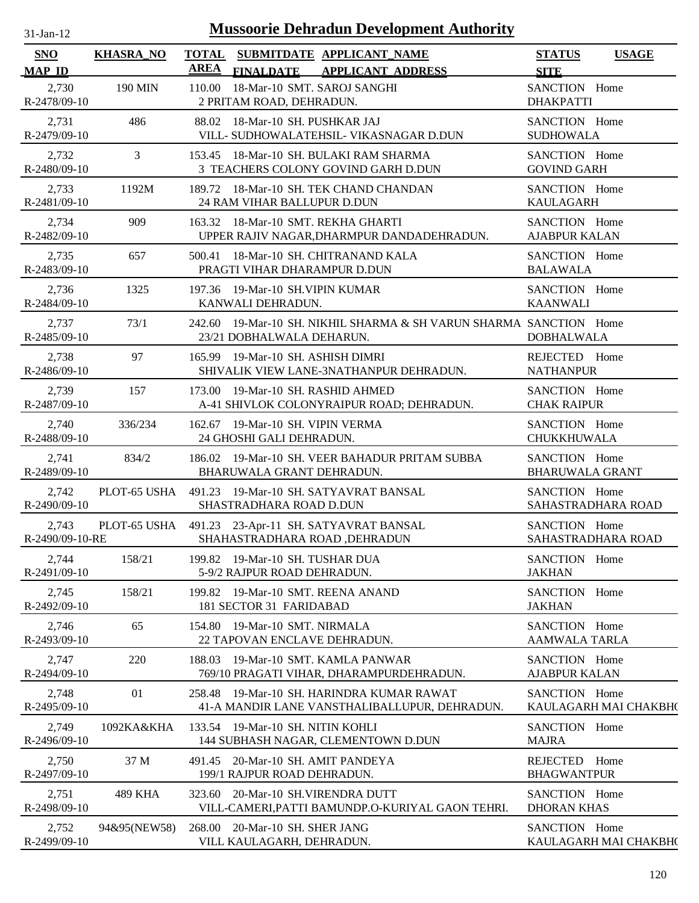# Mussoorie Dehradun Development Authority

31-Jan-12

| SNO / MAP_ID | KHASRA_NO | TOTAL AREA | SUBMITDATE / FINALDATE | APPLICANT_NAME / APPLICANT_ADDRESS | STATUS / SITE | USAGE |
|---|---|---|---|---|---|---|
| 2,730 / R-2478/09-10 | 190 MIN | 110.00 | 18-Mar-10 | SMT. SAROJ SANGHI / 2 PRITAM ROAD, DEHRADUN. | SANCTION / DHAKPATTI | Home |
| 2,731 / R-2479/09-10 | 486 | 88.02 | 18-Mar-10 | SH. PUSHKAR JAJ / VILL- SUDHOWALATEHSIL- VIKASNAGAR D.DUN | SANCTION / SUDHOWALA | Home |
| 2,732 / R-2480/09-10 | 3 | 153.45 | 18-Mar-10 | SH. BULAKI RAM SHARMA / 3 TEACHERS COLONY GOVIND GARH D.DUN | SANCTION / GOVIND GARH | Home |
| 2,733 / R-2481/09-10 | 1192M | 189.72 | 18-Mar-10 | SH. TEK CHAND CHANDAN / 24 RAM VIHAR BALLUPUR D.DUN | SANCTION / KAULAGARH | Home |
| 2,734 / R-2482/09-10 | 909 | 163.32 | 18-Mar-10 | SMT. REKHA GHARTI / UPPER RAJIV NAGAR,DHARMPUR DANDADEHRADUN. | SANCTION / AJABPUR KALAN | Home |
| 2,735 / R-2483/09-10 | 657 | 500.41 | 18-Mar-10 | SH. CHITRANAND KALA / PRAGTI VIHAR DHARAMPUR D.DUN | SANCTION / BALAWALA | Home |
| 2,736 / R-2484/09-10 | 1325 | 197.36 | 19-Mar-10 | SH.VIPIN KUMAR / KANWALI DEHRADUN. | SANCTION / KAANWALI | Home |
| 2,737 / R-2485/09-10 | 73/1 | 242.60 | 19-Mar-10 | SH. NIKHIL SHARMA & SH VARUN SHARMA / 23/21 DOBHALWALA DEHARUN. | SANCTION / DOBHALWALA | Home |
| 2,738 / R-2486/09-10 | 97 | 165.99 | 19-Mar-10 | SH. ASHISH DIMRI / SHIVALIK VIEW LANE-3NATHANPUR DEHRADUN. | REJECTED / NATHANPUR | Home |
| 2,739 / R-2487/09-10 | 157 | 173.00 | 19-Mar-10 | SH. RASHID AHMED / A-41 SHIVLOK COLONYRAIPUR ROAD; DEHRADUN. | SANCTION / CHAK RAIPUR | Home |
| 2,740 / R-2488/09-10 | 336/234 | 162.67 | 19-Mar-10 | SH. VIPIN VERMA / 24 GHOSHI GALI DEHRADUN. | SANCTION / CHUKKHUWALA | Home |
| 2,741 / R-2489/09-10 | 834/2 | 186.02 | 19-Mar-10 | SH. VEER BAHADUR PRITAM SUBBA / BHARUWALA GRANT DEHRADUN. | SANCTION / BHARUWALA GRANT | Home |
| 2,742 / R-2490/09-10 | PLOT-65 USHA | 491.23 | 19-Mar-10 | SH. SATYAVRAT BANSAL / SHASTRADHARA ROAD D.DUN | SANCTION / SAHASTRADHARA ROAD | Home |
| 2,743 / R-2490/09-10-RE | PLOT-65 USHA | 491.23 | 23-Apr-11 | SH. SATYAVRAT BANSAL / SHAHASTRADHARA ROAD ,DEHRADUN | SANCTION / SAHASTRADHARA ROAD | Home |
| 2,744 / R-2491/09-10 | 158/21 | 199.82 | 19-Mar-10 | SH. TUSHAR DUA / 5-9/2 RAJPUR ROAD DEHRADUN. | SANCTION / JAKHAN | Home |
| 2,745 / R-2492/09-10 | 158/21 | 199.82 | 19-Mar-10 | SMT. REENA ANAND / 181 SECTOR 31 FARIDABAD | SANCTION / JAKHAN | Home |
| 2,746 / R-2493/09-10 | 65 | 154.80 | 19-Mar-10 | SMT. NIRMALA / 22 TAPOVAN ENCLAVE DEHRADUN. | SANCTION / AAMWALA TARLA | Home |
| 2,747 / R-2494/09-10 | 220 | 188.03 | 19-Mar-10 | SMT. KAMLA PANWAR / 769/10 PRAGATI VIHAR, DHARAMPURDEHRADUN. | SANCTION / AJABPUR KALAN | Home |
| 2,748 / R-2495/09-10 | 01 | 258.48 | 19-Mar-10 | SH. HARINDRA KUMAR RAWAT / 41-A MANDIR LANE VANSTHALIBALLUPUR, DEHRADUN. | SANCTION / KAULAGARH MAI CHAKBHO | Home |
| 2,749 / R-2496/09-10 | 1092KA&KHA | 133.54 | 19-Mar-10 | SH. NITIN KOHLI / 144 SUBHASH NAGAR, CLEMENTOWN D.DUN | SANCTION / MAJRA | Home |
| 2,750 / R-2497/09-10 | 37 M | 491.45 | 20-Mar-10 | SH. AMIT PANDEYA / 199/1 RAJPUR ROAD DEHRADUN. | REJECTED / BHAGWANTPUR | Home |
| 2,751 / R-2498/09-10 | 489 KHA | 323.60 | 20-Mar-10 | SH.VIRENDRA DUTT / VILL-CAMERI,PATTI BAMUNDP.O-KURIYAL GAON TEHRI. | SANCTION / DHORAN KHAS | Home |
| 2,752 / R-2499/09-10 | 94&95(NEW58) | 268.00 | 20-Mar-10 | SH. SHER JANG / VILL KAULAGARH, DEHRADUN. | SANCTION / KAULAGARH MAI CHAKBHO | Home |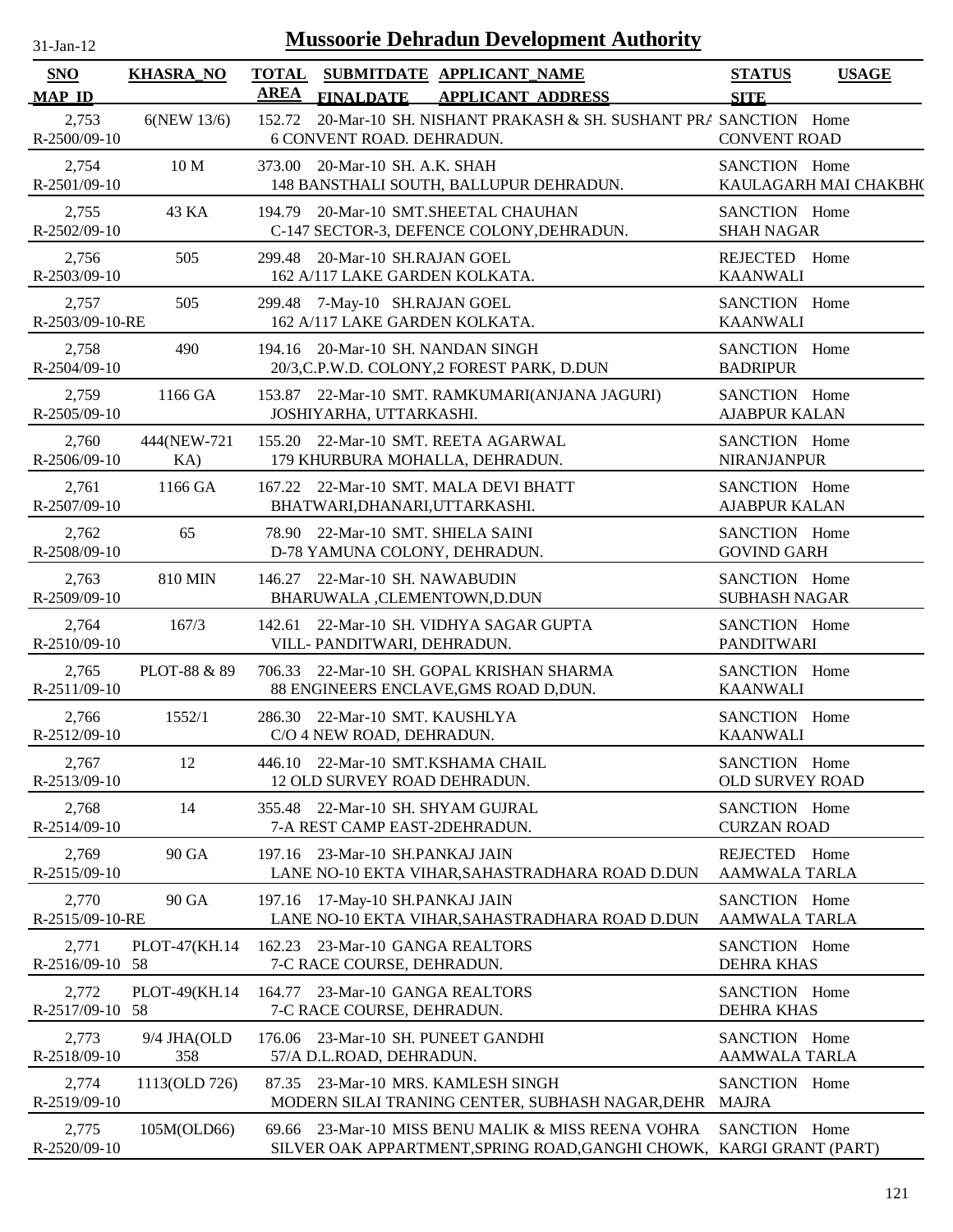# Mussoorie Dehradun Development Authority

31-Jan-12

| SNO / MAP_ID | KHASRA_NO | TOTAL AREA | SUBMITDATE / FINALDATE | APPLICANT_NAME / APPLICANT ADDRESS | STATUS / SITE | USAGE |
|---|---|---|---|---|---|---|
| 2,753 R-2500/09-10 | 6(NEW 13/6) | 152.72 | 20-Mar-10 | SH. NISHANT PRAKASH & SH. SUSHANT PRA 6 CONVENT ROAD. DEHRADUN. | SANCTION CONVENT ROAD | Home |
| 2,754 R-2501/09-10 | 10 M | 373.00 | 20-Mar-10 | SH. A.K. SHAH 148 BANSTHALI SOUTH, BALLUPUR DEHRADUN. | SANCTION KAULAGARH MAI CHAKBH( | Home |
| 2,755 R-2502/09-10 | 43 KA | 194.79 | 20-Mar-10 | SMT.SHEETAL CHAUHAN C-147 SECTOR-3, DEFENCE COLONY,DEHRADUN. | SANCTION SHAH NAGAR | Home |
| 2,756 R-2503/09-10 | 505 | 299.48 | 20-Mar-10 | SH.RAJAN GOEL 162 A/117 LAKE GARDEN KOLKATA. | REJECTED KAANWALI | Home |
| 2,757 R-2503/09-10-RE | 505 | 299.48 | 7-May-10 | SH.RAJAN GOEL 162 A/117 LAKE GARDEN KOLKATA. | SANCTION KAANWALI | Home |
| 2,758 R-2504/09-10 | 490 | 194.16 | 20-Mar-10 | SH. NANDAN SINGH 20/3,C.P.W.D. COLONY,2 FOREST PARK, D.DUN | SANCTION BADRIPUR | Home |
| 2,759 R-2505/09-10 | 1166 GA | 153.87 | 22-Mar-10 | SMT. RAMKUMARI(ANJANA JAGURI) JOSHIYARHA, UTTARKASHI. | SANCTION AJABPUR KALAN | Home |
| 2,760 R-2506/09-10 | 444(NEW-721 KA) | 155.20 | 22-Mar-10 | SMT. REETA AGARWAL 179 KHURBURA MOHALLA, DEHRADUN. | SANCTION NIRANJANPUR | Home |
| 2,761 R-2507/09-10 | 1166 GA | 167.22 | 22-Mar-10 | SMT. MALA DEVI BHATT BHATWARI,DHANARI,UTTARKASHI. | SANCTION AJABPUR KALAN | Home |
| 2,762 R-2508/09-10 | 65 | 78.90 | 22-Mar-10 | SMT. SHIELA SAINI D-78 YAMUNA COLONY, DEHRADUN. | SANCTION GOVIND GARH | Home |
| 2,763 R-2509/09-10 | 810 MIN | 146.27 | 22-Mar-10 | SH. NAWABUDIN BHARUWALA ,CLEMENTOWN,D.DUN | SANCTION SUBHASH NAGAR | Home |
| 2,764 R-2510/09-10 | 167/3 | 142.61 | 22-Mar-10 | SH. VIDHYA SAGAR GUPTA VILL- PANDITWARI, DEHRADUN. | SANCTION PANDITWARI | Home |
| 2,765 R-2511/09-10 | PLOT-88 & 89 | 706.33 | 22-Mar-10 | SH. GOPAL KRISHAN SHARMA 88 ENGINEERS ENCLAVE,GMS ROAD D,DUN. | SANCTION KAANWALI | Home |
| 2,766 R-2512/09-10 | 1552/1 | 286.30 | 22-Mar-10 | SMT. KAUSHLYA C/O 4 NEW ROAD, DEHRADUN. | SANCTION KAANWALI | Home |
| 2,767 R-2513/09-10 | 12 | 446.10 | 22-Mar-10 | SMT.KSHAMA CHAIL 12 OLD SURVEY ROAD DEHRADUN. | SANCTION OLD SURVEY ROAD | Home |
| 2,768 R-2514/09-10 | 14 | 355.48 | 22-Mar-10 | SH. SHYAM GUJRAL 7-A REST CAMP EAST-2DEHRADUN. | SANCTION CURZAN ROAD | Home |
| 2,769 R-2515/09-10 | 90 GA | 197.16 | 23-Mar-10 | SH.PANKAJ JAIN LANE NO-10 EKTA VIHAR,SAHASTRADHARA ROAD D.DUN | REJECTED AAMWALA TARLA | Home |
| 2,770 R-2515/09-10-RE | 90 GA | 197.16 | 17-May-10 | SH.PANKAJ JAIN LANE NO-10 EKTA VIHAR,SAHASTRADHARA ROAD D.DUN | SANCTION AAMWALA TARLA | Home |
| 2,771 R-2516/09-10 | PLOT-47(KH.14 58 | 162.23 | 23-Mar-10 | GANGA REALTORS 7-C RACE COURSE, DEHRADUN. | SANCTION DEHRA KHAS | Home |
| 2,772 R-2517/09-10 | PLOT-49(KH.14 58 | 164.77 | 23-Mar-10 | GANGA REALTORS 7-C RACE COURSE, DEHRADUN. | SANCTION DEHRA KHAS | Home |
| 2,773 R-2518/09-10 | 9/4 JHA(OLD 358 | 176.06 | 23-Mar-10 | SH. PUNEET GANDHI 57/A D.L.ROAD, DEHRADUN. | SANCTION AAMWALA TARLA | Home |
| 2,774 R-2519/09-10 | 1113(OLD 726) | 87.35 | 23-Mar-10 | MRS. KAMLESH SINGH MODERN SILAI TRANING CENTER, SUBHASH NAGAR,DEHR | SANCTION MAJRA | Home |
| 2,775 R-2520/09-10 | 105M(OLD66) | 69.66 | 23-Mar-10 | MISS BENU MALIK & MISS REENA VOHRA SILVER OAK APPARTMENT,SPRING ROAD,GANGHI CHOWK, | SANCTION KARGI GRANT (PART) | Home |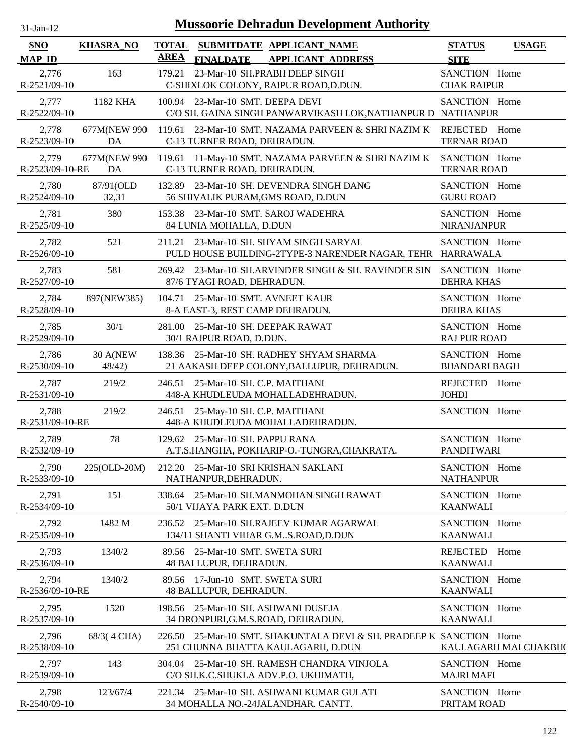# Mussoorie Dehradun Development Authority

| SNO / MAP_ID | KHASRA_NO | TOTAL AREA | SUBMITDATE / FINALDATE | APPLICANT_NAME / APPLICANT_ADDRESS | STATUS / SITE | USAGE |
|---|---|---|---|---|---|---|
| 2,776 / R-2521/09-10 | 163 | 179.21 | 23-Mar-10 | SH.PRABH DEEP SINGH / C-SHIXLOK COLONY, RAIPUR ROAD,D.DUN. | SANCTION / CHAK RAIPUR | Home |
| 2,777 / R-2522/09-10 | 1182 KHA | 100.94 | 23-Mar-10 | SMT. DEEPA DEVI / C/O SH. GAINA SINGH PANWARVIKASH LOK,NATHANPUR D | SANCTION / NATHANPUR | Home |
| 2,778 / R-2523/09-10 | 677M(NEW 990 DA | 119.61 | 23-Mar-10 | SMT. NAZAMA PARVEEN & SHRI NAZIM K / C-13 TURNER ROAD, DEHRADUN. | REJECTED / TERNAR ROAD | Home |
| 2,779 / R-2523/09-10-RE | 677M(NEW 990 DA | 119.61 | 11-May-10 | SMT. NAZAMA PARVEEN & SHRI NAZIM K / C-13 TURNER ROAD, DEHRADUN. | SANCTION / TERNAR ROAD | Home |
| 2,780 / R-2524/09-10 | 87/91(OLD 32,31 | 132.89 | 23-Mar-10 | SH. DEVENDRA SINGH DANG / 56 SHIVALIK PURAM,GMS ROAD, D.DUN | SANCTION / GURU ROAD | Home |
| 2,781 / R-2525/09-10 | 380 | 153.38 | 23-Mar-10 | SMT. SAROJ WADEHRA / 84 LUNIA MOHALLA, D.DUN | SANCTION / NIRANJANPUR | Home |
| 2,782 / R-2526/09-10 | 521 | 211.21 | 23-Mar-10 | SH. SHYAM SINGH SARYAL / PULD HOUSE BUILDING-2TYPE-3 NARENDER NAGAR, TEHR | SANCTION / HARRAWALA | Home |
| 2,783 / R-2527/09-10 | 581 | 269.42 | 23-Mar-10 | SH.ARVINDER SINGH & SH. RAVINDER SIN / 87/6 TYAGI ROAD, DEHRADUN. | SANCTION / DEHRA KHAS | Home |
| 2,784 / R-2528/09-10 | 897(NEW385) | 104.71 | 25-Mar-10 | SMT. AVNEET KAUR / 8-A EAST-3, REST CAMP DEHRADUN. | SANCTION / DEHRA KHAS | Home |
| 2,785 / R-2529/09-10 | 30/1 | 281.00 | 25-Mar-10 | SH. DEEPAK RAWAT / 30/1 RAJPUR ROAD, D.DUN. | SANCTION / RAJ PUR ROAD | Home |
| 2,786 / R-2530/09-10 | 30 A(NEW 48/42) | 138.36 | 25-Mar-10 | SH. RADHEY SHYAM SHARMA / 21 AAKASH DEEP COLONY,BALLUPUR, DEHRADUN. | SANCTION / BHANDARI BAGH | Home |
| 2,787 / R-2531/09-10 | 219/2 | 246.51 | 25-Mar-10 | SH. C.P. MAITHANI / 448-A KHUDLEUDA MOHALLADEHRADUN. | REJECTED / JOHDI | Home |
| 2,788 / R-2531/09-10-RE | 219/2 | 246.51 | 25-May-10 | SH. C.P. MAITHANI / 448-A KHUDLEUDA MOHALLADEHRADUN. | SANCTION | Home |
| 2,789 / R-2532/09-10 | 78 | 129.62 | 25-Mar-10 | SH. PAPPU RANA / A.T.S.HANGHA, POKHARIP-O.-TUNGRA,CHAKRATA. | SANCTION / PANDITWARI | Home |
| 2,790 / R-2533/09-10 | 225(OLD-20M) | 212.20 | 25-Mar-10 | SRI KRISHAN SAKLANI / NATHANPUR,DEHRADUN. | SANCTION / NATHANPUR | Home |
| 2,791 / R-2534/09-10 | 151 | 338.64 | 25-Mar-10 | SH.MANMOHAN SINGH RAWAT / 50/1 VIJAYA PARK EXT. D.DUN | SANCTION / KAANWALI | Home |
| 2,792 / R-2535/09-10 | 1482 M | 236.52 | 25-Mar-10 | SH.RAJEEV KUMAR AGARWAL / 134/11 SHANTI VIHAR G.M..S.ROAD,D.DUN | SANCTION / KAANWALI | Home |
| 2,793 / R-2536/09-10 | 1340/2 | 89.56 | 25-Mar-10 | SMT. SWETA SURI / 48 BALLUPUR, DEHRADUN. | REJECTED / KAANWALI | Home |
| 2,794 / R-2536/09-10-RE | 1340/2 | 89.56 | 17-Jun-10 | SMT. SWETA SURI / 48 BALLUPUR, DEHRADUN. | SANCTION / KAANWALI | Home |
| 2,795 / R-2537/09-10 | 1520 | 198.56 | 25-Mar-10 | SH. ASHWANI DUSEJA / 34 DRONPURI,G.M.S.ROAD, DEHRADUN. | SANCTION / KAANWALI | Home |
| 2,796 / R-2538/09-10 | 68/3( 4 CHA) | 226.50 | 25-Mar-10 | SMT. SHAKUNTALA DEVI & SH. PRADEEP K / 251 CHUNNA BHATTA KAULAGARH, D.DUN | SANCTION / KAULAGARH MAI CHAKBH( | Home |
| 2,797 / R-2539/09-10 | 143 | 304.04 | 25-Mar-10 | SH. RAMESH CHANDRA VINJOLA / C/O SH.K.C.SHUKLA ADV.P.O. UKHIMATH, | SANCTION / MAJRI MAFI | Home |
| 2,798 / R-2540/09-10 | 123/67/4 | 221.34 | 25-Mar-10 | SH. ASHWANI KUMAR GULATI / 34 MOHALLA NO.-24JALANDHAR. CANTT. | SANCTION / PRITAM ROAD | Home |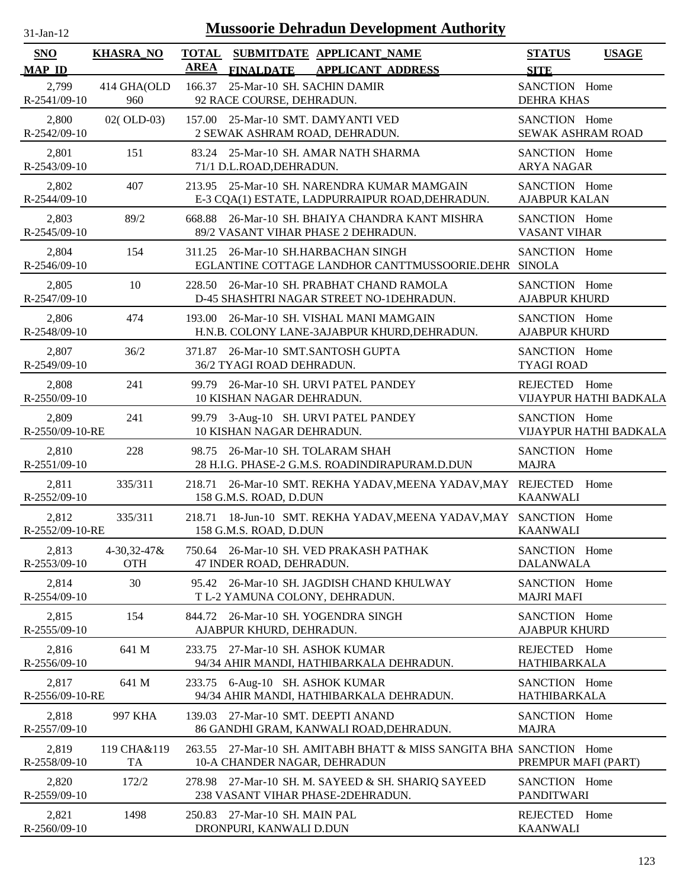# Mussoorie Dehradun Development Authority

31-Jan-12

| SNO / MAP_ID | KHASRA_NO | TOTAL AREA | SUBMITDATE / FINALDATE | APPLICANT_NAME / APPLICANT_ADDRESS | STATUS / SITE | USAGE |
|---|---|---|---|---|---|---|
| 2,799 / R-2541/09-10 | 414 GHA(OLD 960 | 166.37 | 25-Mar-10 | SH. SACHIN DAMIR / 92 RACE COURSE, DEHRADUN. | SANCTION / DEHRA KHAS | Home |
| 2,800 / R-2542/09-10 | 02( OLD-03) | 157.00 | 25-Mar-10 | SMT. DAMYANTI VED / 2 SEWAK ASHRAM ROAD, DEHRADUN. | SANCTION / SEWAK ASHRAM ROAD | Home |
| 2,801 / R-2543/09-10 | 151 | 83.24 | 25-Mar-10 | SH. AMAR NATH SHARMA / 71/1 D.L.ROAD,DEHRADUN. | SANCTION / ARYA NAGAR | Home |
| 2,802 / R-2544/09-10 | 407 | 213.95 | 25-Mar-10 | SH. NARENDRA KUMAR MAMGAIN / E-3 CQA(1) ESTATE, LADPURRAIPUR ROAD,DEHRADUN. | SANCTION / AJABPUR KALAN | Home |
| 2,803 / R-2545/09-10 | 89/2 | 668.88 | 26-Mar-10 | SH. BHAIYA CHANDRA KANT MISHRA / 89/2 VASANT VIHAR PHASE 2 DEHRADUN. | SANCTION / VASANT VIHAR | Home |
| 2,804 / R-2546/09-10 | 154 | 311.25 | 26-Mar-10 | SH.HARBACHAN SINGH / EGLANTINE COTTAGE LANDHOR CANTTMUSSOORIE.DEHR | SANCTION / SINOLA | Home |
| 2,805 / R-2547/09-10 | 10 | 228.50 | 26-Mar-10 | SH. PRABHAT CHAND RAMOLA / D-45 SHASHTRI NAGAR STREET NO-1DEHRADUN. | SANCTION / AJABPUR KHURD | Home |
| 2,806 / R-2548/09-10 | 474 | 193.00 | 26-Mar-10 | SH. VISHAL MANI MAMGAIN / H.N.B. COLONY LANE-3AJABPUR KHURD,DEHRADUN. | SANCTION / AJABPUR KHURD | Home |
| 2,807 / R-2549/09-10 | 36/2 | 371.87 | 26-Mar-10 | SMT.SANTOSH GUPTA / 36/2 TYAGI ROAD DEHRADUN. | SANCTION / TYAGI ROAD | Home |
| 2,808 / R-2550/09-10 | 241 | 99.79 | 26-Mar-10 | SH. URVI PATEL PANDEY / 10 KISHAN NAGAR DEHRADUN. | REJECTED / VIJAYPUR HATHI BADKALA | Home |
| 2,809 / R-2550/09-10-RE | 241 | 99.79 | 3-Aug-10 | SH. URVI PATEL PANDEY / 10 KISHAN NAGAR DEHRADUN. | SANCTION / VIJAYPUR HATHI BADKALA | Home |
| 2,810 / R-2551/09-10 | 228 | 98.75 | 26-Mar-10 | SH. TOLARAM SHAH / 28 H.I.G. PHASE-2 G.M.S. ROADINDIRAPURAM.D.DUN | SANCTION / MAJRA | Home |
| 2,811 / R-2552/09-10 | 335/311 | 218.71 | 26-Mar-10 | SMT. REKHA YADAV,MEENA YADAV,MAY / 158 G.M.S. ROAD, D.DUN | REJECTED / KAANWALI | Home |
| 2,812 / R-2552/09-10-RE | 335/311 | 218.71 | 18-Jun-10 | SMT. REKHA YADAV,MEENA YADAV,MAY / 158 G.M.S. ROAD, D.DUN | SANCTION / KAANWALI | Home |
| 2,813 / R-2553/09-10 | 4-30,32-47& OTH | 750.64 | 26-Mar-10 | SH. VED PRAKASH PATHAK / 47 INDER ROAD, DEHRADUN. | SANCTION / DALANWALA | Home |
| 2,814 / R-2554/09-10 | 30 | 95.42 | 26-Mar-10 | SH. JAGDISH CHAND KHULWAY / T L-2 YAMUNA COLONY, DEHRADUN. | SANCTION / MAJRI MAFI | Home |
| 2,815 / R-2555/09-10 | 154 | 844.72 | 26-Mar-10 | SH. YOGENDRA SINGH / AJABPUR KHURD, DEHRADUN. | SANCTION / AJABPUR KHURD | Home |
| 2,816 / R-2556/09-10 | 641 M | 233.75 | 27-Mar-10 | SH. ASHOK KUMAR / 94/34 AHIR MANDI, HATHIBARKALA DEHRADUN. | REJECTED / HATHIBARKALA | Home |
| 2,817 / R-2556/09-10-RE | 641 M | 233.75 | 6-Aug-10 | SH. ASHOK KUMAR / 94/34 AHIR MANDI, HATHIBARKALA DEHRADUN. | SANCTION / HATHIBARKALA | Home |
| 2,818 / R-2557/09-10 | 997 KHA | 139.03 | 27-Mar-10 | SMT. DEEPTI ANAND / 86 GANDHI GRAM, KANWALI ROAD,DEHRADUN. | SANCTION / MAJRA | Home |
| 2,819 / R-2558/09-10 | 119 CHA&119 TA | 263.55 | 27-Mar-10 | SH. AMITABH BHATT & MISS SANGITA BHA / 10-A CHANDER NAGAR, DEHRADUN | SANCTION / PREMPUR MAFI (PART) | Home |
| 2,820 / R-2559/09-10 | 172/2 | 278.98 | 27-Mar-10 | SH. M. SAYEED & SH. SHARIQ SAYEED / 238 VASANT VIHAR PHASE-2DEHRADUN. | SANCTION / PANDITWARI | Home |
| 2,821 / R-2560/09-10 | 1498 | 250.83 | 27-Mar-10 | SH. MAIN PAL / DRONPURI, KANWALI D.DUN | REJECTED / KAANWALI | Home |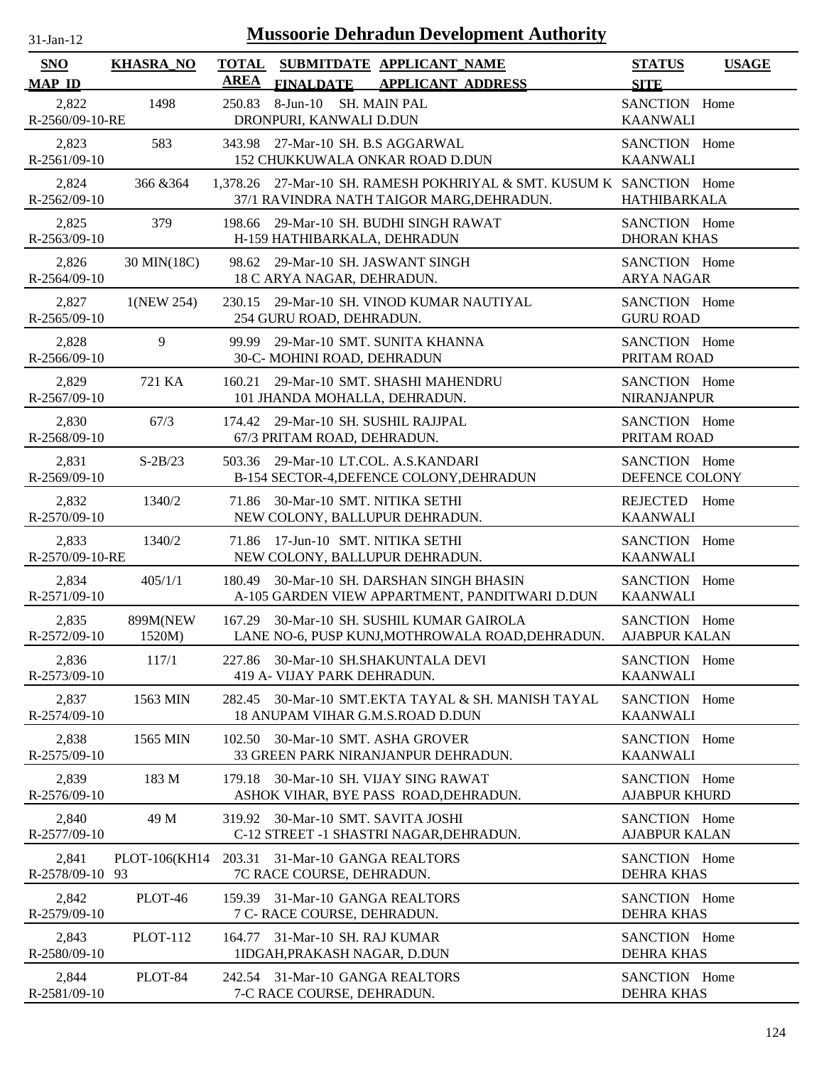# Mussoorie Dehradun Development Authority

31-Jan-12

| SNO<br>MAP_ID | KHASRA_NO | TOTAL AREA | SUBMITDATE<br>FINALDATE | APPLICANT_NAME<br>APPLICANT_ADDRESS | STATUS<br>SITE | USAGE |
|---|---|---|---|---|---|---|
| 2,822<br>R-2560/09-10-RE | 1498 | 250.83 | 8-Jun-10 | SH. MAIN PAL<br>DRONPURI, KANWALI D.DUN | SANCTION<br>KAANWALI | Home |
| 2,823<br>R-2561/09-10 | 583 | 343.98 | 27-Mar-10 | SH. B.S AGGARWAL<br>152 CHUKKUWALA ONKAR ROAD D.DUN | SANCTION<br>KAANWALI | Home |
| 2,824<br>R-2562/09-10 | 366 &364 | 1,378.26 | 27-Mar-10 | SH. RAMESH POKHRIYAL & SMT. KUSUM K<br>37/1 RAVINDRA NATH TAIGOR MARG,DEHRADUN. | SANCTION<br>HATHIBARKALA | Home |
| 2,825<br>R-2563/09-10 | 379 | 198.66 | 29-Mar-10 | SH. BUDHI SINGH RAWAT<br>H-159 HATHIBARKALA, DEHRADUN | SANCTION<br>DHORAN KHAS | Home |
| 2,826<br>R-2564/09-10 | 30 MIN(18C) | 98.62 | 29-Mar-10 | SH. JASWANT SINGH<br>18 C ARYA NAGAR, DEHRADUN. | SANCTION<br>ARYA NAGAR | Home |
| 2,827<br>R-2565/09-10 | 1(NEW 254) | 230.15 | 29-Mar-10 | SH. VINOD KUMAR NAUTIYAL<br>254 GURU ROAD, DEHRADUN. | SANCTION<br>GURU ROAD | Home |
| 2,828<br>R-2566/09-10 | 9 | 99.99 | 29-Mar-10 | SMT. SUNITA KHANNA<br>30-C- MOHINI ROAD, DEHRADUN | SANCTION<br>PRITAM ROAD | Home |
| 2,829<br>R-2567/09-10 | 721 KA | 160.21 | 29-Mar-10 | SMT. SHASHI MAHENDRU<br>101 JHANDA MOHALLA, DEHRADUN. | SANCTION<br>NIRANJANPUR | Home |
| 2,830<br>R-2568/09-10 | 67/3 | 174.42 | 29-Mar-10 | SH. SUSHIL RAJJPAL<br>67/3 PRITAM ROAD, DEHRADUN. | SANCTION<br>PRITAM ROAD | Home |
| 2,831<br>R-2569/09-10 | S-2B/23 | 503.36 | 29-Mar-10 | LT.COL. A.S.KANDARI<br>B-154 SECTOR-4,DEFENCE COLONY,DEHRADUN | SANCTION<br>DEFENCE COLONY | Home |
| 2,832<br>R-2570/09-10 | 1340/2 | 71.86 | 30-Mar-10 | SMT. NITIKA SETHI<br>NEW COLONY, BALLUPUR DEHRADUN. | REJECTED<br>KAANWALI | Home |
| 2,833<br>R-2570/09-10-RE | 1340/2 | 71.86 | 17-Jun-10 | SMT. NITIKA SETHI<br>NEW COLONY, BALLUPUR DEHRADUN. | SANCTION<br>KAANWALI | Home |
| 2,834<br>R-2571/09-10 | 405/1/1 | 180.49 | 30-Mar-10 | SH. DARSHAN SINGH BHASIN<br>A-105 GARDEN VIEW APPARTMENT, PANDITWARI D.DUN | SANCTION<br>KAANWALI | Home |
| 2,835<br>R-2572/09-10 | 899M(NEW 1520M) | 167.29 | 30-Mar-10 | SH. SUSHIL KUMAR GAIROLA<br>LANE NO-6, PUSP KUNJ,MOTHROWALA ROAD,DEHRADUN. | SANCTION<br>AJABPUR KALAN | Home |
| 2,836<br>R-2573/09-10 | 117/1 | 227.86 | 30-Mar-10 | SH.SHAKUNTALA DEVI<br>419 A- VIJAY PARK DEHRADUN. | SANCTION<br>KAANWALI | Home |
| 2,837<br>R-2574/09-10 | 1563 MIN | 282.45 | 30-Mar-10 | SMT.EKTA TAYAL & SH. MANISH TAYAL<br>18 ANUPAM VIHAR G.M.S.ROAD D.DUN | SANCTION<br>KAANWALI | Home |
| 2,838<br>R-2575/09-10 | 1565 MIN | 102.50 | 30-Mar-10 | SMT. ASHA GROVER<br>33 GREEN PARK NIRANJANPUR DEHRADUN. | SANCTION<br>KAANWALI | Home |
| 2,839<br>R-2576/09-10 | 183 M | 179.18 | 30-Mar-10 | SH. VIJAY SING RAWAT<br>ASHOK VIHAR, BYE PASS ROAD,DEHRADUN. | SANCTION<br>AJABPUR KHURD | Home |
| 2,840<br>R-2577/09-10 | 49 M | 319.92 | 30-Mar-10 | SMT. SAVITA JOSHI<br>C-12 STREET -1 SHASTRI NAGAR,DEHRADUN. | SANCTION<br>AJABPUR KALAN | Home |
| 2,841<br>R-2578/09-10 | PLOT-106(KH1493 | 203.31 | 31-Mar-10 | GANGA REALTORS<br>7C RACE COURSE, DEHRADUN. | SANCTION<br>DEHRA KHAS | Home |
| 2,842<br>R-2579/09-10 | PLOT-46 | 159.39 | 31-Mar-10 | GANGA REALTORS<br>7 C- RACE COURSE, DEHRADUN. | SANCTION<br>DEHRA KHAS | Home |
| 2,843<br>R-2580/09-10 | PLOT-112 | 164.77 | 31-Mar-10 | SH. RAJ KUMAR<br>1IDGAH,PRAKASH NAGAR, D.DUN | SANCTION<br>DEHRA KHAS | Home |
| 2,844<br>R-2581/09-10 | PLOT-84 | 242.54 | 31-Mar-10 | GANGA REALTORS<br>7-C RACE COURSE, DEHRADUN. | SANCTION<br>DEHRA KHAS | Home |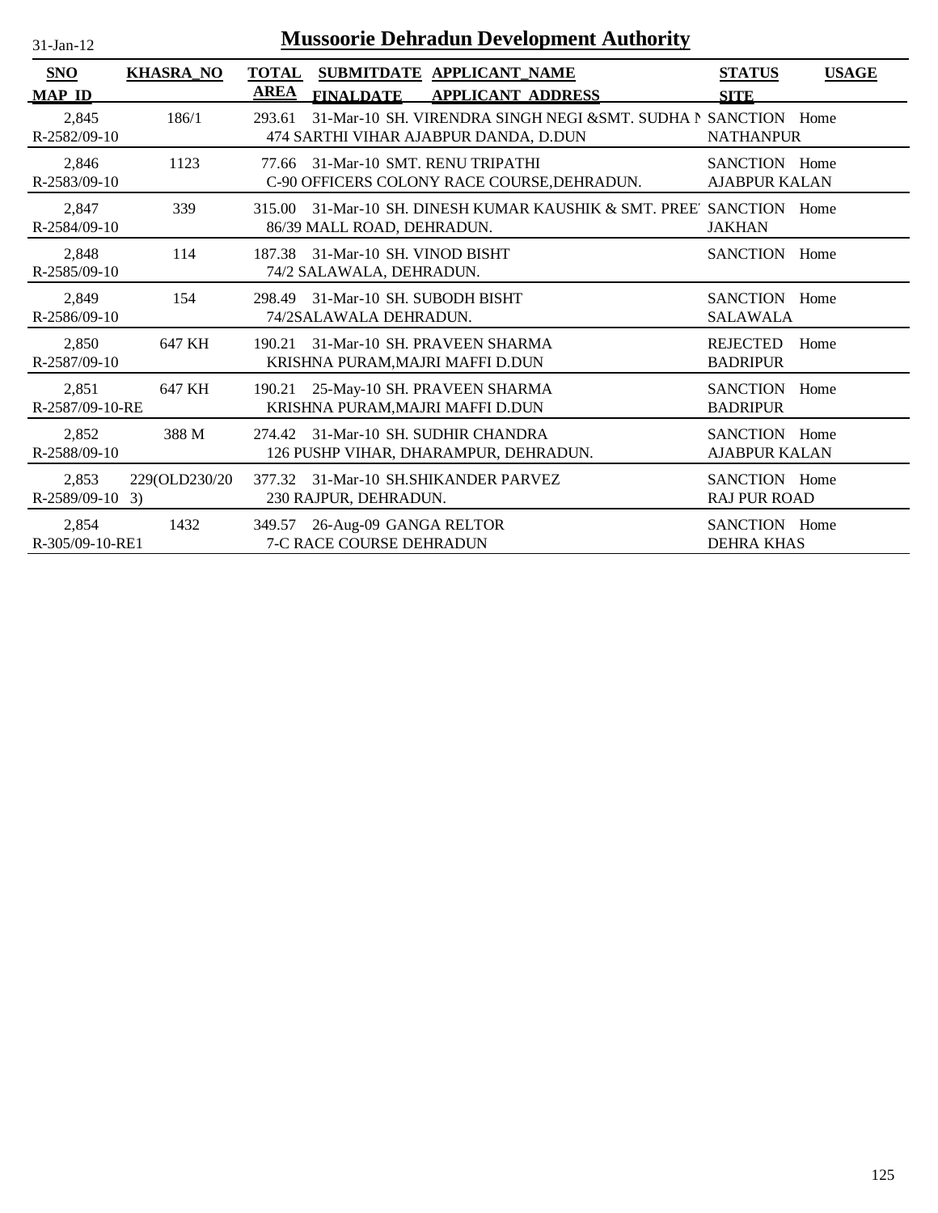31-Jan-12

# Mussoorie Dehradun Development Authority

| SNO<br>MAP_ID | KHASRA_NO | TOTAL AREA | SUBMITDATE<br>FINALDATE | APPLICANT_NAME<br>APPLICANT_ADDRESS | STATUS<br>SITE | USAGE |
|---|---|---|---|---|---|---|
| 2,845<br>R-2582/09-10 | 186/1 | 293.61 | 31-Mar-10 | SH. VIRENDRA SINGH NEGI &SMT. SUDHA N<br>474 SARTHI VIHAR AJABPUR DANDA, D.DUN | SANCTION<br>NATHANPUR | Home |
| 2,846<br>R-2583/09-10 | 1123 | 77.66 | 31-Mar-10 | SMT. RENU TRIPATHI<br>C-90 OFFICERS COLONY RACE COURSE,DEHRADUN. | SANCTION<br>AJABPUR KALAN | Home |
| 2,847<br>R-2584/09-10 | 339 | 315.00 | 31-Mar-10 | SH. DINESH KUMAR KAUSHIK & SMT. PREE<br>86/39 MALL ROAD, DEHRADUN. | SANCTION<br>JAKHAN | Home |
| 2,848<br>R-2585/09-10 | 114 | 187.38 | 31-Mar-10 | SH. VINOD BISHT<br>74/2 SALAWALA, DEHRADUN. | SANCTION | Home |
| 2,849<br>R-2586/09-10 | 154 | 298.49 | 31-Mar-10 | SH. SUBODH BISHT<br>74/2SALAWALA DEHRADUN. | SANCTION<br>SALAWALA | Home |
| 2,850<br>R-2587/09-10 | 647 KH | 190.21 | 31-Mar-10 | SH. PRAVEEN SHARMA<br>KRISHNA PURAM,MAJRI MAFFI D.DUN | REJECTED<br>BADRIPUR | Home |
| 2,851<br>R-2587/09-10-RE | 647 KH | 190.21 | 25-May-10 | SH. PRAVEEN SHARMA<br>KRISHNA PURAM,MAJRI MAFFI D.DUN | SANCTION<br>BADRIPUR | Home |
| 2,852<br>R-2588/09-10 | 388 M | 274.42 | 31-Mar-10 | SH. SUDHIR CHANDRA<br>126 PUSHP VIHAR, DHARAMPUR, DEHRADUN. | SANCTION<br>AJABPUR KALAN | Home |
| 2,853<br>R-2589/09-10 | 229(OLD230/203) | 377.32 | 31-Mar-10 | SH.SHIKANDER PARVEZ<br>230 RAJPUR, DEHRADUN. | SANCTION<br>RAJ PUR ROAD | Home |
| 2,854<br>R-305/09-10-RE1 | 1432 | 349.57 | 26-Aug-09 | GANGA RELTOR<br>7-C RACE COURSE DEHRADUN | SANCTION<br>DEHRA KHAS | Home |